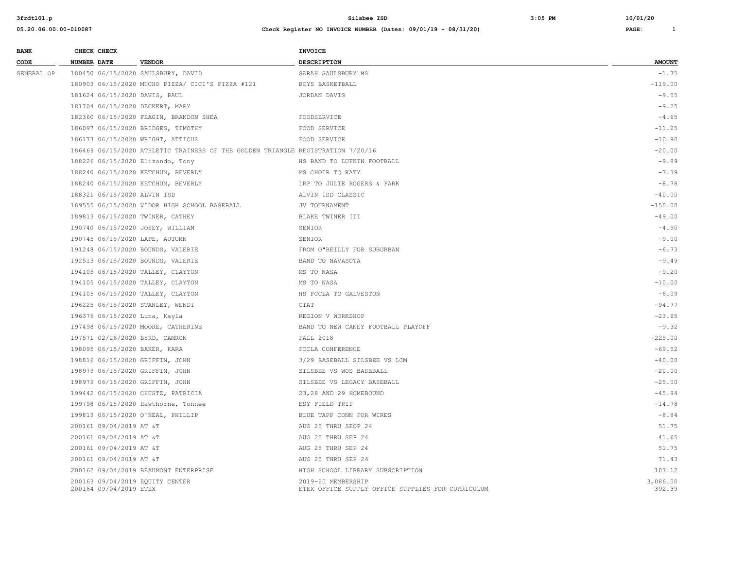**Check Register NO INVOICE NUMBER (Dates: 09/01/19 - 08/31/20)**

| BANK CODE | CHECK NUMBER | CHECK DATE | VENDOR | INVOICE DESCRIPTION | AMOUNT |
|---|---|---|---|---|---|
| GENERAL OP | 180450 | 06/15/2020 | SAULSBURY, DAVID | SARAH SAULSBURY MS | -1.75 |
| | 180903 | 06/15/2020 | MUCHO PIZZA/ CICI'S PIZZA #121 | BOYS BASKETBALL | -119.00 |
| | 181624 | 06/15/2020 | DAVIS, PAUL | JORDAN DAVIS | -9.55 |
| | 181704 | 06/15/2020 | DECKERT, MARY | | -9.25 |
| | 182360 | 06/15/2020 | FEAGIN, BRANDON SHEA | FOODSERVICE | -4.65 |
| | 186097 | 06/15/2020 | BRIDGES, TIMOTHY | FOOD SERVICE | -11.25 |
| | 186173 | 06/15/2020 | WRIGHT, ATTICUS | FOOD SERVICE | -10.90 |
| | 186469 | 06/15/2020 | ATHLETIC TRAINERS OF THE GOLDEN TRIANGLE | REGISTRATION 7/20/16 | -20.00 |
| | 188226 | 06/15/2020 | Elizondo, Tony | HS BAND TO LUFKIN FOOTBALL | -9.89 |
| | 188240 | 06/15/2020 | KETCHUM, BEVERLY | MS CHOIR TO KATY | -7.39 |
| | 188240 | 06/15/2020 | KETCHUM, BEVERLY | LRP TO JULIE ROGERS & PARK | -8.78 |
| | 188321 | 06/15/2020 | ALVIN ISD | ALVIN ISD CLASSIC | -40.00 |
| | 189555 | 06/15/2020 | VIDOR HIGH SCHOOL BASEBALL | JV TOURNAMENT | -150.00 |
| | 189813 | 06/15/2020 | TWINER, CATHEY | BLAKE TWINER III | -49.00 |
| | 190740 | 06/15/2020 | JOSEY, WILLIAM | SENIOR | -4.90 |
| | 190745 | 06/15/2020 | LAPE, AUTUMN | SENIOR | -9.00 |
| | 191248 | 06/15/2020 | BOUNDS, VALERIE | FROM O"REILLY FOR SUBURBAN | -6.73 |
| | 192513 | 06/15/2020 | BOUNDS, VALERIE | BAND TO NAVASOTA | -9.49 |
| | 194105 | 06/15/2020 | TALLEY, CLAYTON | MS TO NASA | -9.20 |
| | 194105 | 06/15/2020 | TALLEY, CLAYTON | MS TO NASA | -10.00 |
| | 194105 | 06/15/2020 | TALLEY, CLAYTON | HS FCCLA TO GALVESTON | -6.09 |
| | 196225 | 06/15/2020 | STANLEY, WENDI | CTAT | -94.77 |
| | 196376 | 06/15/2020 | Luna, Kayla | REGION V WORKSHOP | -23.65 |
| | 197498 | 06/15/2020 | MOORE, CATHERINE | BAND TO NEW CANEY FOOTBALL PLAYOFF | -9.32 |
| | 197571 | 02/26/2020 | BYRD, CAMRON | FALL 2018 | -225.00 |
| | 198095 | 06/15/2020 | BAKER, KARA | FCCLA CONFERENCE | -69.52 |
| | 198816 | 06/15/2020 | GRIFFIN, JOHN | 3/29 BASEBALL SILSBEE VS LCM | -40.00 |
| | 198979 | 06/15/2020 | GRIFFIN, JOHN | SILSBEE VS WOS BASEBALL | -20.00 |
| | 198979 | 06/15/2020 | GRIFFIN, JOHN | SILSBEE VS LEGACY BASEBALL | -25.00 |
| | 199442 | 06/15/2020 | CHUSTZ, PATRICIA | 23,28 AND 29 HOMEBOUND | -45.94 |
| | 199798 | 06/15/2020 | Hawthorne, Tonnee | ESY FIELD TRIP | -14.78 |
| | 199819 | 06/15/2020 | O'NEAL, PHILLIP | BLUE TAPP CONN FOR WIRES | -8.84 |
| | 200161 | 09/04/2019 | AT &T | AUG 25 THRU SEOP 24 | 51.75 |
| | 200161 | 09/04/2019 | AT &T | AUG 25 THRU SEP 24 | 41.65 |
| | 200161 | 09/04/2019 | AT &T | AUG 25 THRU SEP 24 | 51.75 |
| | 200161 | 09/04/2019 | AT &T | AUG 25 THRU SEP 24 | 71.43 |
| | 200162 | 09/04/2019 | BEAUMONT ENTERPRISE | HIGH SCHOOL LIBRARY SUBSCRIPTION | 107.12 |
| | 200163 | 09/04/2019 | EQUITY CENTER | 2019-20 MEMBERSHIP | 3,086.00 |
| | 200164 | 09/04/2019 | ETEX | ETEX OFFICE SUPPLY OFFICE SUPPLIES FOR CURRICULUM | 392.39 |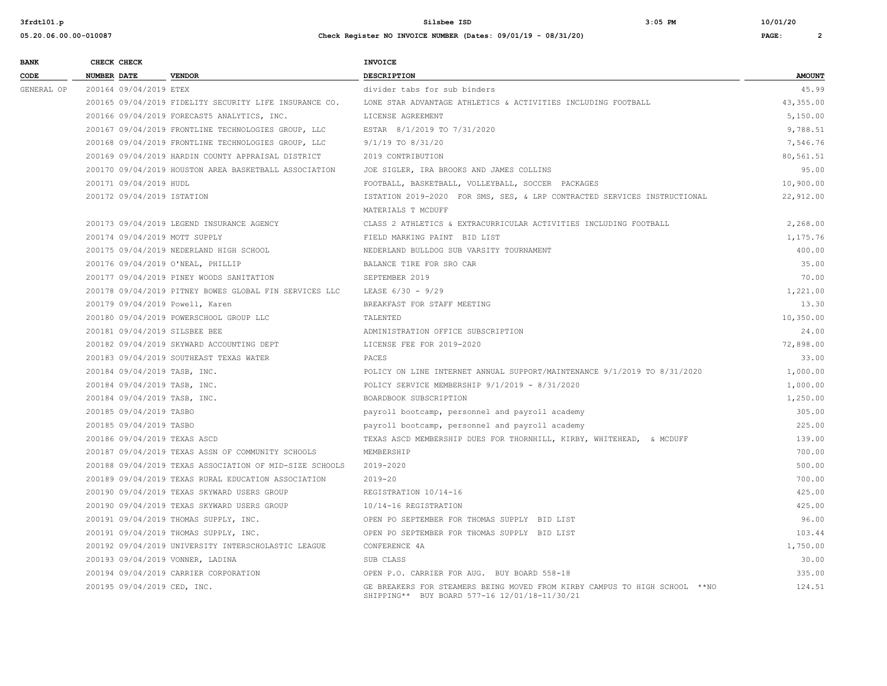| BANK CODE | CHECK NUMBER | CHECK DATE | VENDOR | INVOICE DESCRIPTION | AMOUNT |
|---|---|---|---|---|---|
| GENERAL OP | 200164 | 09/04/2019 | ETEX | divider tabs for sub binders | 45.99 |
| | 200165 | 09/04/2019 | FIDELITY SECURITY LIFE INSURANCE CO. | LONE STAR ADVANTAGE ATHLETICS & ACTIVITIES INCLUDING FOOTBALL | 43,355.00 |
| | 200166 | 09/04/2019 | FORECAST5 ANALYTICS, INC. | LICENSE AGREEMENT | 5,150.00 |
| | 200167 | 09/04/2019 | FRONTLINE TECHNOLOGIES GROUP, LLC | ESTAR 8/1/2019 TO 7/31/2020 | 9,788.51 |
| | 200168 | 09/04/2019 | FRONTLINE TECHNOLOGIES GROUP, LLC | 9/1/19 TO 8/31/20 | 7,546.76 |
| | 200169 | 09/04/2019 | HARDIN COUNTY APPRAISAL DISTRICT | 2019 CONTRIBUTION | 80,561.51 |
| | 200170 | 09/04/2019 | HOUSTON AREA BASKETBALL ASSOCIATION | JOE SIGLER, IRA BROOKS AND JAMES COLLINS | 95.00 |
| | 200171 | 09/04/2019 | HUDL | FOOTBALL, BASKETBALL, VOLLEYBALL, SOCCER PACKAGES | 10,900.00 |
| | 200172 | 09/04/2019 | ISTATION | ISTATION 2019-2020 FOR SMS, SES, & LRP CONTRACTED SERVICES INSTRUCTIONAL MATERIALS T MCDUFF | 22,912.00 |
| | 200173 | 09/04/2019 | LEGEND INSURANCE AGENCY | CLASS 2 ATHLETICS & EXTRACURRICULAR ACTIVITIES INCLUDING FOOTBALL | 2,268.00 |
| | 200174 | 09/04/2019 | MOTT SUPPLY | FIELD MARKING PAINT BID LIST | 1,175.76 |
| | 200175 | 09/04/2019 | NEDERLAND HIGH SCHOOL | NEDERLAND BULLDOG SUB VARSITY TOURNAMENT | 400.00 |
| | 200176 | 09/04/2019 | O'NEAL, PHILLIP | BALANCE TIRE FOR SRO CAR | 35.00 |
| | 200177 | 09/04/2019 | PINEY WOODS SANITATION | SEPTEMBER 2019 | 70.00 |
| | 200178 | 09/04/2019 | PITNEY BOWES GLOBAL FIN SERVICES LLC | LEASE 6/30 - 9/29 | 1,221.00 |
| | 200179 | 09/04/2019 | Powell, Karen | BREAKFAST FOR STAFF MEETING | 13.30 |
| | 200180 | 09/04/2019 | POWERSCHOOL GROUP LLC | TALENTED | 10,350.00 |
| | 200181 | 09/04/2019 | SILSBEE BEE | ADMINISTRATION OFFICE SUBSCRIPTION | 24.00 |
| | 200182 | 09/04/2019 | SKYWARD ACCOUNTING DEPT | LICENSE FEE FOR 2019-2020 | 72,898.00 |
| | 200183 | 09/04/2019 | SOUTHEAST TEXAS WATER | PACES | 33.00 |
| | 200184 | 09/04/2019 | TASB, INC. | POLICY ON LINE INTERNET ANNUAL SUPPORT/MAINTENANCE 9/1/2019 TO 8/31/2020 | 1,000.00 |
| | 200184 | 09/04/2019 | TASB, INC. | POLICY SERVICE MEMBERSHIP 9/1/2019 - 8/31/2020 | 1,000.00 |
| | 200184 | 09/04/2019 | TASB, INC. | BOARDBOOK SUBSCRIPTION | 1,250.00 |
| | 200185 | 09/04/2019 | TASBO | payroll bootcamp, personnel and payroll academy | 305.00 |
| | 200185 | 09/04/2019 | TASBO | payroll bootcamp, personnel and payroll academy | 225.00 |
| | 200186 | 09/04/2019 | TEXAS ASCD | TEXAS ASCD MEMBERSHIP DUES FOR THORNHILL, KIRBY, WHITEHEAD, & MCDUFF | 139.00 |
| | 200187 | 09/04/2019 | TEXAS ASSN OF COMMUNITY SCHOOLS | MEMBERSHIP | 700.00 |
| | 200188 | 09/04/2019 | TEXAS ASSOCIATION OF MID-SIZE SCHOOLS | 2019-2020 | 500.00 |
| | 200189 | 09/04/2019 | TEXAS RURAL EDUCATION ASSOCIATION | 2019-20 | 700.00 |
| | 200190 | 09/04/2019 | TEXAS SKYWARD USERS GROUP | REGISTRATION 10/14-16 | 425.00 |
| | 200190 | 09/04/2019 | TEXAS SKYWARD USERS GROUP | 10/14-16 REGISTRATION | 425.00 |
| | 200191 | 09/04/2019 | THOMAS SUPPLY, INC. | OPEN PO SEPTEMBER FOR THOMAS SUPPLY BID LIST | 96.00 |
| | 200191 | 09/04/2019 | THOMAS SUPPLY, INC. | OPEN PO SEPTEMBER FOR THOMAS SUPPLY BID LIST | 103.44 |
| | 200192 | 09/04/2019 | UNIVERSITY INTERSCHOLASTIC LEAGUE | CONFERENCE 4A | 1,750.00 |
| | 200193 | 09/04/2019 | VONNER, LADINA | SUB CLASS | 30.00 |
| | 200194 | 09/04/2019 | CARRIER CORPORATION | OPEN P.O. CARRIER FOR AUG. BUY BOARD 558-18 | 335.00 |
| | 200195 | 09/04/2019 | CED, INC. | GE BREAKERS FOR STEAMERS BEING MOVED FROM KIRBY CAMPUS TO HIGH SCHOOL **NO SHIPPING** BUY BOARD 577-16 12/01/18-11/30/21 | 124.51 |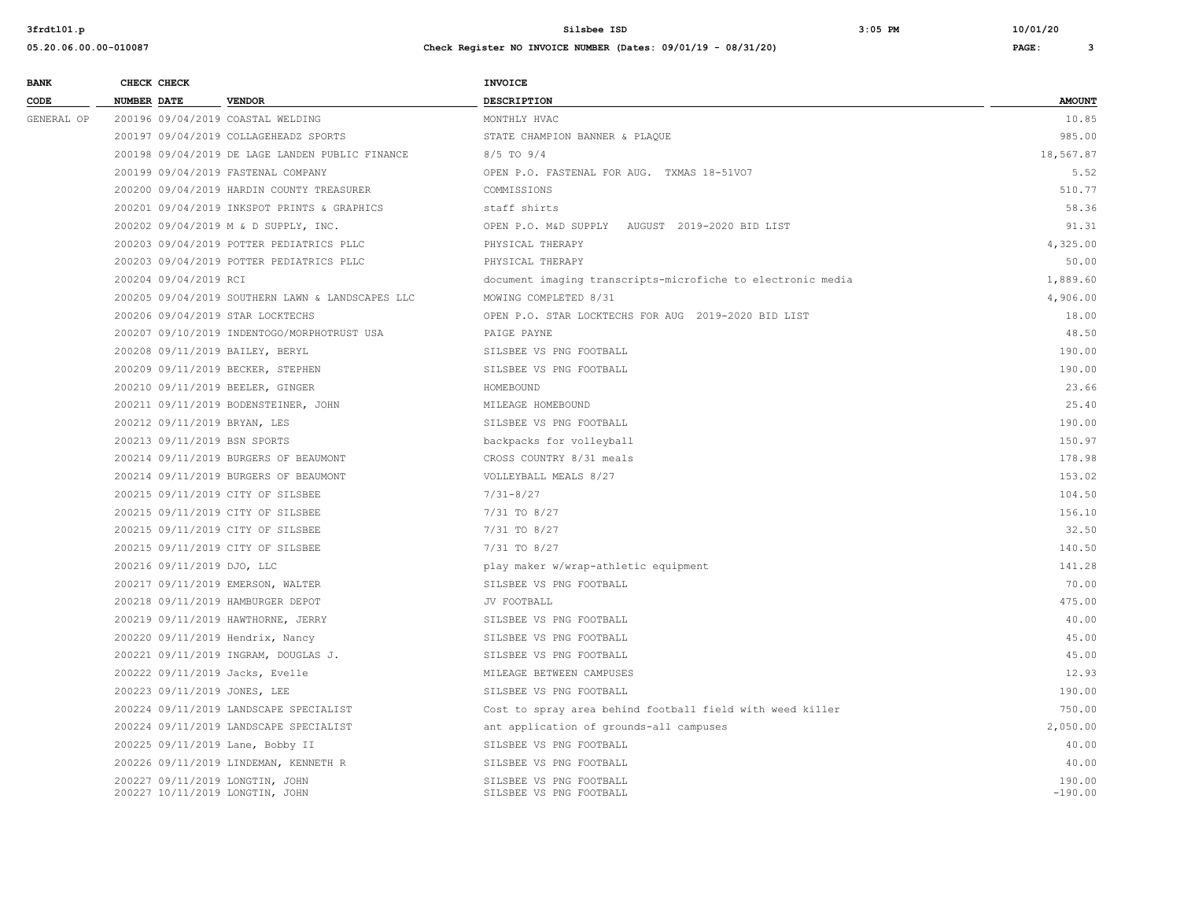| BANK CODE | CHECK NUMBER | CHECK DATE | VENDOR | INVOICE DESCRIPTION | AMOUNT |
|---|---|---|---|---|---|
| GENERAL OP | 200196 | 09/04/2019 | COASTAL WELDING | MONTHLY HVAC | 10.85 |
| | 200197 | 09/04/2019 | COLLAGEHEADZ SPORTS | STATE CHAMPION BANNER & PLAQUE | 985.00 |
| | 200198 | 09/04/2019 | DE LAGE LANDEN PUBLIC FINANCE | 8/5 TO 9/4 | 18,567.87 |
| | 200199 | 09/04/2019 | FASTENAL COMPANY | OPEN P.O. FASTENAL FOR AUG. TXMAS 18-51VO7 | 5.52 |
| | 200200 | 09/04/2019 | HARDIN COUNTY TREASURER | COMMISSIONS | 510.77 |
| | 200201 | 09/04/2019 | INKSPOT PRINTS & GRAPHICS | staff shirts | 58.36 |
| | 200202 | 09/04/2019 | M & D SUPPLY, INC. | OPEN P.O. M&D SUPPLY AUGUST 2019-2020 BID LIST | 91.31 |
| | 200203 | 09/04/2019 | POTTER PEDIATRICS PLLC | PHYSICAL THERAPY | 4,325.00 |
| | 200203 | 09/04/2019 | POTTER PEDIATRICS PLLC | PHYSICAL THERAPY | 50.00 |
| | 200204 | 09/04/2019 | RCI | document imaging transcripts-microfiche to electronic media | 1,889.60 |
| | 200205 | 09/04/2019 | SOUTHERN LAWN & LANDSCAPES LLC | MOWING COMPLETED 8/31 | 4,906.00 |
| | 200206 | 09/04/2019 | STAR LOCKTECHS | OPEN P.O. STAR LOCKTECHS FOR AUG 2019-2020 BID LIST | 18.00 |
| | 200207 | 09/10/2019 | INDENTOGO/MORPHOTRUST USA | PAIGE PAYNE | 48.50 |
| | 200208 | 09/11/2019 | BAILEY, BERYL | SILSBEE VS PNG FOOTBALL | 190.00 |
| | 200209 | 09/11/2019 | BECKER, STEPHEN | SILSBEE VS PNG FOOTBALL | 190.00 |
| | 200210 | 09/11/2019 | BEELER, GINGER | HOMEBOUND | 23.66 |
| | 200211 | 09/11/2019 | BODENSTEINER, JOHN | MILEAGE HOMEBOUND | 25.40 |
| | 200212 | 09/11/2019 | BRYAN, LES | SILSBEE VS PNG FOOTBALL | 190.00 |
| | 200213 | 09/11/2019 | BSN SPORTS | backpacks for volleyball | 150.97 |
| | 200214 | 09/11/2019 | BURGERS OF BEAUMONT | CROSS COUNTRY 8/31 meals | 178.98 |
| | 200214 | 09/11/2019 | BURGERS OF BEAUMONT | VOLLEYBALL MEALS 8/27 | 153.02 |
| | 200215 | 09/11/2019 | CITY OF SILSBEE | 7/31-8/27 | 104.50 |
| | 200215 | 09/11/2019 | CITY OF SILSBEE | 7/31 TO 8/27 | 156.10 |
| | 200215 | 09/11/2019 | CITY OF SILSBEE | 7/31 TO 8/27 | 32.50 |
| | 200215 | 09/11/2019 | CITY OF SILSBEE | 7/31 TO 8/27 | 140.50 |
| | 200216 | 09/11/2019 | DJO, LLC | play maker w/wrap-athletic equipment | 141.28 |
| | 200217 | 09/11/2019 | EMERSON, WALTER | SILSBEE VS PNG FOOTBALL | 70.00 |
| | 200218 | 09/11/2019 | HAMBURGER DEPOT | JV FOOTBALL | 475.00 |
| | 200219 | 09/11/2019 | HAWTHORNE, JERRY | SILSBEE VS PNG FOOTBALL | 40.00 |
| | 200220 | 09/11/2019 | Hendrix, Nancy | SILSBEE VS PNG FOOTBALL | 45.00 |
| | 200221 | 09/11/2019 | INGRAM, DOUGLAS J. | SILSBEE VS PNG FOOTBALL | 45.00 |
| | 200222 | 09/11/2019 | Jacks, Evelle | MILEAGE BETWEEN CAMPUSES | 12.93 |
| | 200223 | 09/11/2019 | JONES, LEE | SILSBEE VS PNG FOOTBALL | 190.00 |
| | 200224 | 09/11/2019 | LANDSCAPE SPECIALIST | Cost to spray area behind football field with weed killer | 750.00 |
| | 200224 | 09/11/2019 | LANDSCAPE SPECIALIST | ant application of grounds-all campuses | 2,050.00 |
| | 200225 | 09/11/2019 | Lane, Bobby II | SILSBEE VS PNG FOOTBALL | 40.00 |
| | 200226 | 09/11/2019 | LINDEMAN, KENNETH R | SILSBEE VS PNG FOOTBALL | 40.00 |
| | 200227 | 09/11/2019 | LONGTIN, JOHN | SILSBEE VS PNG FOOTBALL | 190.00 |
| | 200227 | 10/11/2019 | LONGTIN, JOHN | SILSBEE VS PNG FOOTBALL | -190.00 |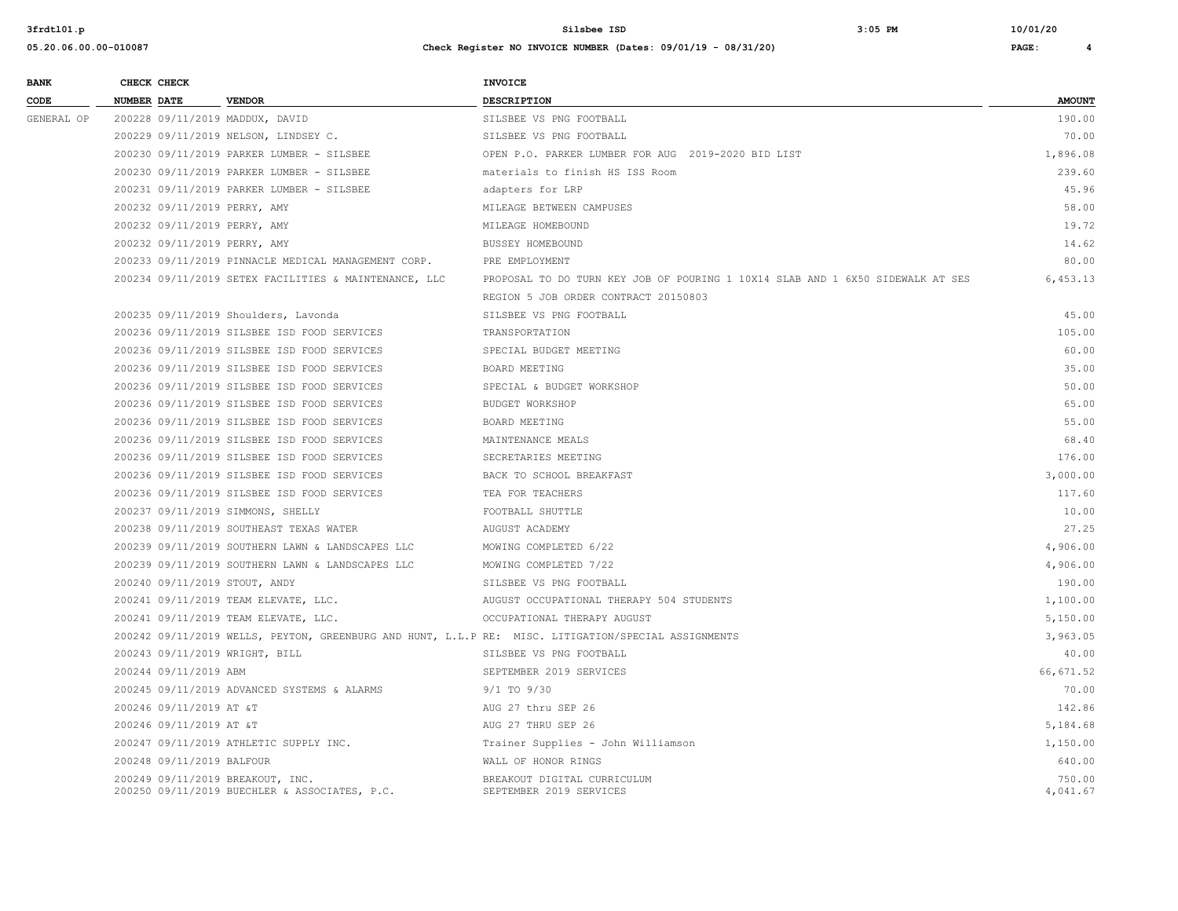| BANK CODE | CHECK NUMBER | CHECK DATE | VENDOR | INVOICE DESCRIPTION | AMOUNT |
|---|---|---|---|---|---|
| GENERAL OP | 200228 | 09/11/2019 | MADDUX, DAVID | SILSBEE VS PNG FOOTBALL | 190.00 |
| | 200229 | 09/11/2019 | NELSON, LINDSEY C. | SILSBEE VS PNG FOOTBALL | 70.00 |
| | 200230 | 09/11/2019 | PARKER LUMBER - SILSBEE | OPEN P.O. PARKER LUMBER FOR AUG 2019-2020 BID LIST | 1,896.08 |
| | 200230 | 09/11/2019 | PARKER LUMBER - SILSBEE | materials to finish HS ISS Room | 239.60 |
| | 200231 | 09/11/2019 | PARKER LUMBER - SILSBEE | adapters for LRP | 45.96 |
| | 200232 | 09/11/2019 | PERRY, AMY | MILEAGE BETWEEN CAMPUSES | 58.00 |
| | 200232 | 09/11/2019 | PERRY, AMY | MILEAGE HOMEBOUND | 19.72 |
| | 200232 | 09/11/2019 | PERRY, AMY | BUSSEY HOMEBOUND | 14.62 |
| | 200233 | 09/11/2019 | PINNACLE MEDICAL MANAGEMENT CORP. | PRE EMPLOYMENT | 80.00 |
| | 200234 | 09/11/2019 | SETEX FACILITIES & MAINTENANCE, LLC | PROPOSAL TO DO TURN KEY JOB OF POURING 1 10X14 SLAB AND 1 6X50 SIDEWALK AT SES REGION 5 JOB ORDER CONTRACT 20150803 | 6,453.13 |
| | 200235 | 09/11/2019 | Shoulders, Lavonda | SILSBEE VS PNG FOOTBALL | 45.00 |
| | 200236 | 09/11/2019 | SILSBEE ISD FOOD SERVICES | TRANSPORTATION | 105.00 |
| | 200236 | 09/11/2019 | SILSBEE ISD FOOD SERVICES | SPECIAL BUDGET MEETING | 60.00 |
| | 200236 | 09/11/2019 | SILSBEE ISD FOOD SERVICES | BOARD MEETING | 35.00 |
| | 200236 | 09/11/2019 | SILSBEE ISD FOOD SERVICES | SPECIAL & BUDGET WORKSHOP | 50.00 |
| | 200236 | 09/11/2019 | SILSBEE ISD FOOD SERVICES | BUDGET WORKSHOP | 65.00 |
| | 200236 | 09/11/2019 | SILSBEE ISD FOOD SERVICES | BOARD MEETING | 55.00 |
| | 200236 | 09/11/2019 | SILSBEE ISD FOOD SERVICES | MAINTENANCE MEALS | 68.40 |
| | 200236 | 09/11/2019 | SILSBEE ISD FOOD SERVICES | SECRETARIES MEETING | 176.00 |
| | 200236 | 09/11/2019 | SILSBEE ISD FOOD SERVICES | BACK TO SCHOOL BREAKFAST | 3,000.00 |
| | 200236 | 09/11/2019 | SILSBEE ISD FOOD SERVICES | TEA FOR TEACHERS | 117.60 |
| | 200237 | 09/11/2019 | SIMMONS, SHELLY | FOOTBALL SHUTTLE | 10.00 |
| | 200238 | 09/11/2019 | SOUTHEAST TEXAS WATER | AUGUST ACADEMY | 27.25 |
| | 200239 | 09/11/2019 | SOUTHERN LAWN & LANDSCAPES LLC | MOWING COMPLETED 6/22 | 4,906.00 |
| | 200239 | 09/11/2019 | SOUTHERN LAWN & LANDSCAPES LLC | MOWING COMPLETED 7/22 | 4,906.00 |
| | 200240 | 09/11/2019 | STOUT, ANDY | SILSBEE VS PNG FOOTBALL | 190.00 |
| | 200241 | 09/11/2019 | TEAM ELEVATE, LLC. | AUGUST OCCUPATIONAL THERAPY 504 STUDENTS | 1,100.00 |
| | 200241 | 09/11/2019 | TEAM ELEVATE, LLC. | OCCUPATIONAL THERAPY AUGUST | 5,150.00 |
| | 200242 | 09/11/2019 | WELLS, PEYTON, GREENBURG AND HUNT, L.L.P | RE: MISC. LITIGATION/SPECIAL ASSIGNMENTS | 3,963.05 |
| | 200243 | 09/11/2019 | WRIGHT, BILL | SILSBEE VS PNG FOOTBALL | 40.00 |
| | 200244 | 09/11/2019 | ABM | SEPTEMBER 2019 SERVICES | 66,671.52 |
| | 200245 | 09/11/2019 | ADVANCED SYSTEMS & ALARMS | 9/1 TO 9/30 | 70.00 |
| | 200246 | 09/11/2019 | AT &T | AUG 27 thru SEP 26 | 142.86 |
| | 200246 | 09/11/2019 | AT &T | AUG 27 THRU SEP 26 | 5,184.68 |
| | 200247 | 09/11/2019 | ATHLETIC SUPPLY INC. | Trainer Supplies - John Williamson | 1,150.00 |
| | 200248 | 09/11/2019 | BALFOUR | WALL OF HONOR RINGS | 640.00 |
| | 200249 | 09/11/2019 | BREAKOUT, INC. | BREAKOUT DIGITAL CURRICULUM | 750.00 |
| | 200250 | 09/11/2019 | BUECHLER & ASSOCIATES, P.C. | SEPTEMBER 2019 SERVICES | 4,041.67 |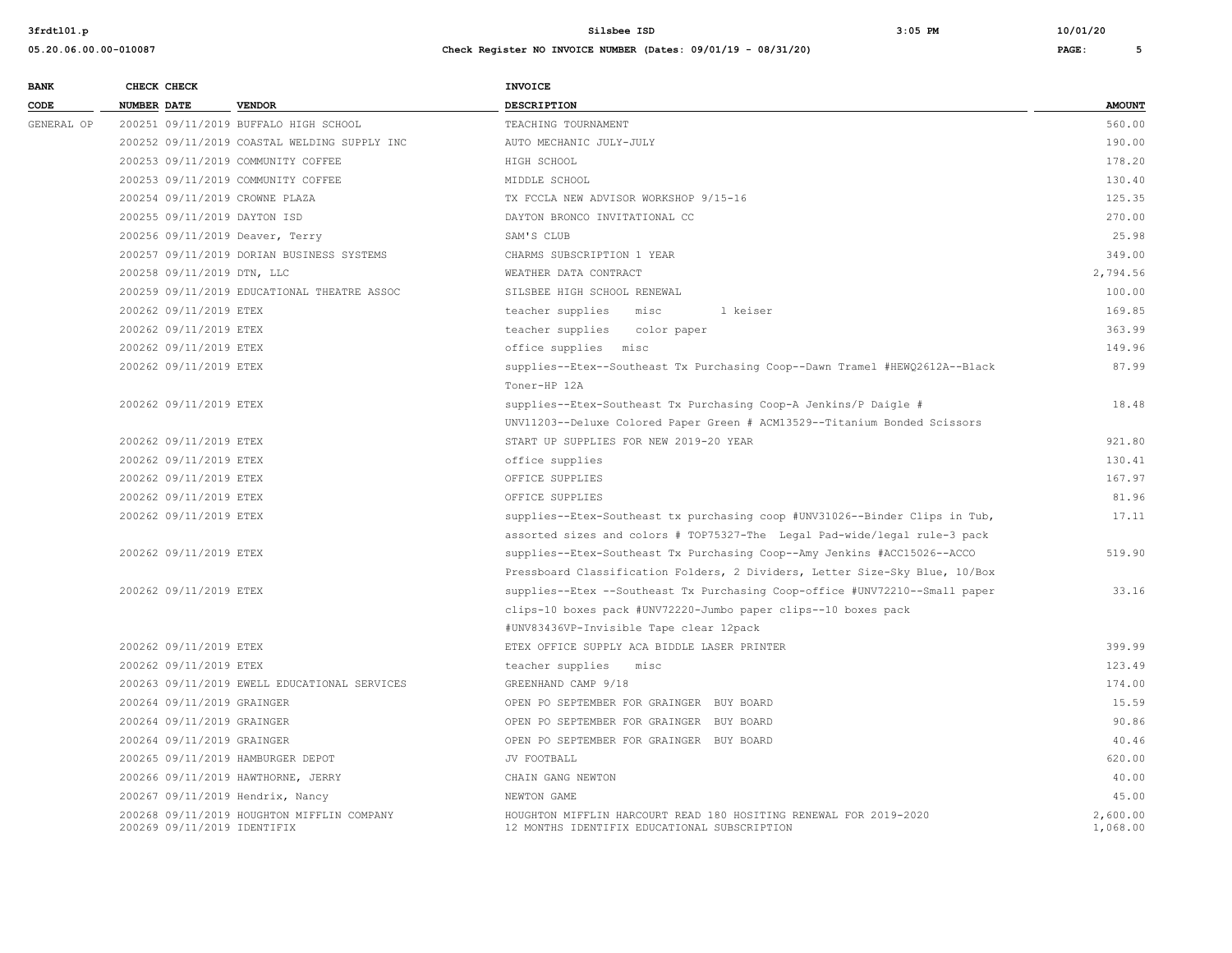| BANK CODE | CHECK NUMBER | CHECK DATE | VENDOR | INVOICE DESCRIPTION | AMOUNT |
|---|---|---|---|---|---|
| GENERAL OP | 200251 | 09/11/2019 | BUFFALO HIGH SCHOOL | TEACHING TOURNAMENT | 560.00 |
| | 200252 | 09/11/2019 | COASTAL WELDING SUPPLY INC | AUTO MECHANIC JULY-JULY | 190.00 |
| | 200253 | 09/11/2019 | COMMUNITY COFFEE | HIGH SCHOOL | 178.20 |
| | 200253 | 09/11/2019 | COMMUNITY COFFEE | MIDDLE SCHOOL | 130.40 |
| | 200254 | 09/11/2019 | CROWNE PLAZA | TX FCCLA NEW ADVISOR WORKSHOP 9/15-16 | 125.35 |
| | 200255 | 09/11/2019 | DAYTON ISD | DAYTON BRONCO INVITATIONAL CC | 270.00 |
| | 200256 | 09/11/2019 | Deaver, Terry | SAM'S CLUB | 25.98 |
| | 200257 | 09/11/2019 | DORIAN BUSINESS SYSTEMS | CHARMS SUBSCRIPTION 1 YEAR | 349.00 |
| | 200258 | 09/11/2019 | DTN, LLC | WEATHER DATA CONTRACT | 2,794.56 |
| | 200259 | 09/11/2019 | EDUCATIONAL THEATRE ASSOC | SILSBEE HIGH SCHOOL RENEWAL | 100.00 |
| | 200262 | 09/11/2019 | ETEX | teacher supplies misc 1 keiser | 169.85 |
| | 200262 | 09/11/2019 | ETEX | teacher supplies color paper | 363.99 |
| | 200262 | 09/11/2019 | ETEX | office supplies misc | 149.96 |
| | 200262 | 09/11/2019 | ETEX | supplies--Etex--Southeast Tx Purchasing Coop--Dawn Tramel #HEWQ2612A--Black Toner-HP 12A | 87.99 |
| | 200262 | 09/11/2019 | ETEX | supplies--Etex-Southeast Tx Purchasing Coop-A Jenkins/P Daigle # UNV11203--Deluxe Colored Paper Green # ACM13529--Titanium Bonded Scissors | 18.48 |
| | 200262 | 09/11/2019 | ETEX | START UP SUPPLIES FOR NEW 2019-20 YEAR | 921.80 |
| | 200262 | 09/11/2019 | ETEX | office supplies | 130.41 |
| | 200262 | 09/11/2019 | ETEX | OFFICE SUPPLIES | 167.97 |
| | 200262 | 09/11/2019 | ETEX | OFFICE SUPPLIES | 81.96 |
| | 200262 | 09/11/2019 | ETEX | supplies--Etex-Southeast tx purchasing coop #UNV31026--Binder Clips in Tub, assorted sizes and colors # TOP75327-The Legal Pad-wide/legal rule-3 pack | 17.11 |
| | 200262 | 09/11/2019 | ETEX | supplies--Etex-Southeast Tx Purchasing Coop--Amy Jenkins #ACC15026--ACCO Pressboard Classification Folders, 2 Dividers, Letter Size-Sky Blue, 10/Box | 519.90 |
| | 200262 | 09/11/2019 | ETEX | supplies--Etex --Southeast Tx Purchasing Coop-office #UNV72210--Small paper clips-10 boxes pack #UNV72220-Jumbo paper clips--10 boxes pack #UNV83436VP-Invisible Tape clear 12pack | 33.16 |
| | 200262 | 09/11/2019 | ETEX | ETEX OFFICE SUPPLY ACA BIDDLE LASER PRINTER | 399.99 |
| | 200262 | 09/11/2019 | ETEX | teacher supplies misc | 123.49 |
| | 200263 | 09/11/2019 | EWELL EDUCATIONAL SERVICES | GREENHAND CAMP 9/18 | 174.00 |
| | 200264 | 09/11/2019 | GRAINGER | OPEN PO SEPTEMBER FOR GRAINGER BUY BOARD | 15.59 |
| | 200264 | 09/11/2019 | GRAINGER | OPEN PO SEPTEMBER FOR GRAINGER BUY BOARD | 90.86 |
| | 200264 | 09/11/2019 | GRAINGER | OPEN PO SEPTEMBER FOR GRAINGER BUY BOARD | 40.46 |
| | 200265 | 09/11/2019 | HAMBURGER DEPOT | JV FOOTBALL | 620.00 |
| | 200266 | 09/11/2019 | HAWTHORNE, JERRY | CHAIN GANG NEWTON | 40.00 |
| | 200267 | 09/11/2019 | Hendrix, Nancy | NEWTON GAME | 45.00 |
| | 200268 | 09/11/2019 | HOUGHTON MIFFLIN COMPANY | HOUGHTON MIFFLIN HARCOURT READ 180 HOSITING RENEWAL FOR 2019-2020 | 2,600.00 |
| | 200269 | 09/11/2019 | IDENTIFIX | 12 MONTHS IDENTIFIX EDUCATIONAL SUBSCRIPTION | 1,068.00 |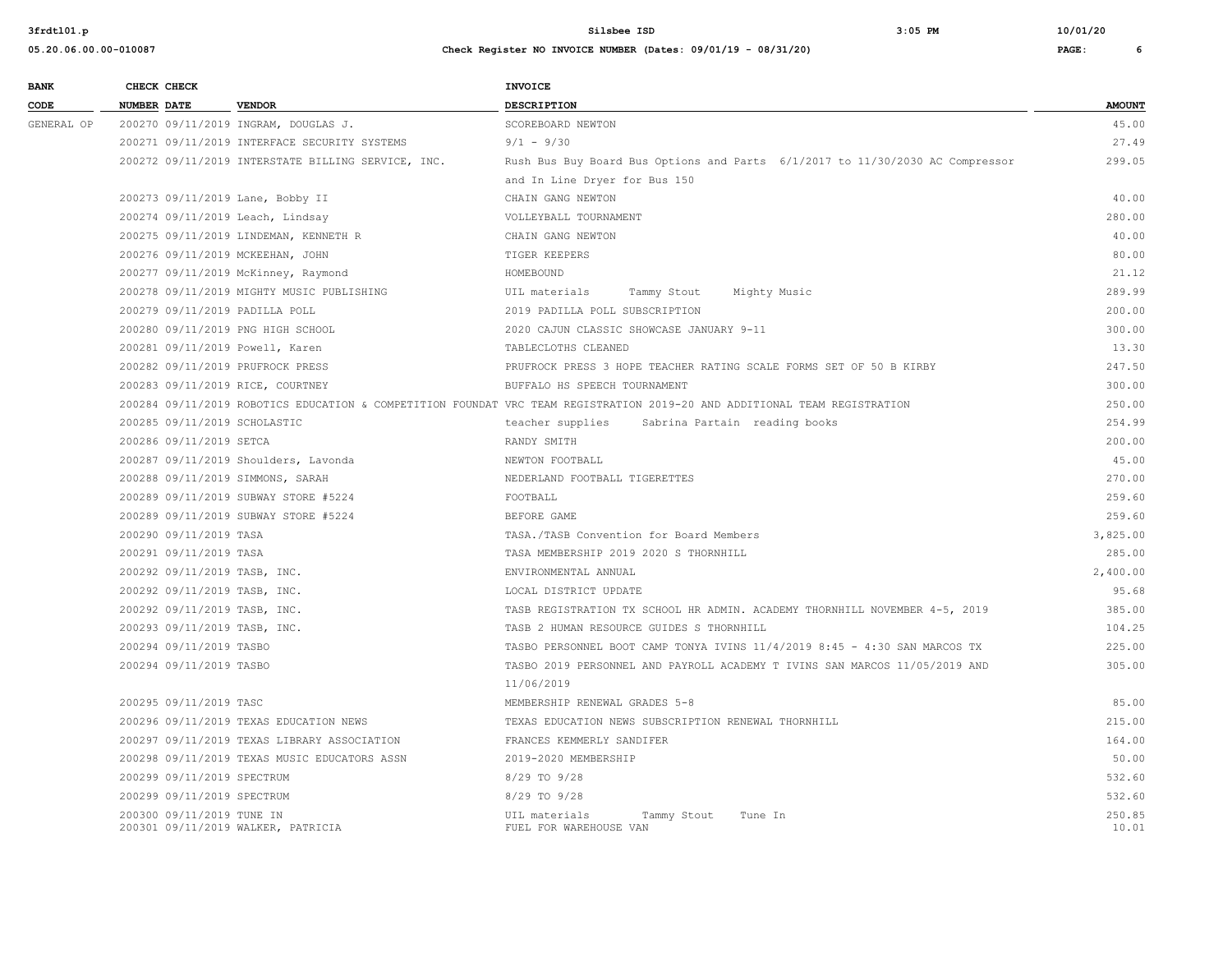| BANK CODE | CHECK NUMBER | CHECK DATE | VENDOR | INVOICE DESCRIPTION | AMOUNT |
|---|---|---|---|---|---|
| GENERAL OP | 200270 | 09/11/2019 | INGRAM, DOUGLAS J. | SCOREBOARD NEWTON | 45.00 |
| | 200271 | 09/11/2019 | INTERFACE SECURITY SYSTEMS | 9/1 - 9/30 | 27.49 |
| | 200272 | 09/11/2019 | INTERSTATE BILLING SERVICE, INC. | Rush Bus Buy Board Bus Options and Parts 6/1/2017 to 11/30/2030 AC Compressor and In Line Dryer for Bus 150 | 299.05 |
| | 200273 | 09/11/2019 | Lane, Bobby II | CHAIN GANG NEWTON | 40.00 |
| | 200274 | 09/11/2019 | Leach, Lindsay | VOLLEYBALL TOURNAMENT | 280.00 |
| | 200275 | 09/11/2019 | LINDEMAN, KENNETH R | CHAIN GANG NEWTON | 40.00 |
| | 200276 | 09/11/2019 | MCKEEHAN, JOHN | TIGER KEEPERS | 80.00 |
| | 200277 | 09/11/2019 | McKinney, Raymond | HOMEBOUND | 21.12 |
| | 200278 | 09/11/2019 | MIGHTY MUSIC PUBLISHING | UIL materials Tammy Stout Mighty Music | 289.99 |
| | 200279 | 09/11/2019 | PADILLA POLL | 2019 PADILLA POLL SUBSCRIPTION | 200.00 |
| | 200280 | 09/11/2019 | PNG HIGH SCHOOL | 2020 CAJUN CLASSIC SHOWCASE JANUARY 9-11 | 300.00 |
| | 200281 | 09/11/2019 | Powell, Karen | TABLECLOTHS CLEANED | 13.30 |
| | 200282 | 09/11/2019 | PRUFROCK PRESS | PRUFROCK PRESS 3 HOPE TEACHER RATING SCALE FORMS SET OF 50 B KIRBY | 247.50 |
| | 200283 | 09/11/2019 | RICE, COURTNEY | BUFFALO HS SPEECH TOURNAMENT | 300.00 |
| | 200284 | 09/11/2019 | ROBOTICS EDUCATION & COMPETITION FOUNDAT | VRC TEAM REGISTRATION 2019-20 AND ADDITIONAL TEAM REGISTRATION | 250.00 |
| | 200285 | 09/11/2019 | SCHOLASTIC | teacher supplies Sabrina Partain reading books | 254.99 |
| | 200286 | 09/11/2019 | SETCA | RANDY SMITH | 200.00 |
| | 200287 | 09/11/2019 | Shoulders, Lavonda | NEWTON FOOTBALL | 45.00 |
| | 200288 | 09/11/2019 | SIMMONS, SARAH | NEDERLAND FOOTBALL TIGERETTES | 270.00 |
| | 200289 | 09/11/2019 | SUBWAY STORE #5224 | FOOTBALL | 259.60 |
| | 200289 | 09/11/2019 | SUBWAY STORE #5224 | BEFORE GAME | 259.60 |
| | 200290 | 09/11/2019 | TASA | TASA./TASB Convention for Board Members | 3,825.00 |
| | 200291 | 09/11/2019 | TASA | TASA MEMBERSHIP 2019 2020 S THORNHILL | 285.00 |
| | 200292 | 09/11/2019 | TASB, INC. | ENVIRONMENTAL ANNUAL | 2,400.00 |
| | 200292 | 09/11/2019 | TASB, INC. | LOCAL DISTRICT UPDATE | 95.68 |
| | 200292 | 09/11/2019 | TASB, INC. | TASB REGISTRATION TX SCHOOL HR ADMIN. ACADEMY THORNHILL NOVEMBER 4-5, 2019 | 385.00 |
| | 200293 | 09/11/2019 | TASB, INC. | TASB 2 HUMAN RESOURCE GUIDES S THORNHILL | 104.25 |
| | 200294 | 09/11/2019 | TASBO | TASBO PERSONNEL BOOT CAMP TONYA IVINS 11/4/2019 8:45 - 4:30 SAN MARCOS TX | 225.00 |
| | 200294 | 09/11/2019 | TASBO | TASBO 2019 PERSONNEL AND PAYROLL ACADEMY T IVINS SAN MARCOS 11/05/2019 AND 11/06/2019 | 305.00 |
| | 200295 | 09/11/2019 | TASC | MEMBERSHIP RENEWAL GRADES 5-8 | 85.00 |
| | 200296 | 09/11/2019 | TEXAS EDUCATION NEWS | TEXAS EDUCATION NEWS SUBSCRIPTION RENEWAL THORNHILL | 215.00 |
| | 200297 | 09/11/2019 | TEXAS LIBRARY ASSOCIATION | FRANCES KEMMERLY SANDIFER | 164.00 |
| | 200298 | 09/11/2019 | TEXAS MUSIC EDUCATORS ASSN | 2019-2020 MEMBERSHIP | 50.00 |
| | 200299 | 09/11/2019 | SPECTRUM | 8/29 TO 9/28 | 532.60 |
| | 200299 | 09/11/2019 | SPECTRUM | 8/29 TO 9/28 | 532.60 |
| | 200300 | 09/11/2019 | TUNE IN | UIL materials Tammy Stout Tune In | 250.85 |
| | 200301 | 09/11/2019 | WALKER, PATRICIA | FUEL FOR WAREHOUSE VAN | 10.01 |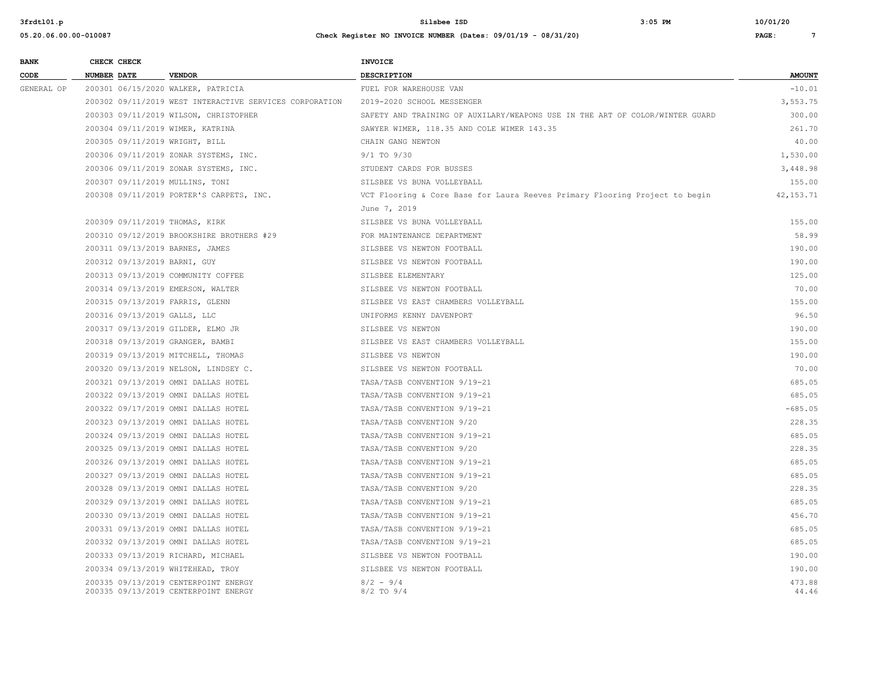| BANK CODE | CHECK NUMBER | CHECK DATE | VENDOR | INVOICE DESCRIPTION | AMOUNT |
|---|---|---|---|---|---|
| GENERAL OP | 200301 | 06/15/2020 | WALKER, PATRICIA | FUEL FOR WAREHOUSE VAN | -10.01 |
| | 200302 | 09/11/2019 | WEST INTERACTIVE SERVICES CORPORATION | 2019-2020 SCHOOL MESSENGER | 3,553.75 |
| | 200303 | 09/11/2019 | WILSON, CHRISTOPHER | SAFETY AND TRAINING OF AUXILARY/WEAPONS USE IN THE ART OF COLOR/WINTER GUARD | 300.00 |
| | 200304 | 09/11/2019 | WIMER, KATRINA | SAWYER WIMER, 118.35 AND COLE WIMER 143.35 | 261.70 |
| | 200305 | 09/11/2019 | WRIGHT, BILL | CHAIN GANG NEWTON | 40.00 |
| | 200306 | 09/11/2019 | ZONAR SYSTEMS, INC. | 9/1 TO 9/30 | 1,530.00 |
| | 200306 | 09/11/2019 | ZONAR SYSTEMS, INC. | STUDENT CARDS FOR BUSSES | 3,448.98 |
| | 200307 | 09/11/2019 | MULLINS, TONI | SILSBEE VS BUNA VOLLEYBALL | 155.00 |
| | 200308 | 09/11/2019 | PORTER'S CARPETS, INC. | VCT Flooring & Core Base for Laura Reeves Primary Flooring Project to begin June 7, 2019 | 42,153.71 |
| | 200309 | 09/11/2019 | THOMAS, KIRK | SILSBEE VS BUNA VOLLEYBALL | 155.00 |
| | 200310 | 09/12/2019 | BROOKSHIRE BROTHERS #29 | FOR MAINTENANCE DEPARTMENT | 58.99 |
| | 200311 | 09/13/2019 | BARNES, JAMES | SILSBEE VS NEWTON FOOTBALL | 190.00 |
| | 200312 | 09/13/2019 | BARNI, GUY | SILSBEE VS NEWTON FOOTBALL | 190.00 |
| | 200313 | 09/13/2019 | COMMUNITY COFFEE | SILSBEE ELEMENTARY | 125.00 |
| | 200314 | 09/13/2019 | EMERSON, WALTER | SILSBEE VS NEWTON FOOTBALL | 70.00 |
| | 200315 | 09/13/2019 | FARRIS, GLENN | SILSBEE VS EAST CHAMBERS VOLLEYBALL | 155.00 |
| | 200316 | 09/13/2019 | GALLS, LLC | UNIFORMS KENNY DAVENPORT | 96.50 |
| | 200317 | 09/13/2019 | GILDER, ELMO JR | SILSBEE VS NEWTON | 190.00 |
| | 200318 | 09/13/2019 | GRANGER, BAMBI | SILSBEE VS EAST CHAMBERS VOLLEYBALL | 155.00 |
| | 200319 | 09/13/2019 | MITCHELL, THOMAS | SILSBEE VS NEWTON | 190.00 |
| | 200320 | 09/13/2019 | NELSON, LINDSEY C. | SILSBEE VS NEWTON FOOTBALL | 70.00 |
| | 200321 | 09/13/2019 | OMNI DALLAS HOTEL | TASA/TASB CONVENTION 9/19-21 | 685.05 |
| | 200322 | 09/13/2019 | OMNI DALLAS HOTEL | TASA/TASB CONVENTION 9/19-21 | 685.05 |
| | 200322 | 09/17/2019 | OMNI DALLAS HOTEL | TASA/TASB CONVENTION 9/19-21 | -685.05 |
| | 200323 | 09/13/2019 | OMNI DALLAS HOTEL | TASA/TASB CONVENTION 9/20 | 228.35 |
| | 200324 | 09/13/2019 | OMNI DALLAS HOTEL | TASA/TASB CONVENTION 9/19-21 | 685.05 |
| | 200325 | 09/13/2019 | OMNI DALLAS HOTEL | TASA/TASB CONVENTION 9/20 | 228.35 |
| | 200326 | 09/13/2019 | OMNI DALLAS HOTEL | TASA/TASB CONVENTION 9/19-21 | 685.05 |
| | 200327 | 09/13/2019 | OMNI DALLAS HOTEL | TASA/TASB CONVENTION 9/19-21 | 685.05 |
| | 200328 | 09/13/2019 | OMNI DALLAS HOTEL | TASA/TASB CONVENTION 9/20 | 228.35 |
| | 200329 | 09/13/2019 | OMNI DALLAS HOTEL | TASA/TASB CONVENTION 9/19-21 | 685.05 |
| | 200330 | 09/13/2019 | OMNI DALLAS HOTEL | TASA/TASB CONVENTION 9/19-21 | 456.70 |
| | 200331 | 09/13/2019 | OMNI DALLAS HOTEL | TASA/TASB CONVENTION 9/19-21 | 685.05 |
| | 200332 | 09/13/2019 | OMNI DALLAS HOTEL | TASA/TASB CONVENTION 9/19-21 | 685.05 |
| | 200333 | 09/13/2019 | RICHARD, MICHAEL | SILSBEE VS NEWTON FOOTBALL | 190.00 |
| | 200334 | 09/13/2019 | WHITEHEAD, TROY | SILSBEE VS NEWTON FOOTBALL | 190.00 |
| | 200335 | 09/13/2019 | CENTERPOINT ENERGY | 8/2 - 9/4 | 473.88 |
| | 200335 | 09/13/2019 | CENTERPOINT ENERGY | 8/2 TO 9/4 | 44.46 |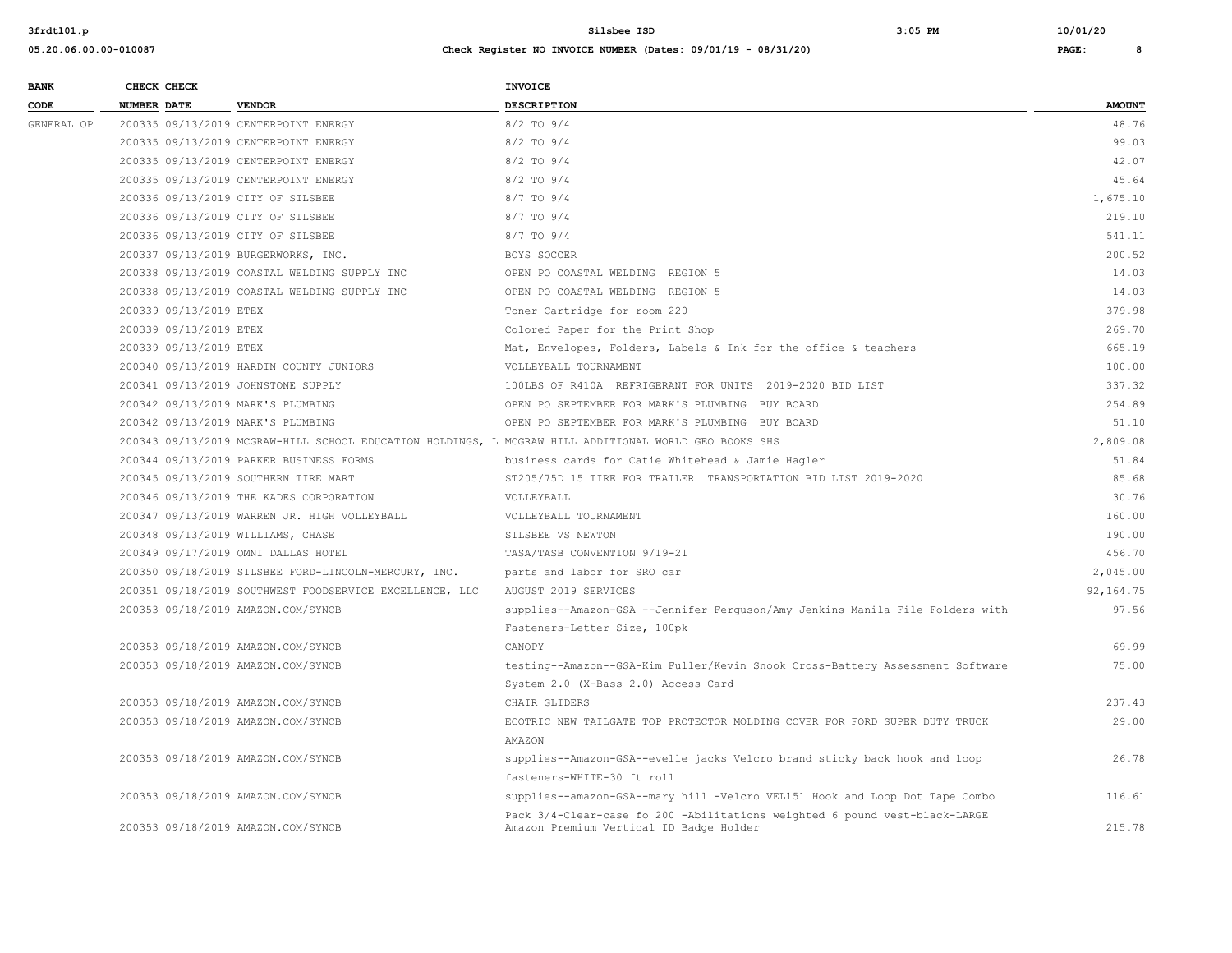| BANK CODE | CHECK NUMBER | CHECK DATE | VENDOR | INVOICE DESCRIPTION | AMOUNT |
|---|---|---|---|---|---|
| GENERAL OP | 200335 | 09/13/2019 | CENTERPOINT ENERGY | 8/2 TO 9/4 | 48.76 |
| | 200335 | 09/13/2019 | CENTERPOINT ENERGY | 8/2 TO 9/4 | 99.03 |
| | 200335 | 09/13/2019 | CENTERPOINT ENERGY | 8/2 TO 9/4 | 42.07 |
| | 200335 | 09/13/2019 | CENTERPOINT ENERGY | 8/2 TO 9/4 | 45.64 |
| | 200336 | 09/13/2019 | CITY OF SILSBEE | 8/7 TO 9/4 | 1,675.10 |
| | 200336 | 09/13/2019 | CITY OF SILSBEE | 8/7 TO 9/4 | 219.10 |
| | 200336 | 09/13/2019 | CITY OF SILSBEE | 8/7 TO 9/4 | 541.11 |
| | 200337 | 09/13/2019 | BURGERWORKS, INC. | BOYS SOCCER | 200.52 |
| | 200338 | 09/13/2019 | COASTAL WELDING SUPPLY INC | OPEN PO COASTAL WELDING REGION 5 | 14.03 |
| | 200338 | 09/13/2019 | COASTAL WELDING SUPPLY INC | OPEN PO COASTAL WELDING REGION 5 | 14.03 |
| | 200339 | 09/13/2019 | ETEX | Toner Cartridge for room 220 | 379.98 |
| | 200339 | 09/13/2019 | ETEX | Colored Paper for the Print Shop | 269.70 |
| | 200339 | 09/13/2019 | ETEX | Mat, Envelopes, Folders, Labels & Ink for the office & teachers | 665.19 |
| | 200340 | 09/13/2019 | HARDIN COUNTY JUNIORS | VOLLEYBALL TOURNAMENT | 100.00 |
| | 200341 | 09/13/2019 | JOHNSTONE SUPPLY | 100LBS OF R410A REFRIGERANT FOR UNITS 2019-2020 BID LIST | 337.32 |
| | 200342 | 09/13/2019 | MARK'S PLUMBING | OPEN PO SEPTEMBER FOR MARK'S PLUMBING BUY BOARD | 254.89 |
| | 200342 | 09/13/2019 | MARK'S PLUMBING | OPEN PO SEPTEMBER FOR MARK'S PLUMBING BUY BOARD | 51.10 |
| | 200343 | 09/13/2019 | MCGRAW-HILL SCHOOL EDUCATION HOLDINGS, L | MCGRAW HILL ADDITIONAL WORLD GEO BOOKS SHS | 2,809.08 |
| | 200344 | 09/13/2019 | PARKER BUSINESS FORMS | business cards for Catie Whitehead & Jamie Hagler | 51.84 |
| | 200345 | 09/13/2019 | SOUTHERN TIRE MART | ST205/75D 15 TIRE FOR TRAILER TRANSPORTATION BID LIST 2019-2020 | 85.68 |
| | 200346 | 09/13/2019 | THE KADES CORPORATION | VOLLEYBALL | 30.76 |
| | 200347 | 09/13/2019 | WARREN JR. HIGH VOLLEYBALL | VOLLEYBALL TOURNAMENT | 160.00 |
| | 200348 | 09/13/2019 | WILLIAMS, CHASE | SILSBEE VS NEWTON | 190.00 |
| | 200349 | 09/17/2019 | OMNI DALLAS HOTEL | TASA/TASB CONVENTION 9/19-21 | 456.70 |
| | 200350 | 09/18/2019 | SILSBEE FORD-LINCOLN-MERCURY, INC. | parts and labor for SRO car | 2,045.00 |
| | 200351 | 09/18/2019 | SOUTHWEST FOODSERVICE EXCELLENCE, LLC | AUGUST 2019 SERVICES | 92,164.75 |
| | 200353 | 09/18/2019 | AMAZON.COM/SYNCB | supplies--Amazon-GSA --Jennifer Ferguson/Amy Jenkins Manila File Folders with Fasteners-Letter Size, 100pk | 97.56 |
| | 200353 | 09/18/2019 | AMAZON.COM/SYNCB | CANOPY | 69.99 |
| | 200353 | 09/18/2019 | AMAZON.COM/SYNCB | testing--Amazon--GSA-Kim Fuller/Kevin Snook Cross-Battery Assessment Software System 2.0 (X-Bass 2.0) Access Card | 75.00 |
| | 200353 | 09/18/2019 | AMAZON.COM/SYNCB | CHAIR GLIDERS | 237.43 |
| | 200353 | 09/18/2019 | AMAZON.COM/SYNCB | ECOTRIC NEW TAILGATE TOP PROTECTOR MOLDING COVER FOR FORD SUPER DUTY TRUCK AMAZON | 29.00 |
| | 200353 | 09/18/2019 | AMAZON.COM/SYNCB | supplies--Amazon-GSA--evelle jacks Velcro brand sticky back hook and loop fasteners-WHITE-30 ft roll | 26.78 |
| | 200353 | 09/18/2019 | AMAZON.COM/SYNCB | supplies--amazon-GSA--mary hill -Velcro VEL151 Hook and Loop Dot Tape Combo Pack 3/4-Clear-case fo 200 -Abilitations weighted 6 pound vest-black-LARGE | 116.61 |
| | 200353 | 09/18/2019 | AMAZON.COM/SYNCB | Amazon Premium Vertical ID Badge Holder | 215.78 |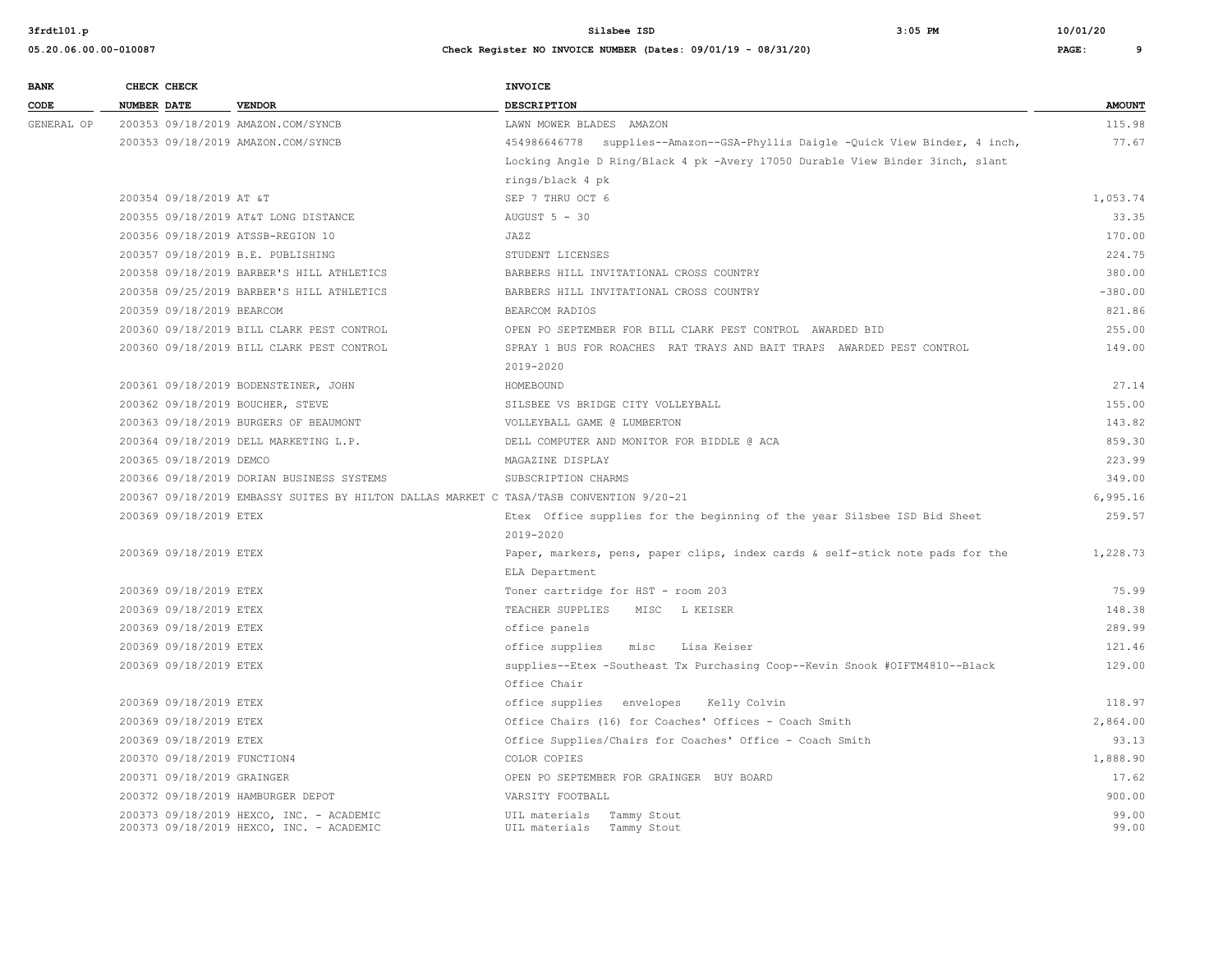| BANK CODE | CHECK NUMBER | CHECK DATE | VENDOR | INVOICE DESCRIPTION | AMOUNT |
|---|---|---|---|---|---|
| GENERAL OP | 200353 | 09/18/2019 | AMAZON.COM/SYNCB | LAWN MOWER BLADES AMAZON | 115.98 |
| | 200353 | 09/18/2019 | AMAZON.COM/SYNCB | 454986646778 supplies--Amazon--GSA-Phyllis Daigle -Quick View Binder, 4 inch, Locking Angle D Ring/Black 4 pk -Avery 17050 Durable View Binder 3inch, slant rings/black 4 pk | 77.67 |
| | 200354 | 09/18/2019 | AT &T | SEP 7 THRU OCT 6 | 1,053.74 |
| | 200355 | 09/18/2019 | AT&T LONG DISTANCE | AUGUST 5 - 30 | 33.35 |
| | 200356 | 09/18/2019 | ATSSB-REGION 10 | JAZZ | 170.00 |
| | 200357 | 09/18/2019 | B.E. PUBLISHING | STUDENT LICENSES | 224.75 |
| | 200358 | 09/18/2019 | BARBER'S HILL ATHLETICS | BARBERS HILL INVITATIONAL CROSS COUNTRY | 380.00 |
| | 200358 | 09/25/2019 | BARBER'S HILL ATHLETICS | BARBERS HILL INVITATIONAL CROSS COUNTRY | -380.00 |
| | 200359 | 09/18/2019 | BEARCOM | BEARCOM RADIOS | 821.86 |
| | 200360 | 09/18/2019 | BILL CLARK PEST CONTROL | OPEN PO SEPTEMBER FOR BILL CLARK PEST CONTROL AWARDED BID | 255.00 |
| | 200360 | 09/18/2019 | BILL CLARK PEST CONTROL | SPRAY 1 BUS FOR ROACHES RAT TRAYS AND BAIT TRAPS AWARDED PEST CONTROL 2019-2020 | 149.00 |
| | 200361 | 09/18/2019 | BODENSTEINER, JOHN | HOMEBOUND | 27.14 |
| | 200362 | 09/18/2019 | BOUCHER, STEVE | SILSBEE VS BRIDGE CITY VOLLEYBALL | 155.00 |
| | 200363 | 09/18/2019 | BURGERS OF BEAUMONT | VOLLEYBALL GAME @ LUMBERTON | 143.82 |
| | 200364 | 09/18/2019 | DELL MARKETING L.P. | DELL COMPUTER AND MONITOR FOR BIDDLE @ ACA | 859.30 |
| | 200365 | 09/18/2019 | DEMCO | MAGAZINE DISPLAY | 223.99 |
| | 200366 | 09/18/2019 | DORIAN BUSINESS SYSTEMS | SUBSCRIPTION CHARMS | 349.00 |
| | 200367 | 09/18/2019 | EMBASSY SUITES BY HILTON DALLAS MARKET C | TASA/TASB CONVENTION 9/20-21 | 6,995.16 |
| | 200369 | 09/18/2019 | ETEX | Etex Office supplies for the beginning of the year Silsbee ISD Bid Sheet 2019-2020 | 259.57 |
| | 200369 | 09/18/2019 | ETEX | Paper, markers, pens, paper clips, index cards & self-stick note pads for the ELA Department | 1,228.73 |
| | 200369 | 09/18/2019 | ETEX | Toner cartridge for HST - room 203 | 75.99 |
| | 200369 | 09/18/2019 | ETEX | TEACHER SUPPLIES MISC L KEISER | 148.38 |
| | 200369 | 09/18/2019 | ETEX | office panels | 289.99 |
| | 200369 | 09/18/2019 | ETEX | office supplies misc Lisa Keiser | 121.46 |
| | 200369 | 09/18/2019 | ETEX | supplies--Etex -Southeast Tx Purchasing Coop--Kevin Snook #OIFTM4810--Black Office Chair | 129.00 |
| | 200369 | 09/18/2019 | ETEX | office supplies envelopes Kelly Colvin | 118.97 |
| | 200369 | 09/18/2019 | ETEX | Office Chairs (16) for Coaches' Offices - Coach Smith | 2,864.00 |
| | 200369 | 09/18/2019 | ETEX | Office Supplies/Chairs for Coaches' Office - Coach Smith | 93.13 |
| | 200370 | 09/18/2019 | FUNCTION4 | COLOR COPIES | 1,888.90 |
| | 200371 | 09/18/2019 | GRAINGER | OPEN PO SEPTEMBER FOR GRAINGER BUY BOARD | 17.62 |
| | 200372 | 09/18/2019 | HAMBURGER DEPOT | VARSITY FOOTBALL | 900.00 |
| | 200373 | 09/18/2019 | HEXCO, INC. - ACADEMIC | UIL materials Tammy Stout | 99.00 |
| | 200373 | 09/18/2019 | HEXCO, INC. - ACADEMIC | UIL materials Tammy Stout | 99.00 |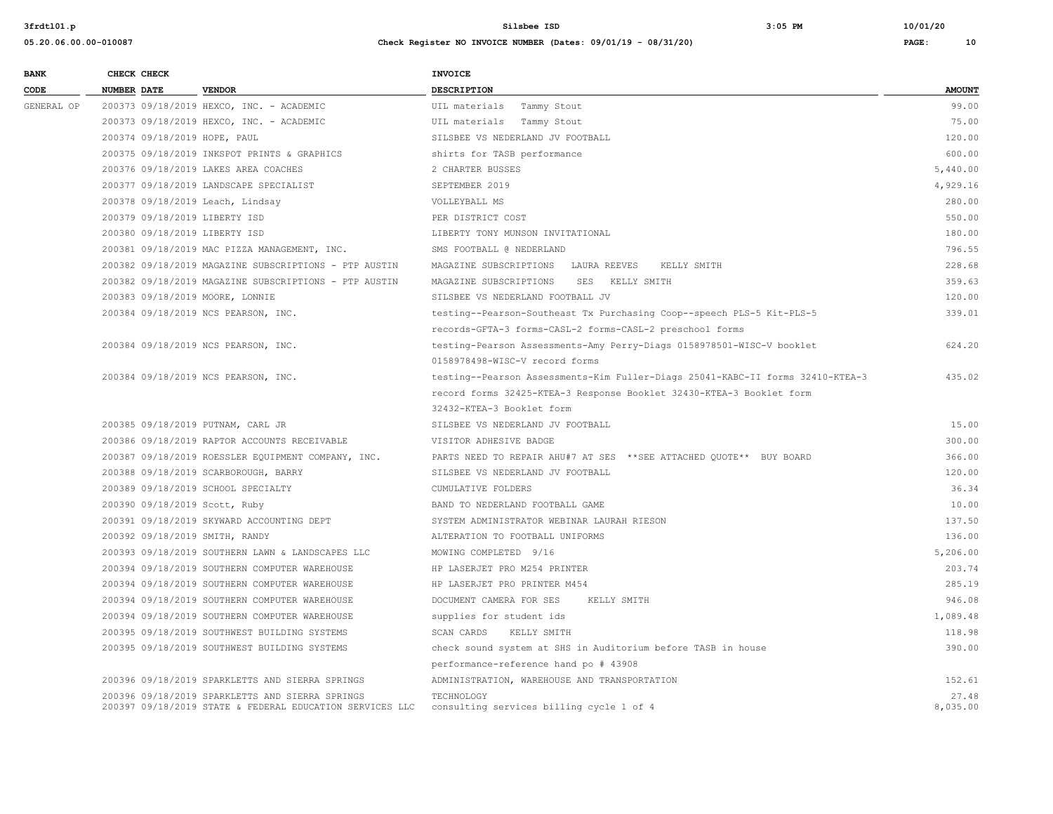| BANK CODE | CHECK NUMBER | CHECK DATE | VENDOR | INVOICE DESCRIPTION | AMOUNT |
|---|---|---|---|---|---|
| GENERAL OP | 200373 | 09/18/2019 | HEXCO, INC. - ACADEMIC | UIL materials Tammy Stout | 99.00 |
| | 200373 | 09/18/2019 | HEXCO, INC. - ACADEMIC | UIL materials Tammy Stout | 75.00 |
| | 200374 | 09/18/2019 | HOPE, PAUL | SILSBEE VS NEDERLAND JV FOOTBALL | 120.00 |
| | 200375 | 09/18/2019 | INKSPOT PRINTS & GRAPHICS | shirts for TASB performance | 600.00 |
| | 200376 | 09/18/2019 | LAKES AREA COACHES | 2 CHARTER BUSSES | 5,440.00 |
| | 200377 | 09/18/2019 | LANDSCAPE SPECIALIST | SEPTEMBER 2019 | 4,929.16 |
| | 200378 | 09/18/2019 | Leach, Lindsay | VOLLEYBALL MS | 280.00 |
| | 200379 | 09/18/2019 | LIBERTY ISD | PER DISTRICT COST | 550.00 |
| | 200380 | 09/18/2019 | LIBERTY ISD | LIBERTY TONY MUNSON INVITATIONAL | 180.00 |
| | 200381 | 09/18/2019 | MAC PIZZA MANAGEMENT, INC. | SMS FOOTBALL @ NEDERLAND | 796.55 |
| | 200382 | 09/18/2019 | MAGAZINE SUBSCRIPTIONS - PTP AUSTIN | MAGAZINE SUBSCRIPTIONS LAURA REEVES KELLY SMITH | 228.68 |
| | 200382 | 09/18/2019 | MAGAZINE SUBSCRIPTIONS - PTP AUSTIN | MAGAZINE SUBSCRIPTIONS SES KELLY SMITH | 359.63 |
| | 200383 | 09/18/2019 | MOORE, LONNIE | SILSBEE VS NEDERLAND FOOTBALL JV | 120.00 |
| | 200384 | 09/18/2019 | NCS PEARSON, INC. | testing--Pearson-Southeast Tx Purchasing Coop--speech PLS-5 Kit-PLS-5 records-GFTA-3 forms-CASL-2 forms-CASL-2 preschool forms | 339.01 |
| | 200384 | 09/18/2019 | NCS PEARSON, INC. | testing-Pearson Assessments-Amy Perry-Diags 0158978501-WISC-V booklet 0158978498-WISC-V record forms | 624.20 |
| | 200384 | 09/18/2019 | NCS PEARSON, INC. | testing--Pearson Assessments-Kim Fuller-Diags 25041-KABC-II forms 32410-KTEA-3 record forms 32425-KTEA-3 Response Booklet 32430-KTEA-3 Booklet form 32432-KTEA-3 Booklet form | 435.02 |
| | 200385 | 09/18/2019 | PUTNAM, CARL JR | SILSBEE VS NEDERLAND JV FOOTBALL | 15.00 |
| | 200386 | 09/18/2019 | RAPTOR ACCOUNTS RECEIVABLE | VISITOR ADHESIVE BADGE | 300.00 |
| | 200387 | 09/18/2019 | ROESSLER EQUIPMENT COMPANY, INC. | PARTS NEED TO REPAIR AHU#7 AT SES **SEE ATTACHED QUOTE** BUY BOARD | 366.00 |
| | 200388 | 09/18/2019 | SCARBOROUGH, BARRY | SILSBEE VS NEDERLAND JV FOOTBALL | 120.00 |
| | 200389 | 09/18/2019 | SCHOOL SPECIALTY | CUMULATIVE FOLDERS | 36.34 |
| | 200390 | 09/18/2019 | Scott, Ruby | BAND TO NEDERLAND FOOTBALL GAME | 10.00 |
| | 200391 | 09/18/2019 | SKYWARD ACCOUNTING DEPT | SYSTEM ADMINISTRATOR WEBINAR LAURAH RIESON | 137.50 |
| | 200392 | 09/18/2019 | SMITH, RANDY | ALTERATION TO FOOTBALL UNIFORMS | 136.00 |
| | 200393 | 09/18/2019 | SOUTHERN LAWN & LANDSCAPES LLC | MOWING COMPLETED 9/16 | 5,206.00 |
| | 200394 | 09/18/2019 | SOUTHERN COMPUTER WAREHOUSE | HP LASERJET PRO M254 PRINTER | 203.74 |
| | 200394 | 09/18/2019 | SOUTHERN COMPUTER WAREHOUSE | HP LASERJET PRO PRINTER M454 | 285.19 |
| | 200394 | 09/18/2019 | SOUTHERN COMPUTER WAREHOUSE | DOCUMENT CAMERA FOR SES KELLY SMITH | 946.08 |
| | 200394 | 09/18/2019 | SOUTHERN COMPUTER WAREHOUSE | supplies for student ids | 1,089.48 |
| | 200395 | 09/18/2019 | SOUTHWEST BUILDING SYSTEMS | SCAN CARDS KELLY SMITH | 118.98 |
| | 200395 | 09/18/2019 | SOUTHWEST BUILDING SYSTEMS | check sound system at SHS in Auditorium before TASB in house performance-reference hand po # 43908 | 390.00 |
| | 200396 | 09/18/2019 | SPARKLETTS AND SIERRA SPRINGS | ADMINISTRATION, WAREHOUSE AND TRANSPORTATION | 152.61 |
| | 200396 | 09/18/2019 | SPARKLETTS AND SIERRA SPRINGS | TECHNOLOGY | 27.48 |
| | 200397 | 09/18/2019 | STATE & FEDERAL EDUCATION SERVICES LLC | consulting services billing cycle 1 of 4 | 8,035.00 |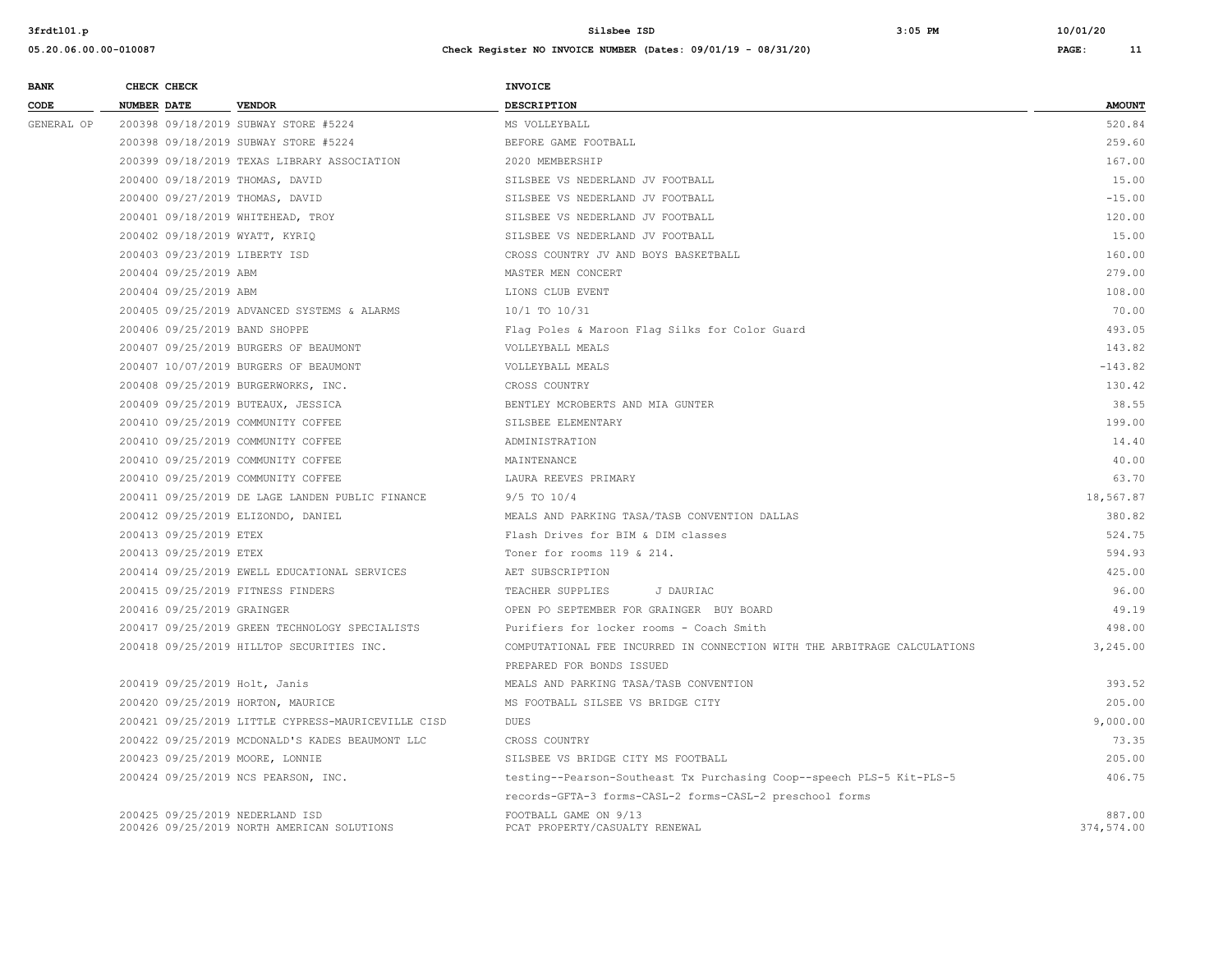| BANK CODE | CHECK NUMBER | CHECK DATE | VENDOR | INVOICE DESCRIPTION | AMOUNT |
|---|---|---|---|---|---|
| GENERAL OP | 200398 | 09/18/2019 | SUBWAY STORE #5224 | MS VOLLEYBALL | 520.84 |
| | 200398 | 09/18/2019 | SUBWAY STORE #5224 | BEFORE GAME FOOTBALL | 259.60 |
| | 200399 | 09/18/2019 | TEXAS LIBRARY ASSOCIATION | 2020 MEMBERSHIP | 167.00 |
| | 200400 | 09/18/2019 | THOMAS, DAVID | SILSBEE VS NEDERLAND JV FOOTBALL | 15.00 |
| | 200400 | 09/27/2019 | THOMAS, DAVID | SILSBEE VS NEDERLAND JV FOOTBALL | -15.00 |
| | 200401 | 09/18/2019 | WHITEHEAD, TROY | SILSBEE VS NEDERLAND JV FOOTBALL | 120.00 |
| | 200402 | 09/18/2019 | WYATT, KYRIQ | SILSBEE VS NEDERLAND JV FOOTBALL | 15.00 |
| | 200403 | 09/23/2019 | LIBERTY ISD | CROSS COUNTRY JV AND BOYS BASKETBALL | 160.00 |
| | 200404 | 09/25/2019 | ABM | MASTER MEN CONCERT | 279.00 |
| | 200404 | 09/25/2019 | ABM | LIONS CLUB EVENT | 108.00 |
| | 200405 | 09/25/2019 | ADVANCED SYSTEMS & ALARMS | 10/1 TO 10/31 | 70.00 |
| | 200406 | 09/25/2019 | BAND SHOPPE | Flag Poles & Maroon Flag Silks for Color Guard | 493.05 |
| | 200407 | 09/25/2019 | BURGERS OF BEAUMONT | VOLLEYBALL MEALS | 143.82 |
| | 200407 | 10/07/2019 | BURGERS OF BEAUMONT | VOLLEYBALL MEALS | -143.82 |
| | 200408 | 09/25/2019 | BURGERWORKS, INC. | CROSS COUNTRY | 130.42 |
| | 200409 | 09/25/2019 | BUTEAUX, JESSICA | BENTLEY MCROBERTS AND MIA GUNTER | 38.55 |
| | 200410 | 09/25/2019 | COMMUNITY COFFEE | SILSBEE ELEMENTARY | 199.00 |
| | 200410 | 09/25/2019 | COMMUNITY COFFEE | ADMINISTRATION | 14.40 |
| | 200410 | 09/25/2019 | COMMUNITY COFFEE | MAINTENANCE | 40.00 |
| | 200410 | 09/25/2019 | COMMUNITY COFFEE | LAURA REEVES PRIMARY | 63.70 |
| | 200411 | 09/25/2019 | DE LAGE LANDEN PUBLIC FINANCE | 9/5 TO 10/4 | 18,567.87 |
| | 200412 | 09/25/2019 | ELIZONDO, DANIEL | MEALS AND PARKING TASA/TASB CONVENTION DALLAS | 380.82 |
| | 200413 | 09/25/2019 | ETEX | Flash Drives for BIM & DIM classes | 524.75 |
| | 200413 | 09/25/2019 | ETEX | Toner for rooms 119 & 214. | 594.93 |
| | 200414 | 09/25/2019 | EWELL EDUCATIONAL SERVICES | AET SUBSCRIPTION | 425.00 |
| | 200415 | 09/25/2019 | FITNESS FINDERS | TEACHER SUPPLIES J DAURIAC | 96.00 |
| | 200416 | 09/25/2019 | GRAINGER | OPEN PO SEPTEMBER FOR GRAINGER BUY BOARD | 49.19 |
| | 200417 | 09/25/2019 | GREEN TECHNOLOGY SPECIALISTS | Purifiers for locker rooms - Coach Smith | 498.00 |
| | 200418 | 09/25/2019 | HILLTOP SECURITIES INC. | COMPUTATIONAL FEE INCURRED IN CONNECTION WITH THE ARBITRAGE CALCULATIONS PREPARED FOR BONDS ISSUED | 3,245.00 |
| | 200419 | 09/25/2019 | Holt, Janis | MEALS AND PARKING TASA/TASB CONVENTION | 393.52 |
| | 200420 | 09/25/2019 | HORTON, MAURICE | MS FOOTBALL SILSEE VS BRIDGE CITY | 205.00 |
| | 200421 | 09/25/2019 | LITTLE CYPRESS-MAURICEVILLE CISD | DUES | 9,000.00 |
| | 200422 | 09/25/2019 | MCDONALD'S KADES BEAUMONT LLC | CROSS COUNTRY | 73.35 |
| | 200423 | 09/25/2019 | MOORE, LONNIE | SILSBEE VS BRIDGE CITY MS FOOTBALL | 205.00 |
| | 200424 | 09/25/2019 | NCS PEARSON, INC. | testing--Pearson-Southeast Tx Purchasing Coop--speech PLS-5 Kit-PLS-5 records-GFTA-3 forms-CASL-2 forms-CASL-2 preschool forms | 406.75 |
| | 200425 | 09/25/2019 | NEDERLAND ISD | FOOTBALL GAME ON 9/13 | 887.00 |
| | 200426 | 09/25/2019 | NORTH AMERICAN SOLUTIONS | PCAT PROPERTY/CASUALTY RENEWAL | 374,574.00 |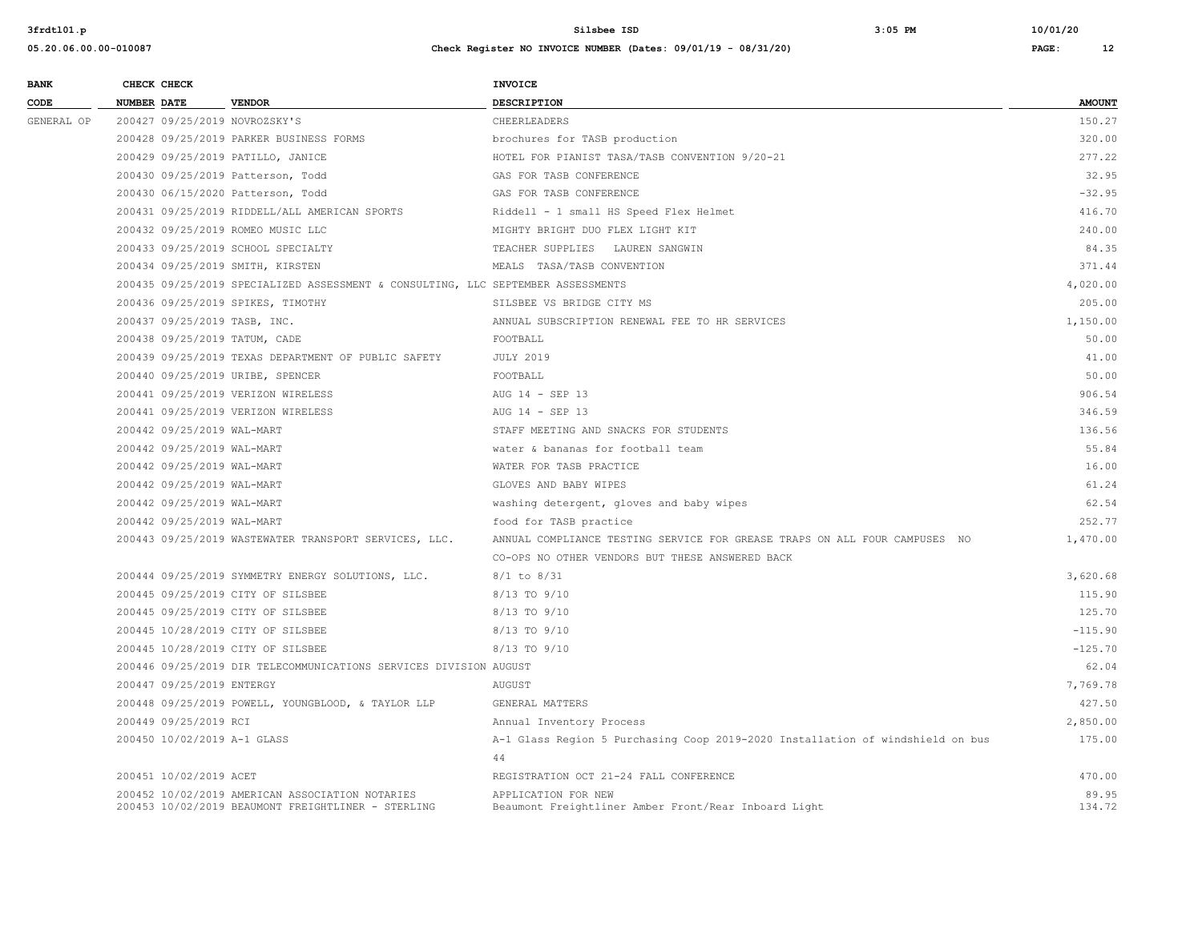| BANK CODE | CHECK NUMBER | CHECK DATE | VENDOR | INVOICE DESCRIPTION | AMOUNT |
|---|---|---|---|---|---|
| GENERAL OP | 200427 | 09/25/2019 | NOVROZSKY'S | CHEERLEADERS | 150.27 |
| | 200428 | 09/25/2019 | PARKER BUSINESS FORMS | brochures for TASB production | 320.00 |
| | 200429 | 09/25/2019 | PATILLO, JANICE | HOTEL FOR PIANIST TASA/TASB CONVENTION 9/20-21 | 277.22 |
| | 200430 | 09/25/2019 | Patterson, Todd | GAS FOR TASB CONFERENCE | 32.95 |
| | 200430 | 06/15/2020 | Patterson, Todd | GAS FOR TASB CONFERENCE | -32.95 |
| | 200431 | 09/25/2019 | RIDDELL/ALL AMERICAN SPORTS | Riddell - 1 small HS Speed Flex Helmet | 416.70 |
| | 200432 | 09/25/2019 | ROMEO MUSIC LLC | MIGHTY BRIGHT DUO FLEX LIGHT KIT | 240.00 |
| | 200433 | 09/25/2019 | SCHOOL SPECIALTY | TEACHER SUPPLIES LAUREN SANGWIN | 84.35 |
| | 200434 | 09/25/2019 | SMITH, KIRSTEN | MEALS TASA/TASB CONVENTION | 371.44 |
| | 200435 | 09/25/2019 | SPECIALIZED ASSESSMENT & CONSULTING, LLC | SEPTEMBER ASSESSMENTS | 4,020.00 |
| | 200436 | 09/25/2019 | SPIKES, TIMOTHY | SILSBEE VS BRIDGE CITY MS | 205.00 |
| | 200437 | 09/25/2019 | TASB, INC. | ANNUAL SUBSCRIPTION RENEWAL FEE TO HR SERVICES | 1,150.00 |
| | 200438 | 09/25/2019 | TATUM, CADE | FOOTBALL | 50.00 |
| | 200439 | 09/25/2019 | TEXAS DEPARTMENT OF PUBLIC SAFETY | JULY 2019 | 41.00 |
| | 200440 | 09/25/2019 | URIBE, SPENCER | FOOTBALL | 50.00 |
| | 200441 | 09/25/2019 | VERIZON WIRELESS | AUG 14 - SEP 13 | 906.54 |
| | 200441 | 09/25/2019 | VERIZON WIRELESS | AUG 14 - SEP 13 | 346.59 |
| | 200442 | 09/25/2019 | WAL-MART | STAFF MEETING AND SNACKS FOR STUDENTS | 136.56 |
| | 200442 | 09/25/2019 | WAL-MART | water & bananas for football team | 55.84 |
| | 200442 | 09/25/2019 | WAL-MART | WATER FOR TASB PRACTICE | 16.00 |
| | 200442 | 09/25/2019 | WAL-MART | GLOVES AND BABY WIPES | 61.24 |
| | 200442 | 09/25/2019 | WAL-MART | washing detergent, gloves and baby wipes | 62.54 |
| | 200442 | 09/25/2019 | WAL-MART | food for TASB practice | 252.77 |
| | 200443 | 09/25/2019 | WASTEWATER TRANSPORT SERVICES, LLC. | ANNUAL COMPLIANCE TESTING SERVICE FOR GREASE TRAPS ON ALL FOUR CAMPUSES NO CO-OPS NO OTHER VENDORS BUT THESE ANSWERED BACK | 1,470.00 |
| | 200444 | 09/25/2019 | SYMMETRY ENERGY SOLUTIONS, LLC. | 8/1 to 8/31 | 3,620.68 |
| | 200445 | 09/25/2019 | CITY OF SILSBEE | 8/13 TO 9/10 | 115.90 |
| | 200445 | 09/25/2019 | CITY OF SILSBEE | 8/13 TO 9/10 | 125.70 |
| | 200445 | 10/28/2019 | CITY OF SILSBEE | 8/13 TO 9/10 | -115.90 |
| | 200445 | 10/28/2019 | CITY OF SILSBEE | 8/13 TO 9/10 | -125.70 |
| | 200446 | 09/25/2019 | DIR TELECOMMUNICATIONS SERVICES DIVISION | AUGUST | 62.04 |
| | 200447 | 09/25/2019 | ENTERGY | AUGUST | 7,769.78 |
| | 200448 | 09/25/2019 | POWELL, YOUNGBLOOD, & TAYLOR LLP | GENERAL MATTERS | 427.50 |
| | 200449 | 09/25/2019 | RCI | Annual Inventory Process | 2,850.00 |
| | 200450 | 10/02/2019 | A-1 GLASS | A-1 Glass Region 5 Purchasing Coop 2019-2020 Installation of windshield on bus 44 | 175.00 |
| | 200451 | 10/02/2019 | ACET | REGISTRATION OCT 21-24 FALL CONFERENCE | 470.00 |
| | 200452 | 10/02/2019 | AMERICAN ASSOCIATION NOTARIES | APPLICATION FOR NEW | 89.95 |
| | 200453 | 10/02/2019 | BEAUMONT FREIGHTLINER - STERLING | Beaumont Freightliner Amber Front/Rear Inboard Light | 134.72 |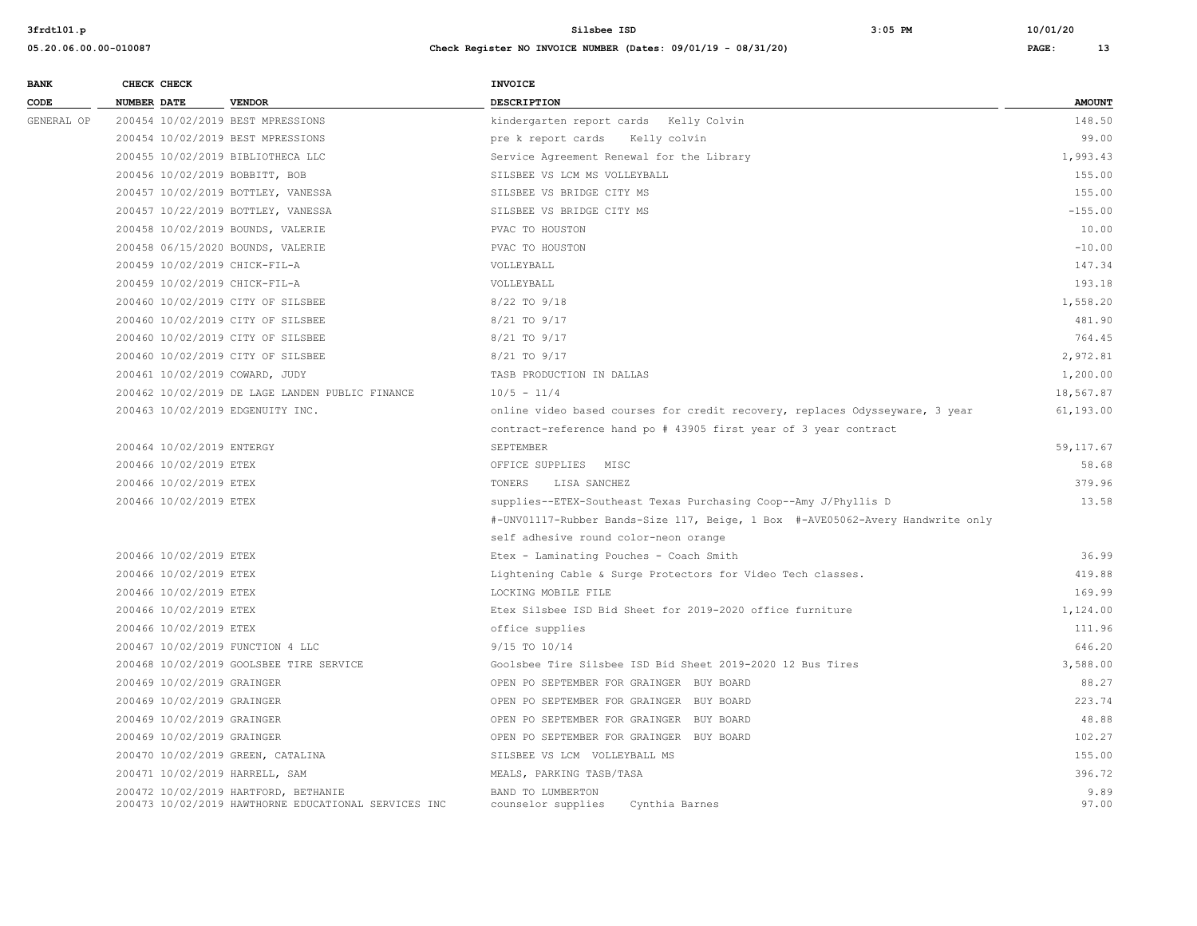| BANK CODE | CHECK NUMBER | CHECK DATE | VENDOR | INVOICE DESCRIPTION | AMOUNT |
|---|---|---|---|---|---|
| GENERAL OP | 200454 | 10/02/2019 | BEST MPRESSIONS | kindergarten report cards Kelly Colvin | 148.50 |
| | 200454 | 10/02/2019 | BEST MPRESSIONS | pre k report cards Kelly colvin | 99.00 |
| | 200455 | 10/02/2019 | BIBLIOTHECA LLC | Service Agreement Renewal for the Library | 1,993.43 |
| | 200456 | 10/02/2019 | BOBBITT, BOB | SILSBEE VS LCM MS VOLLEYBALL | 155.00 |
| | 200457 | 10/02/2019 | BOTTLEY, VANESSA | SILSBEE VS BRIDGE CITY MS | 155.00 |
| | 200457 | 10/22/2019 | BOTTLEY, VANESSA | SILSBEE VS BRIDGE CITY MS | -155.00 |
| | 200458 | 10/02/2019 | BOUNDS, VALERIE | PVAC TO HOUSTON | 10.00 |
| | 200458 | 06/15/2020 | BOUNDS, VALERIE | PVAC TO HOUSTON | -10.00 |
| | 200459 | 10/02/2019 | CHICK-FIL-A | VOLLEYBALL | 147.34 |
| | 200459 | 10/02/2019 | CHICK-FIL-A | VOLLEYBALL | 193.18 |
| | 200460 | 10/02/2019 | CITY OF SILSBEE | 8/22 TO 9/18 | 1,558.20 |
| | 200460 | 10/02/2019 | CITY OF SILSBEE | 8/21 TO 9/17 | 481.90 |
| | 200460 | 10/02/2019 | CITY OF SILSBEE | 8/21 TO 9/17 | 764.45 |
| | 200460 | 10/02/2019 | CITY OF SILSBEE | 8/21 TO 9/17 | 2,972.81 |
| | 200461 | 10/02/2019 | COWARD, JUDY | TASB PRODUCTION IN DALLAS | 1,200.00 |
| | 200462 | 10/02/2019 | DE LAGE LANDEN PUBLIC FINANCE | 10/5 - 11/4 | 18,567.87 |
| | 200463 | 10/02/2019 | EDGENUITY INC. | online video based courses for credit recovery, replaces Odysseyware, 3 year contract-reference hand po # 43905 first year of 3 year contract | 61,193.00 |
| | 200464 | 10/02/2019 | ENTERGY | SEPTEMBER | 59,117.67 |
| | 200466 | 10/02/2019 | ETEX | OFFICE SUPPLIES MISC | 58.68 |
| | 200466 | 10/02/2019 | ETEX | TONERS LISA SANCHEZ | 379.96 |
| | 200466 | 10/02/2019 | ETEX | supplies--ETEX-Southeast Texas Purchasing Coop--Amy J/Phyllis D #-UNV01117-Rubber Bands-Size 117, Beige, 1 Box #-AVE05062-Avery Handwrite only self adhesive round color-neon orange | 13.58 |
| | 200466 | 10/02/2019 | ETEX | Etex - Laminating Pouches - Coach Smith | 36.99 |
| | 200466 | 10/02/2019 | ETEX | Lightening Cable & Surge Protectors for Video Tech classes. | 419.88 |
| | 200466 | 10/02/2019 | ETEX | LOCKING MOBILE FILE | 169.99 |
| | 200466 | 10/02/2019 | ETEX | Etex Silsbee ISD Bid Sheet for 2019-2020 office furniture | 1,124.00 |
| | 200466 | 10/02/2019 | ETEX | office supplies | 111.96 |
| | 200467 | 10/02/2019 | FUNCTION 4 LLC | 9/15 TO 10/14 | 646.20 |
| | 200468 | 10/02/2019 | GOOLSBEE TIRE SERVICE | Goolsbee Tire Silsbee ISD Bid Sheet 2019-2020 12 Bus Tires | 3,588.00 |
| | 200469 | 10/02/2019 | GRAINGER | OPEN PO SEPTEMBER FOR GRAINGER BUY BOARD | 88.27 |
| | 200469 | 10/02/2019 | GRAINGER | OPEN PO SEPTEMBER FOR GRAINGER BUY BOARD | 223.74 |
| | 200469 | 10/02/2019 | GRAINGER | OPEN PO SEPTEMBER FOR GRAINGER BUY BOARD | 48.88 |
| | 200469 | 10/02/2019 | GRAINGER | OPEN PO SEPTEMBER FOR GRAINGER BUY BOARD | 102.27 |
| | 200470 | 10/02/2019 | GREEN, CATALINA | SILSBEE VS LCM VOLLEYBALL MS | 155.00 |
| | 200471 | 10/02/2019 | HARRELL, SAM | MEALS, PARKING TASB/TASA | 396.72 |
| | 200472 | 10/02/2019 | HARTFORD, BETHANIE | BAND TO LUMBERTON | 9.89 |
| | 200473 | 10/02/2019 | HAWTHORNE EDUCATIONAL SERVICES INC | counselor supplies Cynthia Barnes | 97.00 |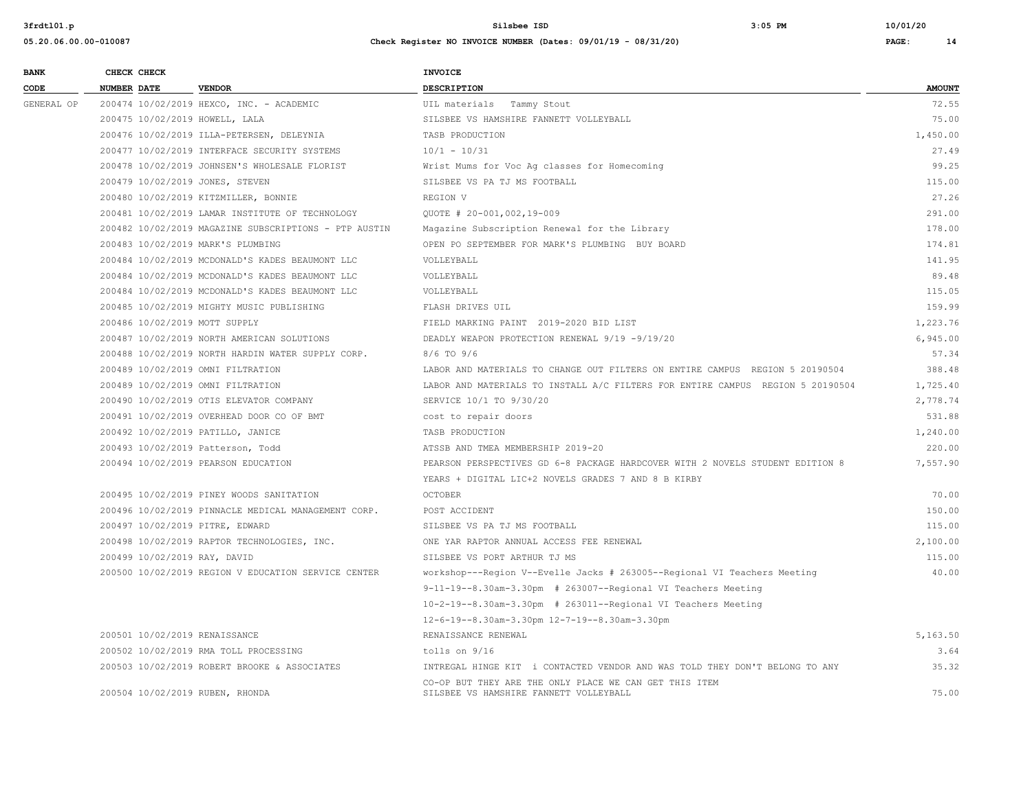| BANK CODE | CHECK NUMBER | CHECK DATE | VENDOR | INVOICE DESCRIPTION | AMOUNT |
|---|---|---|---|---|---|
| GENERAL OP | 200474 | 10/02/2019 | HEXCO, INC. - ACADEMIC | UIL materials Tammy Stout | 72.55 |
| | 200475 | 10/02/2019 | HOWELL, LALA | SILSBEE VS HAMSHIRE FANNETT VOLLEYBALL | 75.00 |
| | 200476 | 10/02/2019 | ILLA-PETERSEN, DELEYNIA | TASB PRODUCTION | 1,450.00 |
| | 200477 | 10/02/2019 | INTERFACE SECURITY SYSTEMS | 10/1 - 10/31 | 27.49 |
| | 200478 | 10/02/2019 | JOHNSEN'S WHOLESALE FLORIST | Wrist Mums for Voc Ag classes for Homecoming | 99.25 |
| | 200479 | 10/02/2019 | JONES, STEVEN | SILSBEE VS PA TJ MS FOOTBALL | 115.00 |
| | 200480 | 10/02/2019 | KITZMILLER, BONNIE | REGION V | 27.26 |
| | 200481 | 10/02/2019 | LAMAR INSTITUTE OF TECHNOLOGY | QUOTE # 20-001,002,19-009 | 291.00 |
| | 200482 | 10/02/2019 | MAGAZINE SUBSCRIPTIONS - PTP AUSTIN | Magazine Subscription Renewal for the Library | 178.00 |
| | 200483 | 10/02/2019 | MARK'S PLUMBING | OPEN PO SEPTEMBER FOR MARK'S PLUMBING BUY BOARD | 174.81 |
| | 200484 | 10/02/2019 | MCDONALD'S KADES BEAUMONT LLC | VOLLEYBALL | 141.95 |
| | 200484 | 10/02/2019 | MCDONALD'S KADES BEAUMONT LLC | VOLLEYBALL | 89.48 |
| | 200484 | 10/02/2019 | MCDONALD'S KADES BEAUMONT LLC | VOLLEYBALL | 115.05 |
| | 200485 | 10/02/2019 | MIGHTY MUSIC PUBLISHING | FLASH DRIVES UIL | 159.99 |
| | 200486 | 10/02/2019 | MOTT SUPPLY | FIELD MARKING PAINT 2019-2020 BID LIST | 1,223.76 |
| | 200487 | 10/02/2019 | NORTH AMERICAN SOLUTIONS | DEADLY WEAPON PROTECTION RENEWAL 9/19 -9/19/20 | 6,945.00 |
| | 200488 | 10/02/2019 | NORTH HARDIN WATER SUPPLY CORP. | 8/6 TO 9/6 | 57.34 |
| | 200489 | 10/02/2019 | OMNI FILTRATION | LABOR AND MATERIALS TO CHANGE OUT FILTERS ON ENTIRE CAMPUS REGION 5 20190504 | 388.48 |
| | 200489 | 10/02/2019 | OMNI FILTRATION | LABOR AND MATERIALS TO INSTALL A/C FILTERS FOR ENTIRE CAMPUS REGION 5 20190504 | 1,725.40 |
| | 200490 | 10/02/2019 | OTIS ELEVATOR COMPANY | SERVICE 10/1 TO 9/30/20 | 2,778.74 |
| | 200491 | 10/02/2019 | OVERHEAD DOOR CO OF BMT | cost to repair doors | 531.88 |
| | 200492 | 10/02/2019 | PATILLO, JANICE | TASB PRODUCTION | 1,240.00 |
| | 200493 | 10/02/2019 | Patterson, Todd | ATSSB AND TMEA MEMBERSHIP 2019-20 | 220.00 |
| | 200494 | 10/02/2019 | PEARSON EDUCATION | PEARSON PERSPECTIVES GD 6-8 PACKAGE HARDCOVER WITH 2 NOVELS STUDENT EDITION 8 YEARS + DIGITAL LIC+2 NOVELS GRADES 7 AND 8 B KIRBY | 7,557.90 |
| | 200495 | 10/02/2019 | PINEY WOODS SANITATION | OCTOBER | 70.00 |
| | 200496 | 10/02/2019 | PINNACLE MEDICAL MANAGEMENT CORP. | POST ACCIDENT | 150.00 |
| | 200497 | 10/02/2019 | PITRE, EDWARD | SILSBEE VS PA TJ MS FOOTBALL | 115.00 |
| | 200498 | 10/02/2019 | RAPTOR TECHNOLOGIES, INC. | ONE YAR RAPTOR ANNUAL ACCESS FEE RENEWAL | 2,100.00 |
| | 200499 | 10/02/2019 | RAY, DAVID | SILSBEE VS PORT ARTHUR TJ MS | 115.00 |
| | 200500 | 10/02/2019 | REGION V EDUCATION SERVICE CENTER | workshop---Region V--Evelle Jacks # 263005--Regional VI Teachers Meeting 9-11-19--8.30am-3.30pm # 263007--Regional VI Teachers Meeting 10-2-19--8.30am-3.30pm # 263011--Regional VI Teachers Meeting 12-6-19--8.30am-3.30pm 12-7-19--8.30am-3.30pm | 40.00 |
| | 200501 | 10/02/2019 | RENAISSANCE | RENAISSANCE RENEWAL | 5,163.50 |
| | 200502 | 10/02/2019 | RMA TOLL PROCESSING | tolls on 9/16 | 3.64 |
| | 200503 | 10/02/2019 | ROBERT BROOKE & ASSOCIATES | INTREGAL HINGE KIT i CONTACTED VENDOR AND WAS TOLD THEY DON'T BELONG TO ANY CO-OP BUT THEY ARE THE ONLY PLACE WE CAN GET THIS ITEM | 35.32 |
| | 200504 | 10/02/2019 | RUBEN, RHONDA | SILSBEE VS HAMSHIRE FANNETT VOLLEYBALL | 75.00 |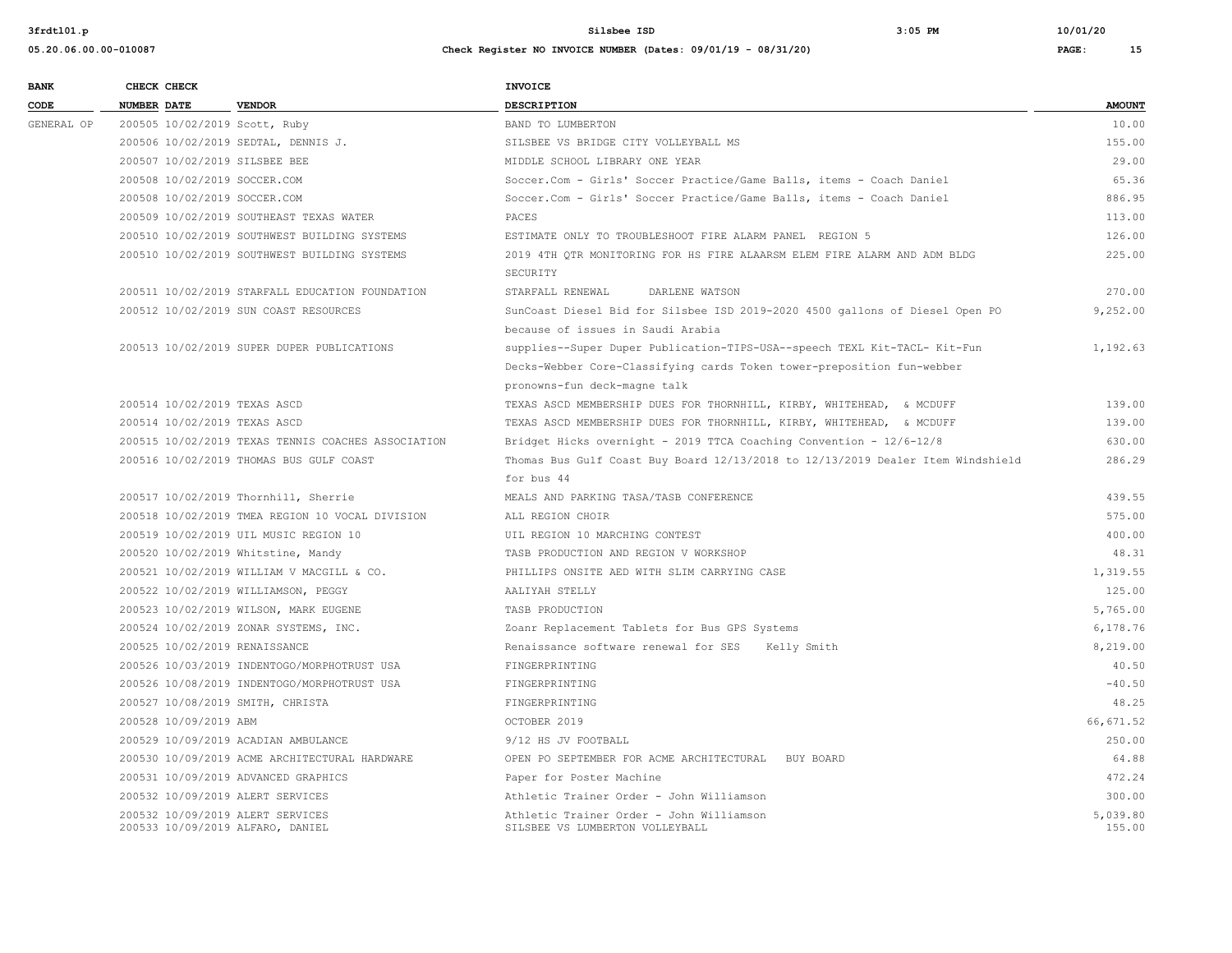| BANK CODE | CHECK NUMBER | CHECK DATE | VENDOR | INVOICE DESCRIPTION | AMOUNT |
|---|---|---|---|---|---|
| GENERAL OP | 200505 | 10/02/2019 | Scott, Ruby | BAND TO LUMBERTON | 10.00 |
| | 200506 | 10/02/2019 | SEDTAL, DENNIS J. | SILSBEE VS BRIDGE CITY VOLLEYBALL MS | 155.00 |
| | 200507 | 10/02/2019 | SILSBEE BEE | MIDDLE SCHOOL LIBRARY ONE YEAR | 29.00 |
| | 200508 | 10/02/2019 | SOCCER.COM | Soccer.Com - Girls' Soccer Practice/Game Balls, items - Coach Daniel | 65.36 |
| | 200508 | 10/02/2019 | SOCCER.COM | Soccer.Com - Girls' Soccer Practice/Game Balls, items - Coach Daniel | 886.95 |
| | 200509 | 10/02/2019 | SOUTHEAST TEXAS WATER | PACES | 113.00 |
| | 200510 | 10/02/2019 | SOUTHWEST BUILDING SYSTEMS | ESTIMATE ONLY TO TROUBLESHOOT FIRE ALARM PANEL REGION 5 | 126.00 |
| | 200510 | 10/02/2019 | SOUTHWEST BUILDING SYSTEMS | 2019 4TH QTR MONITORING FOR HS FIRE ALAARSM ELEM FIRE ALARM AND ADM BLDG SECURITY | 225.00 |
| | 200511 | 10/02/2019 | STARFALL EDUCATION FOUNDATION | STARFALL RENEWAL DARLENE WATSON | 270.00 |
| | 200512 | 10/02/2019 | SUN COAST RESOURCES | SunCoast Diesel Bid for Silsbee ISD 2019-2020 4500 gallons of Diesel Open PO because of issues in Saudi Arabia | 9,252.00 |
| | 200513 | 10/02/2019 | SUPER DUPER PUBLICATIONS | supplies--Super Duper Publication-TIPS-USA--speech TEXL Kit-TACL- Kit-Fun Decks-Webber Core-Classifying cards Token tower-preposition fun-webber pronowns-fun deck-magne talk | 1,192.63 |
| | 200514 | 10/02/2019 | TEXAS ASCD | TEXAS ASCD MEMBERSHIP DUES FOR THORNHILL, KIRBY, WHITEHEAD, & MCDUFF | 139.00 |
| | 200514 | 10/02/2019 | TEXAS ASCD | TEXAS ASCD MEMBERSHIP DUES FOR THORNHILL, KIRBY, WHITEHEAD, & MCDUFF | 139.00 |
| | 200515 | 10/02/2019 | TEXAS TENNIS COACHES ASSOCIATION | Bridget Hicks overnight - 2019 TTCA Coaching Convention - 12/6-12/8 | 630.00 |
| | 200516 | 10/02/2019 | THOMAS BUS GULF COAST | Thomas Bus Gulf Coast Buy Board 12/13/2018 to 12/13/2019 Dealer Item Windshield for bus 44 | 286.29 |
| | 200517 | 10/02/2019 | Thornhill, Sherrie | MEALS AND PARKING TASA/TASB CONFERENCE | 439.55 |
| | 200518 | 10/02/2019 | TMEA REGION 10 VOCAL DIVISION | ALL REGION CHOIR | 575.00 |
| | 200519 | 10/02/2019 | UIL MUSIC REGION 10 | UIL REGION 10 MARCHING CONTEST | 400.00 |
| | 200520 | 10/02/2019 | Whitstine, Mandy | TASB PRODUCTION AND REGION V WORKSHOP | 48.31 |
| | 200521 | 10/02/2019 | WILLIAM V MACGILL & CO. | PHILLIPS ONSITE AED WITH SLIM CARRYING CASE | 1,319.55 |
| | 200522 | 10/02/2019 | WILLIAMSON, PEGGY | AALIYAH STELLY | 125.00 |
| | 200523 | 10/02/2019 | WILSON, MARK EUGENE | TASB PRODUCTION | 5,765.00 |
| | 200524 | 10/02/2019 | ZONAR SYSTEMS, INC. | Zoanr Replacement Tablets for Bus GPS Systems | 6,178.76 |
| | 200525 | 10/02/2019 | RENAISSANCE | Renaissance software renewal for SES Kelly Smith | 8,219.00 |
| | 200526 | 10/03/2019 | INDENTOGO/MORPHOTRUST USA | FINGERPRINTING | 40.50 |
| | 200526 | 10/08/2019 | INDENTOGO/MORPHOTRUST USA | FINGERPRINTING | -40.50 |
| | 200527 | 10/08/2019 | SMITH, CHRISTA | FINGERPRINTING | 48.25 |
| | 200528 | 10/09/2019 | ABM | OCTOBER 2019 | 66,671.52 |
| | 200529 | 10/09/2019 | ACADIAN AMBULANCE | 9/12 HS JV FOOTBALL | 250.00 |
| | 200530 | 10/09/2019 | ACME ARCHITECTURAL HARDWARE | OPEN PO SEPTEMBER FOR ACME ARCHITECTURAL BUY BOARD | 64.88 |
| | 200531 | 10/09/2019 | ADVANCED GRAPHICS | Paper for Poster Machine | 472.24 |
| | 200532 | 10/09/2019 | ALERT SERVICES | Athletic Trainer Order - John Williamson | 300.00 |
| | 200532 | 10/09/2019 | ALERT SERVICES | Athletic Trainer Order - John Williamson | 5,039.80 |
| | 200533 | 10/09/2019 | ALFARO, DANIEL | SILSBEE VS LUMBERTON VOLLEYBALL | 155.00 |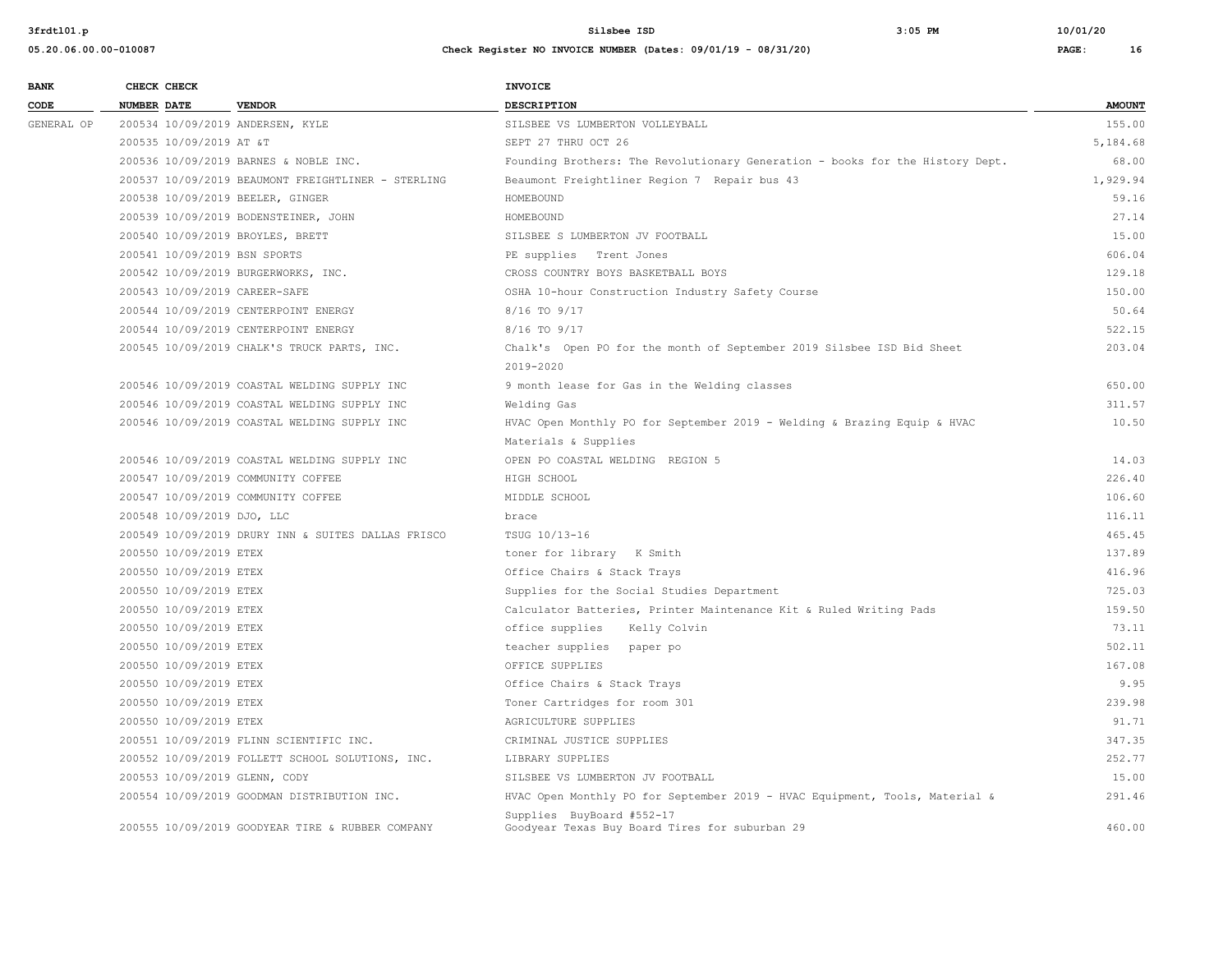| BANK CODE | CHECK NUMBER | CHECK DATE | VENDOR | INVOICE DESCRIPTION | AMOUNT |
|---|---|---|---|---|---|
| GENERAL OP | 200534 | 10/09/2019 | ANDERSEN, KYLE | SILSBEE VS LUMBERTON VOLLEYBALL | 155.00 |
| | 200535 | 10/09/2019 | AT &T | SEPT 27 THRU OCT 26 | 5,184.68 |
| | 200536 | 10/09/2019 | BARNES & NOBLE INC. | Founding Brothers: The Revolutionary Generation - books for the History Dept. | 68.00 |
| | 200537 | 10/09/2019 | BEAUMONT FREIGHTLINER - STERLING | Beaumont Freightliner Region 7 Repair bus 43 | 1,929.94 |
| | 200538 | 10/09/2019 | BEELER, GINGER | HOMEBOUND | 59.16 |
| | 200539 | 10/09/2019 | BODENSTEINER, JOHN | HOMEBOUND | 27.14 |
| | 200540 | 10/09/2019 | BROYLES, BRETT | SILSBEE S LUMBERTON JV FOOTBALL | 15.00 |
| | 200541 | 10/09/2019 | BSN SPORTS | PE supplies Trent Jones | 606.04 |
| | 200542 | 10/09/2019 | BURGERWORKS, INC. | CROSS COUNTRY BOYS BASKETBALL BOYS | 129.18 |
| | 200543 | 10/09/2019 | CAREER-SAFE | OSHA 10-hour Construction Industry Safety Course | 150.00 |
| | 200544 | 10/09/2019 | CENTERPOINT ENERGY | 8/16 TO 9/17 | 50.64 |
| | 200544 | 10/09/2019 | CENTERPOINT ENERGY | 8/16 TO 9/17 | 522.15 |
| | 200545 | 10/09/2019 | CHALK'S TRUCK PARTS, INC. | Chalk's Open PO for the month of September 2019 Silsbee ISD Bid Sheet 2019-2020 | 203.04 |
| | 200546 | 10/09/2019 | COASTAL WELDING SUPPLY INC | 9 month lease for Gas in the Welding classes | 650.00 |
| | 200546 | 10/09/2019 | COASTAL WELDING SUPPLY INC | Welding Gas | 311.57 |
| | 200546 | 10/09/2019 | COASTAL WELDING SUPPLY INC | HVAC Open Monthly PO for September 2019 - Welding & Brazing Equip & HVAC Materials & Supplies | 10.50 |
| | 200546 | 10/09/2019 | COASTAL WELDING SUPPLY INC | OPEN PO COASTAL WELDING REGION 5 | 14.03 |
| | 200547 | 10/09/2019 | COMMUNITY COFFEE | HIGH SCHOOL | 226.40 |
| | 200547 | 10/09/2019 | COMMUNITY COFFEE | MIDDLE SCHOOL | 106.60 |
| | 200548 | 10/09/2019 | DJO, LLC | brace | 116.11 |
| | 200549 | 10/09/2019 | DRURY INN & SUITES DALLAS FRISCO | TSUG 10/13-16 | 465.45 |
| | 200550 | 10/09/2019 | ETEX | toner for library K Smith | 137.89 |
| | 200550 | 10/09/2019 | ETEX | Office Chairs & Stack Trays | 416.96 |
| | 200550 | 10/09/2019 | ETEX | Supplies for the Social Studies Department | 725.03 |
| | 200550 | 10/09/2019 | ETEX | Calculator Batteries, Printer Maintenance Kit & Ruled Writing Pads | 159.50 |
| | 200550 | 10/09/2019 | ETEX | office supplies Kelly Colvin | 73.11 |
| | 200550 | 10/09/2019 | ETEX | teacher supplies paper po | 502.11 |
| | 200550 | 10/09/2019 | ETEX | OFFICE SUPPLIES | 167.08 |
| | 200550 | 10/09/2019 | ETEX | Office Chairs & Stack Trays | 9.95 |
| | 200550 | 10/09/2019 | ETEX | Toner Cartridges for room 301 | 239.98 |
| | 200550 | 10/09/2019 | ETEX | AGRICULTURE SUPPLIES | 91.71 |
| | 200551 | 10/09/2019 | FLINN SCIENTIFIC INC. | CRIMINAL JUSTICE SUPPLIES | 347.35 |
| | 200552 | 10/09/2019 | FOLLETT SCHOOL SOLUTIONS, INC. | LIBRARY SUPPLIES | 252.77 |
| | 200553 | 10/09/2019 | GLENN, CODY | SILSBEE VS LUMBERTON JV FOOTBALL | 15.00 |
| | 200554 | 10/09/2019 | GOODMAN DISTRIBUTION INC. | HVAC Open Monthly PO for September 2019 - HVAC Equipment, Tools, Material & Supplies BuyBoard #552-17 | 291.46 |
| | 200555 | 10/09/2019 | GOODYEAR TIRE & RUBBER COMPANY | Goodyear Texas Buy Board Tires for suburban 29 | 460.00 |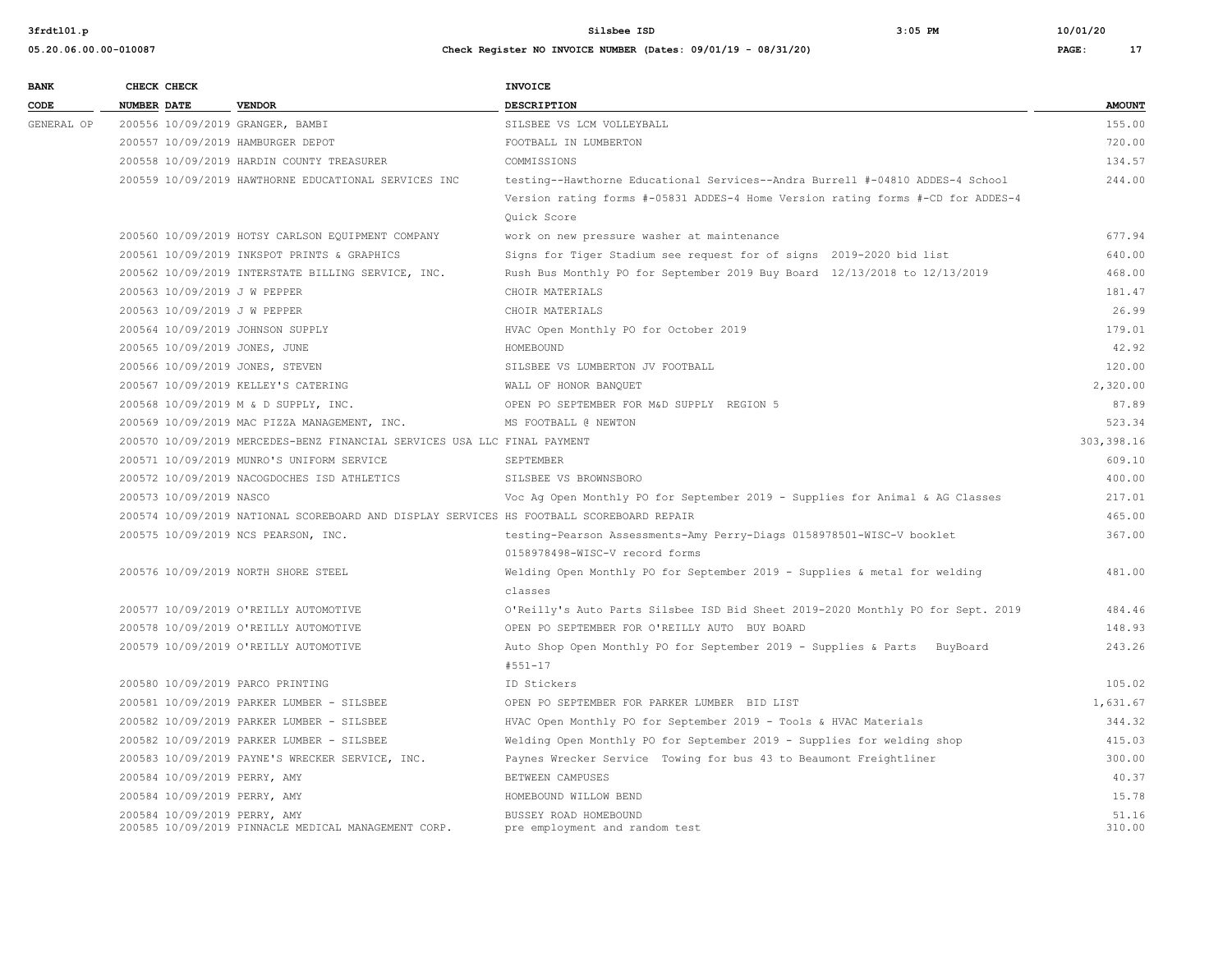| BANK CODE | CHECK NUMBER | CHECK DATE | VENDOR | INVOICE DESCRIPTION | AMOUNT |
|---|---|---|---|---|---|
| GENERAL OP | 200556 | 10/09/2019 | GRANGER, BAMBI | SILSBEE VS LCM VOLLEYBALL | 155.00 |
| | 200557 | 10/09/2019 | HAMBURGER DEPOT | FOOTBALL IN LUMBERTON | 720.00 |
| | 200558 | 10/09/2019 | HARDIN COUNTY TREASURER | COMMISSIONS | 134.57 |
| | 200559 | 10/09/2019 | HAWTHORNE EDUCATIONAL SERVICES INC | testing--Hawthorne Educational Services--Andra Burrell #-04810 ADDES-4 School Version rating forms #-05831 ADDES-4 Home Version rating forms #-CD for ADDES-4 Quick Score | 244.00 |
| | 200560 | 10/09/2019 | HOTSY CARLSON EQUIPMENT COMPANY | work on new pressure washer at maintenance | 677.94 |
| | 200561 | 10/09/2019 | INKSPOT PRINTS & GRAPHICS | Signs for Tiger Stadium see request for of signs 2019-2020 bid list | 640.00 |
| | 200562 | 10/09/2019 | INTERSTATE BILLING SERVICE, INC. | Rush Bus Monthly PO for September 2019 Buy Board 12/13/2018 to 12/13/2019 | 468.00 |
| | 200563 | 10/09/2019 | J W PEPPER | CHOIR MATERIALS | 181.47 |
| | 200563 | 10/09/2019 | J W PEPPER | CHOIR MATERIALS | 26.99 |
| | 200564 | 10/09/2019 | JOHNSON SUPPLY | HVAC Open Monthly PO for October 2019 | 179.01 |
| | 200565 | 10/09/2019 | JONES, JUNE | HOMEBOUND | 42.92 |
| | 200566 | 10/09/2019 | JONES, STEVEN | SILSBEE VS LUMBERTON JV FOOTBALL | 120.00 |
| | 200567 | 10/09/2019 | KELLEY'S CATERING | WALL OF HONOR BANQUET | 2,320.00 |
| | 200568 | 10/09/2019 | M & D SUPPLY, INC. | OPEN PO SEPTEMBER FOR M&D SUPPLY REGION 5 | 87.89 |
| | 200569 | 10/09/2019 | MAC PIZZA MANAGEMENT, INC. | MS FOOTBALL @ NEWTON | 523.34 |
| | 200570 | 10/09/2019 | MERCEDES-BENZ FINANCIAL SERVICES USA LLC | FINAL PAYMENT | 303,398.16 |
| | 200571 | 10/09/2019 | MUNRO'S UNIFORM SERVICE | SEPTEMBER | 609.10 |
| | 200572 | 10/09/2019 | NACOGDOCHES ISD ATHLETICS | SILSBEE VS BROWNSBORO | 400.00 |
| | 200573 | 10/09/2019 | NASCO | Voc Ag Open Monthly PO for September 2019 - Supplies for Animal & AG Classes | 217.01 |
| | 200574 | 10/09/2019 | NATIONAL SCOREBOARD AND DISPLAY SERVICES | HS FOOTBALL SCOREBOARD REPAIR | 465.00 |
| | 200575 | 10/09/2019 | NCS PEARSON, INC. | testing-Pearson Assessments-Amy Perry-Diags 0158978501-WISC-V booklet 0158978498-WISC-V record forms | 367.00 |
| | 200576 | 10/09/2019 | NORTH SHORE STEEL | Welding Open Monthly PO for September 2019 - Supplies & metal for welding classes | 481.00 |
| | 200577 | 10/09/2019 | O'REILLY AUTOMOTIVE | O'Reilly's Auto Parts Silsbee ISD Bid Sheet 2019-2020 Monthly PO for Sept. 2019 | 484.46 |
| | 200578 | 10/09/2019 | O'REILLY AUTOMOTIVE | OPEN PO SEPTEMBER FOR O'REILLY AUTO BUY BOARD | 148.93 |
| | 200579 | 10/09/2019 | O'REILLY AUTOMOTIVE | Auto Shop Open Monthly PO for September 2019 - Supplies & Parts BuyBoard #551-17 | 243.26 |
| | 200580 | 10/09/2019 | PARCO PRINTING | ID Stickers | 105.02 |
| | 200581 | 10/09/2019 | PARKER LUMBER - SILSBEE | OPEN PO SEPTEMBER FOR PARKER LUMBER BID LIST | 1,631.67 |
| | 200582 | 10/09/2019 | PARKER LUMBER - SILSBEE | HVAC Open Monthly PO for September 2019 - Tools & HVAC Materials | 344.32 |
| | 200582 | 10/09/2019 | PARKER LUMBER - SILSBEE | Welding Open Monthly PO for September 2019 - Supplies for welding shop | 415.03 |
| | 200583 | 10/09/2019 | PAYNE'S WRECKER SERVICE, INC. | Paynes Wrecker Service Towing for bus 43 to Beaumont Freightliner | 300.00 |
| | 200584 | 10/09/2019 | PERRY, AMY | BETWEEN CAMPUSES | 40.37 |
| | 200584 | 10/09/2019 | PERRY, AMY | HOMEBOUND WILLOW BEND | 15.78 |
| | 200584 | 10/09/2019 | PERRY, AMY | BUSSEY ROAD HOMEBOUND | 51.16 |
| | 200585 | 10/09/2019 | PINNACLE MEDICAL MANAGEMENT CORP. | pre employment and random test | 310.00 |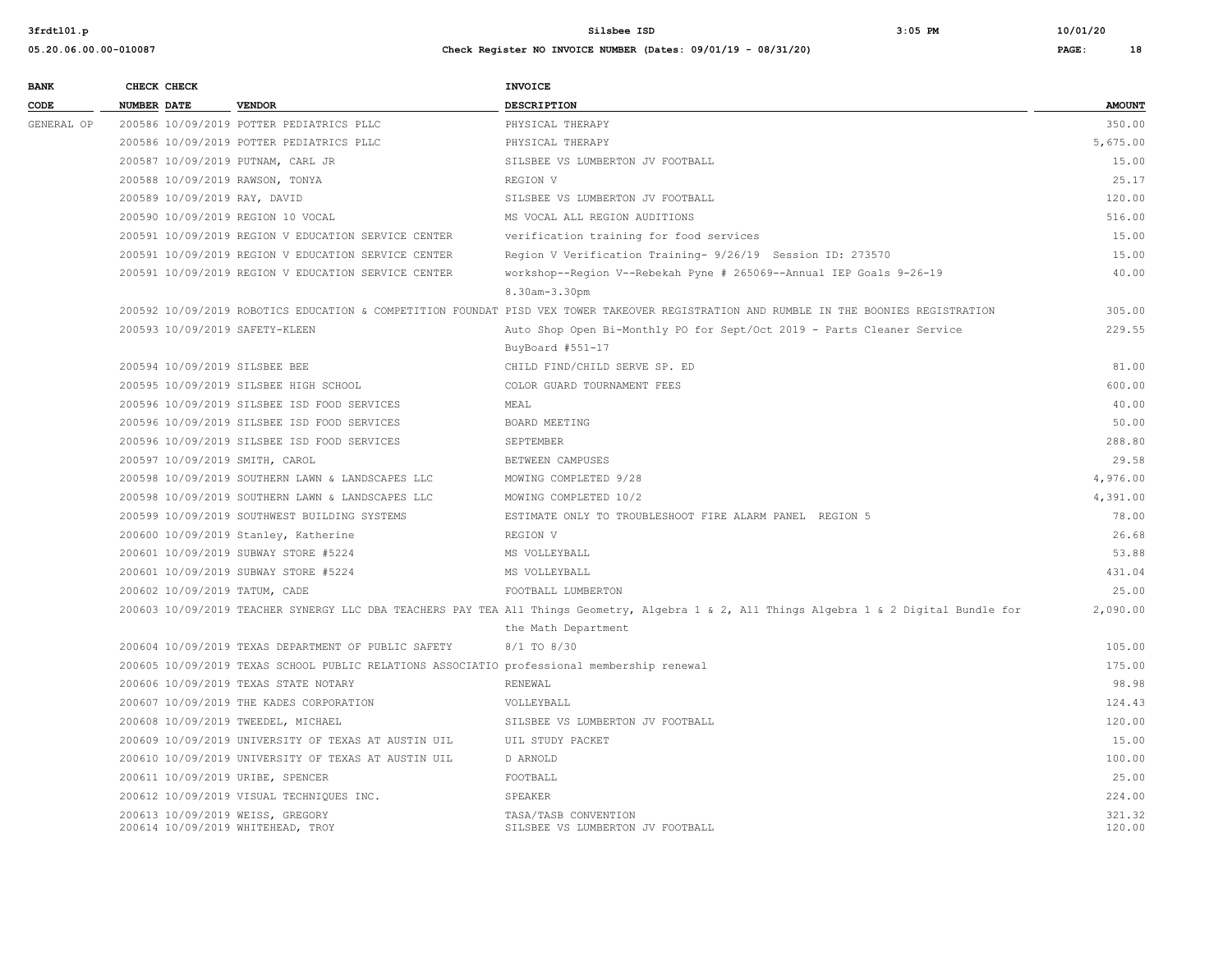| BANK CODE | CHECK NUMBER | CHECK DATE | VENDOR | INVOICE DESCRIPTION | AMOUNT |
|---|---|---|---|---|---|
| GENERAL OP | 200586 | 10/09/2019 | POTTER PEDIATRICS PLLC | PHYSICAL THERAPY | 350.00 |
| | 200586 | 10/09/2019 | POTTER PEDIATRICS PLLC | PHYSICAL THERAPY | 5,675.00 |
| | 200587 | 10/09/2019 | PUTNAM, CARL JR | SILSBEE VS LUMBERTON JV FOOTBALL | 15.00 |
| | 200588 | 10/09/2019 | RAWSON, TONYA | REGION V | 25.17 |
| | 200589 | 10/09/2019 | RAY, DAVID | SILSBEE VS LUMBERTON JV FOOTBALL | 120.00 |
| | 200590 | 10/09/2019 | REGION 10 VOCAL | MS VOCAL ALL REGION AUDITIONS | 516.00 |
| | 200591 | 10/09/2019 | REGION V EDUCATION SERVICE CENTER | verification training for food services | 15.00 |
| | 200591 | 10/09/2019 | REGION V EDUCATION SERVICE CENTER | Region V Verification Training- 9/26/19 Session ID: 273570 | 15.00 |
| | 200591 | 10/09/2019 | REGION V EDUCATION SERVICE CENTER | workshop--Region V--Rebekah Pyne # 265069--Annual IEP Goals 9-26-19 8.30am-3.30pm | 40.00 |
| | 200592 | 10/09/2019 | ROBOTICS EDUCATION & COMPETITION FOUNDAT | PISD VEX TOWER TAKEOVER REGISTRATION AND RUMBLE IN THE BOONIES REGISTRATION | 305.00 |
| | 200593 | 10/09/2019 | SAFETY-KLEEN | Auto Shop Open Bi-Monthly PO for Sept/Oct 2019 - Parts Cleaner Service BuyBoard #551-17 | 229.55 |
| | 200594 | 10/09/2019 | SILSBEE BEE | CHILD FIND/CHILD SERVE SP. ED | 81.00 |
| | 200595 | 10/09/2019 | SILSBEE HIGH SCHOOL | COLOR GUARD TOURNAMENT FEES | 600.00 |
| | 200596 | 10/09/2019 | SILSBEE ISD FOOD SERVICES | MEAL | 40.00 |
| | 200596 | 10/09/2019 | SILSBEE ISD FOOD SERVICES | BOARD MEETING | 50.00 |
| | 200596 | 10/09/2019 | SILSBEE ISD FOOD SERVICES | SEPTEMBER | 288.80 |
| | 200597 | 10/09/2019 | SMITH, CAROL | BETWEEN CAMPUSES | 29.58 |
| | 200598 | 10/09/2019 | SOUTHERN LAWN & LANDSCAPES LLC | MOWING COMPLETED 9/28 | 4,976.00 |
| | 200598 | 10/09/2019 | SOUTHERN LAWN & LANDSCAPES LLC | MOWING COMPLETED 10/2 | 4,391.00 |
| | 200599 | 10/09/2019 | SOUTHWEST BUILDING SYSTEMS | ESTIMATE ONLY TO TROUBLESHOOT FIRE ALARM PANEL REGION 5 | 78.00 |
| | 200600 | 10/09/2019 | Stanley, Katherine | REGION V | 26.68 |
| | 200601 | 10/09/2019 | SUBWAY STORE #5224 | MS VOLLEYBALL | 53.88 |
| | 200601 | 10/09/2019 | SUBWAY STORE #5224 | MS VOLLEYBALL | 431.04 |
| | 200602 | 10/09/2019 | TATUM, CADE | FOOTBALL LUMBERTON | 25.00 |
| | 200603 | 10/09/2019 | TEACHER SYNERGY LLC DBA TEACHERS PAY TEA | All Things Geometry, Algebra 1 & 2, All Things Algebra 1 & 2 Digital Bundle for the Math Department | 2,090.00 |
| | 200604 | 10/09/2019 | TEXAS DEPARTMENT OF PUBLIC SAFETY | 8/1 TO 8/30 | 105.00 |
| | 200605 | 10/09/2019 | TEXAS SCHOOL PUBLIC RELATIONS ASSOCIATIO | professional membership renewal | 175.00 |
| | 200606 | 10/09/2019 | TEXAS STATE NOTARY | RENEWAL | 98.98 |
| | 200607 | 10/09/2019 | THE KADES CORPORATION | VOLLEYBALL | 124.43 |
| | 200608 | 10/09/2019 | TWEEDEL, MICHAEL | SILSBEE VS LUMBERTON JV FOOTBALL | 120.00 |
| | 200609 | 10/09/2019 | UNIVERSITY OF TEXAS AT AUSTIN UIL | UIL STUDY PACKET | 15.00 |
| | 200610 | 10/09/2019 | UNIVERSITY OF TEXAS AT AUSTIN UIL | D ARNOLD | 100.00 |
| | 200611 | 10/09/2019 | URIBE, SPENCER | FOOTBALL | 25.00 |
| | 200612 | 10/09/2019 | VISUAL TECHNIQUES INC. | SPEAKER | 224.00 |
| | 200613 | 10/09/2019 | WEISS, GREGORY | TASA/TASB CONVENTION | 321.32 |
| | 200614 | 10/09/2019 | WHITEHEAD, TROY | SILSBEE VS LUMBERTON JV FOOTBALL | 120.00 |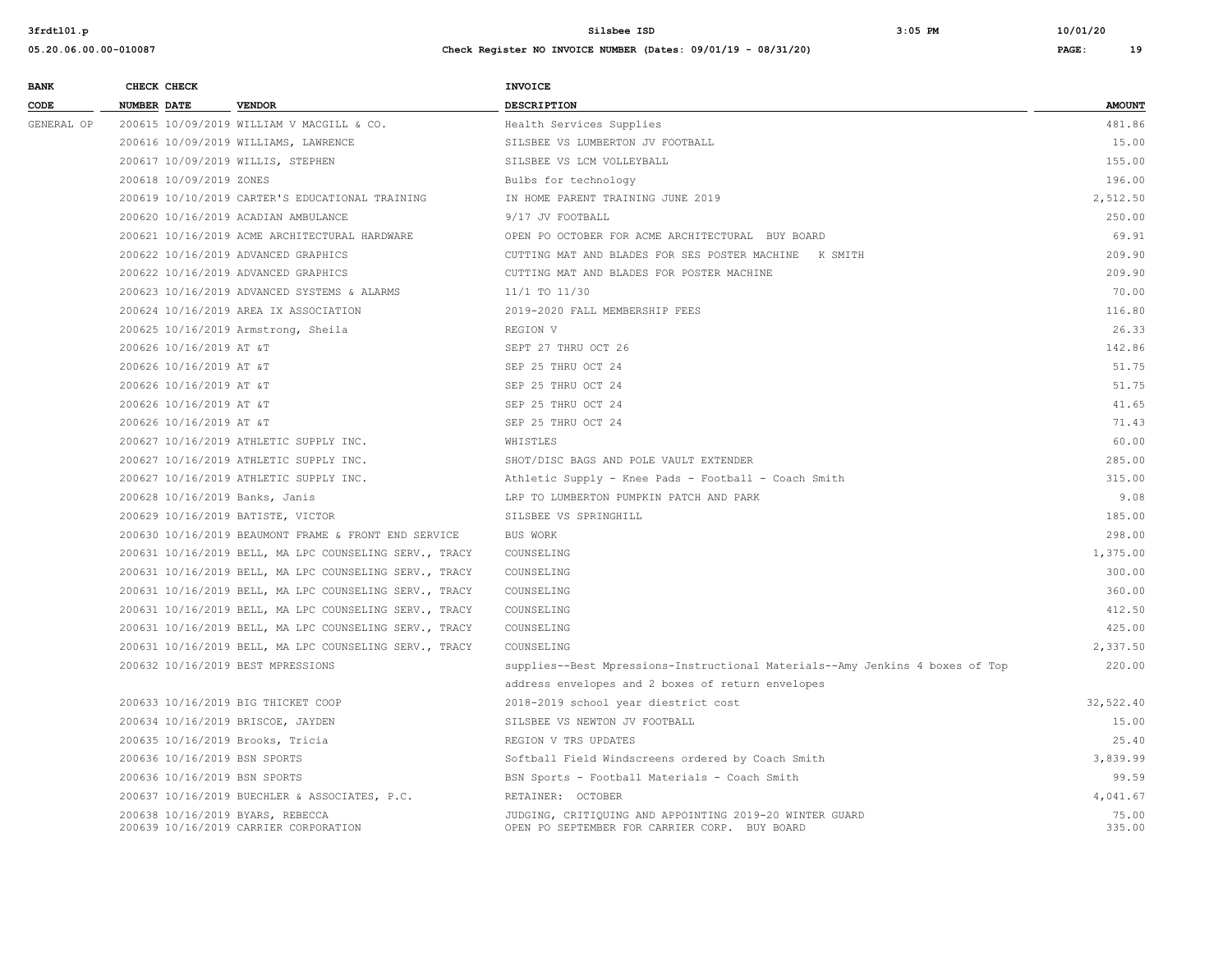| BANK CODE | CHECK NUMBER | CHECK DATE | VENDOR | INVOICE DESCRIPTION | AMOUNT |
|---|---|---|---|---|---|
| GENERAL OP | 200615 | 10/09/2019 | WILLIAM V MACGILL & CO. | Health Services Supplies | 481.86 |
| | 200616 | 10/09/2019 | WILLIAMS, LAWRENCE | SILSBEE VS LUMBERTON JV FOOTBALL | 15.00 |
| | 200617 | 10/09/2019 | WILLIS, STEPHEN | SILSBEE VS LCM VOLLEYBALL | 155.00 |
| | 200618 | 10/09/2019 | ZONES | Bulbs for technology | 196.00 |
| | 200619 | 10/10/2019 | CARTER'S EDUCATIONAL TRAINING | IN HOME PARENT TRAINING JUNE 2019 | 2,512.50 |
| | 200620 | 10/16/2019 | ACADIAN AMBULANCE | 9/17 JV FOOTBALL | 250.00 |
| | 200621 | 10/16/2019 | ACME ARCHITECTURAL HARDWARE | OPEN PO OCTOBER FOR ACME ARCHITECTURAL BUY BOARD | 69.91 |
| | 200622 | 10/16/2019 | ADVANCED GRAPHICS | CUTTING MAT AND BLADES FOR SES POSTER MACHINE K SMITH | 209.90 |
| | 200622 | 10/16/2019 | ADVANCED GRAPHICS | CUTTING MAT AND BLADES FOR POSTER MACHINE | 209.90 |
| | 200623 | 10/16/2019 | ADVANCED SYSTEMS & ALARMS | 11/1 TO 11/30 | 70.00 |
| | 200624 | 10/16/2019 | AREA IX ASSOCIATION | 2019-2020 FALL MEMBERSHIP FEES | 116.80 |
| | 200625 | 10/16/2019 | Armstrong, Sheila | REGION V | 26.33 |
| | 200626 | 10/16/2019 | AT &T | SEPT 27 THRU OCT 26 | 142.86 |
| | 200626 | 10/16/2019 | AT &T | SEP 25 THRU OCT 24 | 51.75 |
| | 200626 | 10/16/2019 | AT &T | SEP 25 THRU OCT 24 | 51.75 |
| | 200626 | 10/16/2019 | AT &T | SEP 25 THRU OCT 24 | 41.65 |
| | 200626 | 10/16/2019 | AT &T | SEP 25 THRU OCT 24 | 71.43 |
| | 200627 | 10/16/2019 | ATHLETIC SUPPLY INC. | WHISTLES | 60.00 |
| | 200627 | 10/16/2019 | ATHLETIC SUPPLY INC. | SHOT/DISC BAGS AND POLE VAULT EXTENDER | 285.00 |
| | 200627 | 10/16/2019 | ATHLETIC SUPPLY INC. | Athletic Supply - Knee Pads - Football - Coach Smith | 315.00 |
| | 200628 | 10/16/2019 | Banks, Janis | LRP TO LUMBERTON PUMPKIN PATCH AND PARK | 9.08 |
| | 200629 | 10/16/2019 | BATISTE, VICTOR | SILSBEE VS SPRINGHILL | 185.00 |
| | 200630 | 10/16/2019 | BEAUMONT FRAME & FRONT END SERVICE | BUS WORK | 298.00 |
| | 200631 | 10/16/2019 | BELL, MA LPC COUNSELING SERV., TRACY | COUNSELING | 1,375.00 |
| | 200631 | 10/16/2019 | BELL, MA LPC COUNSELING SERV., TRACY | COUNSELING | 300.00 |
| | 200631 | 10/16/2019 | BELL, MA LPC COUNSELING SERV., TRACY | COUNSELING | 360.00 |
| | 200631 | 10/16/2019 | BELL, MA LPC COUNSELING SERV., TRACY | COUNSELING | 412.50 |
| | 200631 | 10/16/2019 | BELL, MA LPC COUNSELING SERV., TRACY | COUNSELING | 425.00 |
| | 200631 | 10/16/2019 | BELL, MA LPC COUNSELING SERV., TRACY | COUNSELING | 2,337.50 |
| | 200632 | 10/16/2019 | BEST MPRESSIONS | supplies--Best Mpressions-Instructional Materials--Amy Jenkins 4 boxes of Top address envelopes and 2 boxes of return envelopes | 220.00 |
| | 200633 | 10/16/2019 | BIG THICKET COOP | 2018-2019 school year diestrict cost | 32,522.40 |
| | 200634 | 10/16/2019 | BRISCOE, JAYDEN | SILSBEE VS NEWTON JV FOOTBALL | 15.00 |
| | 200635 | 10/16/2019 | Brooks, Tricia | REGION V TRS UPDATES | 25.40 |
| | 200636 | 10/16/2019 | BSN SPORTS | Softball Field Windscreens ordered by Coach Smith | 3,839.99 |
| | 200636 | 10/16/2019 | BSN SPORTS | BSN Sports - Football Materials - Coach Smith | 99.59 |
| | 200637 | 10/16/2019 | BUECHLER & ASSOCIATES, P.C. | RETAINER: OCTOBER | 4,041.67 |
| | 200638 | 10/16/2019 | BYARS, REBECCA | JUDGING, CRITIQUING AND APPOINTING 2019-20 WINTER GUARD | 75.00 |
| | 200639 | 10/16/2019 | CARRIER CORPORATION | OPEN PO SEPTEMBER FOR CARRIER CORP. BUY BOARD | 335.00 |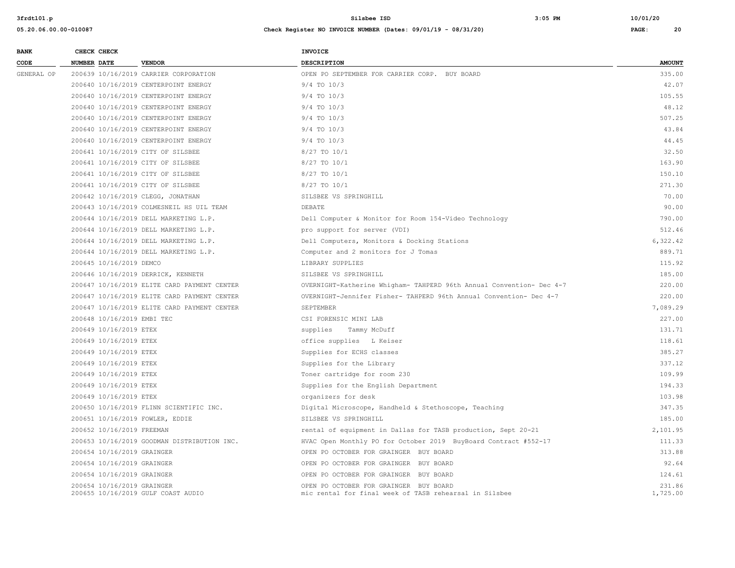| BANK CODE | CHECK NUMBER | CHECK DATE | VENDOR | INVOICE DESCRIPTION | AMOUNT |
|---|---|---|---|---|---|
| GENERAL OP | 200639 | 10/16/2019 | CARRIER CORPORATION | OPEN PO SEPTEMBER FOR CARRIER CORP. BUY BOARD | 335.00 |
| | 200640 | 10/16/2019 | CENTERPOINT ENERGY | 9/4 TO 10/3 | 42.07 |
| | 200640 | 10/16/2019 | CENTERPOINT ENERGY | 9/4 TO 10/3 | 105.55 |
| | 200640 | 10/16/2019 | CENTERPOINT ENERGY | 9/4 TO 10/3 | 48.12 |
| | 200640 | 10/16/2019 | CENTERPOINT ENERGY | 9/4 TO 10/3 | 507.25 |
| | 200640 | 10/16/2019 | CENTERPOINT ENERGY | 9/4 TO 10/3 | 43.84 |
| | 200640 | 10/16/2019 | CENTERPOINT ENERGY | 9/4 TO 10/3 | 44.45 |
| | 200641 | 10/16/2019 | CITY OF SILSBEE | 8/27 TO 10/1 | 32.50 |
| | 200641 | 10/16/2019 | CITY OF SILSBEE | 8/27 TO 10/1 | 163.90 |
| | 200641 | 10/16/2019 | CITY OF SILSBEE | 8/27 TO 10/1 | 150.10 |
| | 200641 | 10/16/2019 | CITY OF SILSBEE | 8/27 TO 10/1 | 271.30 |
| | 200642 | 10/16/2019 | CLEGG, JONATHAN | SILSBEE VS SPRINGHILL | 70.00 |
| | 200643 | 10/16/2019 | COLMESNEIL HS UIL TEAM | DEBATE | 90.00 |
| | 200644 | 10/16/2019 | DELL MARKETING L.P. | Dell Computer & Monitor for Room 154-Video Technology | 790.00 |
| | 200644 | 10/16/2019 | DELL MARKETING L.P. | pro support for server (VDI) | 512.46 |
| | 200644 | 10/16/2019 | DELL MARKETING L.P. | Dell Computers, Monitors & Docking Stations | 6,322.42 |
| | 200644 | 10/16/2019 | DELL MARKETING L.P. | Computer and 2 monitors for J Tomas | 889.71 |
| | 200645 | 10/16/2019 | DEMCO | LIBRARY SUPPLIES | 115.92 |
| | 200646 | 10/16/2019 | DERRICK, KENNETH | SILSBEE VS SPRINGHILL | 185.00 |
| | 200647 | 10/16/2019 | ELITE CARD PAYMENT CENTER | OVERNIGHT-Katherine Whigham- TAHPERD 96th Annual Convention- Dec 4-7 | 220.00 |
| | 200647 | 10/16/2019 | ELITE CARD PAYMENT CENTER | OVERNIGHT-Jennifer Fisher- TAHPERD 96th Annual Convention- Dec 4-7 | 220.00 |
| | 200647 | 10/16/2019 | ELITE CARD PAYMENT CENTER | SEPTEMBER | 7,089.29 |
| | 200648 | 10/16/2019 | EMBI TEC | CSI FORENSIC MINI LAB | 227.00 |
| | 200649 | 10/16/2019 | ETEX | supplies Tammy McDuff | 131.71 |
| | 200649 | 10/16/2019 | ETEX | office supplies L Keiser | 118.61 |
| | 200649 | 10/16/2019 | ETEX | Supplies for ECHS classes | 385.27 |
| | 200649 | 10/16/2019 | ETEX | Supplies for the Library | 337.12 |
| | 200649 | 10/16/2019 | ETEX | Toner cartridge for room 230 | 109.99 |
| | 200649 | 10/16/2019 | ETEX | Supplies for the English Department | 194.33 |
| | 200649 | 10/16/2019 | ETEX | organizers for desk | 103.98 |
| | 200650 | 10/16/2019 | FLINN SCIENTIFIC INC. | Digital Microscope, Handheld & Stethoscope, Teaching | 347.35 |
| | 200651 | 10/16/2019 | FOWLER, EDDIE | SILSBEE VS SPRINGHILL | 185.00 |
| | 200652 | 10/16/2019 | FREEMAN | rental of equipment in Dallas for TASB production, Sept 20-21 | 2,101.95 |
| | 200653 | 10/16/2019 | GOODMAN DISTRIBUTION INC. | HVAC Open Monthly PO for October 2019 BuyBoard Contract #552-17 | 111.33 |
| | 200654 | 10/16/2019 | GRAINGER | OPEN PO OCTOBER FOR GRAINGER BUY BOARD | 313.88 |
| | 200654 | 10/16/2019 | GRAINGER | OPEN PO OCTOBER FOR GRAINGER BUY BOARD | 92.64 |
| | 200654 | 10/16/2019 | GRAINGER | OPEN PO OCTOBER FOR GRAINGER BUY BOARD | 124.61 |
| | 200654 | 10/16/2019 | GRAINGER | OPEN PO OCTOBER FOR GRAINGER BUY BOARD | 231.86 |
| | 200655 | 10/16/2019 | GULF COAST AUDIO | mic rental for final week of TASB rehearsal in Silsbee | 1,725.00 |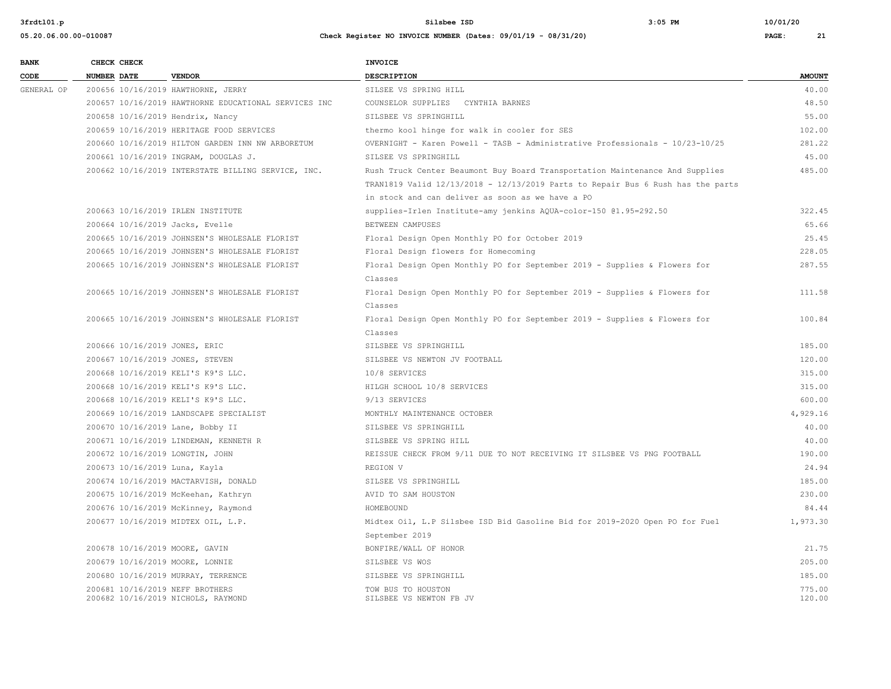| BANK CODE | CHECK NUMBER | CHECK DATE | VENDOR | INVOICE DESCRIPTION | AMOUNT |
|---|---|---|---|---|---|
| GENERAL OP | 200656 | 10/16/2019 | HAWTHORNE, JERRY | SILSEE VS SPRING HILL | 40.00 |
| | 200657 | 10/16/2019 | HAWTHORNE EDUCATIONAL SERVICES INC | COUNSELOR SUPPLIES CYNTHIA BARNES | 48.50 |
| | 200658 | 10/16/2019 | Hendrix, Nancy | SILSBEE VS SPRINGHILL | 55.00 |
| | 200659 | 10/16/2019 | HERITAGE FOOD SERVICES | thermo kool hinge for walk in cooler for SES | 102.00 |
| | 200660 | 10/16/2019 | HILTON GARDEN INN NW ARBORETUM | OVERNIGHT - Karen Powell - TASB - Administrative Professionals - 10/23-10/25 | 281.22 |
| | 200661 | 10/16/2019 | INGRAM, DOUGLAS J. | SILSEE VS SPRINGHILL | 45.00 |
| | 200662 | 10/16/2019 | INTERSTATE BILLING SERVICE, INC. | Rush Truck Center Beaumont Buy Board Transportation Maintenance And Supplies TRAN1819 Valid 12/13/2018 - 12/13/2019 Parts to Repair Bus 6 Rush has the parts in stock and can deliver as soon as we have a PO | 485.00 |
| | 200663 | 10/16/2019 | IRLEN INSTITUTE | supplies-Irlen Institute-amy jenkins AQUA-color-150 @1.95=292.50 | 322.45 |
| | 200664 | 10/16/2019 | Jacks, Evelle | BETWEEN CAMPUSES | 65.66 |
| | 200665 | 10/16/2019 | JOHNSEN'S WHOLESALE FLORIST | Floral Design Open Monthly PO for October 2019 | 25.45 |
| | 200665 | 10/16/2019 | JOHNSEN'S WHOLESALE FLORIST | Floral Design flowers for Homecoming | 228.05 |
| | 200665 | 10/16/2019 | JOHNSEN'S WHOLESALE FLORIST | Floral Design Open Monthly PO for September 2019 - Supplies & Flowers for Classes | 287.55 |
| | 200665 | 10/16/2019 | JOHNSEN'S WHOLESALE FLORIST | Floral Design Open Monthly PO for September 2019 - Supplies & Flowers for Classes | 111.58 |
| | 200665 | 10/16/2019 | JOHNSEN'S WHOLESALE FLORIST | Floral Design Open Monthly PO for September 2019 - Supplies & Flowers for Classes | 100.84 |
| | 200666 | 10/16/2019 | JONES, ERIC | SILSBEE VS SPRINGHILL | 185.00 |
| | 200667 | 10/16/2019 | JONES, STEVEN | SILSBEE VS NEWTON JV FOOTBALL | 120.00 |
| | 200668 | 10/16/2019 | KELI'S K9'S LLC. | 10/8 SERVICES | 315.00 |
| | 200668 | 10/16/2019 | KELI'S K9'S LLC. | HILGH SCHOOL 10/8 SERVICES | 315.00 |
| | 200668 | 10/16/2019 | KELI'S K9'S LLC. | 9/13 SERVICES | 600.00 |
| | 200669 | 10/16/2019 | LANDSCAPE SPECIALIST | MONTHLY MAINTENANCE OCTOBER | 4,929.16 |
| | 200670 | 10/16/2019 | Lane, Bobby II | SILSBEE VS SPRINGHILL | 40.00 |
| | 200671 | 10/16/2019 | LINDEMAN, KENNETH R | SILSBEE VS SPRING HILL | 40.00 |
| | 200672 | 10/16/2019 | LONGTIN, JOHN | REISSUE CHECK FROM 9/11 DUE TO NOT RECEIVING IT SILSBEE VS PNG FOOTBALL | 190.00 |
| | 200673 | 10/16/2019 | Luna, Kayla | REGION V | 24.94 |
| | 200674 | 10/16/2019 | MACTARVISH, DONALD | SILSEE VS SPRINGHILL | 185.00 |
| | 200675 | 10/16/2019 | McKeehan, Kathryn | AVID TO SAM HOUSTON | 230.00 |
| | 200676 | 10/16/2019 | McKinney, Raymond | HOMEBOUND | 84.44 |
| | 200677 | 10/16/2019 | MIDTEX OIL, L.P. | Midtex Oil, L.P Silsbee ISD Bid Gasoline Bid for 2019-2020 Open PO for Fuel September 2019 | 1,973.30 |
| | 200678 | 10/16/2019 | MOORE, GAVIN | BONFIRE/WALL OF HONOR | 21.75 |
| | 200679 | 10/16/2019 | MOORE, LONNIE | SILSBEE VS WOS | 205.00 |
| | 200680 | 10/16/2019 | MURRAY, TERRENCE | SILSBEE VS SPRINGHILL | 185.00 |
| | 200681 | 10/16/2019 | NEFF BROTHERS | TOW BUS TO HOUSTON | 775.00 |
| | 200682 | 10/16/2019 | NICHOLS, RAYMOND | SILSBEE VS NEWTON FB JV | 120.00 |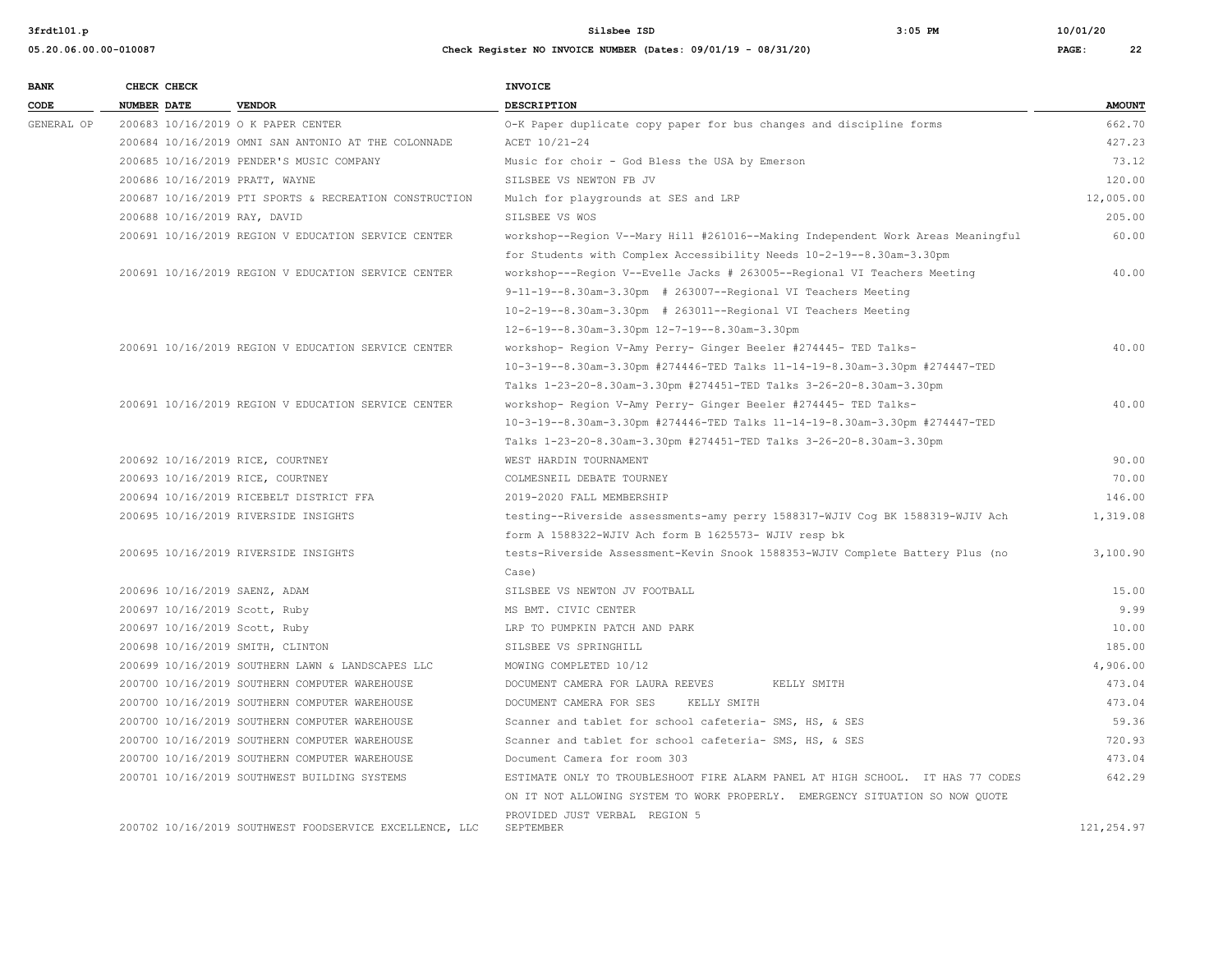| BANK CODE | CHECK NUMBER | CHECK DATE | VENDOR | INVOICE DESCRIPTION | AMOUNT |
|---|---|---|---|---|---|
| GENERAL OP | 200683 | 10/16/2019 | O K PAPER CENTER | O-K Paper duplicate copy paper for bus changes and discipline forms | 662.70 |
| | 200684 | 10/16/2019 | OMNI SAN ANTONIO AT THE COLONNADE | ACET 10/21-24 | 427.23 |
| | 200685 | 10/16/2019 | PENDER'S MUSIC COMPANY | Music for choir - God Bless the USA by Emerson | 73.12 |
| | 200686 | 10/16/2019 | PRATT, WAYNE | SILSBEE VS NEWTON FB JV | 120.00 |
| | 200687 | 10/16/2019 | PTI SPORTS & RECREATION CONSTRUCTION | Mulch for playgrounds at SES and LRP | 12,005.00 |
| | 200688 | 10/16/2019 | RAY, DAVID | SILSBEE VS WOS | 205.00 |
| | 200691 | 10/16/2019 | REGION V EDUCATION SERVICE CENTER | workshop--Region V--Mary Hill #261016--Making Independent Work Areas Meaningful for Students with Complex Accessibility Needs 10-2-19--8.30am-3.30pm | 60.00 |
| | 200691 | 10/16/2019 | REGION V EDUCATION SERVICE CENTER | workshop---Region V--Evelle Jacks # 263005--Regional VI Teachers Meeting 9-11-19--8.30am-3.30pm # 263007--Regional VI Teachers Meeting 10-2-19--8.30am-3.30pm # 263011--Regional VI Teachers Meeting 12-6-19--8.30am-3.30pm 12-7-19--8.30am-3.30pm | 40.00 |
| | 200691 | 10/16/2019 | REGION V EDUCATION SERVICE CENTER | workshop- Region V-Amy Perry- Ginger Beeler #274445- TED Talks- 10-3-19--8.30am-3.30pm #274446-TED Talks 11-14-19-8.30am-3.30pm #274447-TED Talks 1-23-20-8.30am-3.30pm #274451-TED Talks 3-26-20-8.30am-3.30pm | 40.00 |
| | 200691 | 10/16/2019 | REGION V EDUCATION SERVICE CENTER | workshop- Region V-Amy Perry- Ginger Beeler #274445- TED Talks- 10-3-19--8.30am-3.30pm #274446-TED Talks 11-14-19-8.30am-3.30pm #274447-TED Talks 1-23-20-8.30am-3.30pm #274451-TED Talks 3-26-20-8.30am-3.30pm | 40.00 |
| | 200692 | 10/16/2019 | RICE, COURTNEY | WEST HARDIN TOURNAMENT | 90.00 |
| | 200693 | 10/16/2019 | RICE, COURTNEY | COLMESNEIL DEBATE TOURNEY | 70.00 |
| | 200694 | 10/16/2019 | RICEBELT DISTRICT FFA | 2019-2020 FALL MEMBERSHIP | 146.00 |
| | 200695 | 10/16/2019 | RIVERSIDE INSIGHTS | testing--Riverside assessments-amy perry 1588317-WJIV Cog BK 1588319-WJIV Ach form A 1588322-WJIV Ach form B 1625573- WJIV resp bk | 1,319.08 |
| | 200695 | 10/16/2019 | RIVERSIDE INSIGHTS | tests-Riverside Assessment-Kevin Snook 1588353-WJIV Complete Battery Plus (no Case) | 3,100.90 |
| | 200696 | 10/16/2019 | SAENZ, ADAM | SILSBEE VS NEWTON JV FOOTBALL | 15.00 |
| | 200697 | 10/16/2019 | Scott, Ruby | MS BMT. CIVIC CENTER | 9.99 |
| | 200697 | 10/16/2019 | Scott, Ruby | LRP TO PUMPKIN PATCH AND PARK | 10.00 |
| | 200698 | 10/16/2019 | SMITH, CLINTON | SILSBEE VS SPRINGHILL | 185.00 |
| | 200699 | 10/16/2019 | SOUTHERN LAWN & LANDSCAPES LLC | MOWING COMPLETED 10/12 | 4,906.00 |
| | 200700 | 10/16/2019 | SOUTHERN COMPUTER WAREHOUSE | DOCUMENT CAMERA FOR LAURA REEVES KELLY SMITH | 473.04 |
| | 200700 | 10/16/2019 | SOUTHERN COMPUTER WAREHOUSE | DOCUMENT CAMERA FOR SES KELLY SMITH | 473.04 |
| | 200700 | 10/16/2019 | SOUTHERN COMPUTER WAREHOUSE | Scanner and tablet for school cafeteria- SMS, HS, & SES | 59.36 |
| | 200700 | 10/16/2019 | SOUTHERN COMPUTER WAREHOUSE | Scanner and tablet for school cafeteria- SMS, HS, & SES | 720.93 |
| | 200700 | 10/16/2019 | SOUTHERN COMPUTER WAREHOUSE | Document Camera for room 303 | 473.04 |
| | 200701 | 10/16/2019 | SOUTHWEST BUILDING SYSTEMS | ESTIMATE ONLY TO TROUBLESHOOT FIRE ALARM PANEL AT HIGH SCHOOL. IT HAS 77 CODES ON IT NOT ALLOWING SYSTEM TO WORK PROPERLY. EMERGENCY SITUATION SO NOW QUOTE PROVIDED JUST VERBAL REGION 5 | 642.29 |
| | 200702 | 10/16/2019 | SOUTHWEST FOODSERVICE EXCELLENCE, LLC | SEPTEMBER | 121,254.97 |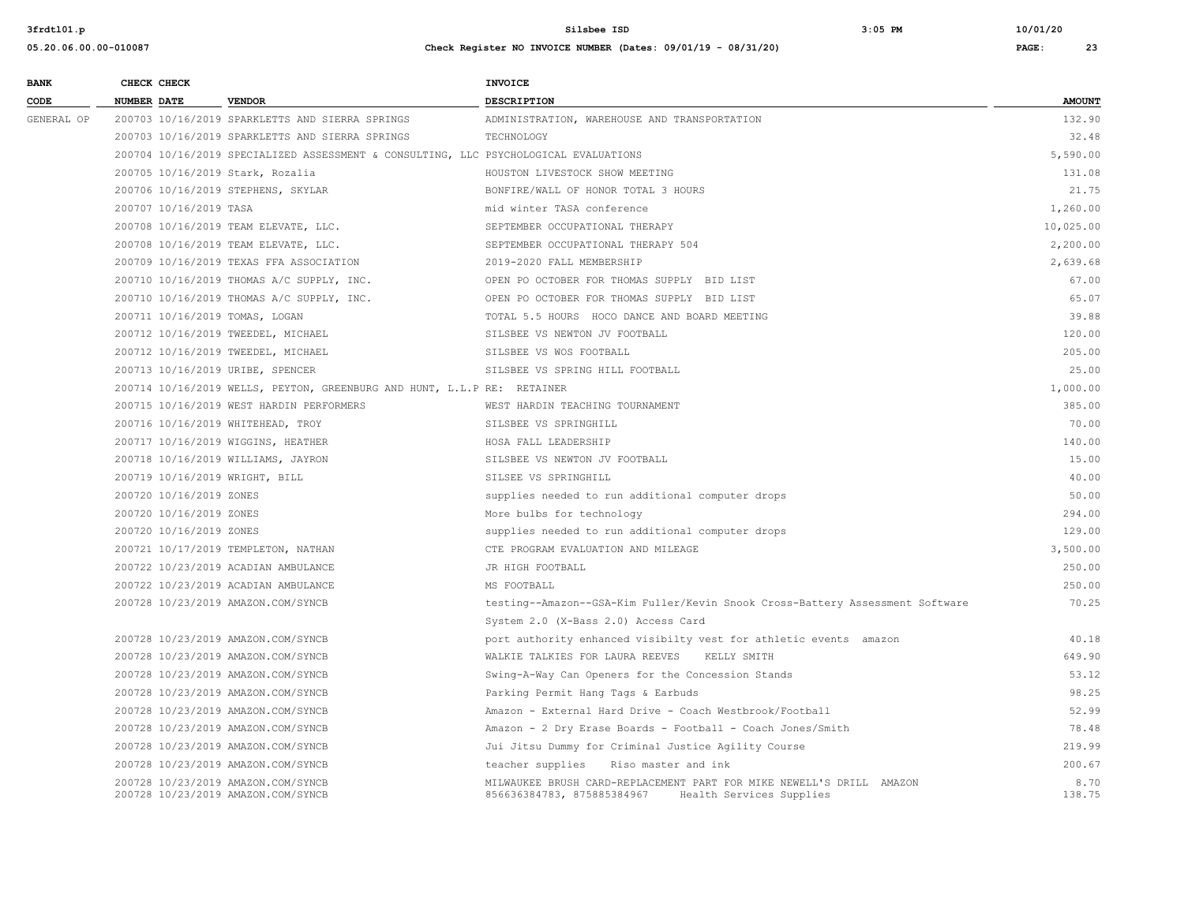| BANK CODE | CHECK NUMBER | CHECK DATE | VENDOR | INVOICE DESCRIPTION | AMOUNT |
|---|---|---|---|---|---|
| GENERAL OP | 200703 | 10/16/2019 | SPARKLETTS AND SIERRA SPRINGS | ADMINISTRATION, WAREHOUSE AND TRANSPORTATION | 132.90 |
| | 200703 | 10/16/2019 | SPARKLETTS AND SIERRA SPRINGS | TECHNOLOGY | 32.48 |
| | 200704 | 10/16/2019 | SPECIALIZED ASSESSMENT & CONSULTING, LLC | PSYCHOLOGICAL EVALUATIONS | 5,590.00 |
| | 200705 | 10/16/2019 | Stark, Rozalia | HOUSTON LIVESTOCK SHOW MEETING | 131.08 |
| | 200706 | 10/16/2019 | STEPHENS, SKYLAR | BONFIRE/WALL OF HONOR TOTAL 3 HOURS | 21.75 |
| | 200707 | 10/16/2019 | TASA | mid winter TASA conference | 1,260.00 |
| | 200708 | 10/16/2019 | TEAM ELEVATE, LLC. | SEPTEMBER OCCUPATIONAL THERAPY | 10,025.00 |
| | 200708 | 10/16/2019 | TEAM ELEVATE, LLC. | SEPTEMBER OCCUPATIONAL THERAPY 504 | 2,200.00 |
| | 200709 | 10/16/2019 | TEXAS FFA ASSOCIATION | 2019-2020 FALL MEMBERSHIP | 2,639.68 |
| | 200710 | 10/16/2019 | THOMAS A/C SUPPLY, INC. | OPEN PO OCTOBER FOR THOMAS SUPPLY BID LIST | 67.00 |
| | 200710 | 10/16/2019 | THOMAS A/C SUPPLY, INC. | OPEN PO OCTOBER FOR THOMAS SUPPLY BID LIST | 65.07 |
| | 200711 | 10/16/2019 | TOMAS, LOGAN | TOTAL 5.5 HOURS HOCO DANCE AND BOARD MEETING | 39.88 |
| | 200712 | 10/16/2019 | TWEEDEL, MICHAEL | SILSBEE VS NEWTON JV FOOTBALL | 120.00 |
| | 200712 | 10/16/2019 | TWEEDEL, MICHAEL | SILSBEE VS WOS FOOTBALL | 205.00 |
| | 200713 | 10/16/2019 | URIBE, SPENCER | SILSBEE VS SPRING HILL FOOTBALL | 25.00 |
| | 200714 | 10/16/2019 | WELLS, PEYTON, GREENBURG AND HUNT, L.L.P | RE: RETAINER | 1,000.00 |
| | 200715 | 10/16/2019 | WEST HARDIN PERFORMERS | WEST HARDIN TEACHING TOURNAMENT | 385.00 |
| | 200716 | 10/16/2019 | WHITEHEAD, TROY | SILSBEE VS SPRINGHILL | 70.00 |
| | 200717 | 10/16/2019 | WIGGINS, HEATHER | HOSA FALL LEADERSHIP | 140.00 |
| | 200718 | 10/16/2019 | WILLIAMS, JAYRON | SILSBEE VS NEWTON JV FOOTBALL | 15.00 |
| | 200719 | 10/16/2019 | WRIGHT, BILL | SILSEE VS SPRINGHILL | 40.00 |
| | 200720 | 10/16/2019 | ZONES | supplies needed to run additional computer drops | 50.00 |
| | 200720 | 10/16/2019 | ZONES | More bulbs for technology | 294.00 |
| | 200720 | 10/16/2019 | ZONES | supplies needed to run additional computer drops | 129.00 |
| | 200721 | 10/17/2019 | TEMPLETON, NATHAN | CTE PROGRAM EVALUATION AND MILEAGE | 3,500.00 |
| | 200722 | 10/23/2019 | ACADIAN AMBULANCE | JR HIGH FOOTBALL | 250.00 |
| | 200722 | 10/23/2019 | ACADIAN AMBULANCE | MS FOOTBALL | 250.00 |
| | 200728 | 10/23/2019 | AMAZON.COM/SYNCB | testing--Amazon--GSA-Kim Fuller/Kevin Snook Cross-Battery Assessment Software System 2.0 (X-Bass 2.0) Access Card | 70.25 |
| | 200728 | 10/23/2019 | AMAZON.COM/SYNCB | port authority enhanced visibilty vest for athletic events amazon | 40.18 |
| | 200728 | 10/23/2019 | AMAZON.COM/SYNCB | WALKIE TALKIES FOR LAURA REEVES KELLY SMITH | 649.90 |
| | 200728 | 10/23/2019 | AMAZON.COM/SYNCB | Swing-A-Way Can Openers for the Concession Stands | 53.12 |
| | 200728 | 10/23/2019 | AMAZON.COM/SYNCB | Parking Permit Hang Tags & Earbuds | 98.25 |
| | 200728 | 10/23/2019 | AMAZON.COM/SYNCB | Amazon - External Hard Drive - Coach Westbrook/Football | 52.99 |
| | 200728 | 10/23/2019 | AMAZON.COM/SYNCB | Amazon - 2 Dry Erase Boards - Football - Coach Jones/Smith | 78.48 |
| | 200728 | 10/23/2019 | AMAZON.COM/SYNCB | Jui Jitsu Dummy for Criminal Justice Agility Course | 219.99 |
| | 200728 | 10/23/2019 | AMAZON.COM/SYNCB | teacher supplies Riso master and ink | 200.67 |
| | 200728 | 10/23/2019 | AMAZON.COM/SYNCB | MILWAUKEE BRUSH CARD-REPLACEMENT PART FOR MIKE NEWELL'S DRILL AMAZON | 8.70 |
| | 200728 | 10/23/2019 | AMAZON.COM/SYNCB | 856636384783, 875885384967 Health Services Supplies | 138.75 |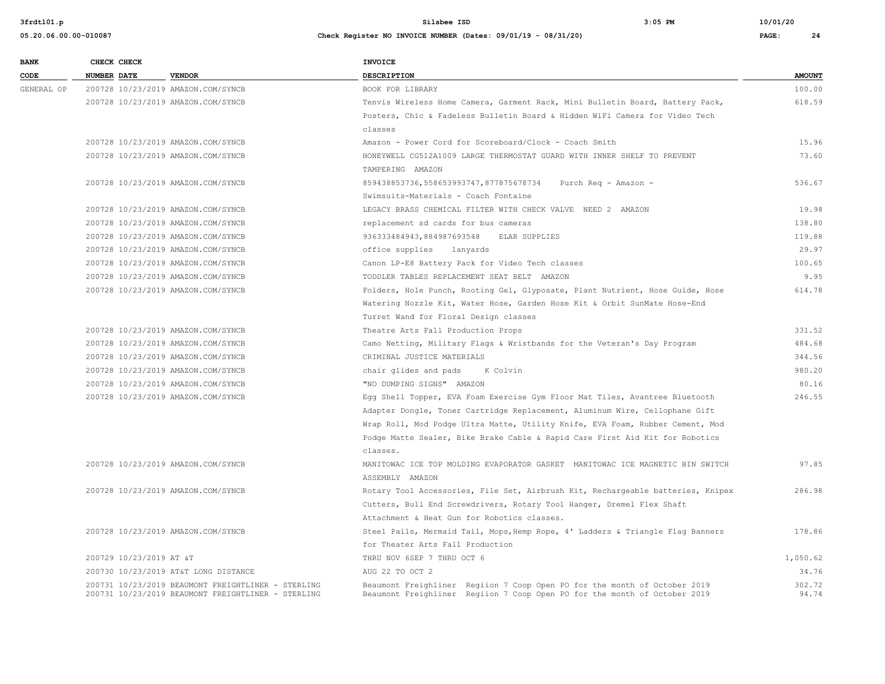| BANK CODE | CHECK NUMBER | CHECK DATE | VENDOR | INVOICE DESCRIPTION | AMOUNT |
|---|---|---|---|---|---|
| GENERAL OP | 200728 | 10/23/2019 | AMAZON.COM/SYNCB | BOOK FOR LIBRARY | 100.00 |
| | 200728 | 10/23/2019 | AMAZON.COM/SYNCB | Tenvis Wireless Home Camera, Garment Rack, Mini Bulletin Board, Battery Pack, Posters, Chic & Fadeless Bulletin Board & Hidden WiFi Camera for Video Tech classes | 618.59 |
| | 200728 | 10/23/2019 | AMAZON.COM/SYNCB | Amazon - Power Cord for Scoreboard/Clock - Coach Smith | 15.96 |
| | 200728 | 10/23/2019 | AMAZON.COM/SYNCB | HONEYWELL CG512A1009 LARGE THERMOSTAT GUARD WITH INNER SHELF TO PREVENT TAMPERING AMAZON | 73.60 |
| | 200728 | 10/23/2019 | AMAZON.COM/SYNCB | 859438853736,558653993747,877875678734 Purch Req - Amazon - Swimsuits-Materials - Coach Fontaine | 536.67 |
| | 200728 | 10/23/2019 | AMAZON.COM/SYNCB | LEGACY BRASS CHEMICAL FILTER WITH CHECK VALVE NEED 2 AMAZON | 19.98 |
| | 200728 | 10/23/2019 | AMAZON.COM/SYNCB | replacement sd cards for bus cameras | 138.80 |
| | 200728 | 10/23/2019 | AMAZON.COM/SYNCB | 936333484943,884987693548 ELAR SUPPLIES | 119.88 |
| | 200728 | 10/23/2019 | AMAZON.COM/SYNCB | office supplies lanyards | 29.97 |
| | 200728 | 10/23/2019 | AMAZON.COM/SYNCB | Canon LP-E8 Battery Pack for Video Tech classes | 100.65 |
| | 200728 | 10/23/2019 | AMAZON.COM/SYNCB | TODDLER TABLES REPLACEMENT SEAT BELT AMAZON | 9.95 |
| | 200728 | 10/23/2019 | AMAZON.COM/SYNCB | Folders, Hole Punch, Rooting Gel, Glyposate, Plant Nutrient, Hose Guide, Hose Watering Nozzle Kit, Water Hose, Garden Hose Kit & Orbit SunMate Hose-End Turret Wand for Floral Design classes | 614.78 |
| | 200728 | 10/23/2019 | AMAZON.COM/SYNCB | Theatre Arts Fall Production Props | 331.52 |
| | 200728 | 10/23/2019 | AMAZON.COM/SYNCB | Camo Netting, Military Flags & Wristbands for the Veteran's Day Program | 484.68 |
| | 200728 | 10/23/2019 | AMAZON.COM/SYNCB | CRIMINAL JUSTICE MATERIALS | 344.56 |
| | 200728 | 10/23/2019 | AMAZON.COM/SYNCB | chair glides and pads K Colvin | 980.20 |
| | 200728 | 10/23/2019 | AMAZON.COM/SYNCB | "NO DUMPING SIGNS" AMAZON | 80.16 |
| | 200728 | 10/23/2019 | AMAZON.COM/SYNCB | Egg Shell Topper, EVA Foam Exercise Gym Floor Mat Tiles, Avantree Bluetooth Adapter Dongle, Toner Cartridge Replacement, Aluminum Wire, Cellophane Gift Wrap Roll, Mod Podge Ultra Matte, Utility Knife, EVA Foam, Rubber Cement, Mod Podge Matte Sealer, Bike Brake Cable & Rapid Care First Aid Kit for Robotics classes. | 246.55 |
| | 200728 | 10/23/2019 | AMAZON.COM/SYNCB | MANITOWAC ICE TOP MOLDING EVAPORATOR GASKET MANITOWAC ICE MAGNETIC BIN SWITCH ASSEMBLY AMAZON | 97.85 |
| | 200728 | 10/23/2019 | AMAZON.COM/SYNCB | Rotary Tool Accessories, File Set, Airbrush Kit, Rechargeable batteries, Knipex Cutters, Bull End Screwdrivers, Rotary Tool Hanger, Dremel Flex Shaft Attachment & Heat Gun for Robotics classes. | 286.98 |
| | 200728 | 10/23/2019 | AMAZON.COM/SYNCB | Steel Pails, Mermaid Tail, Mops,Hemp Rope, 4' Ladders & Triangle Flag Banners for Theater Arts Fall Production | 178.86 |
| | 200729 | 10/23/2019 | AT &T | THRU NOV 6SEP 7 THRU OCT 6 | 1,050.62 |
| | 200730 | 10/23/2019 | AT&T LONG DISTANCE | AUG 22 TO OCT 2 | 34.76 |
| | 200731 | 10/23/2019 | BEAUMONT FREIGHTLINER - STERLING | Beaumont Freighliner Regiion 7 Coop Open PO for the month of October 2019 | 302.72 |
| | 200731 | 10/23/2019 | BEAUMONT FREIGHTLINER - STERLING | Beaumont Freighliner Regiion 7 Coop Open PO for the month of October 2019 | 94.74 |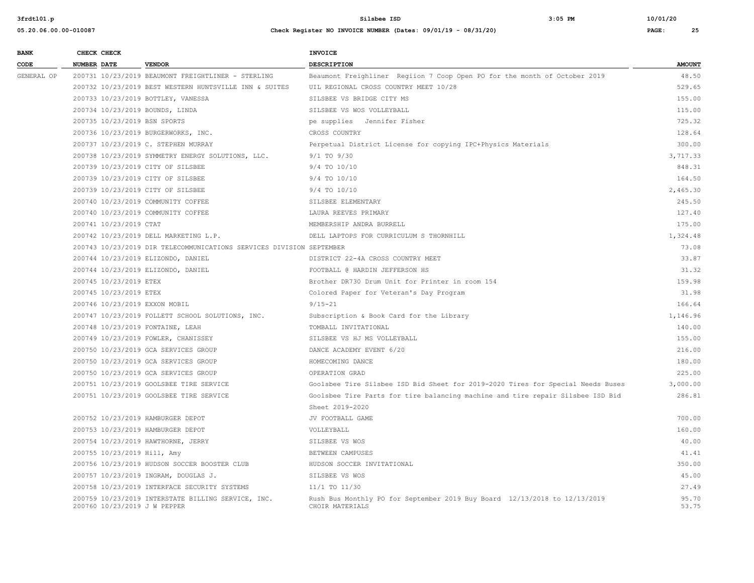| BANK CODE | CHECK NUMBER | CHECK DATE | VENDOR | INVOICE DESCRIPTION | AMOUNT |
|---|---|---|---|---|---|
| GENERAL OP | 200731 | 10/23/2019 | BEAUMONT FREIGHTLINER - STERLING | Beaumont Freighliner Regiion 7 Coop Open PO for the month of October 2019 | 48.50 |
| | 200732 | 10/23/2019 | BEST WESTERN HUNTSVILLE INN & SUITES | UIL REGIONAL CROSS COUNTRY MEET 10/28 | 529.65 |
| | 200733 | 10/23/2019 | BOTTLEY, VANESSA | SILSBEE VS BRIDGE CITY MS | 155.00 |
| | 200734 | 10/23/2019 | BOUNDS, LINDA | SILSBEE VS WOS VOLLEYBALL | 115.00 |
| | 200735 | 10/23/2019 | BSN SPORTS | pe supplies Jennifer Fisher | 725.32 |
| | 200736 | 10/23/2019 | BURGERWORKS, INC. | CROSS COUNTRY | 128.64 |
| | 200737 | 10/23/2019 | C. STEPHEN MURRAY | Perpetual District License for copying IPC+Physics Materials | 300.00 |
| | 200738 | 10/23/2019 | SYMMETRY ENERGY SOLUTIONS, LLC. | 9/1 TO 9/30 | 3,717.33 |
| | 200739 | 10/23/2019 | CITY OF SILSBEE | 9/4 TO 10/10 | 848.31 |
| | 200739 | 10/23/2019 | CITY OF SILSBEE | 9/4 TO 10/10 | 164.50 |
| | 200739 | 10/23/2019 | CITY OF SILSBEE | 9/4 TO 10/10 | 2,465.30 |
| | 200740 | 10/23/2019 | COMMUNITY COFFEE | SILSBEE ELEMENTARY | 245.50 |
| | 200740 | 10/23/2019 | COMMUNITY COFFEE | LAURA REEVES PRIMARY | 127.40 |
| | 200741 | 10/23/2019 | CTAT | MEMBERSHIP ANDRA BURRELL | 175.00 |
| | 200742 | 10/23/2019 | DELL MARKETING L.P. | DELL LAPTOPS FOR CURRICULUM S THORNHILL | 1,324.48 |
| | 200743 | 10/23/2019 | DIR TELECOMMUNICATIONS SERVICES DIVISION | SEPTEMBER | 73.08 |
| | 200744 | 10/23/2019 | ELIZONDO, DANIEL | DISTRICT 22-4A CROSS COUNTRY MEET | 33.87 |
| | 200744 | 10/23/2019 | ELIZONDO, DANIEL | FOOTBALL @ HARDIN JEFFERSON HS | 31.32 |
| | 200745 | 10/23/2019 | ETEX | Brother DR730 Drum Unit for Printer in room 154 | 159.98 |
| | 200745 | 10/23/2019 | ETEX | Colored Paper for Veteran's Day Program | 31.98 |
| | 200746 | 10/23/2019 | EXXON MOBIL | 9/15-21 | 166.64 |
| | 200747 | 10/23/2019 | FOLLETT SCHOOL SOLUTIONS, INC. | Subscription & Book Card for the Library | 1,146.96 |
| | 200748 | 10/23/2019 | FONTAINE, LEAH | TOMBALL INVITATIONAL | 140.00 |
| | 200749 | 10/23/2019 | FOWLER, CHANISSEY | SILSBEE VS HJ MS VOLLEYBALL | 155.00 |
| | 200750 | 10/23/2019 | GCA SERVICES GROUP | DANCE ACADEMY EVENT 6/20 | 216.00 |
| | 200750 | 10/23/2019 | GCA SERVICES GROUP | HOMECOMING DANCE | 180.00 |
| | 200750 | 10/23/2019 | GCA SERVICES GROUP | OPERATION GRAD | 225.00 |
| | 200751 | 10/23/2019 | GOOLSBEE TIRE SERVICE | Goolsbee Tire Silsbee ISD Bid Sheet for 2019-2020 Tires for Special Needs Buses | 3,000.00 |
| | 200751 | 10/23/2019 | GOOLSBEE TIRE SERVICE | Goolsbee Tire Parts for tire balancing machine and tire repair Silsbee ISD Bid Sheet 2019-2020 | 286.81 |
| | 200752 | 10/23/2019 | HAMBURGER DEPOT | JV FOOTBALL GAME | 700.00 |
| | 200753 | 10/23/2019 | HAMBURGER DEPOT | VOLLEYBALL | 160.00 |
| | 200754 | 10/23/2019 | HAWTHORNE, JERRY | SILSBEE VS WOS | 40.00 |
| | 200755 | 10/23/2019 | Hill, Amy | BETWEEN CAMPUSES | 41.41 |
| | 200756 | 10/23/2019 | HUDSON SOCCER BOOSTER CLUB | HUDSON SOCCER INVITATIONAL | 350.00 |
| | 200757 | 10/23/2019 | INGRAM, DOUGLAS J. | SILSBEE VS WOS | 45.00 |
| | 200758 | 10/23/2019 | INTERFACE SECURITY SYSTEMS | 11/1 TO 11/30 | 27.49 |
| | 200759 | 10/23/2019 | INTERSTATE BILLING SERVICE, INC. | Rush Bus Monthly PO for September 2019 Buy Board 12/13/2018 to 12/13/2019 | 95.70 |
| | 200760 | 10/23/2019 | J W PEPPER | CHOIR MATERIALS | 53.75 |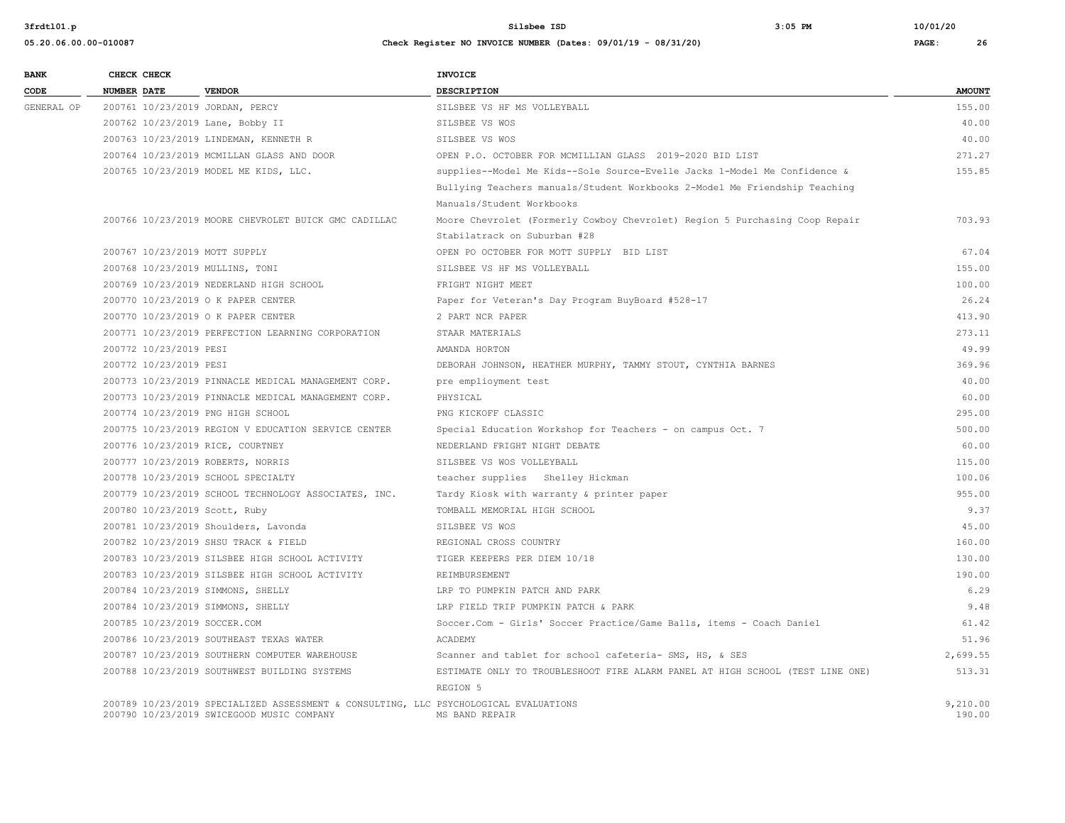| BANK CODE | CHECK NUMBER | CHECK DATE | VENDOR | INVOICE DESCRIPTION | AMOUNT |
|---|---|---|---|---|---|
| GENERAL OP | 200761 | 10/23/2019 | JORDAN, PERCY | SILSBEE VS HF MS VOLLEYBALL | 155.00 |
| | 200762 | 10/23/2019 | Lane, Bobby II | SILSBEE VS WOS | 40.00 |
| | 200763 | 10/23/2019 | LINDEMAN, KENNETH R | SILSBEE VS WOS | 40.00 |
| | 200764 | 10/23/2019 | MCMILLAN GLASS AND DOOR | OPEN P.O. OCTOBER FOR MCMILLIAN GLASS 2019-2020 BID LIST | 271.27 |
| | 200765 | 10/23/2019 | MODEL ME KIDS, LLC. | supplies--Model Me Kids--Sole Source-Evelle Jacks 1-Model Me Confidence & Bullying Teachers manuals/Student Workbooks 2-Model Me Friendship Teaching Manuals/Student Workbooks | 155.85 |
| | 200766 | 10/23/2019 | MOORE CHEVROLET BUICK GMC CADILLAC | Moore Chevrolet (Formerly Cowboy Chevrolet) Region 5 Purchasing Coop Repair Stabilatrack on Suburban #28 | 703.93 |
| | 200767 | 10/23/2019 | MOTT SUPPLY | OPEN PO OCTOBER FOR MOTT SUPPLY BID LIST | 67.04 |
| | 200768 | 10/23/2019 | MULLINS, TONI | SILSBEE VS HF MS VOLLEYBALL | 155.00 |
| | 200769 | 10/23/2019 | NEDERLAND HIGH SCHOOL | FRIGHT NIGHT MEET | 100.00 |
| | 200770 | 10/23/2019 | O K PAPER CENTER | Paper for Veteran's Day Program BuyBoard #528-17 | 26.24 |
| | 200770 | 10/23/2019 | O K PAPER CENTER | 2 PART NCR PAPER | 413.90 |
| | 200771 | 10/23/2019 | PERFECTION LEARNING CORPORATION | STAAR MATERIALS | 273.11 |
| | 200772 | 10/23/2019 | PESI | AMANDA HORTON | 49.99 |
| | 200772 | 10/23/2019 | PESI | DEBORAH JOHNSON, HEATHER MURPHY, TAMMY STOUT, CYNTHIA BARNES | 369.96 |
| | 200773 | 10/23/2019 | PINNACLE MEDICAL MANAGEMENT CORP. | pre emplioyment test | 40.00 |
| | 200773 | 10/23/2019 | PINNACLE MEDICAL MANAGEMENT CORP. | PHYSICAL | 60.00 |
| | 200774 | 10/23/2019 | PNG HIGH SCHOOL | PNG KICKOFF CLASSIC | 295.00 |
| | 200775 | 10/23/2019 | REGION V EDUCATION SERVICE CENTER | Special Education Workshop for Teachers - on campus Oct. 7 | 500.00 |
| | 200776 | 10/23/2019 | RICE, COURTNEY | NEDERLAND FRIGHT NIGHT DEBATE | 60.00 |
| | 200777 | 10/23/2019 | ROBERTS, NORRIS | SILSBEE VS WOS VOLLEYBALL | 115.00 |
| | 200778 | 10/23/2019 | SCHOOL SPECIALTY | teacher supplies Shelley Hickman | 100.06 |
| | 200779 | 10/23/2019 | SCHOOL TECHNOLOGY ASSOCIATES, INC. | Tardy Kiosk with warranty & printer paper | 955.00 |
| | 200780 | 10/23/2019 | Scott, Ruby | TOMBALL MEMORIAL HIGH SCHOOL | 9.37 |
| | 200781 | 10/23/2019 | Shoulders, Lavonda | SILSBEE VS WOS | 45.00 |
| | 200782 | 10/23/2019 | SHSU TRACK & FIELD | REGIONAL CROSS COUNTRY | 160.00 |
| | 200783 | 10/23/2019 | SILSBEE HIGH SCHOOL ACTIVITY | TIGER KEEPERS PER DIEM 10/18 | 130.00 |
| | 200783 | 10/23/2019 | SILSBEE HIGH SCHOOL ACTIVITY | REIMBURSEMENT | 190.00 |
| | 200784 | 10/23/2019 | SIMMONS, SHELLY | LRP TO PUMPKIN PATCH AND PARK | 6.29 |
| | 200784 | 10/23/2019 | SIMMONS, SHELLY | LRP FIELD TRIP PUMPKIN PATCH & PARK | 9.48 |
| | 200785 | 10/23/2019 | SOCCER.COM | Soccer.Com - Girls' Soccer Practice/Game Balls, items - Coach Daniel | 61.42 |
| | 200786 | 10/23/2019 | SOUTHEAST TEXAS WATER | ACADEMY | 51.96 |
| | 200787 | 10/23/2019 | SOUTHERN COMPUTER WAREHOUSE | Scanner and tablet for school cafeteria- SMS, HS, & SES | 2,699.55 |
| | 200788 | 10/23/2019 | SOUTHWEST BUILDING SYSTEMS | ESTIMATE ONLY TO TROUBLESHOOT FIRE ALARM PANEL AT HIGH SCHOOL (TEST LINE ONE) REGION 5 | 513.31 |
| | 200789 | 10/23/2019 | SPECIALIZED ASSESSMENT & CONSULTING, LLC | PSYCHOLOGICAL EVALUATIONS | 9,210.00 |
| | 200790 | 10/23/2019 | SWICEGOOD MUSIC COMPANY | MS BAND REPAIR | 190.00 |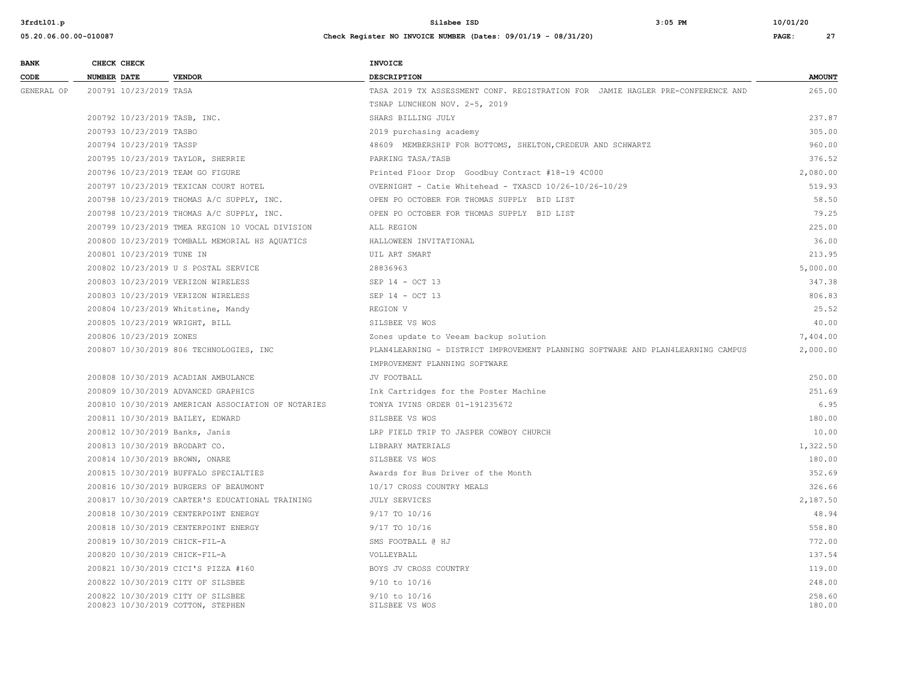| BANK CODE | CHECK NUMBER | CHECK DATE | VENDOR | INVOICE DESCRIPTION | AMOUNT |
|---|---|---|---|---|---|
| GENERAL OP | 200791 | 10/23/2019 | TASA | TASA 2019 TX ASSESSMENT CONF. REGISTRATION FOR JAMIE HAGLER PRE-CONFERENCE AND TSNAP LUNCHEON NOV. 2-5, 2019 | 265.00 |
| | 200792 | 10/23/2019 | TASB, INC. | SHARS BILLING JULY | 237.87 |
| | 200793 | 10/23/2019 | TASBO | 2019 purchasing academy | 305.00 |
| | 200794 | 10/23/2019 | TASSP | 48609 MEMBERSHIP FOR BOTTOMS, SHELTON,CREDEUR AND SCHWARTZ | 960.00 |
| | 200795 | 10/23/2019 | TAYLOR, SHERRIE | PARKING TASA/TASB | 376.52 |
| | 200796 | 10/23/2019 | TEAM GO FIGURE | Printed Floor Drop Goodbuy Contract #18-19 4C000 | 2,080.00 |
| | 200797 | 10/23/2019 | TEXICAN COURT HOTEL | OVERNIGHT - Catie Whitehead - TXASCD 10/26-10/26-10/29 | 519.93 |
| | 200798 | 10/23/2019 | THOMAS A/C SUPPLY, INC. | OPEN PO OCTOBER FOR THOMAS SUPPLY BID LIST | 58.50 |
| | 200798 | 10/23/2019 | THOMAS A/C SUPPLY, INC. | OPEN PO OCTOBER FOR THOMAS SUPPLY BID LIST | 79.25 |
| | 200799 | 10/23/2019 | TMEA REGION 10 VOCAL DIVISION | ALL REGION | 225.00 |
| | 200800 | 10/23/2019 | TOMBALL MEMORIAL HS AQUATICS | HALLOWEEN INVITATIONAL | 36.00 |
| | 200801 | 10/23/2019 | TUNE IN | UIL ART SMART | 213.95 |
| | 200802 | 10/23/2019 | U S POSTAL SERVICE | 28836963 | 5,000.00 |
| | 200803 | 10/23/2019 | VERIZON WIRELESS | SEP 14 - OCT 13 | 347.38 |
| | 200803 | 10/23/2019 | VERIZON WIRELESS | SEP 14 - OCT 13 | 806.83 |
| | 200804 | 10/23/2019 | Whitstine, Mandy | REGION V | 25.52 |
| | 200805 | 10/23/2019 | WRIGHT, BILL | SILSBEE VS WOS | 40.00 |
| | 200806 | 10/23/2019 | ZONES | Zones update to Veeam backup solution | 7,404.00 |
| | 200807 | 10/30/2019 | 806 TECHNOLOGIES, INC | PLAN4LEARNING - DISTRICT IMPROVEMENT PLANNING SOFTWARE AND PLAN4LEARNING CAMPUS IMPROVEMENT PLANNING SOFTWARE | 2,000.00 |
| | 200808 | 10/30/2019 | ACADIAN AMBULANCE | JV FOOTBALL | 250.00 |
| | 200809 | 10/30/2019 | ADVANCED GRAPHICS | Ink Cartridges for the Poster Machine | 251.69 |
| | 200810 | 10/30/2019 | AMERICAN ASSOCIATION OF NOTARIES | TONYA IVINS ORDER 01-191235672 | 6.95 |
| | 200811 | 10/30/2019 | BAILEY, EDWARD | SILSBEE VS WOS | 180.00 |
| | 200812 | 10/30/2019 | Banks, Janis | LRP FIELD TRIP TO JASPER COWBOY CHURCH | 10.00 |
| | 200813 | 10/30/2019 | BRODART CO. | LIBRARY MATERIALS | 1,322.50 |
| | 200814 | 10/30/2019 | BROWN, ONARE | SILSBEE VS WOS | 180.00 |
| | 200815 | 10/30/2019 | BUFFALO SPECIALTIES | Awards for Bus Driver of the Month | 352.69 |
| | 200816 | 10/30/2019 | BURGERS OF BEAUMONT | 10/17 CROSS COUNTRY MEALS | 326.66 |
| | 200817 | 10/30/2019 | CARTER'S EDUCATIONAL TRAINING | JULY SERVICES | 2,187.50 |
| | 200818 | 10/30/2019 | CENTERPOINT ENERGY | 9/17 TO 10/16 | 48.94 |
| | 200818 | 10/30/2019 | CENTERPOINT ENERGY | 9/17 TO 10/16 | 558.80 |
| | 200819 | 10/30/2019 | CHICK-FIL-A | SMS FOOTBALL @ HJ | 772.00 |
| | 200820 | 10/30/2019 | CHICK-FIL-A | VOLLEYBALL | 137.54 |
| | 200821 | 10/30/2019 | CICI'S PIZZA #160 | BOYS JV CROSS COUNTRY | 119.00 |
| | 200822 | 10/30/2019 | CITY OF SILSBEE | 9/10 to 10/16 | 248.00 |
| | 200822 | 10/30/2019 | CITY OF SILSBEE | 9/10 to 10/16 | 258.60 |
| | 200823 | 10/30/2019 | COTTON, STEPHEN | SILSBEE VS WOS | 180.00 |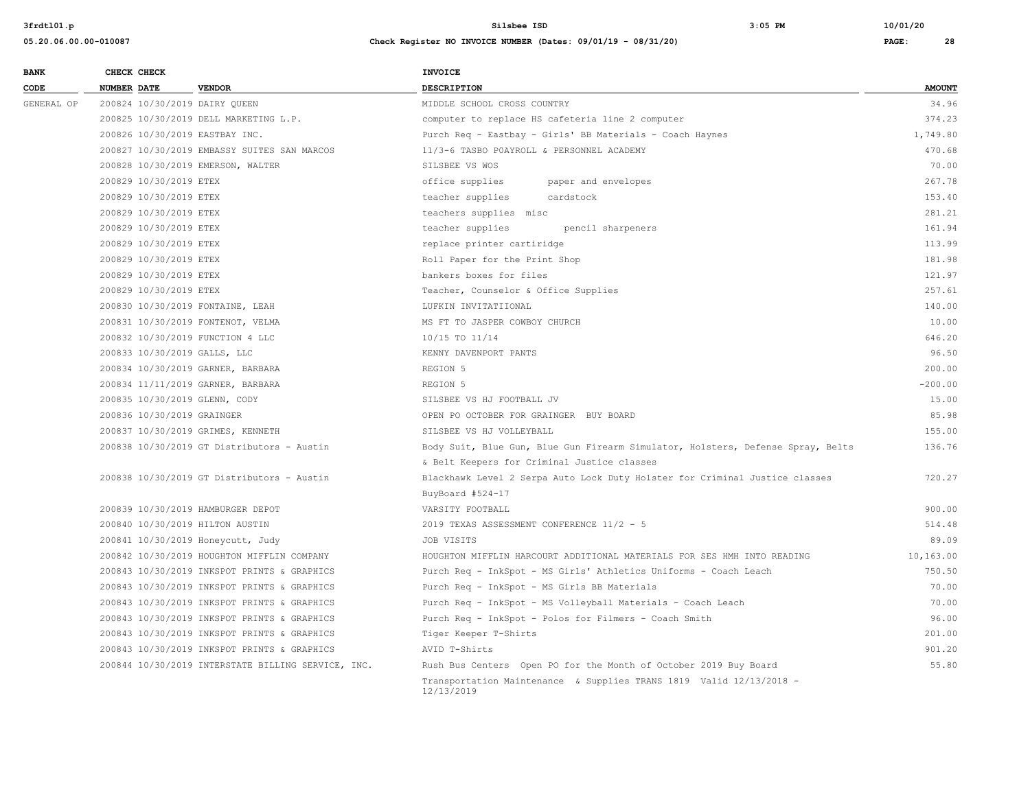| BANK CODE | CHECK NUMBER | CHECK DATE | VENDOR | INVOICE DESCRIPTION | AMOUNT |
|---|---|---|---|---|---|
| GENERAL OP | 200824 | 10/30/2019 | DAIRY QUEEN | MIDDLE SCHOOL CROSS COUNTRY | 34.96 |
| | 200825 | 10/30/2019 | DELL MARKETING L.P. | computer to replace HS cafeteria line 2 computer | 374.23 |
| | 200826 | 10/30/2019 | EASTBAY INC. | Purch Req - Eastbay - Girls' BB Materials - Coach Haynes | 1,749.80 |
| | 200827 | 10/30/2019 | EMBASSY SUITES SAN MARCOS | 11/3-6 TASBO P0AYROLL & PERSONNEL ACADEMY | 470.68 |
| | 200828 | 10/30/2019 | EMERSON, WALTER | SILSBEE VS WOS | 70.00 |
| | 200829 | 10/30/2019 | ETEX | office supplies paper and envelopes | 267.78 |
| | 200829 | 10/30/2019 | ETEX | teacher supplies cardstock | 153.40 |
| | 200829 | 10/30/2019 | ETEX | teachers supplies misc | 281.21 |
| | 200829 | 10/30/2019 | ETEX | teacher supplies pencil sharpeners | 161.94 |
| | 200829 | 10/30/2019 | ETEX | replace printer cartiridge | 113.99 |
| | 200829 | 10/30/2019 | ETEX | Roll Paper for the Print Shop | 181.98 |
| | 200829 | 10/30/2019 | ETEX | bankers boxes for files | 121.97 |
| | 200829 | 10/30/2019 | ETEX | Teacher, Counselor & Office Supplies | 257.61 |
| | 200830 | 10/30/2019 | FONTAINE, LEAH | LUFKIN INVITATIIONAL | 140.00 |
| | 200831 | 10/30/2019 | FONTENOT, VELMA | MS FT TO JASPER COWBOY CHURCH | 10.00 |
| | 200832 | 10/30/2019 | FUNCTION 4 LLC | 10/15 TO 11/14 | 646.20 |
| | 200833 | 10/30/2019 | GALLS, LLC | KENNY DAVENPORT PANTS | 96.50 |
| | 200834 | 10/30/2019 | GARNER, BARBARA | REGION 5 | 200.00 |
| | 200834 | 11/11/2019 | GARNER, BARBARA | REGION 5 | -200.00 |
| | 200835 | 10/30/2019 | GLENN, CODY | SILSBEE VS HJ FOOTBALL JV | 15.00 |
| | 200836 | 10/30/2019 | GRAINGER | OPEN PO OCTOBER FOR GRAINGER BUY BOARD | 85.98 |
| | 200837 | 10/30/2019 | GRIMES, KENNETH | SILSBEE VS HJ VOLLEYBALL | 155.00 |
| | 200838 | 10/30/2019 | GT Distributors - Austin | Body Suit, Blue Gun, Blue Gun Firearm Simulator, Holsters, Defense Spray, Belts & Belt Keepers for Criminal Justice classes | 136.76 |
| | 200838 | 10/30/2019 | GT Distributors - Austin | Blackhawk Level 2 Serpa Auto Lock Duty Holster for Criminal Justice classes BuyBoard #524-17 | 720.27 |
| | 200839 | 10/30/2019 | HAMBURGER DEPOT | VARSITY FOOTBALL | 900.00 |
| | 200840 | 10/30/2019 | HILTON AUSTIN | 2019 TEXAS ASSESSMENT CONFERENCE 11/2 - 5 | 514.48 |
| | 200841 | 10/30/2019 | Honeycutt, Judy | JOB VISITS | 89.09 |
| | 200842 | 10/30/2019 | HOUGHTON MIFFLIN COMPANY | HOUGHTON MIFFLIN HARCOURT ADDITIONAL MATERIALS FOR SES HMH INTO READING | 10,163.00 |
| | 200843 | 10/30/2019 | INKSPOT PRINTS & GRAPHICS | Purch Req - InkSpot - MS Girls' Athletics Uniforms - Coach Leach | 750.50 |
| | 200843 | 10/30/2019 | INKSPOT PRINTS & GRAPHICS | Purch Req - InkSpot - MS Girls BB Materials | 70.00 |
| | 200843 | 10/30/2019 | INKSPOT PRINTS & GRAPHICS | Purch Req - InkSpot - MS Volleyball Materials - Coach Leach | 70.00 |
| | 200843 | 10/30/2019 | INKSPOT PRINTS & GRAPHICS | Purch Req - InkSpot - Polos for Filmers - Coach Smith | 96.00 |
| | 200843 | 10/30/2019 | INKSPOT PRINTS & GRAPHICS | Tiger Keeper T-Shirts | 201.00 |
| | 200843 | 10/30/2019 | INKSPOT PRINTS & GRAPHICS | AVID T-Shirts | 901.20 |
| | 200844 | 10/30/2019 | INTERSTATE BILLING SERVICE, INC. | Rush Bus Centers Open PO for the Month of October 2019 Buy Board Transportation Maintenance & Supplies TRANS 1819 Valid 12/13/2018 - 12/13/2019 | 55.80 |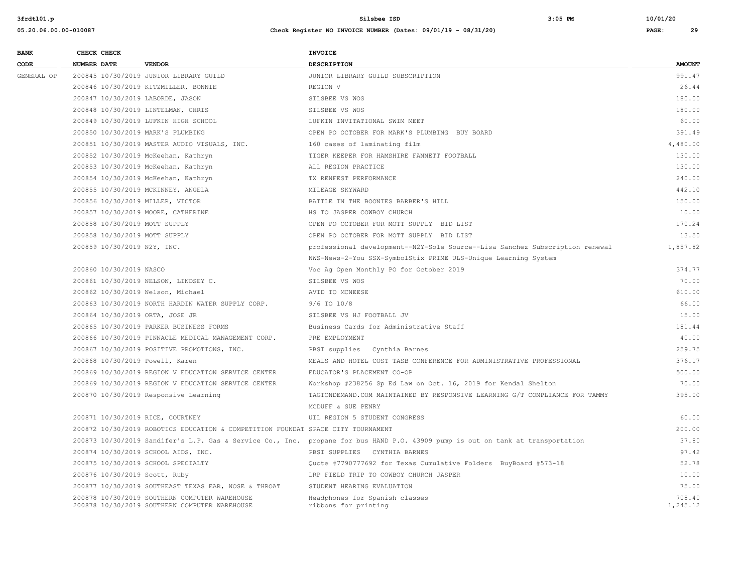| BANK CODE | CHECK NUMBER | CHECK DATE | VENDOR | INVOICE DESCRIPTION | AMOUNT |
|---|---|---|---|---|---|
| GENERAL OP | 200845 | 10/30/2019 | JUNIOR LIBRARY GUILD | JUNIOR LIBRARY GUILD SUBSCRIPTION | 991.47 |
| | 200846 | 10/30/2019 | KITZMILLER, BONNIE | REGION V | 26.44 |
| | 200847 | 10/30/2019 | LABORDE, JASON | SILSBEE VS WOS | 180.00 |
| | 200848 | 10/30/2019 | LINTELMAN, CHRIS | SILSBEE VS WOS | 180.00 |
| | 200849 | 10/30/2019 | LUFKIN HIGH SCHOOL | LUFKIN INVITATIONAL SWIM MEET | 60.00 |
| | 200850 | 10/30/2019 | MARK'S PLUMBING | OPEN PO OCTOBER FOR MARK'S PLUMBING BUY BOARD | 391.49 |
| | 200851 | 10/30/2019 | MASTER AUDIO VISUALS, INC. | 160 cases of laminating film | 4,480.00 |
| | 200852 | 10/30/2019 | McKeehan, Kathryn | TIGER KEEPER FOR HAMSHIRE FANNETT FOOTBALL | 130.00 |
| | 200853 | 10/30/2019 | McKeehan, Kathryn | ALL REGION PRACTICE | 130.00 |
| | 200854 | 10/30/2019 | McKeehan, Kathryn | TX RENFEST PERFORMANCE | 240.00 |
| | 200855 | 10/30/2019 | MCKINNEY, ANGELA | MILEAGE SKYWARD | 442.10 |
| | 200856 | 10/30/2019 | MILLER, VICTOR | BATTLE IN THE BOONIES BARBER'S HILL | 150.00 |
| | 200857 | 10/30/2019 | MOORE, CATHERINE | HS TO JASPER COWBOY CHURCH | 10.00 |
| | 200858 | 10/30/2019 | MOTT SUPPLY | OPEN PO OCTOBER FOR MOTT SUPPLY BID LIST | 170.24 |
| | 200858 | 10/30/2019 | MOTT SUPPLY | OPEN PO OCTOBER FOR MOTT SUPPLY BID LIST | 13.50 |
| | 200859 | 10/30/2019 | N2Y, INC. | professional development--N2Y-Sole Source--Lisa Sanchez Subscription renewal NWS-News-2-You SSX-SymbolStix PRIME ULS-Unique Learning System | 1,857.82 |
| | 200860 | 10/30/2019 | NASCO | Voc Ag Open Monthly PO for October 2019 | 374.77 |
| | 200861 | 10/30/2019 | NELSON, LINDSEY C. | SILSBEE VS WOS | 70.00 |
| | 200862 | 10/30/2019 | Nelson, Michael | AVID TO MCNEESE | 610.00 |
| | 200863 | 10/30/2019 | NORTH HARDIN WATER SUPPLY CORP. | 9/6 TO 10/8 | 66.00 |
| | 200864 | 10/30/2019 | ORTA, JOSE JR | SILSBEE VS HJ FOOTBALL JV | 15.00 |
| | 200865 | 10/30/2019 | PARKER BUSINESS FORMS | Business Cards for Administrative Staff | 181.44 |
| | 200866 | 10/30/2019 | PINNACLE MEDICAL MANAGEMENT CORP. | PRE EMPLOYMENT | 40.00 |
| | 200867 | 10/30/2019 | POSITIVE PROMOTIONS, INC. | PBSI supplies Cynthia Barnes | 259.75 |
| | 200868 | 10/30/2019 | Powell, Karen | MEALS AND HOTEL COST TASB CONFERENCE FOR ADMINISTRATIVE PROFESSIONAL | 376.17 |
| | 200869 | 10/30/2019 | REGION V EDUCATION SERVICE CENTER | EDUCATOR'S PLACEMENT CO-OP | 500.00 |
| | 200869 | 10/30/2019 | REGION V EDUCATION SERVICE CENTER | Workshop #238256 Sp Ed Law on Oct. 16, 2019 for Kendal Shelton | 70.00 |
| | 200870 | 10/30/2019 | Responsive Learning | TAGTONDEMAND.COM MAINTAINED BY RESPONSIVE LEARNING G/T COMPLIANCE FOR TAMMY MCDUFF & SUE PENRY | 395.00 |
| | 200871 | 10/30/2019 | RICE, COURTNEY | UIL REGION 5 STUDENT CONGRESS | 60.00 |
| | 200872 | 10/30/2019 | ROBOTICS EDUCATION & COMPETITION FOUNDAT | SPACE CITY TOURNAMENT | 200.00 |
| | 200873 | 10/30/2019 | Sandifer's L.P. Gas & Service Co., Inc. | propane for bus HAND P.O. 43909 pump is out on tank at transportation | 37.80 |
| | 200874 | 10/30/2019 | SCHOOL AIDS, INC. | PBSI SUPPLIES CYNTHIA BARNES | 97.42 |
| | 200875 | 10/30/2019 | SCHOOL SPECIALTY | Quote #7790777692 for Texas Cumulative Folders BuyBoard #573-18 | 52.78 |
| | 200876 | 10/30/2019 | Scott, Ruby | LRP FIELD TRIP TO COWBOY CHURCH JASPER | 10.00 |
| | 200877 | 10/30/2019 | SOUTHEAST TEXAS EAR, NOSE & THROAT | STUDENT HEARING EVALUATION | 75.00 |
| | 200878 | 10/30/2019 | SOUTHERN COMPUTER WAREHOUSE | Headphones for Spanish classes | 708.40 |
| | 200878 | 10/30/2019 | SOUTHERN COMPUTER WAREHOUSE | ribbons for printing | 1,245.12 |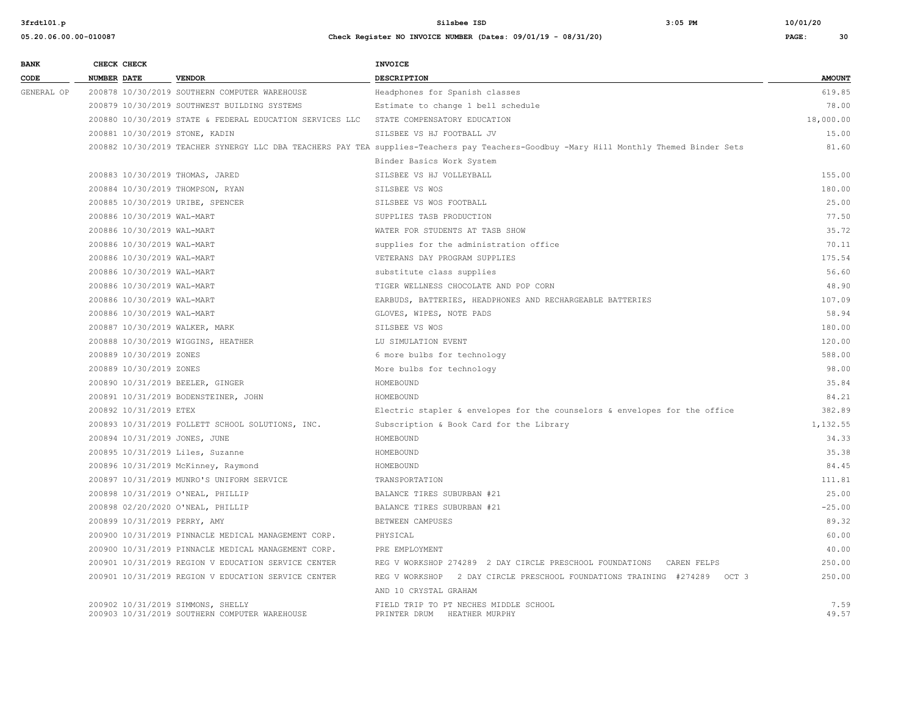| BANK CODE | CHECK NUMBER | CHECK DATE | VENDOR | INVOICE DESCRIPTION | AMOUNT |
|---|---|---|---|---|---|
| GENERAL OP | 200878 | 10/30/2019 | SOUTHERN COMPUTER WAREHOUSE | Headphones for Spanish classes | 619.85 |
| | 200879 | 10/30/2019 | SOUTHWEST BUILDING SYSTEMS | Estimate to change 1 bell schedule | 78.00 |
| | 200880 | 10/30/2019 | STATE & FEDERAL EDUCATION SERVICES LLC | STATE COMPENSATORY EDUCATION | 18,000.00 |
| | 200881 | 10/30/2019 | STONE, KADIN | SILSBEE VS HJ FOOTBALL JV | 15.00 |
| | 200882 | 10/30/2019 | TEACHER SYNERGY LLC DBA TEACHERS PAY TEA | supplies-Teachers pay Teachers-Goodbuy -Mary Hill Monthly Themed Binder Sets Binder Basics Work System | 81.60 |
| | 200883 | 10/30/2019 | THOMAS, JARED | SILSBEE VS HJ VOLLEYBALL | 155.00 |
| | 200884 | 10/30/2019 | THOMPSON, RYAN | SILSBEE VS WOS | 180.00 |
| | 200885 | 10/30/2019 | URIBE, SPENCER | SILSBEE VS WOS FOOTBALL | 25.00 |
| | 200886 | 10/30/2019 | WAL-MART | SUPPLIES TASB PRODUCTION | 77.50 |
| | 200886 | 10/30/2019 | WAL-MART | WATER FOR STUDENTS AT TASB SHOW | 35.72 |
| | 200886 | 10/30/2019 | WAL-MART | supplies for the administration office | 70.11 |
| | 200886 | 10/30/2019 | WAL-MART | VETERANS DAY PROGRAM SUPPLIES | 175.54 |
| | 200886 | 10/30/2019 | WAL-MART | substitute class supplies | 56.60 |
| | 200886 | 10/30/2019 | WAL-MART | TIGER WELLNESS CHOCOLATE AND POP CORN | 48.90 |
| | 200886 | 10/30/2019 | WAL-MART | EARBUDS, BATTERIES, HEADPHONES AND RECHARGEABLE BATTERIES | 107.09 |
| | 200886 | 10/30/2019 | WAL-MART | GLOVES, WIPES, NOTE PADS | 58.94 |
| | 200887 | 10/30/2019 | WALKER, MARK | SILSBEE VS WOS | 180.00 |
| | 200888 | 10/30/2019 | WIGGINS, HEATHER | LU SIMULATION EVENT | 120.00 |
| | 200889 | 10/30/2019 | ZONES | 6 more bulbs for technology | 588.00 |
| | 200889 | 10/30/2019 | ZONES | More bulbs for technology | 98.00 |
| | 200890 | 10/31/2019 | BEELER, GINGER | HOMEBOUND | 35.84 |
| | 200891 | 10/31/2019 | BODENSTEINER, JOHN | HOMEBOUND | 84.21 |
| | 200892 | 10/31/2019 | ETEX | Electric stapler & envelopes for the counselors & envelopes for the office | 382.89 |
| | 200893 | 10/31/2019 | FOLLETT SCHOOL SOLUTIONS, INC. | Subscription & Book Card for the Library | 1,132.55 |
| | 200894 | 10/31/2019 | JONES, JUNE | HOMEBOUND | 34.33 |
| | 200895 | 10/31/2019 | Liles, Suzanne | HOMEBOUND | 35.38 |
| | 200896 | 10/31/2019 | McKinney, Raymond | HOMEBOUND | 84.45 |
| | 200897 | 10/31/2019 | MUNRO'S UNIFORM SERVICE | TRANSPORTATION | 111.81 |
| | 200898 | 10/31/2019 | O'NEAL, PHILLIP | BALANCE TIRES SUBURBAN #21 | 25.00 |
| | 200898 | 02/20/2020 | O'NEAL, PHILLIP | BALANCE TIRES SUBURBAN #21 | -25.00 |
| | 200899 | 10/31/2019 | PERRY, AMY | BETWEEN CAMPUSES | 89.32 |
| | 200900 | 10/31/2019 | PINNACLE MEDICAL MANAGEMENT CORP. | PHYSICAL | 60.00 |
| | 200900 | 10/31/2019 | PINNACLE MEDICAL MANAGEMENT CORP. | PRE EMPLOYMENT | 40.00 |
| | 200901 | 10/31/2019 | REGION V EDUCATION SERVICE CENTER | REG V WORKSHOP 274289 2 DAY CIRCLE PRESCHOOL FOUNDATIONS CAREN FELPS | 250.00 |
| | 200901 | 10/31/2019 | REGION V EDUCATION SERVICE CENTER | REG V WORKSHOP 2 DAY CIRCLE PRESCHOOL FOUNDATIONS TRAINING #274289 OCT 3 AND 10 CRYSTAL GRAHAM | 250.00 |
| | 200902 | 10/31/2019 | SIMMONS, SHELLY | FIELD TRIP TO PT NECHES MIDDLE SCHOOL | 7.59 |
| | 200903 | 10/31/2019 | SOUTHERN COMPUTER WAREHOUSE | PRINTER DRUM HEATHER MURPHY | 49.57 |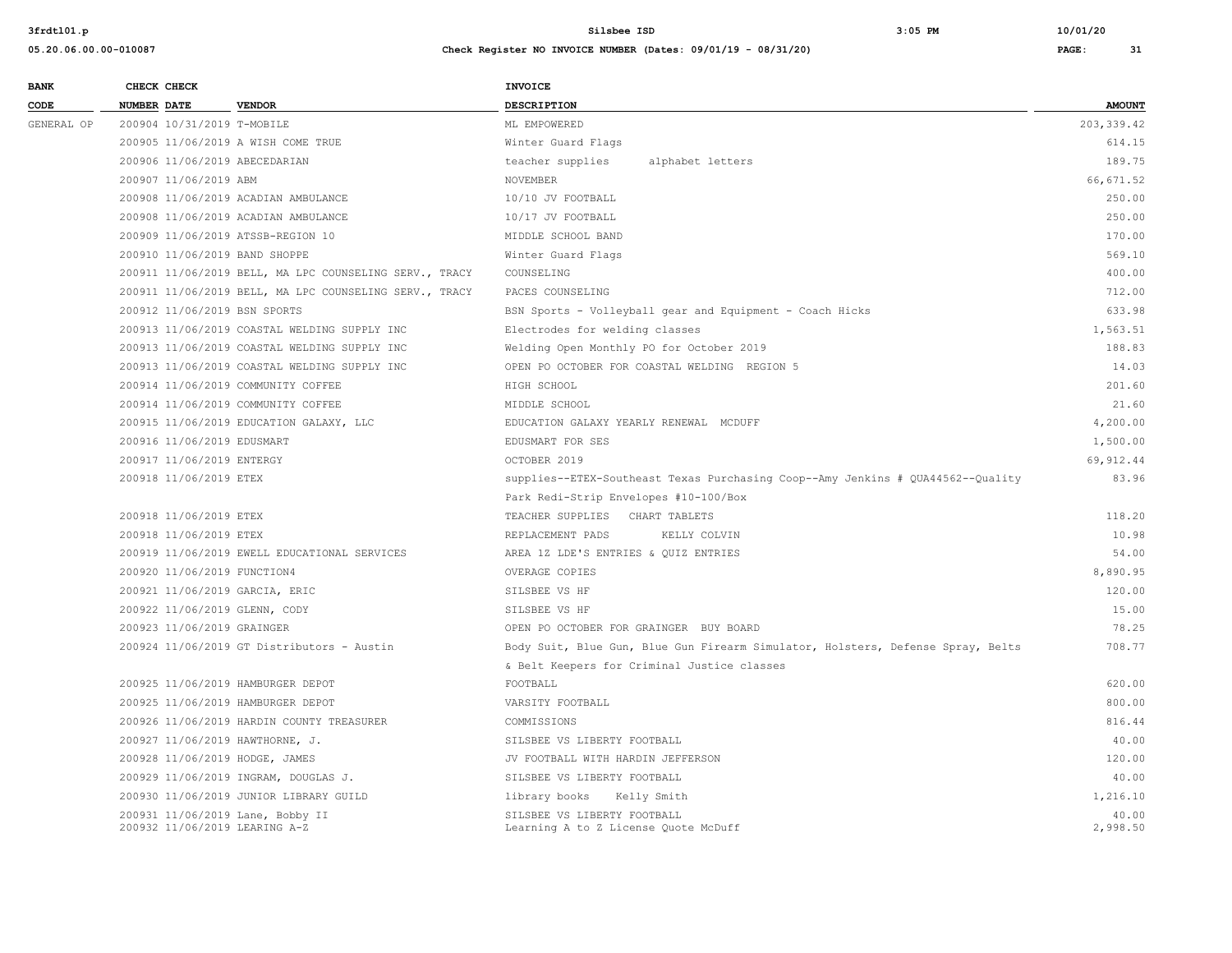| BANK CODE | CHECK NUMBER | CHECK DATE | VENDOR | INVOICE DESCRIPTION | AMOUNT |
|---|---|---|---|---|---|
| GENERAL OP | 200904 | 10/31/2019 | T-MOBILE | ML EMPOWERED | 203,339.42 |
| | 200905 | 11/06/2019 | A WISH COME TRUE | Winter Guard Flags | 614.15 |
| | 200906 | 11/06/2019 | ABECEDARIAN | teacher supplies alphabet letters | 189.75 |
| | 200907 | 11/06/2019 | ABM | NOVEMBER | 66,671.52 |
| | 200908 | 11/06/2019 | ACADIAN AMBULANCE | 10/10 JV FOOTBALL | 250.00 |
| | 200908 | 11/06/2019 | ACADIAN AMBULANCE | 10/17 JV FOOTBALL | 250.00 |
| | 200909 | 11/06/2019 | ATSSB-REGION 10 | MIDDLE SCHOOL BAND | 170.00 |
| | 200910 | 11/06/2019 | BAND SHOPPE | Winter Guard Flags | 569.10 |
| | 200911 | 11/06/2019 | BELL, MA LPC COUNSELING SERV., TRACY | COUNSELING | 400.00 |
| | 200911 | 11/06/2019 | BELL, MA LPC COUNSELING SERV., TRACY | PACES COUNSELING | 712.00 |
| | 200912 | 11/06/2019 | BSN SPORTS | BSN Sports - Volleyball gear and Equipment - Coach Hicks | 633.98 |
| | 200913 | 11/06/2019 | COASTAL WELDING SUPPLY INC | Electrodes for welding classes | 1,563.51 |
| | 200913 | 11/06/2019 | COASTAL WELDING SUPPLY INC | Welding Open Monthly PO for October 2019 | 188.83 |
| | 200913 | 11/06/2019 | COASTAL WELDING SUPPLY INC | OPEN PO OCTOBER FOR COASTAL WELDING REGION 5 | 14.03 |
| | 200914 | 11/06/2019 | COMMUNITY COFFEE | HIGH SCHOOL | 201.60 |
| | 200914 | 11/06/2019 | COMMUNITY COFFEE | MIDDLE SCHOOL | 21.60 |
| | 200915 | 11/06/2019 | EDUCATION GALAXY, LLC | EDUCATION GALAXY YEARLY RENEWAL MCDUFF | 4,200.00 |
| | 200916 | 11/06/2019 | EDUSMART | EDUSMART FOR SES | 1,500.00 |
| | 200917 | 11/06/2019 | ENTERGY | OCTOBER 2019 | 69,912.44 |
| | 200918 | 11/06/2019 | ETEX | supplies--ETEX-Southeast Texas Purchasing Coop--Amy Jenkins # QUA44562--Quality Park Redi-Strip Envelopes #10-100/Box | 83.96 |
| | 200918 | 11/06/2019 | ETEX | TEACHER SUPPLIES CHART TABLETS | 118.20 |
| | 200918 | 11/06/2019 | ETEX | REPLACEMENT PADS KELLY COLVIN | 10.98 |
| | 200919 | 11/06/2019 | EWELL EDUCATIONAL SERVICES | AREA 1Z LDE'S ENTRIES & QUIZ ENTRIES | 54.00 |
| | 200920 | 11/06/2019 | FUNCTION4 | OVERAGE COPIES | 8,890.95 |
| | 200921 | 11/06/2019 | GARCIA, ERIC | SILSBEE VS HF | 120.00 |
| | 200922 | 11/06/2019 | GLENN, CODY | SILSBEE VS HF | 15.00 |
| | 200923 | 11/06/2019 | GRAINGER | OPEN PO OCTOBER FOR GRAINGER BUY BOARD | 78.25 |
| | 200924 | 11/06/2019 | GT Distributors - Austin | Body Suit, Blue Gun, Blue Gun Firearm Simulator, Holsters, Defense Spray, Belts & Belt Keepers for Criminal Justice classes | 708.77 |
| | 200925 | 11/06/2019 | HAMBURGER DEPOT | FOOTBALL | 620.00 |
| | 200925 | 11/06/2019 | HAMBURGER DEPOT | VARSITY FOOTBALL | 800.00 |
| | 200926 | 11/06/2019 | HARDIN COUNTY TREASURER | COMMISSIONS | 816.44 |
| | 200927 | 11/06/2019 | HAWTHORNE, J. | SILSBEE VS LIBERTY FOOTBALL | 40.00 |
| | 200928 | 11/06/2019 | HODGE, JAMES | JV FOOTBALL WITH HARDIN JEFFERSON | 120.00 |
| | 200929 | 11/06/2019 | INGRAM, DOUGLAS J. | SILSBEE VS LIBERTY FOOTBALL | 40.00 |
| | 200930 | 11/06/2019 | JUNIOR LIBRARY GUILD | library books Kelly Smith | 1,216.10 |
| | 200931 | 11/06/2019 | Lane, Bobby II | SILSBEE VS LIBERTY FOOTBALL | 40.00 |
| | 200932 | 11/06/2019 | LEARING A-Z | Learning A to Z License Quote McDuff | 2,998.50 |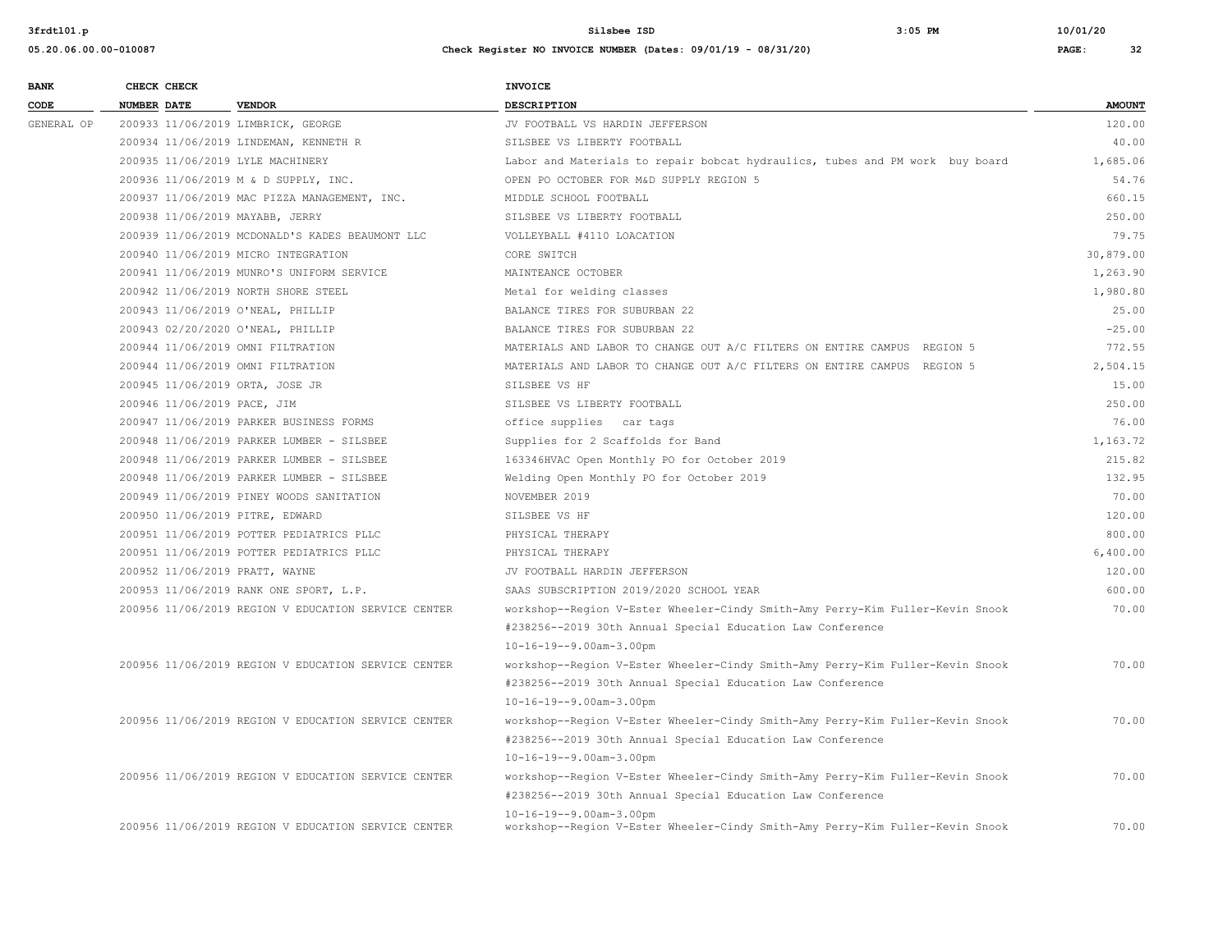| BANK CODE | CHECK NUMBER | CHECK DATE | VENDOR | INVOICE DESCRIPTION | AMOUNT |
|---|---|---|---|---|---|
| GENERAL OP | 200933 | 11/06/2019 | LIMBRICK, GEORGE | JV FOOTBALL VS HARDIN JEFFERSON | 120.00 |
| | 200934 | 11/06/2019 | LINDEMAN, KENNETH R | SILSBEE VS LIBERTY FOOTBALL | 40.00 |
| | 200935 | 11/06/2019 | LYLE MACHINERY | Labor and Materials to repair bobcat hydraulics, tubes and PM work buy board | 1,685.06 |
| | 200936 | 11/06/2019 | M & D SUPPLY, INC. | OPEN PO OCTOBER FOR M&D SUPPLY REGION 5 | 54.76 |
| | 200937 | 11/06/2019 | MAC PIZZA MANAGEMENT, INC. | MIDDLE SCHOOL FOOTBALL | 660.15 |
| | 200938 | 11/06/2019 | MAYABB, JERRY | SILSBEE VS LIBERTY FOOTBALL | 250.00 |
| | 200939 | 11/06/2019 | MCDONALD'S KADES BEAUMONT LLC | VOLLEYBALL #4110 LOACATION | 79.75 |
| | 200940 | 11/06/2019 | MICRO INTEGRATION | CORE SWITCH | 30,879.00 |
| | 200941 | 11/06/2019 | MUNRO'S UNIFORM SERVICE | MAINTEANCE OCTOBER | 1,263.90 |
| | 200942 | 11/06/2019 | NORTH SHORE STEEL | Metal for welding classes | 1,980.80 |
| | 200943 | 11/06/2019 | O'NEAL, PHILLIP | BALANCE TIRES FOR SUBURBAN 22 | 25.00 |
| | 200943 | 02/20/2020 | O'NEAL, PHILLIP | BALANCE TIRES FOR SUBURBAN 22 | -25.00 |
| | 200944 | 11/06/2019 | OMNI FILTRATION | MATERIALS AND LABOR TO CHANGE OUT A/C FILTERS ON ENTIRE CAMPUS REGION 5 | 772.55 |
| | 200944 | 11/06/2019 | OMNI FILTRATION | MATERIALS AND LABOR TO CHANGE OUT A/C FILTERS ON ENTIRE CAMPUS REGION 5 | 2,504.15 |
| | 200945 | 11/06/2019 | ORTA, JOSE JR | SILSBEE VS HF | 15.00 |
| | 200946 | 11/06/2019 | PACE, JIM | SILSBEE VS LIBERTY FOOTBALL | 250.00 |
| | 200947 | 11/06/2019 | PARKER BUSINESS FORMS | office supplies car tags | 76.00 |
| | 200948 | 11/06/2019 | PARKER LUMBER - SILSBEE | Supplies for 2 Scaffolds for Band | 1,163.72 |
| | 200948 | 11/06/2019 | PARKER LUMBER - SILSBEE | 163346HVAC Open Monthly PO for October 2019 | 215.82 |
| | 200948 | 11/06/2019 | PARKER LUMBER - SILSBEE | Welding Open Monthly PO for October 2019 | 132.95 |
| | 200949 | 11/06/2019 | PINEY WOODS SANITATION | NOVEMBER 2019 | 70.00 |
| | 200950 | 11/06/2019 | PITRE, EDWARD | SILSBEE VS HF | 120.00 |
| | 200951 | 11/06/2019 | POTTER PEDIATRICS PLLC | PHYSICAL THERAPY | 800.00 |
| | 200951 | 11/06/2019 | POTTER PEDIATRICS PLLC | PHYSICAL THERAPY | 6,400.00 |
| | 200952 | 11/06/2019 | PRATT, WAYNE | JV FOOTBALL HARDIN JEFFERSON | 120.00 |
| | 200953 | 11/06/2019 | RANK ONE SPORT, L.P. | SAAS SUBSCRIPTION 2019/2020 SCHOOL YEAR | 600.00 |
| | 200956 | 11/06/2019 | REGION V EDUCATION SERVICE CENTER | workshop--Region V-Ester Wheeler-Cindy Smith-Amy Perry-Kim Fuller-Kevin Snook #238256--2019 30th Annual Special Education Law Conference 10-16-19--9.00am-3.00pm | 70.00 |
| | 200956 | 11/06/2019 | REGION V EDUCATION SERVICE CENTER | workshop--Region V-Ester Wheeler-Cindy Smith-Amy Perry-Kim Fuller-Kevin Snook #238256--2019 30th Annual Special Education Law Conference 10-16-19--9.00am-3.00pm | 70.00 |
| | 200956 | 11/06/2019 | REGION V EDUCATION SERVICE CENTER | workshop--Region V-Ester Wheeler-Cindy Smith-Amy Perry-Kim Fuller-Kevin Snook #238256--2019 30th Annual Special Education Law Conference 10-16-19--9.00am-3.00pm | 70.00 |
| | 200956 | 11/06/2019 | REGION V EDUCATION SERVICE CENTER | workshop--Region V-Ester Wheeler-Cindy Smith-Amy Perry-Kim Fuller-Kevin Snook #238256--2019 30th Annual Special Education Law Conference 10-16-19--9.00am-3.00pm | 70.00 |
| | 200956 | 11/06/2019 | REGION V EDUCATION SERVICE CENTER | workshop--Region V-Ester Wheeler-Cindy Smith-Amy Perry-Kim Fuller-Kevin Snook | 70.00 |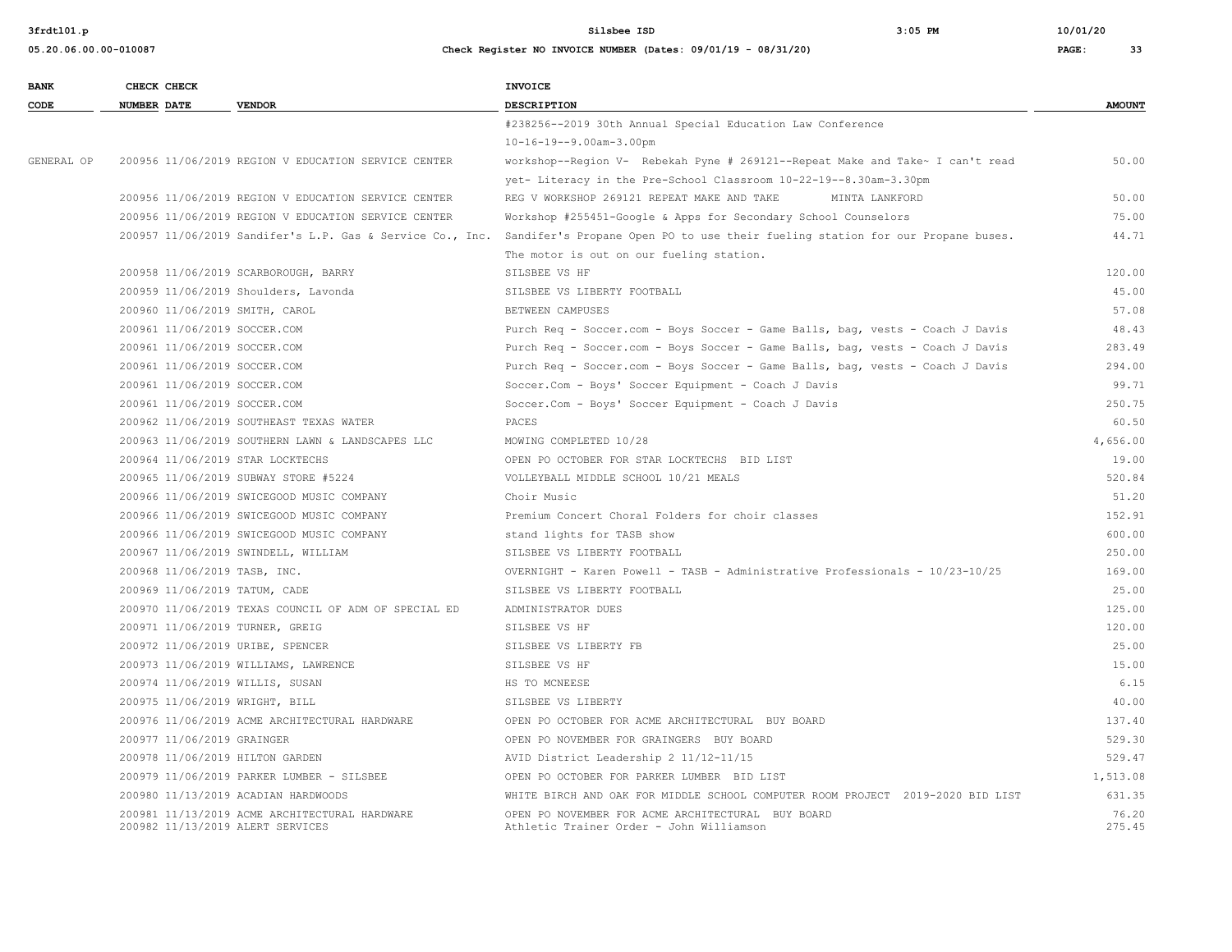| BANK CODE | CHECK NUMBER | CHECK DATE | VENDOR | INVOICE DESCRIPTION | AMOUNT |
|---|---|---|---|---|---|
| | | | | #238256--2019 30th Annual Special Education Law Conference 10-16-19--9.00am-3.00pm | |
| GENERAL OP | 200956 | 11/06/2019 | REGION V EDUCATION SERVICE CENTER | workshop--Region V- Rebekah Pyne # 269121--Repeat Make and Take~ I can't read yet- Literacy in the Pre-School Classroom 10-22-19--8.30am-3.30pm | 50.00 |
| | 200956 | 11/06/2019 | REGION V EDUCATION SERVICE CENTER | REG V WORKSHOP 269121 REPEAT MAKE AND TAKE MINTA LANKFORD | 50.00 |
| | 200956 | 11/06/2019 | REGION V EDUCATION SERVICE CENTER | Workshop #255451-Google & Apps for Secondary School Counselors | 75.00 |
| | 200957 | 11/06/2019 | Sandifer's L.P. Gas & Service Co., Inc. | Sandifer's Propane Open PO to use their fueling station for our Propane buses. The motor is out on our fueling station. | 44.71 |
| | 200958 | 11/06/2019 | SCARBOROUGH, BARRY | SILSBEE VS HF | 120.00 |
| | 200959 | 11/06/2019 | Shoulders, Lavonda | SILSBEE VS LIBERTY FOOTBALL | 45.00 |
| | 200960 | 11/06/2019 | SMITH, CAROL | BETWEEN CAMPUSES | 57.08 |
| | 200961 | 11/06/2019 | SOCCER.COM | Purch Req - Soccer.com - Boys Soccer - Game Balls, bag, vests - Coach J Davis | 48.43 |
| | 200961 | 11/06/2019 | SOCCER.COM | Purch Req - Soccer.com - Boys Soccer - Game Balls, bag, vests - Coach J Davis | 283.49 |
| | 200961 | 11/06/2019 | SOCCER.COM | Purch Req - Soccer.com - Boys Soccer - Game Balls, bag, vests - Coach J Davis | 294.00 |
| | 200961 | 11/06/2019 | SOCCER.COM | Soccer.Com - Boys' Soccer Equipment - Coach J Davis | 99.71 |
| | 200961 | 11/06/2019 | SOCCER.COM | Soccer.Com - Boys' Soccer Equipment - Coach J Davis | 250.75 |
| | 200962 | 11/06/2019 | SOUTHEAST TEXAS WATER | PACES | 60.50 |
| | 200963 | 11/06/2019 | SOUTHERN LAWN & LANDSCAPES LLC | MOWING COMPLETED 10/28 | 4,656.00 |
| | 200964 | 11/06/2019 | STAR LOCKTECHS | OPEN PO OCTOBER FOR STAR LOCKTECHS BID LIST | 19.00 |
| | 200965 | 11/06/2019 | SUBWAY STORE #5224 | VOLLEYBALL MIDDLE SCHOOL 10/21 MEALS | 520.84 |
| | 200966 | 11/06/2019 | SWICEGOOD MUSIC COMPANY | Choir Music | 51.20 |
| | 200966 | 11/06/2019 | SWICEGOOD MUSIC COMPANY | Premium Concert Choral Folders for choir classes | 152.91 |
| | 200966 | 11/06/2019 | SWICEGOOD MUSIC COMPANY | stand lights for TASB show | 600.00 |
| | 200967 | 11/06/2019 | SWINDELL, WILLIAM | SILSBEE VS LIBERTY FOOTBALL | 250.00 |
| | 200968 | 11/06/2019 | TASB, INC. | OVERNIGHT - Karen Powell - TASB - Administrative Professionals - 10/23-10/25 | 169.00 |
| | 200969 | 11/06/2019 | TATUM, CADE | SILSBEE VS LIBERTY FOOTBALL | 25.00 |
| | 200970 | 11/06/2019 | TEXAS COUNCIL OF ADM OF SPECIAL ED | ADMINISTRATOR DUES | 125.00 |
| | 200971 | 11/06/2019 | TURNER, GREIG | SILSBEE VS HF | 120.00 |
| | 200972 | 11/06/2019 | URIBE, SPENCER | SILSBEE VS LIBERTY FB | 25.00 |
| | 200973 | 11/06/2019 | WILLIAMS, LAWRENCE | SILSBEE VS HF | 15.00 |
| | 200974 | 11/06/2019 | WILLIS, SUSAN | HS TO MCNEESE | 6.15 |
| | 200975 | 11/06/2019 | WRIGHT, BILL | SILSBEE VS LIBERTY | 40.00 |
| | 200976 | 11/06/2019 | ACME ARCHITECTURAL HARDWARE | OPEN PO OCTOBER FOR ACME ARCHITECTURAL BUY BOARD | 137.40 |
| | 200977 | 11/06/2019 | GRAINGER | OPEN PO NOVEMBER FOR GRAINGERS BUY BOARD | 529.30 |
| | 200978 | 11/06/2019 | HILTON GARDEN | AVID District Leadership 2 11/12-11/15 | 529.47 |
| | 200979 | 11/06/2019 | PARKER LUMBER - SILSBEE | OPEN PO OCTOBER FOR PARKER LUMBER BID LIST | 1,513.08 |
| | 200980 | 11/13/2019 | ACADIAN HARDWOODS | WHITE BIRCH AND OAK FOR MIDDLE SCHOOL COMPUTER ROOM PROJECT 2019-2020 BID LIST | 631.35 |
| | 200981 | 11/13/2019 | ACME ARCHITECTURAL HARDWARE | OPEN PO NOVEMBER FOR ACME ARCHITECTURAL BUY BOARD | 76.20 |
| | 200982 | 11/13/2019 | ALERT SERVICES | Athletic Trainer Order - John Williamson | 275.45 |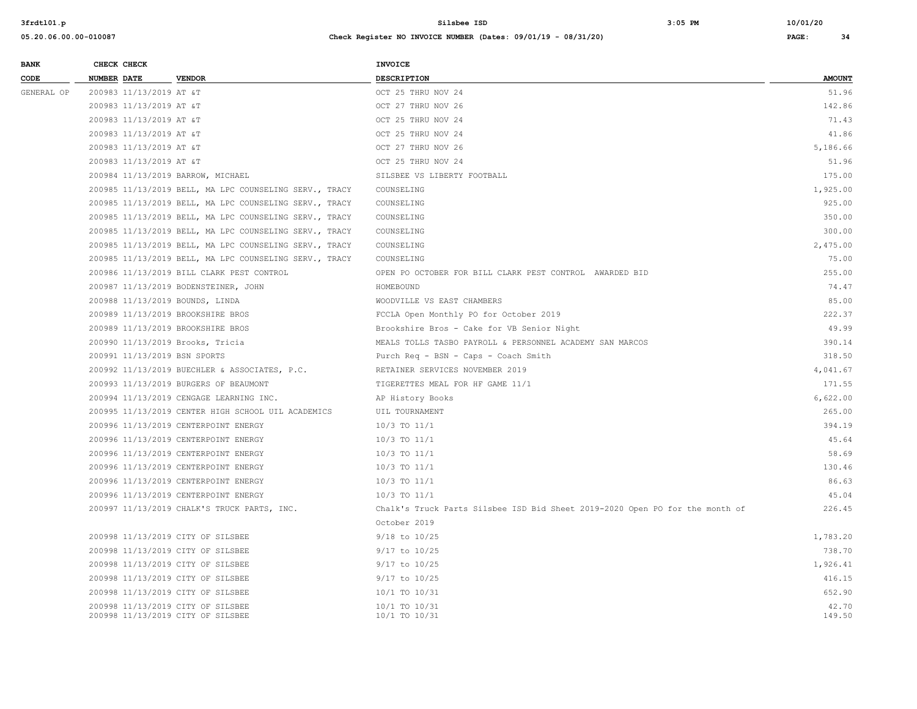| BANK CODE | CHECK NUMBER | CHECK DATE | VENDOR | INVOICE DESCRIPTION | AMOUNT |
|---|---|---|---|---|---|
| GENERAL OP | 200983 | 11/13/2019 | AT &T | OCT 25 THRU NOV 24 | 51.96 |
| | 200983 | 11/13/2019 | AT &T | OCT 27 THRU NOV 26 | 142.86 |
| | 200983 | 11/13/2019 | AT &T | OCT 27 THRU NOV 26 | 71.43 |
| | 200983 | 11/13/2019 | AT &T | OCT 25 THRU NOV 24 | 41.86 |
| | 200983 | 11/13/2019 | AT &T | OCT 27 THRU NOV 26 | 5,186.66 |
| | 200983 | 11/13/2019 | AT &T | OCT 25 THRU NOV 24 | 51.96 |
| | 200984 | 11/13/2019 | BARROW, MICHAEL | SILSBEE VS LIBERTY FOOTBALL | 175.00 |
| | 200985 | 11/13/2019 | BELL, MA LPC COUNSELING SERV., TRACY | COUNSELING | 1,925.00 |
| | 200985 | 11/13/2019 | BELL, MA LPC COUNSELING SERV., TRACY | COUNSELING | 925.00 |
| | 200985 | 11/13/2019 | BELL, MA LPC COUNSELING SERV., TRACY | COUNSELING | 350.00 |
| | 200985 | 11/13/2019 | BELL, MA LPC COUNSELING SERV., TRACY | COUNSELING | 300.00 |
| | 200985 | 11/13/2019 | BELL, MA LPC COUNSELING SERV., TRACY | COUNSELING | 2,475.00 |
| | 200985 | 11/13/2019 | BELL, MA LPC COUNSELING SERV., TRACY | COUNSELING | 75.00 |
| | 200986 | 11/13/2019 | BILL CLARK PEST CONTROL | OPEN PO OCTOBER FOR BILL CLARK PEST CONTROL AWARDED BID | 255.00 |
| | 200987 | 11/13/2019 | BODENSTEINER, JOHN | HOMEBOUND | 74.47 |
| | 200988 | 11/13/2019 | BOUNDS, LINDA | WOODVILLE VS EAST CHAMBERS | 85.00 |
| | 200989 | 11/13/2019 | BROOKSHIRE BROS | FCCLA Open Monthly PO for October 2019 | 222.37 |
| | 200989 | 11/13/2019 | BROOKSHIRE BROS | Brookshire Bros - Cake for VB Senior Night | 49.99 |
| | 200990 | 11/13/2019 | Brooks, Tricia | MEALS TOLLS TASBO PAYROLL & PERSONNEL ACADEMY SAN MARCOS | 390.14 |
| | 200991 | 11/13/2019 | BSN SPORTS | Purch Req - BSN - Caps - Coach Smith | 318.50 |
| | 200992 | 11/13/2019 | BUECHLER & ASSOCIATES, P.C. | RETAINER SERVICES NOVEMBER 2019 | 4,041.67 |
| | 200993 | 11/13/2019 | BURGERS OF BEAUMONT | TIGERETTES MEAL FOR HF GAME 11/1 | 171.55 |
| | 200994 | 11/13/2019 | CENGAGE LEARNING INC. | AP History Books | 6,622.00 |
| | 200995 | 11/13/2019 | CENTER HIGH SCHOOL UIL ACADEMICS | UIL TOURNAMENT | 265.00 |
| | 200996 | 11/13/2019 | CENTERPOINT ENERGY | 10/3 TO 11/1 | 394.19 |
| | 200996 | 11/13/2019 | CENTERPOINT ENERGY | 10/3 TO 11/1 | 45.64 |
| | 200996 | 11/13/2019 | CENTERPOINT ENERGY | 10/3 TO 11/1 | 58.69 |
| | 200996 | 11/13/2019 | CENTERPOINT ENERGY | 10/3 TO 11/1 | 130.46 |
| | 200996 | 11/13/2019 | CENTERPOINT ENERGY | 10/3 TO 11/1 | 86.63 |
| | 200996 | 11/13/2019 | CENTERPOINT ENERGY | 10/3 TO 11/1 | 45.04 |
| | 200997 | 11/13/2019 | CHALK'S TRUCK PARTS, INC. | Chalk's Truck Parts Silsbee ISD Bid Sheet 2019-2020 Open PO for the month of October 2019 | 226.45 |
| | 200998 | 11/13/2019 | CITY OF SILSBEE | 9/18 to 10/25 | 1,783.20 |
| | 200998 | 11/13/2019 | CITY OF SILSBEE | 9/17 to 10/25 | 738.70 |
| | 200998 | 11/13/2019 | CITY OF SILSBEE | 9/17 to 10/25 | 1,926.41 |
| | 200998 | 11/13/2019 | CITY OF SILSBEE | 9/17 to 10/25 | 416.15 |
| | 200998 | 11/13/2019 | CITY OF SILSBEE | 10/1 TO 10/31 | 652.90 |
| | 200998 | 11/13/2019 | CITY OF SILSBEE | 10/1 TO 10/31 | 42.70 |
| | 200998 | 11/13/2019 | CITY OF SILSBEE | 10/1 TO 10/31 | 149.50 |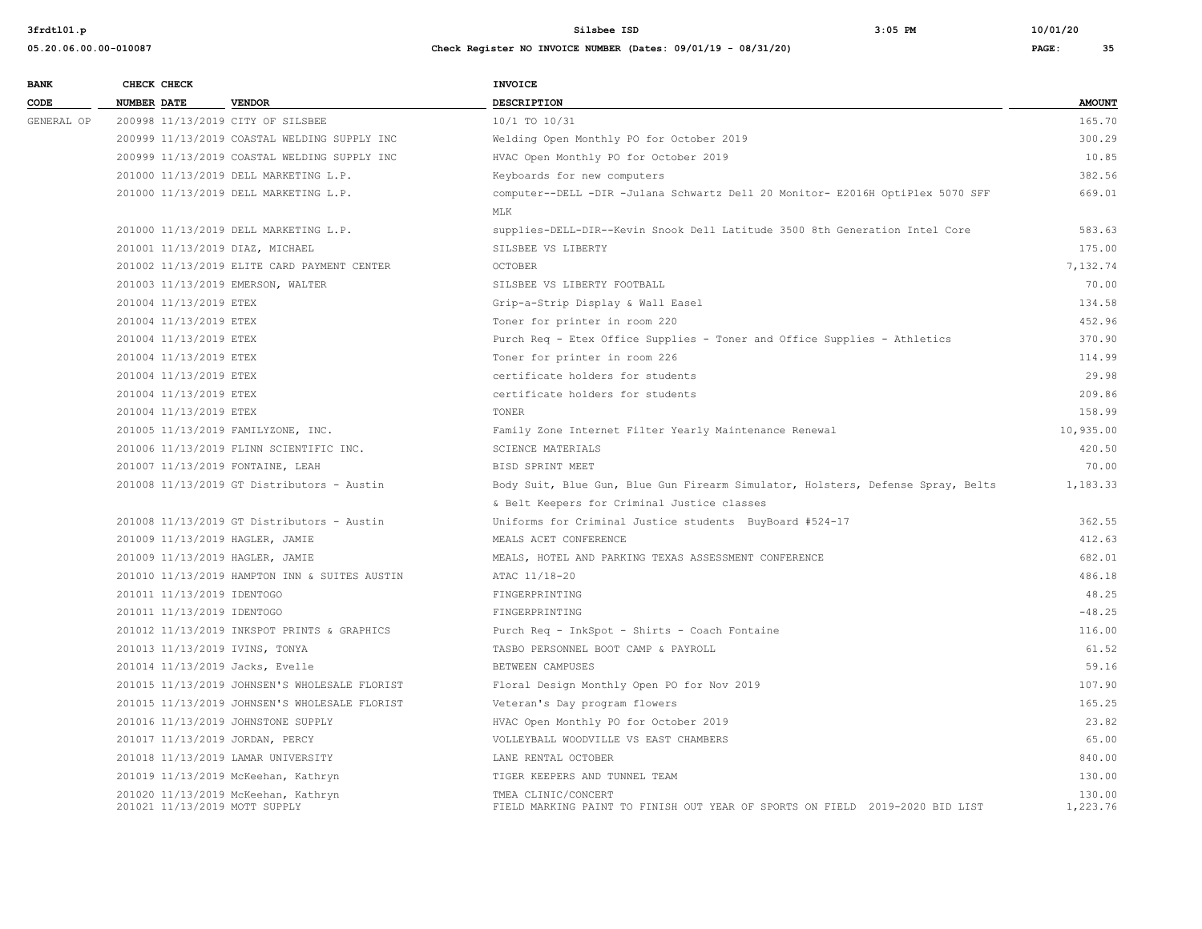| BANK CODE | CHECK NUMBER | CHECK DATE | VENDOR | INVOICE DESCRIPTION | AMOUNT |
|---|---|---|---|---|---|
| GENERAL OP | 200998 | 11/13/2019 | CITY OF SILSBEE | 10/1 TO 10/31 | 165.70 |
| | 200999 | 11/13/2019 | COASTAL WELDING SUPPLY INC | Welding Open Monthly PO for October 2019 | 300.29 |
| | 200999 | 11/13/2019 | COASTAL WELDING SUPPLY INC | HVAC Open Monthly PO for October 2019 | 10.85 |
| | 201000 | 11/13/2019 | DELL MARKETING L.P. | Keyboards for new computers | 382.56 |
| | 201000 | 11/13/2019 | DELL MARKETING L.P. | computer--DELL -DIR -Julana Schwartz Dell 20 Monitor- E2016H OptiPlex 5070 SFF MLK | 669.01 |
| | 201000 | 11/13/2019 | DELL MARKETING L.P. | supplies-DELL-DIR--Kevin Snook Dell Latitude 3500 8th Generation Intel Core | 583.63 |
| | 201001 | 11/13/2019 | DIAZ, MICHAEL | SILSBEE VS LIBERTY | 175.00 |
| | 201002 | 11/13/2019 | ELITE CARD PAYMENT CENTER | OCTOBER | 7,132.74 |
| | 201003 | 11/13/2019 | EMERSON, WALTER | SILSBEE VS LIBERTY FOOTBALL | 70.00 |
| | 201004 | 11/13/2019 | ETEX | Grip-a-Strip Display & Wall Easel | 134.58 |
| | 201004 | 11/13/2019 | ETEX | Toner for printer in room 220 | 452.96 |
| | 201004 | 11/13/2019 | ETEX | Purch Req - Etex Office Supplies - Toner and Office Supplies - Athletics | 370.90 |
| | 201004 | 11/13/2019 | ETEX | Toner for printer in room 226 | 114.99 |
| | 201004 | 11/13/2019 | ETEX | certificate holders for students | 29.98 |
| | 201004 | 11/13/2019 | ETEX | certificate holders for students | 209.86 |
| | 201004 | 11/13/2019 | ETEX | TONER | 158.99 |
| | 201005 | 11/13/2019 | FAMILYZONE, INC. | Family Zone Internet Filter Yearly Maintenance Renewal | 10,935.00 |
| | 201006 | 11/13/2019 | FLINN SCIENTIFIC INC. | SCIENCE MATERIALS | 420.50 |
| | 201007 | 11/13/2019 | FONTAINE, LEAH | BISD SPRINT MEET | 70.00 |
| | 201008 | 11/13/2019 | GT Distributors - Austin | Body Suit, Blue Gun, Blue Gun Firearm Simulator, Holsters, Defense Spray, Belts & Belt Keepers for Criminal Justice classes | 1,183.33 |
| | 201008 | 11/13/2019 | GT Distributors - Austin | Uniforms for Criminal Justice students BuyBoard #524-17 | 362.55 |
| | 201009 | 11/13/2019 | HAGLER, JAMIE | MEALS ACET CONFERENCE | 412.63 |
| | 201009 | 11/13/2019 | HAGLER, JAMIE | MEALS, HOTEL AND PARKING TEXAS ASSESSMENT CONFERENCE | 682.01 |
| | 201010 | 11/13/2019 | HAMPTON INN & SUITES AUSTIN | ATAC 11/18-20 | 486.18 |
| | 201011 | 11/13/2019 | IDENTOGO | FINGERPRINTING | 48.25 |
| | 201011 | 11/13/2019 | IDENTOGO | FINGERPRINTING | -48.25 |
| | 201012 | 11/13/2019 | INKSPOT PRINTS & GRAPHICS | Purch Req - InkSpot - Shirts - Coach Fontaine | 116.00 |
| | 201013 | 11/13/2019 | IVINS, TONYA | TASBO PERSONNEL BOOT CAMP & PAYROLL | 61.52 |
| | 201014 | 11/13/2019 | Jacks, Evelle | BETWEEN CAMPUSES | 59.16 |
| | 201015 | 11/13/2019 | JOHNSEN'S WHOLESALE FLORIST | Floral Design Monthly Open PO for Nov 2019 | 107.90 |
| | 201015 | 11/13/2019 | JOHNSEN'S WHOLESALE FLORIST | Veteran's Day program flowers | 165.25 |
| | 201016 | 11/13/2019 | JOHNSTONE SUPPLY | HVAC Open Monthly PO for October 2019 | 23.82 |
| | 201017 | 11/13/2019 | JORDAN, PERCY | VOLLEYBALL WOODVILLE VS EAST CHAMBERS | 65.00 |
| | 201018 | 11/13/2019 | LAMAR UNIVERSITY | LANE RENTAL OCTOBER | 840.00 |
| | 201019 | 11/13/2019 | McKeehan, Kathryn | TIGER KEEPERS AND TUNNEL TEAM | 130.00 |
| | 201020 | 11/13/2019 | McKeehan, Kathryn | TMEA CLINIC/CONCERT | 130.00 |
| | 201021 | 11/13/2019 | MOTT SUPPLY | FIELD MARKING PAINT TO FINISH OUT YEAR OF SPORTS ON FIELD 2019-2020 BID LIST | 1,223.76 |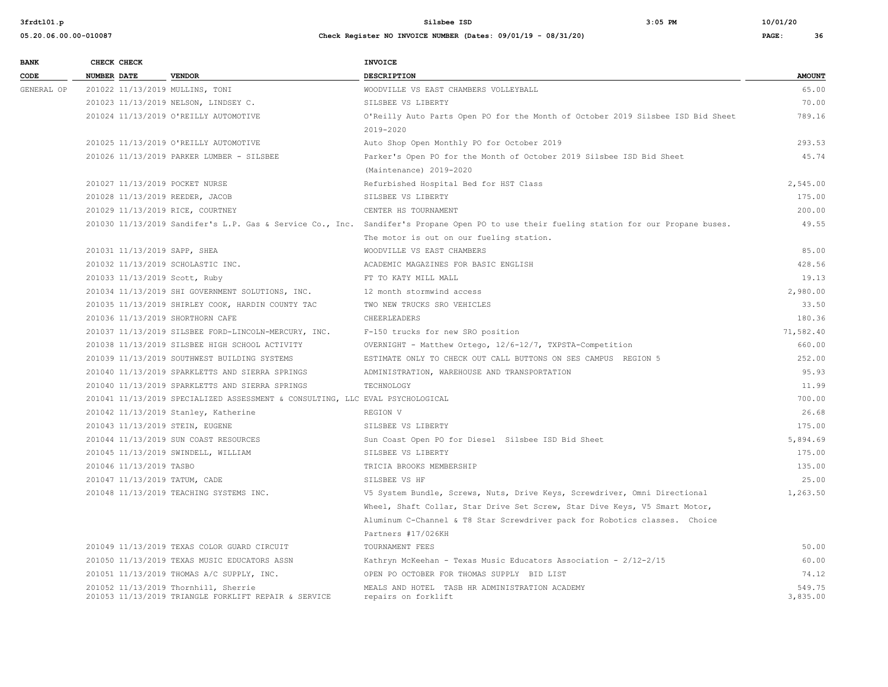| BANK CODE | CHECK NUMBER | CHECK DATE | VENDOR | INVOICE DESCRIPTION | AMOUNT |
|---|---|---|---|---|---|
| GENERAL OP | 201022 | 11/13/2019 | MULLINS, TONI | WOODVILLE VS EAST CHAMBERS VOLLEYBALL | 65.00 |
| | 201023 | 11/13/2019 | NELSON, LINDSEY C. | SILSBEE VS LIBERTY | 70.00 |
| | 201024 | 11/13/2019 | O'REILLY AUTOMOTIVE | O'Reilly Auto Parts Open PO for the Month of October 2019 Silsbee ISD Bid Sheet 2019-2020 | 789.16 |
| | 201025 | 11/13/2019 | O'REILLY AUTOMOTIVE | Auto Shop Open Monthly PO for October 2019 | 293.53 |
| | 201026 | 11/13/2019 | PARKER LUMBER - SILSBEE | Parker's Open PO for the Month of October 2019 Silsbee ISD Bid Sheet (Maintenance) 2019-2020 | 45.74 |
| | 201027 | 11/13/2019 | POCKET NURSE | Refurbished Hospital Bed for HST Class | 2,545.00 |
| | 201028 | 11/13/2019 | REEDER, JACOB | SILSBEE VS LIBERTY | 175.00 |
| | 201029 | 11/13/2019 | RICE, COURTNEY | CENTER HS TOURNAMENT | 200.00 |
| | 201030 | 11/13/2019 | Sandifer's L.P. Gas & Service Co., Inc. | Sandifer's Propane Open PO to use their fueling station for our Propane buses. The motor is out on our fueling station. | 49.55 |
| | 201031 | 11/13/2019 | SAPP, SHEA | WOODVILLE VS EAST CHAMBERS | 85.00 |
| | 201032 | 11/13/2019 | SCHOLASTIC INC. | ACADEMIC MAGAZINES FOR BASIC ENGLISH | 428.56 |
| | 201033 | 11/13/2019 | Scott, Ruby | FT TO KATY MILL MALL | 19.13 |
| | 201034 | 11/13/2019 | SHI GOVERNMENT SOLUTIONS, INC. | 12 month stormwind access | 2,980.00 |
| | 201035 | 11/13/2019 | SHIRLEY COOK, HARDIN COUNTY TAC | TWO NEW TRUCKS SRO VEHICLES | 33.50 |
| | 201036 | 11/13/2019 | SHORTHORN CAFE | CHEERLEADERS | 180.36 |
| | 201037 | 11/13/2019 | SILSBEE FORD-LINCOLN-MERCURY, INC. | F-150 trucks for new SRO position | 71,582.40 |
| | 201038 | 11/13/2019 | SILSBEE HIGH SCHOOL ACTIVITY | OVERNIGHT - Matthew Ortego, 12/6-12/7, TXPSTA-Competition | 660.00 |
| | 201039 | 11/13/2019 | SOUTHWEST BUILDING SYSTEMS | ESTIMATE ONLY TO CHECK OUT CALL BUTTONS ON SES CAMPUS REGION 5 | 252.00 |
| | 201040 | 11/13/2019 | SPARKLETTS AND SIERRA SPRINGS | ADMINISTRATION, WAREHOUSE AND TRANSPORTATION | 95.93 |
| | 201040 | 11/13/2019 | SPARKLETTS AND SIERRA SPRINGS | TECHNOLOGY | 11.99 |
| | 201041 | 11/13/2019 | SPECIALIZED ASSESSMENT & CONSULTING, LLC | EVAL PSYCHOLOGICAL | 700.00 |
| | 201042 | 11/13/2019 | Stanley, Katherine | REGION V | 26.68 |
| | 201043 | 11/13/2019 | STEIN, EUGENE | SILSBEE VS LIBERTY | 175.00 |
| | 201044 | 11/13/2019 | SUN COAST RESOURCES | Sun Coast Open PO for Diesel Silsbee ISD Bid Sheet | 5,894.69 |
| | 201045 | 11/13/2019 | SWINDELL, WILLIAM | SILSBEE VS LIBERTY | 175.00 |
| | 201046 | 11/13/2019 | TASBO | TRICIA BROOKS MEMBERSHIP | 135.00 |
| | 201047 | 11/13/2019 | TATUM, CADE | SILSBEE VS HF | 25.00 |
| | 201048 | 11/13/2019 | TEACHING SYSTEMS INC. | V5 System Bundle, Screws, Nuts, Drive Keys, Screwdriver, Omni Directional Wheel, Shaft Collar, Star Drive Set Screw, Star Dive Keys, V5 Smart Motor, Aluminum C-Channel & T8 Star Screwdriver pack for Robotics classes. Choice Partners #17/026KH | 1,263.50 |
| | 201049 | 11/13/2019 | TEXAS COLOR GUARD CIRCUIT | TOURNAMENT FEES | 50.00 |
| | 201050 | 11/13/2019 | TEXAS MUSIC EDUCATORS ASSN | Kathryn McKeehan - Texas Music Educators Association - 2/12-2/15 | 60.00 |
| | 201051 | 11/13/2019 | THOMAS A/C SUPPLY, INC. | OPEN PO OCTOBER FOR THOMAS SUPPLY BID LIST | 74.12 |
| | 201052 | 11/13/2019 | Thornhill, Sherrie | MEALS AND HOTEL TASB HR ADMINISTRATION ACADEMY | 549.75 |
| | 201053 | 11/13/2019 | TRIANGLE FORKLIFT REPAIR & SERVICE | repairs on forklift | 3,835.00 |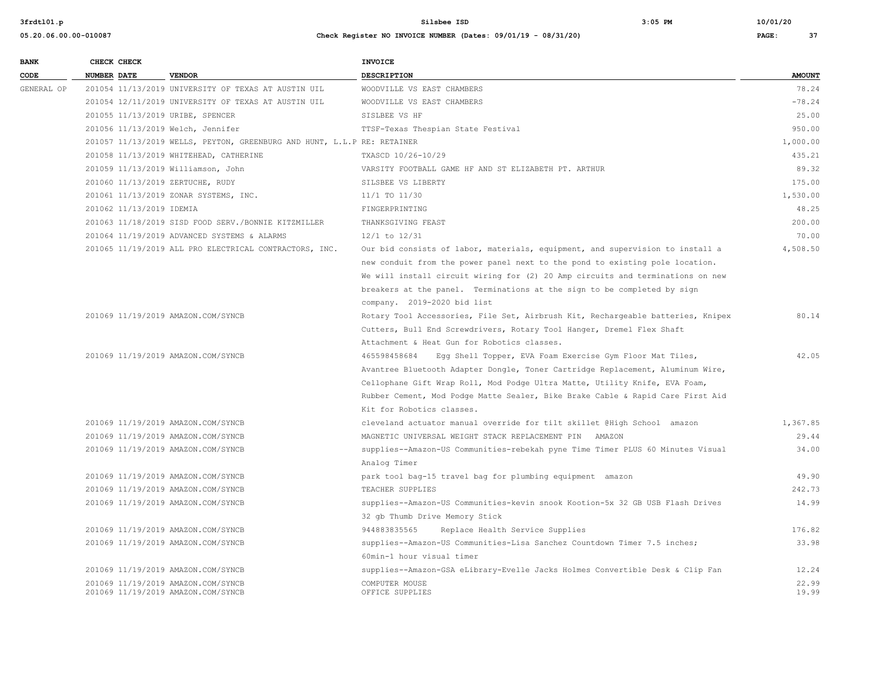| BANK CODE | CHECK NUMBER | CHECK DATE | VENDOR | INVOICE DESCRIPTION | AMOUNT |
|---|---|---|---|---|---|
| GENERAL OP | 201054 | 11/13/2019 | UNIVERSITY OF TEXAS AT AUSTIN UIL | WOODVILLE VS EAST CHAMBERS | 78.24 |
| | 201054 | 12/11/2019 | UNIVERSITY OF TEXAS AT AUSTIN UIL | WOODVILLE VS EAST CHAMBERS | -78.24 |
| | 201055 | 11/13/2019 | URIBE, SPENCER | SISLBEE VS HF | 25.00 |
| | 201056 | 11/13/2019 | Welch, Jennifer | TTSF-Texas Thespian State Festival | 950.00 |
| | 201057 | 11/13/2019 | WELLS, PEYTON, GREENBURG AND HUNT, L.L.P | RE: RETAINER | 1,000.00 |
| | 201058 | 11/13/2019 | WHITEHEAD, CATHERINE | TXASCD 10/26-10/29 | 435.21 |
| | 201059 | 11/13/2019 | Williamson, John | VARSITY FOOTBALL GAME HF AND ST ELIZABETH PT. ARTHUR | 89.32 |
| | 201060 | 11/13/2019 | ZERTUCHE, RUDY | SILSBEE VS LIBERTY | 175.00 |
| | 201061 | 11/13/2019 | ZONAR SYSTEMS, INC. | 11/1 TO 11/30 | 1,530.00 |
| | 201062 | 11/13/2019 | IDEMIA | FINGERPRINTING | 48.25 |
| | 201063 | 11/18/2019 | SISD FOOD SERV./BONNIE KITZMILLER | THANKSGIVING FEAST | 200.00 |
| | 201064 | 11/19/2019 | ADVANCED SYSTEMS & ALARMS | 12/1 to 12/31 | 70.00 |
| | 201065 | 11/19/2019 | ALL PRO ELECTRICAL CONTRACTORS, INC. | Our bid consists of labor, materials, equipment, and supervision to install a new conduit from the power panel next to the pond to existing pole location. We will install circuit wiring for (2) 20 Amp circuits and terminations on new breakers at the panel. Terminations at the sign to be completed by sign company. 2019-2020 bid list | 4,508.50 |
| | 201069 | 11/19/2019 | AMAZON.COM/SYNCB | Rotary Tool Accessories, File Set, Airbrush Kit, Rechargeable batteries, Knipex Cutters, Bull End Screwdrivers, Rotary Tool Hanger, Dremel Flex Shaft Attachment & Heat Gun for Robotics classes. | 80.14 |
| | 201069 | 11/19/2019 | AMAZON.COM/SYNCB | 465598458684 Egg Shell Topper, EVA Foam Exercise Gym Floor Mat Tiles, Avantree Bluetooth Adapter Dongle, Toner Cartridge Replacement, Aluminum Wire, Cellophane Gift Wrap Roll, Mod Podge Ultra Matte, Utility Knife, EVA Foam, Rubber Cement, Mod Podge Matte Sealer, Bike Brake Cable & Rapid Care First Aid Kit for Robotics classes. | 42.05 |
| | 201069 | 11/19/2019 | AMAZON.COM/SYNCB | cleveland actuator manual override for tilt skillet @High School amazon | 1,367.85 |
| | 201069 | 11/19/2019 | AMAZON.COM/SYNCB | MAGNETIC UNIVERSAL WEIGHT STACK REPLACEMENT PIN AMAZON | 29.44 |
| | 201069 | 11/19/2019 | AMAZON.COM/SYNCB | supplies--Amazon-US Communities-rebekah pyne Time Timer PLUS 60 Minutes Visual Analog Timer | 34.00 |
| | 201069 | 11/19/2019 | AMAZON.COM/SYNCB | park tool bag-15 travel bag for plumbing equipment amazon | 49.90 |
| | 201069 | 11/19/2019 | AMAZON.COM/SYNCB | TEACHER SUPPLIES | 242.73 |
| | 201069 | 11/19/2019 | AMAZON.COM/SYNCB | supplies--Amazon-US Communities-kevin snook Kootion-5x 32 GB USB Flash Drives 32 gb Thumb Drive Memory Stick | 14.99 |
| | 201069 | 11/19/2019 | AMAZON.COM/SYNCB | 944883835565 Replace Health Service Supplies | 176.82 |
| | 201069 | 11/19/2019 | AMAZON.COM/SYNCB | supplies--Amazon-US Communities-Lisa Sanchez Countdown Timer 7.5 inches; 60min-1 hour visual timer | 33.98 |
| | 201069 | 11/19/2019 | AMAZON.COM/SYNCB | supplies--Amazon-GSA eLibrary-Evelle Jacks Holmes Convertible Desk & Clip Fan | 12.24 |
| | 201069 | 11/19/2019 | AMAZON.COM/SYNCB | COMPUTER MOUSE | 22.99 |
| | 201069 | 11/19/2019 | AMAZON.COM/SYNCB | OFFICE SUPPLIES | 19.99 |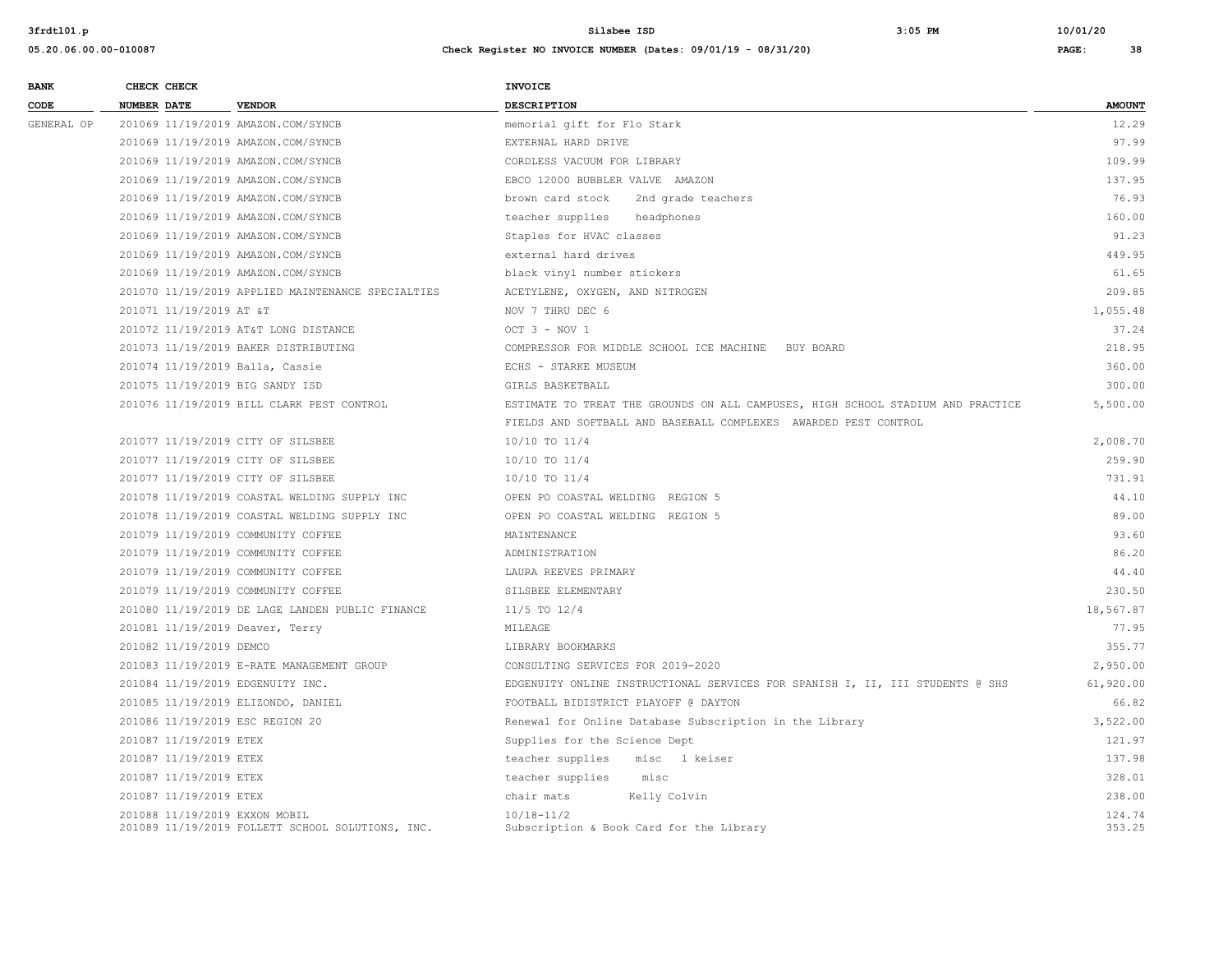| BANK CODE | CHECK NUMBER | CHECK DATE | VENDOR | INVOICE DESCRIPTION | AMOUNT |
|---|---|---|---|---|---|
| GENERAL OP | 201069 | 11/19/2019 | AMAZON.COM/SYNCB | memorial gift for Flo Stark | 12.29 |
| | 201069 | 11/19/2019 | AMAZON.COM/SYNCB | EXTERNAL HARD DRIVE | 97.99 |
| | 201069 | 11/19/2019 | AMAZON.COM/SYNCB | CORDLESS VACUUM FOR LIBRARY | 109.99 |
| | 201069 | 11/19/2019 | AMAZON.COM/SYNCB | EBCO 12000 BUBBLER VALVE AMAZON | 137.95 |
| | 201069 | 11/19/2019 | AMAZON.COM/SYNCB | brown card stock 2nd grade teachers | 76.93 |
| | 201069 | 11/19/2019 | AMAZON.COM/SYNCB | teacher supplies headphones | 160.00 |
| | 201069 | 11/19/2019 | AMAZON.COM/SYNCB | Staples for HVAC classes | 91.23 |
| | 201069 | 11/19/2019 | AMAZON.COM/SYNCB | external hard drives | 449.95 |
| | 201069 | 11/19/2019 | AMAZON.COM/SYNCB | black vinyl number stickers | 61.65 |
| | 201070 | 11/19/2019 | APPLIED MAINTENANCE SPECIALTIES | ACETYLENE, OXYGEN, AND NITROGEN | 209.85 |
| | 201071 | 11/19/2019 | AT &T | NOV 7 THRU DEC 6 | 1,055.48 |
| | 201072 | 11/19/2019 | AT&T LONG DISTANCE | OCT 3 - NOV 1 | 37.24 |
| | 201073 | 11/19/2019 | BAKER DISTRIBUTING | COMPRESSOR FOR MIDDLE SCHOOL ICE MACHINE BUY BOARD | 218.95 |
| | 201074 | 11/19/2019 | Balla, Cassie | ECHS - STARKE MUSEUM | 360.00 |
| | 201075 | 11/19/2019 | BIG SANDY ISD | GIRLS BASKETBALL | 300.00 |
| | 201076 | 11/19/2019 | BILL CLARK PEST CONTROL | ESTIMATE TO TREAT THE GROUNDS ON ALL CAMPUSES, HIGH SCHOOL STADIUM AND PRACTICE FIELDS AND SOFTBALL AND BASEBALL COMPLEXES AWARDED PEST CONTROL | 5,500.00 |
| | 201077 | 11/19/2019 | CITY OF SILSBEE | 10/10 TO 11/4 | 2,008.70 |
| | 201077 | 11/19/2019 | CITY OF SILSBEE | 10/10 TO 11/4 | 259.90 |
| | 201077 | 11/19/2019 | CITY OF SILSBEE | 10/10 TO 11/4 | 731.91 |
| | 201078 | 11/19/2019 | COASTAL WELDING SUPPLY INC | OPEN PO COASTAL WELDING REGION 5 | 44.10 |
| | 201078 | 11/19/2019 | COASTAL WELDING SUPPLY INC | OPEN PO COASTAL WELDING REGION 5 | 89.00 |
| | 201079 | 11/19/2019 | COMMUNITY COFFEE | MAINTENANCE | 93.60 |
| | 201079 | 11/19/2019 | COMMUNITY COFFEE | ADMINISTRATION | 86.20 |
| | 201079 | 11/19/2019 | COMMUNITY COFFEE | LAURA REEVES PRIMARY | 44.40 |
| | 201079 | 11/19/2019 | COMMUNITY COFFEE | SILSBEE ELEMENTARY | 230.50 |
| | 201080 | 11/19/2019 | DE LAGE LANDEN PUBLIC FINANCE | 11/5 TO 12/4 | 18,567.87 |
| | 201081 | 11/19/2019 | Deaver, Terry | MILEAGE | 77.95 |
| | 201082 | 11/19/2019 | DEMCO | LIBRARY BOOKMARKS | 355.77 |
| | 201083 | 11/19/2019 | E-RATE MANAGEMENT GROUP | CONSULTING SERVICES FOR 2019-2020 | 2,950.00 |
| | 201084 | 11/19/2019 | EDGENUITY INC. | EDGENUITY ONLINE INSTRUCTIONAL SERVICES FOR SPANISH I, II, III STUDENTS @ SHS | 61,920.00 |
| | 201085 | 11/19/2019 | ELIZONDO, DANIEL | FOOTBALL BIDISTRICT PLAYOFF @ DAYTON | 66.82 |
| | 201086 | 11/19/2019 | ESC REGION 20 | Renewal for Online Database Subscription in the Library | 3,522.00 |
| | 201087 | 11/19/2019 | ETEX | Supplies for the Science Dept | 121.97 |
| | 201087 | 11/19/2019 | ETEX | teacher supplies misc l keiser | 137.98 |
| | 201087 | 11/19/2019 | ETEX | teacher supplies misc | 328.01 |
| | 201087 | 11/19/2019 | ETEX | chair mats Kelly Colvin | 238.00 |
| | 201088 | 11/19/2019 | EXXON MOBIL | 10/18-11/2 | 124.74 |
| | 201089 | 11/19/2019 | FOLLETT SCHOOL SOLUTIONS, INC. | Subscription & Book Card for the Library | 353.25 |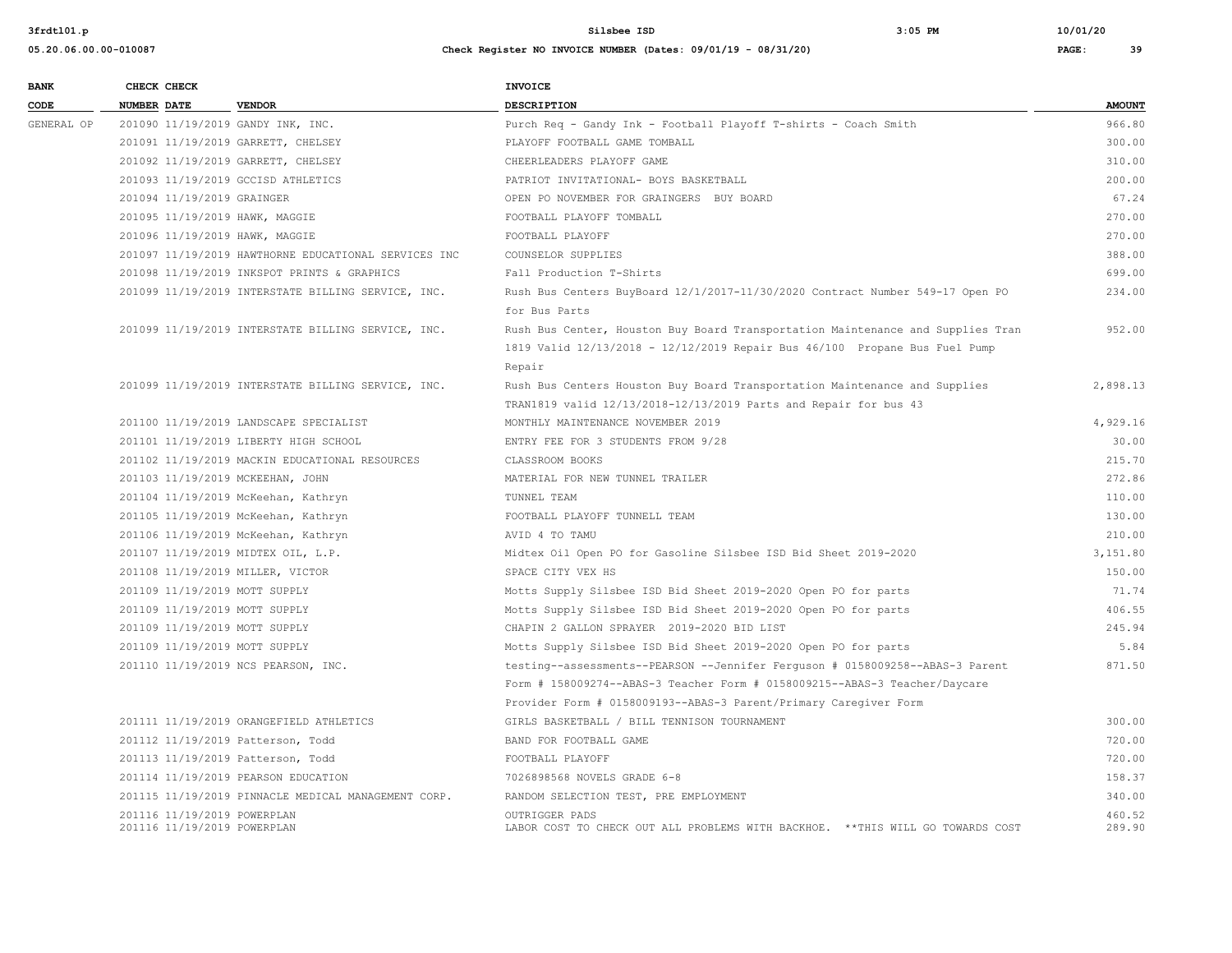| BANK CODE | CHECK NUMBER | CHECK DATE | VENDOR | INVOICE DESCRIPTION | AMOUNT |
|---|---|---|---|---|---|
| GENERAL OP | 201090 | 11/19/2019 | GANDY INK, INC. | Purch Req - Gandy Ink - Football Playoff T-shirts - Coach Smith | 966.80 |
| | 201091 | 11/19/2019 | GARRETT, CHELSEY | PLAYOFF FOOTBALL GAME TOMBALL | 300.00 |
| | 201092 | 11/19/2019 | GARRETT, CHELSEY | CHEERLEADERS PLAYOFF GAME | 310.00 |
| | 201093 | 11/19/2019 | GCCISD ATHLETICS | PATRIOT INVITATIONAL- BOYS BASKETBALL | 200.00 |
| | 201094 | 11/19/2019 | GRAINGER | OPEN PO NOVEMBER FOR GRAINGERS BUY BOARD | 67.24 |
| | 201095 | 11/19/2019 | HAWK, MAGGIE | FOOTBALL PLAYOFF TOMBALL | 270.00 |
| | 201096 | 11/19/2019 | HAWK, MAGGIE | FOOTBALL PLAYOFF | 270.00 |
| | 201097 | 11/19/2019 | HAWTHORNE EDUCATIONAL SERVICES INC | COUNSELOR SUPPLIES | 388.00 |
| | 201098 | 11/19/2019 | INKSPOT PRINTS & GRAPHICS | Fall Production T-Shirts | 699.00 |
| | 201099 | 11/19/2019 | INTERSTATE BILLING SERVICE, INC. | Rush Bus Centers BuyBoard 12/1/2017-11/30/2020 Contract Number 549-17 Open PO for Bus Parts | 234.00 |
| | 201099 | 11/19/2019 | INTERSTATE BILLING SERVICE, INC. | Rush Bus Center, Houston Buy Board Transportation Maintenance and Supplies Tran 1819 Valid 12/13/2018 - 12/12/2019 Repair Bus 46/100 Propane Bus Fuel Pump Repair | 952.00 |
| | 201099 | 11/19/2019 | INTERSTATE BILLING SERVICE, INC. | Rush Bus Centers Houston Buy Board Transportation Maintenance and Supplies TRAN1819 valid 12/13/2018-12/13/2019 Parts and Repair for bus 43 | 2,898.13 |
| | 201100 | 11/19/2019 | LANDSCAPE SPECIALIST | MONTHLY MAINTENANCE NOVEMBER 2019 | 4,929.16 |
| | 201101 | 11/19/2019 | LIBERTY HIGH SCHOOL | ENTRY FEE FOR 3 STUDENTS FROM 9/28 | 30.00 |
| | 201102 | 11/19/2019 | MACKIN EDUCATIONAL RESOURCES | CLASSROOM BOOKS | 215.70 |
| | 201103 | 11/19/2019 | MCKEEHAN, JOHN | MATERIAL FOR NEW TUNNEL TRAILER | 272.86 |
| | 201104 | 11/19/2019 | McKeehan, Kathryn | TUNNEL TEAM | 110.00 |
| | 201105 | 11/19/2019 | McKeehan, Kathryn | FOOTBALL PLAYOFF TUNNELL TEAM | 130.00 |
| | 201106 | 11/19/2019 | McKeehan, Kathryn | AVID 4 TO TAMU | 210.00 |
| | 201107 | 11/19/2019 | MIDTEX OIL, L.P. | Midtex Oil Open PO for Gasoline Silsbee ISD Bid Sheet 2019-2020 | 3,151.80 |
| | 201108 | 11/19/2019 | MILLER, VICTOR | SPACE CITY VEX HS | 150.00 |
| | 201109 | 11/19/2019 | MOTT SUPPLY | Motts Supply Silsbee ISD Bid Sheet 2019-2020 Open PO for parts | 71.74 |
| | 201109 | 11/19/2019 | MOTT SUPPLY | Motts Supply Silsbee ISD Bid Sheet 2019-2020 Open PO for parts | 406.55 |
| | 201109 | 11/19/2019 | MOTT SUPPLY | CHAPIN 2 GALLON SPRAYER 2019-2020 BID LIST | 245.94 |
| | 201109 | 11/19/2019 | MOTT SUPPLY | Motts Supply Silsbee ISD Bid Sheet 2019-2020 Open PO for parts | 5.84 |
| | 201110 | 11/19/2019 | NCS PEARSON, INC. | testing--assessments--PEARSON --Jennifer Ferguson # 0158009258--ABAS-3 Parent Form # 158009274--ABAS-3 Teacher Form # 0158009215--ABAS-3 Teacher/Daycare Provider Form # 0158009193--ABAS-3 Parent/Primary Caregiver Form | 871.50 |
| | 201111 | 11/19/2019 | ORANGEFIELD ATHLETICS | GIRLS BASKETBALL / BILL TENNISON TOURNAMENT | 300.00 |
| | 201112 | 11/19/2019 | Patterson, Todd | BAND FOR FOOTBALL GAME | 720.00 |
| | 201113 | 11/19/2019 | Patterson, Todd | FOOTBALL PLAYOFF | 720.00 |
| | 201114 | 11/19/2019 | PEARSON EDUCATION | 7026898568 NOVELS GRADE 6-8 | 158.37 |
| | 201115 | 11/19/2019 | PINNACLE MEDICAL MANAGEMENT CORP. | RANDOM SELECTION TEST, PRE EMPLOYMENT | 340.00 |
| | 201116 | 11/19/2019 | POWERPLAN | OUTRIGGER PADS | 460.52 |
| | 201116 | 11/19/2019 | POWERPLAN | LABOR COST TO CHECK OUT ALL PROBLEMS WITH BACKHOE. **THIS WILL GO TOWARDS COST | 289.90 |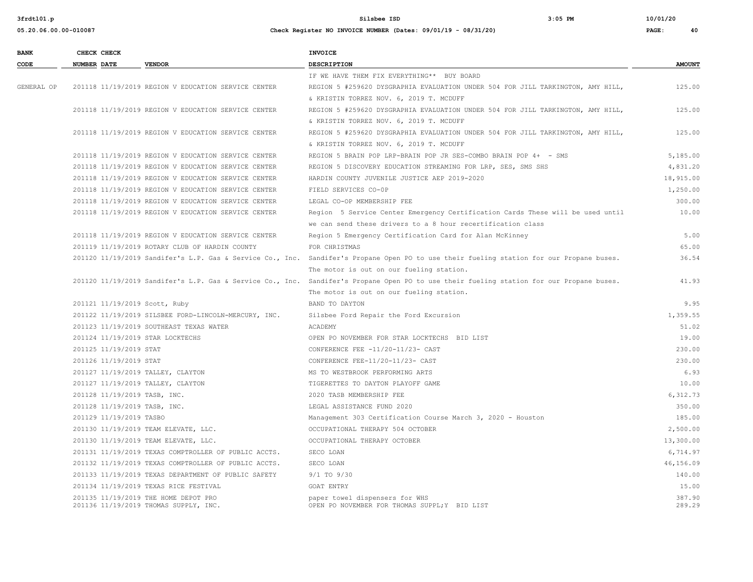| BANK CODE | CHECK NUMBER | CHECK DATE | VENDOR | INVOICE DESCRIPTION | AMOUNT |
|---|---|---|---|---|---|
| | | | | IF WE HAVE THEM FIX EVERYTHING** BUY BOARD | |
| GENERAL OP | 201118 | 11/19/2019 | REGION V EDUCATION SERVICE CENTER | REGION 5 #259620 DYSGRAPHIA EVALUATION UNDER 504 FOR JILL TARKINGTON, AMY HILL, & KRISTIN TORREZ NOV. 6, 2019 T. MCDUFF | 125.00 |
| | 201118 | 11/19/2019 | REGION V EDUCATION SERVICE CENTER | REGION 5 #259620 DYSGRAPHIA EVALUATION UNDER 504 FOR JILL TARKINGTON, AMY HILL, & KRISTIN TORREZ NOV. 6, 2019 T. MCDUFF | 125.00 |
| | 201118 | 11/19/2019 | REGION V EDUCATION SERVICE CENTER | REGION 5 #259620 DYSGRAPHIA EVALUATION UNDER 504 FOR JILL TARKINGTON, AMY HILL, & KRISTIN TORREZ NOV. 6, 2019 T. MCDUFF | 125.00 |
| | 201118 | 11/19/2019 | REGION V EDUCATION SERVICE CENTER | REGION 5 BRAIN POP LRP-BRAIN POP JR SES-COMBO BRAIN POP 4+ - SMS | 5,185.00 |
| | 201118 | 11/19/2019 | REGION V EDUCATION SERVICE CENTER | REGION 5 DISCOVERY EDUCATION STREAMING FOR LRP, SES, SMS SHS | 4,831.20 |
| | 201118 | 11/19/2019 | REGION V EDUCATION SERVICE CENTER | HARDIN COUNTY JUVENILE JUSTICE AEP 2019-2020 | 18,915.00 |
| | 201118 | 11/19/2019 | REGION V EDUCATION SERVICE CENTER | FIELD SERVICES CO-OP | 1,250.00 |
| | 201118 | 11/19/2019 | REGION V EDUCATION SERVICE CENTER | LEGAL CO-OP MEMBERSHIP FEE | 300.00 |
| | 201118 | 11/19/2019 | REGION V EDUCATION SERVICE CENTER | Region 5 Service Center Emergency Certification Cards These will be used until we can send these drivers to a 8 hour recertification class | 10.00 |
| | 201118 | 11/19/2019 | REGION V EDUCATION SERVICE CENTER | Region 5 Emergency Certification Card for Alan McKinney | 5.00 |
| | 201119 | 11/19/2019 | ROTARY CLUB OF HARDIN COUNTY | FOR CHRISTMAS | 65.00 |
| | 201120 | 11/19/2019 | Sandifer's L.P. Gas & Service Co., Inc. | Sandifer's Propane Open PO to use their fueling station for our Propane buses. The motor is out on our fueling station. | 36.54 |
| | 201120 | 11/19/2019 | Sandifer's L.P. Gas & Service Co., Inc. | Sandifer's Propane Open PO to use their fueling station for our Propane buses. The motor is out on our fueling station. | 41.93 |
| | 201121 | 11/19/2019 | Scott, Ruby | BAND TO DAYTON | 9.95 |
| | 201122 | 11/19/2019 | SILSBEE FORD-LINCOLN-MERCURY, INC. | Silsbee Ford Repair the Ford Excursion | 1,359.55 |
| | 201123 | 11/19/2019 | SOUTHEAST TEXAS WATER | ACADEMY | 51.02 |
| | 201124 | 11/19/2019 | STAR LOCKTECHS | OPEN PO NOVEMBER FOR STAR LOCKTECHS BID LIST | 19.00 |
| | 201125 | 11/19/2019 | STAT | CONFERENCE FEE -11/20-11/23- CAST | 230.00 |
| | 201126 | 11/19/2019 | STAT | CONFERENCE FEE-11/20-11/23- CAST | 230.00 |
| | 201127 | 11/19/2019 | TALLEY, CLAYTON | MS TO WESTBROOK PERFORMING ARTS | 6.93 |
| | 201127 | 11/19/2019 | TALLEY, CLAYTON | TIGERETTES TO DAYTON PLAYOFF GAME | 10.00 |
| | 201128 | 11/19/2019 | TASB, INC. | 2020 TASB MEMBERSHIP FEE | 6,312.73 |
| | 201128 | 11/19/2019 | TASB, INC. | LEGAL ASSISTANCE FUND 2020 | 350.00 |
| | 201129 | 11/19/2019 | TASBO | Management 303 Certification Course March 3, 2020 - Houston | 185.00 |
| | 201130 | 11/19/2019 | TEAM ELEVATE, LLC. | OCCUPATIONAL THERAPY 504 OCTOBER | 2,500.00 |
| | 201130 | 11/19/2019 | TEAM ELEVATE, LLC. | OCCUPATIONAL THERAPY OCTOBER | 13,300.00 |
| | 201131 | 11/19/2019 | TEXAS COMPTROLLER OF PUBLIC ACCTS. | SECO LOAN | 6,714.97 |
| | 201132 | 11/19/2019 | TEXAS COMPTROLLER OF PUBLIC ACCTS. | SECO LOAN | 46,156.09 |
| | 201133 | 11/19/2019 | TEXAS DEPARTMENT OF PUBLIC SAFETY | 9/1 TO 9/30 | 140.00 |
| | 201134 | 11/19/2019 | TEXAS RICE FESTIVAL | GOAT ENTRY | 15.00 |
| | 201135 | 11/19/2019 | THE HOME DEPOT PRO | paper towel dispensers for WHS | 387.90 |
| | 201136 | 11/19/2019 | THOMAS SUPPLY, INC. | OPEN PO NOVEMBER FOR THOMAS SUPPL;Y BID LIST | 289.29 |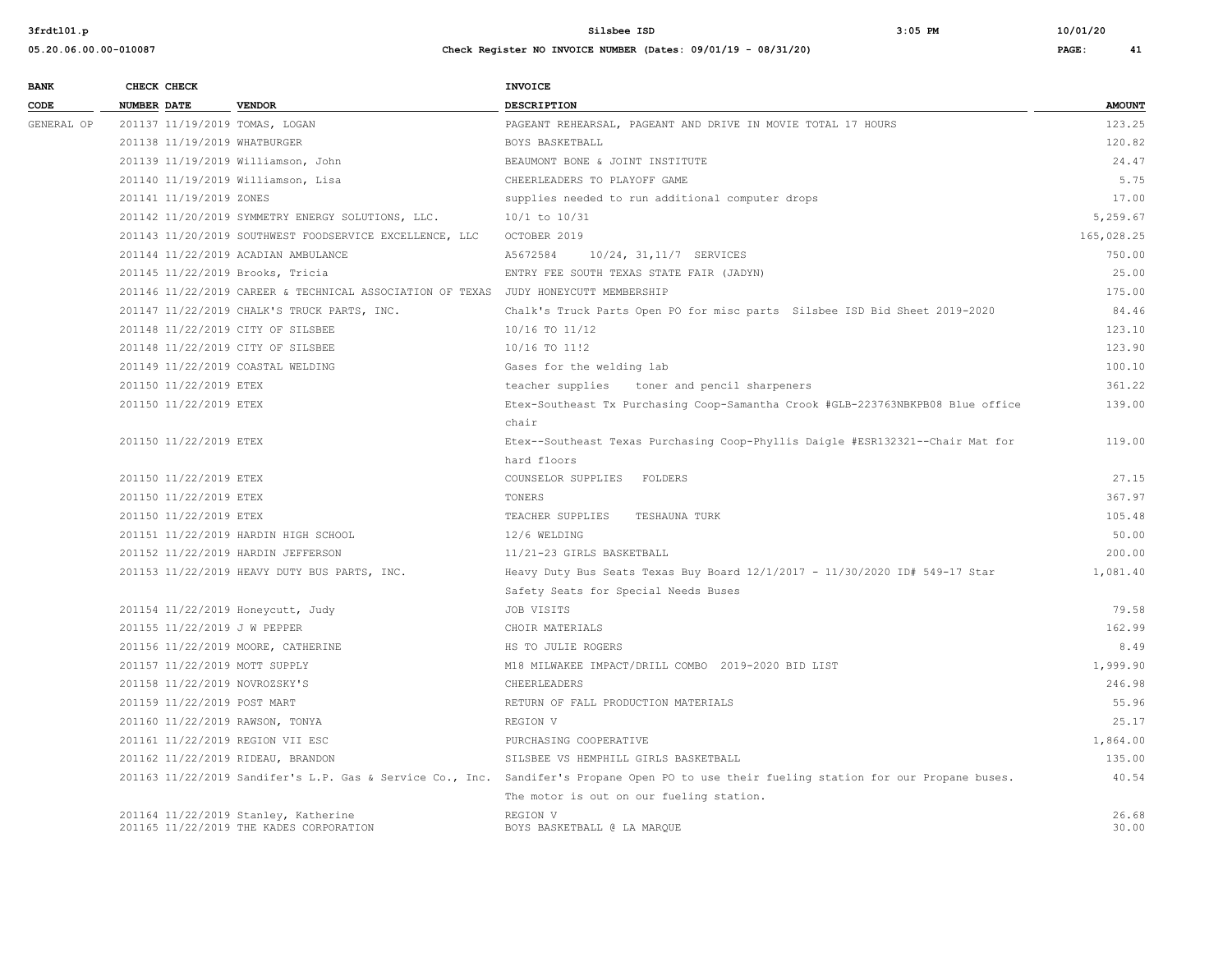| BANK CODE | CHECK NUMBER | CHECK DATE | VENDOR | INVOICE DESCRIPTION | AMOUNT |
|---|---|---|---|---|---|
| GENERAL OP | 201137 | 11/19/2019 | TOMAS, LOGAN | PAGEANT REHEARSAL, PAGEANT AND DRIVE IN MOVIE TOTAL 17 HOURS | 123.25 |
| | 201138 | 11/19/2019 | WHATBURGER | BOYS BASKETBALL | 120.82 |
| | 201139 | 11/19/2019 | Williamson, John | BEAUMONT BONE & JOINT INSTITUTE | 24.47 |
| | 201140 | 11/19/2019 | Williamson, Lisa | CHEERLEADERS TO PLAYOFF GAME | 5.75 |
| | 201141 | 11/19/2019 | ZONES | supplies needed to run additional computer drops | 17.00 |
| | 201142 | 11/20/2019 | SYMMETRY ENERGY SOLUTIONS, LLC. | 10/1 to 10/31 | 5,259.67 |
| | 201143 | 11/20/2019 | SOUTHWEST FOODSERVICE EXCELLENCE, LLC | OCTOBER 2019 | 165,028.25 |
| | 201144 | 11/22/2019 | ACADIAN AMBULANCE | A5672584 10/24, 31,11/7 SERVICES | 750.00 |
| | 201145 | 11/22/2019 | Brooks, Tricia | ENTRY FEE SOUTH TEXAS STATE FAIR (JADYN) | 25.00 |
| | 201146 | 11/22/2019 | CAREER & TECHNICAL ASSOCIATION OF TEXAS | JUDY HONEYCUTT MEMBERSHIP | 175.00 |
| | 201147 | 11/22/2019 | CHALK'S TRUCK PARTS, INC. | Chalk's Truck Parts Open PO for misc parts Silsbee ISD Bid Sheet 2019-2020 | 84.46 |
| | 201148 | 11/22/2019 | CITY OF SILSBEE | 10/16 TO 11/12 | 123.10 |
| | 201148 | 11/22/2019 | CITY OF SILSBEE | 10/16 TO 11!2 | 123.90 |
| | 201149 | 11/22/2019 | COASTAL WELDING | Gases for the welding lab | 100.10 |
| | 201150 | 11/22/2019 | ETEX | teacher supplies toner and pencil sharpeners | 361.22 |
| | 201150 | 11/22/2019 | ETEX | Etex-Southeast Tx Purchasing Coop-Samantha Crook #GLB-223763NBKPB08 Blue office chair | 139.00 |
| | 201150 | 11/22/2019 | ETEX | Etex--Southeast Texas Purchasing Coop-Phyllis Daigle #ESR132321--Chair Mat for hard floors | 119.00 |
| | 201150 | 11/22/2019 | ETEX | COUNSELOR SUPPLIES FOLDERS | 27.15 |
| | 201150 | 11/22/2019 | ETEX | TONERS | 367.97 |
| | 201150 | 11/22/2019 | ETEX | TEACHER SUPPLIES TESHAUNA TURK | 105.48 |
| | 201151 | 11/22/2019 | HARDIN HIGH SCHOOL | 12/6 WELDING | 50.00 |
| | 201152 | 11/22/2019 | HARDIN JEFFERSON | 11/21-23 GIRLS BASKETBALL | 200.00 |
| | 201153 | 11/22/2019 | HEAVY DUTY BUS PARTS, INC. | Heavy Duty Bus Seats Texas Buy Board 12/1/2017 - 11/30/2020 ID# 549-17 Star Safety Seats for Special Needs Buses | 1,081.40 |
| | 201154 | 11/22/2019 | Honeycutt, Judy | JOB VISITS | 79.58 |
| | 201155 | 11/22/2019 | J W PEPPER | CHOIR MATERIALS | 162.99 |
| | 201156 | 11/22/2019 | MOORE, CATHERINE | HS TO JULIE ROGERS | 8.49 |
| | 201157 | 11/22/2019 | MOTT SUPPLY | M18 MILWAKEE IMPACT/DRILL COMBO 2019-2020 BID LIST | 1,999.90 |
| | 201158 | 11/22/2019 | NOVROZSKY'S | CHEERLEADERS | 246.98 |
| | 201159 | 11/22/2019 | POST MART | RETURN OF FALL PRODUCTION MATERIALS | 55.96 |
| | 201160 | 11/22/2019 | RAWSON, TONYA | REGION V | 25.17 |
| | 201161 | 11/22/2019 | REGION VII ESC | PURCHASING COOPERATIVE | 1,864.00 |
| | 201162 | 11/22/2019 | RIDEAU, BRANDON | SILSBEE VS HEMPHILL GIRLS BASKETBALL | 135.00 |
| | 201163 | 11/22/2019 | Sandifer's L.P. Gas & Service Co., Inc. | Sandifer's Propane Open PO to use their fueling station for our Propane buses. The motor is out on our fueling station. | 40.54 |
| | 201164 | 11/22/2019 | Stanley, Katherine | REGION V | 26.68 |
| | 201165 | 11/22/2019 | THE KADES CORPORATION | BOYS BASKETBALL @ LA MARQUE | 30.00 |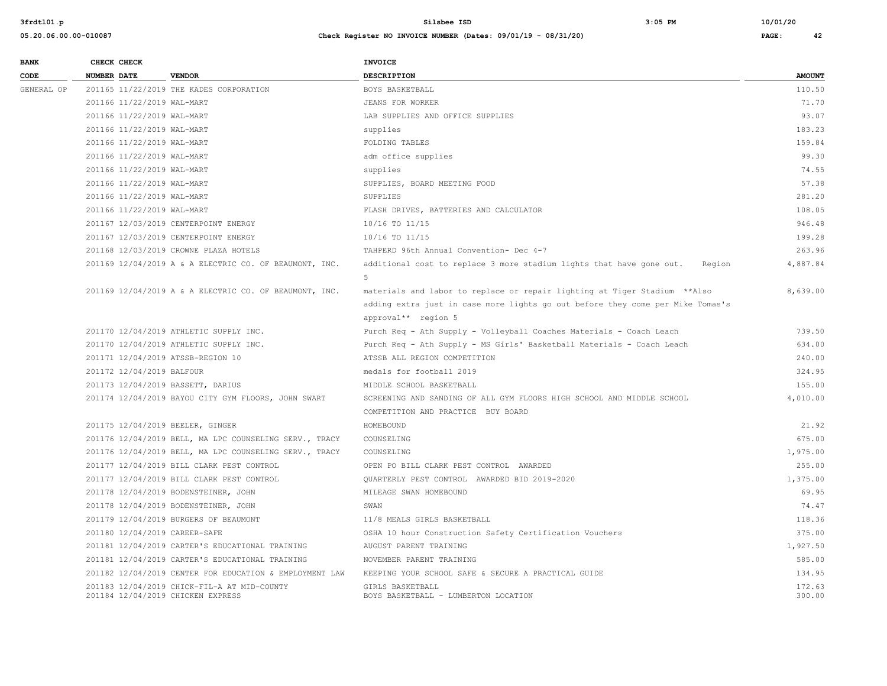| BANK CODE | CHECK NUMBER | CHECK DATE | VENDOR | INVOICE DESCRIPTION | AMOUNT |
|---|---|---|---|---|---|
| GENERAL OP | 201165 | 11/22/2019 | THE KADES CORPORATION | BOYS BASKETBALL | 110.50 |
| | 201166 | 11/22/2019 | WAL-MART | JEANS FOR WORKER | 71.70 |
| | 201166 | 11/22/2019 | WAL-MART | LAB SUPPLIES AND OFFICE SUPPLIES | 93.07 |
| | 201166 | 11/22/2019 | WAL-MART | supplies | 183.23 |
| | 201166 | 11/22/2019 | WAL-MART | FOLDING TABLES | 159.84 |
| | 201166 | 11/22/2019 | WAL-MART | adm office supplies | 99.30 |
| | 201166 | 11/22/2019 | WAL-MART | supplies | 74.55 |
| | 201166 | 11/22/2019 | WAL-MART | SUPPLIES, BOARD MEETING FOOD | 57.38 |
| | 201166 | 11/22/2019 | WAL-MART | SUPPLIES | 281.20 |
| | 201166 | 11/22/2019 | WAL-MART | FLASH DRIVES, BATTERIES AND CALCULATOR | 108.05 |
| | 201167 | 12/03/2019 | CENTERPOINT ENERGY | 10/16 TO 11/15 | 946.48 |
| | 201167 | 12/03/2019 | CENTERPOINT ENERGY | 10/16 TO 11/15 | 199.28 |
| | 201168 | 12/03/2019 | CROWNE PLAZA HOTELS | TAHPERD 96th Annual Convention- Dec 4-7 | 263.96 |
| | 201169 | 12/04/2019 | A & A ELECTRIC CO. OF BEAUMONT, INC. | additional cost to replace 3 more stadium lights that have gone out. Region 5 | 4,887.84 |
| | 201169 | 12/04/2019 | A & A ELECTRIC CO. OF BEAUMONT, INC. | materials and labor to replace or repair lighting at Tiger Stadium **Also adding extra just in case more lights go out before they come per Mike Tomas's approval** region 5 | 8,639.00 |
| | 201170 | 12/04/2019 | ATHLETIC SUPPLY INC. | Purch Req - Ath Supply - Volleyball Coaches Materials - Coach Leach | 739.50 |
| | 201170 | 12/04/2019 | ATHLETIC SUPPLY INC. | Purch Req - Ath Supply - MS Girls' Basketball Materials - Coach Leach | 634.00 |
| | 201171 | 12/04/2019 | ATSSB-REGION 10 | ATSSB ALL REGION COMPETITION | 240.00 |
| | 201172 | 12/04/2019 | BALFOUR | medals for football 2019 | 324.95 |
| | 201173 | 12/04/2019 | BASSETT, DARIUS | MIDDLE SCHOOL BASKETBALL | 155.00 |
| | 201174 | 12/04/2019 | BAYOU CITY GYM FLOORS, JOHN SWART | SCREENING AND SANDING OF ALL GYM FLOORS HIGH SCHOOL AND MIDDLE SCHOOL COMPETITION AND PRACTICE BUY BOARD | 4,010.00 |
| | 201175 | 12/04/2019 | BEELER, GINGER | HOMEBOUND | 21.92 |
| | 201176 | 12/04/2019 | BELL, MA LPC COUNSELING SERV., TRACY | COUNSELING | 675.00 |
| | 201176 | 12/04/2019 | BELL, MA LPC COUNSELING SERV., TRACY | COUNSELING | 1,975.00 |
| | 201177 | 12/04/2019 | BILL CLARK PEST CONTROL | OPEN PO BILL CLARK PEST CONTROL AWARDED | 255.00 |
| | 201177 | 12/04/2019 | BILL CLARK PEST CONTROL | QUARTERLY PEST CONTROL AWARDED BID 2019-2020 | 1,375.00 |
| | 201178 | 12/04/2019 | BODENSTEINER, JOHN | MILEAGE SWAN HOMEBOUND | 69.95 |
| | 201178 | 12/04/2019 | BODENSTEINER, JOHN | SWAN | 74.47 |
| | 201179 | 12/04/2019 | BURGERS OF BEAUMONT | 11/8 MEALS GIRLS BASKETBALL | 118.36 |
| | 201180 | 12/04/2019 | CAREER-SAFE | OSHA 10 hour Construction Safety Certification Vouchers | 375.00 |
| | 201181 | 12/04/2019 | CARTER'S EDUCATIONAL TRAINING | AUGUST PARENT TRAINING | 1,927.50 |
| | 201181 | 12/04/2019 | CARTER'S EDUCATIONAL TRAINING | NOVEMBER PARENT TRAINING | 585.00 |
| | 201182 | 12/04/2019 | CENTER FOR EDUCATION & EMPLOYMENT LAW | KEEPING YOUR SCHOOL SAFE & SECURE A PRACTICAL GUIDE | 134.95 |
| | 201183 | 12/04/2019 | CHICK-FIL-A AT MID-COUNTY | GIRLS BASKETBALL | 172.63 |
| | 201184 | 12/04/2019 | CHICKEN EXPRESS | BOYS BASKETBALL - LUMBERTON LOCATION | 300.00 |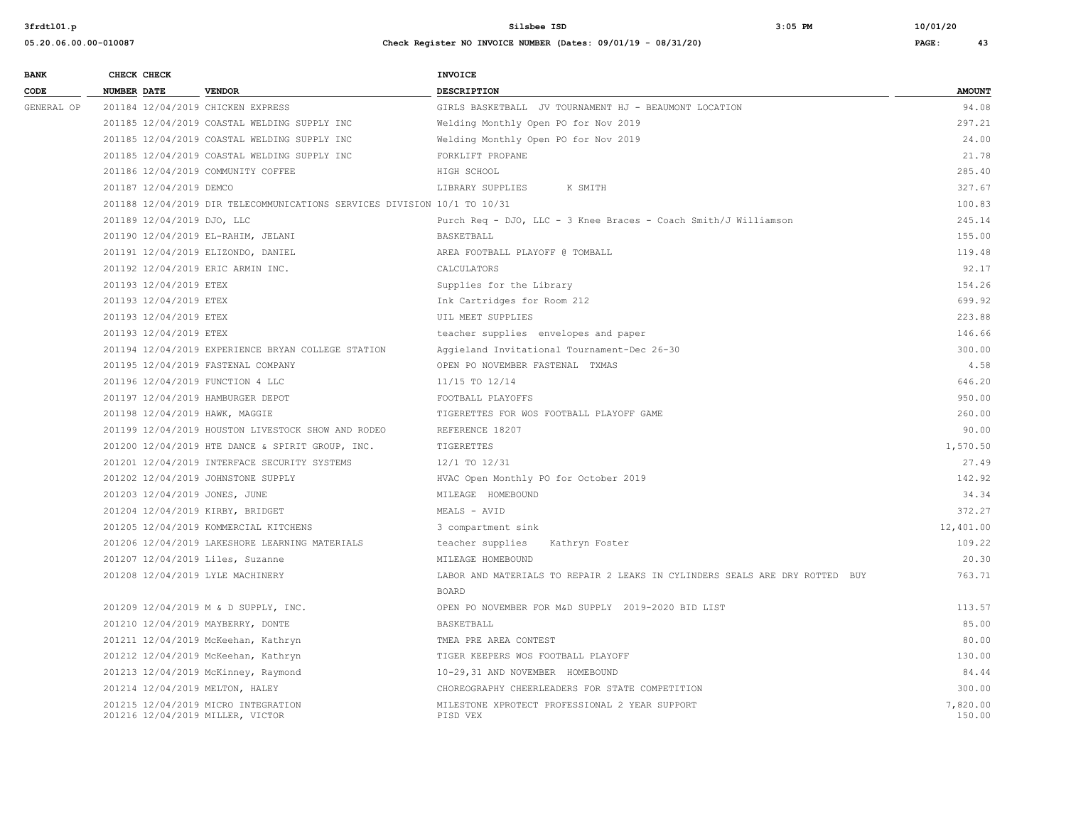| BANK CODE | CHECK NUMBER | CHECK DATE | VENDOR | INVOICE DESCRIPTION | AMOUNT |
|---|---|---|---|---|---|
| GENERAL OP | 201184 | 12/04/2019 | CHICKEN EXPRESS | GIRLS BASKETBALL JV TOURNAMENT HJ - BEAUMONT LOCATION | 94.08 |
| | 201185 | 12/04/2019 | COASTAL WELDING SUPPLY INC | Welding Monthly Open PO for Nov 2019 | 297.21 |
| | 201185 | 12/04/2019 | COASTAL WELDING SUPPLY INC | Welding Monthly Open PO for Nov 2019 | 24.00 |
| | 201185 | 12/04/2019 | COASTAL WELDING SUPPLY INC | FORKLIFT PROPANE | 21.78 |
| | 201186 | 12/04/2019 | COMMUNITY COFFEE | HIGH SCHOOL | 285.40 |
| | 201187 | 12/04/2019 | DEMCO | LIBRARY SUPPLIES K SMITH | 327.67 |
| | 201188 | 12/04/2019 | DIR TELECOMMUNICATIONS SERVICES DIVISION | 10/1 TO 10/31 | 100.83 |
| | 201189 | 12/04/2019 | DJO, LLC | Purch Req - DJO, LLC - 3 Knee Braces - Coach Smith/J Williamson | 245.14 |
| | 201190 | 12/04/2019 | EL-RAHIM, JELANI | BASKETBALL | 155.00 |
| | 201191 | 12/04/2019 | ELIZONDO, DANIEL | AREA FOOTBALL PLAYOFF @ TOMBALL | 119.48 |
| | 201192 | 12/04/2019 | ERIC ARMIN INC. | CALCULATORS | 92.17 |
| | 201193 | 12/04/2019 | ETEX | Supplies for the Library | 154.26 |
| | 201193 | 12/04/2019 | ETEX | Ink Cartridges for Room 212 | 699.92 |
| | 201193 | 12/04/2019 | ETEX | UIL MEET SUPPLIES | 223.88 |
| | 201193 | 12/04/2019 | ETEX | teacher supplies envelopes and paper | 146.66 |
| | 201194 | 12/04/2019 | EXPERIENCE BRYAN COLLEGE STATION | Aggieland Invitational Tournament-Dec 26-30 | 300.00 |
| | 201195 | 12/04/2019 | FASTENAL COMPANY | OPEN PO NOVEMBER FASTENAL TXMAS | 4.58 |
| | 201196 | 12/04/2019 | FUNCTION 4 LLC | 11/15 TO 12/14 | 646.20 |
| | 201197 | 12/04/2019 | HAMBURGER DEPOT | FOOTBALL PLAYOFFS | 950.00 |
| | 201198 | 12/04/2019 | HAWK, MAGGIE | TIGERETTES FOR WOS FOOTBALL PLAYOFF GAME | 260.00 |
| | 201199 | 12/04/2019 | HOUSTON LIVESTOCK SHOW AND RODEO | REFERENCE 18207 | 90.00 |
| | 201200 | 12/04/2019 | HTE DANCE & SPIRIT GROUP, INC. | TIGERETTES | 1,570.50 |
| | 201201 | 12/04/2019 | INTERFACE SECURITY SYSTEMS | 12/1 TO 12/31 | 27.49 |
| | 201202 | 12/04/2019 | JOHNSTONE SUPPLY | HVAC Open Monthly PO for October 2019 | 142.92 |
| | 201203 | 12/04/2019 | JONES, JUNE | MILEAGE HOMEBOUND | 34.34 |
| | 201204 | 12/04/2019 | KIRBY, BRIDGET | MEALS - AVID | 372.27 |
| | 201205 | 12/04/2019 | KOMMERCIAL KITCHENS | 3 compartment sink | 12,401.00 |
| | 201206 | 12/04/2019 | LAKESHORE LEARNING MATERIALS | teacher supplies Kathryn Foster | 109.22 |
| | 201207 | 12/04/2019 | Liles, Suzanne | MILEAGE HOMEBOUND | 20.30 |
| | 201208 | 12/04/2019 | LYLE MACHINERY | LABOR AND MATERIALS TO REPAIR 2 LEAKS IN CYLINDERS SEALS ARE DRY ROTTED BUY BOARD | 763.71 |
| | 201209 | 12/04/2019 | M & D SUPPLY, INC. | OPEN PO NOVEMBER FOR M&D SUPPLY 2019-2020 BID LIST | 113.57 |
| | 201210 | 12/04/2019 | MAYBERRY, DONTE | BASKETBALL | 85.00 |
| | 201211 | 12/04/2019 | McKeehan, Kathryn | TMEA PRE AREA CONTEST | 80.00 |
| | 201212 | 12/04/2019 | McKeehan, Kathryn | TIGER KEEPERS WOS FOOTBALL PLAYOFF | 130.00 |
| | 201213 | 12/04/2019 | McKinney, Raymond | 10-29,31 AND NOVEMBER HOMEBOUND | 84.44 |
| | 201214 | 12/04/2019 | MELTON, HALEY | CHOREOGRAPHY CHEERLEADERS FOR STATE COMPETITION | 300.00 |
| | 201215 | 12/04/2019 | MICRO INTEGRATION | MILESTONE XPROTECT PROFESSIONAL 2 YEAR SUPPORT | 7,820.00 |
| | 201216 | 12/04/2019 | MILLER, VICTOR | PISD VEX | 150.00 |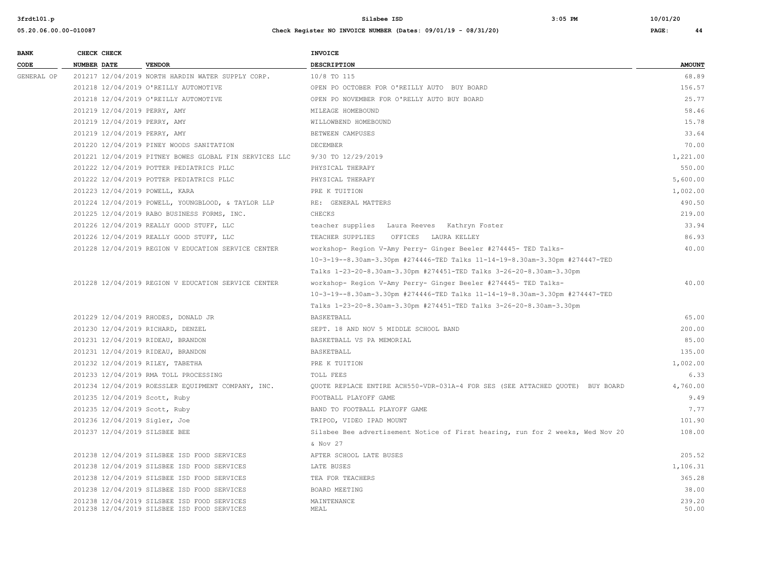**Check Register NO INVOICE NUMBER (Dates: 09/01/19 - 08/31/20)**

| BANK CODE | CHECK NUMBER | CHECK DATE | VENDOR | INVOICE DESCRIPTION | AMOUNT |
|---|---|---|---|---|---|
| GENERAL OP | 201217 | 12/04/2019 | NORTH HARDIN WATER SUPPLY CORP. | 10/8 TO 115 | 68.89 |
| | 201218 | 12/04/2019 | O'REILLY AUTOMOTIVE | OPEN PO OCTOBER FOR O'REILLY AUTO BUY BOARD | 156.57 |
| | 201218 | 12/04/2019 | O'REILLY AUTOMOTIVE | OPEN PO NOVEMBER FOR O'RELLY AUTO BUY BOARD | 25.77 |
| | 201219 | 12/04/2019 | PERRY, AMY | MILEAGE HOMEBOUND | 58.46 |
| | 201219 | 12/04/2019 | PERRY, AMY | WILLOWBEND HOMEBOUND | 15.78 |
| | 201219 | 12/04/2019 | PERRY, AMY | BETWEEN CAMPUSES | 33.64 |
| | 201220 | 12/04/2019 | PINEY WOODS SANITATION | DECEMBER | 70.00 |
| | 201221 | 12/04/2019 | PITNEY BOWES GLOBAL FIN SERVICES LLC | 9/30 TO 12/29/2019 | 1,221.00 |
| | 201222 | 12/04/2019 | POTTER PEDIATRICS PLLC | PHYSICAL THERAPY | 550.00 |
| | 201222 | 12/04/2019 | POTTER PEDIATRICS PLLC | PHYSICAL THERAPY | 5,600.00 |
| | 201223 | 12/04/2019 | POWELL, KARA | PRE K TUITION | 1,002.00 |
| | 201224 | 12/04/2019 | POWELL, YOUNGBLOOD, & TAYLOR LLP | RE: GENERAL MATTERS | 490.50 |
| | 201225 | 12/04/2019 | RABO BUSINESS FORMS, INC. | CHECKS | 219.00 |
| | 201226 | 12/04/2019 | REALLY GOOD STUFF, LLC | teacher supplies Laura Reeves Kathryn Foster | 33.94 |
| | 201226 | 12/04/2019 | REALLY GOOD STUFF, LLC | TEACHER SUPPLIES OFFICES LAURA KELLEY | 86.93 |
| | 201228 | 12/04/2019 | REGION V EDUCATION SERVICE CENTER | workshop- Region V-Amy Perry- Ginger Beeler #274445- TED Talks- 10-3-19--8.30am-3.30pm #274446-TED Talks 11-14-19-8.30am-3.30pm #274447-TED Talks 1-23-20-8.30am-3.30pm #274451-TED Talks 3-26-20-8.30am-3.30pm | 40.00 |
| | 201228 | 12/04/2019 | REGION V EDUCATION SERVICE CENTER | workshop- Region V-Amy Perry- Ginger Beeler #274445- TED Talks- 10-3-19--8.30am-3.30pm #274446-TED Talks 11-14-19-8.30am-3.30pm #274447-TED Talks 1-23-20-8.30am-3.30pm #274451-TED Talks 3-26-20-8.30am-3.30pm | 40.00 |
| | 201229 | 12/04/2019 | RHODES, DONALD JR | BASKETBALL | 65.00 |
| | 201230 | 12/04/2019 | RICHARD, DENZEL | SEPT. 18 AND NOV 5 MIDDLE SCHOOL BAND | 200.00 |
| | 201231 | 12/04/2019 | RIDEAU, BRANDON | BASKETBALL VS PA MEMORIAL | 85.00 |
| | 201231 | 12/04/2019 | RIDEAU, BRANDON | BASKETBALL | 135.00 |
| | 201232 | 12/04/2019 | RILEY, TABETHA | PRE K TUITION | 1,002.00 |
| | 201233 | 12/04/2019 | RMA TOLL PROCESSING | TOLL FEES | 6.33 |
| | 201234 | 12/04/2019 | ROESSLER EQUIPMENT COMPANY, INC. | QUOTE REPLACE ENTIRE ACH550-VDR-031A-4 FOR SES (SEE ATTACHED QUOTE) BUY BOARD | 4,760.00 |
| | 201235 | 12/04/2019 | Scott, Ruby | FOOTBALL PLAYOFF GAME | 9.49 |
| | 201235 | 12/04/2019 | Scott, Ruby | BAND TO FOOTBALL PLAYOFF GAME | 7.77 |
| | 201236 | 12/04/2019 | Sigler, Joe | TRIPOD, VIDEO IPAD MOUNT | 101.90 |
| | 201237 | 12/04/2019 | SILSBEE BEE | Silsbee Bee advertisement Notice of First hearing, run for 2 weeks, Wed Nov 20 & Nov 27 | 108.00 |
| | 201238 | 12/04/2019 | SILSBEE ISD FOOD SERVICES | AFTER SCHOOL LATE BUSES | 205.52 |
| | 201238 | 12/04/2019 | SILSBEE ISD FOOD SERVICES | LATE BUSES | 1,106.31 |
| | 201238 | 12/04/2019 | SILSBEE ISD FOOD SERVICES | TEA FOR TEACHERS | 365.28 |
| | 201238 | 12/04/2019 | SILSBEE ISD FOOD SERVICES | BOARD MEETING | 38.00 |
| | 201238 | 12/04/2019 | SILSBEE ISD FOOD SERVICES | MAINTENANCE | 239.20 |
| | 201238 | 12/04/2019 | SILSBEE ISD FOOD SERVICES | MEAL | 50.00 |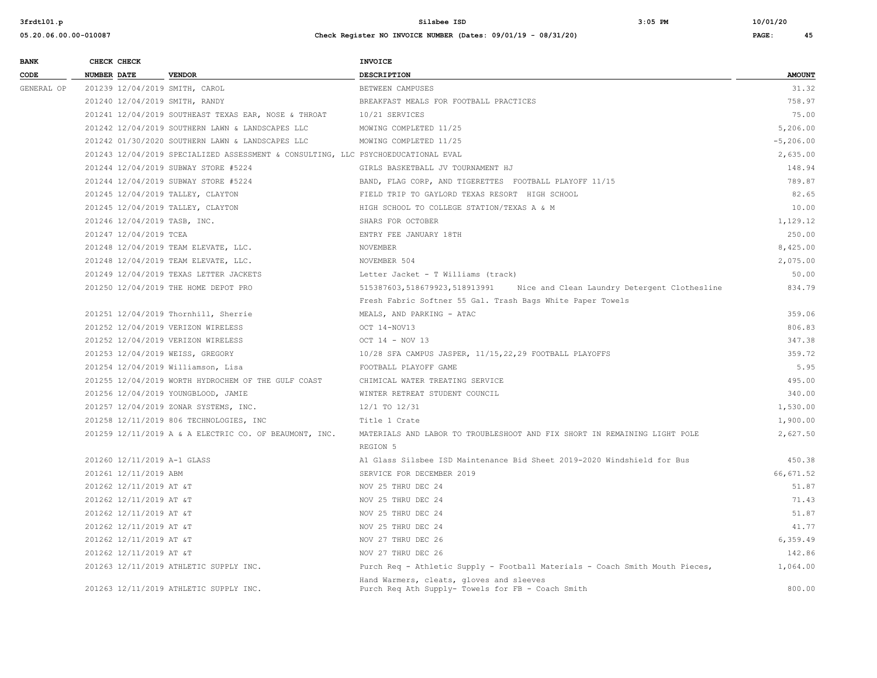| BANK CODE | CHECK NUMBER | CHECK DATE | VENDOR | INVOICE DESCRIPTION | AMOUNT |
|---|---|---|---|---|---|
| GENERAL OP | 201239 | 12/04/2019 | SMITH, CAROL | BETWEEN CAMPUSES | 31.32 |
| | 201240 | 12/04/2019 | SMITH, RANDY | BREAKFAST MEALS FOR FOOTBALL PRACTICES | 758.97 |
| | 201241 | 12/04/2019 | SOUTHEAST TEXAS EAR, NOSE & THROAT | 10/21 SERVICES | 75.00 |
| | 201242 | 12/04/2019 | SOUTHERN LAWN & LANDSCAPES LLC | MOWING COMPLETED 11/25 | 5,206.00 |
| | 201242 | 01/30/2020 | SOUTHERN LAWN & LANDSCAPES LLC | MOWING COMPLETED 11/25 | -5,206.00 |
| | 201243 | 12/04/2019 | SPECIALIZED ASSESSMENT & CONSULTING, LLC | PSYCHOEDUCATIONAL EVAL | 2,635.00 |
| | 201244 | 12/04/2019 | SUBWAY STORE #5224 | GIRLS BASKETBALL JV TOURNAMENT HJ | 148.94 |
| | 201244 | 12/04/2019 | SUBWAY STORE #5224 | BAND, FLAG CORP, AND TIGERETTES FOOTBALL PLAYOFF 11/15 | 789.87 |
| | 201245 | 12/04/2019 | TALLEY, CLAYTON | FIELD TRIP TO GAYLORD TEXAS RESORT HIGH SCHOOL | 82.65 |
| | 201245 | 12/04/2019 | TALLEY, CLAYTON | HIGH SCHOOL TO COLLEGE STATION/TEXAS A & M | 10.00 |
| | 201246 | 12/04/2019 | TASB, INC. | SHARS FOR OCTOBER | 1,129.12 |
| | 201247 | 12/04/2019 | TCEA | ENTRY FEE JANUARY 18TH | 250.00 |
| | 201248 | 12/04/2019 | TEAM ELEVATE, LLC. | NOVEMBER | 8,425.00 |
| | 201248 | 12/04/2019 | TEAM ELEVATE, LLC. | NOVEMBER 504 | 2,075.00 |
| | 201249 | 12/04/2019 | TEXAS LETTER JACKETS | Letter Jacket - T Williams (track) | 50.00 |
| | 201250 | 12/04/2019 | THE HOME DEPOT PRO | 515387603,518679923,518913991 Nice and Clean Laundry Detergent Clothesline Fresh Fabric Softner 55 Gal. Trash Bags White Paper Towels | 834.79 |
| | 201251 | 12/04/2019 | Thornhill, Sherrie | MEALS, AND PARKING - ATAC | 359.06 |
| | 201252 | 12/04/2019 | VERIZON WIRELESS | OCT 14-NOV13 | 806.83 |
| | 201252 | 12/04/2019 | VERIZON WIRELESS | OCT 14 - NOV 13 | 347.38 |
| | 201253 | 12/04/2019 | WEISS, GREGORY | 10/28 SFA CAMPUS JASPER, 11/15,22,29 FOOTBALL PLAYOFFS | 359.72 |
| | 201254 | 12/04/2019 | Williamson, Lisa | FOOTBALL PLAYOFF GAME | 5.95 |
| | 201255 | 12/04/2019 | WORTH HYDROCHEM OF THE GULF COAST | CHIMICAL WATER TREATING SERVICE | 495.00 |
| | 201256 | 12/04/2019 | YOUNGBLOOD, JAMIE | WINTER RETREAT STUDENT COUNCIL | 340.00 |
| | 201257 | 12/04/2019 | ZONAR SYSTEMS, INC. | 12/1 TO 12/31 | 1,530.00 |
| | 201258 | 12/11/2019 | 806 TECHNOLOGIES, INC | Title 1 Crate | 1,900.00 |
| | 201259 | 12/11/2019 | A & A ELECTRIC CO. OF BEAUMONT, INC. | MATERIALS AND LABOR TO TROUBLESHOOT AND FIX SHORT IN REMAINING LIGHT POLE REGION 5 | 2,627.50 |
| | 201260 | 12/11/2019 | A-1 GLASS | A1 Glass Silsbee ISD Maintenance Bid Sheet 2019-2020 Windshield for Bus | 450.38 |
| | 201261 | 12/11/2019 | ABM | SERVICE FOR DECEMBER 2019 | 66,671.52 |
| | 201262 | 12/11/2019 | AT &T | NOV 25 THRU DEC 24 | 51.87 |
| | 201262 | 12/11/2019 | AT &T | NOV 25 THRU DEC 24 | 71.43 |
| | 201262 | 12/11/2019 | AT &T | NOV 25 THRU DEC 24 | 51.87 |
| | 201262 | 12/11/2019 | AT &T | NOV 25 THRU DEC 24 | 41.77 |
| | 201262 | 12/11/2019 | AT &T | NOV 27 THRU DEC 26 | 6,359.49 |
| | 201262 | 12/11/2019 | AT &T | NOV 27 THRU DEC 26 | 142.86 |
| | 201263 | 12/11/2019 | ATHLETIC SUPPLY INC. | Purch Req - Athletic Supply - Football Materials - Coach Smith Mouth Pieces, Hand Warmers, cleats, gloves and sleeves | 1,064.00 |
| | 201263 | 12/11/2019 | ATHLETIC SUPPLY INC. | Purch Req Ath Supply- Towels for FB - Coach Smith | 800.00 |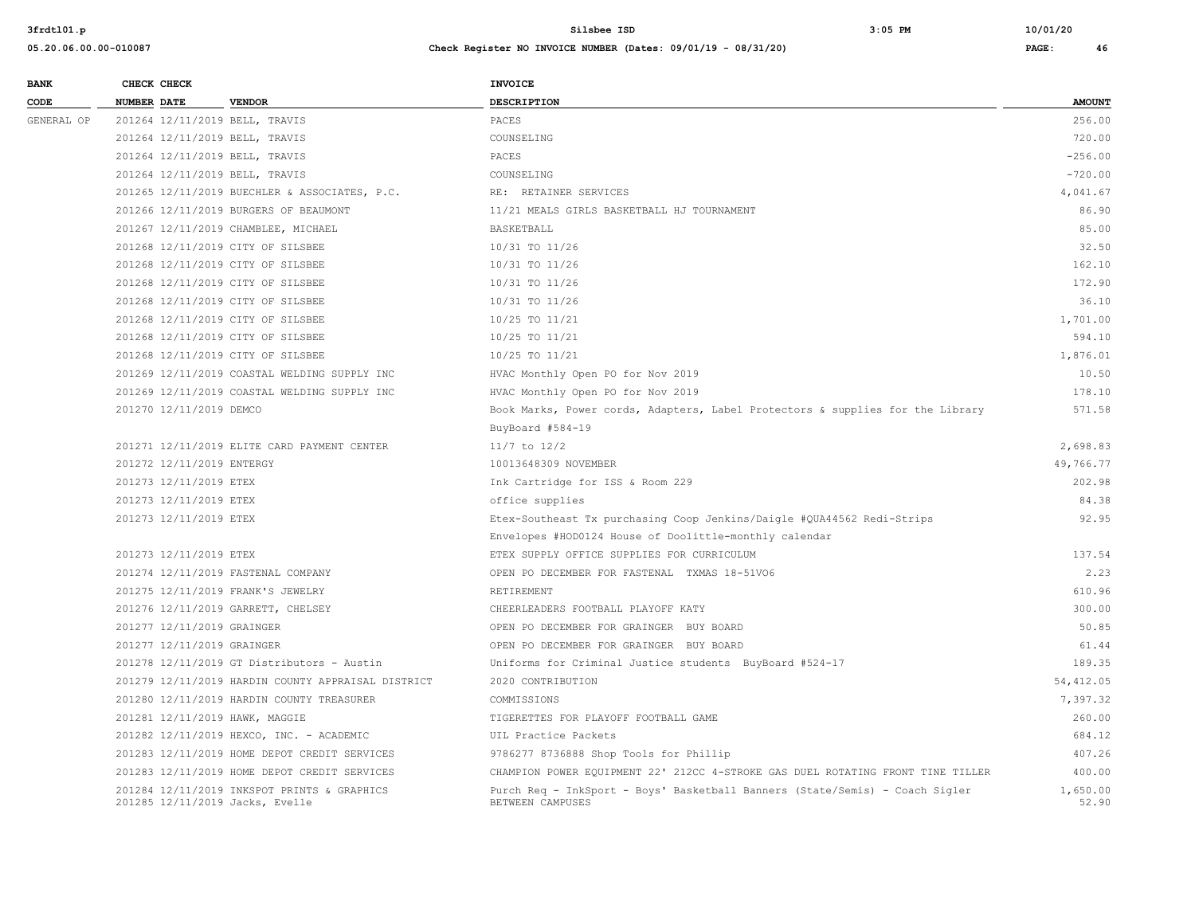Silsbee ISD

Check Register NO INVOICE NUMBER (Dates: 09/01/19 - 08/31/20)

| BANK CODE | CHECK NUMBER | CHECK DATE | VENDOR | INVOICE DESCRIPTION | AMOUNT |
|---|---|---|---|---|---|
| GENERAL OP | 201264 | 12/11/2019 | BELL, TRAVIS | PACES | 256.00 |
| | 201264 | 12/11/2019 | BELL, TRAVIS | COUNSELING | 720.00 |
| | 201264 | 12/11/2019 | BELL, TRAVIS | PACES | -256.00 |
| | 201264 | 12/11/2019 | BELL, TRAVIS | COUNSELING | -720.00 |
| | 201265 | 12/11/2019 | BUECHLER & ASSOCIATES, P.C. | RE: RETAINER SERVICES | 4,041.67 |
| | 201266 | 12/11/2019 | BURGERS OF BEAUMONT | 11/21 MEALS GIRLS BASKETBALL HJ TOURNAMENT | 86.90 |
| | 201267 | 12/11/2019 | CHAMBLEE, MICHAEL | BASKETBALL | 85.00 |
| | 201268 | 12/11/2019 | CITY OF SILSBEE | 10/31 TO 11/26 | 32.50 |
| | 201268 | 12/11/2019 | CITY OF SILSBEE | 10/31 TO 11/26 | 162.10 |
| | 201268 | 12/11/2019 | CITY OF SILSBEE | 10/31 TO 11/26 | 172.90 |
| | 201268 | 12/11/2019 | CITY OF SILSBEE | 10/31 TO 11/26 | 36.10 |
| | 201268 | 12/11/2019 | CITY OF SILSBEE | 10/25 TO 11/21 | 1,701.00 |
| | 201268 | 12/11/2019 | CITY OF SILSBEE | 10/25 TO 11/21 | 594.10 |
| | 201268 | 12/11/2019 | CITY OF SILSBEE | 10/25 TO 11/21 | 1,876.01 |
| | 201269 | 12/11/2019 | COASTAL WELDING SUPPLY INC | HVAC Monthly Open PO for Nov 2019 | 10.50 |
| | 201269 | 12/11/2019 | COASTAL WELDING SUPPLY INC | HVAC Monthly Open PO for Nov 2019 | 178.10 |
| | 201270 | 12/11/2019 | DEMCO | Book Marks, Power cords, Adapters, Label Protectors & supplies for the Library BuyBoard #584-19 | 571.58 |
| | 201271 | 12/11/2019 | ELITE CARD PAYMENT CENTER | 11/7 to 12/2 | 2,698.83 |
| | 201272 | 12/11/2019 | ENTERGY | 10013648309 NOVEMBER | 49,766.77 |
| | 201273 | 12/11/2019 | ETEX | Ink Cartridge for ISS & Room 229 | 202.98 |
| | 201273 | 12/11/2019 | ETEX | office supplies | 84.38 |
| | 201273 | 12/11/2019 | ETEX | Etex-Southeast Tx purchasing Coop Jenkins/Daigle #QUA44562 Redi-Strips Envelopes #HOD0124 House of Doolittle-monthly calendar | 92.95 |
| | 201273 | 12/11/2019 | ETEX | ETEX SUPPLY OFFICE SUPPLIES FOR CURRICULUM | 137.54 |
| | 201274 | 12/11/2019 | FASTENAL COMPANY | OPEN PO DECEMBER FOR FASTENAL TXMAS 18-51VO6 | 2.23 |
| | 201275 | 12/11/2019 | FRANK'S JEWELRY | RETIREMENT | 610.96 |
| | 201276 | 12/11/2019 | GARRETT, CHELSEY | CHEERLEADERS FOOTBALL PLAYOFF KATY | 300.00 |
| | 201277 | 12/11/2019 | GRAINGER | OPEN PO DECEMBER FOR GRAINGER BUY BOARD | 50.85 |
| | 201277 | 12/11/2019 | GRAINGER | OPEN PO DECEMBER FOR GRAINGER BUY BOARD | 61.44 |
| | 201278 | 12/11/2019 | GT Distributors - Austin | Uniforms for Criminal Justice students BuyBoard #524-17 | 189.35 |
| | 201279 | 12/11/2019 | HARDIN COUNTY APPRAISAL DISTRICT | 2020 CONTRIBUTION | 54,412.05 |
| | 201280 | 12/11/2019 | HARDIN COUNTY TREASURER | COMMISSIONS | 7,397.32 |
| | 201281 | 12/11/2019 | HAWK, MAGGIE | TIGERETTES FOR PLAYOFF FOOTBALL GAME | 260.00 |
| | 201282 | 12/11/2019 | HEXCO, INC. - ACADEMIC | UIL Practice Packets | 684.12 |
| | 201283 | 12/11/2019 | HOME DEPOT CREDIT SERVICES | 9786277 8736888 Shop Tools for Phillip | 407.26 |
| | 201283 | 12/11/2019 | HOME DEPOT CREDIT SERVICES | CHAMPION POWER EQUIPMENT 22' 212CC 4-STROKE GAS DUEL ROTATING FRONT TINE TILLER | 400.00 |
| | 201284 | 12/11/2019 | INKSPOT PRINTS & GRAPHICS | Purch Req - InkSport - Boys' Basketball Banners (State/Semis) - Coach Sigler | 1,650.00 |
| | 201285 | 12/11/2019 | Jacks, Evelle | BETWEEN CAMPUSES | 52.90 |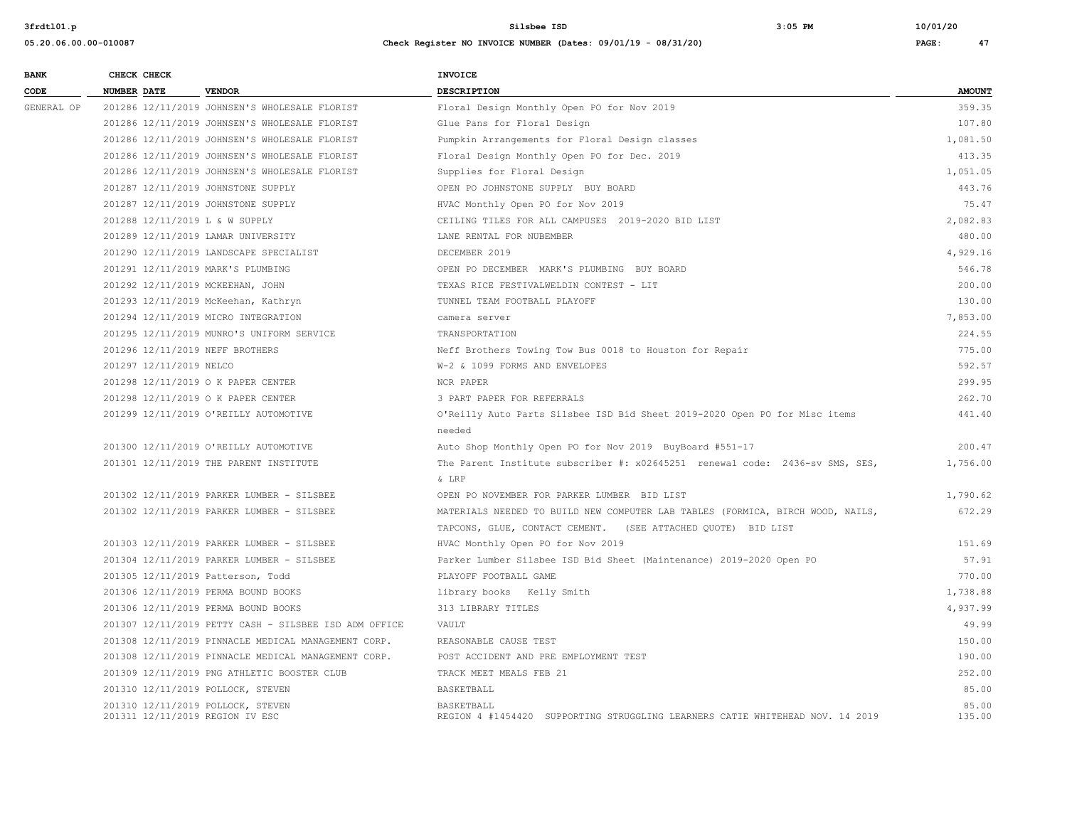| BANK CODE | CHECK NUMBER | CHECK DATE | VENDOR | INVOICE DESCRIPTION | AMOUNT |
|---|---|---|---|---|---|
| GENERAL OP | 201286 | 12/11/2019 | JOHNSEN'S WHOLESALE FLORIST | Floral Design Monthly Open PO for Nov 2019 | 359.35 |
| | 201286 | 12/11/2019 | JOHNSEN'S WHOLESALE FLORIST | Glue Pans for Floral Design | 107.80 |
| | 201286 | 12/11/2019 | JOHNSEN'S WHOLESALE FLORIST | Pumpkin Arrangements for Floral Design classes | 1,081.50 |
| | 201286 | 12/11/2019 | JOHNSEN'S WHOLESALE FLORIST | Floral Design Monthly Open PO for Dec. 2019 | 413.35 |
| | 201286 | 12/11/2019 | JOHNSEN'S WHOLESALE FLORIST | Supplies for Floral Design | 1,051.05 |
| | 201287 | 12/11/2019 | JOHNSTONE SUPPLY | OPEN PO JOHNSTONE SUPPLY BUY BOARD | 443.76 |
| | 201287 | 12/11/2019 | JOHNSTONE SUPPLY | HVAC Monthly Open PO for Nov 2019 | 75.47 |
| | 201288 | 12/11/2019 | L & W SUPPLY | CEILING TILES FOR ALL CAMPUSES 2019-2020 BID LIST | 2,082.83 |
| | 201289 | 12/11/2019 | LAMAR UNIVERSITY | LANE RENTAL FOR NUBEMBER | 480.00 |
| | 201290 | 12/11/2019 | LANDSCAPE SPECIALIST | DECEMBER 2019 | 4,929.16 |
| | 201291 | 12/11/2019 | MARK'S PLUMBING | OPEN PO DECEMBER MARK'S PLUMBING BUY BOARD | 546.78 |
| | 201292 | 12/11/2019 | MCKEEHAN, JOHN | TEXAS RICE FESTIVALWELDIN CONTEST - LIT | 200.00 |
| | 201293 | 12/11/2019 | McKeehan, Kathryn | TUNNEL TEAM FOOTBALL PLAYOFF | 130.00 |
| | 201294 | 12/11/2019 | MICRO INTEGRATION | camera server | 7,853.00 |
| | 201295 | 12/11/2019 | MUNRO'S UNIFORM SERVICE | TRANSPORTATION | 224.55 |
| | 201296 | 12/11/2019 | NEFF BROTHERS | Neff Brothers Towing Tow Bus 0018 to Houston for Repair | 775.00 |
| | 201297 | 12/11/2019 | NELCO | W-2 & 1099 FORMS AND ENVELOPES | 592.57 |
| | 201298 | 12/11/2019 | O K PAPER CENTER | NCR PAPER | 299.95 |
| | 201298 | 12/11/2019 | O K PAPER CENTER | 3 PART PAPER FOR REFERRALS | 262.70 |
| | 201299 | 12/11/2019 | O'REILLY AUTOMOTIVE | O'Reilly Auto Parts Silsbee ISD Bid Sheet 2019-2020 Open PO for Misc items needed | 441.40 |
| | 201300 | 12/11/2019 | O'REILLY AUTOMOTIVE | Auto Shop Monthly Open PO for Nov 2019 BuyBoard #551-17 | 200.47 |
| | 201301 | 12/11/2019 | THE PARENT INSTITUTE | The Parent Institute subscriber #: x02645251 renewal code: 2436-sv SMS, SES, & LRP | 1,756.00 |
| | 201302 | 12/11/2019 | PARKER LUMBER - SILSBEE | OPEN PO NOVEMBER FOR PARKER LUMBER BID LIST | 1,790.62 |
| | 201302 | 12/11/2019 | PARKER LUMBER - SILSBEE | MATERIALS NEEDED TO BUILD NEW COMPUTER LAB TABLES (FORMICA, BIRCH WOOD, NAILS, TAPCONS, GLUE, CONTACT CEMENT. (SEE ATTACHED QUOTE) BID LIST | 672.29 |
| | 201303 | 12/11/2019 | PARKER LUMBER - SILSBEE | HVAC Monthly Open PO for Nov 2019 | 151.69 |
| | 201304 | 12/11/2019 | PARKER LUMBER - SILSBEE | Parker Lumber Silsbee ISD Bid Sheet (Maintenance) 2019-2020 Open PO | 57.91 |
| | 201305 | 12/11/2019 | Patterson, Todd | PLAYOFF FOOTBALL GAME | 770.00 |
| | 201306 | 12/11/2019 | PERMA BOUND BOOKS | library books Kelly Smith | 1,738.88 |
| | 201306 | 12/11/2019 | PERMA BOUND BOOKS | 313 LIBRARY TITLES | 4,937.99 |
| | 201307 | 12/11/2019 | PETTY CASH - SILSBEE ISD ADM OFFICE | VAULT | 49.99 |
| | 201308 | 12/11/2019 | PINNACLE MEDICAL MANAGEMENT CORP. | REASONABLE CAUSE TEST | 150.00 |
| | 201308 | 12/11/2019 | PINNACLE MEDICAL MANAGEMENT CORP. | POST ACCIDENT AND PRE EMPLOYMENT TEST | 190.00 |
| | 201309 | 12/11/2019 | PNG ATHLETIC BOOSTER CLUB | TRACK MEET MEALS FEB 21 | 252.00 |
| | 201310 | 12/11/2019 | POLLOCK, STEVEN | BASKETBALL | 85.00 |
| | 201310 | 12/11/2019 | POLLOCK, STEVEN | BASKETBALL | 85.00 |
| | 201311 | 12/11/2019 | REGION IV ESC | REGION 4 #1454420 SUPPORTING STRUGGLING LEARNERS CATIE WHITEHEAD NOV. 14 2019 | 135.00 |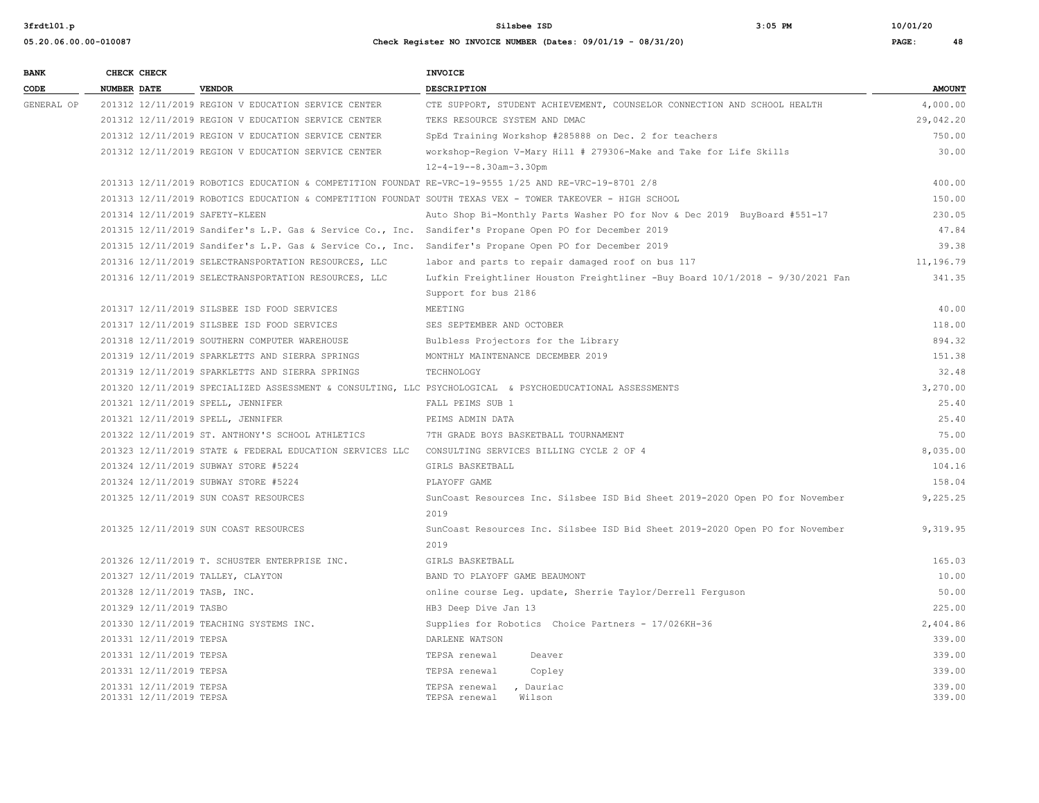| BANK CODE | CHECK NUMBER | CHECK DATE | VENDOR | INVOICE DESCRIPTION | AMOUNT |
|---|---|---|---|---|---|
| GENERAL OP | 201312 | 12/11/2019 | REGION V EDUCATION SERVICE CENTER | CTE SUPPORT, STUDENT ACHIEVEMENT, COUNSELOR CONNECTION AND SCHOOL HEALTH | 4,000.00 |
| | 201312 | 12/11/2019 | REGION V EDUCATION SERVICE CENTER | TEKS RESOURCE SYSTEM AND DMAC | 29,042.20 |
| | 201312 | 12/11/2019 | REGION V EDUCATION SERVICE CENTER | SpEd Training Workshop #285888 on Dec. 2 for teachers | 750.00 |
| | 201312 | 12/11/2019 | REGION V EDUCATION SERVICE CENTER | workshop-Region V-Mary Hill # 279306-Make and Take for Life Skills 12-4-19--8.30am-3.30pm | 30.00 |
| | 201313 | 12/11/2019 | ROBOTICS EDUCATION & COMPETITION FOUNDAT | RE-VRC-19-9555 1/25 AND RE-VRC-19-8701 2/8 | 400.00 |
| | 201313 | 12/11/2019 | ROBOTICS EDUCATION & COMPETITION FOUNDAT | SOUTH TEXAS VEX - TOWER TAKEOVER - HIGH SCHOOL | 150.00 |
| | 201314 | 12/11/2019 | SAFETY-KLEEN | Auto Shop Bi-Monthly Parts Washer PO for Nov & Dec 2019 BuyBoard #551-17 | 230.05 |
| | 201315 | 12/11/2019 | Sandifer's L.P. Gas & Service Co., Inc. | Sandifer's Propane Open PO for December 2019 | 47.84 |
| | 201315 | 12/11/2019 | Sandifer's L.P. Gas & Service Co., Inc. | Sandifer's Propane Open PO for December 2019 | 39.38 |
| | 201316 | 12/11/2019 | SELECTRANSPORTATION RESOURCES, LLC | labor and parts to repair damaged roof on bus 117 | 11,196.79 |
| | 201316 | 12/11/2019 | SELECTRANSPORTATION RESOURCES, LLC | Lufkin Freightliner Houston Freightliner -Buy Board 10/1/2018 - 9/30/2021 Fan Support for bus 2186 | 341.35 |
| | 201317 | 12/11/2019 | SILSBEE ISD FOOD SERVICES | MEETING | 40.00 |
| | 201317 | 12/11/2019 | SILSBEE ISD FOOD SERVICES | SES SEPTEMBER AND OCTOBER | 118.00 |
| | 201318 | 12/11/2019 | SOUTHERN COMPUTER WAREHOUSE | Bulbless Projectors for the Library | 894.32 |
| | 201319 | 12/11/2019 | SPARKLETTS AND SIERRA SPRINGS | MONTHLY MAINTENANCE DECEMBER 2019 | 151.38 |
| | 201319 | 12/11/2019 | SPARKLETTS AND SIERRA SPRINGS | TECHNOLOGY | 32.48 |
| | 201320 | 12/11/2019 | SPECIALIZED ASSESSMENT & CONSULTING, LLC | PSYCHOLOGICAL & PSYCHOEDUCATIONAL ASSESSMENTS | 3,270.00 |
| | 201321 | 12/11/2019 | SPELL, JENNIFER | FALL PEIMS SUB 1 | 25.40 |
| | 201321 | 12/11/2019 | SPELL, JENNIFER | PEIMS ADMIN DATA | 25.40 |
| | 201322 | 12/11/2019 | ST. ANTHONY'S SCHOOL ATHLETICS | 7TH GRADE BOYS BASKETBALL TOURNAMENT | 75.00 |
| | 201323 | 12/11/2019 | STATE & FEDERAL EDUCATION SERVICES LLC | CONSULTING SERVICES BILLING CYCLE 2 OF 4 | 8,035.00 |
| | 201324 | 12/11/2019 | SUBWAY STORE #5224 | GIRLS BASKETBALL | 104.16 |
| | 201324 | 12/11/2019 | SUBWAY STORE #5224 | PLAYOFF GAME | 158.04 |
| | 201325 | 12/11/2019 | SUN COAST RESOURCES | SunCoast Resources Inc. Silsbee ISD Bid Sheet 2019-2020 Open PO for November 2019 | 9,225.25 |
| | 201325 | 12/11/2019 | SUN COAST RESOURCES | SunCoast Resources Inc. Silsbee ISD Bid Sheet 2019-2020 Open PO for November 2019 | 9,319.95 |
| | 201326 | 12/11/2019 | T. SCHUSTER ENTERPRISE INC. | GIRLS BASKETBALL | 165.03 |
| | 201327 | 12/11/2019 | TALLEY, CLAYTON | BAND TO PLAYOFF GAME BEAUMONT | 10.00 |
| | 201328 | 12/11/2019 | TASB, INC. | online course Leg. update, Sherrie Taylor/Derrell Ferguson | 50.00 |
| | 201329 | 12/11/2019 | TASBO | HB3 Deep Dive Jan 13 | 225.00 |
| | 201330 | 12/11/2019 | TEACHING SYSTEMS INC. | Supplies for Robotics Choice Partners - 17/026KH-36 | 2,404.86 |
| | 201331 | 12/11/2019 | TEPSA | DARLENE WATSON | 339.00 |
| | 201331 | 12/11/2019 | TEPSA | TEPSA renewal Deaver | 339.00 |
| | 201331 | 12/11/2019 | TEPSA | TEPSA renewal Copley | 339.00 |
| | 201331 | 12/11/2019 | TEPSA | TEPSA renewal , Dauriac | 339.00 |
| | 201331 | 12/11/2019 | TEPSA | TEPSA renewal Wilson | 339.00 |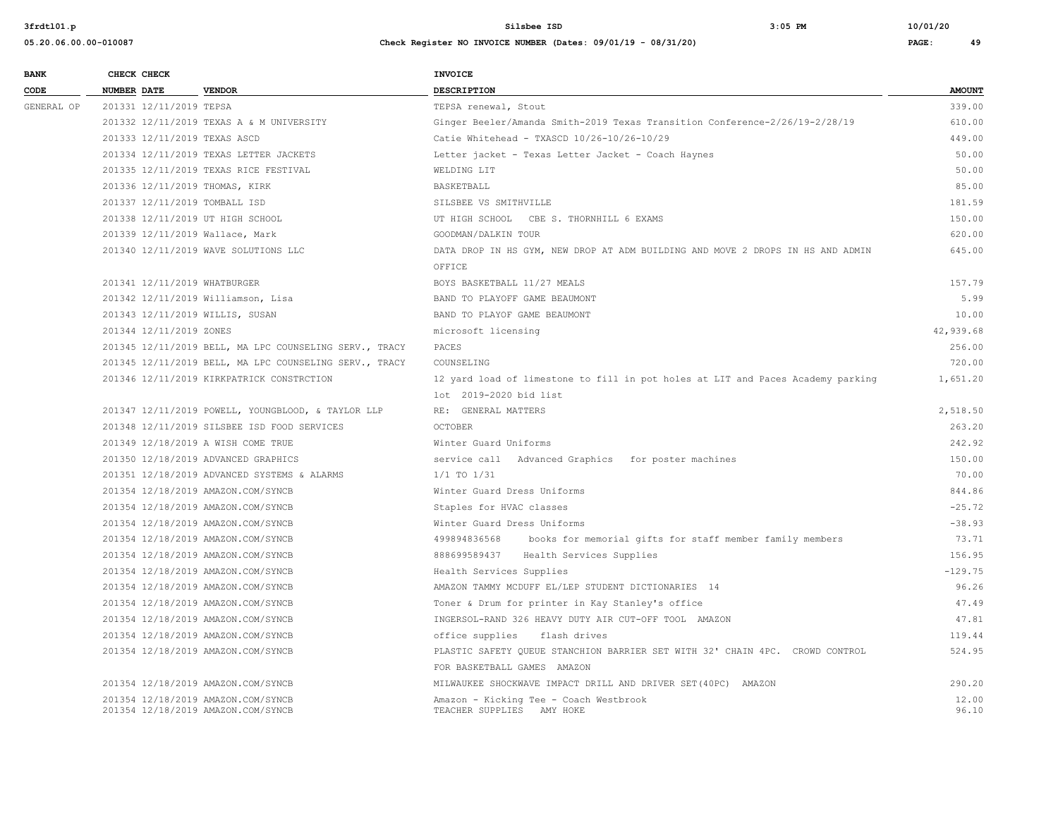| BANK CODE | CHECK NUMBER | CHECK DATE | VENDOR | INVOICE DESCRIPTION | AMOUNT |
|---|---|---|---|---|---|
| GENERAL OP | 201331 | 12/11/2019 | TEPSA | TEPSA renewal, Stout | 339.00 |
| | 201332 | 12/11/2019 | TEXAS A & M UNIVERSITY | Ginger Beeler/Amanda Smith-2019 Texas Transition Conference-2/26/19-2/28/19 | 610.00 |
| | 201333 | 12/11/2019 | TEXAS ASCD | Catie Whitehead - TXASCD 10/26-10/26-10/29 | 449.00 |
| | 201334 | 12/11/2019 | TEXAS LETTER JACKETS | Letter jacket - Texas Letter Jacket - Coach Haynes | 50.00 |
| | 201335 | 12/11/2019 | TEXAS RICE FESTIVAL | WELDING LIT | 50.00 |
| | 201336 | 12/11/2019 | THOMAS, KIRK | BASKETBALL | 85.00 |
| | 201337 | 12/11/2019 | TOMBALL ISD | SILSBEE VS SMITHVILLE | 181.59 |
| | 201338 | 12/11/2019 | UT HIGH SCHOOL | UT HIGH SCHOOL CBE S. THORNHILL 6 EXAMS | 150.00 |
| | 201339 | 12/11/2019 | Wallace, Mark | GOODMAN/DALKIN TOUR | 620.00 |
| | 201340 | 12/11/2019 | WAVE SOLUTIONS LLC | DATA DROP IN HS GYM, NEW DROP AT ADM BUILDING AND MOVE 2 DROPS IN HS AND ADMIN OFFICE | 645.00 |
| | 201341 | 12/11/2019 | WHATBURGER | BOYS BASKETBALL 11/27 MEALS | 157.79 |
| | 201342 | 12/11/2019 | Williamson, Lisa | BAND TO PLAYOFF GAME BEAUMONT | 5.99 |
| | 201343 | 12/11/2019 | WILLIS, SUSAN | BAND TO PLAYOF GAME BEAUMONT | 10.00 |
| | 201344 | 12/11/2019 | ZONES | microsoft licensing | 42,939.68 |
| | 201345 | 12/11/2019 | BELL, MA LPC COUNSELING SERV., TRACY | PACES | 256.00 |
| | 201345 | 12/11/2019 | BELL, MA LPC COUNSELING SERV., TRACY | COUNSELING | 720.00 |
| | 201346 | 12/11/2019 | KIRKPATRICK CONSTRCTION | 12 yard load of limestone to fill in pot holes at LIT and Paces Academy parking lot 2019-2020 bid list | 1,651.20 |
| | 201347 | 12/11/2019 | POWELL, YOUNGBLOOD, & TAYLOR LLP | RE: GENERAL MATTERS | 2,518.50 |
| | 201348 | 12/11/2019 | SILSBEE ISD FOOD SERVICES | OCTOBER | 263.20 |
| | 201349 | 12/18/2019 | A WISH COME TRUE | Winter Guard Uniforms | 242.92 |
| | 201350 | 12/18/2019 | ADVANCED GRAPHICS | service call Advanced Graphics for poster machines | 150.00 |
| | 201351 | 12/18/2019 | ADVANCED SYSTEMS & ALARMS | 1/1 TO 1/31 | 70.00 |
| | 201354 | 12/18/2019 | AMAZON.COM/SYNCB | Winter Guard Dress Uniforms | 844.86 |
| | 201354 | 12/18/2019 | AMAZON.COM/SYNCB | Staples for HVAC classes | -25.72 |
| | 201354 | 12/18/2019 | AMAZON.COM/SYNCB | Winter Guard Dress Uniforms | -38.93 |
| | 201354 | 12/18/2019 | AMAZON.COM/SYNCB | 499894836568 books for memorial gifts for staff member family members | 73.71 |
| | 201354 | 12/18/2019 | AMAZON.COM/SYNCB | 888699589437 Health Services Supplies | 156.95 |
| | 201354 | 12/18/2019 | AMAZON.COM/SYNCB | Health Services Supplies | -129.75 |
| | 201354 | 12/18/2019 | AMAZON.COM/SYNCB | AMAZON TAMMY MCDUFF EL/LEP STUDENT DICTIONARIES 14 | 96.26 |
| | 201354 | 12/18/2019 | AMAZON.COM/SYNCB | Toner & Drum for printer in Kay Stanley's office | 47.49 |
| | 201354 | 12/18/2019 | AMAZON.COM/SYNCB | INGERSOL-RAND 326 HEAVY DUTY AIR CUT-OFF TOOL AMAZON | 47.81 |
| | 201354 | 12/18/2019 | AMAZON.COM/SYNCB | office supplies flash drives | 119.44 |
| | 201354 | 12/18/2019 | AMAZON.COM/SYNCB | PLASTIC SAFETY QUEUE STANCHION BARRIER SET WITH 32' CHAIN 4PC. CROWD CONTROL FOR BASKETBALL GAMES AMAZON | 524.95 |
| | 201354 | 12/18/2019 | AMAZON.COM/SYNCB | MILWAUKEE SHOCKWAVE IMPACT DRILL AND DRIVER SET(40PC) AMAZON | 290.20 |
| | 201354 | 12/18/2019 | AMAZON.COM/SYNCB | Amazon - Kicking Tee - Coach Westbrook | 12.00 |
| | 201354 | 12/18/2019 | AMAZON.COM/SYNCB | TEACHER SUPPLIES AMY HOKE | 96.10 |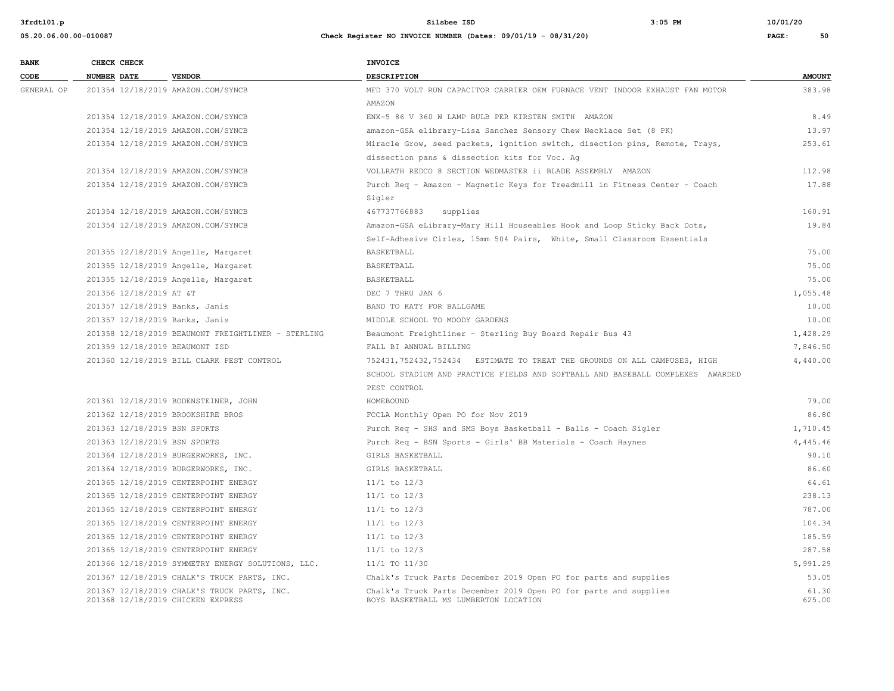| BANK CODE | CHECK NUMBER | CHECK DATE | VENDOR | INVOICE DESCRIPTION | AMOUNT |
|---|---|---|---|---|---|
| GENERAL OP | 201354 | 12/18/2019 | AMAZON.COM/SYNCB | MFD 370 VOLT RUN CAPACITOR CARRIER OEM FURNACE VENT INDOOR EXHAUST FAN MOTOR AMAZON | 383.98 |
| | 201354 | 12/18/2019 | AMAZON.COM/SYNCB | ENX-5 86 V 360 W LAMP BULB PER KIRSTEN SMITH AMAZON | 8.49 |
| | 201354 | 12/18/2019 | AMAZON.COM/SYNCB | amazon-GSA elibrary-Lisa Sanchez Sensory Chew Necklace Set (8 PK) | 13.97 |
| | 201354 | 12/18/2019 | AMAZON.COM/SYNCB | Miracle Grow, seed packets, ignition switch, disection pins, Remote, Trays, dissection pans & dissection kits for Voc. Ag | 253.61 |
| | 201354 | 12/18/2019 | AMAZON.COM/SYNCB | VOLLRATH REDCO 8 SECTION WEDMASTER ii BLADE ASSEMBLY AMAZON | 112.98 |
| | 201354 | 12/18/2019 | AMAZON.COM/SYNCB | Purch Req - Amazon - Magnetic Keys for Treadmill in Fitness Center - Coach Sigler | 17.88 |
| | 201354 | 12/18/2019 | AMAZON.COM/SYNCB | 467737766883 supplies | 160.91 |
| | 201354 | 12/18/2019 | AMAZON.COM/SYNCB | Amazon-GSA eLibrary-Mary Hill Houseables Hook and Loop Sticky Back Dots, Self-Adhesive Cirles, 15mm 504 Pairs, White, Small Classroom Essentials | 19.84 |
| | 201355 | 12/18/2019 | Angelle, Margaret | BASKETBALL | 75.00 |
| | 201355 | 12/18/2019 | Angelle, Margaret | BASKETBALL | 75.00 |
| | 201355 | 12/18/2019 | Angelle, Margaret | BASKETBALL | 75.00 |
| | 201356 | 12/18/2019 | AT &T | DEC 7 THRU JAN 6 | 1,055.48 |
| | 201357 | 12/18/2019 | Banks, Janis | BAND TO KATY FOR BALLGAME | 10.00 |
| | 201357 | 12/18/2019 | Banks, Janis | MIDDLE SCHOOL TO MOODY GARDENS | 10.00 |
| | 201358 | 12/18/2019 | BEAUMONT FREIGHTLINER - STERLING | Beaumont Freightliner - Sterling Buy Board Repair Bus 43 | 1,428.29 |
| | 201359 | 12/18/2019 | BEAUMONT ISD | FALL BI ANNUAL BILLING | 7,846.50 |
| | 201360 | 12/18/2019 | BILL CLARK PEST CONTROL | 752431,752432,752434 ESTIMATE TO TREAT THE GROUNDS ON ALL CAMPUSES, HIGH SCHOOL STADIUM AND PRACTICE FIELDS AND SOFTBALL AND BASEBALL COMPLEXES AWARDED PEST CONTROL | 4,440.00 |
| | 201361 | 12/18/2019 | BODENSTEINER, JOHN | HOMEBOUND | 79.00 |
| | 201362 | 12/18/2019 | BROOKSHIRE BROS | FCCLA Monthly Open PO for Nov 2019 | 86.80 |
| | 201363 | 12/18/2019 | BSN SPORTS | Purch Req - SHS and SMS Boys Basketball - Balls - Coach Sigler | 1,710.45 |
| | 201363 | 12/18/2019 | BSN SPORTS | Purch Req - BSN Sports - Girls' BB Materials - Coach Haynes | 4,445.46 |
| | 201364 | 12/18/2019 | BURGERWORKS, INC. | GIRLS BASKETBALL | 90.10 |
| | 201364 | 12/18/2019 | BURGERWORKS, INC. | GIRLS BASKETBALL | 86.60 |
| | 201365 | 12/18/2019 | CENTERPOINT ENERGY | 11/1 to 12/3 | 64.61 |
| | 201365 | 12/18/2019 | CENTERPOINT ENERGY | 11/1 to 12/3 | 238.13 |
| | 201365 | 12/18/2019 | CENTERPOINT ENERGY | 11/1 to 12/3 | 787.00 |
| | 201365 | 12/18/2019 | CENTERPOINT ENERGY | 11/1 to 12/3 | 104.34 |
| | 201365 | 12/18/2019 | CENTERPOINT ENERGY | 11/1 to 12/3 | 185.59 |
| | 201365 | 12/18/2019 | CENTERPOINT ENERGY | 11/1 to 12/3 | 287.58 |
| | 201366 | 12/18/2019 | SYMMETRY ENERGY SOLUTIONS, LLC. | 11/1 TO 11/30 | 5,991.29 |
| | 201367 | 12/18/2019 | CHALK'S TRUCK PARTS, INC. | Chalk's Truck Parts December 2019 Open PO for parts and supplies | 53.05 |
| | 201367 | 12/18/2019 | CHALK'S TRUCK PARTS, INC. | Chalk's Truck Parts December 2019 Open PO for parts and supplies | 61.30 |
| | 201368 | 12/18/2019 | CHICKEN EXPRESS | BOYS BASKETBALL MS LUMBERTON LOCATION | 625.00 |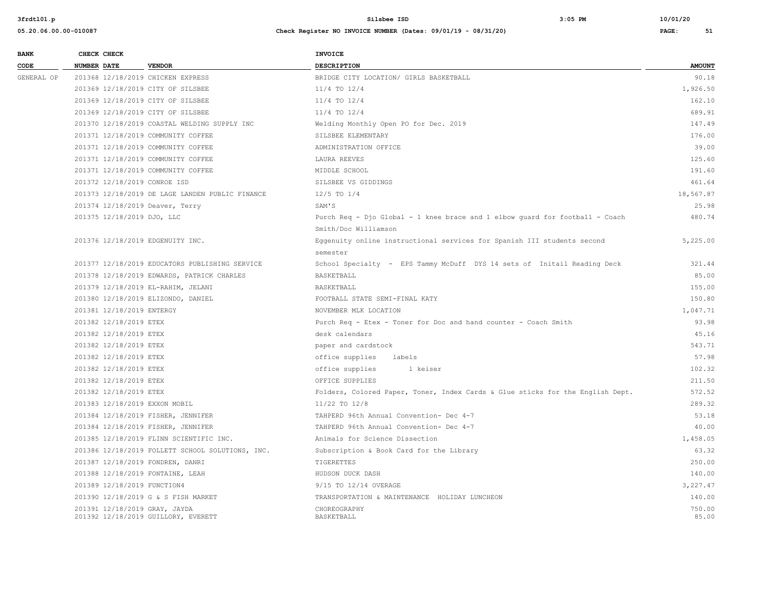| BANK CODE | CHECK NUMBER | CHECK DATE | VENDOR | INVOICE DESCRIPTION | AMOUNT |
|---|---|---|---|---|---|
| GENERAL OP | 201368 | 12/18/2019 | CHICKEN EXPRESS | BRIDGE CITY LOCATION/ GIRLS BASKETBALL | 90.18 |
| | 201369 | 12/18/2019 | CITY OF SILSBEE | 11/4 TO 12/4 | 1,926.50 |
| | 201369 | 12/18/2019 | CITY OF SILSBEE | 11/4 TO 12/4 | 162.10 |
| | 201369 | 12/18/2019 | CITY OF SILSBEE | 11/4 TO 12/4 | 689.91 |
| | 201370 | 12/18/2019 | COASTAL WELDING SUPPLY INC | Welding Monthly Open PO for Dec. 2019 | 147.49 |
| | 201371 | 12/18/2019 | COMMUNITY COFFEE | SILSBEE ELEMENTARY | 176.00 |
| | 201371 | 12/18/2019 | COMMUNITY COFFEE | ADMINISTRATION OFFICE | 39.00 |
| | 201371 | 12/18/2019 | COMMUNITY COFFEE | LAURA REEVES | 125.60 |
| | 201371 | 12/18/2019 | COMMUNITY COFFEE | MIDDLE SCHOOL | 191.60 |
| | 201372 | 12/18/2019 | CONROE ISD | SILSBEE VS GIDDINGS | 461.64 |
| | 201373 | 12/18/2019 | DE LAGE LANDEN PUBLIC FINANCE | 12/5 TO 1/4 | 18,567.87 |
| | 201374 | 12/18/2019 | Deaver, Terry | SAM'S | 25.98 |
| | 201375 | 12/18/2019 | DJO, LLC | Purch Req - Djo Global - 1 knee brace and 1 elbow guard for football - Coach Smith/Doc Williamson | 480.74 |
| | 201376 | 12/18/2019 | EDGENUITY INC. | Eggenuity online instructional services for Spanish III students second semester | 5,225.00 |
| | 201377 | 12/18/2019 | EDUCATORS PUBLISHING SERVICE | School Specialty - EPS Tammy McDuff DYS 14 sets of Initail Reading Deck | 321.44 |
| | 201378 | 12/18/2019 | EDWARDS, PATRICK CHARLES | BASKETBALL | 85.00 |
| | 201379 | 12/18/2019 | EL-RAHIM, JELANI | BASKETBALL | 155.00 |
| | 201380 | 12/18/2019 | ELIZONDO, DANIEL | FOOTBALL STATE SEMI-FINAL KATY | 150.80 |
| | 201381 | 12/18/2019 | ENTERGY | NOVEMBER MLK LOCATION | 1,047.71 |
| | 201382 | 12/18/2019 | ETEX | Purch Req - Etex - Toner for Doc and hand counter - Coach Smith | 93.98 |
| | 201382 | 12/18/2019 | ETEX | desk calendars | 45.16 |
| | 201382 | 12/18/2019 | ETEX | paper and cardstock | 543.71 |
| | 201382 | 12/18/2019 | ETEX | office supplies labels | 57.98 |
| | 201382 | 12/18/2019 | ETEX | office supplies l keiser | 102.32 |
| | 201382 | 12/18/2019 | ETEX | OFFICE SUPPLIES | 211.50 |
| | 201382 | 12/18/2019 | ETEX | Folders, Colored Paper, Toner, Index Cards & Glue sticks for the English Dept. | 572.52 |
| | 201383 | 12/18/2019 | EXXON MOBIL | 11/22 TO 12/8 | 289.32 |
| | 201384 | 12/18/2019 | FISHER, JENNIFER | TAHPERD 96th Annual Convention- Dec 4-7 | 53.18 |
| | 201384 | 12/18/2019 | FISHER, JENNIFER | TAHPERD 96th Annual Convention- Dec 4-7 | 40.00 |
| | 201385 | 12/18/2019 | FLINN SCIENTIFIC INC. | Animals for Science Dissection | 1,458.05 |
| | 201386 | 12/18/2019 | FOLLETT SCHOOL SOLUTIONS, INC. | Subscription & Book Card for the Library | 63.32 |
| | 201387 | 12/18/2019 | FONDREN, DANRI | TIGERETTES | 250.00 |
| | 201388 | 12/18/2019 | FONTAINE, LEAH | HUDSON DUCK DASH | 140.00 |
| | 201389 | 12/18/2019 | FUNCTION4 | 9/15 TO 12/14 OVERAGE | 3,227.47 |
| | 201390 | 12/18/2019 | G & S FISH MARKET | TRANSPORTATION & MAINTENANCE HOLIDAY LUNCHEON | 140.00 |
| | 201391 | 12/18/2019 | GRAY, JAYDA | CHOREOGRAPHY | 750.00 |
| | 201392 | 12/18/2019 | GUILLORY, EVERETT | BASKETBALL | 85.00 |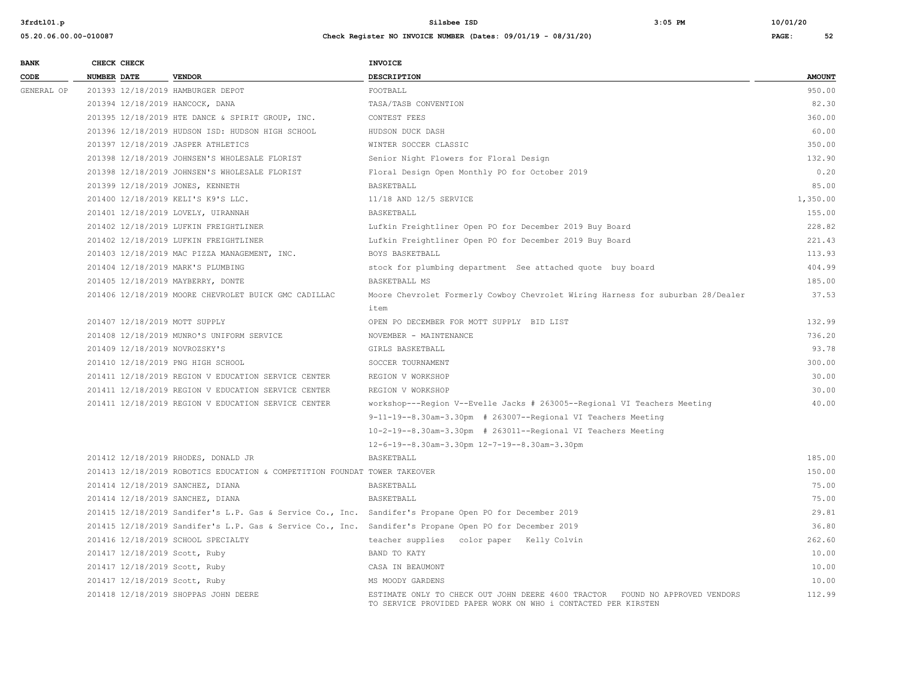| BANK CODE | CHECK NUMBER | CHECK DATE | VENDOR | INVOICE DESCRIPTION | AMOUNT |
|---|---|---|---|---|---|
| GENERAL OP | 201393 | 12/18/2019 | HAMBURGER DEPOT | FOOTBALL | 950.00 |
| | 201394 | 12/18/2019 | HANCOCK, DANA | TASA/TASB CONVENTION | 82.30 |
| | 201395 | 12/18/2019 | HTE DANCE & SPIRIT GROUP, INC. | CONTEST FEES | 360.00 |
| | 201396 | 12/18/2019 | HUDSON ISD: HUDSON HIGH SCHOOL | HUDSON DUCK DASH | 60.00 |
| | 201397 | 12/18/2019 | JASPER ATHLETICS | WINTER SOCCER CLASSIC | 350.00 |
| | 201398 | 12/18/2019 | JOHNSEN'S WHOLESALE FLORIST | Senior Night Flowers for Floral Design | 132.90 |
| | 201398 | 12/18/2019 | JOHNSEN'S WHOLESALE FLORIST | Floral Design Open Monthly PO for October 2019 | 0.20 |
| | 201399 | 12/18/2019 | JONES, KENNETH | BASKETBALL | 85.00 |
| | 201400 | 12/18/2019 | KELI'S K9'S LLC. | 11/18 AND 12/5 SERVICE | 1,350.00 |
| | 201401 | 12/18/2019 | LOVELY, UIRANNAH | BASKETBALL | 155.00 |
| | 201402 | 12/18/2019 | LUFKIN FREIGHTLINER | Lufkin Freightliner Open PO for December 2019 Buy Board | 228.82 |
| | 201402 | 12/18/2019 | LUFKIN FREIGHTLINER | Lufkin Freightliner Open PO for December 2019 Buy Board | 221.43 |
| | 201403 | 12/18/2019 | MAC PIZZA MANAGEMENT, INC. | BOYS BASKETBALL | 113.93 |
| | 201404 | 12/18/2019 | MARK'S PLUMBING | stock for plumbing department See attached quote buy board | 404.99 |
| | 201405 | 12/18/2019 | MAYBERRY, DONTE | BASKETBALL MS | 185.00 |
| | 201406 | 12/18/2019 | MOORE CHEVROLET BUICK GMC CADILLAC | Moore Chevrolet Formerly Cowboy Chevrolet Wiring Harness for suburban 28/Dealer item | 37.53 |
| | 201407 | 12/18/2019 | MOTT SUPPLY | OPEN PO DECEMBER FOR MOTT SUPPLY BID LIST | 132.99 |
| | 201408 | 12/18/2019 | MUNRO'S UNIFORM SERVICE | NOVEMBER - MAINTENANCE | 736.20 |
| | 201409 | 12/18/2019 | NOVROZSKY'S | GIRLS BASKETBALL | 93.78 |
| | 201410 | 12/18/2019 | PNG HIGH SCHOOL | SOCCER TOURNAMENT | 300.00 |
| | 201411 | 12/18/2019 | REGION V EDUCATION SERVICE CENTER | REGION V WORKSHOP | 30.00 |
| | 201411 | 12/18/2019 | REGION V EDUCATION SERVICE CENTER | REGION V WORKSHOP | 30.00 |
| | 201411 | 12/18/2019 | REGION V EDUCATION SERVICE CENTER | workshop---Region V--Evelle Jacks # 263005--Regional VI Teachers Meeting 9-11-19--8.30am-3.30pm # 263007--Regional VI Teachers Meeting 10-2-19--8.30am-3.30pm # 263011--Regional VI Teachers Meeting 12-6-19--8.30am-3.30pm 12-7-19--8.30am-3.30pm | 40.00 |
| | 201412 | 12/18/2019 | RHODES, DONALD JR | BASKETBALL | 185.00 |
| | 201413 | 12/18/2019 | ROBOTICS EDUCATION & COMPETITION FOUNDAT | TOWER TAKEOVER | 150.00 |
| | 201414 | 12/18/2019 | SANCHEZ, DIANA | BASKETBALL | 75.00 |
| | 201414 | 12/18/2019 | SANCHEZ, DIANA | BASKETBALL | 75.00 |
| | 201415 | 12/18/2019 | Sandifer's L.P. Gas & Service Co., Inc. | Sandifer's Propane Open PO for December 2019 | 29.81 |
| | 201415 | 12/18/2019 | Sandifer's L.P. Gas & Service Co., Inc. | Sandifer's Propane Open PO for December 2019 | 36.80 |
| | 201416 | 12/18/2019 | SCHOOL SPECIALTY | teacher supplies color paper Kelly Colvin | 262.60 |
| | 201417 | 12/18/2019 | Scott, Ruby | BAND TO KATY | 10.00 |
| | 201417 | 12/18/2019 | Scott, Ruby | CASA IN BEAUMONT | 10.00 |
| | 201417 | 12/18/2019 | Scott, Ruby | MS MOODY GARDENS | 10.00 |
| | 201418 | 12/18/2019 | SHOPPAS JOHN DEERE | ESTIMATE ONLY TO CHECK OUT JOHN DEERE 4600 TRACTOR FOUND NO APPROVED VENDORS TO SERVICE PROVIDED PAPER WORK ON WHO i CONTACTED PER KIRSTEN | 112.99 |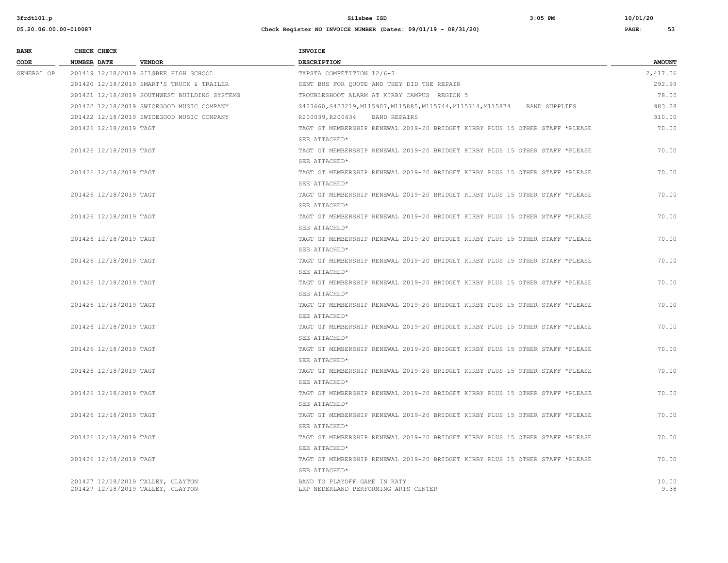| BANK CODE | CHECK NUMBER | CHECK DATE | VENDOR | INVOICE DESCRIPTION | AMOUNT |
|---|---|---|---|---|---|
| GENERAL OP | 201419 | 12/18/2019 | SILSBEE HIGH SCHOOL | TXPSTA COMPETITION 12/6-7 | 2,417.06 |
| | 201420 | 12/18/2019 | SMART'S TRUCK & TRAILER | SENT BUS FOR QUOTE AND THEY DID THE REPAIR | 292.99 |
| | 201421 | 12/18/2019 | SOUTHWEST BUILDING SYSTEMS | TROUBLESHOOT ALARM AT KIRBY CAMPUS REGION 5 | 78.00 |
| | 201422 | 12/18/2019 | SWICEGOOD MUSIC COMPANY | S423660,S423219,M115907,M115885,M115744,M115714,M115874 BAND SUPPLIES | 983.28 |
| | 201422 | 12/18/2019 | SWICEGOOD MUSIC COMPANY | R200039,R200634 BAND REPAIRS | 310.00 |
| | 201426 | 12/18/2019 | TAGT | TAGT GT MEMBERSHIP RENEWAL 2019-20 BRIDGET KIRBY PLUS 15 OTHER STAFF *PLEASE SEE ATTACHED* | 70.00 |
| | 201426 | 12/18/2019 | TAGT | TAGT GT MEMBERSHIP RENEWAL 2019-20 BRIDGET KIRBY PLUS 15 OTHER STAFF *PLEASE SEE ATTACHED* | 70.00 |
| | 201426 | 12/18/2019 | TAGT | TAGT GT MEMBERSHIP RENEWAL 2019-20 BRIDGET KIRBY PLUS 15 OTHER STAFF *PLEASE SEE ATTACHED* | 70.00 |
| | 201426 | 12/18/2019 | TAGT | TAGT GT MEMBERSHIP RENEWAL 2019-20 BRIDGET KIRBY PLUS 15 OTHER STAFF *PLEASE SEE ATTACHED* | 70.00 |
| | 201426 | 12/18/2019 | TAGT | TAGT GT MEMBERSHIP RENEWAL 2019-20 BRIDGET KIRBY PLUS 15 OTHER STAFF *PLEASE SEE ATTACHED* | 70.00 |
| | 201426 | 12/18/2019 | TAGT | TAGT GT MEMBERSHIP RENEWAL 2019-20 BRIDGET KIRBY PLUS 15 OTHER STAFF *PLEASE SEE ATTACHED* | 70.00 |
| | 201426 | 12/18/2019 | TAGT | TAGT GT MEMBERSHIP RENEWAL 2019-20 BRIDGET KIRBY PLUS 15 OTHER STAFF *PLEASE SEE ATTACHED* | 70.00 |
| | 201426 | 12/18/2019 | TAGT | TAGT GT MEMBERSHIP RENEWAL 2019-20 BRIDGET KIRBY PLUS 15 OTHER STAFF *PLEASE SEE ATTACHED* | 70.00 |
| | 201426 | 12/18/2019 | TAGT | TAGT GT MEMBERSHIP RENEWAL 2019-20 BRIDGET KIRBY PLUS 15 OTHER STAFF *PLEASE SEE ATTACHED* | 70.00 |
| | 201426 | 12/18/2019 | TAGT | TAGT GT MEMBERSHIP RENEWAL 2019-20 BRIDGET KIRBY PLUS 15 OTHER STAFF *PLEASE SEE ATTACHED* | 70.00 |
| | 201426 | 12/18/2019 | TAGT | TAGT GT MEMBERSHIP RENEWAL 2019-20 BRIDGET KIRBY PLUS 15 OTHER STAFF *PLEASE SEE ATTACHED* | 70.00 |
| | 201426 | 12/18/2019 | TAGT | TAGT GT MEMBERSHIP RENEWAL 2019-20 BRIDGET KIRBY PLUS 15 OTHER STAFF *PLEASE SEE ATTACHED* | 70.00 |
| | 201426 | 12/18/2019 | TAGT | TAGT GT MEMBERSHIP RENEWAL 2019-20 BRIDGET KIRBY PLUS 15 OTHER STAFF *PLEASE SEE ATTACHED* | 70.00 |
| | 201426 | 12/18/2019 | TAGT | TAGT GT MEMBERSHIP RENEWAL 2019-20 BRIDGET KIRBY PLUS 15 OTHER STAFF *PLEASE SEE ATTACHED* | 70.00 |
| | 201426 | 12/18/2019 | TAGT | TAGT GT MEMBERSHIP RENEWAL 2019-20 BRIDGET KIRBY PLUS 15 OTHER STAFF *PLEASE SEE ATTACHED* | 70.00 |
| | 201426 | 12/18/2019 | TAGT | TAGT GT MEMBERSHIP RENEWAL 2019-20 BRIDGET KIRBY PLUS 15 OTHER STAFF *PLEASE SEE ATTACHED* | 70.00 |
| | 201427 | 12/18/2019 | TALLEY, CLAYTON | BAND TO PLAYOFF GAME IN KATY | 10.00 |
| | 201427 | 12/18/2019 | TALLEY, CLAYTON | LRP NEDERLAND PERFORMING ARTS CENTER | 9.38 |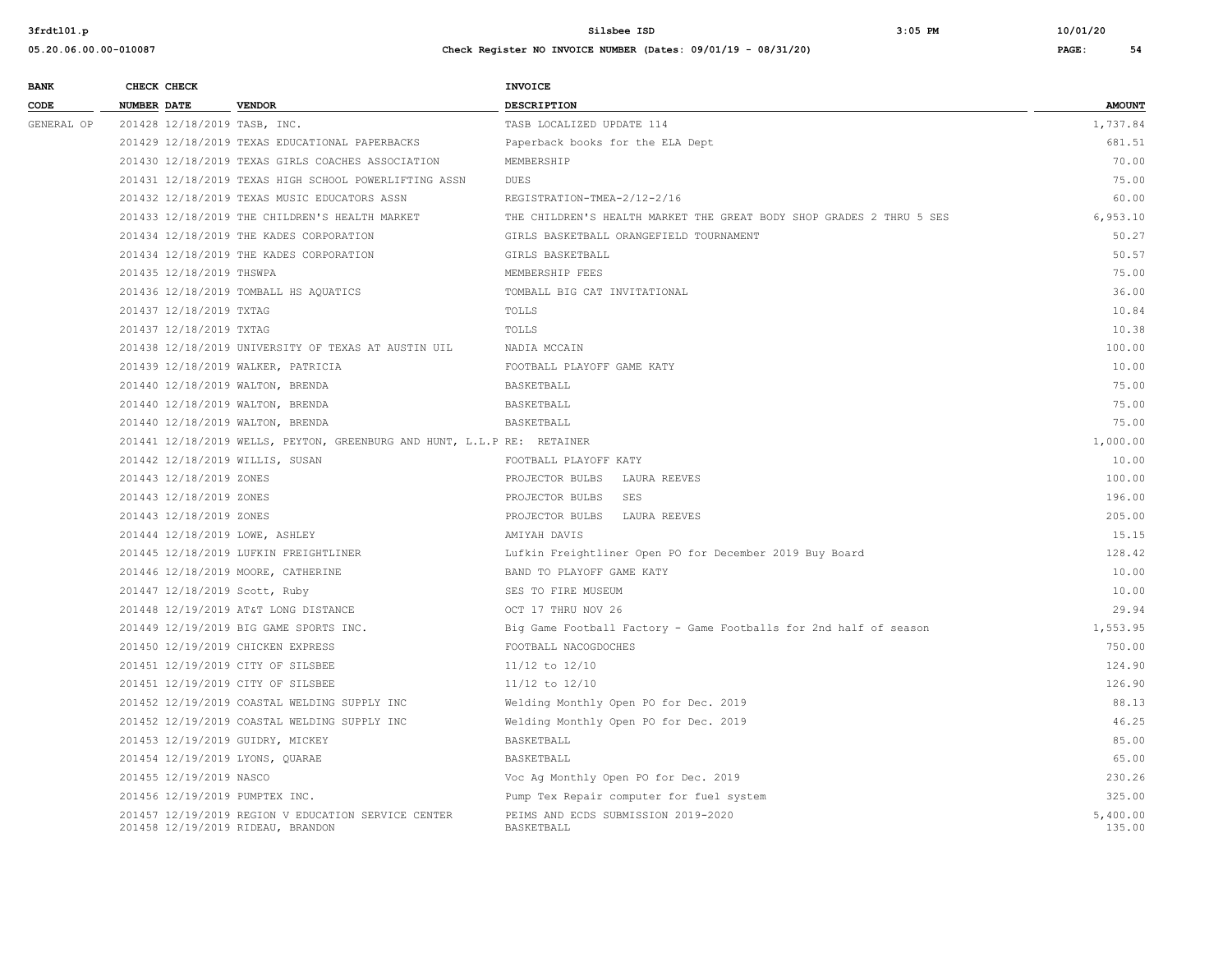| BANK CODE | CHECK NUMBER | CHECK DATE | VENDOR | INVOICE DESCRIPTION | AMOUNT |
|---|---|---|---|---|---|
| GENERAL OP | 201428 | 12/18/2019 | TASB, INC. | TASB LOCALIZED UPDATE 114 | 1,737.84 |
| | 201429 | 12/18/2019 | TEXAS EDUCATIONAL PAPERBACKS | Paperback books for the ELA Dept | 681.51 |
| | 201430 | 12/18/2019 | TEXAS GIRLS COACHES ASSOCIATION | MEMBERSHIP | 70.00 |
| | 201431 | 12/18/2019 | TEXAS HIGH SCHOOL POWERLIFTING ASSN | DUES | 75.00 |
| | 201432 | 12/18/2019 | TEXAS MUSIC EDUCATORS ASSN | REGISTRATION-TMEA-2/12-2/16 | 60.00 |
| | 201433 | 12/18/2019 | THE CHILDREN'S HEALTH MARKET | THE CHILDREN'S HEALTH MARKET THE GREAT BODY SHOP GRADES 2 THRU 5 SES | 6,953.10 |
| | 201434 | 12/18/2019 | THE KADES CORPORATION | GIRLS BASKETBALL ORANGEFIELD TOURNAMENT | 50.27 |
| | 201434 | 12/18/2019 | THE KADES CORPORATION | GIRLS BASKETBALL | 50.57 |
| | 201435 | 12/18/2019 | THSWPA | MEMBERSHIP FEES | 75.00 |
| | 201436 | 12/18/2019 | TOMBALL HS AQUATICS | TOMBALL BIG CAT INVITATIONAL | 36.00 |
| | 201437 | 12/18/2019 | TXTAG | TOLLS | 10.84 |
| | 201437 | 12/18/2019 | TXTAG | TOLLS | 10.38 |
| | 201438 | 12/18/2019 | UNIVERSITY OF TEXAS AT AUSTIN UIL | NADIA MCCAIN | 100.00 |
| | 201439 | 12/18/2019 | WALKER, PATRICIA | FOOTBALL PLAYOFF GAME KATY | 10.00 |
| | 201440 | 12/18/2019 | WALTON, BRENDA | BASKETBALL | 75.00 |
| | 201440 | 12/18/2019 | WALTON, BRENDA | BASKETBALL | 75.00 |
| | 201440 | 12/18/2019 | WALTON, BRENDA | BASKETBALL | 75.00 |
| | 201441 | 12/18/2019 | WELLS, PEYTON, GREENBURG AND HUNT, L.L.P | RE: RETAINER | 1,000.00 |
| | 201442 | 12/18/2019 | WILLIS, SUSAN | FOOTBALL PLAYOFF KATY | 10.00 |
| | 201443 | 12/18/2019 | ZONES | PROJECTOR BULBS LAURA REEVES | 100.00 |
| | 201443 | 12/18/2019 | ZONES | PROJECTOR BULBS SES | 196.00 |
| | 201443 | 12/18/2019 | ZONES | PROJECTOR BULBS LAURA REEVES | 205.00 |
| | 201444 | 12/18/2019 | LOWE, ASHLEY | AMIYAH DAVIS | 15.15 |
| | 201445 | 12/18/2019 | LUFKIN FREIGHTLINER | Lufkin Freightliner Open PO for December 2019 Buy Board | 128.42 |
| | 201446 | 12/18/2019 | MOORE, CATHERINE | BAND TO PLAYOFF GAME KATY | 10.00 |
| | 201447 | 12/18/2019 | Scott, Ruby | SES TO FIRE MUSEUM | 10.00 |
| | 201448 | 12/19/2019 | AT&T LONG DISTANCE | OCT 17 THRU NOV 26 | 29.94 |
| | 201449 | 12/19/2019 | BIG GAME SPORTS INC. | Big Game Football Factory - Game Footballs for 2nd half of season | 1,553.95 |
| | 201450 | 12/19/2019 | CHICKEN EXPRESS | FOOTBALL NACOGDOCHES | 750.00 |
| | 201451 | 12/19/2019 | CITY OF SILSBEE | 11/12 to 12/10 | 124.90 |
| | 201451 | 12/19/2019 | CITY OF SILSBEE | 11/12 to 12/10 | 126.90 |
| | 201452 | 12/19/2019 | COASTAL WELDING SUPPLY INC | Welding Monthly Open PO for Dec. 2019 | 88.13 |
| | 201452 | 12/19/2019 | COASTAL WELDING SUPPLY INC | Welding Monthly Open PO for Dec. 2019 | 46.25 |
| | 201453 | 12/19/2019 | GUIDRY, MICKEY | BASKETBALL | 85.00 |
| | 201454 | 12/19/2019 | LYONS, QUARAE | BASKETBALL | 65.00 |
| | 201455 | 12/19/2019 | NASCO | Voc Ag Monthly Open PO for Dec. 2019 | 230.26 |
| | 201456 | 12/19/2019 | PUMPTEX INC. | Pump Tex Repair computer for fuel system | 325.00 |
| | 201457 | 12/19/2019 | REGION V EDUCATION SERVICE CENTER | PEIMS AND ECDS SUBMISSION 2019-2020 | 5,400.00 |
| | 201458 | 12/19/2019 | RIDEAU, BRANDON | BASKETBALL | 135.00 |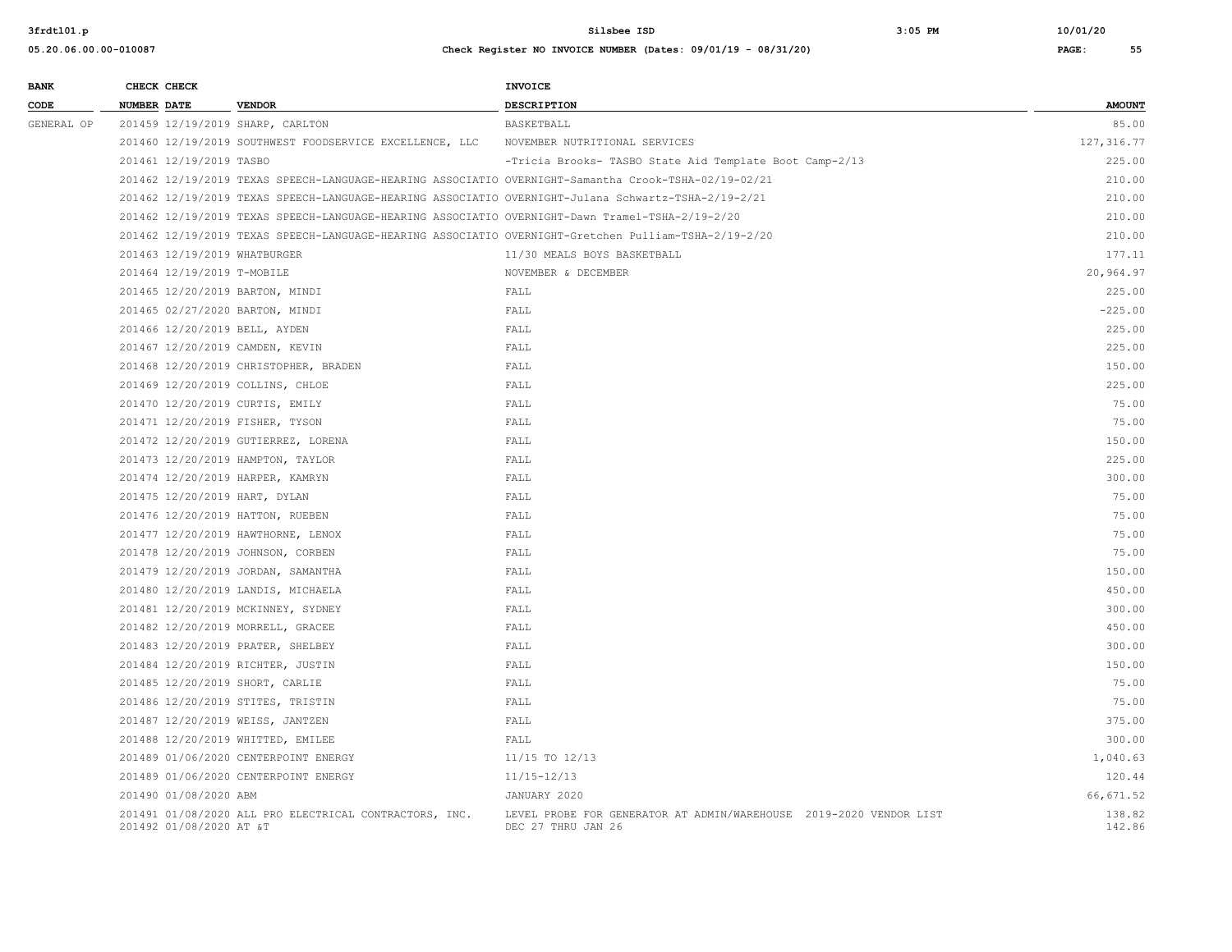| BANK CODE | CHECK NUMBER | CHECK DATE | VENDOR | INVOICE DESCRIPTION | AMOUNT |
|---|---|---|---|---|---|
| GENERAL OP | 201459 | 12/19/2019 | SHARP, CARLTON | BASKETBALL | 85.00 |
| | 201460 | 12/19/2019 | SOUTHWEST FOODSERVICE EXCELLENCE, LLC | NOVEMBER NUTRITIONAL SERVICES | 127,316.77 |
| | 201461 | 12/19/2019 | TASBO | -Tricia Brooks- TASBO State Aid Template Boot Camp-2/13 | 225.00 |
| | 201462 | 12/19/2019 | TEXAS SPEECH-LANGUAGE-HEARING ASSOCIATIO | OVERNIGHT-Samantha Crook-TSHA-02/19-02/21 | 210.00 |
| | 201462 | 12/19/2019 | TEXAS SPEECH-LANGUAGE-HEARING ASSOCIATIO | OVERNIGHT-Julana Schwartz-TSHA-2/19-2/21 | 210.00 |
| | 201462 | 12/19/2019 | TEXAS SPEECH-LANGUAGE-HEARING ASSOCIATIO | OVERNIGHT-Dawn Tramel-TSHA-2/19-2/20 | 210.00 |
| | 201462 | 12/19/2019 | TEXAS SPEECH-LANGUAGE-HEARING ASSOCIATIO | OVERNIGHT-Gretchen Pulliam-TSHA-2/19-2/20 | 210.00 |
| | 201463 | 12/19/2019 | WHATBURGER | 11/30 MEALS BOYS BASKETBALL | 177.11 |
| | 201464 | 12/19/2019 | T-MOBILE | NOVEMBER & DECEMBER | 20,964.97 |
| | 201465 | 12/20/2019 | BARTON, MINDI | FALL | 225.00 |
| | 201465 | 02/27/2020 | BARTON, MINDI | FALL | -225.00 |
| | 201466 | 12/20/2019 | BELL, AYDEN | FALL | 225.00 |
| | 201467 | 12/20/2019 | CAMDEN, KEVIN | FALL | 225.00 |
| | 201468 | 12/20/2019 | CHRISTOPHER, BRADEN | FALL | 150.00 |
| | 201469 | 12/20/2019 | COLLINS, CHLOE | FALL | 225.00 |
| | 201470 | 12/20/2019 | CURTIS, EMILY | FALL | 75.00 |
| | 201471 | 12/20/2019 | FISHER, TYSON | FALL | 75.00 |
| | 201472 | 12/20/2019 | GUTIERREZ, LORENA | FALL | 150.00 |
| | 201473 | 12/20/2019 | HAMPTON, TAYLOR | FALL | 225.00 |
| | 201474 | 12/20/2019 | HARPER, KAMRYN | FALL | 300.00 |
| | 201475 | 12/20/2019 | HART, DYLAN | FALL | 75.00 |
| | 201476 | 12/20/2019 | HATTON, RUEBEN | FALL | 75.00 |
| | 201477 | 12/20/2019 | HAWTHORNE, LENOX | FALL | 75.00 |
| | 201478 | 12/20/2019 | JOHNSON, CORBEN | FALL | 75.00 |
| | 201479 | 12/20/2019 | JORDAN, SAMANTHA | FALL | 150.00 |
| | 201480 | 12/20/2019 | LANDIS, MICHAELA | FALL | 450.00 |
| | 201481 | 12/20/2019 | MCKINNEY, SYDNEY | FALL | 300.00 |
| | 201482 | 12/20/2019 | MORRELL, GRACEE | FALL | 450.00 |
| | 201483 | 12/20/2019 | PRATER, SHELBEY | FALL | 300.00 |
| | 201484 | 12/20/2019 | RICHTER, JUSTIN | FALL | 150.00 |
| | 201485 | 12/20/2019 | SHORT, CARLIE | FALL | 75.00 |
| | 201486 | 12/20/2019 | STITES, TRISTIN | FALL | 75.00 |
| | 201487 | 12/20/2019 | WEISS, JANTZEN | FALL | 375.00 |
| | 201488 | 12/20/2019 | WHITTED, EMILEE | FALL | 300.00 |
| | 201489 | 01/06/2020 | CENTERPOINT ENERGY | 11/15 TO 12/13 | 1,040.63 |
| | 201489 | 01/06/2020 | CENTERPOINT ENERGY | 11/15-12/13 | 120.44 |
| | 201490 | 01/08/2020 | ABM | JANUARY 2020 | 66,671.52 |
| | 201491 | 01/08/2020 | ALL PRO ELECTRICAL CONTRACTORS, INC. | LEVEL PROBE FOR GENERATOR AT ADMIN/WAREHOUSE 2019-2020 VENDOR LIST | 138.82 |
| | 201492 | 01/08/2020 | AT &T | DEC 27 THRU JAN 26 | 142.86 |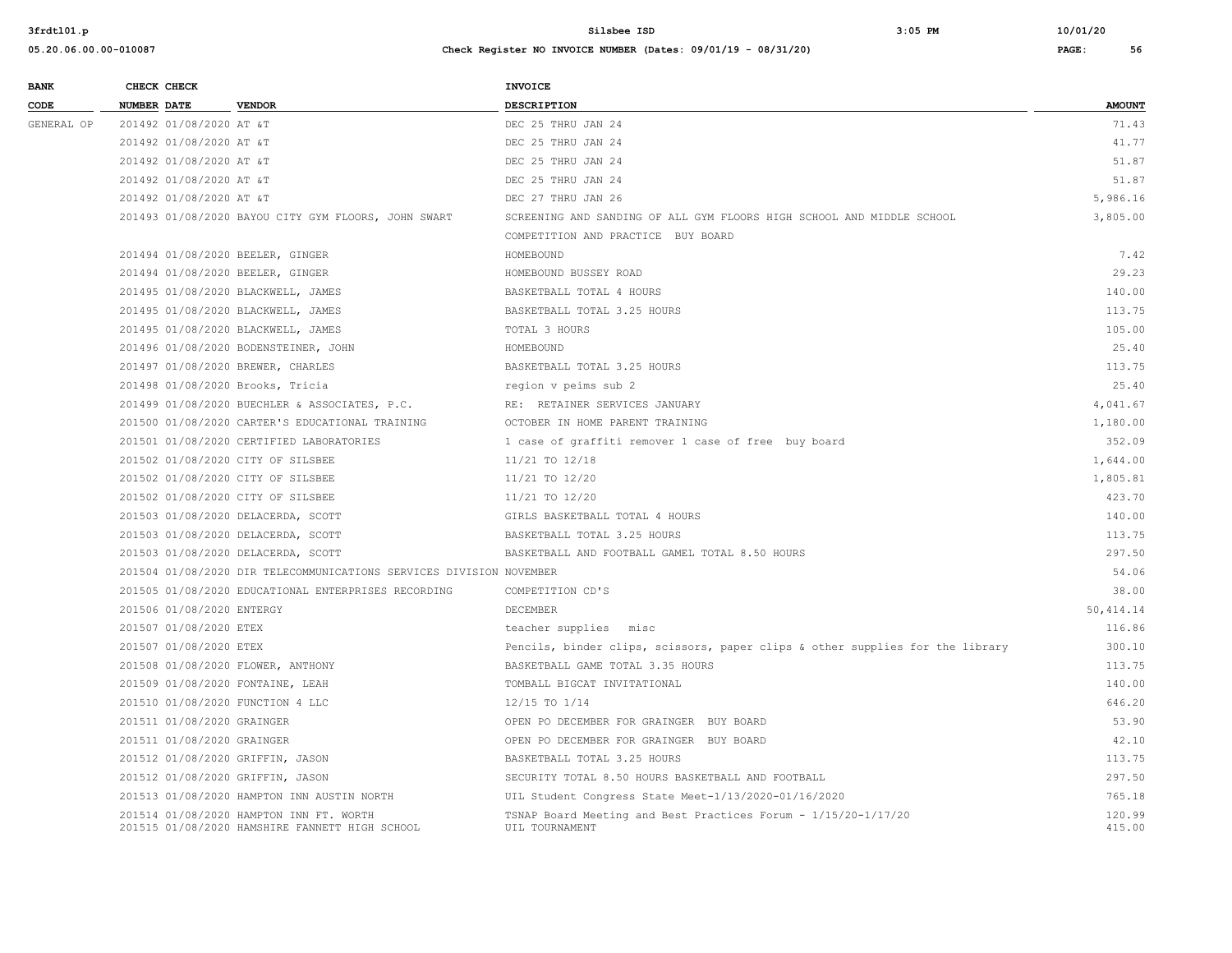| BANK CODE | CHECK NUMBER | CHECK DATE | VENDOR | INVOICE DESCRIPTION | AMOUNT |
|---|---|---|---|---|---|
| GENERAL OP | 201492 | 01/08/2020 | AT &T | DEC 25 THRU JAN 24 | 71.43 |
| | 201492 | 01/08/2020 | AT &T | DEC 25 THRU JAN 24 | 41.77 |
| | 201492 | 01/08/2020 | AT &T | DEC 25 THRU JAN 24 | 51.87 |
| | 201492 | 01/08/2020 | AT &T | DEC 25 THRU JAN 24 | 51.87 |
| | 201492 | 01/08/2020 | AT &T | DEC 27 THRU JAN 26 | 5,986.16 |
| | 201493 | 01/08/2020 | BAYOU CITY GYM FLOORS, JOHN SWART | SCREENING AND SANDING OF ALL GYM FLOORS HIGH SCHOOL AND MIDDLE SCHOOL COMPETITION AND PRACTICE BUY BOARD | 3,805.00 |
| | 201494 | 01/08/2020 | BEELER, GINGER | HOMEBOUND | 7.42 |
| | 201494 | 01/08/2020 | BEELER, GINGER | HOMEBOUND BUSSEY ROAD | 29.23 |
| | 201495 | 01/08/2020 | BLACKWELL, JAMES | BASKETBALL TOTAL 4 HOURS | 140.00 |
| | 201495 | 01/08/2020 | BLACKWELL, JAMES | BASKETBALL TOTAL 3.25 HOURS | 113.75 |
| | 201495 | 01/08/2020 | BLACKWELL, JAMES | TOTAL 3 HOURS | 105.00 |
| | 201496 | 01/08/2020 | BODENSTEINER, JOHN | HOMEBOUND | 25.40 |
| | 201497 | 01/08/2020 | BREWER, CHARLES | BASKETBALL TOTAL 3.25 HOURS | 113.75 |
| | 201498 | 01/08/2020 | Brooks, Tricia | region v peims sub 2 | 25.40 |
| | 201499 | 01/08/2020 | BUECHLER & ASSOCIATES, P.C. | RE: RETAINER SERVICES JANUARY | 4,041.67 |
| | 201500 | 01/08/2020 | CARTER'S EDUCATIONAL TRAINING | OCTOBER IN HOME PARENT TRAINING | 1,180.00 |
| | 201501 | 01/08/2020 | CERTIFIED LABORATORIES | 1 case of graffiti remover 1 case of free buy board | 352.09 |
| | 201502 | 01/08/2020 | CITY OF SILSBEE | 11/21 TO 12/18 | 1,644.00 |
| | 201502 | 01/08/2020 | CITY OF SILSBEE | 11/21 TO 12/20 | 1,805.81 |
| | 201502 | 01/08/2020 | CITY OF SILSBEE | 11/21 TO 12/20 | 423.70 |
| | 201503 | 01/08/2020 | DELACERDA, SCOTT | GIRLS BASKETBALL TOTAL 4 HOURS | 140.00 |
| | 201503 | 01/08/2020 | DELACERDA, SCOTT | BASKETBALL TOTAL 3.25 HOURS | 113.75 |
| | 201503 | 01/08/2020 | DELACERDA, SCOTT | BASKETBALL AND FOOTBALL GAMEL TOTAL 8.50 HOURS | 297.50 |
| | 201504 | 01/08/2020 | DIR TELECOMMUNICATIONS SERVICES DIVISION | NOVEMBER | 54.06 |
| | 201505 | 01/08/2020 | EDUCATIONAL ENTERPRISES RECORDING | COMPETITION CD'S | 38.00 |
| | 201506 | 01/08/2020 | ENTERGY | DECEMBER | 50,414.14 |
| | 201507 | 01/08/2020 | ETEX | teacher supplies misc | 116.86 |
| | 201507 | 01/08/2020 | ETEX | Pencils, binder clips, scissors, paper clips & other supplies for the library | 300.10 |
| | 201508 | 01/08/2020 | FLOWER, ANTHONY | BASKETBALL GAME TOTAL 3.35 HOURS | 113.75 |
| | 201509 | 01/08/2020 | FONTAINE, LEAH | TOMBALL BIGCAT INVITATIONAL | 140.00 |
| | 201510 | 01/08/2020 | FUNCTION 4 LLC | 12/15 TO 1/14 | 646.20 |
| | 201511 | 01/08/2020 | GRAINGER | OPEN PO DECEMBER FOR GRAINGER BUY BOARD | 53.90 |
| | 201511 | 01/08/2020 | GRAINGER | OPEN PO DECEMBER FOR GRAINGER BUY BOARD | 42.10 |
| | 201512 | 01/08/2020 | GRIFFIN, JASON | BASKETBALL TOTAL 3.25 HOURS | 113.75 |
| | 201512 | 01/08/2020 | GRIFFIN, JASON | SECURITY TOTAL 8.50 HOURS BASKETBALL AND FOOTBALL | 297.50 |
| | 201513 | 01/08/2020 | HAMPTON INN AUSTIN NORTH | UIL Student Congress State Meet-1/13/2020-01/16/2020 | 765.18 |
| | 201514 | 01/08/2020 | HAMPTON INN FT. WORTH | TSNAP Board Meeting and Best Practices Forum - 1/15/20-1/17/20 | 120.99 |
| | 201515 | 01/08/2020 | HAMSHIRE FANNETT HIGH SCHOOL | UIL TOURNAMENT | 415.00 |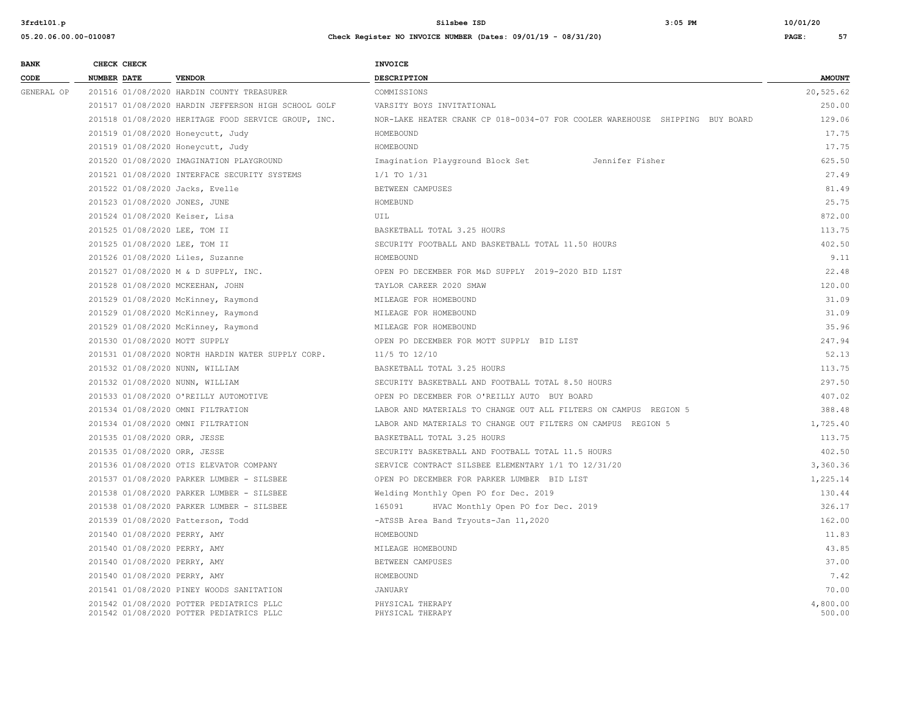| BANK CODE | CHECK NUMBER | CHECK DATE | VENDOR | INVOICE DESCRIPTION | AMOUNT |
|---|---|---|---|---|---|
| GENERAL OP | 201516 | 01/08/2020 | HARDIN COUNTY TREASURER | COMMISSIONS | 20,525.62 |
| | 201517 | 01/08/2020 | HARDIN JEFFERSON HIGH SCHOOL GOLF | VARSITY BOYS INVITATIONAL | 250.00 |
| | 201518 | 01/08/2020 | HERITAGE FOOD SERVICE GROUP, INC. | NOR-LAKE HEATER CRANK CP 018-0034-07 FOR COOLER WAREHOUSE SHIPPING BUY BOARD | 129.06 |
| | 201519 | 01/08/2020 | Honeycutt, Judy | HOMEBOUND | 17.75 |
| | 201519 | 01/08/2020 | Honeycutt, Judy | HOMEBOUND | 17.75 |
| | 201520 | 01/08/2020 | IMAGINATION PLAYGROUND | Imagination Playground Block Set Jennifer Fisher | 625.50 |
| | 201521 | 01/08/2020 | INTERFACE SECURITY SYSTEMS | 1/1 TO 1/31 | 27.49 |
| | 201522 | 01/08/2020 | Jacks, Evelle | BETWEEN CAMPUSES | 81.49 |
| | 201523 | 01/08/2020 | JONES, JUNE | HOMEBUND | 25.75 |
| | 201524 | 01/08/2020 | Keiser, Lisa | UIL | 872.00 |
| | 201525 | 01/08/2020 | LEE, TOM II | BASKETBALL TOTAL 3.25 HOURS | 113.75 |
| | 201525 | 01/08/2020 | LEE, TOM II | SECURITY FOOTBALL AND BASKETBALL TOTAL 11.50 HOURS | 402.50 |
| | 201526 | 01/08/2020 | Liles, Suzanne | HOMEBOUND | 9.11 |
| | 201527 | 01/08/2020 | M & D SUPPLY, INC. | OPEN PO DECEMBER FOR M&D SUPPLY 2019-2020 BID LIST | 22.48 |
| | 201528 | 01/08/2020 | MCKEEHAN, JOHN | TAYLOR CAREER 2020 SMAW | 120.00 |
| | 201529 | 01/08/2020 | McKinney, Raymond | MILEAGE FOR HOMEBOUND | 31.09 |
| | 201529 | 01/08/2020 | McKinney, Raymond | MILEAGE FOR HOMEBOUND | 31.09 |
| | 201529 | 01/08/2020 | McKinney, Raymond | MILEAGE FOR HOMEBOUND | 35.96 |
| | 201530 | 01/08/2020 | MOTT SUPPLY | OPEN PO DECEMBER FOR MOTT SUPPLY BID LIST | 247.94 |
| | 201531 | 01/08/2020 | NORTH HARDIN WATER SUPPLY CORP. | 11/5 TO 12/10 | 52.13 |
| | 201532 | 01/08/2020 | NUNN, WILLIAM | BASKETBALL TOTAL 3.25 HOURS | 113.75 |
| | 201532 | 01/08/2020 | NUNN, WILLIAM | SECURITY BASKETBALL AND FOOTBALL TOTAL 8.50 HOURS | 297.50 |
| | 201533 | 01/08/2020 | O'REILLY AUTOMOTIVE | OPEN PO DECEMBER FOR O'REILLY AUTO BUY BOARD | 407.02 |
| | 201534 | 01/08/2020 | OMNI FILTRATION | LABOR AND MATERIALS TO CHANGE OUT ALL FILTERS ON CAMPUS REGION 5 | 388.48 |
| | 201534 | 01/08/2020 | OMNI FILTRATION | LABOR AND MATERIALS TO CHANGE OUT FILTERS ON CAMPUS REGION 5 | 1,725.40 |
| | 201535 | 01/08/2020 | ORR, JESSE | BASKETBALL TOTAL 3.25 HOURS | 113.75 |
| | 201535 | 01/08/2020 | ORR, JESSE | SECURITY BASKETBALL AND FOOTBALL TOTAL 11.5 HOURS | 402.50 |
| | 201536 | 01/08/2020 | OTIS ELEVATOR COMPANY | SERVICE CONTRACT SILSBEE ELEMENTARY 1/1 TO 12/31/20 | 3,360.36 |
| | 201537 | 01/08/2020 | PARKER LUMBER - SILSBEE | OPEN PO DECEMBER FOR PARKER LUMBER BID LIST | 1,225.14 |
| | 201538 | 01/08/2020 | PARKER LUMBER - SILSBEE | Welding Monthly Open PO for Dec. 2019 | 130.44 |
| | 201538 | 01/08/2020 | PARKER LUMBER - SILSBEE | 165091 HVAC Monthly Open PO for Dec. 2019 | 326.17 |
| | 201539 | 01/08/2020 | Patterson, Todd | -ATSSB Area Band Tryouts-Jan 11,2020 | 162.00 |
| | 201540 | 01/08/2020 | PERRY, AMY | HOMEBOUND | 11.83 |
| | 201540 | 01/08/2020 | PERRY, AMY | MILEAGE HOMEBOUND | 43.85 |
| | 201540 | 01/08/2020 | PERRY, AMY | BETWEEN CAMPUSES | 37.00 |
| | 201540 | 01/08/2020 | PERRY, AMY | HOMEBOUND | 7.42 |
| | 201541 | 01/08/2020 | PINEY WOODS SANITATION | JANUARY | 70.00 |
| | 201542 | 01/08/2020 | POTTER PEDIATRICS PLLC | PHYSICAL THERAPY | 4,800.00 |
| | 201542 | 01/08/2020 | POTTER PEDIATRICS PLLC | PHYSICAL THERAPY | 500.00 |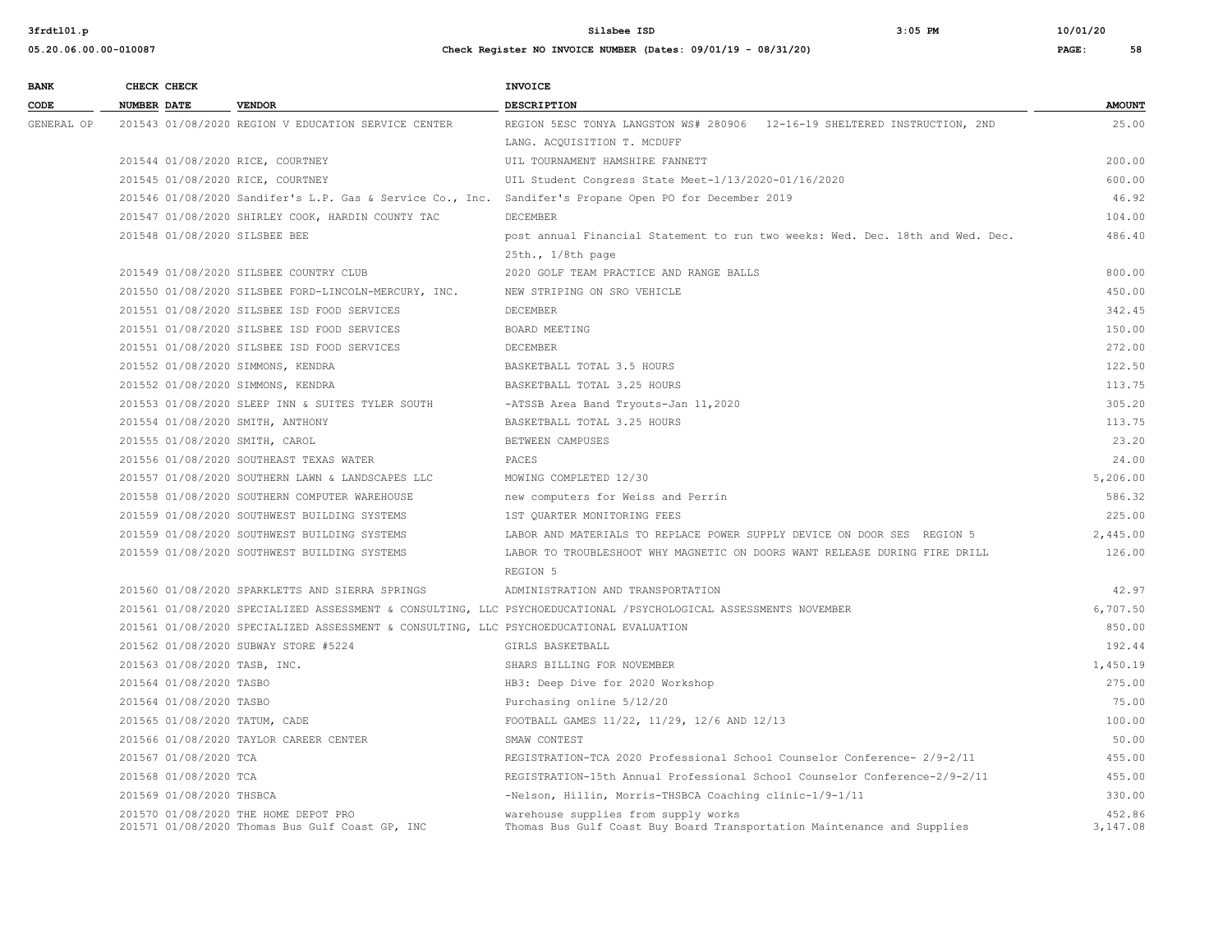| BANK CODE | CHECK NUMBER | CHECK DATE | VENDOR | INVOICE DESCRIPTION | AMOUNT |
|---|---|---|---|---|---|
| GENERAL OP | 201543 | 01/08/2020 | REGION V EDUCATION SERVICE CENTER | REGION 5ESC TONYA LANGSTON WS# 280906 12-16-19 SHELTERED INSTRUCTION, 2ND LANG. ACQUISITION T. MCDUFF | 25.00 |
| | 201544 | 01/08/2020 | RICE, COURTNEY | UIL TOURNAMENT HAMSHIRE FANNETT | 200.00 |
| | 201545 | 01/08/2020 | RICE, COURTNEY | UIL Student Congress State Meet-1/13/2020-01/16/2020 | 600.00 |
| | 201546 | 01/08/2020 | Sandifer's L.P. Gas & Service Co., Inc. | Sandifer's Propane Open PO for December 2019 | 46.92 |
| | 201547 | 01/08/2020 | SHIRLEY COOK, HARDIN COUNTY TAC | DECEMBER | 104.00 |
| | 201548 | 01/08/2020 | SILSBEE BEE | post annual Financial Statement to run two weeks: Wed. Dec. 18th and Wed. Dec. 25th., 1/8th page | 486.40 |
| | 201549 | 01/08/2020 | SILSBEE COUNTRY CLUB | 2020 GOLF TEAM PRACTICE AND RANGE BALLS | 800.00 |
| | 201550 | 01/08/2020 | SILSBEE FORD-LINCOLN-MERCURY, INC. | NEW STRIPING ON SRO VEHICLE | 450.00 |
| | 201551 | 01/08/2020 | SILSBEE ISD FOOD SERVICES | DECEMBER | 342.45 |
| | 201551 | 01/08/2020 | SILSBEE ISD FOOD SERVICES | BOARD MEETING | 150.00 |
| | 201551 | 01/08/2020 | SILSBEE ISD FOOD SERVICES | DECEMBER | 272.00 |
| | 201552 | 01/08/2020 | SIMMONS, KENDRA | BASKETBALL TOTAL 3.5 HOURS | 122.50 |
| | 201552 | 01/08/2020 | SIMMONS, KENDRA | BASKETBALL TOTAL 3.25 HOURS | 113.75 |
| | 201553 | 01/08/2020 | SLEEP INN & SUITES TYLER SOUTH | -ATSSB Area Band Tryouts-Jan 11,2020 | 305.20 |
| | 201554 | 01/08/2020 | SMITH, ANTHONY | BASKETBALL TOTAL 3.25 HOURS | 113.75 |
| | 201555 | 01/08/2020 | SMITH, CAROL | BETWEEN CAMPUSES | 23.20 |
| | 201556 | 01/08/2020 | SOUTHEAST TEXAS WATER | PACES | 24.00 |
| | 201557 | 01/08/2020 | SOUTHERN LAWN & LANDSCAPES LLC | MOWING COMPLETED 12/30 | 5,206.00 |
| | 201558 | 01/08/2020 | SOUTHERN COMPUTER WAREHOUSE | new computers for Weiss and Perrin | 586.32 |
| | 201559 | 01/08/2020 | SOUTHWEST BUILDING SYSTEMS | 1ST QUARTER MONITORING FEES | 225.00 |
| | 201559 | 01/08/2020 | SOUTHWEST BUILDING SYSTEMS | LABOR AND MATERIALS TO REPLACE POWER SUPPLY DEVICE ON DOOR SES REGION 5 | 2,445.00 |
| | 201559 | 01/08/2020 | SOUTHWEST BUILDING SYSTEMS | LABOR TO TROUBLESHOOT WHY MAGNETIC ON DOORS WANT RELEASE DURING FIRE DRILL REGION 5 | 126.00 |
| | 201560 | 01/08/2020 | SPARKLETTS AND SIERRA SPRINGS | ADMINISTRATION AND TRANSPORTATION | 42.97 |
| | 201561 | 01/08/2020 | SPECIALIZED ASSESSMENT & CONSULTING, LLC | PSYCHOEDUCATIONAL /PSYCHOLOGICAL ASSESSMENTS NOVEMBER | 6,707.50 |
| | 201561 | 01/08/2020 | SPECIALIZED ASSESSMENT & CONSULTING, LLC | PSYCHOEDUCATIONAL EVALUATION | 850.00 |
| | 201562 | 01/08/2020 | SUBWAY STORE #5224 | GIRLS BASKETBALL | 192.44 |
| | 201563 | 01/08/2020 | TASB, INC. | SHARS BILLING FOR NOVEMBER | 1,450.19 |
| | 201564 | 01/08/2020 | TASBO | HB3: Deep Dive for 2020 Workshop | 275.00 |
| | 201564 | 01/08/2020 | TASBO | Purchasing online 5/12/20 | 75.00 |
| | 201565 | 01/08/2020 | TATUM, CADE | FOOTBALL GAMES 11/22, 11/29, 12/6 AND 12/13 | 100.00 |
| | 201566 | 01/08/2020 | TAYLOR CAREER CENTER | SMAW CONTEST | 50.00 |
| | 201567 | 01/08/2020 | TCA | REGISTRATION-TCA 2020 Professional School Counselor Conference- 2/9-2/11 | 455.00 |
| | 201568 | 01/08/2020 | TCA | REGISTRATION-15th Annual Professional School Counselor Conference-2/9-2/11 | 455.00 |
| | 201569 | 01/08/2020 | THSBCA | -Nelson, Hillin, Morris-THSBCA Coaching clinic-1/9-1/11 | 330.00 |
| | 201570 | 01/08/2020 | THE HOME DEPOT PRO | warehouse supplies from supply works | 452.86 |
| | 201571 | 01/08/2020 | Thomas Bus Gulf Coast GP, INC | Thomas Bus Gulf Coast Buy Board Transportation Maintenance and Supplies | 3,147.08 |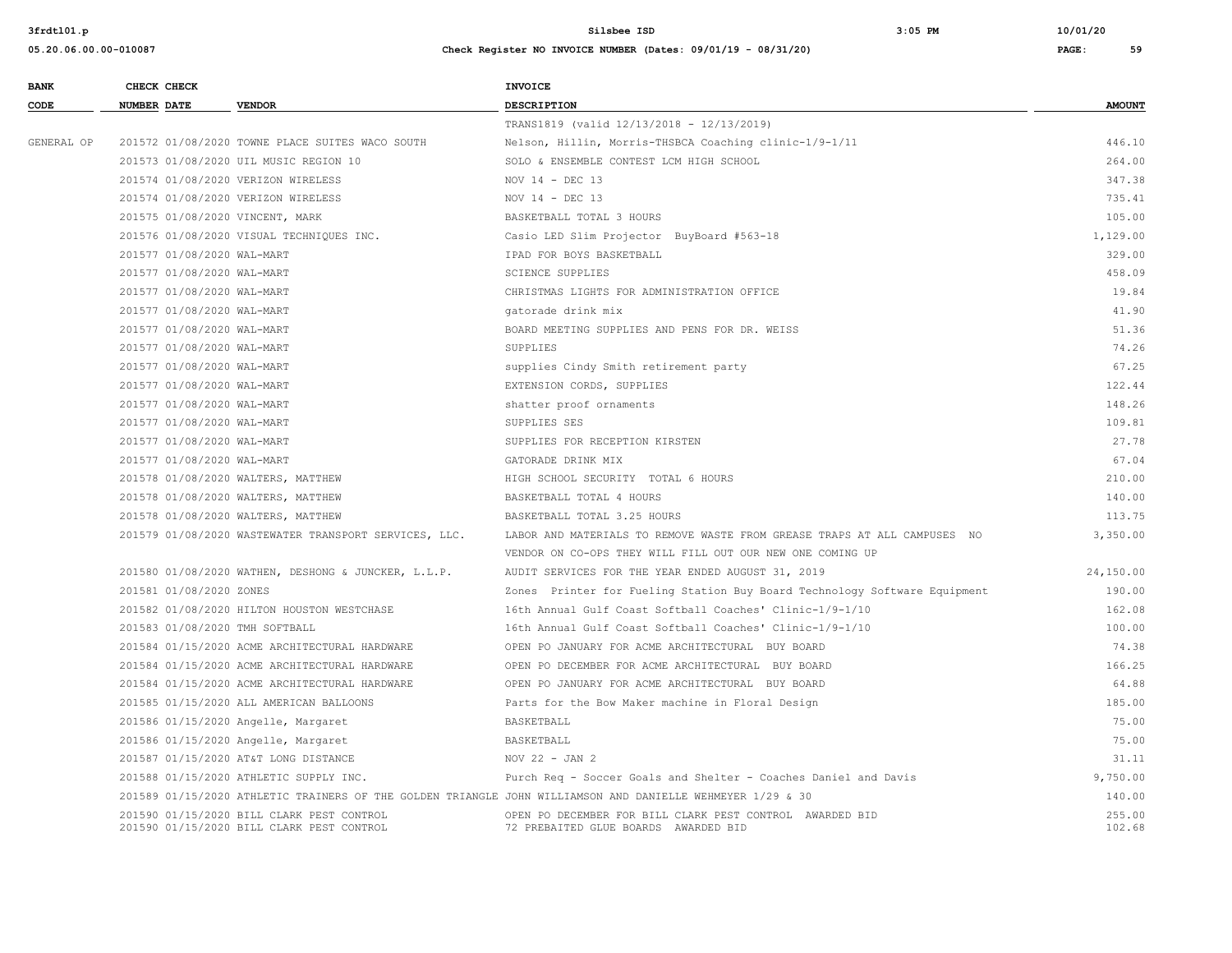| BANK CODE | CHECK NUMBER | CHECK DATE | VENDOR | INVOICE DESCRIPTION | AMOUNT |
|---|---|---|---|---|---|
| | | | | TRANS1819 (valid 12/13/2018 - 12/13/2019) | |
| GENERAL OP | 201572 | 01/08/2020 | TOWNE PLACE SUITES WACO SOUTH | Nelson, Hillin, Morris-THSBCA Coaching clinic-1/9-1/11 | 446.10 |
| | 201573 | 01/08/2020 | UIL MUSIC REGION 10 | SOLO & ENSEMBLE CONTEST LCM HIGH SCHOOL | 264.00 |
| | 201574 | 01/08/2020 | VERIZON WIRELESS | NOV 14 - DEC 13 | 347.38 |
| | 201574 | 01/08/2020 | VERIZON WIRELESS | NOV 14 - DEC 13 | 735.41 |
| | 201575 | 01/08/2020 | VINCENT, MARK | BASKETBALL TOTAL 3 HOURS | 105.00 |
| | 201576 | 01/08/2020 | VISUAL TECHNIQUES INC. | Casio LED Slim Projector BuyBoard #563-18 | 1,129.00 |
| | 201577 | 01/08/2020 | WAL-MART | IPAD FOR BOYS BASKETBALL | 329.00 |
| | 201577 | 01/08/2020 | WAL-MART | SCIENCE SUPPLIES | 458.09 |
| | 201577 | 01/08/2020 | WAL-MART | CHRISTMAS LIGHTS FOR ADMINISTRATION OFFICE | 19.84 |
| | 201577 | 01/08/2020 | WAL-MART | gatorade drink mix | 41.90 |
| | 201577 | 01/08/2020 | WAL-MART | BOARD MEETING SUPPLIES AND PENS FOR DR. WEISS | 51.36 |
| | 201577 | 01/08/2020 | WAL-MART | SUPPLIES | 74.26 |
| | 201577 | 01/08/2020 | WAL-MART | supplies Cindy Smith retirement party | 67.25 |
| | 201577 | 01/08/2020 | WAL-MART | EXTENSION CORDS, SUPPLIES | 122.44 |
| | 201577 | 01/08/2020 | WAL-MART | shatter proof ornaments | 148.26 |
| | 201577 | 01/08/2020 | WAL-MART | SUPPLIES SES | 109.81 |
| | 201577 | 01/08/2020 | WAL-MART | SUPPLIES FOR RECEPTION KIRSTEN | 27.78 |
| | 201577 | 01/08/2020 | WAL-MART | GATORADE DRINK MIX | 67.04 |
| | 201578 | 01/08/2020 | WALTERS, MATTHEW | HIGH SCHOOL SECURITY TOTAL 6 HOURS | 210.00 |
| | 201578 | 01/08/2020 | WALTERS, MATTHEW | BASKETBALL TOTAL 4 HOURS | 140.00 |
| | 201578 | 01/08/2020 | WALTERS, MATTHEW | BASKETBALL TOTAL 3.25 HOURS | 113.75 |
| | 201579 | 01/08/2020 | WASTEWATER TRANSPORT SERVICES, LLC. | LABOR AND MATERIALS TO REMOVE WASTE FROM GREASE TRAPS AT ALL CAMPUSES NO VENDOR ON CO-OPS THEY WILL FILL OUT OUR NEW ONE COMING UP | 3,350.00 |
| | 201580 | 01/08/2020 | WATHEN, DESHONG & JUNCKER, L.L.P. | AUDIT SERVICES FOR THE YEAR ENDED AUGUST 31, 2019 | 24,150.00 |
| | 201581 | 01/08/2020 | ZONES | Zones Printer for Fueling Station Buy Board Technology Software Equipment | 190.00 |
| | 201582 | 01/08/2020 | HILTON HOUSTON WESTCHASE | 16th Annual Gulf Coast Softball Coaches' Clinic-1/9-1/10 | 162.08 |
| | 201583 | 01/08/2020 | TMH SOFTBALL | 16th Annual Gulf Coast Softball Coaches' Clinic-1/9-1/10 | 100.00 |
| | 201584 | 01/15/2020 | ACME ARCHITECTURAL HARDWARE | OPEN PO JANUARY FOR ACME ARCHITECTURAL BUY BOARD | 74.38 |
| | 201584 | 01/15/2020 | ACME ARCHITECTURAL HARDWARE | OPEN PO DECEMBER FOR ACME ARCHITECTURAL BUY BOARD | 166.25 |
| | 201584 | 01/15/2020 | ACME ARCHITECTURAL HARDWARE | OPEN PO JANUARY FOR ACME ARCHITECTURAL BUY BOARD | 64.88 |
| | 201585 | 01/15/2020 | ALL AMERICAN BALLOONS | Parts for the Bow Maker machine in Floral Design | 185.00 |
| | 201586 | 01/15/2020 | Angelle, Margaret | BASKETBALL | 75.00 |
| | 201586 | 01/15/2020 | Angelle, Margaret | BASKETBALL | 75.00 |
| | 201587 | 01/15/2020 | AT&T LONG DISTANCE | NOV 22 - JAN 2 | 31.11 |
| | 201588 | 01/15/2020 | ATHLETIC SUPPLY INC. | Purch Req - Soccer Goals and Shelter - Coaches Daniel and Davis | 9,750.00 |
| | 201589 | 01/15/2020 | ATHLETIC TRAINERS OF THE GOLDEN TRIANGLE | JOHN WILLIAMSON AND DANIELLE WEHMEYER 1/29 & 30 | 140.00 |
| | 201590 | 01/15/2020 | BILL CLARK PEST CONTROL | OPEN PO DECEMBER FOR BILL CLARK PEST CONTROL AWARDED BID | 255.00 |
| | 201590 | 01/15/2020 | BILL CLARK PEST CONTROL | 72 PREBAITED GLUE BOARDS AWARDED BID | 102.68 |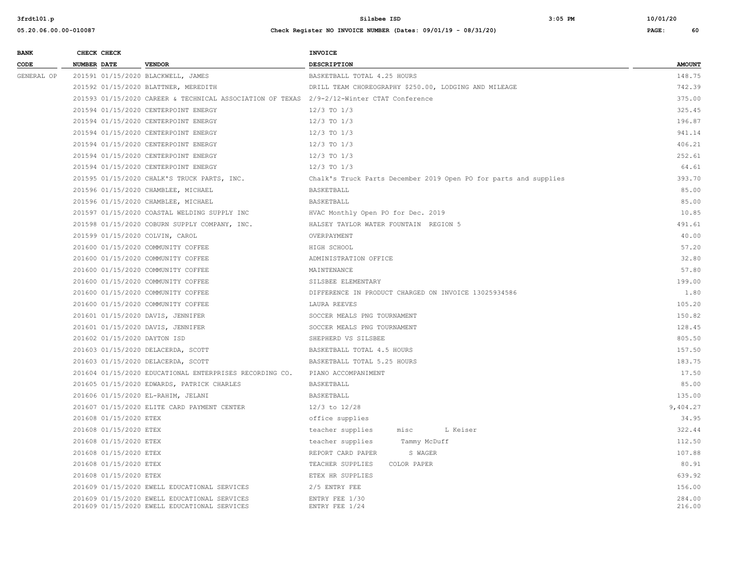# Silsbee ISD

## Check Register NO INVOICE NUMBER (Dates: 09/01/19 - 08/31/20)

| BANK CODE | CHECK NUMBER | CHECK DATE | VENDOR | INVOICE DESCRIPTION | AMOUNT |
|---|---|---|---|---|---|
| GENERAL OP | 201591 | 01/15/2020 | BLACKWELL, JAMES | BASKETBALL TOTAL 4.25 HOURS | 148.75 |
| | 201592 | 01/15/2020 | BLATTNER, MEREDITH | DRILL TEAM CHOREOGRAPHY $250.00, LODGING AND MILEAGE | 742.39 |
| | 201593 | 01/15/2020 | CAREER & TECHNICAL ASSOCIATION OF TEXAS | 2/9-2/12-Winter CTAT Conference | 375.00 |
| | 201594 | 01/15/2020 | CENTERPOINT ENERGY | 12/3 TO 1/3 | 325.45 |
| | 201594 | 01/15/2020 | CENTERPOINT ENERGY | 12/3 TO 1/3 | 196.87 |
| | 201594 | 01/15/2020 | CENTERPOINT ENERGY | 12/3 TO 1/3 | 941.14 |
| | 201594 | 01/15/2020 | CENTERPOINT ENERGY | 12/3 TO 1/3 | 406.21 |
| | 201594 | 01/15/2020 | CENTERPOINT ENERGY | 12/3 TO 1/3 | 252.61 |
| | 201594 | 01/15/2020 | CENTERPOINT ENERGY | 12/3 TO 1/3 | 64.61 |
| | 201595 | 01/15/2020 | CHALK'S TRUCK PARTS, INC. | Chalk's Truck Parts December 2019 Open PO for parts and supplies | 393.70 |
| | 201596 | 01/15/2020 | CHAMBLEE, MICHAEL | BASKETBALL | 85.00 |
| | 201596 | 01/15/2020 | CHAMBLEE, MICHAEL | BASKETBALL | 85.00 |
| | 201597 | 01/15/2020 | COASTAL WELDING SUPPLY INC | HVAC Monthly Open PO for Dec. 2019 | 10.85 |
| | 201598 | 01/15/2020 | COBURN SUPPLY COMPANY, INC. | HALSEY TAYLOR WATER FOUNTAIN REGION 5 | 491.61 |
| | 201599 | 01/15/2020 | COLVIN, CAROL | OVERPAYMENT | 40.00 |
| | 201600 | 01/15/2020 | COMMUNITY COFFEE | HIGH SCHOOL | 57.20 |
| | 201600 | 01/15/2020 | COMMUNITY COFFEE | ADMINISTRATION OFFICE | 32.80 |
| | 201600 | 01/15/2020 | COMMUNITY COFFEE | MAINTENANCE | 57.80 |
| | 201600 | 01/15/2020 | COMMUNITY COFFEE | SILSBEE ELEMENTARY | 199.00 |
| | 201600 | 01/15/2020 | COMMUNITY COFFEE | DIFFERENCE IN PRODUCT CHARGED ON INVOICE 13025934586 | 1.80 |
| | 201600 | 01/15/2020 | COMMUNITY COFFEE | LAURA REEVES | 105.20 |
| | 201601 | 01/15/2020 | DAVIS, JENNIFER | SOCCER MEALS PNG TOURNAMENT | 150.82 |
| | 201601 | 01/15/2020 | DAVIS, JENNIFER | SOCCER MEALS PNG TOURNAMENT | 128.45 |
| | 201602 | 01/15/2020 | DAYTON ISD | SHEPHERD VS SILSBEE | 805.50 |
| | 201603 | 01/15/2020 | DELACERDA, SCOTT | BASKETBALL TOTAL 4.5 HOURS | 157.50 |
| | 201603 | 01/15/2020 | DELACERDA, SCOTT | BASKETBALL TOTAL 5.25 HOURS | 183.75 |
| | 201604 | 01/15/2020 | EDUCATIONAL ENTERPRISES RECORDING CO. | PIANO ACCOMPANIMENT | 17.50 |
| | 201605 | 01/15/2020 | EDWARDS, PATRICK CHARLES | BASKETBALL | 85.00 |
| | 201606 | 01/15/2020 | EL-RAHIM, JELANI | BASKETBALL | 135.00 |
| | 201607 | 01/15/2020 | ELITE CARD PAYMENT CENTER | 12/3 to 12/28 | 9,404.27 |
| | 201608 | 01/15/2020 | ETEX | office supplies | 34.95 |
| | 201608 | 01/15/2020 | ETEX | teacher supplies misc L Keiser | 322.44 |
| | 201608 | 01/15/2020 | ETEX | teacher supplies Tammy McDuff | 112.50 |
| | 201608 | 01/15/2020 | ETEX | REPORT CARD PAPER S WAGER | 107.88 |
| | 201608 | 01/15/2020 | ETEX | TEACHER SUPPLIES COLOR PAPER | 80.91 |
| | 201608 | 01/15/2020 | ETEX | ETEX HR SUPPLIES | 639.92 |
| | 201609 | 01/15/2020 | EWELL EDUCATIONAL SERVICES | 2/5 ENTRY FEE | 156.00 |
| | 201609 | 01/15/2020 | EWELL EDUCATIONAL SERVICES | ENTRY FEE 1/30 | 284.00 |
| | 201609 | 01/15/2020 | EWELL EDUCATIONAL SERVICES | ENTRY FEE 1/24 | 216.00 |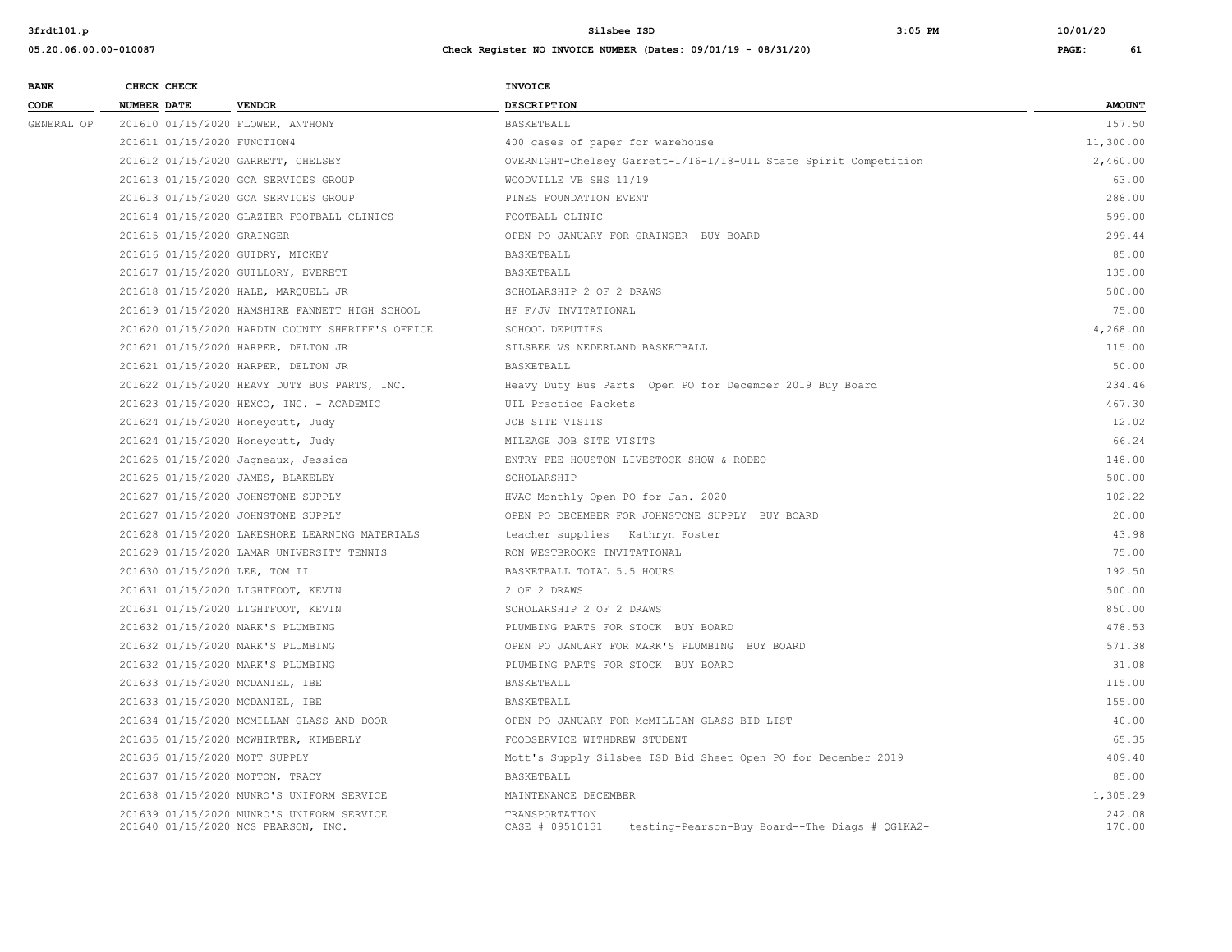| BANK CODE | CHECK NUMBER | CHECK DATE | VENDOR | INVOICE DESCRIPTION | AMOUNT |
|---|---|---|---|---|---|
| GENERAL OP | 201610 | 01/15/2020 | FLOWER, ANTHONY | BASKETBALL | 157.50 |
| | 201611 | 01/15/2020 | FUNCTION4 | 400 cases of paper for warehouse | 11,300.00 |
| | 201612 | 01/15/2020 | GARRETT, CHELSEY | OVERNIGHT-Chelsey Garrett-1/16-1/18-UIL State Spirit Competition | 2,460.00 |
| | 201613 | 01/15/2020 | GCA SERVICES GROUP | WOODVILLE VB SHS 11/19 | 63.00 |
| | 201613 | 01/15/2020 | GCA SERVICES GROUP | PINES FOUNDATION EVENT | 288.00 |
| | 201614 | 01/15/2020 | GLAZIER FOOTBALL CLINICS | FOOTBALL CLINIC | 599.00 |
| | 201615 | 01/15/2020 | GRAINGER | OPEN PO JANUARY FOR GRAINGER BUY BOARD | 299.44 |
| | 201616 | 01/15/2020 | GUIDRY, MICKEY | BASKETBALL | 85.00 |
| | 201617 | 01/15/2020 | GUILLORY, EVERETT | BASKETBALL | 135.00 |
| | 201618 | 01/15/2020 | HALE, MARQUELL JR | SCHOLARSHIP 2 OF 2 DRAWS | 500.00 |
| | 201619 | 01/15/2020 | HAMSHIRE FANNETT HIGH SCHOOL | HF F/JV INVITATIONAL | 75.00 |
| | 201620 | 01/15/2020 | HARDIN COUNTY SHERIFF'S OFFICE | SCHOOL DEPUTIES | 4,268.00 |
| | 201621 | 01/15/2020 | HARPER, DELTON JR | SILSBEE VS NEDERLAND BASKETBALL | 115.00 |
| | 201621 | 01/15/2020 | HARPER, DELTON JR | BASKETBALL | 50.00 |
| | 201622 | 01/15/2020 | HEAVY DUTY BUS PARTS, INC. | Heavy Duty Bus Parts Open PO for December 2019 Buy Board | 234.46 |
| | 201623 | 01/15/2020 | HEXCO, INC. - ACADEMIC | UIL Practice Packets | 467.30 |
| | 201624 | 01/15/2020 | Honeycutt, Judy | JOB SITE VISITS | 12.02 |
| | 201624 | 01/15/2020 | Honeycutt, Judy | MILEAGE JOB SITE VISITS | 66.24 |
| | 201625 | 01/15/2020 | Jagneaux, Jessica | ENTRY FEE HOUSTON LIVESTOCK SHOW & RODEO | 148.00 |
| | 201626 | 01/15/2020 | JAMES, BLAKELEY | SCHOLARSHIP | 500.00 |
| | 201627 | 01/15/2020 | JOHNSTONE SUPPLY | HVAC Monthly Open PO for Jan. 2020 | 102.22 |
| | 201627 | 01/15/2020 | JOHNSTONE SUPPLY | OPEN PO DECEMBER FOR JOHNSTONE SUPPLY BUY BOARD | 20.00 |
| | 201628 | 01/15/2020 | LAKESHORE LEARNING MATERIALS | teacher supplies Kathryn Foster | 43.98 |
| | 201629 | 01/15/2020 | LAMAR UNIVERSITY TENNIS | RON WESTBROOKS INVITATIONAL | 75.00 |
| | 201630 | 01/15/2020 | LEE, TOM II | BASKETBALL TOTAL 5.5 HOURS | 192.50 |
| | 201631 | 01/15/2020 | LIGHTFOOT, KEVIN | 2 OF 2 DRAWS | 500.00 |
| | 201631 | 01/15/2020 | LIGHTFOOT, KEVIN | SCHOLARSHIP 2 OF 2 DRAWS | 850.00 |
| | 201632 | 01/15/2020 | MARK'S PLUMBING | PLUMBING PARTS FOR STOCK BUY BOARD | 478.53 |
| | 201632 | 01/15/2020 | MARK'S PLUMBING | OPEN PO JANUARY FOR MARK'S PLUMBING BUY BOARD | 571.38 |
| | 201632 | 01/15/2020 | MARK'S PLUMBING | PLUMBING PARTS FOR STOCK BUY BOARD | 31.08 |
| | 201633 | 01/15/2020 | MCDANIEL, IBE | BASKETBALL | 115.00 |
| | 201633 | 01/15/2020 | MCDANIEL, IBE | BASKETBALL | 155.00 |
| | 201634 | 01/15/2020 | MCMILLAN GLASS AND DOOR | OPEN PO JANUARY FOR McMILLIAN GLASS BID LIST | 40.00 |
| | 201635 | 01/15/2020 | MCWHIRTER, KIMBERLY | FOODSERVICE WITHDREW STUDENT | 65.35 |
| | 201636 | 01/15/2020 | MOTT SUPPLY | Mott's Supply Silsbee ISD Bid Sheet Open PO for December 2019 | 409.40 |
| | 201637 | 01/15/2020 | MOTTON, TRACY | BASKETBALL | 85.00 |
| | 201638 | 01/15/2020 | MUNRO'S UNIFORM SERVICE | MAINTENANCE DECEMBER | 1,305.29 |
| | 201639 | 01/15/2020 | MUNRO'S UNIFORM SERVICE | TRANSPORTATION | 242.08 |
| | 201640 | 01/15/2020 | NCS PEARSON, INC. | CASE # 09510131 testing-Pearson-Buy Board--The Diags # QG1KA2- | 170.00 |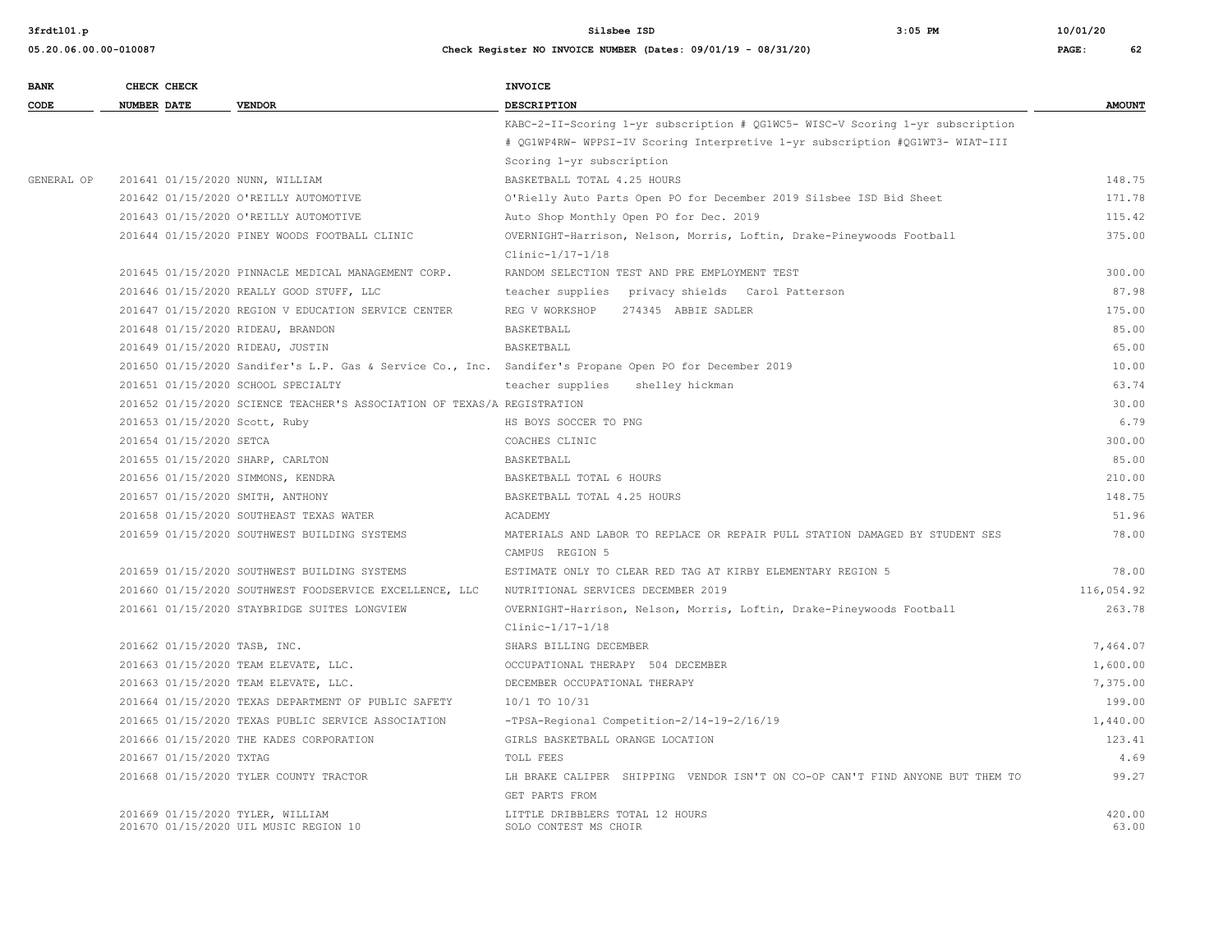| BANK CODE | CHECK NUMBER | CHECK DATE | VENDOR | INVOICE DESCRIPTION | AMOUNT |
|---|---|---|---|---|---|
| | | | | KABC-2-II-Scoring 1-yr subscription # QG1WC5- WISC-V Scoring 1-yr subscription # QG1WP4RW- WPPSI-IV Scoring Interpretive 1-yr subscription #QG1WT3- WIAT-III Scoring 1-yr subscription | |
| GENERAL OP | 201641 | 01/15/2020 | NUNN, WILLIAM | BASKETBALL TOTAL 4.25 HOURS | 148.75 |
| | 201642 | 01/15/2020 | O'REILLY AUTOMOTIVE | O'Rielly Auto Parts Open PO for December 2019 Silsbee ISD Bid Sheet | 171.78 |
| | 201643 | 01/15/2020 | O'REILLY AUTOMOTIVE | Auto Shop Monthly Open PO for Dec. 2019 | 115.42 |
| | 201644 | 01/15/2020 | PINEY WOODS FOOTBALL CLINIC | OVERNIGHT-Harrison, Nelson, Morris, Loftin, Drake-Pineywoods Football Clinic-1/17-1/18 | 375.00 |
| | 201645 | 01/15/2020 | PINNACLE MEDICAL MANAGEMENT CORP. | RANDOM SELECTION TEST AND PRE EMPLOYMENT TEST | 300.00 |
| | 201646 | 01/15/2020 | REALLY GOOD STUFF, LLC | teacher supplies privacy shields Carol Patterson | 87.98 |
| | 201647 | 01/15/2020 | REGION V EDUCATION SERVICE CENTER | REG V WORKSHOP 274345 ABBIE SADLER | 175.00 |
| | 201648 | 01/15/2020 | RIDEAU, BRANDON | BASKETBALL | 85.00 |
| | 201649 | 01/15/2020 | RIDEAU, JUSTIN | BASKETBALL | 65.00 |
| | 201650 | 01/15/2020 | Sandifer's L.P. Gas & Service Co., Inc. | Sandifer's Propane Open PO for December 2019 | 10.00 |
| | 201651 | 01/15/2020 | SCHOOL SPECIALTY | teacher supplies shelley hickman | 63.74 |
| | 201652 | 01/15/2020 | SCIENCE TEACHER'S ASSOCIATION OF TEXAS/A | REGISTRATION | 30.00 |
| | 201653 | 01/15/2020 | Scott, Ruby | HS BOYS SOCCER TO PNG | 6.79 |
| | 201654 | 01/15/2020 | SETCA | COACHES CLINIC | 300.00 |
| | 201655 | 01/15/2020 | SHARP, CARLTON | BASKETBALL | 85.00 |
| | 201656 | 01/15/2020 | SIMMONS, KENDRA | BASKETBALL TOTAL 6 HOURS | 210.00 |
| | 201657 | 01/15/2020 | SMITH, ANTHONY | BASKETBALL TOTAL 4.25 HOURS | 148.75 |
| | 201658 | 01/15/2020 | SOUTHEAST TEXAS WATER | ACADEMY | 51.96 |
| | 201659 | 01/15/2020 | SOUTHWEST BUILDING SYSTEMS | MATERIALS AND LABOR TO REPLACE OR REPAIR PULL STATION DAMAGED BY STUDENT SES CAMPUS REGION 5 | 78.00 |
| | 201659 | 01/15/2020 | SOUTHWEST BUILDING SYSTEMS | ESTIMATE ONLY TO CLEAR RED TAG AT KIRBY ELEMENTARY REGION 5 | 78.00 |
| | 201660 | 01/15/2020 | SOUTHWEST FOODSERVICE EXCELLENCE, LLC | NUTRITIONAL SERVICES DECEMBER 2019 | 116,054.92 |
| | 201661 | 01/15/2020 | STAYBRIDGE SUITES LONGVIEW | OVERNIGHT-Harrison, Nelson, Morris, Loftin, Drake-Pineywoods Football Clinic-1/17-1/18 | 263.78 |
| | 201662 | 01/15/2020 | TASB, INC. | SHARS BILLING DECEMBER | 7,464.07 |
| | 201663 | 01/15/2020 | TEAM ELEVATE, LLC. | OCCUPATIONAL THERAPY 504 DECEMBER | 1,600.00 |
| | 201663 | 01/15/2020 | TEAM ELEVATE, LLC. | DECEMBER OCCUPATIONAL THERAPY | 7,375.00 |
| | 201664 | 01/15/2020 | TEXAS DEPARTMENT OF PUBLIC SAFETY | 10/1 TO 10/31 | 199.00 |
| | 201665 | 01/15/2020 | TEXAS PUBLIC SERVICE ASSOCIATION | -TPSA-Regional Competition-2/14-19-2/16/19 | 1,440.00 |
| | 201666 | 01/15/2020 | THE KADES CORPORATION | GIRLS BASKETBALL ORANGE LOCATION | 123.41 |
| | 201667 | 01/15/2020 | TXTAG | TOLL FEES | 4.69 |
| | 201668 | 01/15/2020 | TYLER COUNTY TRACTOR | LH BRAKE CALIPER SHIPPING VENDOR ISN'T ON CO-OP CAN'T FIND ANYONE BUT THEM TO GET PARTS FROM | 99.27 |
| | 201669 | 01/15/2020 | TYLER, WILLIAM | LITTLE DRIBBLERS TOTAL 12 HOURS | 420.00 |
| | 201670 | 01/15/2020 | UIL MUSIC REGION 10 | SOLO CONTEST MS CHOIR | 63.00 |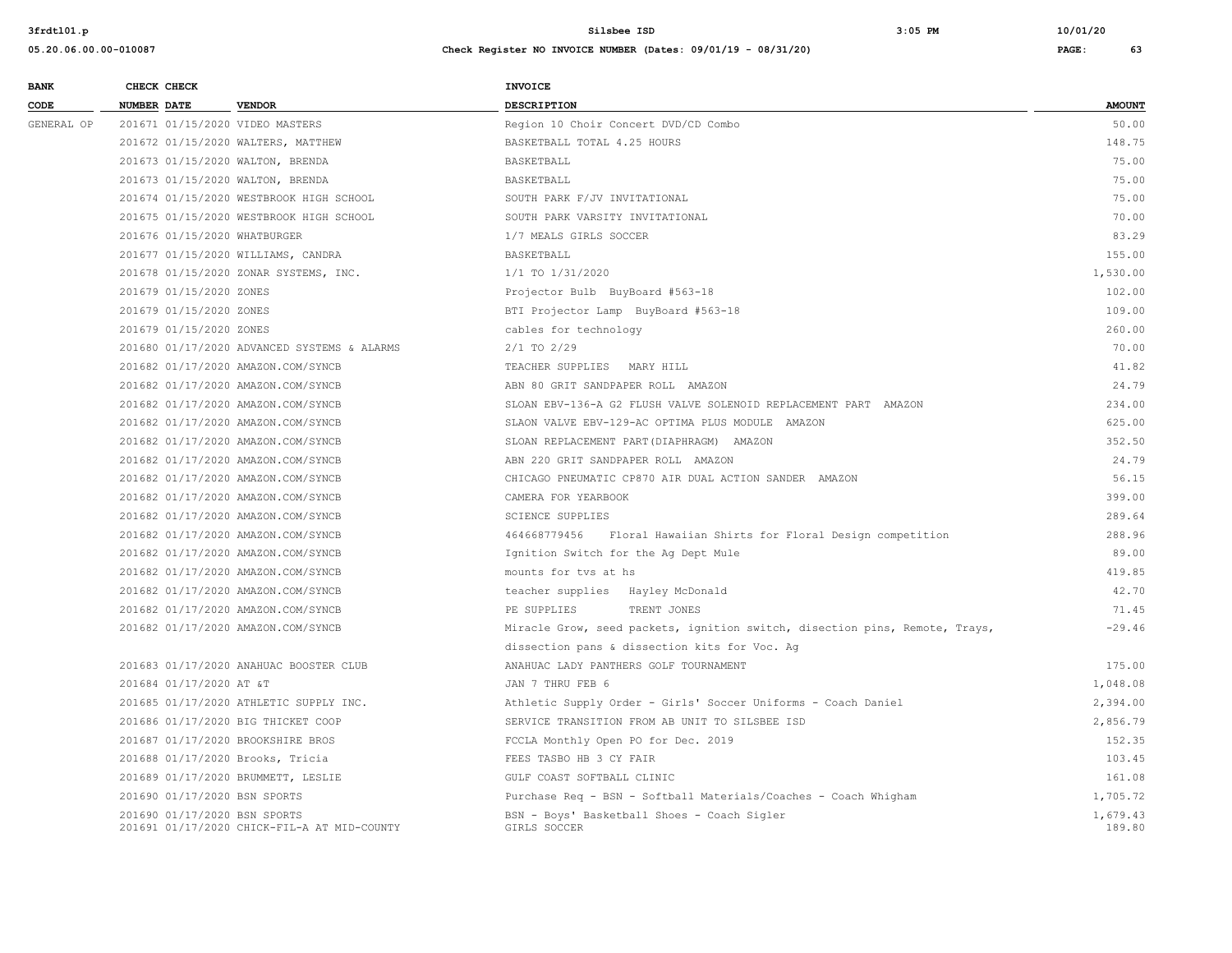| BANK CODE | CHECK NUMBER | CHECK DATE | VENDOR | INVOICE DESCRIPTION | AMOUNT |
|---|---|---|---|---|---|
| GENERAL OP | 201671 | 01/15/2020 | VIDEO MASTERS | Region 10 Choir Concert DVD/CD Combo | 50.00 |
| | 201672 | 01/15/2020 | WALTERS, MATTHEW | BASKETBALL TOTAL 4.25 HOURS | 148.75 |
| | 201673 | 01/15/2020 | WALTON, BRENDA | BASKETBALL | 75.00 |
| | 201673 | 01/15/2020 | WALTON, BRENDA | BASKETBALL | 75.00 |
| | 201674 | 01/15/2020 | WESTBROOK HIGH SCHOOL | SOUTH PARK F/JV INVITATIONAL | 75.00 |
| | 201675 | 01/15/2020 | WESTBROOK HIGH SCHOOL | SOUTH PARK VARSITY INVITATIONAL | 70.00 |
| | 201676 | 01/15/2020 | WHATBURGER | 1/7 MEALS GIRLS SOCCER | 83.29 |
| | 201677 | 01/15/2020 | WILLIAMS, CANDRA | BASKETBALL | 155.00 |
| | 201678 | 01/15/2020 | ZONAR SYSTEMS, INC. | 1/1 TO 1/31/2020 | 1,530.00 |
| | 201679 | 01/15/2020 | ZONES | Projector Bulb BuyBoard #563-18 | 102.00 |
| | 201679 | 01/15/2020 | ZONES | BTI Projector Lamp BuyBoard #563-18 | 109.00 |
| | 201679 | 01/15/2020 | ZONES | cables for technology | 260.00 |
| | 201680 | 01/17/2020 | ADVANCED SYSTEMS & ALARMS | 2/1 TO 2/29 | 70.00 |
| | 201682 | 01/17/2020 | AMAZON.COM/SYNCB | TEACHER SUPPLIES MARY HILL | 41.82 |
| | 201682 | 01/17/2020 | AMAZON.COM/SYNCB | ABN 80 GRIT SANDPAPER ROLL AMAZON | 24.79 |
| | 201682 | 01/17/2020 | AMAZON.COM/SYNCB | SLOAN EBV-136-A G2 FLUSH VALVE SOLENOID REPLACEMENT PART AMAZON | 234.00 |
| | 201682 | 01/17/2020 | AMAZON.COM/SYNCB | SLAON VALVE EBV-129-AC OPTIMA PLUS MODULE AMAZON | 625.00 |
| | 201682 | 01/17/2020 | AMAZON.COM/SYNCB | SLOAN REPLACEMENT PART(DIAPHRAGM) AMAZON | 352.50 |
| | 201682 | 01/17/2020 | AMAZON.COM/SYNCB | ABN 220 GRIT SANDPAPER ROLL AMAZON | 24.79 |
| | 201682 | 01/17/2020 | AMAZON.COM/SYNCB | CHICAGO PNEUMATIC CP870 AIR DUAL ACTION SANDER AMAZON | 56.15 |
| | 201682 | 01/17/2020 | AMAZON.COM/SYNCB | CAMERA FOR YEARBOOK | 399.00 |
| | 201682 | 01/17/2020 | AMAZON.COM/SYNCB | SCIENCE SUPPLIES | 289.64 |
| | 201682 | 01/17/2020 | AMAZON.COM/SYNCB | 464668779456 Floral Hawaiian Shirts for Floral Design competition | 288.96 |
| | 201682 | 01/17/2020 | AMAZON.COM/SYNCB | Ignition Switch for the Ag Dept Mule | 89.00 |
| | 201682 | 01/17/2020 | AMAZON.COM/SYNCB | mounts for tvs at hs | 419.85 |
| | 201682 | 01/17/2020 | AMAZON.COM/SYNCB | teacher supplies Hayley McDonald | 42.70 |
| | 201682 | 01/17/2020 | AMAZON.COM/SYNCB | PE SUPPLIES TRENT JONES | 71.45 |
| | 201682 | 01/17/2020 | AMAZON.COM/SYNCB | Miracle Grow, seed packets, ignition switch, disection pins, Remote, Trays, dissection pans & dissection kits for Voc. Ag | -29.46 |
| | 201683 | 01/17/2020 | ANAHUAC BOOSTER CLUB | ANAHUAC LADY PANTHERS GOLF TOURNAMENT | 175.00 |
| | 201684 | 01/17/2020 | AT &T | JAN 7 THRU FEB 6 | 1,048.08 |
| | 201685 | 01/17/2020 | ATHLETIC SUPPLY INC. | Athletic Supply Order - Girls' Soccer Uniforms - Coach Daniel | 2,394.00 |
| | 201686 | 01/17/2020 | BIG THICKET COOP | SERVICE TRANSITION FROM AB UNIT TO SILSBEE ISD | 2,856.79 |
| | 201687 | 01/17/2020 | BROOKSHIRE BROS | FCCLA Monthly Open PO for Dec. 2019 | 152.35 |
| | 201688 | 01/17/2020 | Brooks, Tricia | FEES TASBO HB 3 CY FAIR | 103.45 |
| | 201689 | 01/17/2020 | BRUMMETT, LESLIE | GULF COAST SOFTBALL CLINIC | 161.08 |
| | 201690 | 01/17/2020 | BSN SPORTS | Purchase Req - BSN - Softball Materials/Coaches - Coach Whigham | 1,705.72 |
| | 201690 | 01/17/2020 | BSN SPORTS | BSN - Boys' Basketball Shoes - Coach Sigler | 1,679.43 |
| | 201691 | 01/17/2020 | CHICK-FIL-A AT MID-COUNTY | GIRLS SOCCER | 189.80 |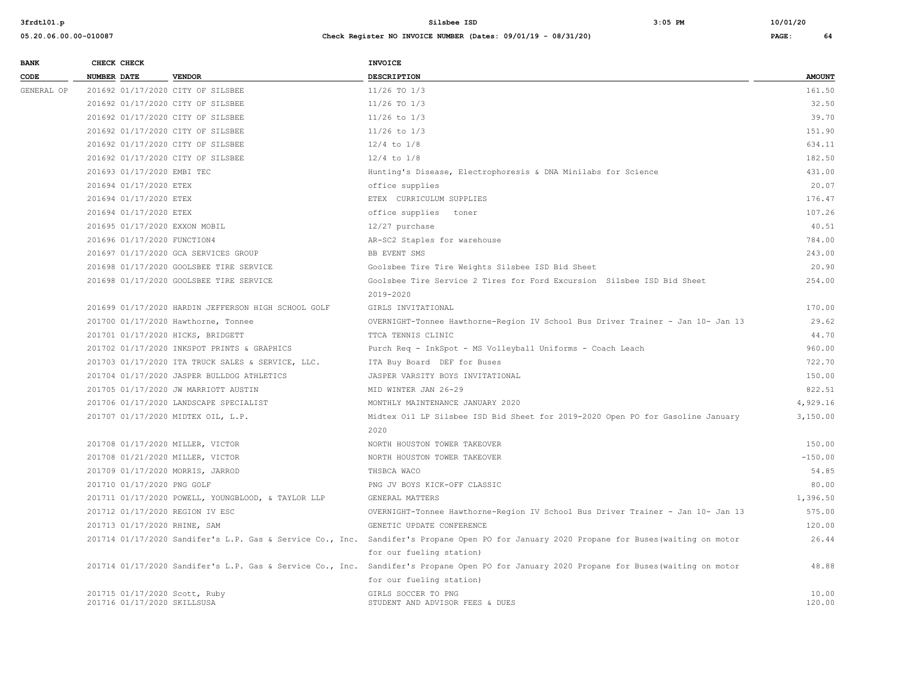**Silsbee ISD**

**Check Register NO INVOICE NUMBER (Dates: 09/01/19 - 08/31/20)**

| BANK CODE | CHECK NUMBER | CHECK DATE | VENDOR | INVOICE DESCRIPTION | AMOUNT |
|---|---|---|---|---|---|
| GENERAL OP | 201692 | 01/17/2020 | CITY OF SILSBEE | 11/26 TO 1/3 | 161.50 |
| | 201692 | 01/17/2020 | CITY OF SILSBEE | 11/26 TO 1/3 | 32.50 |
| | 201692 | 01/17/2020 | CITY OF SILSBEE | 11/26 to 1/3 | 39.70 |
| | 201692 | 01/17/2020 | CITY OF SILSBEE | 11/26 to 1/3 | 151.90 |
| | 201692 | 01/17/2020 | CITY OF SILSBEE | 12/4 to 1/8 | 634.11 |
| | 201692 | 01/17/2020 | CITY OF SILSBEE | 12/4 to 1/8 | 182.50 |
| | 201693 | 01/17/2020 | EMBI TEC | Hunting's Disease, Electrophoresis & DNA Minilabs for Science | 431.00 |
| | 201694 | 01/17/2020 | ETEX | office supplies | 20.07 |
| | 201694 | 01/17/2020 | ETEX | ETEX CURRICULUM SUPPLIES | 176.47 |
| | 201694 | 01/17/2020 | ETEX | office supplies toner | 107.26 |
| | 201695 | 01/17/2020 | EXXON MOBIL | 12/27 purchase | 40.51 |
| | 201696 | 01/17/2020 | FUNCTION4 | AR-SC2 Staples for warehouse | 784.00 |
| | 201697 | 01/17/2020 | GCA SERVICES GROUP | BB EVENT SMS | 243.00 |
| | 201698 | 01/17/2020 | GOOLSBEE TIRE SERVICE | Goolsbee Tire Tire Weights Silsbee ISD Bid Sheet | 20.90 |
| | 201698 | 01/17/2020 | GOOLSBEE TIRE SERVICE | Goolsbee Tire Service 2 Tires for Ford Excursion Silsbee ISD Bid Sheet 2019-2020 | 254.00 |
| | 201699 | 01/17/2020 | HARDIN JEFFERSON HIGH SCHOOL GOLF | GIRLS INVITATIONAL | 170.00 |
| | 201700 | 01/17/2020 | Hawthorne, Tonnee | OVERNIGHT-Tonnee Hawthorne-Region IV School Bus Driver Trainer - Jan 10- Jan 13 | 29.62 |
| | 201701 | 01/17/2020 | HICKS, BRIDGETT | TTCA TENNIS CLINIC | 44.70 |
| | 201702 | 01/17/2020 | INKSPOT PRINTS & GRAPHICS | Purch Req - InkSpot - MS Volleyball Uniforms - Coach Leach | 960.00 |
| | 201703 | 01/17/2020 | ITA TRUCK SALES & SERVICE, LLC. | ITA Buy Board DEF for Buses | 722.70 |
| | 201704 | 01/17/2020 | JASPER BULLDOG ATHLETICS | JASPER VARSITY BOYS INVITATIONAL | 150.00 |
| | 201705 | 01/17/2020 | JW MARRIOTT AUSTIN | MID WINTER JAN 26-29 | 822.51 |
| | 201706 | 01/17/2020 | LANDSCAPE SPECIALIST | MONTHLY MAINTENANCE JANUARY 2020 | 4,929.16 |
| | 201707 | 01/17/2020 | MIDTEX OIL, L.P. | Midtex Oil LP Silsbee ISD Bid Sheet for 2019-2020 Open PO for Gasoline January 2020 | 3,150.00 |
| | 201708 | 01/17/2020 | MILLER, VICTOR | NORTH HOUSTON TOWER TAKEOVER | 150.00 |
| | 201708 | 01/21/2020 | MILLER, VICTOR | NORTH HOUSTON TOWER TAKEOVER | -150.00 |
| | 201709 | 01/17/2020 | MORRIS, JARROD | THSBCA WACO | 54.85 |
| | 201710 | 01/17/2020 | PNG GOLF | PNG JV BOYS KICK-OFF CLASSIC | 80.00 |
| | 201711 | 01/17/2020 | POWELL, YOUNGBLOOD, & TAYLOR LLP | GENERAL MATTERS | 1,396.50 |
| | 201712 | 01/17/2020 | REGION IV ESC | OVERNIGHT-Tonnee Hawthorne-Region IV School Bus Driver Trainer - Jan 10- Jan 13 | 575.00 |
| | 201713 | 01/17/2020 | RHINE, SAM | GENETIC UPDATE CONFERENCE | 120.00 |
| | 201714 | 01/17/2020 | Sandifer's L.P. Gas & Service Co., Inc. | Sandifer's Propane Open PO for January 2020 Propane for Buses(waiting on motor for our fueling station) | 26.44 |
| | 201714 | 01/17/2020 | Sandifer's L.P. Gas & Service Co., Inc. | Sandifer's Propane Open PO for January 2020 Propane for Buses(waiting on motor for our fueling station) | 48.88 |
| | 201715 | 01/17/2020 | Scott, Ruby | GIRLS SOCCER TO PNG | 10.00 |
| | 201716 | 01/17/2020 | SKILLSUSA | STUDENT AND ADVISOR FEES & DUES | 120.00 |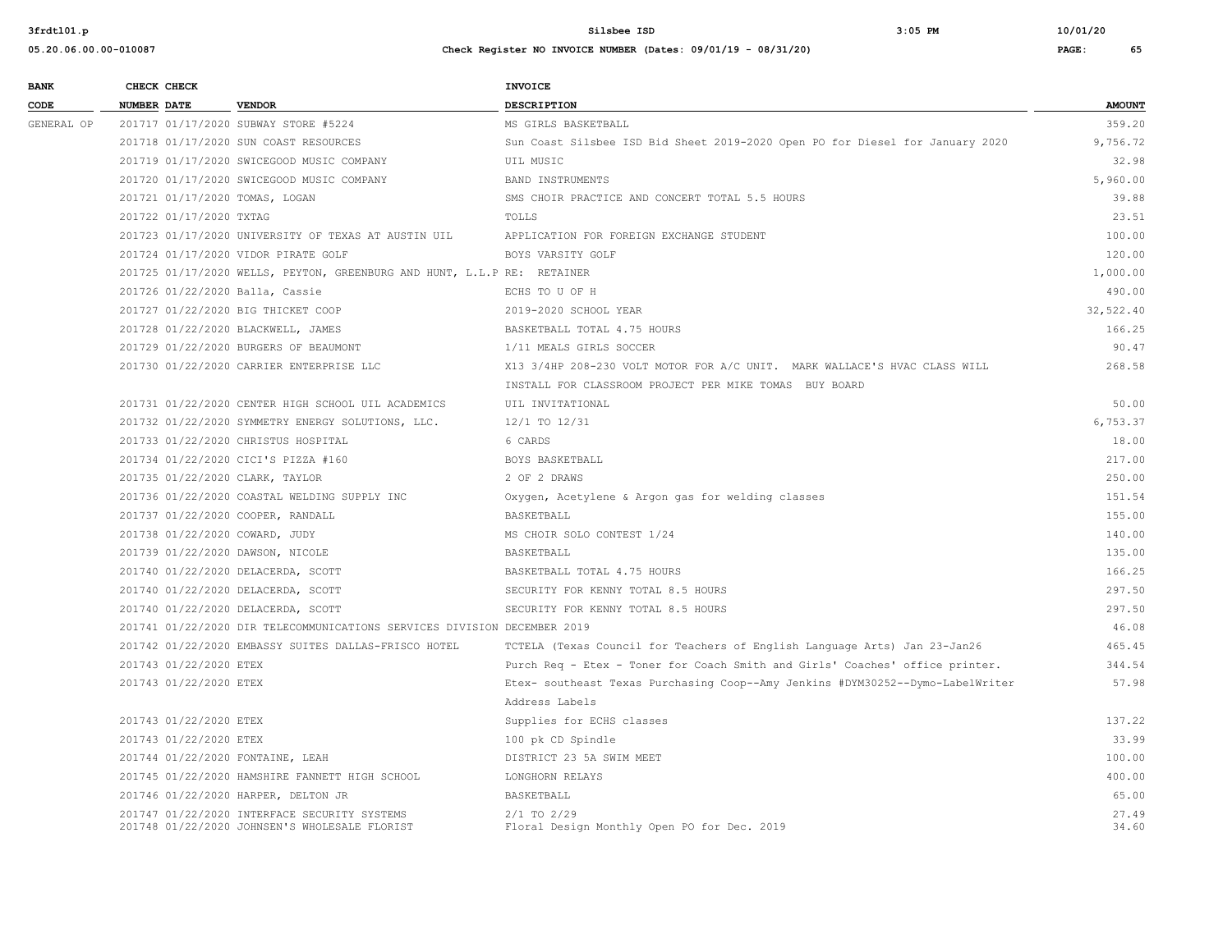| BANK CODE | CHECK NUMBER | CHECK DATE | VENDOR | INVOICE DESCRIPTION | AMOUNT |
|---|---|---|---|---|---|
| GENERAL OP | 201717 | 01/17/2020 | SUBWAY STORE #5224 | MS GIRLS BASKETBALL | 359.20 |
| | 201718 | 01/17/2020 | SUN COAST RESOURCES | Sun Coast Silsbee ISD Bid Sheet 2019-2020 Open PO for Diesel for January 2020 | 9,756.72 |
| | 201719 | 01/17/2020 | SWICEGOOD MUSIC COMPANY | UIL MUSIC | 32.98 |
| | 201720 | 01/17/2020 | SWICEGOOD MUSIC COMPANY | BAND INSTRUMENTS | 5,960.00 |
| | 201721 | 01/17/2020 | TOMAS, LOGAN | SMS CHOIR PRACTICE AND CONCERT TOTAL 5.5 HOURS | 39.88 |
| | 201722 | 01/17/2020 | TXTAG | TOLLS | 23.51 |
| | 201723 | 01/17/2020 | UNIVERSITY OF TEXAS AT AUSTIN UIL | APPLICATION FOR FOREIGN EXCHANGE STUDENT | 100.00 |
| | 201724 | 01/17/2020 | VIDOR PIRATE GOLF | BOYS VARSITY GOLF | 120.00 |
| | 201725 | 01/17/2020 | WELLS, PEYTON, GREENBURG AND HUNT, L.L.P | RE: RETAINER | 1,000.00 |
| | 201726 | 01/22/2020 | Balla, Cassie | ECHS TO U OF H | 490.00 |
| | 201727 | 01/22/2020 | BIG THICKET COOP | 2019-2020 SCHOOL YEAR | 32,522.40 |
| | 201728 | 01/22/2020 | BLACKWELL, JAMES | BASKETBALL TOTAL 4.75 HOURS | 166.25 |
| | 201729 | 01/22/2020 | BURGERS OF BEAUMONT | 1/11 MEALS GIRLS SOCCER | 90.47 |
| | 201730 | 01/22/2020 | CARRIER ENTERPRISE LLC | X13 3/4HP 208-230 VOLT MOTOR FOR A/C UNIT. MARK WALLACE'S HVAC CLASS WILL INSTALL FOR CLASSROOM PROJECT PER MIKE TOMAS BUY BOARD | 268.58 |
| | 201731 | 01/22/2020 | CENTER HIGH SCHOOL UIL ACADEMICS | UIL INVITATIONAL | 50.00 |
| | 201732 | 01/22/2020 | SYMMETRY ENERGY SOLUTIONS, LLC. | 12/1 TO 12/31 | 6,753.37 |
| | 201733 | 01/22/2020 | CHRISTUS HOSPITAL | 6 CARDS | 18.00 |
| | 201734 | 01/22/2020 | CICI'S PIZZA #160 | BOYS BASKETBALL | 217.00 |
| | 201735 | 01/22/2020 | CLARK, TAYLOR | 2 OF 2 DRAWS | 250.00 |
| | 201736 | 01/22/2020 | COASTAL WELDING SUPPLY INC | Oxygen, Acetylene & Argon gas for welding classes | 151.54 |
| | 201737 | 01/22/2020 | COOPER, RANDALL | BASKETBALL | 155.00 |
| | 201738 | 01/22/2020 | COWARD, JUDY | MS CHOIR SOLO CONTEST 1/24 | 140.00 |
| | 201739 | 01/22/2020 | DAWSON, NICOLE | BASKETBALL | 135.00 |
| | 201740 | 01/22/2020 | DELACERDA, SCOTT | BASKETBALL TOTAL 4.75 HOURS | 166.25 |
| | 201740 | 01/22/2020 | DELACERDA, SCOTT | SECURITY FOR KENNY TOTAL 8.5 HOURS | 297.50 |
| | 201740 | 01/22/2020 | DELACERDA, SCOTT | SECURITY FOR KENNY TOTAL 8.5 HOURS | 297.50 |
| | 201741 | 01/22/2020 | DIR TELECOMMUNICATIONS SERVICES DIVISION | DECEMBER 2019 | 46.08 |
| | 201742 | 01/22/2020 | EMBASSY SUITES DALLAS-FRISCO HOTEL | TCTELA (Texas Council for Teachers of English Language Arts) Jan 23-Jan26 | 465.45 |
| | 201743 | 01/22/2020 | ETEX | Purch Req - Etex - Toner for Coach Smith and Girls' Coaches' office printer. | 344.54 |
| | 201743 | 01/22/2020 | ETEX | Etex- southeast Texas Purchasing Coop--Amy Jenkins #DYM30252--Dymo-LabelWriter Address Labels | 57.98 |
| | 201743 | 01/22/2020 | ETEX | Supplies for ECHS classes | 137.22 |
| | 201743 | 01/22/2020 | ETEX | 100 pk CD Spindle | 33.99 |
| | 201744 | 01/22/2020 | FONTAINE, LEAH | DISTRICT 23 5A SWIM MEET | 100.00 |
| | 201745 | 01/22/2020 | HAMSHIRE FANNETT HIGH SCHOOL | LONGHORN RELAYS | 400.00 |
| | 201746 | 01/22/2020 | HARPER, DELTON JR | BASKETBALL | 65.00 |
| | 201747 | 01/22/2020 | INTERFACE SECURITY SYSTEMS | 2/1 TO 2/29 | 27.49 |
| | 201748 | 01/22/2020 | JOHNSEN'S WHOLESALE FLORIST | Floral Design Monthly Open PO for Dec. 2019 | 34.60 |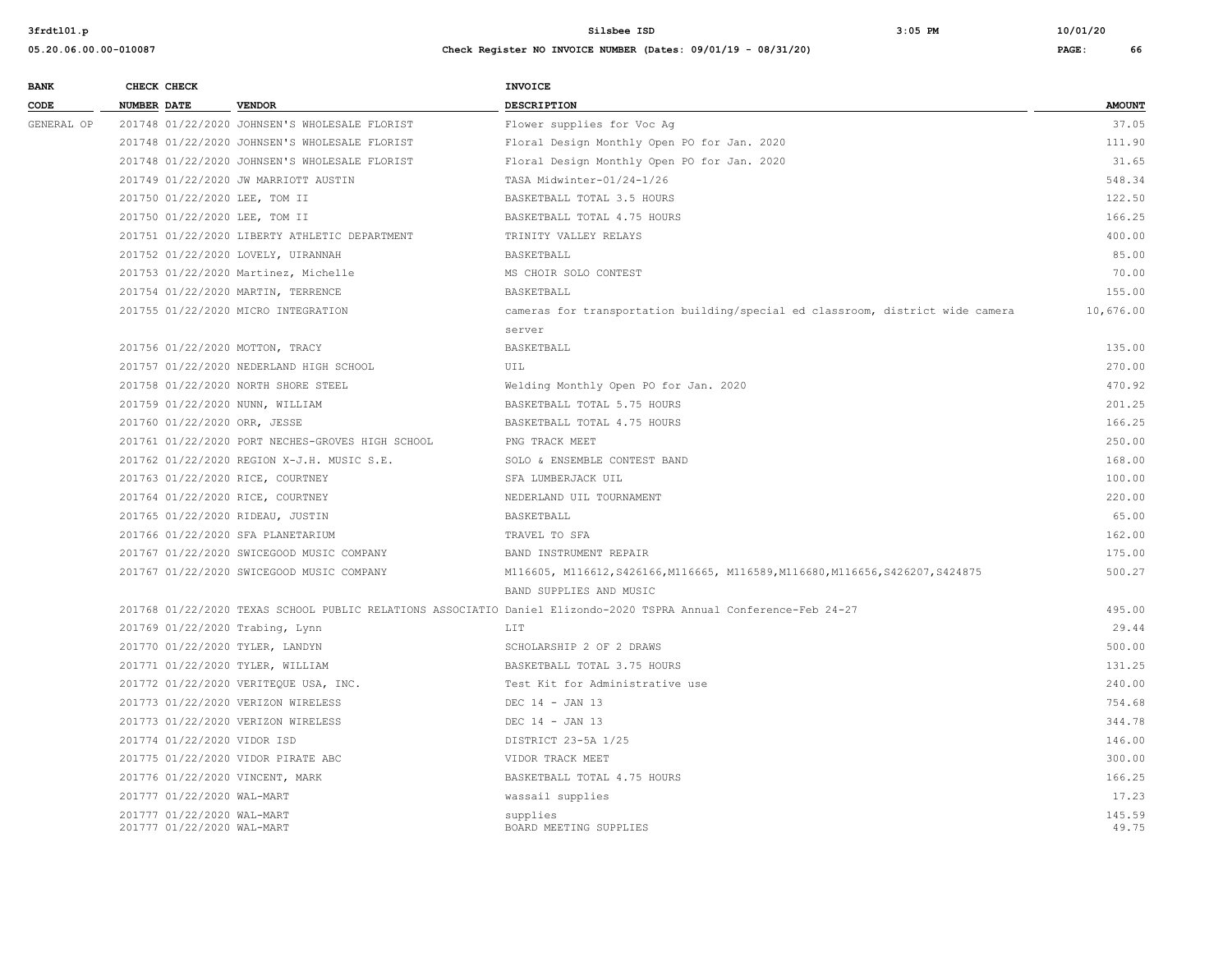| BANK CODE | CHECK NUMBER | CHECK DATE | VENDOR | INVOICE DESCRIPTION | AMOUNT |
|---|---|---|---|---|---|
| GENERAL OP | 201748 | 01/22/2020 | JOHNSEN'S WHOLESALE FLORIST | Flower supplies for Voc Ag | 37.05 |
| | 201748 | 01/22/2020 | JOHNSEN'S WHOLESALE FLORIST | Floral Design Monthly Open PO for Jan. 2020 | 111.90 |
| | 201748 | 01/22/2020 | JOHNSEN'S WHOLESALE FLORIST | Floral Design Monthly Open PO for Jan. 2020 | 31.65 |
| | 201749 | 01/22/2020 | JW MARRIOTT AUSTIN | TASA Midwinter-01/24-1/26 | 548.34 |
| | 201750 | 01/22/2020 | LEE, TOM II | BASKETBALL TOTAL 3.5 HOURS | 122.50 |
| | 201750 | 01/22/2020 | LEE, TOM II | BASKETBALL TOTAL 4.75 HOURS | 166.25 |
| | 201751 | 01/22/2020 | LIBERTY ATHLETIC DEPARTMENT | TRINITY VALLEY RELAYS | 400.00 |
| | 201752 | 01/22/2020 | LOVELY, UIRANNAH | BASKETBALL | 85.00 |
| | 201753 | 01/22/2020 | Martinez, Michelle | MS CHOIR SOLO CONTEST | 70.00 |
| | 201754 | 01/22/2020 | MARTIN, TERRENCE | BASKETBALL | 155.00 |
| | 201755 | 01/22/2020 | MICRO INTEGRATION | cameras for transportation building/special ed classroom, district wide camera server | 10,676.00 |
| | 201756 | 01/22/2020 | MOTTON, TRACY | BASKETBALL | 135.00 |
| | 201757 | 01/22/2020 | NEDERLAND HIGH SCHOOL | UIL | 270.00 |
| | 201758 | 01/22/2020 | NORTH SHORE STEEL | Welding Monthly Open PO for Jan. 2020 | 470.92 |
| | 201759 | 01/22/2020 | NUNN, WILLIAM | BASKETBALL TOTAL 5.75 HOURS | 201.25 |
| | 201760 | 01/22/2020 | ORR, JESSE | BASKETBALL TOTAL 4.75 HOURS | 166.25 |
| | 201761 | 01/22/2020 | PORT NECHES-GROVES HIGH SCHOOL | PNG TRACK MEET | 250.00 |
| | 201762 | 01/22/2020 | REGION X-J.H. MUSIC S.E. | SOLO & ENSEMBLE CONTEST BAND | 168.00 |
| | 201763 | 01/22/2020 | RICE, COURTNEY | SFA LUMBERJACK UIL | 100.00 |
| | 201764 | 01/22/2020 | RICE, COURTNEY | NEDERLAND UIL TOURNAMENT | 220.00 |
| | 201765 | 01/22/2020 | RIDEAU, JUSTIN | BASKETBALL | 65.00 |
| | 201766 | 01/22/2020 | SFA PLANETARIUM | TRAVEL TO SFA | 162.00 |
| | 201767 | 01/22/2020 | SWICEGOOD MUSIC COMPANY | BAND INSTRUMENT REPAIR | 175.00 |
| | 201767 | 01/22/2020 | SWICEGOOD MUSIC COMPANY | M116605, M116612,S426166,M116665, M116589,M116680,M116656,S426207,S424875 BAND SUPPLIES AND MUSIC | 500.27 |
| | 201768 | 01/22/2020 | TEXAS SCHOOL PUBLIC RELATIONS ASSOCIATIO | Daniel Elizondo-2020 TSPRA Annual Conference-Feb 24-27 | 495.00 |
| | 201769 | 01/22/2020 | Trabing, Lynn | LIT | 29.44 |
| | 201770 | 01/22/2020 | TYLER, LANDYN | SCHOLARSHIP 2 OF 2 DRAWS | 500.00 |
| | 201771 | 01/22/2020 | TYLER, WILLIAM | BASKETBALL TOTAL 3.75 HOURS | 131.25 |
| | 201772 | 01/22/2020 | VERITEQUE USA, INC. | Test Kit for Administrative use | 240.00 |
| | 201773 | 01/22/2020 | VERIZON WIRELESS | DEC 14 - JAN 13 | 754.68 |
| | 201773 | 01/22/2020 | VERIZON WIRELESS | DEC 14 - JAN 13 | 344.78 |
| | 201774 | 01/22/2020 | VIDOR ISD | DISTRICT 23-5A 1/25 | 146.00 |
| | 201775 | 01/22/2020 | VIDOR PIRATE ABC | VIDOR TRACK MEET | 300.00 |
| | 201776 | 01/22/2020 | VINCENT, MARK | BASKETBALL TOTAL 4.75 HOURS | 166.25 |
| | 201777 | 01/22/2020 | WAL-MART | wassail supplies | 17.23 |
| | 201777 | 01/22/2020 | WAL-MART | supplies | 145.59 |
| | 201777 | 01/22/2020 | WAL-MART | BOARD MEETING SUPPLIES | 49.75 |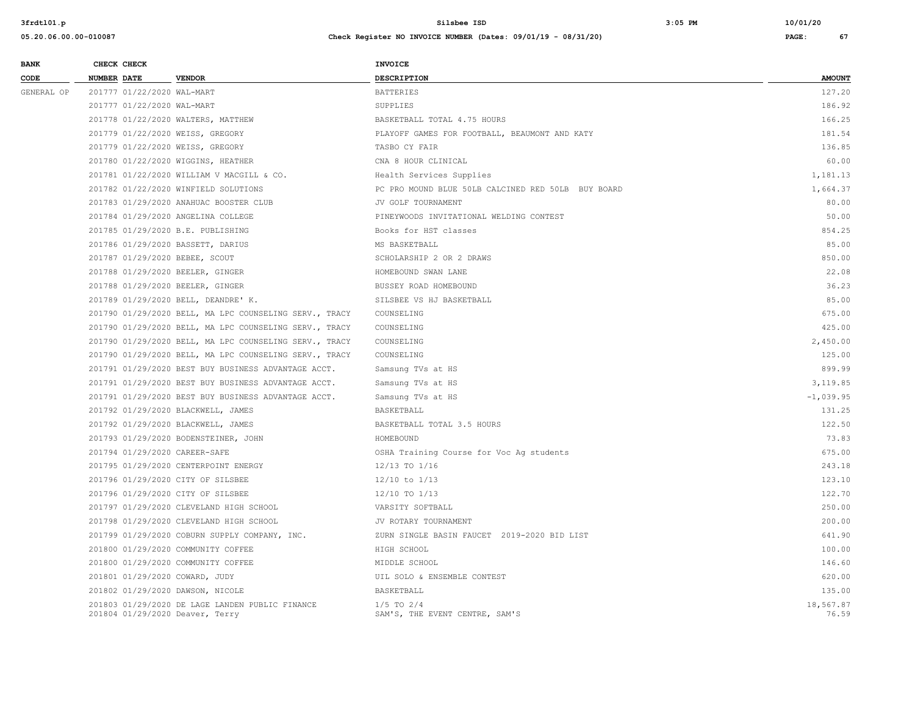| BANK CODE | CHECK NUMBER | CHECK DATE | VENDOR | INVOICE DESCRIPTION | AMOUNT |
|---|---|---|---|---|---|
| GENERAL OP | 201777 | 01/22/2020 | WAL-MART | BATTERIES | 127.20 |
| | 201777 | 01/22/2020 | WAL-MART | SUPPLIES | 186.92 |
| | 201778 | 01/22/2020 | WALTERS, MATTHEW | BASKETBALL TOTAL 4.75 HOURS | 166.25 |
| | 201779 | 01/22/2020 | WEISS, GREGORY | PLAYOFF GAMES FOR FOOTBALL, BEAUMONT AND KATY | 181.54 |
| | 201779 | 01/22/2020 | WEISS, GREGORY | TASBO CY FAIR | 136.85 |
| | 201780 | 01/22/2020 | WIGGINS, HEATHER | CNA 8 HOUR CLINICAL | 60.00 |
| | 201781 | 01/22/2020 | WILLIAM V MACGILL & CO. | Health Services Supplies | 1,181.13 |
| | 201782 | 01/22/2020 | WINFIELD SOLUTIONS | PC PRO MOUND BLUE 50LB CALCINED RED 50LB BUY BOARD | 1,664.37 |
| | 201783 | 01/29/2020 | ANAHUAC BOOSTER CLUB | JV GOLF TOURNAMENT | 80.00 |
| | 201784 | 01/29/2020 | ANGELINA COLLEGE | PINEYWOODS INVITATIONAL WELDING CONTEST | 50.00 |
| | 201785 | 01/29/2020 | B.E. PUBLISHING | Books for HST classes | 854.25 |
| | 201786 | 01/29/2020 | BASSETT, DARIUS | MS BASKETBALL | 85.00 |
| | 201787 | 01/29/2020 | BEBEE, SCOUT | SCHOLARSHIP 2 OR 2 DRAWS | 850.00 |
| | 201788 | 01/29/2020 | BEELER, GINGER | HOMEBOUND SWAN LANE | 22.08 |
| | 201788 | 01/29/2020 | BEELER, GINGER | BUSSEY ROAD HOMEBOUND | 36.23 |
| | 201789 | 01/29/2020 | BELL, DEANDRE' K. | SILSBEE VS HJ BASKETBALL | 85.00 |
| | 201790 | 01/29/2020 | BELL, MA LPC COUNSELING SERV., TRACY | COUNSELING | 675.00 |
| | 201790 | 01/29/2020 | BELL, MA LPC COUNSELING SERV., TRACY | COUNSELING | 425.00 |
| | 201790 | 01/29/2020 | BELL, MA LPC COUNSELING SERV., TRACY | COUNSELING | 2,450.00 |
| | 201790 | 01/29/2020 | BELL, MA LPC COUNSELING SERV., TRACY | COUNSELING | 125.00 |
| | 201791 | 01/29/2020 | BEST BUY BUSINESS ADVANTAGE ACCT. | Samsung TVs at HS | 899.99 |
| | 201791 | 01/29/2020 | BEST BUY BUSINESS ADVANTAGE ACCT. | Samsung TVs at HS | 3,119.85 |
| | 201791 | 01/29/2020 | BEST BUY BUSINESS ADVANTAGE ACCT. | Samsung TVs at HS | -1,039.95 |
| | 201792 | 01/29/2020 | BLACKWELL, JAMES | BASKETBALL | 131.25 |
| | 201792 | 01/29/2020 | BLACKWELL, JAMES | BASKETBALL TOTAL 3.5 HOURS | 122.50 |
| | 201793 | 01/29/2020 | BODENSTEINER, JOHN | HOMEBOUND | 73.83 |
| | 201794 | 01/29/2020 | CAREER-SAFE | OSHA Training Course for Voc Ag students | 675.00 |
| | 201795 | 01/29/2020 | CENTERPOINT ENERGY | 12/13 TO 1/16 | 243.18 |
| | 201796 | 01/29/2020 | CITY OF SILSBEE | 12/10 to 1/13 | 123.10 |
| | 201796 | 01/29/2020 | CITY OF SILSBEE | 12/10 TO 1/13 | 122.70 |
| | 201797 | 01/29/2020 | CLEVELAND HIGH SCHOOL | VARSITY SOFTBALL | 250.00 |
| | 201798 | 01/29/2020 | CLEVELAND HIGH SCHOOL | JV ROTARY TOURNAMENT | 200.00 |
| | 201799 | 01/29/2020 | COBURN SUPPLY COMPANY, INC. | ZURN SINGLE BASIN FAUCET 2019-2020 BID LIST | 641.90 |
| | 201800 | 01/29/2020 | COMMUNITY COFFEE | HIGH SCHOOL | 100.00 |
| | 201800 | 01/29/2020 | COMMUNITY COFFEE | MIDDLE SCHOOL | 146.60 |
| | 201801 | 01/29/2020 | COWARD, JUDY | UIL SOLO & ENSEMBLE CONTEST | 620.00 |
| | 201802 | 01/29/2020 | DAWSON, NICOLE | BASKETBALL | 135.00 |
| | 201803 | 01/29/2020 | DE LAGE LANDEN PUBLIC FINANCE | 1/5 TO 2/4 | 18,567.87 |
| | 201804 | 01/29/2020 | Deaver, Terry | SAM'S, THE EVENT CENTRE, SAM'S | 76.59 |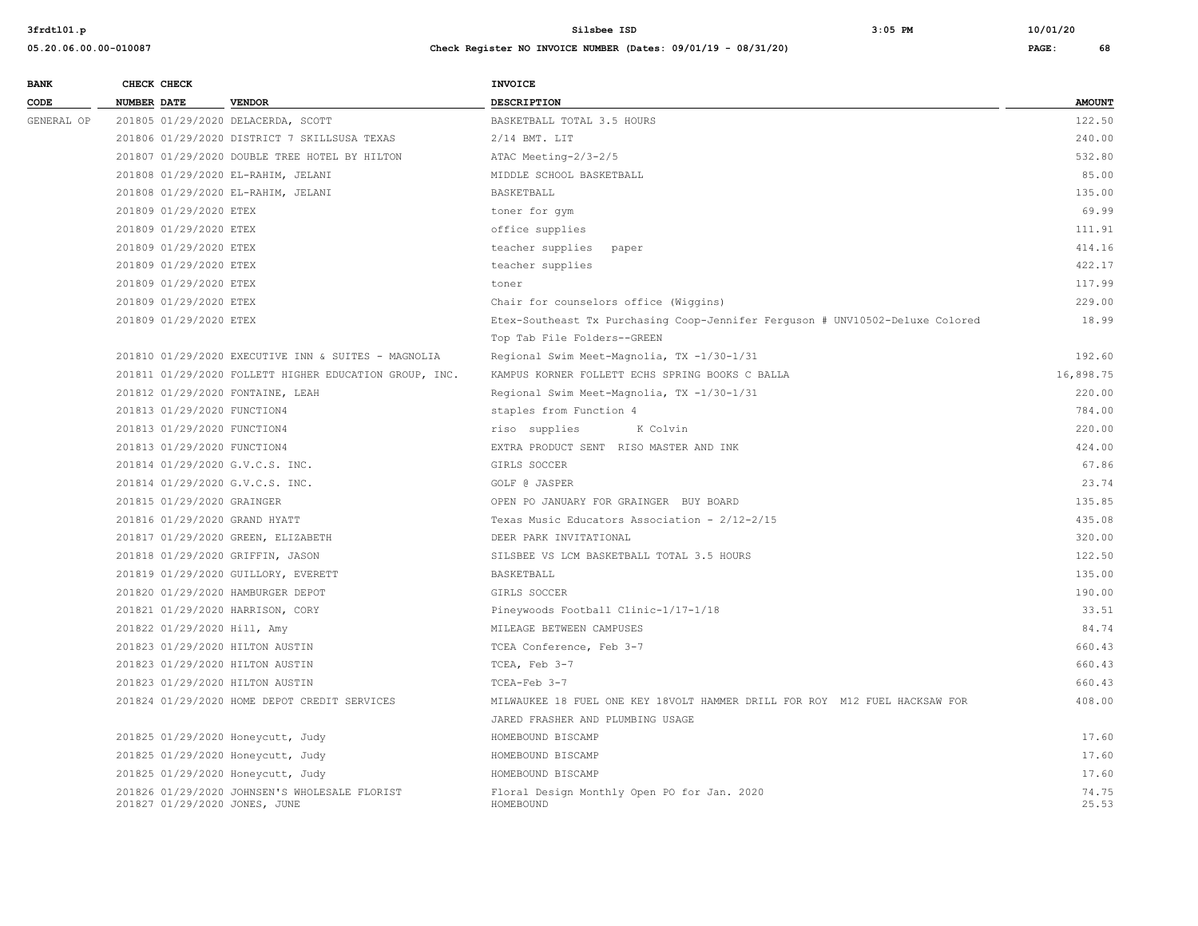| BANK CODE | CHECK NUMBER | CHECK DATE | VENDOR | INVOICE DESCRIPTION | AMOUNT |
|---|---|---|---|---|---|
| GENERAL OP | 201805 | 01/29/2020 | DELACERDA, SCOTT | BASKETBALL TOTAL 3.5 HOURS | 122.50 |
| | 201806 | 01/29/2020 | DISTRICT 7 SKILLSUSA TEXAS | 2/14 BMT. LIT | 240.00 |
| | 201807 | 01/29/2020 | DOUBLE TREE HOTEL BY HILTON | ATAC Meeting-2/3-2/5 | 532.80 |
| | 201808 | 01/29/2020 | EL-RAHIM, JELANI | MIDDLE SCHOOL BASKETBALL | 85.00 |
| | 201808 | 01/29/2020 | EL-RAHIM, JELANI | BASKETBALL | 135.00 |
| | 201809 | 01/29/2020 | ETEX | toner for gym | 69.99 |
| | 201809 | 01/29/2020 | ETEX | office supplies | 111.91 |
| | 201809 | 01/29/2020 | ETEX | teacher supplies paper | 414.16 |
| | 201809 | 01/29/2020 | ETEX | teacher supplies | 422.17 |
| | 201809 | 01/29/2020 | ETEX | toner | 117.99 |
| | 201809 | 01/29/2020 | ETEX | Chair for counselors office (Wiggins) | 229.00 |
| | 201809 | 01/29/2020 | ETEX | Etex-Southeast Tx Purchasing Coop-Jennifer Ferguson # UNV10502-Deluxe Colored Top Tab File Folders--GREEN | 18.99 |
| | 201810 | 01/29/2020 | EXECUTIVE INN & SUITES - MAGNOLIA | Regional Swim Meet-Magnolia, TX -1/30-1/31 | 192.60 |
| | 201811 | 01/29/2020 | FOLLETT HIGHER EDUCATION GROUP, INC. | KAMPUS KORNER FOLLETT ECHS SPRING BOOKS C BALLA | 16,898.75 |
| | 201812 | 01/29/2020 | FONTAINE, LEAH | Regional Swim Meet-Magnolia, TX -1/30-1/31 | 220.00 |
| | 201813 | 01/29/2020 | FUNCTION4 | staples from Function 4 | 784.00 |
| | 201813 | 01/29/2020 | FUNCTION4 | riso supplies K Colvin | 220.00 |
| | 201813 | 01/29/2020 | FUNCTION4 | EXTRA PRODUCT SENT RISO MASTER AND INK | 424.00 |
| | 201814 | 01/29/2020 | G.V.C.S. INC. | GIRLS SOCCER | 67.86 |
| | 201814 | 01/29/2020 | G.V.C.S. INC. | GOLF @ JASPER | 23.74 |
| | 201815 | 01/29/2020 | GRAINGER | OPEN PO JANUARY FOR GRAINGER BUY BOARD | 135.85 |
| | 201816 | 01/29/2020 | GRAND HYATT | Texas Music Educators Association - 2/12-2/15 | 435.08 |
| | 201817 | 01/29/2020 | GREEN, ELIZABETH | DEER PARK INVITATIONAL | 320.00 |
| | 201818 | 01/29/2020 | GRIFFIN, JASON | SILSBEE VS LCM BASKETBALL TOTAL 3.5 HOURS | 122.50 |
| | 201819 | 01/29/2020 | GUILLORY, EVERETT | BASKETBALL | 135.00 |
| | 201820 | 01/29/2020 | HAMBURGER DEPOT | GIRLS SOCCER | 190.00 |
| | 201821 | 01/29/2020 | HARRISON, CORY | Pineywoods Football Clinic-1/17-1/18 | 33.51 |
| | 201822 | 01/29/2020 | Hill, Amy | MILEAGE BETWEEN CAMPUSES | 84.74 |
| | 201823 | 01/29/2020 | HILTON AUSTIN | TCEA Conference, Feb 3-7 | 660.43 |
| | 201823 | 01/29/2020 | HILTON AUSTIN | TCEA, Feb 3-7 | 660.43 |
| | 201823 | 01/29/2020 | HILTON AUSTIN | TCEA-Feb 3-7 | 660.43 |
| | 201824 | 01/29/2020 | HOME DEPOT CREDIT SERVICES | MILWAUKEE 18 FUEL ONE KEY 18VOLT HAMMER DRILL FOR ROY M12 FUEL HACKSAW FOR JARED FRASHER AND PLUMBING USAGE | 408.00 |
| | 201825 | 01/29/2020 | Honeycutt, Judy | HOMEBOUND BISCAMP | 17.60 |
| | 201825 | 01/29/2020 | Honeycutt, Judy | HOMEBOUND BISCAMP | 17.60 |
| | 201825 | 01/29/2020 | Honeycutt, Judy | HOMEBOUND BISCAMP | 17.60 |
| | 201826 | 01/29/2020 | JOHNSEN'S WHOLESALE FLORIST | Floral Design Monthly Open PO for Jan. 2020 | 74.75 |
| | 201827 | 01/29/2020 | JONES, JUNE | HOMEBOUND | 25.53 |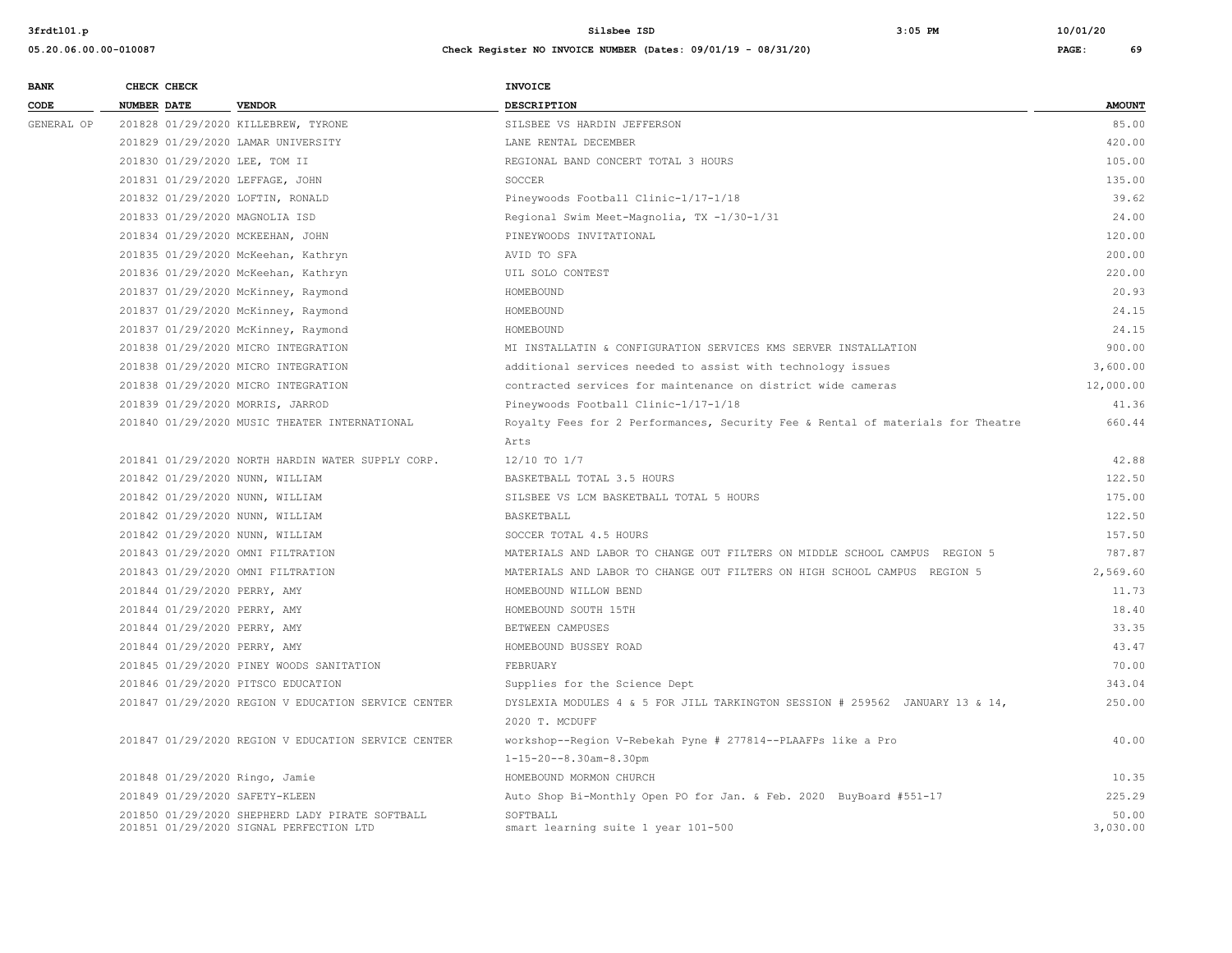| BANK CODE | CHECK NUMBER | CHECK DATE | VENDOR | INVOICE DESCRIPTION | AMOUNT |
|---|---|---|---|---|---|
| GENERAL OP | 201828 | 01/29/2020 | KILLEBREW, TYRONE | SILSBEE VS HARDIN JEFFERSON | 85.00 |
| | 201829 | 01/29/2020 | LAMAR UNIVERSITY | LANE RENTAL DECEMBER | 420.00 |
| | 201830 | 01/29/2020 | LEE, TOM II | REGIONAL BAND CONCERT TOTAL 3 HOURS | 105.00 |
| | 201831 | 01/29/2020 | LEFFAGE, JOHN | SOCCER | 135.00 |
| | 201832 | 01/29/2020 | LOFTIN, RONALD | Pineywoods Football Clinic-1/17-1/18 | 39.62 |
| | 201833 | 01/29/2020 | MAGNOLIA ISD | Regional Swim Meet-Magnolia, TX -1/30-1/31 | 24.00 |
| | 201834 | 01/29/2020 | MCKEEHAN, JOHN | PINEYWOODS INVITATIONAL | 120.00 |
| | 201835 | 01/29/2020 | McKeehan, Kathryn | AVID TO SFA | 200.00 |
| | 201836 | 01/29/2020 | McKeehan, Kathryn | UIL SOLO CONTEST | 220.00 |
| | 201837 | 01/29/2020 | McKinney, Raymond | HOMEBOUND | 20.93 |
| | 201837 | 01/29/2020 | McKinney, Raymond | HOMEBOUND | 24.15 |
| | 201837 | 01/29/2020 | McKinney, Raymond | HOMEBOUND | 24.15 |
| | 201838 | 01/29/2020 | MICRO INTEGRATION | MI INSTALLATIN & CONFIGURATION SERVICES KMS SERVER INSTALLATION | 900.00 |
| | 201838 | 01/29/2020 | MICRO INTEGRATION | additional services needed to assist with technology issues | 3,600.00 |
| | 201838 | 01/29/2020 | MICRO INTEGRATION | contracted services for maintenance on district wide cameras | 12,000.00 |
| | 201839 | 01/29/2020 | MORRIS, JARROD | Pineywoods Football Clinic-1/17-1/18 | 41.36 |
| | 201840 | 01/29/2020 | MUSIC THEATER INTERNATIONAL | Royalty Fees for 2 Performances, Security Fee & Rental of materials for Theatre Arts | 660.44 |
| | 201841 | 01/29/2020 | NORTH HARDIN WATER SUPPLY CORP. | 12/10 TO 1/7 | 42.88 |
| | 201842 | 01/29/2020 | NUNN, WILLIAM | BASKETBALL TOTAL 3.5 HOURS | 122.50 |
| | 201842 | 01/29/2020 | NUNN, WILLIAM | SILSBEE VS LCM BASKETBALL TOTAL 5 HOURS | 175.00 |
| | 201842 | 01/29/2020 | NUNN, WILLIAM | BASKETBALL | 122.50 |
| | 201842 | 01/29/2020 | NUNN, WILLIAM | SOCCER TOTAL 4.5 HOURS | 157.50 |
| | 201843 | 01/29/2020 | OMNI FILTRATION | MATERIALS AND LABOR TO CHANGE OUT FILTERS ON MIDDLE SCHOOL CAMPUS REGION 5 | 787.87 |
| | 201843 | 01/29/2020 | OMNI FILTRATION | MATERIALS AND LABOR TO CHANGE OUT FILTERS ON HIGH SCHOOL CAMPUS REGION 5 | 2,569.60 |
| | 201844 | 01/29/2020 | PERRY, AMY | HOMEBOUND WILLOW BEND | 11.73 |
| | 201844 | 01/29/2020 | PERRY, AMY | HOMEBOUND SOUTH 15TH | 18.40 |
| | 201844 | 01/29/2020 | PERRY, AMY | BETWEEN CAMPUSES | 33.35 |
| | 201844 | 01/29/2020 | PERRY, AMY | HOMEBOUND BUSSEY ROAD | 43.47 |
| | 201845 | 01/29/2020 | PINEY WOODS SANITATION | FEBRUARY | 70.00 |
| | 201846 | 01/29/2020 | PITSCO EDUCATION | Supplies for the Science Dept | 343.04 |
| | 201847 | 01/29/2020 | REGION V EDUCATION SERVICE CENTER | DYSLEXIA MODULES 4 & 5 FOR JILL TARKINGTON SESSION # 259562 JANUARY 13 & 14, 2020 T. MCDUFF | 250.00 |
| | 201847 | 01/29/2020 | REGION V EDUCATION SERVICE CENTER | workshop--Region V-Rebekah Pyne # 277814--PLAAFPs like a Pro 1-15-20--8.30am-8.30pm | 40.00 |
| | 201848 | 01/29/2020 | Ringo, Jamie | HOMEBOUND MORMON CHURCH | 10.35 |
| | 201849 | 01/29/2020 | SAFETY-KLEEN | Auto Shop Bi-Monthly Open PO for Jan. & Feb. 2020 BuyBoard #551-17 | 225.29 |
| | 201850 | 01/29/2020 | SHEPHERD LADY PIRATE SOFTBALL | SOFTBALL | 50.00 |
| | 201851 | 01/29/2020 | SIGNAL PERFECTION LTD | smart learning suite 1 year 101-500 | 3,030.00 |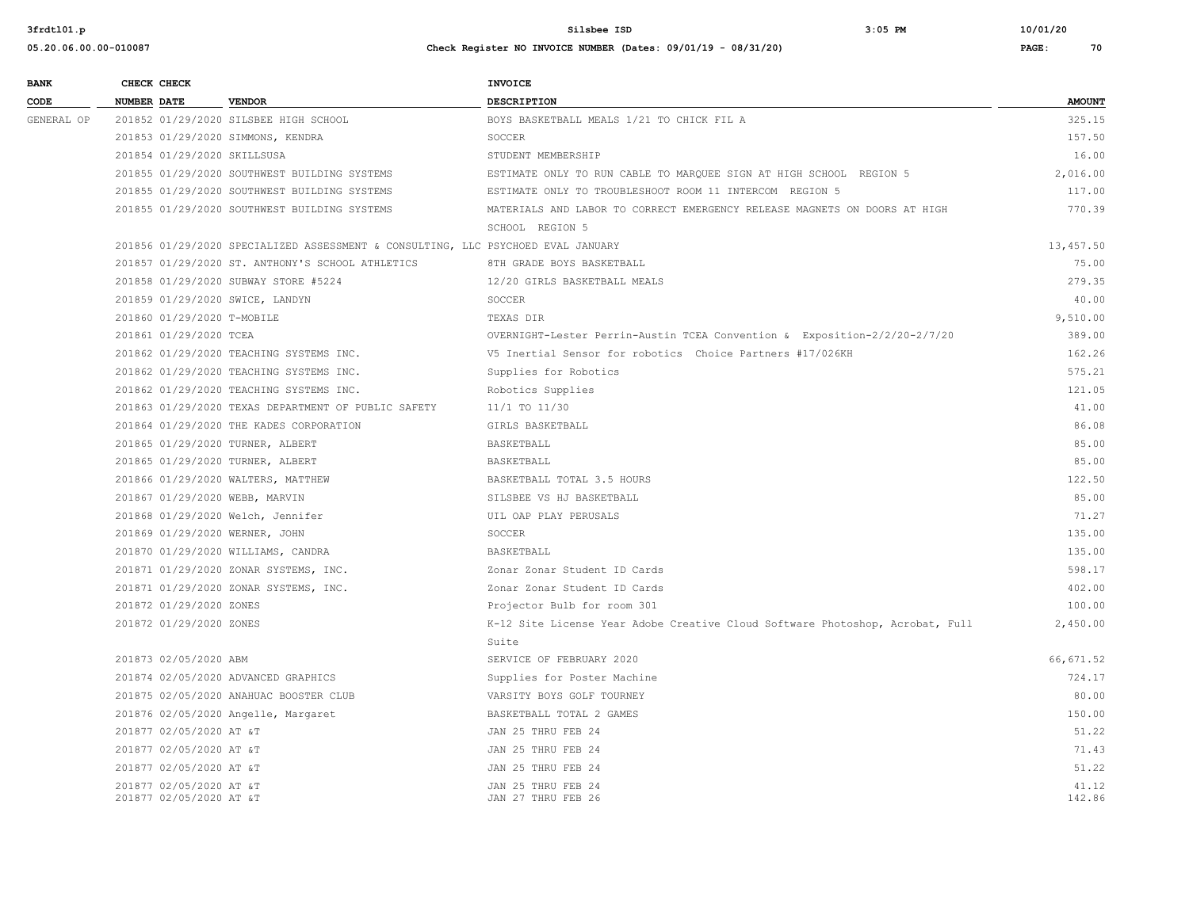| BANK CODE | CHECK NUMBER | CHECK DATE | VENDOR | INVOICE DESCRIPTION | AMOUNT |
|---|---|---|---|---|---|
| GENERAL OP | 201852 | 01/29/2020 | SILSBEE HIGH SCHOOL | BOYS BASKETBALL MEALS 1/21 TO CHICK FIL A | 325.15 |
| | 201853 | 01/29/2020 | SIMMONS, KENDRA | SOCCER | 157.50 |
| | 201854 | 01/29/2020 | SKILLSUSA | STUDENT MEMBERSHIP | 16.00 |
| | 201855 | 01/29/2020 | SOUTHWEST BUILDING SYSTEMS | ESTIMATE ONLY TO RUN CABLE TO MARQUEE SIGN AT HIGH SCHOOL REGION 5 | 2,016.00 |
| | 201855 | 01/29/2020 | SOUTHWEST BUILDING SYSTEMS | ESTIMATE ONLY TO TROUBLESHOOT ROOM 11 INTERCOM REGION 5 | 117.00 |
| | 201855 | 01/29/2020 | SOUTHWEST BUILDING SYSTEMS | MATERIALS AND LABOR TO CORRECT EMERGENCY RELEASE MAGNETS ON DOORS AT HIGH SCHOOL REGION 5 | 770.39 |
| | 201856 | 01/29/2020 | SPECIALIZED ASSESSMENT & CONSULTING, LLC | PSYCHOED EVAL JANUARY | 13,457.50 |
| | 201857 | 01/29/2020 | ST. ANTHONY'S SCHOOL ATHLETICS | 8TH GRADE BOYS BASKETBALL | 75.00 |
| | 201858 | 01/29/2020 | SUBWAY STORE #5224 | 12/20 GIRLS BASKETBALL MEALS | 279.35 |
| | 201859 | 01/29/2020 | SWICE, LANDYN | SOCCER | 40.00 |
| | 201860 | 01/29/2020 | T-MOBILE | TEXAS DIR | 9,510.00 |
| | 201861 | 01/29/2020 | TCEA | OVERNIGHT-Lester Perrin-Austin TCEA Convention & Exposition-2/2/20-2/7/20 | 389.00 |
| | 201862 | 01/29/2020 | TEACHING SYSTEMS INC. | V5 Inertial Sensor for robotics Choice Partners #17/026KH | 162.26 |
| | 201862 | 01/29/2020 | TEACHING SYSTEMS INC. | Supplies for Robotics | 575.21 |
| | 201862 | 01/29/2020 | TEACHING SYSTEMS INC. | Robotics Supplies | 121.05 |
| | 201863 | 01/29/2020 | TEXAS DEPARTMENT OF PUBLIC SAFETY | 11/1 TO 11/30 | 41.00 |
| | 201864 | 01/29/2020 | THE KADES CORPORATION | GIRLS BASKETBALL | 86.08 |
| | 201865 | 01/29/2020 | TURNER, ALBERT | BASKETBALL | 85.00 |
| | 201865 | 01/29/2020 | TURNER, ALBERT | BASKETBALL | 85.00 |
| | 201866 | 01/29/2020 | WALTERS, MATTHEW | BASKETBALL TOTAL 3.5 HOURS | 122.50 |
| | 201867 | 01/29/2020 | WEBB, MARVIN | SILSBEE VS HJ BASKETBALL | 85.00 |
| | 201868 | 01/29/2020 | Welch, Jennifer | UIL OAP PLAY PERUSALS | 71.27 |
| | 201869 | 01/29/2020 | WERNER, JOHN | SOCCER | 135.00 |
| | 201870 | 01/29/2020 | WILLIAMS, CANDRA | BASKETBALL | 135.00 |
| | 201871 | 01/29/2020 | ZONAR SYSTEMS, INC. | Zonar Zonar Student ID Cards | 598.17 |
| | 201871 | 01/29/2020 | ZONAR SYSTEMS, INC. | Zonar Zonar Student ID Cards | 402.00 |
| | 201872 | 01/29/2020 | ZONES | Projector Bulb for room 301 | 100.00 |
| | 201872 | 01/29/2020 | ZONES | K-12 Site License Year Adobe Creative Cloud Software Photoshop, Acrobat, Full Suite | 2,450.00 |
| | 201873 | 02/05/2020 | ABM | SERVICE OF FEBRUARY 2020 | 66,671.52 |
| | 201874 | 02/05/2020 | ADVANCED GRAPHICS | Supplies for Poster Machine | 724.17 |
| | 201875 | 02/05/2020 | ANAHUAC BOOSTER CLUB | VARSITY BOYS GOLF TOURNEY | 80.00 |
| | 201876 | 02/05/2020 | Angelle, Margaret | BASKETBALL TOTAL 2 GAMES | 150.00 |
| | 201877 | 02/05/2020 | AT &T | JAN 25 THRU FEB 24 | 51.22 |
| | 201877 | 02/05/2020 | AT &T | JAN 25 THRU FEB 24 | 71.43 |
| | 201877 | 02/05/2020 | AT &T | JAN 25 THRU FEB 24 | 51.22 |
| | 201877 | 02/05/2020 | AT &T | JAN 25 THRU FEB 24 | 41.12 |
| | 201877 | 02/05/2020 | AT &T | JAN 27 THRU FEB 26 | 142.86 |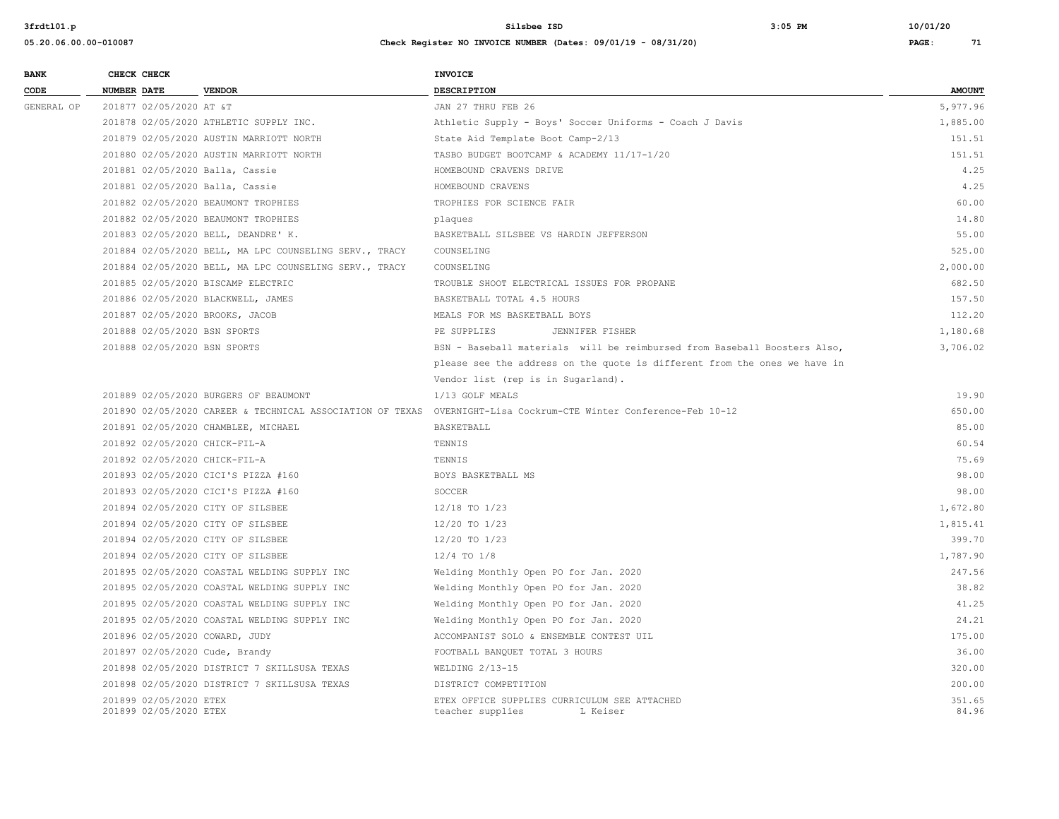| BANK CODE | CHECK NUMBER | CHECK DATE | VENDOR | INVOICE DESCRIPTION | AMOUNT |
|---|---|---|---|---|---|
| GENERAL OP | 201877 | 02/05/2020 | AT &T | JAN 27 THRU FEB 26 | 5,977.96 |
| | 201878 | 02/05/2020 | ATHLETIC SUPPLY INC. | Athletic Supply - Boys' Soccer Uniforms - Coach J Davis | 1,885.00 |
| | 201879 | 02/05/2020 | AUSTIN MARRIOTT NORTH | State Aid Template Boot Camp-2/13 | 151.51 |
| | 201880 | 02/05/2020 | AUSTIN MARRIOTT NORTH | TASBO BUDGET BOOTCAMP & ACADEMY 11/17-1/20 | 151.51 |
| | 201881 | 02/05/2020 | Balla, Cassie | HOMEBOUND CRAVENS DRIVE | 4.25 |
| | 201881 | 02/05/2020 | Balla, Cassie | HOMEBOUND CRAVENS | 4.25 |
| | 201882 | 02/05/2020 | BEAUMONT TROPHIES | TROPHIES FOR SCIENCE FAIR | 60.00 |
| | 201882 | 02/05/2020 | BEAUMONT TROPHIES | plaques | 14.80 |
| | 201883 | 02/05/2020 | BELL, DEANDRE' K. | BASKETBALL SILSBEE VS HARDIN JEFFERSON | 55.00 |
| | 201884 | 02/05/2020 | BELL, MA LPC COUNSELING SERV., TRACY | COUNSELING | 525.00 |
| | 201884 | 02/05/2020 | BELL, MA LPC COUNSELING SERV., TRACY | COUNSELING | 2,000.00 |
| | 201885 | 02/05/2020 | BISCAMP ELECTRIC | TROUBLE SHOOT ELECTRICAL ISSUES FOR PROPANE | 682.50 |
| | 201886 | 02/05/2020 | BLACKWELL, JAMES | BASKETBALL TOTAL 4.5 HOURS | 157.50 |
| | 201887 | 02/05/2020 | BROOKS, JACOB | MEALS FOR MS BASKETBALL BOYS | 112.20 |
| | 201888 | 02/05/2020 | BSN SPORTS | PE SUPPLIES JENNIFER FISHER | 1,180.68 |
| | 201888 | 02/05/2020 | BSN SPORTS | BSN - Baseball materials will be reimbursed from Baseball Boosters Also, please see the address on the quote is different from the ones we have in Vendor list (rep is in Sugarland). | 3,706.02 |
| | 201889 | 02/05/2020 | BURGERS OF BEAUMONT | 1/13 GOLF MEALS | 19.90 |
| | 201890 | 02/05/2020 | CAREER & TECHNICAL ASSOCIATION OF TEXAS | OVERNIGHT-Lisa Cockrum-CTE Winter Conference-Feb 10-12 | 650.00 |
| | 201891 | 02/05/2020 | CHAMBLEE, MICHAEL | BASKETBALL | 85.00 |
| | 201892 | 02/05/2020 | CHICK-FIL-A | TENNIS | 60.54 |
| | 201892 | 02/05/2020 | CHICK-FIL-A | TENNIS | 75.69 |
| | 201893 | 02/05/2020 | CICI'S PIZZA #160 | BOYS BASKETBALL MS | 98.00 |
| | 201893 | 02/05/2020 | CICI'S PIZZA #160 | SOCCER | 98.00 |
| | 201894 | 02/05/2020 | CITY OF SILSBEE | 12/18 TO 1/23 | 1,672.80 |
| | 201894 | 02/05/2020 | CITY OF SILSBEE | 12/20 TO 1/23 | 1,815.41 |
| | 201894 | 02/05/2020 | CITY OF SILSBEE | 12/20 TO 1/23 | 399.70 |
| | 201894 | 02/05/2020 | CITY OF SILSBEE | 12/4 TO 1/8 | 1,787.90 |
| | 201895 | 02/05/2020 | COASTAL WELDING SUPPLY INC | Welding Monthly Open PO for Jan. 2020 | 247.56 |
| | 201895 | 02/05/2020 | COASTAL WELDING SUPPLY INC | Welding Monthly Open PO for Jan. 2020 | 38.82 |
| | 201895 | 02/05/2020 | COASTAL WELDING SUPPLY INC | Welding Monthly Open PO for Jan. 2020 | 41.25 |
| | 201895 | 02/05/2020 | COASTAL WELDING SUPPLY INC | Welding Monthly Open PO for Jan. 2020 | 24.21 |
| | 201896 | 02/05/2020 | COWARD, JUDY | ACCOMPANIST SOLO & ENSEMBLE CONTEST UIL | 175.00 |
| | 201897 | 02/05/2020 | Cude, Brandy | FOOTBALL BANQUET TOTAL 3 HOURS | 36.00 |
| | 201898 | 02/05/2020 | DISTRICT 7 SKILLSUSA TEXAS | WELDING 2/13-15 | 320.00 |
| | 201898 | 02/05/2020 | DISTRICT 7 SKILLSUSA TEXAS | DISTRICT COMPETITION | 200.00 |
| | 201899 | 02/05/2020 | ETEX | ETEX OFFICE SUPPLIES CURRICULUM SEE ATTACHED | 351.65 |
| | 201899 | 02/05/2020 | ETEX | teacher supplies L Keiser | 84.96 |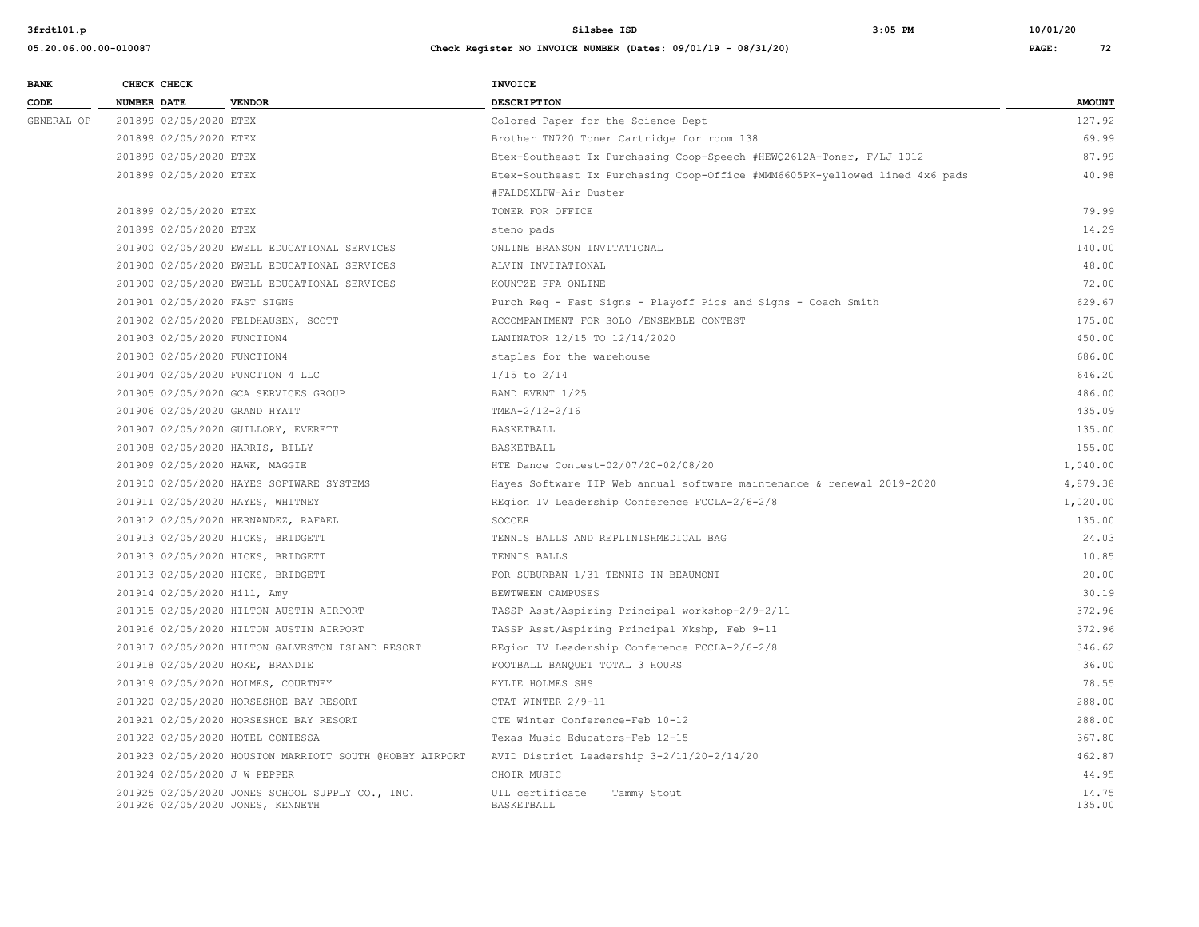| BANK CODE | CHECK NUMBER | CHECK DATE | VENDOR | INVOICE DESCRIPTION | AMOUNT |
|---|---|---|---|---|---|
| GENERAL OP | 201899 | 02/05/2020 | ETEX | Colored Paper for the Science Dept | 127.92 |
| | 201899 | 02/05/2020 | ETEX | Brother TN720 Toner Cartridge for room 138 | 69.99 |
| | 201899 | 02/05/2020 | ETEX | Etex-Southeast Tx Purchasing Coop-Speech #HEWQ2612A-Toner, F/LJ 1012 | 87.99 |
| | 201899 | 02/05/2020 | ETEX | Etex-Southeast Tx Purchasing Coop-Office #MMM6605PK-yellowed lined 4x6 pads #FALDSXLPW-Air Duster | 40.98 |
| | 201899 | 02/05/2020 | ETEX | TONER FOR OFFICE | 79.99 |
| | 201899 | 02/05/2020 | ETEX | steno pads | 14.29 |
| | 201900 | 02/05/2020 | EWELL EDUCATIONAL SERVICES | ONLINE BRANSON INVITATIONAL | 140.00 |
| | 201900 | 02/05/2020 | EWELL EDUCATIONAL SERVICES | ALVIN INVITATIONAL | 48.00 |
| | 201900 | 02/05/2020 | EWELL EDUCATIONAL SERVICES | KOUNTZE FFA ONLINE | 72.00 |
| | 201901 | 02/05/2020 | FAST SIGNS | Purch Req - Fast Signs - Playoff Pics and Signs - Coach Smith | 629.67 |
| | 201902 | 02/05/2020 | FELDHAUSEN, SCOTT | ACCOMPANIMENT FOR SOLO /ENSEMBLE CONTEST | 175.00 |
| | 201903 | 02/05/2020 | FUNCTION4 | LAMINATOR 12/15 TO 12/14/2020 | 450.00 |
| | 201903 | 02/05/2020 | FUNCTION4 | staples for the warehouse | 686.00 |
| | 201904 | 02/05/2020 | FUNCTION 4 LLC | 1/15 to 2/14 | 646.20 |
| | 201905 | 02/05/2020 | GCA SERVICES GROUP | BAND EVENT 1/25 | 486.00 |
| | 201906 | 02/05/2020 | GRAND HYATT | TMEA-2/12-2/16 | 435.09 |
| | 201907 | 02/05/2020 | GUILLORY, EVERETT | BASKETBALL | 135.00 |
| | 201908 | 02/05/2020 | HARRIS, BILLY | BASKETBALL | 155.00 |
| | 201909 | 02/05/2020 | HAWK, MAGGIE | HTE Dance Contest-02/07/20-02/08/20 | 1,040.00 |
| | 201910 | 02/05/2020 | HAYES SOFTWARE SYSTEMS | Hayes Software TIP Web annual software maintenance & renewal 2019-2020 | 4,879.38 |
| | 201911 | 02/05/2020 | HAYES, WHITNEY | REgion IV Leadership Conference FCCLA-2/6-2/8 | 1,020.00 |
| | 201912 | 02/05/2020 | HERNANDEZ, RAFAEL | SOCCER | 135.00 |
| | 201913 | 02/05/2020 | HICKS, BRIDGETT | TENNIS BALLS AND REPLINISHMEDICAL BAG | 24.03 |
| | 201913 | 02/05/2020 | HICKS, BRIDGETT | TENNIS BALLS | 10.85 |
| | 201913 | 02/05/2020 | HICKS, BRIDGETT | FOR SUBURBAN 1/31 TENNIS IN BEAUMONT | 20.00 |
| | 201914 | 02/05/2020 | Hill, Amy | BEWTWEEN CAMPUSES | 30.19 |
| | 201915 | 02/05/2020 | HILTON AUSTIN AIRPORT | TASSP Asst/Aspiring Principal workshop-2/9-2/11 | 372.96 |
| | 201916 | 02/05/2020 | HILTON AUSTIN AIRPORT | TASSP Asst/Aspiring Principal Wkshp, Feb 9-11 | 372.96 |
| | 201917 | 02/05/2020 | HILTON GALVESTON ISLAND RESORT | REgion IV Leadership Conference FCCLA-2/6-2/8 | 346.62 |
| | 201918 | 02/05/2020 | HOKE, BRANDIE | FOOTBALL BANQUET TOTAL 3 HOURS | 36.00 |
| | 201919 | 02/05/2020 | HOLMES, COURTNEY | KYLIE HOLMES SHS | 78.55 |
| | 201920 | 02/05/2020 | HORSESHOE BAY RESORT | CTAT WINTER 2/9-11 | 288.00 |
| | 201921 | 02/05/2020 | HORSESHOE BAY RESORT | CTE Winter Conference-Feb 10-12 | 288.00 |
| | 201922 | 02/05/2020 | HOTEL CONTESSA | Texas Music Educators-Feb 12-15 | 367.80 |
| | 201923 | 02/05/2020 | HOUSTON MARRIOTT SOUTH @HOBBY AIRPORT | AVID District Leadership 3-2/11/20-2/14/20 | 462.87 |
| | 201924 | 02/05/2020 | J W PEPPER | CHOIR MUSIC | 44.95 |
| | 201925 | 02/05/2020 | JONES SCHOOL SUPPLY CO., INC. | UIL certificate Tammy Stout | 14.75 |
| | 201926 | 02/05/2020 | JONES, KENNETH | BASKETBALL | 135.00 |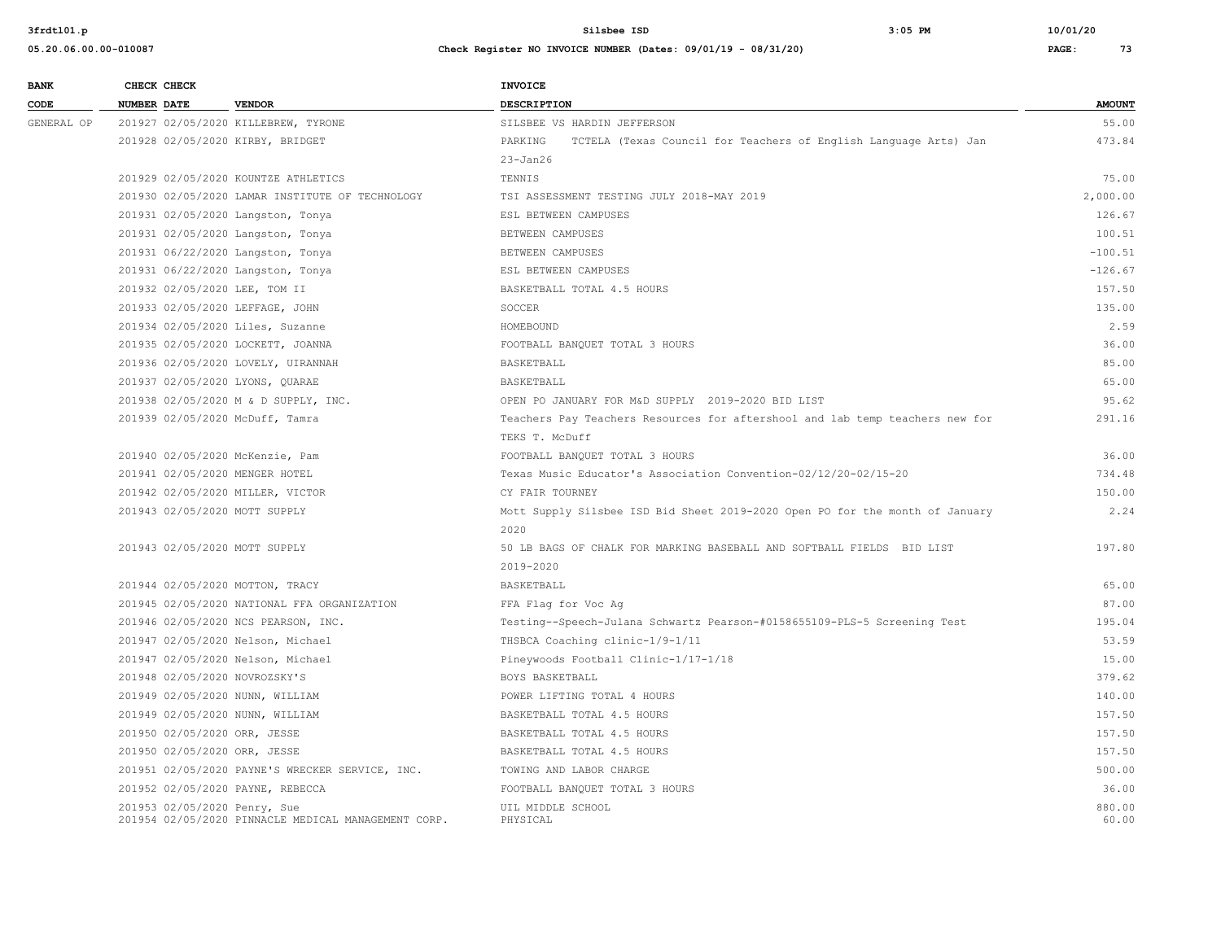| BANK CODE | CHECK NUMBER | CHECK DATE | VENDOR | INVOICE DESCRIPTION | AMOUNT |
|---|---|---|---|---|---|
| GENERAL OP | 201927 | 02/05/2020 | KILLEBREW, TYRONE | SILSBEE VS HARDIN JEFFERSON | 55.00 |
| | 201928 | 02/05/2020 | KIRBY, BRIDGET | PARKING TCTELA (Texas Council for Teachers of English Language Arts) Jan 23-Jan26 | 473.84 |
| | 201929 | 02/05/2020 | KOUNTZE ATHLETICS | TENNIS | 75.00 |
| | 201930 | 02/05/2020 | LAMAR INSTITUTE OF TECHNOLOGY | TSI ASSESSMENT TESTING JULY 2018-MAY 2019 | 2,000.00 |
| | 201931 | 02/05/2020 | Langston, Tonya | ESL BETWEEN CAMPUSES | 126.67 |
| | 201931 | 02/05/2020 | Langston, Tonya | BETWEEN CAMPUSES | 100.51 |
| | 201931 | 06/22/2020 | Langston, Tonya | BETWEEN CAMPUSES | -100.51 |
| | 201931 | 06/22/2020 | Langston, Tonya | ESL BETWEEN CAMPUSES | -126.67 |
| | 201932 | 02/05/2020 | LEE, TOM II | BASKETBALL TOTAL 4.5 HOURS | 157.50 |
| | 201933 | 02/05/2020 | LEFFAGE, JOHN | SOCCER | 135.00 |
| | 201934 | 02/05/2020 | Liles, Suzanne | HOMEBOUND | 2.59 |
| | 201935 | 02/05/2020 | LOCKETT, JOANNA | FOOTBALL BANQUET TOTAL 3 HOURS | 36.00 |
| | 201936 | 02/05/2020 | LOVELY, UIRANNAH | BASKETBALL | 85.00 |
| | 201937 | 02/05/2020 | LYONS, QUARAE | BASKETBALL | 65.00 |
| | 201938 | 02/05/2020 | M & D SUPPLY, INC. | OPEN PO JANUARY FOR M&D SUPPLY 2019-2020 BID LIST | 95.62 |
| | 201939 | 02/05/2020 | McDuff, Tamra | Teachers Pay Teachers Resources for aftershool and lab temp teachers new for TEKS T. McDuff | 291.16 |
| | 201940 | 02/05/2020 | McKenzie, Pam | FOOTBALL BANQUET TOTAL 3 HOURS | 36.00 |
| | 201941 | 02/05/2020 | MENGER HOTEL | Texas Music Educator's Association Convention-02/12/20-02/15-20 | 734.48 |
| | 201942 | 02/05/2020 | MILLER, VICTOR | CY FAIR TOURNEY | 150.00 |
| | 201943 | 02/05/2020 | MOTT SUPPLY | Mott Supply Silsbee ISD Bid Sheet 2019-2020 Open PO for the month of January 2020 | 2.24 |
| | 201943 | 02/05/2020 | MOTT SUPPLY | 50 LB BAGS OF CHALK FOR MARKING BASEBALL AND SOFTBALL FIELDS BID LIST 2019-2020 | 197.80 |
| | 201944 | 02/05/2020 | MOTTON, TRACY | BASKETBALL | 65.00 |
| | 201945 | 02/05/2020 | NATIONAL FFA ORGANIZATION | FFA Flag for Voc Ag | 87.00 |
| | 201946 | 02/05/2020 | NCS PEARSON, INC. | Testing--Speech-Julana Schwartz Pearson-#0158655109-PLS-5 Screening Test | 195.04 |
| | 201947 | 02/05/2020 | Nelson, Michael | THSBCA Coaching clinic-1/9-1/11 | 53.59 |
| | 201947 | 02/05/2020 | Nelson, Michael | Pineywoods Football Clinic-1/17-1/18 | 15.00 |
| | 201948 | 02/05/2020 | NOVROZSKY'S | BOYS BASKETBALL | 379.62 |
| | 201949 | 02/05/2020 | NUNN, WILLIAM | POWER LIFTING TOTAL 4 HOURS | 140.00 |
| | 201949 | 02/05/2020 | NUNN, WILLIAM | BASKETBALL TOTAL 4.5 HOURS | 157.50 |
| | 201950 | 02/05/2020 | ORR, JESSE | BASKETBALL TOTAL 4.5 HOURS | 157.50 |
| | 201950 | 02/05/2020 | ORR, JESSE | BASKETBALL TOTAL 4.5 HOURS | 157.50 |
| | 201951 | 02/05/2020 | PAYNE'S WRECKER SERVICE, INC. | TOWING AND LABOR CHARGE | 500.00 |
| | 201952 | 02/05/2020 | PAYNE, REBECCA | FOOTBALL BANQUET TOTAL 3 HOURS | 36.00 |
| | 201953 | 02/05/2020 | Penry, Sue | UIL MIDDLE SCHOOL | 880.00 |
| | 201954 | 02/05/2020 | PINNACLE MEDICAL MANAGEMENT CORP. | PHYSICAL | 60.00 |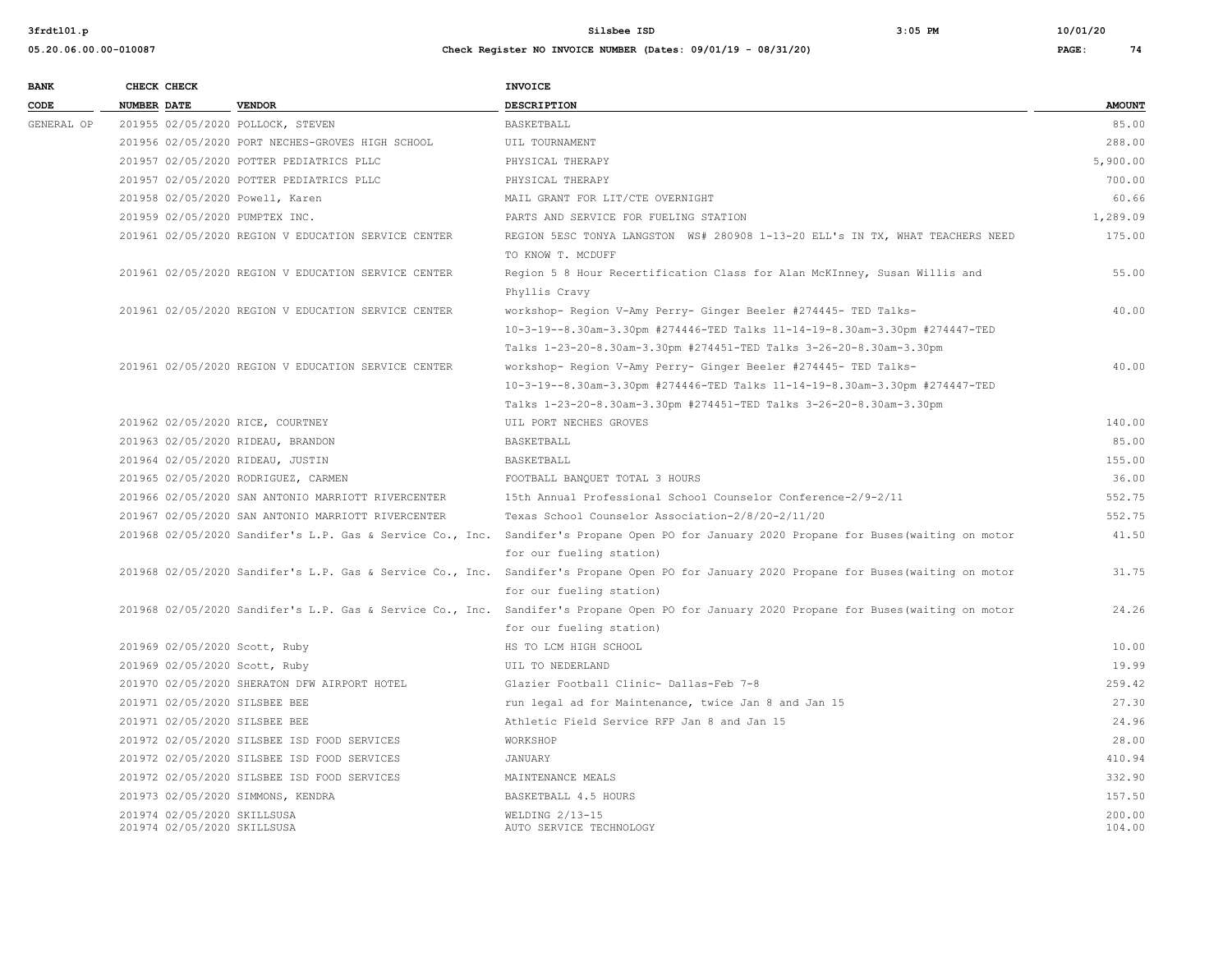| BANK CODE | CHECK NUMBER | CHECK DATE | VENDOR | INVOICE DESCRIPTION | AMOUNT |
|---|---|---|---|---|---|
| GENERAL OP | 201955 | 02/05/2020 | POLLOCK, STEVEN | BASKETBALL | 85.00 |
| | 201956 | 02/05/2020 | PORT NECHES-GROVES HIGH SCHOOL | UIL TOURNAMENT | 288.00 |
| | 201957 | 02/05/2020 | POTTER PEDIATRICS PLLC | PHYSICAL THERAPY | 5,900.00 |
| | 201957 | 02/05/2020 | POTTER PEDIATRICS PLLC | PHYSICAL THERAPY | 700.00 |
| | 201958 | 02/05/2020 | Powell, Karen | MAIL GRANT FOR LIT/CTE OVERNIGHT | 60.66 |
| | 201959 | 02/05/2020 | PUMPTEX INC. | PARTS AND SERVICE FOR FUELING STATION | 1,289.09 |
| | 201961 | 02/05/2020 | REGION V EDUCATION SERVICE CENTER | REGION 5ESC TONYA LANGSTON WS# 280908 1-13-20 ELL's IN TX, WHAT TEACHERS NEED TO KNOW T. MCDUFF | 175.00 |
| | 201961 | 02/05/2020 | REGION V EDUCATION SERVICE CENTER | Region 5 8 Hour Recertification Class for Alan McKInney, Susan Willis and Phyllis Cravy | 55.00 |
| | 201961 | 02/05/2020 | REGION V EDUCATION SERVICE CENTER | workshop- Region V-Amy Perry- Ginger Beeler #274445- TED Talks- 10-3-19--8.30am-3.30pm #274446-TED Talks 11-14-19-8.30am-3.30pm #274447-TED Talks 1-23-20-8.30am-3.30pm #274451-TED Talks 3-26-20-8.30am-3.30pm | 40.00 |
| | 201961 | 02/05/2020 | REGION V EDUCATION SERVICE CENTER | workshop- Region V-Amy Perry- Ginger Beeler #274445- TED Talks- 10-3-19--8.30am-3.30pm #274446-TED Talks 11-14-19-8.30am-3.30pm #274447-TED Talks 1-23-20-8.30am-3.30pm #274451-TED Talks 3-26-20-8.30am-3.30pm | 40.00 |
| | 201962 | 02/05/2020 | RICE, COURTNEY | UIL PORT NECHES GROVES | 140.00 |
| | 201963 | 02/05/2020 | RIDEAU, BRANDON | BASKETBALL | 85.00 |
| | 201964 | 02/05/2020 | RIDEAU, JUSTIN | BASKETBALL | 155.00 |
| | 201965 | 02/05/2020 | RODRIGUEZ, CARMEN | FOOTBALL BANQUET TOTAL 3 HOURS | 36.00 |
| | 201966 | 02/05/2020 | SAN ANTONIO MARRIOTT RIVERCENTER | 15th Annual Professional School Counselor Conference-2/9-2/11 | 552.75 |
| | 201967 | 02/05/2020 | SAN ANTONIO MARRIOTT RIVERCENTER | Texas School Counselor Association-2/8/20-2/11/20 | 552.75 |
| | 201968 | 02/05/2020 | Sandifer's L.P. Gas & Service Co., Inc. | Sandifer's Propane Open PO for January 2020 Propane for Buses(waiting on motor for our fueling station) | 41.50 |
| | 201968 | 02/05/2020 | Sandifer's L.P. Gas & Service Co., Inc. | Sandifer's Propane Open PO for January 2020 Propane for Buses(waiting on motor for our fueling station) | 31.75 |
| | 201968 | 02/05/2020 | Sandifer's L.P. Gas & Service Co., Inc. | Sandifer's Propane Open PO for January 2020 Propane for Buses(waiting on motor for our fueling station) | 24.26 |
| | 201969 | 02/05/2020 | Scott, Ruby | HS TO LCM HIGH SCHOOL | 10.00 |
| | 201969 | 02/05/2020 | Scott, Ruby | UIL TO NEDERLAND | 19.99 |
| | 201970 | 02/05/2020 | SHERATON DFW AIRPORT HOTEL | Glazier Football Clinic- Dallas-Feb 7-8 | 259.42 |
| | 201971 | 02/05/2020 | SILSBEE BEE | run legal ad for Maintenance, twice Jan 8 and Jan 15 | 27.30 |
| | 201971 | 02/05/2020 | SILSBEE BEE | Athletic Field Service RFP Jan 8 and Jan 15 | 24.96 |
| | 201972 | 02/05/2020 | SILSBEE ISD FOOD SERVICES | WORKSHOP | 28.00 |
| | 201972 | 02/05/2020 | SILSBEE ISD FOOD SERVICES | JANUARY | 410.94 |
| | 201972 | 02/05/2020 | SILSBEE ISD FOOD SERVICES | MAINTENANCE MEALS | 332.90 |
| | 201973 | 02/05/2020 | SIMMONS, KENDRA | BASKETBALL 4.5 HOURS | 157.50 |
| | 201974 | 02/05/2020 | SKILLSUSA | WELDING 2/13-15 | 200.00 |
| | 201974 | 02/05/2020 | SKILLSUSA | AUTO SERVICE TECHNOLOGY | 104.00 |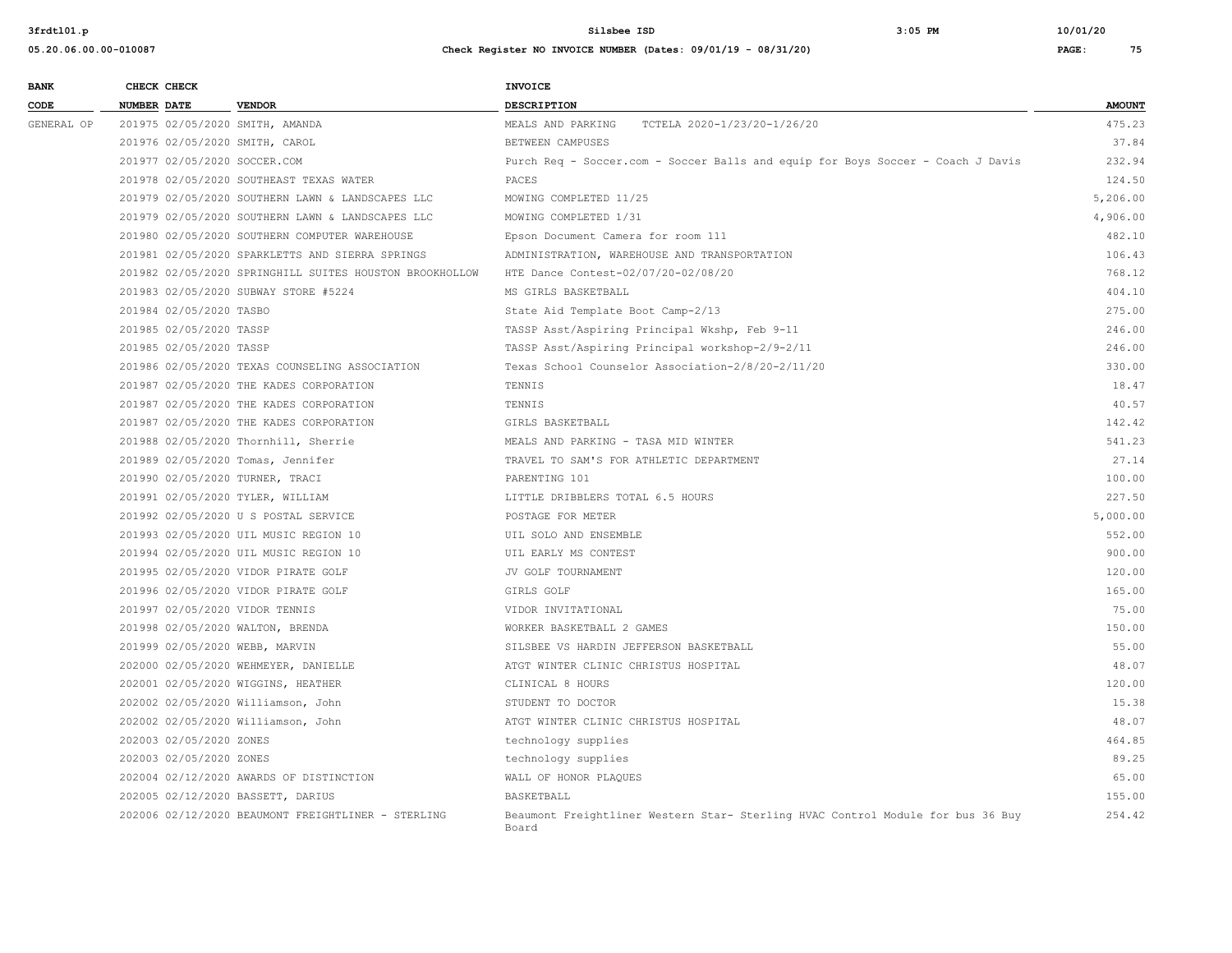| BANK CODE | CHECK NUMBER | CHECK DATE | VENDOR | INVOICE DESCRIPTION | AMOUNT |
|---|---|---|---|---|---|
| GENERAL OP | 201975 | 02/05/2020 | SMITH, AMANDA | MEALS AND PARKING TCTELA 2020-1/23/20-1/26/20 | 475.23 |
| | 201976 | 02/05/2020 | SMITH, CAROL | BETWEEN CAMPUSES | 37.84 |
| | 201977 | 02/05/2020 | SOCCER.COM | Purch Req - Soccer.com - Soccer Balls and equip for Boys Soccer - Coach J Davis | 232.94 |
| | 201978 | 02/05/2020 | SOUTHEAST TEXAS WATER | PACES | 124.50 |
| | 201979 | 02/05/2020 | SOUTHERN LAWN & LANDSCAPES LLC | MOWING COMPLETED 11/25 | 5,206.00 |
| | 201979 | 02/05/2020 | SOUTHERN LAWN & LANDSCAPES LLC | MOWING COMPLETED 1/31 | 4,906.00 |
| | 201980 | 02/05/2020 | SOUTHERN COMPUTER WAREHOUSE | Epson Document Camera for room 111 | 482.10 |
| | 201981 | 02/05/2020 | SPARKLETTS AND SIERRA SPRINGS | ADMINISTRATION, WAREHOUSE AND TRANSPORTATION | 106.43 |
| | 201982 | 02/05/2020 | SPRINGHILL SUITES HOUSTON BROOKHOLLOW | HTE Dance Contest-02/07/20-02/08/20 | 768.12 |
| | 201983 | 02/05/2020 | SUBWAY STORE #5224 | MS GIRLS BASKETBALL | 404.10 |
| | 201984 | 02/05/2020 | TASBO | State Aid Template Boot Camp-2/13 | 275.00 |
| | 201985 | 02/05/2020 | TASSP | TASSP Asst/Aspiring Principal Wkshp, Feb 9-11 | 246.00 |
| | 201985 | 02/05/2020 | TASSP | TASSP Asst/Aspiring Principal workshop-2/9-2/11 | 246.00 |
| | 201986 | 02/05/2020 | TEXAS COUNSELING ASSOCIATION | Texas School Counselor Association-2/8/20-2/11/20 | 330.00 |
| | 201987 | 02/05/2020 | THE KADES CORPORATION | TENNIS | 18.47 |
| | 201987 | 02/05/2020 | THE KADES CORPORATION | TENNIS | 40.57 |
| | 201987 | 02/05/2020 | THE KADES CORPORATION | GIRLS BASKETBALL | 142.42 |
| | 201988 | 02/05/2020 | Thornhill, Sherrie | MEALS AND PARKING - TASA MID WINTER | 541.23 |
| | 201989 | 02/05/2020 | Tomas, Jennifer | TRAVEL TO SAM'S FOR ATHLETIC DEPARTMENT | 27.14 |
| | 201990 | 02/05/2020 | TURNER, TRACI | PARENTING 101 | 100.00 |
| | 201991 | 02/05/2020 | TYLER, WILLIAM | LITTLE DRIBBLERS TOTAL 6.5 HOURS | 227.50 |
| | 201992 | 02/05/2020 | U S POSTAL SERVICE | POSTAGE FOR METER | 5,000.00 |
| | 201993 | 02/05/2020 | UIL MUSIC REGION 10 | UIL SOLO AND ENSEMBLE | 552.00 |
| | 201994 | 02/05/2020 | UIL MUSIC REGION 10 | UIL EARLY MS CONTEST | 900.00 |
| | 201995 | 02/05/2020 | VIDOR PIRATE GOLF | JV GOLF TOURNAMENT | 120.00 |
| | 201996 | 02/05/2020 | VIDOR PIRATE GOLF | GIRLS GOLF | 165.00 |
| | 201997 | 02/05/2020 | VIDOR TENNIS | VIDOR INVITATIONAL | 75.00 |
| | 201998 | 02/05/2020 | WALTON, BRENDA | WORKER BASKETBALL 2 GAMES | 150.00 |
| | 201999 | 02/05/2020 | WEBB, MARVIN | SILSBEE VS HARDIN JEFFERSON BASKETBALL | 55.00 |
| | 202000 | 02/05/2020 | WEHMEYER, DANIELLE | ATGT WINTER CLINIC CHRISTUS HOSPITAL | 48.07 |
| | 202001 | 02/05/2020 | WIGGINS, HEATHER | CLINICAL 8 HOURS | 120.00 |
| | 202002 | 02/05/2020 | Williamson, John | STUDENT TO DOCTOR | 15.38 |
| | 202002 | 02/05/2020 | Williamson, John | ATGT WINTER CLINIC CHRISTUS HOSPITAL | 48.07 |
| | 202003 | 02/05/2020 | ZONES | technology supplies | 464.85 |
| | 202003 | 02/05/2020 | ZONES | technology supplies | 89.25 |
| | 202004 | 02/12/2020 | AWARDS OF DISTINCTION | WALL OF HONOR PLAQUES | 65.00 |
| | 202005 | 02/12/2020 | BASSETT, DARIUS | BASKETBALL | 155.00 |
| | 202006 | 02/12/2020 | BEAUMONT FREIGHTLINER - STERLING | Beaumont Freightliner Western Star- Sterling HVAC Control Module for bus 36 Buy Board | 254.42 |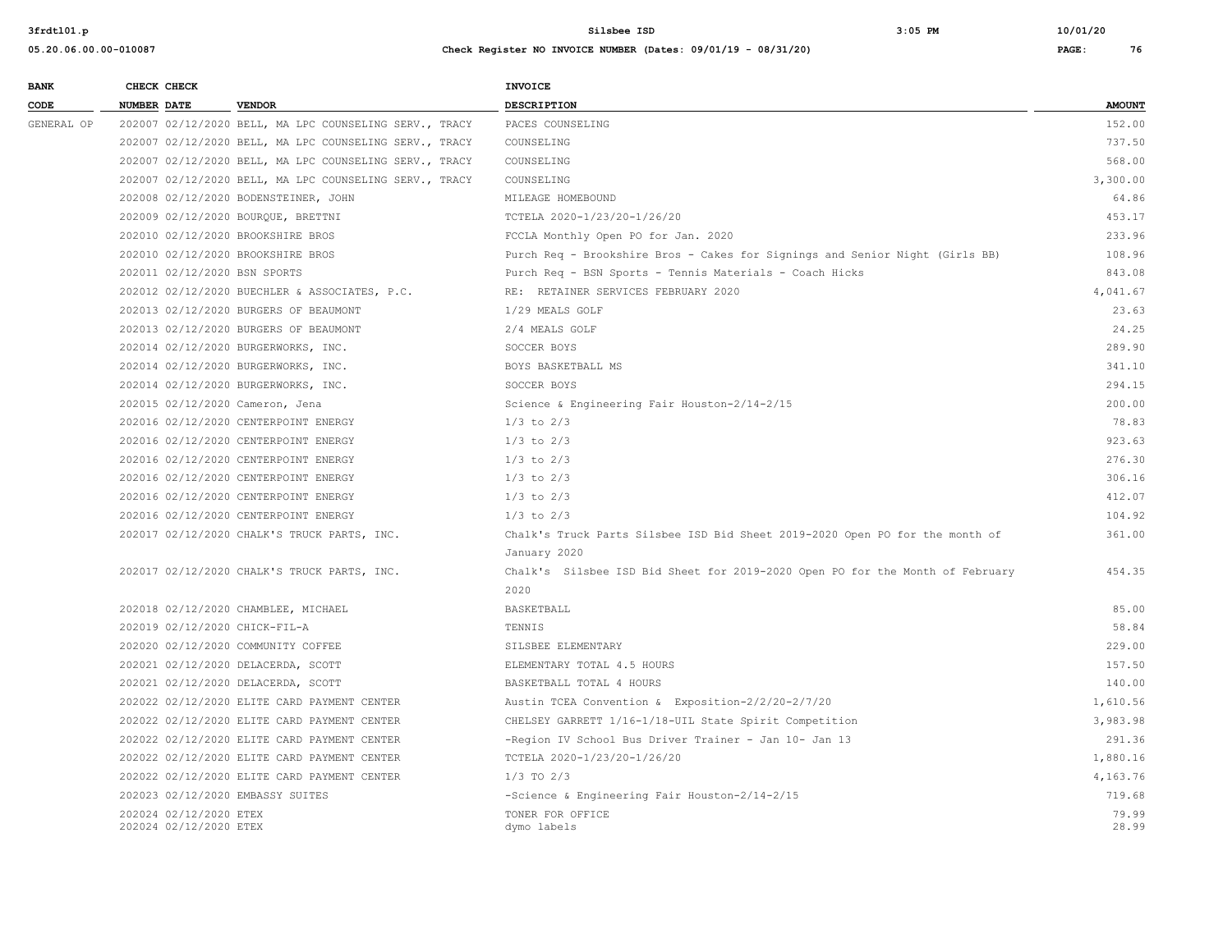| BANK CODE | CHECK NUMBER | CHECK DATE | VENDOR | INVOICE DESCRIPTION | AMOUNT |
|---|---|---|---|---|---|
| GENERAL OP | 202007 | 02/12/2020 | BELL, MA LPC COUNSELING SERV., TRACY | PACES COUNSELING | 152.00 |
| | 202007 | 02/12/2020 | BELL, MA LPC COUNSELING SERV., TRACY | COUNSELING | 737.50 |
| | 202007 | 02/12/2020 | BELL, MA LPC COUNSELING SERV., TRACY | COUNSELING | 568.00 |
| | 202007 | 02/12/2020 | BELL, MA LPC COUNSELING SERV., TRACY | COUNSELING | 3,300.00 |
| | 202008 | 02/12/2020 | BODENSTEINER, JOHN | MILEAGE HOMEBOUND | 64.86 |
| | 202009 | 02/12/2020 | BOURQUE, BRETTNI | TCTELA 2020-1/23/20-1/26/20 | 453.17 |
| | 202010 | 02/12/2020 | BROOKSHIRE BROS | FCCLA Monthly Open PO for Jan. 2020 | 233.96 |
| | 202010 | 02/12/2020 | BROOKSHIRE BROS | Purch Req - Brookshire Bros - Cakes for Signings and Senior Night (Girls BB) | 108.96 |
| | 202011 | 02/12/2020 | BSN SPORTS | Purch Req - BSN Sports - Tennis Materials - Coach Hicks | 843.08 |
| | 202012 | 02/12/2020 | BUECHLER & ASSOCIATES, P.C. | RE: RETAINER SERVICES FEBRUARY 2020 | 4,041.67 |
| | 202013 | 02/12/2020 | BURGERS OF BEAUMONT | 1/29 MEALS GOLF | 23.63 |
| | 202013 | 02/12/2020 | BURGERS OF BEAUMONT | 2/4 MEALS GOLF | 24.25 |
| | 202014 | 02/12/2020 | BURGERWORKS, INC. | SOCCER BOYS | 289.90 |
| | 202014 | 02/12/2020 | BURGERWORKS, INC. | BOYS BASKETBALL MS | 341.10 |
| | 202014 | 02/12/2020 | BURGERWORKS, INC. | SOCCER BOYS | 294.15 |
| | 202015 | 02/12/2020 | Cameron, Jena | Science & Engineering Fair Houston-2/14-2/15 | 200.00 |
| | 202016 | 02/12/2020 | CENTERPOINT ENERGY | 1/3 to 2/3 | 78.83 |
| | 202016 | 02/12/2020 | CENTERPOINT ENERGY | 1/3 to 2/3 | 923.63 |
| | 202016 | 02/12/2020 | CENTERPOINT ENERGY | 1/3 to 2/3 | 276.30 |
| | 202016 | 02/12/2020 | CENTERPOINT ENERGY | 1/3 to 2/3 | 306.16 |
| | 202016 | 02/12/2020 | CENTERPOINT ENERGY | 1/3 to 2/3 | 412.07 |
| | 202016 | 02/12/2020 | CENTERPOINT ENERGY | 1/3 to 2/3 | 104.92 |
| | 202017 | 02/12/2020 | CHALK'S TRUCK PARTS, INC. | Chalk's Truck Parts Silsbee ISD Bid Sheet 2019-2020 Open PO for the month of January 2020 | 361.00 |
| | 202017 | 02/12/2020 | CHALK'S TRUCK PARTS, INC. | Chalk's Silsbee ISD Bid Sheet for 2019-2020 Open PO for the Month of February 2020 | 454.35 |
| | 202018 | 02/12/2020 | CHAMBLEE, MICHAEL | BASKETBALL | 85.00 |
| | 202019 | 02/12/2020 | CHICK-FIL-A | TENNIS | 58.84 |
| | 202020 | 02/12/2020 | COMMUNITY COFFEE | SILSBEE ELEMENTARY | 229.00 |
| | 202021 | 02/12/2020 | DELACERDA, SCOTT | ELEMENTARY TOTAL 4.5 HOURS | 157.50 |
| | 202021 | 02/12/2020 | DELACERDA, SCOTT | BASKETBALL TOTAL 4 HOURS | 140.00 |
| | 202022 | 02/12/2020 | ELITE CARD PAYMENT CENTER | Austin TCEA Convention & Exposition-2/2/20-2/7/20 | 1,610.56 |
| | 202022 | 02/12/2020 | ELITE CARD PAYMENT CENTER | CHELSEY GARRETT 1/16-1/18-UIL State Spirit Competition | 3,983.98 |
| | 202022 | 02/12/2020 | ELITE CARD PAYMENT CENTER | -Region IV School Bus Driver Trainer - Jan 10- Jan 13 | 291.36 |
| | 202022 | 02/12/2020 | ELITE CARD PAYMENT CENTER | TCTELA 2020-1/23/20-1/26/20 | 1,880.16 |
| | 202022 | 02/12/2020 | ELITE CARD PAYMENT CENTER | 1/3 TO 2/3 | 4,163.76 |
| | 202023 | 02/12/2020 | EMBASSY SUITES | -Science & Engineering Fair Houston-2/14-2/15 | 719.68 |
| | 202024 | 02/12/2020 | ETEX | TONER FOR OFFICE | 79.99 |
| | 202024 | 02/12/2020 | ETEX | dymo labels | 28.99 |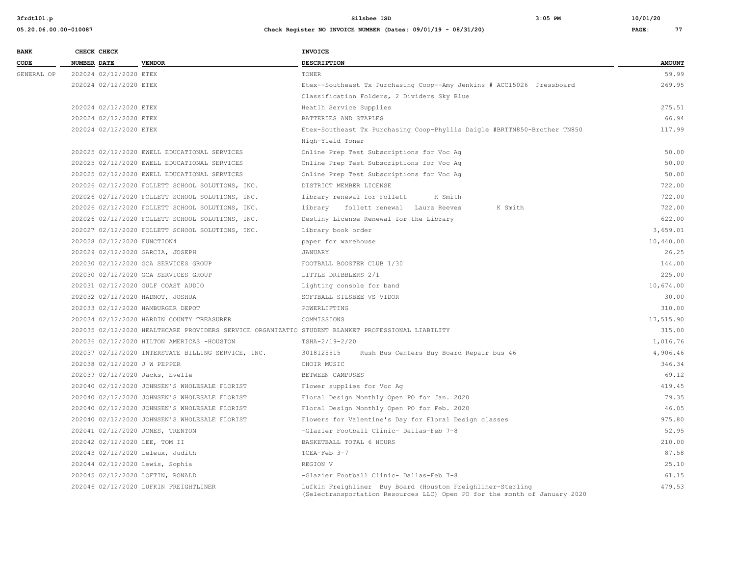| BANK CODE | CHECK NUMBER | CHECK DATE | VENDOR | INVOICE DESCRIPTION | AMOUNT |
|---|---|---|---|---|---|
| GENERAL OP | 202024 | 02/12/2020 | ETEX | TONER | 59.99 |
| | 202024 | 02/12/2020 | ETEX | Etex--Southeast Tx Purchasing Coop--Amy Jenkins # ACC15026 Pressboard Classification Folders, 2 Dividers Sky Blue | 269.95 |
| | 202024 | 02/12/2020 | ETEX | Heatlh Service Supplies | 275.51 |
| | 202024 | 02/12/2020 | ETEX | BATTERIES AND STAPLES | 66.94 |
| | 202024 | 02/12/2020 | ETEX | Etex-Southeast Tx Purchasing Coop-Phyllis Daigle #BRTTN850-Brother TN850 High-Yield Toner | 117.99 |
| | 202025 | 02/12/2020 | EWELL EDUCATIONAL SERVICES | Online Prep Test Subscriptions for Voc Ag | 50.00 |
| | 202025 | 02/12/2020 | EWELL EDUCATIONAL SERVICES | Online Prep Test Subscriptions for Voc Ag | 50.00 |
| | 202025 | 02/12/2020 | EWELL EDUCATIONAL SERVICES | Online Prep Test Subscriptions for Voc Ag | 50.00 |
| | 202026 | 02/12/2020 | FOLLETT SCHOOL SOLUTIONS, INC. | DISTRICT MEMBER LICENSE | 722.00 |
| | 202026 | 02/12/2020 | FOLLETT SCHOOL SOLUTIONS, INC. | library renewal for Follett K Smith | 722.00 |
| | 202026 | 02/12/2020 | FOLLETT SCHOOL SOLUTIONS, INC. | library follett renewal Laura Reeves K Smith | 722.00 |
| | 202026 | 02/12/2020 | FOLLETT SCHOOL SOLUTIONS, INC. | Destiny License Renewal for the Library | 622.00 |
| | 202027 | 02/12/2020 | FOLLETT SCHOOL SOLUTIONS, INC. | Library book order | 3,659.01 |
| | 202028 | 02/12/2020 | FUNCTION4 | paper for warehouse | 10,440.00 |
| | 202029 | 02/12/2020 | GARCIA, JOSEPH | JANUARY | 26.25 |
| | 202030 | 02/12/2020 | GCA SERVICES GROUP | FOOTBALL BOOSTER CLUB 1/30 | 144.00 |
| | 202030 | 02/12/2020 | GCA SERVICES GROUP | LITTLE DRIBBLERS 2/1 | 225.00 |
| | 202031 | 02/12/2020 | GULF COAST AUDIO | Lighting console for band | 10,674.00 |
| | 202032 | 02/12/2020 | HADNOT, JOSHUA | SOFTBALL SILSBEE VS VIDOR | 30.00 |
| | 202033 | 02/12/2020 | HAMBURGER DEPOT | POWERLIFTING | 310.00 |
| | 202034 | 02/12/2020 | HARDIN COUNTY TREASURER | COMMISSIONS | 17,515.90 |
| | 202035 | 02/12/2020 | HEALTHCARE PROVIDERS SERVICE ORGANIZATIO | STUDENT BLANKET PROFESSIONAL LIABILITY | 315.00 |
| | 202036 | 02/12/2020 | HILTON AMERICAS -HOUSTON | TSHA-2/19-2/20 | 1,016.76 |
| | 202037 | 02/12/2020 | INTERSTATE BILLING SERVICE, INC. | 3018125515 Rush Bus Centers Buy Board Repair bus 46 | 4,906.46 |
| | 202038 | 02/12/2020 | J W PEPPER | CHOIR MUSIC | 346.34 |
| | 202039 | 02/12/2020 | Jacks, Evelle | BETWEEN CAMPUSES | 69.12 |
| | 202040 | 02/12/2020 | JOHNSEN'S WHOLESALE FLORIST | Flower supplies for Voc Ag | 419.45 |
| | 202040 | 02/12/2020 | JOHNSEN'S WHOLESALE FLORIST | Floral Design Monthly Open PO for Jan. 2020 | 79.35 |
| | 202040 | 02/12/2020 | JOHNSEN'S WHOLESALE FLORIST | Floral Design Monthly Open PO for Feb. 2020 | 46.05 |
| | 202040 | 02/12/2020 | JOHNSEN'S WHOLESALE FLORIST | Flowers for Valentine's Day for Floral Design classes | 975.80 |
| | 202041 | 02/12/2020 | JONES, TRENTON | -Glazier Football Clinic- Dallas-Feb 7-8 | 52.95 |
| | 202042 | 02/12/2020 | LEE, TOM II | BASKETBALL TOTAL 6 HOURS | 210.00 |
| | 202043 | 02/12/2020 | Leleux, Judith | TCEA-Feb 3-7 | 87.58 |
| | 202044 | 02/12/2020 | Lewis, Sophia | REGION V | 25.10 |
| | 202045 | 02/12/2020 | LOFTIN, RONALD | -Glazier Football Clinic- Dallas-Feb 7-8 | 61.15 |
| | 202046 | 02/12/2020 | LUFKIN FREIGHTLINER | Lufkin Freighliner Buy Board (Houston Freighliner-Sterling (Selectransportation Resources LLC) Open PO for the month of January 2020 | 479.53 |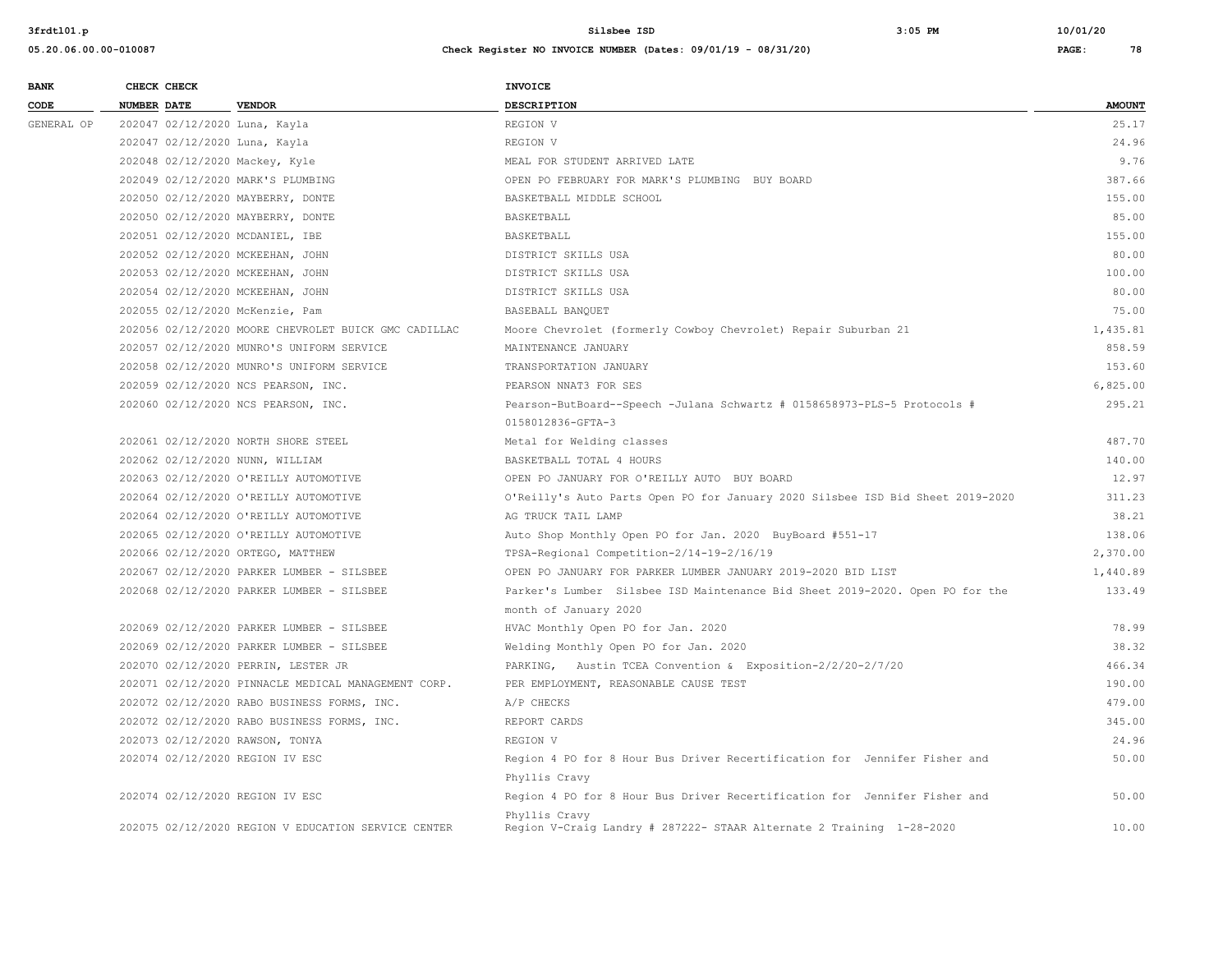| BANK CODE | CHECK NUMBER | CHECK DATE | VENDOR | INVOICE DESCRIPTION | AMOUNT |
|---|---|---|---|---|---|
| GENERAL OP | 202047 | 02/12/2020 | Luna, Kayla | REGION V | 25.17 |
| | 202047 | 02/12/2020 | Luna, Kayla | REGION V | 24.96 |
| | 202048 | 02/12/2020 | Mackey, Kyle | MEAL FOR STUDENT ARRIVED LATE | 9.76 |
| | 202049 | 02/12/2020 | MARK'S PLUMBING | OPEN PO FEBRUARY FOR MARK'S PLUMBING BUY BOARD | 387.66 |
| | 202050 | 02/12/2020 | MAYBERRY, DONTE | BASKETBALL MIDDLE SCHOOL | 155.00 |
| | 202050 | 02/12/2020 | MAYBERRY, DONTE | BASKETBALL | 85.00 |
| | 202051 | 02/12/2020 | MCDANIEL, IBE | BASKETBALL | 155.00 |
| | 202052 | 02/12/2020 | MCKEEHAN, JOHN | DISTRICT SKILLS USA | 80.00 |
| | 202053 | 02/12/2020 | MCKEEHAN, JOHN | DISTRICT SKILLS USA | 100.00 |
| | 202054 | 02/12/2020 | MCKEEHAN, JOHN | DISTRICT SKILLS USA | 80.00 |
| | 202055 | 02/12/2020 | McKenzie, Pam | BASEBALL BANQUET | 75.00 |
| | 202056 | 02/12/2020 | MOORE CHEVROLET BUICK GMC CADILLAC | Moore Chevrolet (formerly Cowboy Chevrolet) Repair Suburban 21 | 1,435.81 |
| | 202057 | 02/12/2020 | MUNRO'S UNIFORM SERVICE | MAINTENANCE JANUARY | 858.59 |
| | 202058 | 02/12/2020 | MUNRO'S UNIFORM SERVICE | TRANSPORTATION JANUARY | 153.60 |
| | 202059 | 02/12/2020 | NCS PEARSON, INC. | PEARSON NNAT3 FOR SES | 6,825.00 |
| | 202060 | 02/12/2020 | NCS PEARSON, INC. | Pearson-ButBoard--Speech -Julana Schwartz # 0158658973-PLS-5 Protocols # 0158012836-GFTA-3 | 295.21 |
| | 202061 | 02/12/2020 | NORTH SHORE STEEL | Metal for Welding classes | 487.70 |
| | 202062 | 02/12/2020 | NUNN, WILLIAM | BASKETBALL TOTAL 4 HOURS | 140.00 |
| | 202063 | 02/12/2020 | O'REILLY AUTOMOTIVE | OPEN PO JANUARY FOR O'REILLY AUTO BUY BOARD | 12.97 |
| | 202064 | 02/12/2020 | O'REILLY AUTOMOTIVE | O'Reilly's Auto Parts Open PO for January 2020 Silsbee ISD Bid Sheet 2019-2020 | 311.23 |
| | 202064 | 02/12/2020 | O'REILLY AUTOMOTIVE | AG TRUCK TAIL LAMP | 38.21 |
| | 202065 | 02/12/2020 | O'REILLY AUTOMOTIVE | Auto Shop Monthly Open PO for Jan. 2020 BuyBoard #551-17 | 138.06 |
| | 202066 | 02/12/2020 | ORTEGO, MATTHEW | TPSA-Regional Competition-2/14-19-2/16/19 | 2,370.00 |
| | 202067 | 02/12/2020 | PARKER LUMBER - SILSBEE | OPEN PO JANUARY FOR PARKER LUMBER JANUARY 2019-2020 BID LIST | 1,440.89 |
| | 202068 | 02/12/2020 | PARKER LUMBER - SILSBEE | Parker's Lumber Silsbee ISD Maintenance Bid Sheet 2019-2020. Open PO for the month of January 2020 | 133.49 |
| | 202069 | 02/12/2020 | PARKER LUMBER - SILSBEE | HVAC Monthly Open PO for Jan. 2020 | 78.99 |
| | 202069 | 02/12/2020 | PARKER LUMBER - SILSBEE | Welding Monthly Open PO for Jan. 2020 | 38.32 |
| | 202070 | 02/12/2020 | PERRIN, LESTER JR | PARKING, Austin TCEA Convention & Exposition-2/2/20-2/7/20 | 466.34 |
| | 202071 | 02/12/2020 | PINNACLE MEDICAL MANAGEMENT CORP. | PER EMPLOYMENT, REASONABLE CAUSE TEST | 190.00 |
| | 202072 | 02/12/2020 | RABO BUSINESS FORMS, INC. | A/P CHECKS | 479.00 |
| | 202072 | 02/12/2020 | RABO BUSINESS FORMS, INC. | REPORT CARDS | 345.00 |
| | 202073 | 02/12/2020 | RAWSON, TONYA | REGION V | 24.96 |
| | 202074 | 02/12/2020 | REGION IV ESC | Region 4 PO for 8 Hour Bus Driver Recertification for Jennifer Fisher and Phyllis Cravy | 50.00 |
| | 202074 | 02/12/2020 | REGION IV ESC | Region 4 PO for 8 Hour Bus Driver Recertification for Jennifer Fisher and Phyllis Cravy | 50.00 |
| | 202075 | 02/12/2020 | REGION V EDUCATION SERVICE CENTER | Region V-Craig Landry # 287222- STAAR Alternate 2 Training 1-28-2020 | 10.00 |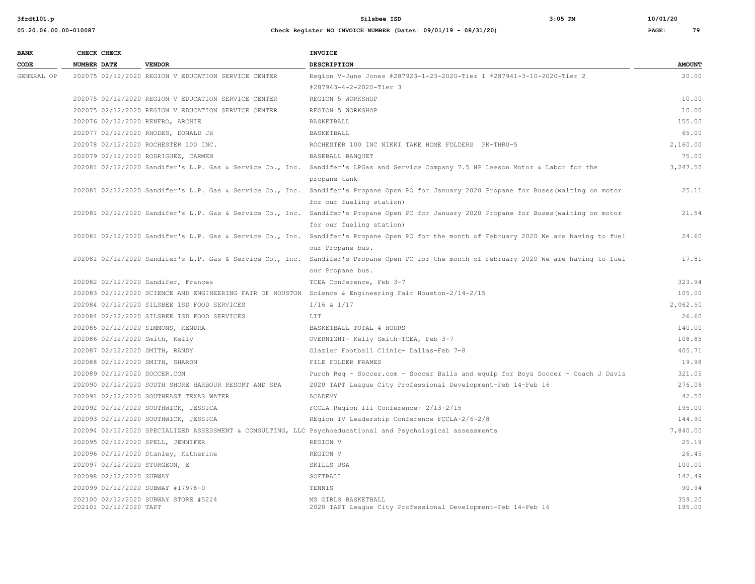Silsbee ISD

Check Register NO INVOICE NUMBER (Dates: 09/01/19 - 08/31/20)

| BANK CODE | CHECK NUMBER | CHECK DATE | VENDOR | INVOICE DESCRIPTION | AMOUNT |
|---|---|---|---|---|---|
| GENERAL OP | 202075 | 02/12/2020 | REGION V EDUCATION SERVICE CENTER | Region V-June Jones #287923-1-23-2020-Tier 1 #287941-3-10-2020-Tier 2 #287943-4-2-2020-Tier 3 | 20.00 |
| | 202075 | 02/12/2020 | REGION V EDUCATION SERVICE CENTER | REGION 5 WORKSHOP | 10.00 |
| | 202075 | 02/12/2020 | REGION V EDUCATION SERVICE CENTER | REGION 5 WORKSHOP | 10.00 |
| | 202076 | 02/12/2020 | RENFRO, ARCHIE | BASKETBALL | 155.00 |
| | 202077 | 02/12/2020 | RHODES, DONALD JR | BASKETBALL | 65.00 |
| | 202078 | 02/12/2020 | ROCHESTER 100 INC. | ROCHESTER 100 INC NIKKI TAKE HOME FOLDERS PK-THRU-5 | 2,160.00 |
| | 202079 | 02/12/2020 | RODRIGUEZ, CARMEN | BASEBALL BANQUET | 75.00 |
| | 202081 | 02/12/2020 | Sandifer's L.P. Gas & Service Co., Inc. | Sandifer's LPGas and Service Company 7.5 HP Leeson Motor & Labor for the propane tank | 3,247.50 |
| | 202081 | 02/12/2020 | Sandifer's L.P. Gas & Service Co., Inc. | Sandifer's Propane Open PO for January 2020 Propane for Buses(waiting on motor for our fueling station) | 25.11 |
| | 202081 | 02/12/2020 | Sandifer's L.P. Gas & Service Co., Inc. | Sandifer's Propane Open PO for January 2020 Propane for Buses(waiting on motor for our fueling station) | 21.54 |
| | 202081 | 02/12/2020 | Sandifer's L.P. Gas & Service Co., Inc. | Sandifer's Propane Open PO for the month of February 2020 We are having to fuel our Propane bus. | 24.60 |
| | 202081 | 02/12/2020 | Sandifer's L.P. Gas & Service Co., Inc. | Sandifer's Propane Open PO for the month of February 2020 We are having to fuel our Propane bus. | 17.81 |
| | 202082 | 02/12/2020 | Sandifer, Frances | TCEA Conference, Feb 3-7 | 323.94 |
| | 202083 | 02/12/2020 | SCIENCE AND ENGINEERING FAIR OF HOUSTON | Science & Engineering Fair Houston-2/14-2/15 | 105.00 |
| | 202084 | 02/12/2020 | SILSBEE ISD FOOD SERVICES | 1/16 & 1/17 | 2,062.50 |
| | 202084 | 02/12/2020 | SILSBEE ISD FOOD SERVICES | LIT | 26.60 |
| | 202085 | 02/12/2020 | SIMMONS, KENDRA | BASKETBALL TOTAL 4 HOURS | 140.00 |
| | 202086 | 02/12/2020 | Smith, Kelly | OVERNIGHT- Kelly Smith-TCEA, Feb 3-7 | 108.85 |
| | 202087 | 02/12/2020 | SMITH, RANDY | Glazier Football Clinic- Dallas-Feb 7-8 | 405.71 |
| | 202088 | 02/12/2020 | SMITH, SHARON | FILE FOLDER FRAMES | 19.98 |
| | 202089 | 02/12/2020 | SOCCER.COM | Purch Req - Soccer.com - Soccer Balls and equip for Boys Soccer - Coach J Davis | 321.05 |
| | 202090 | 02/12/2020 | SOUTH SHORE HARBOUR RESORT AND SPA | 2020 TAPT League City Professional Development-Feb 14-Feb 16 | 276.06 |
| | 202091 | 02/12/2020 | SOUTHEAST TEXAS WATER | ACADEMY | 42.50 |
| | 202092 | 02/12/2020 | SOUTHWICK, JESSICA | FCCLA Region III Conference- 2/13-2/15 | 195.00 |
| | 202093 | 02/12/2020 | SOUTHWICK, JESSICA | REgion IV Leadership Conference FCCLA-2/6-2/8 | 144.90 |
| | 202094 | 02/12/2020 | SPECIALIZED ASSESSMENT & CONSULTING, LLC | Psychoeducational and Psychological assessments | 7,840.00 |
| | 202095 | 02/12/2020 | SPELL, JENNIFER | REGION V | 25.19 |
| | 202096 | 02/12/2020 | Stanley, Katherine | REGION V | 26.45 |
| | 202097 | 02/12/2020 | STURGEON, E | SKILLS USA | 100.00 |
| | 202098 | 02/12/2020 | SUBWAY | SOFTBALL | 142.49 |
| | 202099 | 02/12/2020 | SUBWAY #17978-0 | TENNIS | 90.94 |
| | 202100 | 02/12/2020 | SUBWAY STORE #5224 | MS GIRLS BASKETBALL | 359.20 |
| | 202101 | 02/12/2020 | TAPT | 2020 TAPT League City Professional Development-Feb 14-Feb 16 | 195.00 |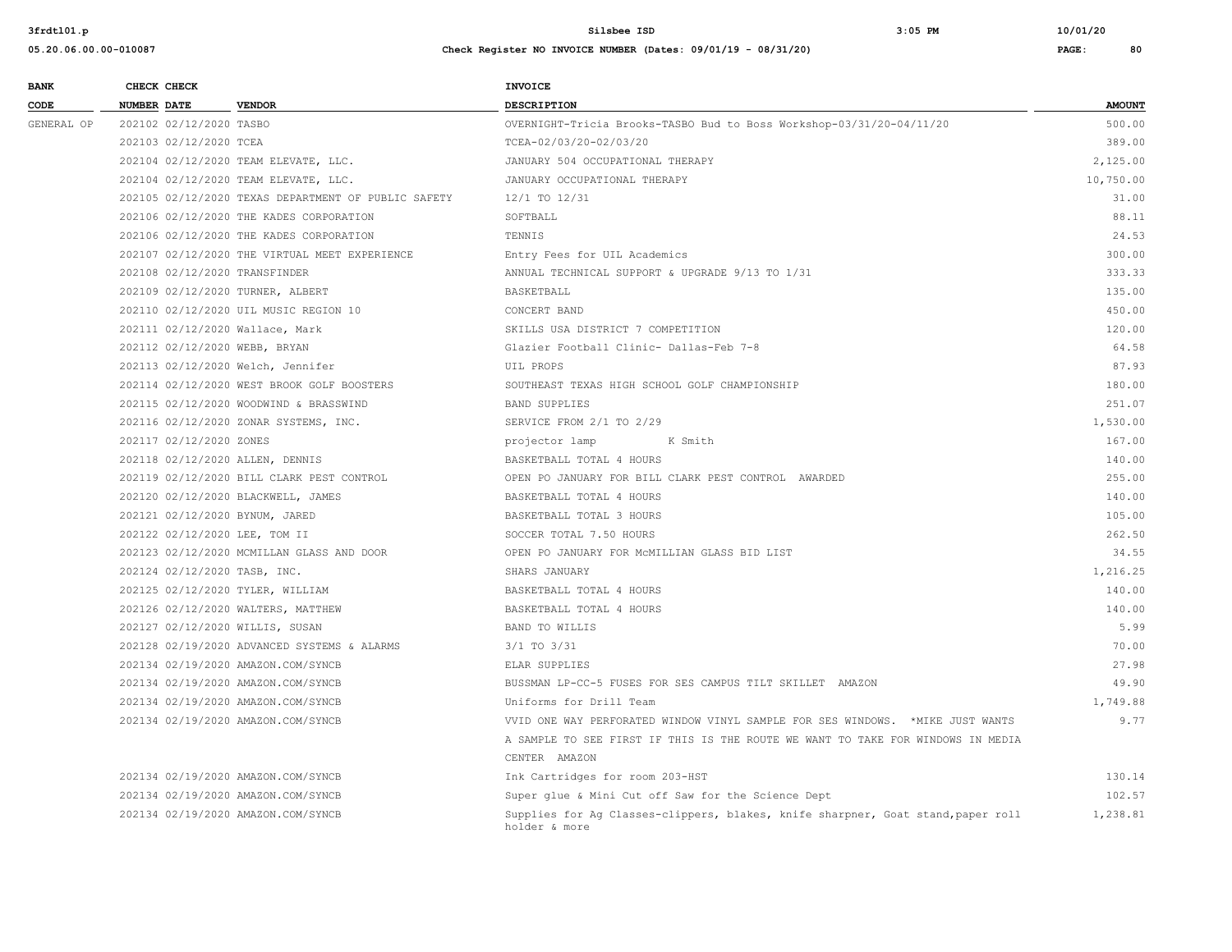| BANK CODE | CHECK NUMBER | CHECK DATE | VENDOR | INVOICE DESCRIPTION | AMOUNT |
|---|---|---|---|---|---|
| GENERAL OP | 202102 | 02/12/2020 | TASBO | OVERNIGHT-Tricia Brooks-TASBO Bud to Boss Workshop-03/31/20-04/11/20 | 500.00 |
| | 202103 | 02/12/2020 | TCEA | TCEA-02/03/20-02/03/20 | 389.00 |
| | 202104 | 02/12/2020 | TEAM ELEVATE, LLC. | JANUARY 504 OCCUPATIONAL THERAPY | 2,125.00 |
| | 202104 | 02/12/2020 | TEAM ELEVATE, LLC. | JANUARY OCCUPATIONAL THERAPY | 10,750.00 |
| | 202105 | 02/12/2020 | TEXAS DEPARTMENT OF PUBLIC SAFETY | 12/1 TO 12/31 | 31.00 |
| | 202106 | 02/12/2020 | THE KADES CORPORATION | SOFTBALL | 88.11 |
| | 202106 | 02/12/2020 | THE KADES CORPORATION | TENNIS | 24.53 |
| | 202107 | 02/12/2020 | THE VIRTUAL MEET EXPERIENCE | Entry Fees for UIL Academics | 300.00 |
| | 202108 | 02/12/2020 | TRANSFINDER | ANNUAL TECHNICAL SUPPORT & UPGRADE 9/13 TO 1/31 | 333.33 |
| | 202109 | 02/12/2020 | TURNER, ALBERT | BASKETBALL | 135.00 |
| | 202110 | 02/12/2020 | UIL MUSIC REGION 10 | CONCERT BAND | 450.00 |
| | 202111 | 02/12/2020 | Wallace, Mark | SKILLS USA DISTRICT 7 COMPETITION | 120.00 |
| | 202112 | 02/12/2020 | WEBB, BRYAN | Glazier Football Clinic- Dallas-Feb 7-8 | 64.58 |
| | 202113 | 02/12/2020 | Welch, Jennifer | UIL PROPS | 87.93 |
| | 202114 | 02/12/2020 | WEST BROOK GOLF BOOSTERS | SOUTHEAST TEXAS HIGH SCHOOL GOLF CHAMPIONSHIP | 180.00 |
| | 202115 | 02/12/2020 | WOODWIND & BRASSWIND | BAND SUPPLIES | 251.07 |
| | 202116 | 02/12/2020 | ZONAR SYSTEMS, INC. | SERVICE FROM 2/1 TO 2/29 | 1,530.00 |
| | 202117 | 02/12/2020 | ZONES | projector lamp K Smith | 167.00 |
| | 202118 | 02/12/2020 | ALLEN, DENNIS | BASKETBALL TOTAL 4 HOURS | 140.00 |
| | 202119 | 02/12/2020 | BILL CLARK PEST CONTROL | OPEN PO JANUARY FOR BILL CLARK PEST CONTROL AWARDED | 255.00 |
| | 202120 | 02/12/2020 | BLACKWELL, JAMES | BASKETBALL TOTAL 4 HOURS | 140.00 |
| | 202121 | 02/12/2020 | BYNUM, JARED | BASKETBALL TOTAL 3 HOURS | 105.00 |
| | 202122 | 02/12/2020 | LEE, TOM II | SOCCER TOTAL 7.50 HOURS | 262.50 |
| | 202123 | 02/12/2020 | MCMILLAN GLASS AND DOOR | OPEN PO JANUARY FOR McMILLIAN GLASS BID LIST | 34.55 |
| | 202124 | 02/12/2020 | TASB, INC. | SHARS JANUARY | 1,216.25 |
| | 202125 | 02/12/2020 | TYLER, WILLIAM | BASKETBALL TOTAL 4 HOURS | 140.00 |
| | 202126 | 02/12/2020 | WALTERS, MATTHEW | BASKETBALL TOTAL 4 HOURS | 140.00 |
| | 202127 | 02/12/2020 | WILLIS, SUSAN | BAND TO WILLIS | 5.99 |
| | 202128 | 02/19/2020 | ADVANCED SYSTEMS & ALARMS | 3/1 TO 3/31 | 70.00 |
| | 202134 | 02/19/2020 | AMAZON.COM/SYNCB | ELAR SUPPLIES | 27.98 |
| | 202134 | 02/19/2020 | AMAZON.COM/SYNCB | BUSSMAN LP-CC-5 FUSES FOR SES CAMPUS TILT SKILLET AMAZON | 49.90 |
| | 202134 | 02/19/2020 | AMAZON.COM/SYNCB | Uniforms for Drill Team | 1,749.88 |
| | 202134 | 02/19/2020 | AMAZON.COM/SYNCB | VVID ONE WAY PERFORATED WINDOW VINYL SAMPLE FOR SES WINDOWS. *MIKE JUST WANTS A SAMPLE TO SEE FIRST IF THIS IS THE ROUTE WE WANT TO TAKE FOR WINDOWS IN MEDIA CENTER AMAZON | 9.77 |
| | 202134 | 02/19/2020 | AMAZON.COM/SYNCB | Ink Cartridges for room 203-HST | 130.14 |
| | 202134 | 02/19/2020 | AMAZON.COM/SYNCB | Super glue & Mini Cut off Saw for the Science Dept | 102.57 |
| | 202134 | 02/19/2020 | AMAZON.COM/SYNCB | Supplies for Ag Classes-clippers, blakes, knife sharpner, Goat stand,paper roll holder & more | 1,238.81 |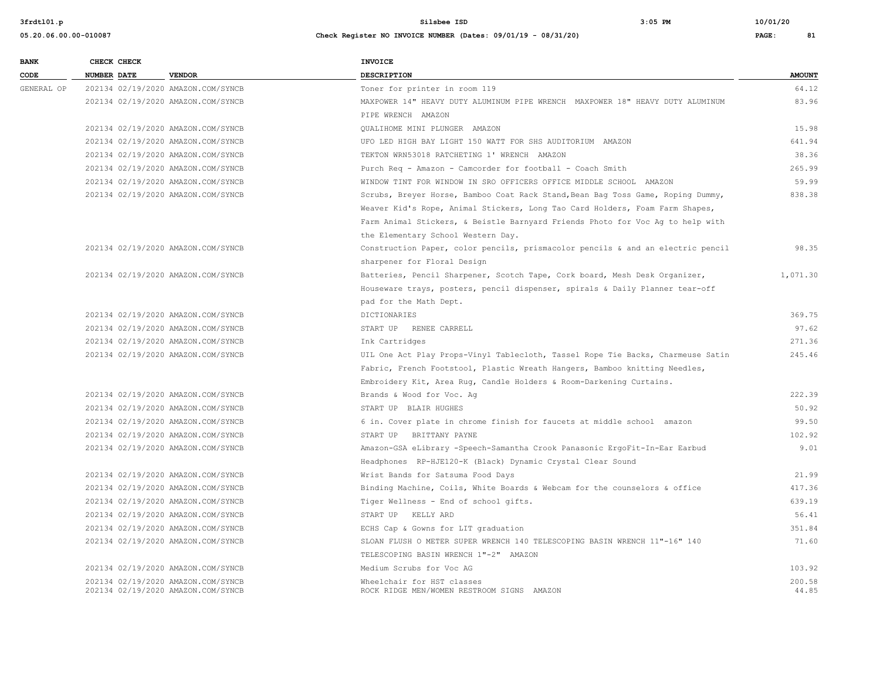| BANK CODE | CHECK NUMBER | CHECK DATE | VENDOR | INVOICE DESCRIPTION | AMOUNT |
|---|---|---|---|---|---|
| GENERAL OP | 202134 | 02/19/2020 | AMAZON.COM/SYNCB | Toner for printer in room 119 | 64.12 |
| | 202134 | 02/19/2020 | AMAZON.COM/SYNCB | MAXPOWER 14" HEAVY DUTY ALUMINUM PIPE WRENCH MAXPOWER 18" HEAVY DUTY ALUMINUM PIPE WRENCH AMAZON | 83.96 |
| | 202134 | 02/19/2020 | AMAZON.COM/SYNCB | QUALIHOME MINI PLUNGER AMAZON | 15.98 |
| | 202134 | 02/19/2020 | AMAZON.COM/SYNCB | UFO LED HIGH BAY LIGHT 150 WATT FOR SHS AUDITORIUM AMAZON | 641.94 |
| | 202134 | 02/19/2020 | AMAZON.COM/SYNCB | TEKTON WRN53018 RATCHETING 1' WRENCH AMAZON | 38.36 |
| | 202134 | 02/19/2020 | AMAZON.COM/SYNCB | Purch Req - Amazon - Camcorder for football - Coach Smith | 265.99 |
| | 202134 | 02/19/2020 | AMAZON.COM/SYNCB | WINDOW TINT FOR WINDOW IN SRO OFFICERS OFFICE MIDDLE SCHOOL AMAZON | 59.99 |
| | 202134 | 02/19/2020 | AMAZON.COM/SYNCB | Scrubs, Breyer Horse, Bamboo Coat Rack Stand,Bean Bag Toss Game, Roping Dummy, Weaver Kid's Rope, Animal Stickers, Long Tao Card Holders, Foam Farm Shapes, Farm Animal Stickers, & Beistle Barnyard Friends Photo for Voc Ag to help with the Elementary School Western Day. | 838.38 |
| | 202134 | 02/19/2020 | AMAZON.COM/SYNCB | Construction Paper, color pencils, prismacolor pencils & and an electric pencil sharpener for Floral Design | 98.35 |
| | 202134 | 02/19/2020 | AMAZON.COM/SYNCB | Batteries, Pencil Sharpener, Scotch Tape, Cork board, Mesh Desk Organizer, Houseware trays, posters, pencil dispenser, spirals & Daily Planner tear-off pad for the Math Dept. | 1,071.30 |
| | 202134 | 02/19/2020 | AMAZON.COM/SYNCB | DICTIONARIES | 369.75 |
| | 202134 | 02/19/2020 | AMAZON.COM/SYNCB | START UP RENEE CARRELL | 97.62 |
| | 202134 | 02/19/2020 | AMAZON.COM/SYNCB | Ink Cartridges | 271.36 |
| | 202134 | 02/19/2020 | AMAZON.COM/SYNCB | UIL One Act Play Props-Vinyl Tablecloth, Tassel Rope Tie Backs, Charmeuse Satin Fabric, French Footstool, Plastic Wreath Hangers, Bamboo knitting Needles, Embroidery Kit, Area Rug, Candle Holders & Room-Darkening Curtains. | 245.46 |
| | 202134 | 02/19/2020 | AMAZON.COM/SYNCB | Brands & Wood for Voc. Ag | 222.39 |
| | 202134 | 02/19/2020 | AMAZON.COM/SYNCB | START UP BLAIR HUGHES | 50.92 |
| | 202134 | 02/19/2020 | AMAZON.COM/SYNCB | 6 in. Cover plate in chrome finish for faucets at middle school amazon | 99.50 |
| | 202134 | 02/19/2020 | AMAZON.COM/SYNCB | START UP BRITTANY PAYNE | 102.92 |
| | 202134 | 02/19/2020 | AMAZON.COM/SYNCB | Amazon-GSA eLibrary -Speech-Samantha Crook Panasonic ErgoFit-In-Ear Earbud Headphones RP-HJE120-K (Black) Dynamic Crystal Clear Sound | 9.01 |
| | 202134 | 02/19/2020 | AMAZON.COM/SYNCB | Wrist Bands for Satsuma Food Days | 21.99 |
| | 202134 | 02/19/2020 | AMAZON.COM/SYNCB | Binding Machine, Coils, White Boards & Webcam for the counselors & office | 417.36 |
| | 202134 | 02/19/2020 | AMAZON.COM/SYNCB | Tiger Wellness - End of school gifts. | 639.19 |
| | 202134 | 02/19/2020 | AMAZON.COM/SYNCB | START UP KELLY ARD | 56.41 |
| | 202134 | 02/19/2020 | AMAZON.COM/SYNCB | ECHS Cap & Gowns for LIT graduation | 351.84 |
| | 202134 | 02/19/2020 | AMAZON.COM/SYNCB | SLOAN FLUSH O METER SUPER WRENCH 140 TELESCOPING BASIN WRENCH 11"-16" 140 TELESCOPING BASIN WRENCH 1"-2" AMAZON | 71.60 |
| | 202134 | 02/19/2020 | AMAZON.COM/SYNCB | Medium Scrubs for Voc AG | 103.92 |
| | 202134 | 02/19/2020 | AMAZON.COM/SYNCB | Wheelchair for HST classes | 200.58 |
| | 202134 | 02/19/2020 | AMAZON.COM/SYNCB | ROCK RIDGE MEN/WOMEN RESTROOM SIGNS AMAZON | 44.85 |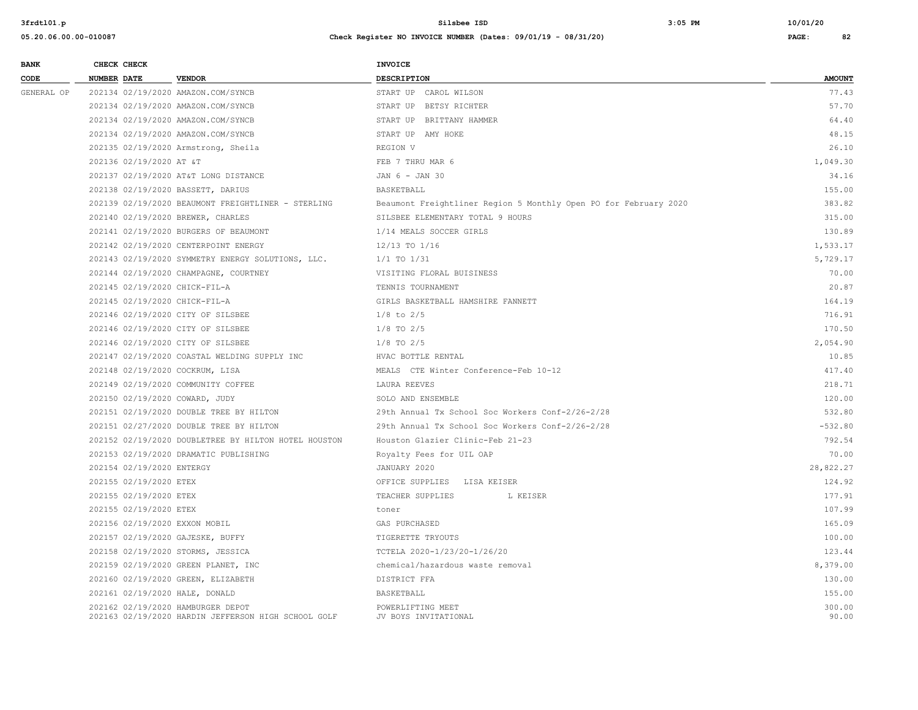| BANK CODE | CHECK NUMBER | CHECK DATE | VENDOR | INVOICE DESCRIPTION | AMOUNT |
|---|---|---|---|---|---|
| GENERAL OP | 202134 | 02/19/2020 | AMAZON.COM/SYNCB | START UP CAROL WILSON | 77.43 |
| | 202134 | 02/19/2020 | AMAZON.COM/SYNCB | START UP BETSY RICHTER | 57.70 |
| | 202134 | 02/19/2020 | AMAZON.COM/SYNCB | START UP BRITTANY HAMMER | 64.40 |
| | 202134 | 02/19/2020 | AMAZON.COM/SYNCB | START UP AMY HOKE | 48.15 |
| | 202135 | 02/19/2020 | Armstrong, Sheila | REGION V | 26.10 |
| | 202136 | 02/19/2020 | AT &T | FEB 7 THRU MAR 6 | 1,049.30 |
| | 202137 | 02/19/2020 | AT&T LONG DISTANCE | JAN 6 - JAN 30 | 34.16 |
| | 202138 | 02/19/2020 | BASSETT, DARIUS | BASKETBALL | 155.00 |
| | 202139 | 02/19/2020 | BEAUMONT FREIGHTLINER - STERLING | Beaumont Freightliner Region 5 Monthly Open PO for February 2020 | 383.82 |
| | 202140 | 02/19/2020 | BREWER, CHARLES | SILSBEE ELEMENTARY TOTAL 9 HOURS | 315.00 |
| | 202141 | 02/19/2020 | BURGERS OF BEAUMONT | 1/14 MEALS SOCCER GIRLS | 130.89 |
| | 202142 | 02/19/2020 | CENTERPOINT ENERGY | 12/13 TO 1/16 | 1,533.17 |
| | 202143 | 02/19/2020 | SYMMETRY ENERGY SOLUTIONS, LLC. | 1/1 TO 1/31 | 5,729.17 |
| | 202144 | 02/19/2020 | CHAMPAGNE, COURTNEY | VISITING FLORAL BUISINESS | 70.00 |
| | 202145 | 02/19/2020 | CHICK-FIL-A | TENNIS TOURNAMENT | 20.87 |
| | 202145 | 02/19/2020 | CHICK-FIL-A | GIRLS BASKETBALL HAMSHIRE FANNETT | 164.19 |
| | 202146 | 02/19/2020 | CITY OF SILSBEE | 1/8 to 2/5 | 716.91 |
| | 202146 | 02/19/2020 | CITY OF SILSBEE | 1/8 TO 2/5 | 170.50 |
| | 202146 | 02/19/2020 | CITY OF SILSBEE | 1/8 TO 2/5 | 2,054.90 |
| | 202147 | 02/19/2020 | COASTAL WELDING SUPPLY INC | HVAC BOTTLE RENTAL | 10.85 |
| | 202148 | 02/19/2020 | COCKRUM, LISA | MEALS CTE Winter Conference-Feb 10-12 | 417.40 |
| | 202149 | 02/19/2020 | COMMUNITY COFFEE | LAURA REEVES | 218.71 |
| | 202150 | 02/19/2020 | COWARD, JUDY | SOLO AND ENSEMBLE | 120.00 |
| | 202151 | 02/19/2020 | DOUBLE TREE BY HILTON | 29th Annual Tx School Soc Workers Conf-2/26-2/28 | 532.80 |
| | 202151 | 02/27/2020 | DOUBLE TREE BY HILTON | 29th Annual Tx School Soc Workers Conf-2/26-2/28 | -532.80 |
| | 202152 | 02/19/2020 | DOUBLETREE BY HILTON HOTEL HOUSTON | Houston Glazier Clinic-Feb 21-23 | 792.54 |
| | 202153 | 02/19/2020 | DRAMATIC PUBLISHING | Royalty Fees for UIL OAP | 70.00 |
| | 202154 | 02/19/2020 | ENTERGY | JANUARY 2020 | 28,822.27 |
| | 202155 | 02/19/2020 | ETEX | OFFICE SUPPLIES LISA KEISER | 124.92 |
| | 202155 | 02/19/2020 | ETEX | TEACHER SUPPLIES L KEISER | 177.91 |
| | 202155 | 02/19/2020 | ETEX | toner | 107.99 |
| | 202156 | 02/19/2020 | EXXON MOBIL | GAS PURCHASED | 165.09 |
| | 202157 | 02/19/2020 | GAJESKE, BUFFY | TIGERETTE TRYOUTS | 100.00 |
| | 202158 | 02/19/2020 | STORMS, JESSICA | TCTELA 2020-1/23/20-1/26/20 | 123.44 |
| | 202159 | 02/19/2020 | GREEN PLANET, INC | chemical/hazardous waste removal | 8,379.00 |
| | 202160 | 02/19/2020 | GREEN, ELIZABETH | DISTRICT FFA | 130.00 |
| | 202161 | 02/19/2020 | HALE, DONALD | BASKETBALL | 155.00 |
| | 202162 | 02/19/2020 | HAMBURGER DEPOT | POWERLIFTING MEET | 300.00 |
| | 202163 | 02/19/2020 | HARDIN JEFFERSON HIGH SCHOOL GOLF | JV BOYS INVITATIONAL | 90.00 |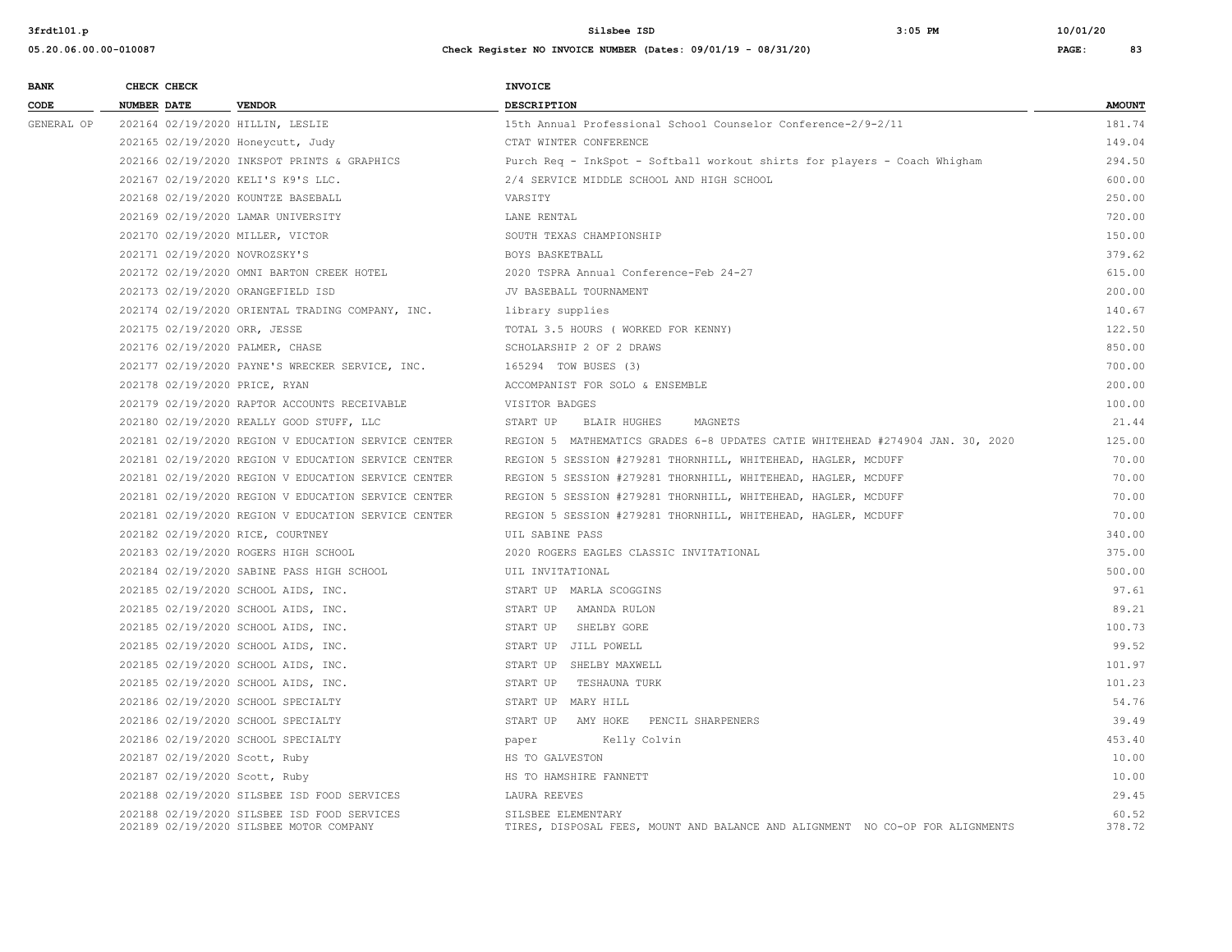| BANK CODE | CHECK NUMBER | CHECK DATE | VENDOR | INVOICE DESCRIPTION | AMOUNT |
|---|---|---|---|---|---|
| GENERAL OP | 202164 | 02/19/2020 | HILLIN, LESLIE | 15th Annual Professional School Counselor Conference-2/9-2/11 | 181.74 |
| | 202165 | 02/19/2020 | Honeycutt, Judy | CTAT WINTER CONFERENCE | 149.04 |
| | 202166 | 02/19/2020 | INKSPOT PRINTS & GRAPHICS | Purch Req - InkSpot - Softball workout shirts for players - Coach Whigham | 294.50 |
| | 202167 | 02/19/2020 | KELI'S K9'S LLC. | 2/4 SERVICE MIDDLE SCHOOL AND HIGH SCHOOL | 600.00 |
| | 202168 | 02/19/2020 | KOUNTZE BASEBALL | VARSITY | 250.00 |
| | 202169 | 02/19/2020 | LAMAR UNIVERSITY | LANE RENTAL | 720.00 |
| | 202170 | 02/19/2020 | MILLER, VICTOR | SOUTH TEXAS CHAMPIONSHIP | 150.00 |
| | 202171 | 02/19/2020 | NOVROZSKY'S | BOYS BASKETBALL | 379.62 |
| | 202172 | 02/19/2020 | OMNI BARTON CREEK HOTEL | 2020 TSPRA Annual Conference-Feb 24-27 | 615.00 |
| | 202173 | 02/19/2020 | ORANGEFIELD ISD | JV BASEBALL TOURNAMENT | 200.00 |
| | 202174 | 02/19/2020 | ORIENTAL TRADING COMPANY, INC. | library supplies | 140.67 |
| | 202175 | 02/19/2020 | ORR, JESSE | TOTAL 3.5 HOURS ( WORKED FOR KENNY) | 122.50 |
| | 202176 | 02/19/2020 | PALMER, CHASE | SCHOLARSHIP 2 OF 2 DRAWS | 850.00 |
| | 202177 | 02/19/2020 | PAYNE'S WRECKER SERVICE, INC. | 165294 TOW BUSES (3) | 700.00 |
| | 202178 | 02/19/2020 | PRICE, RYAN | ACCOMPANIST FOR SOLO & ENSEMBLE | 200.00 |
| | 202179 | 02/19/2020 | RAPTOR ACCOUNTS RECEIVABLE | VISITOR BADGES | 100.00 |
| | 202180 | 02/19/2020 | REALLY GOOD STUFF, LLC | START UP BLAIR HUGHES MAGNETS | 21.44 |
| | 202181 | 02/19/2020 | REGION V EDUCATION SERVICE CENTER | REGION 5 MATHEMATICS GRADES 6-8 UPDATES CATIE WHITEHEAD #274904 JAN. 30, 2020 | 125.00 |
| | 202181 | 02/19/2020 | REGION V EDUCATION SERVICE CENTER | REGION 5 SESSION #279281 THORNHILL, WHITEHEAD, HAGLER, MCDUFF | 70.00 |
| | 202181 | 02/19/2020 | REGION V EDUCATION SERVICE CENTER | REGION 5 SESSION #279281 THORNHILL, WHITEHEAD, HAGLER, MCDUFF | 70.00 |
| | 202181 | 02/19/2020 | REGION V EDUCATION SERVICE CENTER | REGION 5 SESSION #279281 THORNHILL, WHITEHEAD, HAGLER, MCDUFF | 70.00 |
| | 202181 | 02/19/2020 | REGION V EDUCATION SERVICE CENTER | REGION 5 SESSION #279281 THORNHILL, WHITEHEAD, HAGLER, MCDUFF | 70.00 |
| | 202182 | 02/19/2020 | RICE, COURTNEY | UIL SABINE PASS | 340.00 |
| | 202183 | 02/19/2020 | ROGERS HIGH SCHOOL | 2020 ROGERS EAGLES CLASSIC INVITATIONAL | 375.00 |
| | 202184 | 02/19/2020 | SABINE PASS HIGH SCHOOL | UIL INVITATIONAL | 500.00 |
| | 202185 | 02/19/2020 | SCHOOL AIDS, INC. | START UP MARLA SCOGGINS | 97.61 |
| | 202185 | 02/19/2020 | SCHOOL AIDS, INC. | START UP AMANDA RULON | 89.21 |
| | 202185 | 02/19/2020 | SCHOOL AIDS, INC. | START UP SHELBY GORE | 100.73 |
| | 202185 | 02/19/2020 | SCHOOL AIDS, INC. | START UP JILL POWELL | 99.52 |
| | 202185 | 02/19/2020 | SCHOOL AIDS, INC. | START UP SHELBY MAXWELL | 101.97 |
| | 202185 | 02/19/2020 | SCHOOL AIDS, INC. | START UP TESHAUNA TURK | 101.23 |
| | 202186 | 02/19/2020 | SCHOOL SPECIALTY | START UP MARY HILL | 54.76 |
| | 202186 | 02/19/2020 | SCHOOL SPECIALTY | START UP AMY HOKE PENCIL SHARPENERS | 39.49 |
| | 202186 | 02/19/2020 | SCHOOL SPECIALTY | paper Kelly Colvin | 453.40 |
| | 202187 | 02/19/2020 | Scott, Ruby | HS TO GALVESTON | 10.00 |
| | 202187 | 02/19/2020 | Scott, Ruby | HS TO HAMSHIRE FANNETT | 10.00 |
| | 202188 | 02/19/2020 | SILSBEE ISD FOOD SERVICES | LAURA REEVES | 29.45 |
| | 202188 | 02/19/2020 | SILSBEE ISD FOOD SERVICES | SILSBEE ELEMENTARY | 60.52 |
| | 202189 | 02/19/2020 | SILSBEE MOTOR COMPANY | TIRES, DISPOSAL FEES, MOUNT AND BALANCE AND ALIGNMENT NO CO-OP FOR ALIGNMENTS | 378.72 |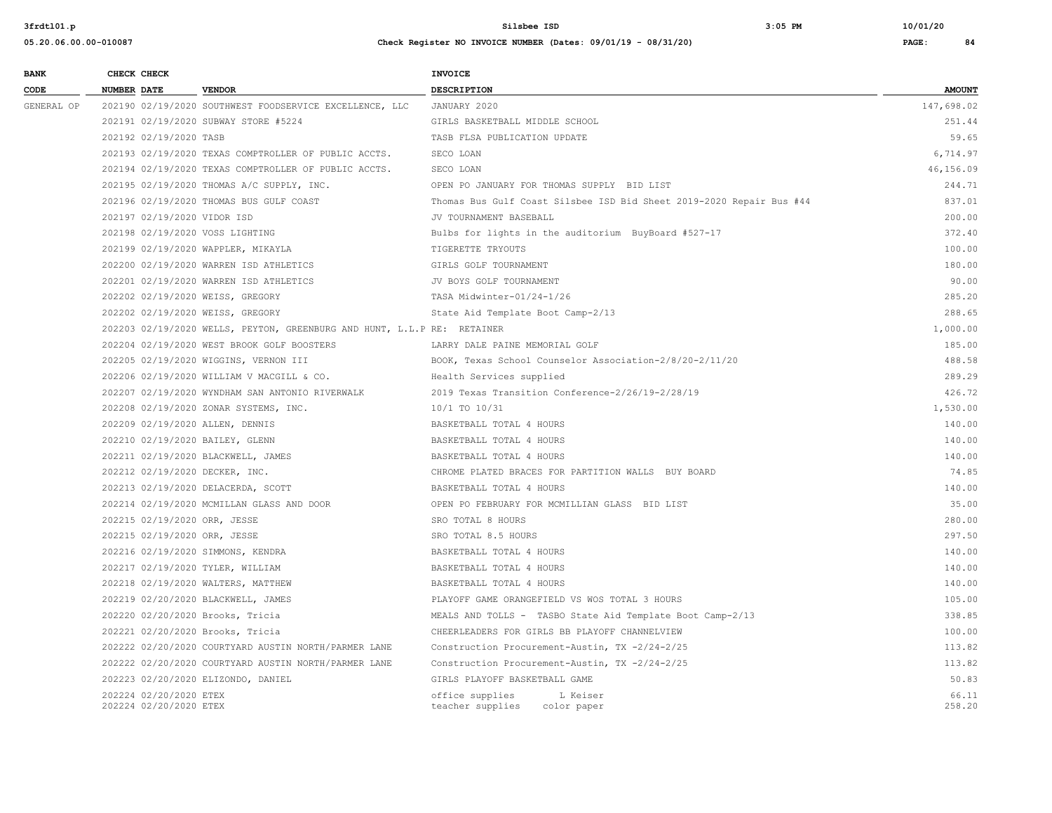| BANK CODE | CHECK NUMBER | CHECK DATE | VENDOR | INVOICE DESCRIPTION | AMOUNT |
|---|---|---|---|---|---|
| GENERAL OP | 202190 | 02/19/2020 | SOUTHWEST FOODSERVICE EXCELLENCE, LLC | JANUARY 2020 | 147,698.02 |
| | 202191 | 02/19/2020 | SUBWAY STORE #5224 | GIRLS BASKETBALL MIDDLE SCHOOL | 251.44 |
| | 202192 | 02/19/2020 | TASB | TASB FLSA PUBLICATION UPDATE | 59.65 |
| | 202193 | 02/19/2020 | TEXAS COMPTROLLER OF PUBLIC ACCTS. | SECO LOAN | 6,714.97 |
| | 202194 | 02/19/2020 | TEXAS COMPTROLLER OF PUBLIC ACCTS. | SECO LOAN | 46,156.09 |
| | 202195 | 02/19/2020 | THOMAS A/C SUPPLY, INC. | OPEN PO JANUARY FOR THOMAS SUPPLY BID LIST | 244.71 |
| | 202196 | 02/19/2020 | THOMAS BUS GULF COAST | Thomas Bus Gulf Coast Silsbee ISD Bid Sheet 2019-2020 Repair Bus #44 | 837.01 |
| | 202197 | 02/19/2020 | VIDOR ISD | JV TOURNAMENT BASEBALL | 200.00 |
| | 202198 | 02/19/2020 | VOSS LIGHTING | Bulbs for lights in the auditorium BuyBoard #527-17 | 372.40 |
| | 202199 | 02/19/2020 | WAPPLER, MIKAYLA | TIGERETTE TRYOUTS | 100.00 |
| | 202200 | 02/19/2020 | WARREN ISD ATHLETICS | GIRLS GOLF TOURNAMENT | 180.00 |
| | 202201 | 02/19/2020 | WARREN ISD ATHLETICS | JV BOYS GOLF TOURNAMENT | 90.00 |
| | 202202 | 02/19/2020 | WEISS, GREGORY | TASA Midwinter-01/24-1/26 | 285.20 |
| | 202202 | 02/19/2020 | WEISS, GREGORY | State Aid Template Boot Camp-2/13 | 288.65 |
| | 202203 | 02/19/2020 | WELLS, PEYTON, GREENBURG AND HUNT, L.L.P | RE: RETAINER | 1,000.00 |
| | 202204 | 02/19/2020 | WEST BROOK GOLF BOOSTERS | LARRY DALE PAINE MEMORIAL GOLF | 185.00 |
| | 202205 | 02/19/2020 | WIGGINS, VERNON III | BOOK, Texas School Counselor Association-2/8/20-2/11/20 | 488.58 |
| | 202206 | 02/19/2020 | WILLIAM V MACGILL & CO. | Health Services supplied | 289.29 |
| | 202207 | 02/19/2020 | WYNDHAM SAN ANTONIO RIVERWALK | 2019 Texas Transition Conference-2/26/19-2/28/19 | 426.72 |
| | 202208 | 02/19/2020 | ZONAR SYSTEMS, INC. | 10/1 TO 10/31 | 1,530.00 |
| | 202209 | 02/19/2020 | ALLEN, DENNIS | BASKETBALL TOTAL 4 HOURS | 140.00 |
| | 202210 | 02/19/2020 | BAILEY, GLENN | BASKETBALL TOTAL 4 HOURS | 140.00 |
| | 202211 | 02/19/2020 | BLACKWELL, JAMES | BASKETBALL TOTAL 4 HOURS | 140.00 |
| | 202212 | 02/19/2020 | DECKER, INC. | CHROME PLATED BRACES FOR PARTITION WALLS BUY BOARD | 74.85 |
| | 202213 | 02/19/2020 | DELACERDA, SCOTT | BASKETBALL TOTAL 4 HOURS | 140.00 |
| | 202214 | 02/19/2020 | MCMILLAN GLASS AND DOOR | OPEN PO FEBRUARY FOR MCMILLIAN GLASS BID LIST | 35.00 |
| | 202215 | 02/19/2020 | ORR, JESSE | SRO TOTAL 8 HOURS | 280.00 |
| | 202215 | 02/19/2020 | ORR, JESSE | SRO TOTAL 8.5 HOURS | 297.50 |
| | 202216 | 02/19/2020 | SIMMONS, KENDRA | BASKETBALL TOTAL 4 HOURS | 140.00 |
| | 202217 | 02/19/2020 | TYLER, WILLIAM | BASKETBALL TOTAL 4 HOURS | 140.00 |
| | 202218 | 02/19/2020 | WALTERS, MATTHEW | BASKETBALL TOTAL 4 HOURS | 140.00 |
| | 202219 | 02/20/2020 | BLACKWELL, JAMES | PLAYOFF GAME ORANGEFIELD VS WOS TOTAL 3 HOURS | 105.00 |
| | 202220 | 02/20/2020 | Brooks, Tricia | MEALS AND TOLLS - TASBO State Aid Template Boot Camp-2/13 | 338.85 |
| | 202221 | 02/20/2020 | Brooks, Tricia | CHEERLEADERS FOR GIRLS BB PLAYOFF CHANNELVIEW | 100.00 |
| | 202222 | 02/20/2020 | COURTYARD AUSTIN NORTH/PARMER LANE | Construction Procurement-Austin, TX -2/24-2/25 | 113.82 |
| | 202222 | 02/20/2020 | COURTYARD AUSTIN NORTH/PARMER LANE | Construction Procurement-Austin, TX -2/24-2/25 | 113.82 |
| | 202223 | 02/20/2020 | ELIZONDO, DANIEL | GIRLS PLAYOFF BASKETBALL GAME | 50.83 |
| | 202224 | 02/20/2020 | ETEX | office supplies L Keiser | 66.11 |
| | 202224 | 02/20/2020 | ETEX | teacher supplies color paper | 258.20 |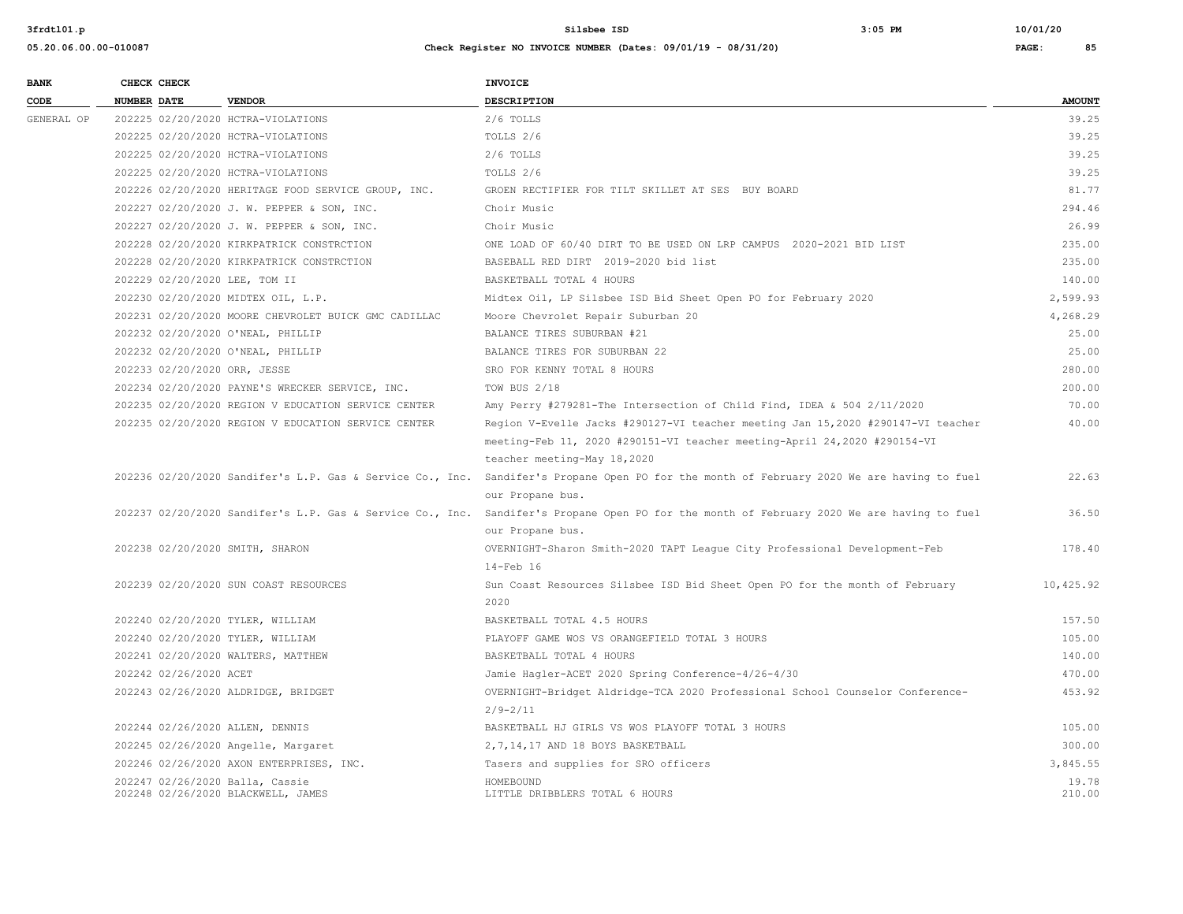| BANK CODE | CHECK NUMBER | CHECK DATE | VENDOR | INVOICE DESCRIPTION | AMOUNT |
|---|---|---|---|---|---|
| GENERAL OP | 202225 | 02/20/2020 | HCTRA-VIOLATIONS | 2/6 TOLLS | 39.25 |
| | 202225 | 02/20/2020 | HCTRA-VIOLATIONS | TOLLS 2/6 | 39.25 |
| | 202225 | 02/20/2020 | HCTRA-VIOLATIONS | 2/6 TOLLS | 39.25 |
| | 202225 | 02/20/2020 | HCTRA-VIOLATIONS | TOLLS 2/6 | 39.25 |
| | 202226 | 02/20/2020 | HERITAGE FOOD SERVICE GROUP, INC. | GROEN RECTIFIER FOR TILT SKILLET AT SES BUY BOARD | 81.77 |
| | 202227 | 02/20/2020 | J. W. PEPPER & SON, INC. | Choir Music | 294.46 |
| | 202227 | 02/20/2020 | J. W. PEPPER & SON, INC. | Choir Music | 26.99 |
| | 202228 | 02/20/2020 | KIRKPATRICK CONSTRCTION | ONE LOAD OF 60/40 DIRT TO BE USED ON LRP CAMPUS 2020-2021 BID LIST | 235.00 |
| | 202228 | 02/20/2020 | KIRKPATRICK CONSTRCTION | BASEBALL RED DIRT 2019-2020 bid list | 235.00 |
| | 202229 | 02/20/2020 | LEE, TOM II | BASKETBALL TOTAL 4 HOURS | 140.00 |
| | 202230 | 02/20/2020 | MIDTEX OIL, L.P. | Midtex Oil, LP Silsbee ISD Bid Sheet Open PO for February 2020 | 2,599.93 |
| | 202231 | 02/20/2020 | MOORE CHEVROLET BUICK GMC CADILLAC | Moore Chevrolet Repair Suburban 20 | 4,268.29 |
| | 202232 | 02/20/2020 | O'NEAL, PHILLIP | BALANCE TIRES SUBURBAN #21 | 25.00 |
| | 202232 | 02/20/2020 | O'NEAL, PHILLIP | BALANCE TIRES FOR SUBURBAN 22 | 25.00 |
| | 202233 | 02/20/2020 | ORR, JESSE | SRO FOR KENNY TOTAL 8 HOURS | 280.00 |
| | 202234 | 02/20/2020 | PAYNE'S WRECKER SERVICE, INC. | TOW BUS 2/18 | 200.00 |
| | 202235 | 02/20/2020 | REGION V EDUCATION SERVICE CENTER | Amy Perry #279281-The Intersection of Child Find, IDEA & 504 2/11/2020 | 70.00 |
| | 202235 | 02/20/2020 | REGION V EDUCATION SERVICE CENTER | Region V-Evelle Jacks #290127-VI teacher meeting Jan 15,2020 #290147-VI teacher meeting-Feb 11, 2020 #290151-VI teacher meeting-April 24,2020 #290154-VI teacher meeting-May 18,2020 | 40.00 |
| | 202236 | 02/20/2020 | Sandifer's L.P. Gas & Service Co., Inc. | Sandifer's Propane Open PO for the month of February 2020 We are having to fuel our Propane bus. | 22.63 |
| | 202237 | 02/20/2020 | Sandifer's L.P. Gas & Service Co., Inc. | Sandifer's Propane Open PO for the month of February 2020 We are having to fuel our Propane bus. | 36.50 |
| | 202238 | 02/20/2020 | SMITH, SHARON | OVERNIGHT-Sharon Smith-2020 TAPT League City Professional Development-Feb 14-Feb 16 | 178.40 |
| | 202239 | 02/20/2020 | SUN COAST RESOURCES | Sun Coast Resources Silsbee ISD Bid Sheet Open PO for the month of February 2020 | 10,425.92 |
| | 202240 | 02/20/2020 | TYLER, WILLIAM | BASKETBALL TOTAL 4.5 HOURS | 157.50 |
| | 202240 | 02/20/2020 | TYLER, WILLIAM | PLAYOFF GAME WOS VS ORANGEFIELD TOTAL 3 HOURS | 105.00 |
| | 202241 | 02/20/2020 | WALTERS, MATTHEW | BASKETBALL TOTAL 4 HOURS | 140.00 |
| | 202242 | 02/26/2020 | ACET | Jamie Hagler-ACET 2020 Spring Conference-4/26-4/30 | 470.00 |
| | 202243 | 02/26/2020 | ALDRIDGE, BRIDGET | OVERNIGHT-Bridget Aldridge-TCA 2020 Professional School Counselor Conference-2/9-2/11 | 453.92 |
| | 202244 | 02/26/2020 | ALLEN, DENNIS | BASKETBALL HJ GIRLS VS WOS PLAYOFF TOTAL 3 HOURS | 105.00 |
| | 202245 | 02/26/2020 | Angelle, Margaret | 2,7,14,17 AND 18 BOYS BASKETBALL | 300.00 |
| | 202246 | 02/26/2020 | AXON ENTERPRISES, INC. | Tasers and supplies for SRO officers | 3,845.55 |
| | 202247 | 02/26/2020 | Balla, Cassie | HOMEBOUND | 19.78 |
| | 202248 | 02/26/2020 | BLACKWELL, JAMES | LITTLE DRIBBLERS TOTAL 6 HOURS | 210.00 |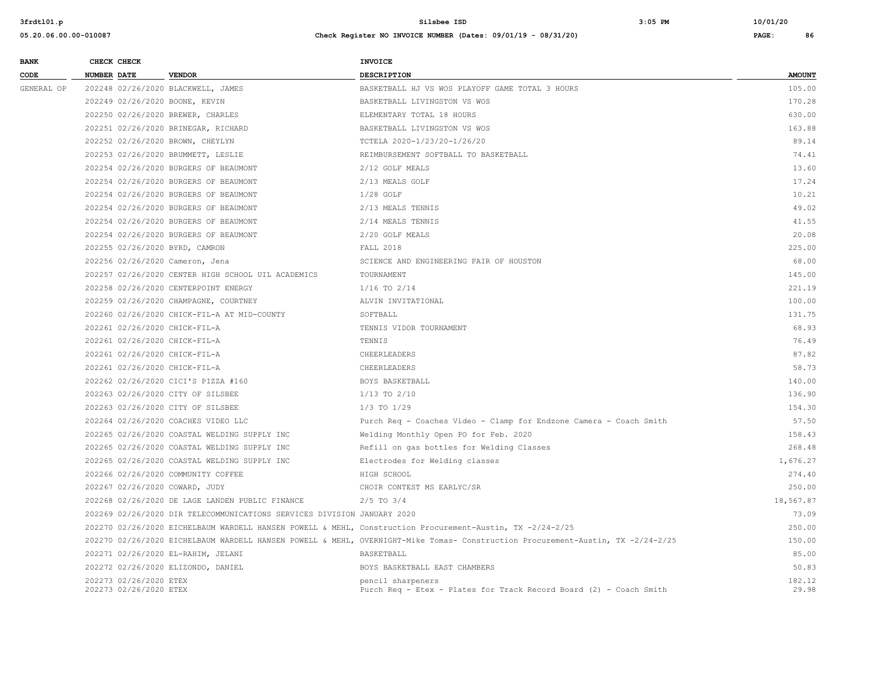| BANK CODE | CHECK NUMBER | CHECK DATE | VENDOR | INVOICE DESCRIPTION | AMOUNT |
|---|---|---|---|---|---|
| GENERAL OP | 202248 | 02/26/2020 | BLACKWELL, JAMES | BASKETBALL HJ VS WOS PLAYOFF GAME TOTAL 3 HOURS | 105.00 |
| | 202249 | 02/26/2020 | BOONE, KEVIN | BASKETBALL LIVINGSTON VS WOS | 170.28 |
| | 202250 | 02/26/2020 | BREWER, CHARLES | ELEMENTARY TOTAL 18 HOURS | 630.00 |
| | 202251 | 02/26/2020 | BRINEGAR, RICHARD | BASKETBALL LIVINGSTON VS WOS | 163.88 |
| | 202252 | 02/26/2020 | BROWN, CHEYLYN | TCTELA 2020-1/23/20-1/26/20 | 89.14 |
| | 202253 | 02/26/2020 | BRUMMETT, LESLIE | REIMBURSEMENT SOFTBALL TO BASKETBALL | 74.41 |
| | 202254 | 02/26/2020 | BURGERS OF BEAUMONT | 2/12 GOLF MEALS | 13.60 |
| | 202254 | 02/26/2020 | BURGERS OF BEAUMONT | 2/13 MEALS GOLF | 17.24 |
| | 202254 | 02/26/2020 | BURGERS OF BEAUMONT | 1/28 GOLF | 10.21 |
| | 202254 | 02/26/2020 | BURGERS OF BEAUMONT | 2/13 MEALS TENNIS | 49.02 |
| | 202254 | 02/26/2020 | BURGERS OF BEAUMONT | 2/14 MEALS TENNIS | 41.55 |
| | 202254 | 02/26/2020 | BURGERS OF BEAUMONT | 2/20 GOLF MEALS | 20.08 |
| | 202255 | 02/26/2020 | BYRD, CAMRON | FALL 2018 | 225.00 |
| | 202256 | 02/26/2020 | Cameron, Jena | SCIENCE AND ENGINEERING FAIR OF HOUSTON | 68.00 |
| | 202257 | 02/26/2020 | CENTER HIGH SCHOOL UIL ACADEMICS | TOURNAMENT | 145.00 |
| | 202258 | 02/26/2020 | CENTERPOINT ENERGY | 1/16 TO 2/14 | 221.19 |
| | 202259 | 02/26/2020 | CHAMPAGNE, COURTNEY | ALVIN INVITATIONAL | 100.00 |
| | 202260 | 02/26/2020 | CHICK-FIL-A AT MID-COUNTY | SOFTBALL | 131.75 |
| | 202261 | 02/26/2020 | CHICK-FIL-A | TENNIS VIDOR TOURNAMENT | 68.93 |
| | 202261 | 02/26/2020 | CHICK-FIL-A | TENNIS | 76.49 |
| | 202261 | 02/26/2020 | CHICK-FIL-A | CHEERLEADERS | 87.82 |
| | 202261 | 02/26/2020 | CHICK-FIL-A | CHEERLEADERS | 58.73 |
| | 202262 | 02/26/2020 | CICI'S PIZZA #160 | BOYS BASKETBALL | 140.00 |
| | 202263 | 02/26/2020 | CITY OF SILSBEE | 1/13 TO 2/10 | 136.90 |
| | 202263 | 02/26/2020 | CITY OF SILSBEE | 1/3 TO 1/29 | 154.30 |
| | 202264 | 02/26/2020 | COACHES VIDEO LLC | Purch Req - Coaches Video - Clamp for Endzone Camera - Coach Smith | 57.50 |
| | 202265 | 02/26/2020 | COASTAL WELDING SUPPLY INC | Welding Monthly Open PO for Feb. 2020 | 158.43 |
| | 202265 | 02/26/2020 | COASTAL WELDING SUPPLY INC | Refill on gas bottles for Welding Classes | 268.48 |
| | 202265 | 02/26/2020 | COASTAL WELDING SUPPLY INC | Electrodes for Welding classes | 1,676.27 |
| | 202266 | 02/26/2020 | COMMUNITY COFFEE | HIGH SCHOOL | 274.40 |
| | 202267 | 02/26/2020 | COWARD, JUDY | CHOIR CONTEST MS EARLYC/SR | 250.00 |
| | 202268 | 02/26/2020 | DE LAGE LANDEN PUBLIC FINANCE | 2/5 TO 3/4 | 18,567.87 |
| | 202269 | 02/26/2020 | DIR TELECOMMUNICATIONS SERVICES DIVISION | JANUARY 2020 | 73.09 |
| | 202270 | 02/26/2020 | EICHELBAUM WARDELL HANSEN POWELL & MEHL, | Construction Procurement-Austin, TX -2/24-2/25 | 250.00 |
| | 202270 | 02/26/2020 | EICHELBAUM WARDELL HANSEN POWELL & MEHL, | OVERNIGHT-Mike Tomas- Construction Procurement-Austin, TX -2/24-2/25 | 150.00 |
| | 202271 | 02/26/2020 | EL-RAHIM, JELANI | BASKETBALL | 85.00 |
| | 202272 | 02/26/2020 | ELIZONDO, DANIEL | BOYS BASKETBALL EAST CHAMBERS | 50.83 |
| | 202273 | 02/26/2020 | ETEX | pencil sharpeners | 182.12 |
| | 202273 | 02/26/2020 | ETEX | Purch Req - Etex - Plates for Track Record Board (2) - Coach Smith | 29.98 |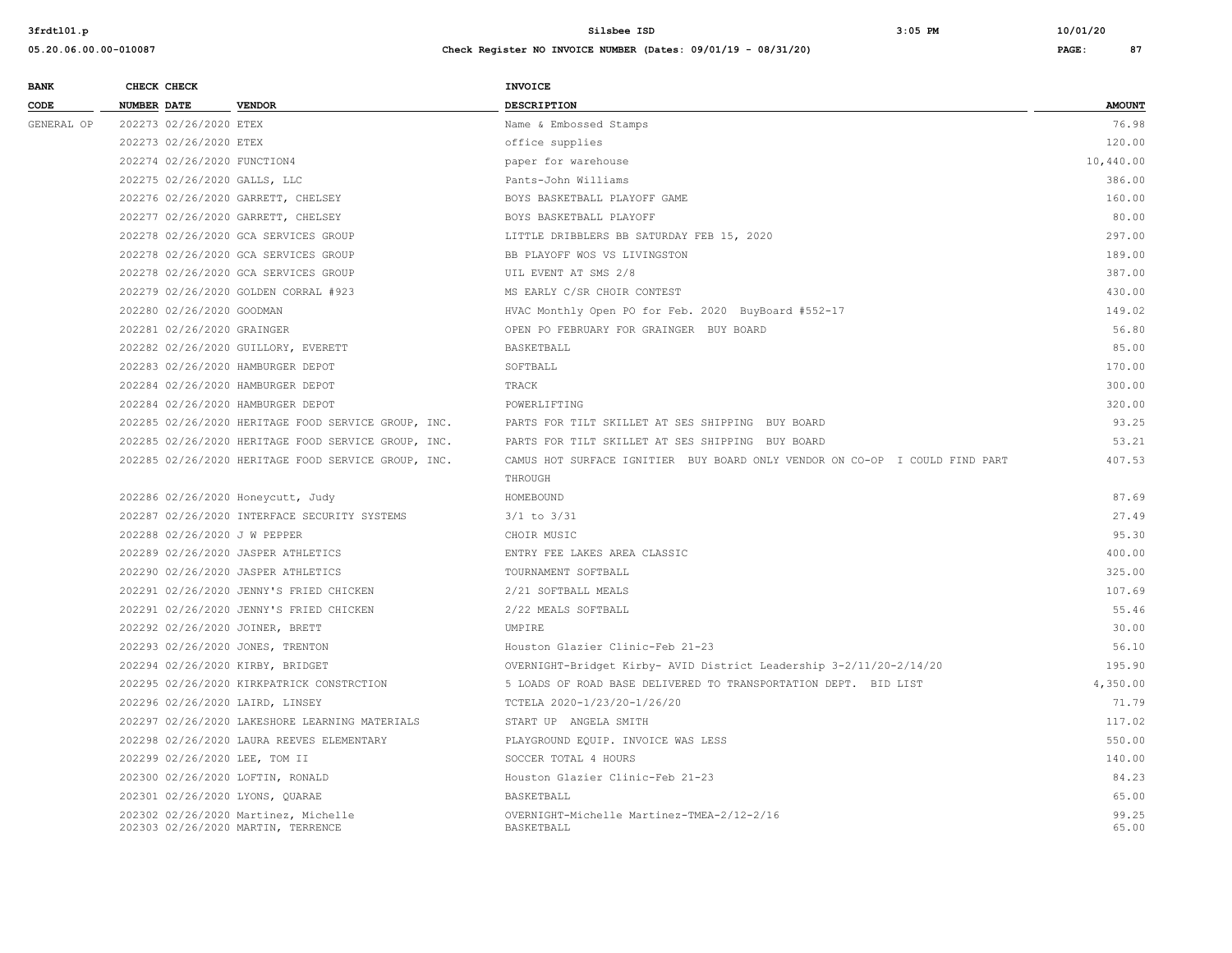| BANK CODE | CHECK NUMBER | CHECK DATE | VENDOR | INVOICE DESCRIPTION | AMOUNT |
|---|---|---|---|---|---|
| GENERAL OP | 202273 | 02/26/2020 | ETEX | Name & Embossed Stamps | 76.98 |
| | 202273 | 02/26/2020 | ETEX | office supplies | 120.00 |
| | 202274 | 02/26/2020 | FUNCTION4 | paper for warehouse | 10,440.00 |
| | 202275 | 02/26/2020 | GALLS, LLC | Pants-John Williams | 386.00 |
| | 202276 | 02/26/2020 | GARRETT, CHELSEY | BOYS BASKETBALL PLAYOFF GAME | 160.00 |
| | 202277 | 02/26/2020 | GARRETT, CHELSEY | BOYS BASKETBALL PLAYOFF | 80.00 |
| | 202278 | 02/26/2020 | GCA SERVICES GROUP | LITTLE DRIBBLERS BB SATURDAY FEB 15, 2020 | 297.00 |
| | 202278 | 02/26/2020 | GCA SERVICES GROUP | BB PLAYOFF WOS VS LIVINGSTON | 189.00 |
| | 202278 | 02/26/2020 | GCA SERVICES GROUP | UIL EVENT AT SMS 2/8 | 387.00 |
| | 202279 | 02/26/2020 | GOLDEN CORRAL #923 | MS EARLY C/SR CHOIR CONTEST | 430.00 |
| | 202280 | 02/26/2020 | GOODMAN | HVAC Monthly Open PO for Feb. 2020 BuyBoard #552-17 | 149.02 |
| | 202281 | 02/26/2020 | GRAINGER | OPEN PO FEBRUARY FOR GRAINGER BUY BOARD | 56.80 |
| | 202282 | 02/26/2020 | GUILLORY, EVERETT | BASKETBALL | 85.00 |
| | 202283 | 02/26/2020 | HAMBURGER DEPOT | SOFTBALL | 170.00 |
| | 202284 | 02/26/2020 | HAMBURGER DEPOT | TRACK | 300.00 |
| | 202284 | 02/26/2020 | HAMBURGER DEPOT | POWERLIFTING | 320.00 |
| | 202285 | 02/26/2020 | HERITAGE FOOD SERVICE GROUP, INC. | PARTS FOR TILT SKILLET AT SES SHIPPING BUY BOARD | 93.25 |
| | 202285 | 02/26/2020 | HERITAGE FOOD SERVICE GROUP, INC. | PARTS FOR TILT SKILLET AT SES SHIPPING BUY BOARD | 53.21 |
| | 202285 | 02/26/2020 | HERITAGE FOOD SERVICE GROUP, INC. | CAMUS HOT SURFACE IGNITIER BUY BOARD ONLY VENDOR ON CO-OP I COULD FIND PART THROUGH | 407.53 |
| | 202286 | 02/26/2020 | Honeycutt, Judy | HOMEBOUND | 87.69 |
| | 202287 | 02/26/2020 | INTERFACE SECURITY SYSTEMS | 3/1 to 3/31 | 27.49 |
| | 202288 | 02/26/2020 | J W PEPPER | CHOIR MUSIC | 95.30 |
| | 202289 | 02/26/2020 | JASPER ATHLETICS | ENTRY FEE LAKES AREA CLASSIC | 400.00 |
| | 202290 | 02/26/2020 | JASPER ATHLETICS | TOURNAMENT SOFTBALL | 325.00 |
| | 202291 | 02/26/2020 | JENNY'S FRIED CHICKEN | 2/21 SOFTBALL MEALS | 107.69 |
| | 202291 | 02/26/2020 | JENNY'S FRIED CHICKEN | 2/22 MEALS SOFTBALL | 55.46 |
| | 202292 | 02/26/2020 | JOINER, BRETT | UMPIRE | 30.00 |
| | 202293 | 02/26/2020 | JONES, TRENTON | Houston Glazier Clinic-Feb 21-23 | 56.10 |
| | 202294 | 02/26/2020 | KIRBY, BRIDGET | OVERNIGHT-Bridget Kirby- AVID District Leadership 3-2/11/20-2/14/20 | 195.90 |
| | 202295 | 02/26/2020 | KIRKPATRICK CONSTRCTION | 5 LOADS OF ROAD BASE DELIVERED TO TRANSPORTATION DEPT. BID LIST | 4,350.00 |
| | 202296 | 02/26/2020 | LAIRD, LINSEY | TCTELA 2020-1/23/20-1/26/20 | 71.79 |
| | 202297 | 02/26/2020 | LAKESHORE LEARNING MATERIALS | START UP ANGELA SMITH | 117.02 |
| | 202298 | 02/26/2020 | LAURA REEVES ELEMENTARY | PLAYGROUND EQUIP. INVOICE WAS LESS | 550.00 |
| | 202299 | 02/26/2020 | LEE, TOM II | SOCCER TOTAL 4 HOURS | 140.00 |
| | 202300 | 02/26/2020 | LOFTIN, RONALD | Houston Glazier Clinic-Feb 21-23 | 84.23 |
| | 202301 | 02/26/2020 | LYONS, QUARAE | BASKETBALL | 65.00 |
| | 202302 | 02/26/2020 | Martinez, Michelle | OVERNIGHT-Michelle Martinez-TMEA-2/12-2/16 | 99.25 |
| | 202303 | 02/26/2020 | MARTIN, TERRENCE | BASKETBALL | 65.00 |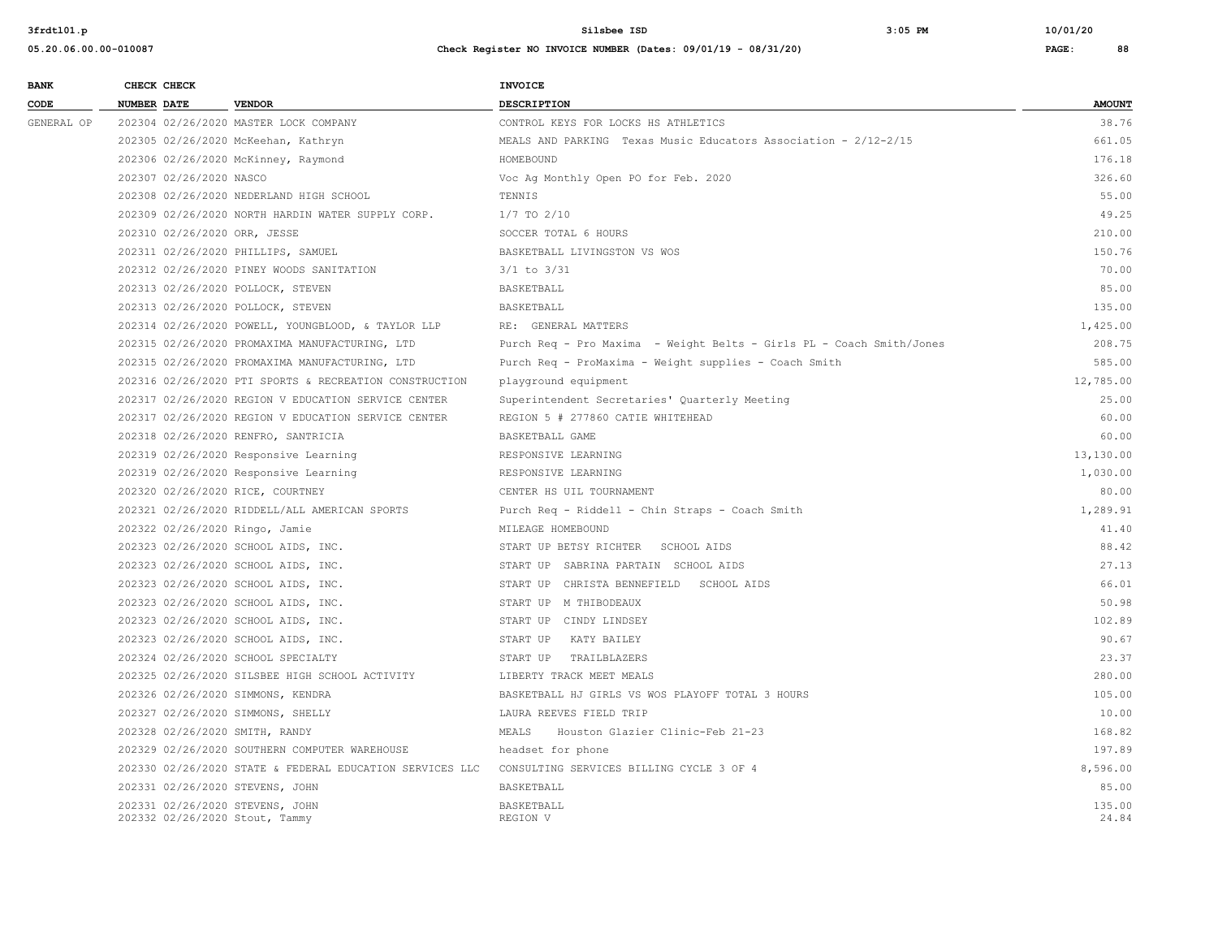| BANK CODE | CHECK NUMBER | CHECK DATE | VENDOR | INVOICE DESCRIPTION | AMOUNT |
|---|---|---|---|---|---|
| GENERAL OP | 202304 | 02/26/2020 | MASTER LOCK COMPANY | CONTROL KEYS FOR LOCKS HS ATHLETICS | 38.76 |
| | 202305 | 02/26/2020 | McKeehan, Kathryn | MEALS AND PARKING Texas Music Educators Association - 2/12-2/15 | 661.05 |
| | 202306 | 02/26/2020 | McKinney, Raymond | HOMEBOUND | 176.18 |
| | 202307 | 02/26/2020 | NASCO | Voc Ag Monthly Open PO for Feb. 2020 | 326.60 |
| | 202308 | 02/26/2020 | NEDERLAND HIGH SCHOOL | TENNIS | 55.00 |
| | 202309 | 02/26/2020 | NORTH HARDIN WATER SUPPLY CORP. | 1/7 TO 2/10 | 49.25 |
| | 202310 | 02/26/2020 | ORR, JESSE | SOCCER TOTAL 6 HOURS | 210.00 |
| | 202311 | 02/26/2020 | PHILLIPS, SAMUEL | BASKETBALL LIVINGSTON VS WOS | 150.76 |
| | 202312 | 02/26/2020 | PINEY WOODS SANITATION | 3/1 to 3/31 | 70.00 |
| | 202313 | 02/26/2020 | POLLOCK, STEVEN | BASKETBALL | 85.00 |
| | 202313 | 02/26/2020 | POLLOCK, STEVEN | BASKETBALL | 135.00 |
| | 202314 | 02/26/2020 | POWELL, YOUNGBLOOD, & TAYLOR LLP | RE: GENERAL MATTERS | 1,425.00 |
| | 202315 | 02/26/2020 | PROMAXIMA MANUFACTURING, LTD | Purch Req - Pro Maxima - Weight Belts - Girls PL - Coach Smith/Jones | 208.75 |
| | 202315 | 02/26/2020 | PROMAXIMA MANUFACTURING, LTD | Purch Req - ProMaxima - Weight supplies - Coach Smith | 585.00 |
| | 202316 | 02/26/2020 | PTI SPORTS & RECREATION CONSTRUCTION | playground equipment | 12,785.00 |
| | 202317 | 02/26/2020 | REGION V EDUCATION SERVICE CENTER | Superintendent Secretaries' Quarterly Meeting | 25.00 |
| | 202317 | 02/26/2020 | REGION V EDUCATION SERVICE CENTER | REGION 5 # 277860 CATIE WHITEHEAD | 60.00 |
| | 202318 | 02/26/2020 | RENFRO, SANTRICIA | BASKETBALL GAME | 60.00 |
| | 202319 | 02/26/2020 | Responsive Learning | RESPONSIVE LEARNING | 13,130.00 |
| | 202319 | 02/26/2020 | Responsive Learning | RESPONSIVE LEARNING | 1,030.00 |
| | 202320 | 02/26/2020 | RICE, COURTNEY | CENTER HS UIL TOURNAMENT | 80.00 |
| | 202321 | 02/26/2020 | RIDDELL/ALL AMERICAN SPORTS | Purch Req - Riddell - Chin Straps - Coach Smith | 1,289.91 |
| | 202322 | 02/26/2020 | Ringo, Jamie | MILEAGE HOMEBOUND | 41.40 |
| | 202323 | 02/26/2020 | SCHOOL AIDS, INC. | START UP BETSY RICHTER SCHOOL AIDS | 88.42 |
| | 202323 | 02/26/2020 | SCHOOL AIDS, INC. | START UP SABRINA PARTAIN SCHOOL AIDS | 27.13 |
| | 202323 | 02/26/2020 | SCHOOL AIDS, INC. | START UP CHRISTA BENNEFIELD SCHOOL AIDS | 66.01 |
| | 202323 | 02/26/2020 | SCHOOL AIDS, INC. | START UP M THIBODEAUX | 50.98 |
| | 202323 | 02/26/2020 | SCHOOL AIDS, INC. | START UP CINDY LINDSEY | 102.89 |
| | 202323 | 02/26/2020 | SCHOOL AIDS, INC. | START UP KATY BAILEY | 90.67 |
| | 202324 | 02/26/2020 | SCHOOL SPECIALTY | START UP TRAILBLAZERS | 23.37 |
| | 202325 | 02/26/2020 | SILSBEE HIGH SCHOOL ACTIVITY | LIBERTY TRACK MEET MEALS | 280.00 |
| | 202326 | 02/26/2020 | SIMMONS, KENDRA | BASKETBALL HJ GIRLS VS WOS PLAYOFF TOTAL 3 HOURS | 105.00 |
| | 202327 | 02/26/2020 | SIMMONS, SHELLY | LAURA REEVES FIELD TRIP | 10.00 |
| | 202328 | 02/26/2020 | SMITH, RANDY | MEALS Houston Glazier Clinic-Feb 21-23 | 168.82 |
| | 202329 | 02/26/2020 | SOUTHERN COMPUTER WAREHOUSE | headset for phone | 197.89 |
| | 202330 | 02/26/2020 | STATE & FEDERAL EDUCATION SERVICES LLC | CONSULTING SERVICES BILLING CYCLE 3 OF 4 | 8,596.00 |
| | 202331 | 02/26/2020 | STEVENS, JOHN | BASKETBALL | 85.00 |
| | 202331 | 02/26/2020 | STEVENS, JOHN | BASKETBALL | 135.00 |
| | 202332 | 02/26/2020 | Stout, Tammy | REGION V | 24.84 |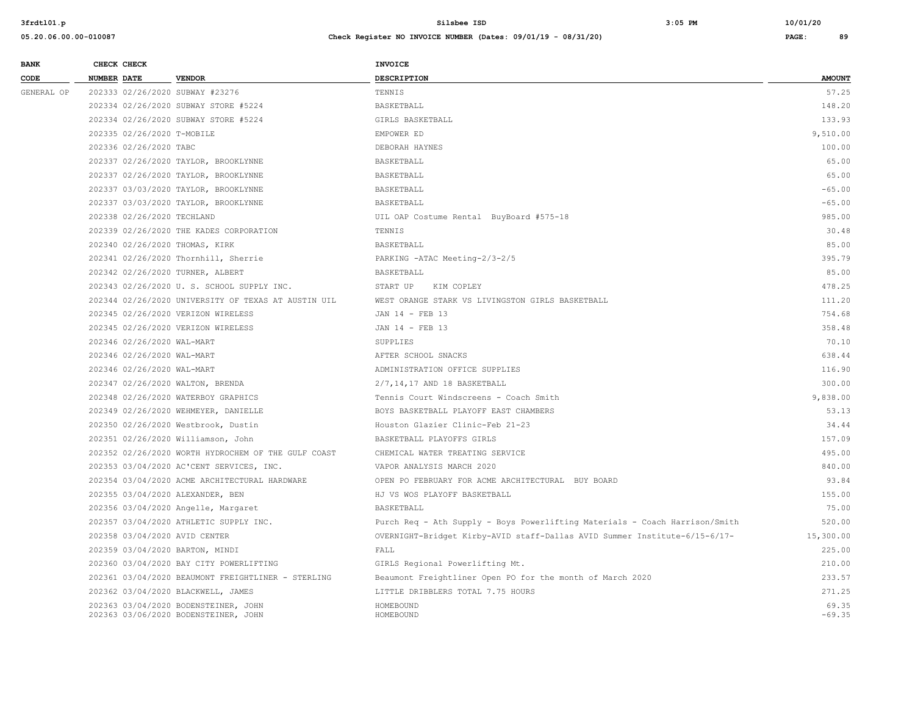| BANK CODE | CHECK NUMBER | CHECK DATE | VENDOR | INVOICE DESCRIPTION | AMOUNT |
|---|---|---|---|---|---|
| GENERAL OP | 202333 | 02/26/2020 | SUBWAY #23276 | TENNIS | 57.25 |
| | 202334 | 02/26/2020 | SUBWAY STORE #5224 | BASKETBALL | 148.20 |
| | 202334 | 02/26/2020 | SUBWAY STORE #5224 | GIRLS BASKETBALL | 133.93 |
| | 202335 | 02/26/2020 | T-MOBILE | EMPOWER ED | 9,510.00 |
| | 202336 | 02/26/2020 | TABC | DEBORAH HAYNES | 100.00 |
| | 202337 | 02/26/2020 | TAYLOR, BROOKLYNNE | BASKETBALL | 65.00 |
| | 202337 | 02/26/2020 | TAYLOR, BROOKLYNNE | BASKETBALL | 65.00 |
| | 202337 | 03/03/2020 | TAYLOR, BROOKLYNNE | BASKETBALL | -65.00 |
| | 202337 | 03/03/2020 | TAYLOR, BROOKLYNNE | BASKETBALL | -65.00 |
| | 202338 | 02/26/2020 | TECHLAND | UIL OAP Costume Rental BuyBoard #575-18 | 985.00 |
| | 202339 | 02/26/2020 | THE KADES CORPORATION | TENNIS | 30.48 |
| | 202340 | 02/26/2020 | THOMAS, KIRK | BASKETBALL | 85.00 |
| | 202341 | 02/26/2020 | Thornhill, Sherrie | PARKING -ATAC Meeting-2/3-2/5 | 395.79 |
| | 202342 | 02/26/2020 | TURNER, ALBERT | BASKETBALL | 85.00 |
| | 202343 | 02/26/2020 | U. S. SCHOOL SUPPLY INC. | START UP KIM COPLEY | 478.25 |
| | 202344 | 02/26/2020 | UNIVERSITY OF TEXAS AT AUSTIN UIL | WEST ORANGE STARK VS LIVINGSTON GIRLS BASKETBALL | 111.20 |
| | 202345 | 02/26/2020 | VERIZON WIRELESS | JAN 14 - FEB 13 | 754.68 |
| | 202345 | 02/26/2020 | VERIZON WIRELESS | JAN 14 - FEB 13 | 358.48 |
| | 202346 | 02/26/2020 | WAL-MART | SUPPLIES | 70.10 |
| | 202346 | 02/26/2020 | WAL-MART | AFTER SCHOOL SNACKS | 638.44 |
| | 202346 | 02/26/2020 | WAL-MART | ADMINISTRATION OFFICE SUPPLIES | 116.90 |
| | 202347 | 02/26/2020 | WALTON, BRENDA | 2/7,14,17 AND 18 BASKETBALL | 300.00 |
| | 202348 | 02/26/2020 | WATERBOY GRAPHICS | Tennis Court Windscreens - Coach Smith | 9,838.00 |
| | 202349 | 02/26/2020 | WEHMEYER, DANIELLE | BOYS BASKETBALL PLAYOFF EAST CHAMBERS | 53.13 |
| | 202350 | 02/26/2020 | Westbrook, Dustin | Houston Glazier Clinic-Feb 21-23 | 34.44 |
| | 202351 | 02/26/2020 | Williamson, John | BASKETBALL PLAYOFFS GIRLS | 157.09 |
| | 202352 | 02/26/2020 | WORTH HYDROCHEM OF THE GULF COAST | CHEMICAL WATER TREATING SERVICE | 495.00 |
| | 202353 | 03/04/2020 | AC'CENT SERVICES, INC. | VAPOR ANALYSIS MARCH 2020 | 840.00 |
| | 202354 | 03/04/2020 | ACME ARCHITECTURAL HARDWARE | OPEN PO FEBRUARY FOR ACME ARCHITECTURAL BUY BOARD | 93.84 |
| | 202355 | 03/04/2020 | ALEXANDER, BEN | HJ VS WOS PLAYOFF BASKETBALL | 155.00 |
| | 202356 | 03/04/2020 | Angelle, Margaret | BASKETBALL | 75.00 |
| | 202357 | 03/04/2020 | ATHLETIC SUPPLY INC. | Purch Req - Ath Supply - Boys Powerlifting Materials - Coach Harrison/Smith | 520.00 |
| | 202358 | 03/04/2020 | AVID CENTER | OVERNIGHT-Bridget Kirby-AVID staff-Dallas AVID Summer Institute-6/15-6/17- | 15,300.00 |
| | 202359 | 03/04/2020 | BARTON, MINDI | FALL | 225.00 |
| | 202360 | 03/04/2020 | BAY CITY POWERLIFTING | GIRLS Regional Powerlifting Mt. | 210.00 |
| | 202361 | 03/04/2020 | BEAUMONT FREIGHTLINER - STERLING | Beaumont Freightliner Open PO for the month of March 2020 | 233.57 |
| | 202362 | 03/04/2020 | BLACKWELL, JAMES | LITTLE DRIBBLERS TOTAL 7.75 HOURS | 271.25 |
| | 202363 | 03/04/2020 | BODENSTEINER, JOHN | HOMEBOUND | 69.35 |
| | 202363 | 03/06/2020 | BODENSTEINER, JOHN | HOMEBOUND | -69.35 |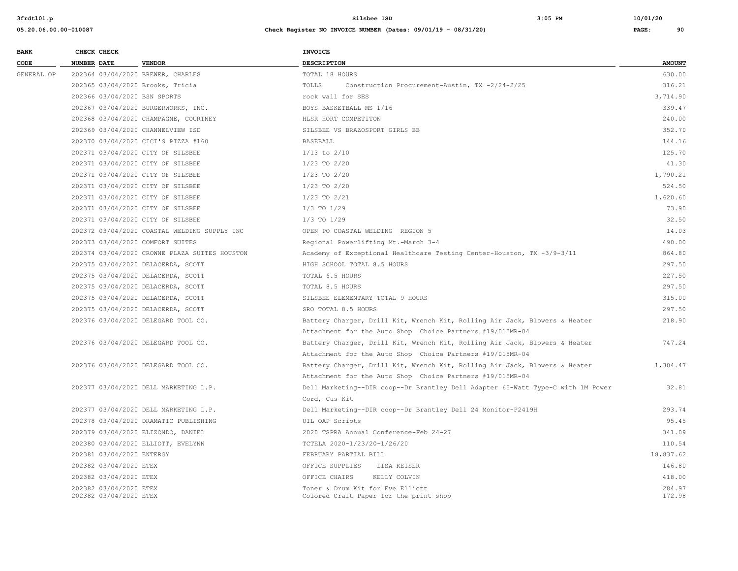| BANK CODE | CHECK NUMBER | CHECK DATE | VENDOR | INVOICE DESCRIPTION | AMOUNT |
|---|---|---|---|---|---|
| GENERAL OP | 202364 | 03/04/2020 | BREWER, CHARLES | TOTAL 18 HOURS | 630.00 |
| | 202365 | 03/04/2020 | Brooks, Tricia | TOLLS Construction Procurement-Austin, TX -2/24-2/25 | 316.21 |
| | 202366 | 03/04/2020 | BSN SPORTS | rock wall for SES | 3,714.90 |
| | 202367 | 03/04/2020 | BURGERWORKS, INC. | BOYS BASKETBALL MS 1/16 | 339.47 |
| | 202368 | 03/04/2020 | CHAMPAGNE, COURTNEY | HLSR HORT COMPETITON | 240.00 |
| | 202369 | 03/04/2020 | CHANNELVIEW ISD | SILSBEE VS BRAZOSPORT GIRLS BB | 352.70 |
| | 202370 | 03/04/2020 | CICI'S PIZZA #160 | BASEBALL | 144.16 |
| | 202371 | 03/04/2020 | CITY OF SILSBEE | 1/13 to 2/10 | 125.70 |
| | 202371 | 03/04/2020 | CITY OF SILSBEE | 1/23 TO 2/20 | 41.30 |
| | 202371 | 03/04/2020 | CITY OF SILSBEE | 1/23 TO 2/20 | 1,790.21 |
| | 202371 | 03/04/2020 | CITY OF SILSBEE | 1/23 TO 2/20 | 524.50 |
| | 202371 | 03/04/2020 | CITY OF SILSBEE | 1/23 TO 2/21 | 1,620.60 |
| | 202371 | 03/04/2020 | CITY OF SILSBEE | 1/3 TO 1/29 | 73.90 |
| | 202371 | 03/04/2020 | CITY OF SILSBEE | 1/3 TO 1/29 | 32.50 |
| | 202372 | 03/04/2020 | COASTAL WELDING SUPPLY INC | OPEN PO COASTAL WELDING REGION 5 | 14.03 |
| | 202373 | 03/04/2020 | COMFORT SUITES | Regional Powerlifting Mt.-March 3-4 | 490.00 |
| | 202374 | 03/04/2020 | CROWNE PLAZA SUITES HOUSTON | Academy of Exceptional Healthcare Testing Center-Houston, TX -3/9-3/11 | 864.80 |
| | 202375 | 03/04/2020 | DELACERDA, SCOTT | HIGH SCHOOL TOTAL 8.5 HOURS | 297.50 |
| | 202375 | 03/04/2020 | DELACERDA, SCOTT | TOTAL 6.5 HOURS | 227.50 |
| | 202375 | 03/04/2020 | DELACERDA, SCOTT | TOTAL 8.5 HOURS | 297.50 |
| | 202375 | 03/04/2020 | DELACERDA, SCOTT | SILSBEE ELEMENTARY TOTAL 9 HOURS | 315.00 |
| | 202375 | 03/04/2020 | DELACERDA, SCOTT | SRO TOTAL 8.5 HOURS | 297.50 |
| | 202376 | 03/04/2020 | DELEGARD TOOL CO. | Battery Charger, Drill Kit, Wrench Kit, Rolling Air Jack, Blowers & Heater Attachment for the Auto Shop Choice Partners #19/015MR-04 | 218.90 |
| | 202376 | 03/04/2020 | DELEGARD TOOL CO. | Battery Charger, Drill Kit, Wrench Kit, Rolling Air Jack, Blowers & Heater Attachment for the Auto Shop Choice Partners #19/015MR-04 | 747.24 |
| | 202376 | 03/04/2020 | DELEGARD TOOL CO. | Battery Charger, Drill Kit, Wrench Kit, Rolling Air Jack, Blowers & Heater Attachment for the Auto Shop Choice Partners #19/015MR-04 | 1,304.47 |
| | 202377 | 03/04/2020 | DELL MARKETING L.P. | Dell Marketing--DIR coop--Dr Brantley Dell Adapter 65-Watt Type-C with 1M Power Cord, Cus Kit | 32.81 |
| | 202377 | 03/04/2020 | DELL MARKETING L.P. | Dell Marketing--DIR coop--Dr Brantley Dell 24 Monitor-P2419H | 293.74 |
| | 202378 | 03/04/2020 | DRAMATIC PUBLISHING | UIL OAP Scripts | 95.45 |
| | 202379 | 03/04/2020 | ELIZONDO, DANIEL | 2020 TSPRA Annual Conference-Feb 24-27 | 341.09 |
| | 202380 | 03/04/2020 | ELLIOTT, EVELYNN | TCTELA 2020-1/23/20-1/26/20 | 110.54 |
| | 202381 | 03/04/2020 | ENTERGY | FEBRUARY PARTIAL BILL | 18,837.62 |
| | 202382 | 03/04/2020 | ETEX | OFFICE SUPPLIES LISA KEISER | 146.80 |
| | 202382 | 03/04/2020 | ETEX | OFFICE CHAIRS KELLY COLVIN | 418.00 |
| | 202382 | 03/04/2020 | ETEX | Toner & Drum Kit for Eve Elliott | 284.97 |
| | 202382 | 03/04/2020 | ETEX | Colored Craft Paper for the print shop | 172.98 |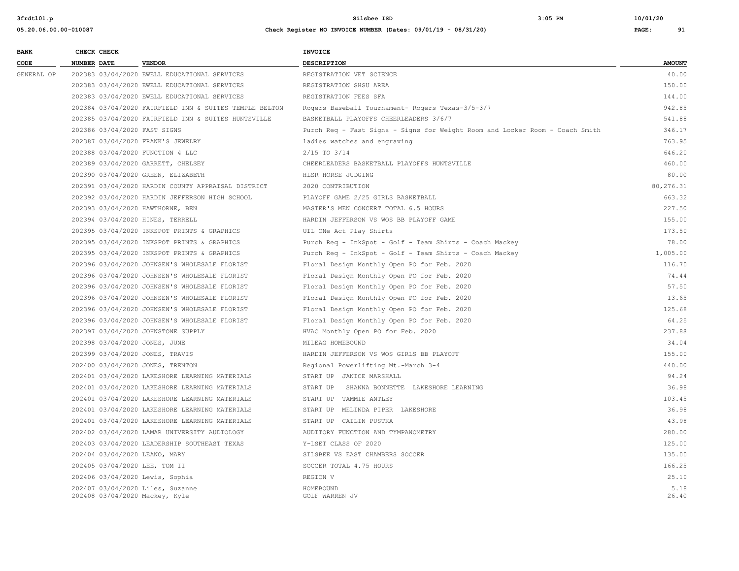| BANK CODE | CHECK NUMBER | CHECK DATE | VENDOR | INVOICE DESCRIPTION | AMOUNT |
|---|---|---|---|---|---|
| GENERAL OP | 202383 | 03/04/2020 | EWELL EDUCATIONAL SERVICES | REGISTRATION VET SCIENCE | 40.00 |
| | 202383 | 03/04/2020 | EWELL EDUCATIONAL SERVICES | REGISTRATION SHSU AREA | 150.00 |
| | 202383 | 03/04/2020 | EWELL EDUCATIONAL SERVICES | REGISTRATION FEES SFA | 144.00 |
| | 202384 | 03/04/2020 | FAIRFIELD INN & SUITES TEMPLE BELTON | Rogers Baseball Tournament- Rogers Texas-3/5-3/7 | 942.85 |
| | 202385 | 03/04/2020 | FAIRFIELD INN & SUITES HUNTSVILLE | BASKETBALL PLAYOFFS CHEERLEADERS 3/6/7 | 541.88 |
| | 202386 | 03/04/2020 | FAST SIGNS | Purch Req - Fast Signs - Signs for Weight Room and Locker Room - Coach Smith | 346.17 |
| | 202387 | 03/04/2020 | FRANK'S JEWELRY | ladies watches and engraving | 763.95 |
| | 202388 | 03/04/2020 | FUNCTION 4 LLC | 2/15 TO 3/14 | 646.20 |
| | 202389 | 03/04/2020 | GARRETT, CHELSEY | CHEERLEADERS BASKETBALL PLAYOFFS HUNTSVILLE | 460.00 |
| | 202390 | 03/04/2020 | GREEN, ELIZABETH | HLSR HORSE JUDGING | 80.00 |
| | 202391 | 03/04/2020 | HARDIN COUNTY APPRAISAL DISTRICT | 2020 CONTRIBUTION | 80,276.31 |
| | 202392 | 03/04/2020 | HARDIN JEFFERSON HIGH SCHOOL | PLAYOFF GAME 2/25 GIRLS BASKETBALL | 663.32 |
| | 202393 | 03/04/2020 | HAWTHORNE, BEN | MASTER'S MEN CONCERT TOTAL 6.5 HOURS | 227.50 |
| | 202394 | 03/04/2020 | HINES, TERRELL | HARDIN JEFFERSON VS WOS BB PLAYOFF GAME | 155.00 |
| | 202395 | 03/04/2020 | INKSPOT PRINTS & GRAPHICS | UIL ONe Act Play Shirts | 173.50 |
| | 202395 | 03/04/2020 | INKSPOT PRINTS & GRAPHICS | Purch Req - InkSpot - Golf - Team Shirts - Coach Mackey | 78.00 |
| | 202395 | 03/04/2020 | INKSPOT PRINTS & GRAPHICS | Purch Req - InkSpot - Golf - Team Shirts - Coach Mackey | 1,005.00 |
| | 202396 | 03/04/2020 | JOHNSEN'S WHOLESALE FLORIST | Floral Design Monthly Open PO for Feb. 2020 | 116.70 |
| | 202396 | 03/04/2020 | JOHNSEN'S WHOLESALE FLORIST | Floral Design Monthly Open PO for Feb. 2020 | 74.44 |
| | 202396 | 03/04/2020 | JOHNSEN'S WHOLESALE FLORIST | Floral Design Monthly Open PO for Feb. 2020 | 57.50 |
| | 202396 | 03/04/2020 | JOHNSEN'S WHOLESALE FLORIST | Floral Design Monthly Open PO for Feb. 2020 | 13.65 |
| | 202396 | 03/04/2020 | JOHNSEN'S WHOLESALE FLORIST | Floral Design Monthly Open PO for Feb. 2020 | 125.68 |
| | 202396 | 03/04/2020 | JOHNSEN'S WHOLESALE FLORIST | Floral Design Monthly Open PO for Feb. 2020 | 64.25 |
| | 202397 | 03/04/2020 | JOHNSTONE SUPPLY | HVAC Monthly Open PO for Feb. 2020 | 237.88 |
| | 202398 | 03/04/2020 | JONES, JUNE | MILEAG HOMEBOUND | 34.04 |
| | 202399 | 03/04/2020 | JONES, TRAVIS | HARDIN JEFFERSON VS WOS GIRLS BB PLAYOFF | 155.00 |
| | 202400 | 03/04/2020 | JONES, TRENTON | Regional Powerlifting Mt.-March 3-4 | 440.00 |
| | 202401 | 03/04/2020 | LAKESHORE LEARNING MATERIALS | START UP JANICE MARSHALL | 94.24 |
| | 202401 | 03/04/2020 | LAKESHORE LEARNING MATERIALS | START UP SHANNA BONNETTE LAKESHORE LEARNING | 36.98 |
| | 202401 | 03/04/2020 | LAKESHORE LEARNING MATERIALS | START UP TAMMIE ANTLEY | 103.45 |
| | 202401 | 03/04/2020 | LAKESHORE LEARNING MATERIALS | START UP MELINDA PIPER LAKESHORE | 36.98 |
| | 202401 | 03/04/2020 | LAKESHORE LEARNING MATERIALS | START UP CAILIN PUSTKA | 43.98 |
| | 202402 | 03/04/2020 | LAMAR UNIVERSITY AUDIOLOGY | AUDITORY FUNCTION AND TYMPANOMETRY | 280.00 |
| | 202403 | 03/04/2020 | LEADERSHIP SOUTHEAST TEXAS | Y-LSET CLASS OF 2020 | 125.00 |
| | 202404 | 03/04/2020 | LEANO, MARY | SILSBEE VS EAST CHAMBERS SOCCER | 135.00 |
| | 202405 | 03/04/2020 | LEE, TOM II | SOCCER TOTAL 4.75 HOURS | 166.25 |
| | 202406 | 03/04/2020 | Lewis, Sophia | REGION V | 25.10 |
| | 202407 | 03/04/2020 | Liles, Suzanne | HOMEBOUND | 5.18 |
| | 202408 | 03/04/2020 | Mackey, Kyle | GOLF WARREN JV | 26.40 |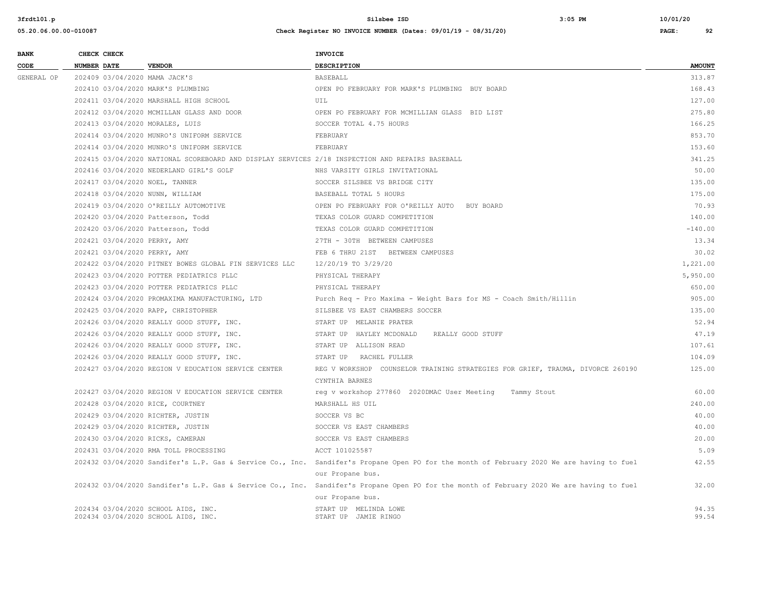| BANK CODE | CHECK NUMBER | CHECK DATE | VENDOR | INVOICE DESCRIPTION | AMOUNT |
|---|---|---|---|---|---|
| GENERAL OP | 202409 | 03/04/2020 | MAMA JACK'S | BASEBALL | 313.87 |
| | 202410 | 03/04/2020 | MARK'S PLUMBING | OPEN PO FEBRUARY FOR MARK'S PLUMBING BUY BOARD | 168.43 |
| | 202411 | 03/04/2020 | MARSHALL HIGH SCHOOL | UIL | 127.00 |
| | 202412 | 03/04/2020 | MCMILLAN GLASS AND DOOR | OPEN PO FEBRUARY FOR MCMILLIAN GLASS BID LIST | 275.80 |
| | 202413 | 03/04/2020 | MORALES, LUIS | SOCCER TOTAL 4.75 HOURS | 166.25 |
| | 202414 | 03/04/2020 | MUNRO'S UNIFORM SERVICE | FEBRUARY | 853.70 |
| | 202414 | 03/04/2020 | MUNRO'S UNIFORM SERVICE | FEBRUARY | 153.60 |
| | 202415 | 03/04/2020 | NATIONAL SCOREBOARD AND DISPLAY SERVICES | 2/18 INSPECTION AND REPAIRS BASEBALL | 341.25 |
| | 202416 | 03/04/2020 | NEDERLAND GIRL'S GOLF | NHS VARSITY GIRLS INVITATIONAL | 50.00 |
| | 202417 | 03/04/2020 | NOEL, TANNER | SOCCER SILSBEE VS BRIDGE CITY | 135.00 |
| | 202418 | 03/04/2020 | NUNN, WILLIAM | BASEBALL TOTAL 5 HOURS | 175.00 |
| | 202419 | 03/04/2020 | O'REILLY AUTOMOTIVE | OPEN PO FEBRUARY FOR O'REILLY AUTO BUY BOARD | 70.93 |
| | 202420 | 03/04/2020 | Patterson, Todd | TEXAS COLOR GUARD COMPETITION | 140.00 |
| | 202420 | 03/06/2020 | Patterson, Todd | TEXAS COLOR GUARD COMPETITION | -140.00 |
| | 202421 | 03/04/2020 | PERRY, AMY | 27TH - 30TH BETWEEN CAMPUSES | 13.34 |
| | 202421 | 03/04/2020 | PERRY, AMY | FEB 6 THRU 21ST BETWEEN CAMPUSES | 30.02 |
| | 202422 | 03/04/2020 | PITNEY BOWES GLOBAL FIN SERVICES LLC | 12/20/19 TO 3/29/20 | 1,221.00 |
| | 202423 | 03/04/2020 | POTTER PEDIATRICS PLLC | PHYSICAL THERAPY | 5,950.00 |
| | 202423 | 03/04/2020 | POTTER PEDIATRICS PLLC | PHYSICAL THERAPY | 650.00 |
| | 202424 | 03/04/2020 | PROMAXIMA MANUFACTURING, LTD | Purch Req - Pro Maxima - Weight Bars for MS - Coach Smith/Hillin | 905.00 |
| | 202425 | 03/04/2020 | RAPP, CHRISTOPHER | SILSBEE VS EAST CHAMBERS SOCCER | 135.00 |
| | 202426 | 03/04/2020 | REALLY GOOD STUFF, INC. | START UP MELANIE PRATER | 52.94 |
| | 202426 | 03/04/2020 | REALLY GOOD STUFF, INC. | START UP HAYLEY MCDONALD REALLY GOOD STUFF | 47.19 |
| | 202426 | 03/04/2020 | REALLY GOOD STUFF, INC. | START UP ALLISON READ | 107.61 |
| | 202426 | 03/04/2020 | REALLY GOOD STUFF, INC. | START UP RACHEL FULLER | 104.09 |
| | 202427 | 03/04/2020 | REGION V EDUCATION SERVICE CENTER | REG V WORKSHOP COUNSELOR TRAINING STRATEGIES FOR GRIEF, TRAUMA, DIVORCE 260190 CYNTHIA BARNES | 125.00 |
| | 202427 | 03/04/2020 | REGION V EDUCATION SERVICE CENTER | reg v workshop 277860 2020DMAC User Meeting Tammy Stout | 60.00 |
| | 202428 | 03/04/2020 | RICE, COURTNEY | MARSHALL HS UIL | 240.00 |
| | 202429 | 03/04/2020 | RICHTER, JUSTIN | SOCCER VS BC | 40.00 |
| | 202429 | 03/04/2020 | RICHTER, JUSTIN | SOCCER VS EAST CHAMBERS | 40.00 |
| | 202430 | 03/04/2020 | RICKS, CAMERAN | SOCCER VS EAST CHAMBERS | 20.00 |
| | 202431 | 03/04/2020 | RMA TOLL PROCESSING | ACCT 101025587 | 5.09 |
| | 202432 | 03/04/2020 | Sandifer's L.P. Gas & Service Co., Inc. | Sandifer's Propane Open PO for the month of February 2020 We are having to fuel our Propane bus. | 42.55 |
| | 202432 | 03/04/2020 | Sandifer's L.P. Gas & Service Co., Inc. | Sandifer's Propane Open PO for the month of February 2020 We are having to fuel our Propane bus. | 32.00 |
| | 202434 | 03/04/2020 | SCHOOL AIDS, INC. | START UP MELINDA LOWE | 94.35 |
| | 202434 | 03/04/2020 | SCHOOL AIDS, INC. | START UP JAMIE RINGO | 99.54 |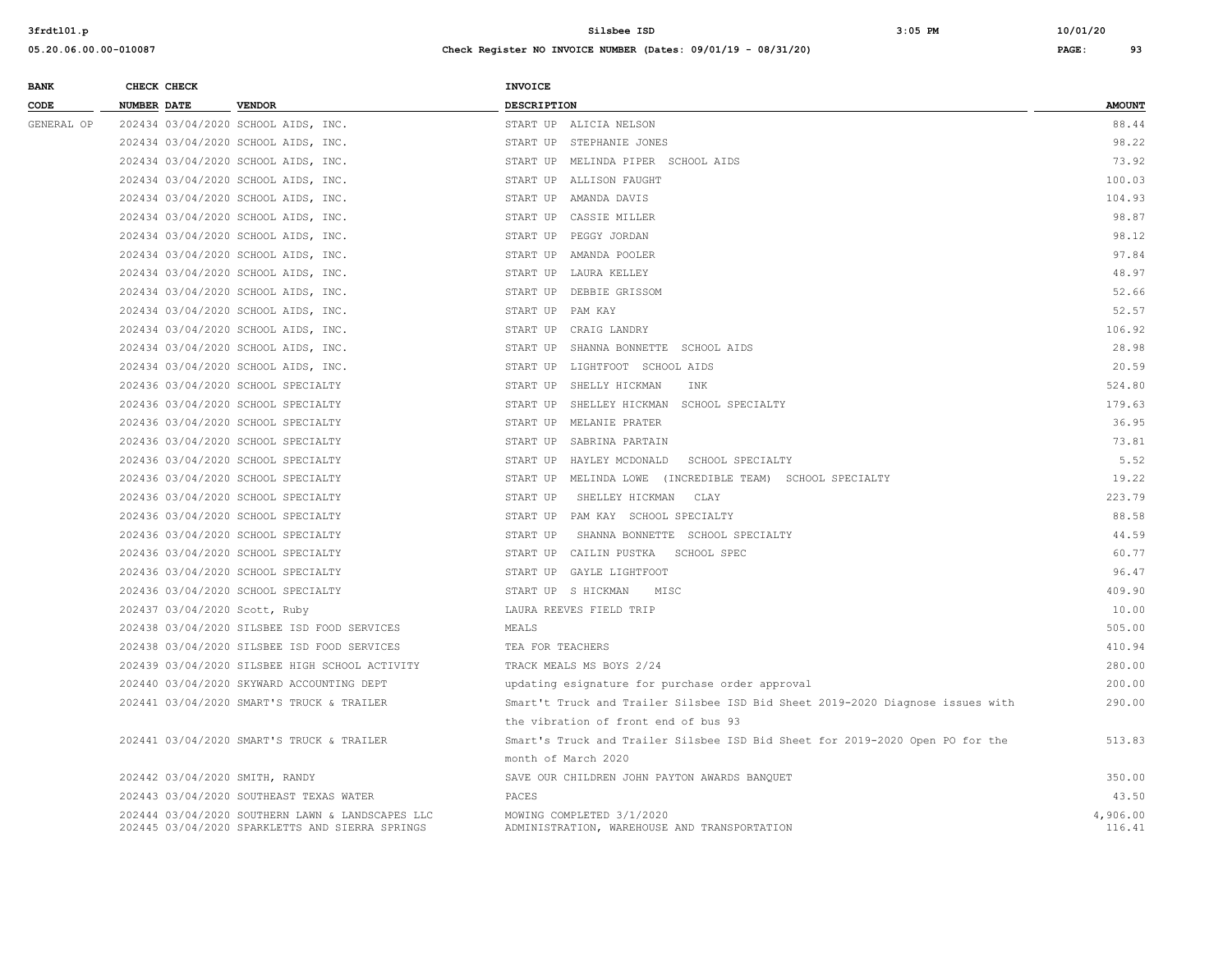| BANK CODE | CHECK NUMBER | CHECK DATE | VENDOR | INVOICE DESCRIPTION | AMOUNT |
|---|---|---|---|---|---|
| GENERAL OP | 202434 | 03/04/2020 | SCHOOL AIDS, INC. | START UP ALICIA NELSON | 88.44 |
| | 202434 | 03/04/2020 | SCHOOL AIDS, INC. | START UP STEPHANIE JONES | 98.22 |
| | 202434 | 03/04/2020 | SCHOOL AIDS, INC. | START UP MELINDA PIPER SCHOOL AIDS | 73.92 |
| | 202434 | 03/04/2020 | SCHOOL AIDS, INC. | START UP ALLISON FAUGHT | 100.03 |
| | 202434 | 03/04/2020 | SCHOOL AIDS, INC. | START UP AMANDA DAVIS | 104.93 |
| | 202434 | 03/04/2020 | SCHOOL AIDS, INC. | START UP CASSIE MILLER | 98.87 |
| | 202434 | 03/04/2020 | SCHOOL AIDS, INC. | START UP PEGGY JORDAN | 98.12 |
| | 202434 | 03/04/2020 | SCHOOL AIDS, INC. | START UP AMANDA POOLER | 97.84 |
| | 202434 | 03/04/2020 | SCHOOL AIDS, INC. | START UP LAURA KELLEY | 48.97 |
| | 202434 | 03/04/2020 | SCHOOL AIDS, INC. | START UP DEBBIE GRISSOM | 52.66 |
| | 202434 | 03/04/2020 | SCHOOL AIDS, INC. | START UP PAM KAY | 52.57 |
| | 202434 | 03/04/2020 | SCHOOL AIDS, INC. | START UP CRAIG LANDRY | 106.92 |
| | 202434 | 03/04/2020 | SCHOOL AIDS, INC. | START UP SHANNA BONNETTE SCHOOL AIDS | 28.98 |
| | 202434 | 03/04/2020 | SCHOOL AIDS, INC. | START UP LIGHTFOOT SCHOOL AIDS | 20.59 |
| | 202436 | 03/04/2020 | SCHOOL SPECIALTY | START UP SHELLY HICKMAN INK | 524.80 |
| | 202436 | 03/04/2020 | SCHOOL SPECIALTY | START UP SHELLEY HICKMAN SCHOOL SPECIALTY | 179.63 |
| | 202436 | 03/04/2020 | SCHOOL SPECIALTY | START UP MELANIE PRATER | 36.95 |
| | 202436 | 03/04/2020 | SCHOOL SPECIALTY | START UP SABRINA PARTAIN | 73.81 |
| | 202436 | 03/04/2020 | SCHOOL SPECIALTY | START UP HAYLEY MCDONALD SCHOOL SPECIALTY | 5.52 |
| | 202436 | 03/04/2020 | SCHOOL SPECIALTY | START UP MELINDA LOWE (INCREDIBLE TEAM) SCHOOL SPECIALTY | 19.22 |
| | 202436 | 03/04/2020 | SCHOOL SPECIALTY | START UP SHELLEY HICKMAN CLAY | 223.79 |
| | 202436 | 03/04/2020 | SCHOOL SPECIALTY | START UP PAM KAY SCHOOL SPECIALTY | 88.58 |
| | 202436 | 03/04/2020 | SCHOOL SPECIALTY | START UP SHANNA BONNETTE SCHOOL SPECIALTY | 44.59 |
| | 202436 | 03/04/2020 | SCHOOL SPECIALTY | START UP CAILIN PUSTKA SCHOOL SPEC | 60.77 |
| | 202436 | 03/04/2020 | SCHOOL SPECIALTY | START UP GAYLE LIGHTFOOT | 96.47 |
| | 202436 | 03/04/2020 | SCHOOL SPECIALTY | START UP S HICKMAN MISC | 409.90 |
| | 202437 | 03/04/2020 | Scott, Ruby | LAURA REEVES FIELD TRIP | 10.00 |
| | 202438 | 03/04/2020 | SILSBEE ISD FOOD SERVICES | MEALS | 505.00 |
| | 202438 | 03/04/2020 | SILSBEE ISD FOOD SERVICES | TEA FOR TEACHERS | 410.94 |
| | 202439 | 03/04/2020 | SILSBEE HIGH SCHOOL ACTIVITY | TRACK MEALS MS BOYS 2/24 | 280.00 |
| | 202440 | 03/04/2020 | SKYWARD ACCOUNTING DEPT | updating esignature for purchase order approval | 200.00 |
| | 202441 | 03/04/2020 | SMART'S TRUCK & TRAILER | Smart't Truck and Trailer Silsbee ISD Bid Sheet 2019-2020 Diagnose issues with the vibration of front end of bus 93 | 290.00 |
| | 202441 | 03/04/2020 | SMART'S TRUCK & TRAILER | Smart's Truck and Trailer Silsbee ISD Bid Sheet for 2019-2020 Open PO for the month of March 2020 | 513.83 |
| | 202442 | 03/04/2020 | SMITH, RANDY | SAVE OUR CHILDREN JOHN PAYTON AWARDS BANQUET | 350.00 |
| | 202443 | 03/04/2020 | SOUTHEAST TEXAS WATER | PACES | 43.50 |
| | 202444 | 03/04/2020 | SOUTHERN LAWN & LANDSCAPES LLC | MOWING COMPLETED 3/1/2020 | 4,906.00 |
| | 202445 | 03/04/2020 | SPARKLETTS AND SIERRA SPRINGS | ADMINISTRATION, WAREHOUSE AND TRANSPORTATION | 116.41 |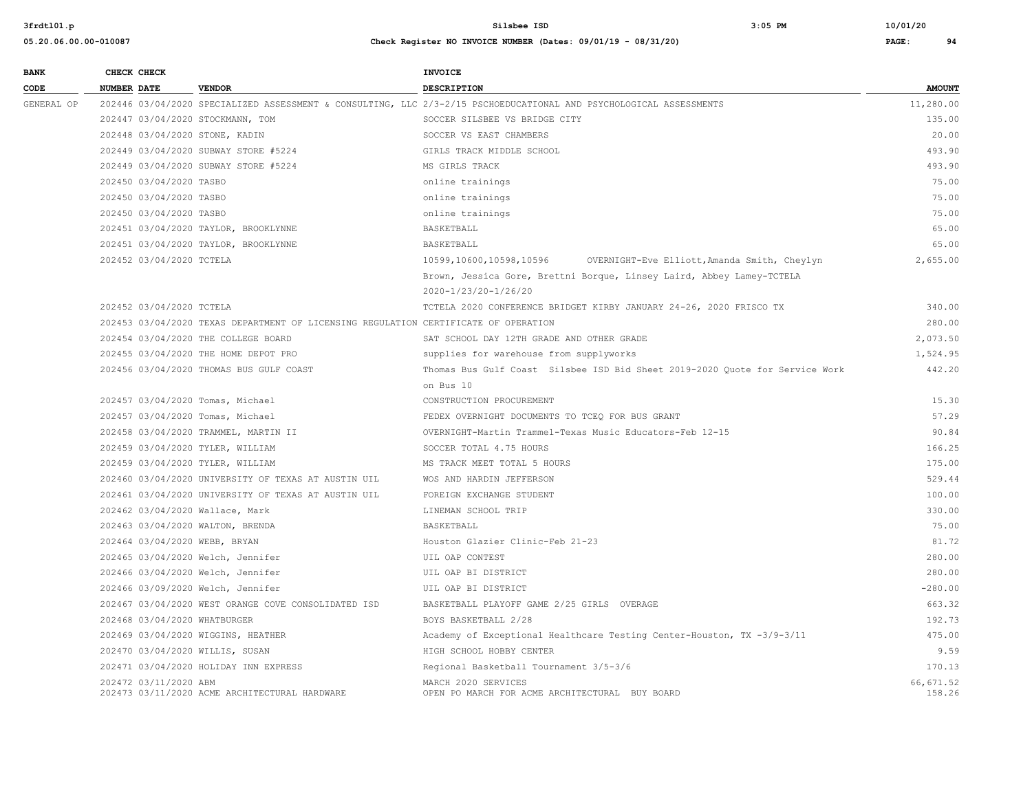| BANK CODE | CHECK NUMBER | CHECK DATE | VENDOR | INVOICE DESCRIPTION | AMOUNT |
|---|---|---|---|---|---|
| GENERAL OP | 202446 | 03/04/2020 | SPECIALIZED ASSESSMENT & CONSULTING, LLC | 2/3-2/15 PSCHOEDUCATIONAL AND PSYCHOLOGICAL ASSESSMENTS | 11,280.00 |
| | 202447 | 03/04/2020 | STOCKMANN, TOM | SOCCER SILSBEE VS BRIDGE CITY | 135.00 |
| | 202448 | 03/04/2020 | STONE, KADIN | SOCCER VS EAST CHAMBERS | 20.00 |
| | 202449 | 03/04/2020 | SUBWAY STORE #5224 | GIRLS TRACK MIDDLE SCHOOL | 493.90 |
| | 202449 | 03/04/2020 | SUBWAY STORE #5224 | MS GIRLS TRACK | 493.90 |
| | 202450 | 03/04/2020 | TASBO | online trainings | 75.00 |
| | 202450 | 03/04/2020 | TASBO | online trainings | 75.00 |
| | 202450 | 03/04/2020 | TASBO | online trainings | 75.00 |
| | 202451 | 03/04/2020 | TAYLOR, BROOKLYNNE | BASKETBALL | 65.00 |
| | 202451 | 03/04/2020 | TAYLOR, BROOKLYNNE | BASKETBALL | 65.00 |
| | 202452 | 03/04/2020 | TCTELA | 10599,10600,10598,10596 OVERNIGHT-Eve Elliott,Amanda Smith, Cheylyn Brown, Jessica Gore, Brettni Borque, Linsey Laird, Abbey Lamey-TCTELA 2020-1/23/20-1/26/20 | 2,655.00 |
| | 202452 | 03/04/2020 | TCTELA | TCTELA 2020 CONFERENCE BRIDGET KIRBY JANUARY 24-26, 2020 FRISCO TX | 340.00 |
| | 202453 | 03/04/2020 | TEXAS DEPARTMENT OF LICENSING REGULATION | CERTIFICATE OF OPERATION | 280.00 |
| | 202454 | 03/04/2020 | THE COLLEGE BOARD | SAT SCHOOL DAY 12TH GRADE AND OTHER GRADE | 2,073.50 |
| | 202455 | 03/04/2020 | THE HOME DEPOT PRO | supplies for warehouse from supplyworks | 1,524.95 |
| | 202456 | 03/04/2020 | THOMAS BUS GULF COAST | Thomas Bus Gulf Coast Silsbee ISD Bid Sheet 2019-2020 Quote for Service Work on Bus 10 | 442.20 |
| | 202457 | 03/04/2020 | Tomas, Michael | CONSTRUCTION PROCUREMENT | 15.30 |
| | 202457 | 03/04/2020 | Tomas, Michael | FEDEX OVERNIGHT DOCUMENTS TO TCEQ FOR BUS GRANT | 57.29 |
| | 202458 | 03/04/2020 | TRAMMEL, MARTIN II | OVERNIGHT-Martin Trammel-Texas Music Educators-Feb 12-15 | 90.84 |
| | 202459 | 03/04/2020 | TYLER, WILLIAM | SOCCER TOTAL 4.75 HOURS | 166.25 |
| | 202459 | 03/04/2020 | TYLER, WILLIAM | MS TRACK MEET TOTAL 5 HOURS | 175.00 |
| | 202460 | 03/04/2020 | UNIVERSITY OF TEXAS AT AUSTIN UIL | WOS AND HARDIN JEFFERSON | 529.44 |
| | 202461 | 03/04/2020 | UNIVERSITY OF TEXAS AT AUSTIN UIL | FOREIGN EXCHANGE STUDENT | 100.00 |
| | 202462 | 03/04/2020 | Wallace, Mark | LINEMAN SCHOOL TRIP | 330.00 |
| | 202463 | 03/04/2020 | WALTON, BRENDA | BASKETBALL | 75.00 |
| | 202464 | 03/04/2020 | WEBB, BRYAN | Houston Glazier Clinic-Feb 21-23 | 81.72 |
| | 202465 | 03/04/2020 | Welch, Jennifer | UIL OAP CONTEST | 280.00 |
| | 202466 | 03/04/2020 | Welch, Jennifer | UIL OAP BI DISTRICT | 280.00 |
| | 202466 | 03/09/2020 | Welch, Jennifer | UIL OAP BI DISTRICT | -280.00 |
| | 202467 | 03/04/2020 | WEST ORANGE COVE CONSOLIDATED ISD | BASKETBALL PLAYOFF GAME 2/25 GIRLS OVERAGE | 663.32 |
| | 202468 | 03/04/2020 | WHATBURGER | BOYS BASKETBALL 2/28 | 192.73 |
| | 202469 | 03/04/2020 | WIGGINS, HEATHER | Academy of Exceptional Healthcare Testing Center-Houston, TX -3/9-3/11 | 475.00 |
| | 202470 | 03/04/2020 | WILLIS, SUSAN | HIGH SCHOOL HOBBY CENTER | 9.59 |
| | 202471 | 03/04/2020 | HOLIDAY INN EXPRESS | Regional Basketball Tournament 3/5-3/6 | 170.13 |
| | 202472 | 03/11/2020 | ABM | MARCH 2020 SERVICES | 66,671.52 |
| | 202473 | 03/11/2020 | ACME ARCHITECTURAL HARDWARE | OPEN PO MARCH FOR ACME ARCHITECTURAL BUY BOARD | 158.26 |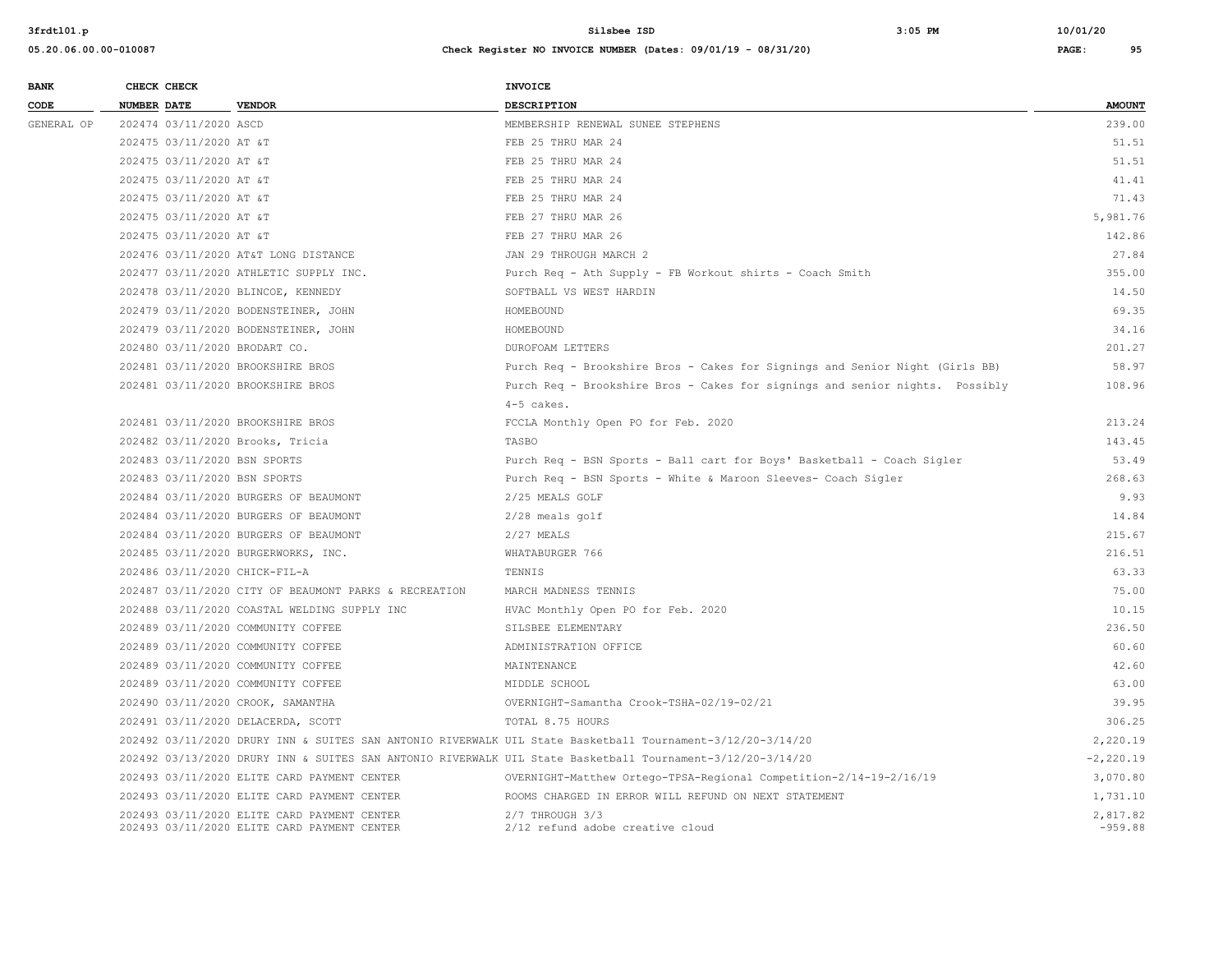| BANK CODE | CHECK NUMBER | CHECK DATE | VENDOR | INVOICE DESCRIPTION | AMOUNT |
|---|---|---|---|---|---|
| GENERAL OP | 202474 | 03/11/2020 | ASCD | MEMBERSHIP RENEWAL SUNEE STEPHENS | 239.00 |
| | 202475 | 03/11/2020 | AT &T | FEB 25 THRU MAR 24 | 51.51 |
| | 202475 | 03/11/2020 | AT &T | FEB 25 THRU MAR 24 | 51.51 |
| | 202475 | 03/11/2020 | AT &T | FEB 25 THRU MAR 24 | 41.41 |
| | 202475 | 03/11/2020 | AT &T | FEB 25 THRU MAR 24 | 71.43 |
| | 202475 | 03/11/2020 | AT &T | FEB 27 THRU MAR 26 | 5,981.76 |
| | 202475 | 03/11/2020 | AT &T | FEB 27 THRU MAR 26 | 142.86 |
| | 202476 | 03/11/2020 | AT&T LONG DISTANCE | JAN 29 THROUGH MARCH 2 | 27.84 |
| | 202477 | 03/11/2020 | ATHLETIC SUPPLY INC. | Purch Req - Ath Supply - FB Workout shirts - Coach Smith | 355.00 |
| | 202478 | 03/11/2020 | BLINCOE, KENNEDY | SOFTBALL VS WEST HARDIN | 14.50 |
| | 202479 | 03/11/2020 | BODENSTEINER, JOHN | HOMEBOUND | 69.35 |
| | 202479 | 03/11/2020 | BODENSTEINER, JOHN | HOMEBOUND | 34.16 |
| | 202480 | 03/11/2020 | BRODART CO. | DUROFOAM LETTERS | 201.27 |
| | 202481 | 03/11/2020 | BROOKSHIRE BROS | Purch Req - Brookshire Bros - Cakes for Signings and Senior Night (Girls BB) | 58.97 |
| | 202481 | 03/11/2020 | BROOKSHIRE BROS | Purch Req - Brookshire Bros - Cakes for signings and senior nights. Possibly 4-5 cakes. | 108.96 |
| | 202481 | 03/11/2020 | BROOKSHIRE BROS | FCCLA Monthly Open PO for Feb. 2020 | 213.24 |
| | 202482 | 03/11/2020 | Brooks, Tricia | TASBO | 143.45 |
| | 202483 | 03/11/2020 | BSN SPORTS | Purch Req - BSN Sports - Ball cart for Boys' Basketball - Coach Sigler | 53.49 |
| | 202483 | 03/11/2020 | BSN SPORTS | Purch Req - BSN Sports - White & Maroon Sleeves- Coach Sigler | 268.63 |
| | 202484 | 03/11/2020 | BURGERS OF BEAUMONT | 2/25 MEALS GOLF | 9.93 |
| | 202484 | 03/11/2020 | BURGERS OF BEAUMONT | 2/28 meals golf | 14.84 |
| | 202484 | 03/11/2020 | BURGERS OF BEAUMONT | 2/27 MEALS | 215.67 |
| | 202485 | 03/11/2020 | BURGERWORKS, INC. | WHATABURGER 766 | 216.51 |
| | 202486 | 03/11/2020 | CHICK-FIL-A | TENNIS | 63.33 |
| | 202487 | 03/11/2020 | CITY OF BEAUMONT PARKS & RECREATION | MARCH MADNESS TENNIS | 75.00 |
| | 202488 | 03/11/2020 | COASTAL WELDING SUPPLY INC | HVAC Monthly Open PO for Feb. 2020 | 10.15 |
| | 202489 | 03/11/2020 | COMMUNITY COFFEE | SILSBEE ELEMENTARY | 236.50 |
| | 202489 | 03/11/2020 | COMMUNITY COFFEE | ADMINISTRATION OFFICE | 60.60 |
| | 202489 | 03/11/2020 | COMMUNITY COFFEE | MAINTENANCE | 42.60 |
| | 202489 | 03/11/2020 | COMMUNITY COFFEE | MIDDLE SCHOOL | 63.00 |
| | 202490 | 03/11/2020 | CROOK, SAMANTHA | OVERNIGHT-Samantha Crook-TSHA-02/19-02/21 | 39.95 |
| | 202491 | 03/11/2020 | DELACERDA, SCOTT | TOTAL 8.75 HOURS | 306.25 |
| | 202492 | 03/11/2020 | DRURY INN & SUITES SAN ANTONIO RIVERWALK | UIL State Basketball Tournament-3/12/20-3/14/20 | 2,220.19 |
| | 202492 | 03/13/2020 | DRURY INN & SUITES SAN ANTONIO RIVERWALK | UIL State Basketball Tournament-3/12/20-3/14/20 | -2,220.19 |
| | 202493 | 03/11/2020 | ELITE CARD PAYMENT CENTER | OVERNIGHT-Matthew Ortego-TPSA-Regional Competition-2/14-19-2/16/19 | 3,070.80 |
| | 202493 | 03/11/2020 | ELITE CARD PAYMENT CENTER | ROOMS CHARGED IN ERROR WILL REFUND ON NEXT STATEMENT | 1,731.10 |
| | 202493 | 03/11/2020 | ELITE CARD PAYMENT CENTER | 2/7 THROUGH 3/3 | 2,817.82 |
| | 202493 | 03/11/2020 | ELITE CARD PAYMENT CENTER | 2/12 refund adobe creative cloud | -959.88 |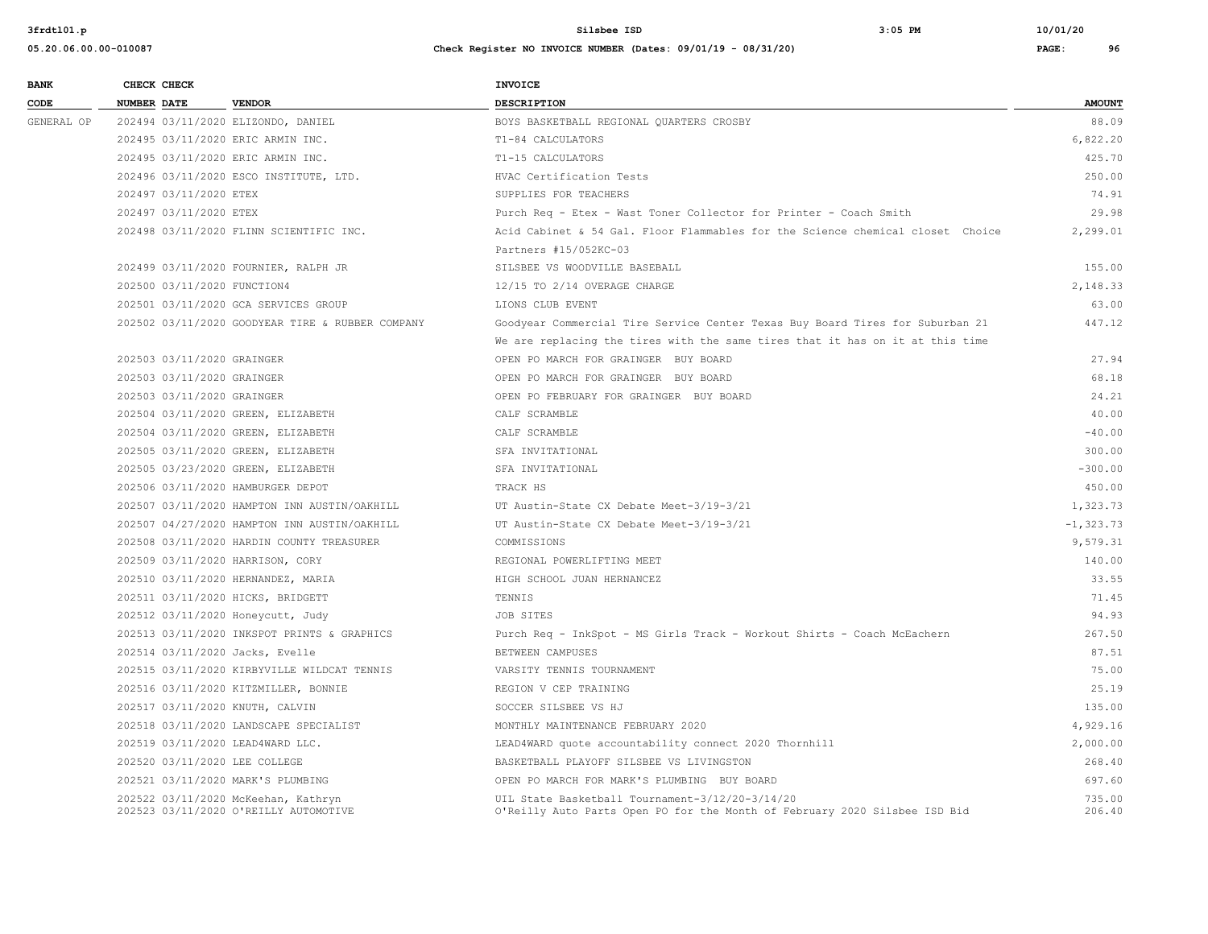| BANK CODE | CHECK NUMBER | CHECK DATE | VENDOR | INVOICE DESCRIPTION | AMOUNT |
|---|---|---|---|---|---|
| GENERAL OP | 202494 | 03/11/2020 | ELIZONDO, DANIEL | BOYS BASKETBALL REGIONAL QUARTERS CROSBY | 88.09 |
| | 202495 | 03/11/2020 | ERIC ARMIN INC. | T1-84 CALCULATORS | 6,822.20 |
| | 202495 | 03/11/2020 | ERIC ARMIN INC. | T1-15 CALCULATORS | 425.70 |
| | 202496 | 03/11/2020 | ESCO INSTITUTE, LTD. | HVAC Certification Tests | 250.00 |
| | 202497 | 03/11/2020 | ETEX | SUPPLIES FOR TEACHERS | 74.91 |
| | 202497 | 03/11/2020 | ETEX | Purch Req - Etex - Wast Toner Collector for Printer - Coach Smith | 29.98 |
| | 202498 | 03/11/2020 | FLINN SCIENTIFIC INC. | Acid Cabinet & 54 Gal. Floor Flammables for the Science chemical closet Choice Partners #15/052KC-03 | 2,299.01 |
| | 202499 | 03/11/2020 | FOURNIER, RALPH JR | SILSBEE VS WOODVILLE BASEBALL | 155.00 |
| | 202500 | 03/11/2020 | FUNCTION4 | 12/15 TO 2/14 OVERAGE CHARGE | 2,148.33 |
| | 202501 | 03/11/2020 | GCA SERVICES GROUP | LIONS CLUB EVENT | 63.00 |
| | 202502 | 03/11/2020 | GOODYEAR TIRE & RUBBER COMPANY | Goodyear Commercial Tire Service Center Texas Buy Board Tires for Suburban 21 We are replacing the tires with the same tires that it has on it at this time | 447.12 |
| | 202503 | 03/11/2020 | GRAINGER | OPEN PO MARCH FOR GRAINGER BUY BOARD | 27.94 |
| | 202503 | 03/11/2020 | GRAINGER | OPEN PO MARCH FOR GRAINGER BUY BOARD | 68.18 |
| | 202503 | 03/11/2020 | GRAINGER | OPEN PO FEBRUARY FOR GRAINGER BUY BOARD | 24.21 |
| | 202504 | 03/11/2020 | GREEN, ELIZABETH | CALF SCRAMBLE | 40.00 |
| | 202504 | 03/11/2020 | GREEN, ELIZABETH | CALF SCRAMBLE | -40.00 |
| | 202505 | 03/11/2020 | GREEN, ELIZABETH | SFA INVITATIONAL | 300.00 |
| | 202505 | 03/23/2020 | GREEN, ELIZABETH | SFA INVITATIONAL | -300.00 |
| | 202506 | 03/11/2020 | HAMBURGER DEPOT | TRACK HS | 450.00 |
| | 202507 | 03/11/2020 | HAMPTON INN AUSTIN/OAKHILL | UT Austin-State CX Debate Meet-3/19-3/21 | 1,323.73 |
| | 202507 | 04/27/2020 | HAMPTON INN AUSTIN/OAKHILL | UT Austin-State CX Debate Meet-3/19-3/21 | -1,323.73 |
| | 202508 | 03/11/2020 | HARDIN COUNTY TREASURER | COMMISSIONS | 9,579.31 |
| | 202509 | 03/11/2020 | HARRISON, CORY | REGIONAL POWERLIFTING MEET | 140.00 |
| | 202510 | 03/11/2020 | HERNANDEZ, MARIA | HIGH SCHOOL JUAN HERNANCEZ | 33.55 |
| | 202511 | 03/11/2020 | HICKS, BRIDGETT | TENNIS | 71.45 |
| | 202512 | 03/11/2020 | Honeycutt, Judy | JOB SITES | 94.93 |
| | 202513 | 03/11/2020 | INKSPOT PRINTS & GRAPHICS | Purch Req - InkSpot - MS Girls Track - Workout Shirts - Coach McEachern | 267.50 |
| | 202514 | 03/11/2020 | Jacks, Evelle | BETWEEN CAMPUSES | 87.51 |
| | 202515 | 03/11/2020 | KIRBYVILLE WILDCAT TENNIS | VARSITY TENNIS TOURNAMENT | 75.00 |
| | 202516 | 03/11/2020 | KITZMILLER, BONNIE | REGION V CEP TRAINING | 25.19 |
| | 202517 | 03/11/2020 | KNUTH, CALVIN | SOCCER SILSBEE VS HJ | 135.00 |
| | 202518 | 03/11/2020 | LANDSCAPE SPECIALIST | MONTHLY MAINTENANCE FEBRUARY 2020 | 4,929.16 |
| | 202519 | 03/11/2020 | LEAD4WARD LLC. | LEAD4WARD quote accountability connect 2020 Thornhill | 2,000.00 |
| | 202520 | 03/11/2020 | LEE COLLEGE | BASKETBALL PLAYOFF SILSBEE VS LIVINGSTON | 268.40 |
| | 202521 | 03/11/2020 | MARK'S PLUMBING | OPEN PO MARCH FOR MARK'S PLUMBING BUY BOARD | 697.60 |
| | 202522 | 03/11/2020 | McKeehan, Kathryn | UIL State Basketball Tournament-3/12/20-3/14/20 | 735.00 |
| | 202523 | 03/11/2020 | O'REILLY AUTOMOTIVE | O'Reilly Auto Parts Open PO for the Month of February 2020 Silsbee ISD Bid | 206.40 |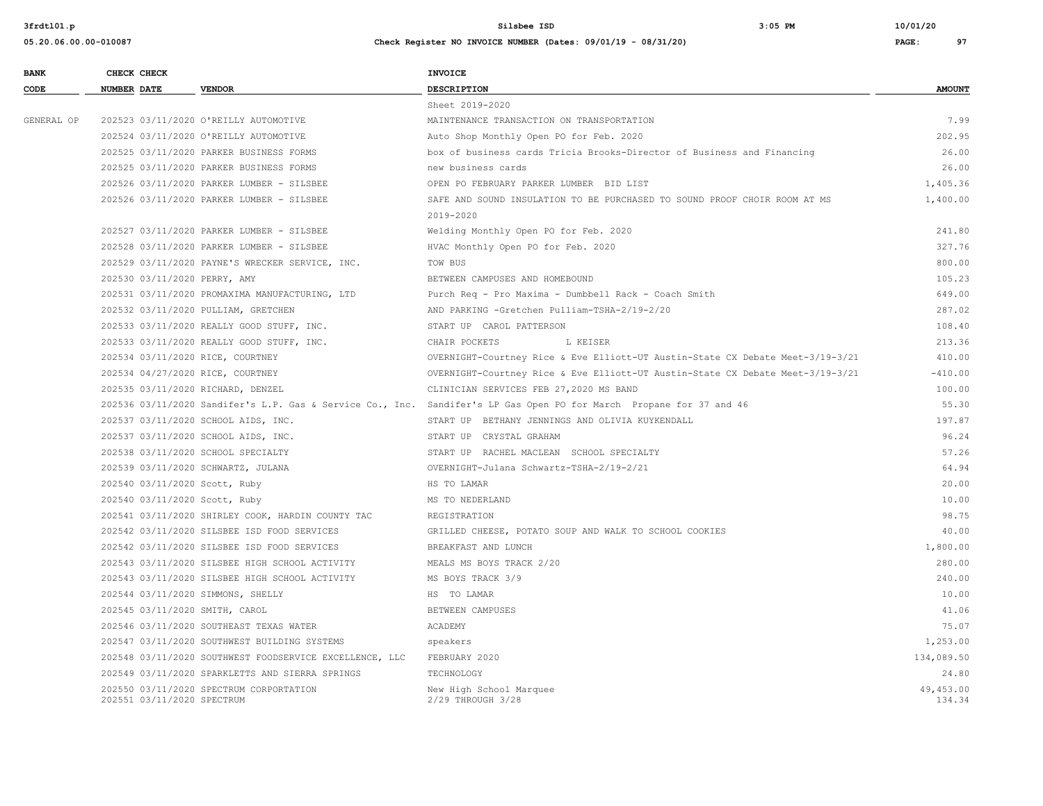| BANK CODE | CHECK NUMBER | CHECK DATE | VENDOR | INVOICE DESCRIPTION | AMOUNT |
|---|---|---|---|---|---|
| | | | | Sheet 2019-2020 | |
| GENERAL OP | 202523 | 03/11/2020 | O'REILLY AUTOMOTIVE | MAINTENANCE TRANSACTION ON TRANSPORTATION | 7.99 |
| | 202524 | 03/11/2020 | O'REILLY AUTOMOTIVE | Auto Shop Monthly Open PO for Feb. 2020 | 202.95 |
| | 202525 | 03/11/2020 | PARKER BUSINESS FORMS | box of business cards Tricia Brooks-Director of Business and Financing | 26.00 |
| | 202525 | 03/11/2020 | PARKER BUSINESS FORMS | new business cards | 26.00 |
| | 202526 | 03/11/2020 | PARKER LUMBER - SILSBEE | OPEN PO FEBRUARY PARKER LUMBER BID LIST | 1,405.36 |
| | 202526 | 03/11/2020 | PARKER LUMBER - SILSBEE | SAFE AND SOUND INSULATION TO BE PURCHASED TO SOUND PROOF CHOIR ROOM AT MS 2019-2020 | 1,400.00 |
| | 202527 | 03/11/2020 | PARKER LUMBER - SILSBEE | Welding Monthly Open PO for Feb. 2020 | 241.80 |
| | 202528 | 03/11/2020 | PARKER LUMBER - SILSBEE | HVAC Monthly Open PO for Feb. 2020 | 327.76 |
| | 202529 | 03/11/2020 | PAYNE'S WRECKER SERVICE, INC. | TOW BUS | 800.00 |
| | 202530 | 03/11/2020 | PERRY, AMY | BETWEEN CAMPUSES AND HOMEBOUND | 105.23 |
| | 202531 | 03/11/2020 | PROMAXIMA MANUFACTURING, LTD | Purch Req - Pro Maxima - Dumbbell Rack - Coach Smith | 649.00 |
| | 202532 | 03/11/2020 | PULLIAM, GRETCHEN | AND PARKING -Gretchen Pulliam-TSHA-2/19-2/20 | 287.02 |
| | 202533 | 03/11/2020 | REALLY GOOD STUFF, INC. | START UP CAROL PATTERSON | 108.40 |
| | 202533 | 03/11/2020 | REALLY GOOD STUFF, INC. | CHAIR POCKETS L KEISER | 213.36 |
| | 202534 | 03/11/2020 | RICE, COURTNEY | OVERNIGHT-Courtney Rice & Eve Elliott-UT Austin-State CX Debate Meet-3/19-3/21 | 410.00 |
| | 202534 | 04/27/2020 | RICE, COURTNEY | OVERNIGHT-Courtney Rice & Eve Elliott-UT Austin-State CX Debate Meet-3/19-3/21 | -410.00 |
| | 202535 | 03/11/2020 | RICHARD, DENZEL | CLINICIAN SERVICES FEB 27,2020 MS BAND | 100.00 |
| | 202536 | 03/11/2020 | Sandifer's L.P. Gas & Service Co., Inc. | Sandifer's LP Gas Open PO for March Propane for 37 and 46 | 55.30 |
| | 202537 | 03/11/2020 | SCHOOL AIDS, INC. | START UP BETHANY JENNINGS AND OLIVIA KUYKENDALL | 197.87 |
| | 202537 | 03/11/2020 | SCHOOL AIDS, INC. | START UP CRYSTAL GRAHAM | 96.24 |
| | 202538 | 03/11/2020 | SCHOOL SPECIALTY | START UP RACHEL MACLEAN SCHOOL SPECIALTY | 57.26 |
| | 202539 | 03/11/2020 | SCHWARTZ, JULANA | OVERNIGHT-Julana Schwartz-TSHA-2/19-2/21 | 64.94 |
| | 202540 | 03/11/2020 | Scott, Ruby | HS TO LAMAR | 20.00 |
| | 202540 | 03/11/2020 | Scott, Ruby | MS TO NEDERLAND | 10.00 |
| | 202541 | 03/11/2020 | SHIRLEY COOK, HARDIN COUNTY TAC | REGISTRATION | 98.75 |
| | 202542 | 03/11/2020 | SILSBEE ISD FOOD SERVICES | GRILLED CHEESE, POTATO SOUP AND WALK TO SCHOOL COOKIES | 40.00 |
| | 202542 | 03/11/2020 | SILSBEE ISD FOOD SERVICES | BREAKFAST AND LUNCH | 1,800.00 |
| | 202543 | 03/11/2020 | SILSBEE HIGH SCHOOL ACTIVITY | MEALS MS BOYS TRACK 2/20 | 280.00 |
| | 202543 | 03/11/2020 | SILSBEE HIGH SCHOOL ACTIVITY | MS BOYS TRACK 3/9 | 240.00 |
| | 202544 | 03/11/2020 | SIMMONS, SHELLY | HS TO LAMAR | 10.00 |
| | 202545 | 03/11/2020 | SMITH, CAROL | BETWEEN CAMPUSES | 41.06 |
| | 202546 | 03/11/2020 | SOUTHEAST TEXAS WATER | ACADEMY | 75.07 |
| | 202547 | 03/11/2020 | SOUTHWEST BUILDING SYSTEMS | speakers | 1,253.00 |
| | 202548 | 03/11/2020 | SOUTHWEST FOODSERVICE EXCELLENCE, LLC | FEBRUARY 2020 | 134,089.50 |
| | 202549 | 03/11/2020 | SPARKLETTS AND SIERRA SPRINGS | TECHNOLOGY | 24.80 |
| | 202550 | 03/11/2020 | SPECTRUM CORPORTATION | New High School Marquee | 49,453.00 |
| | 202551 | 03/11/2020 | SPECTRUM | 2/29 THROUGH 3/28 | 134.34 |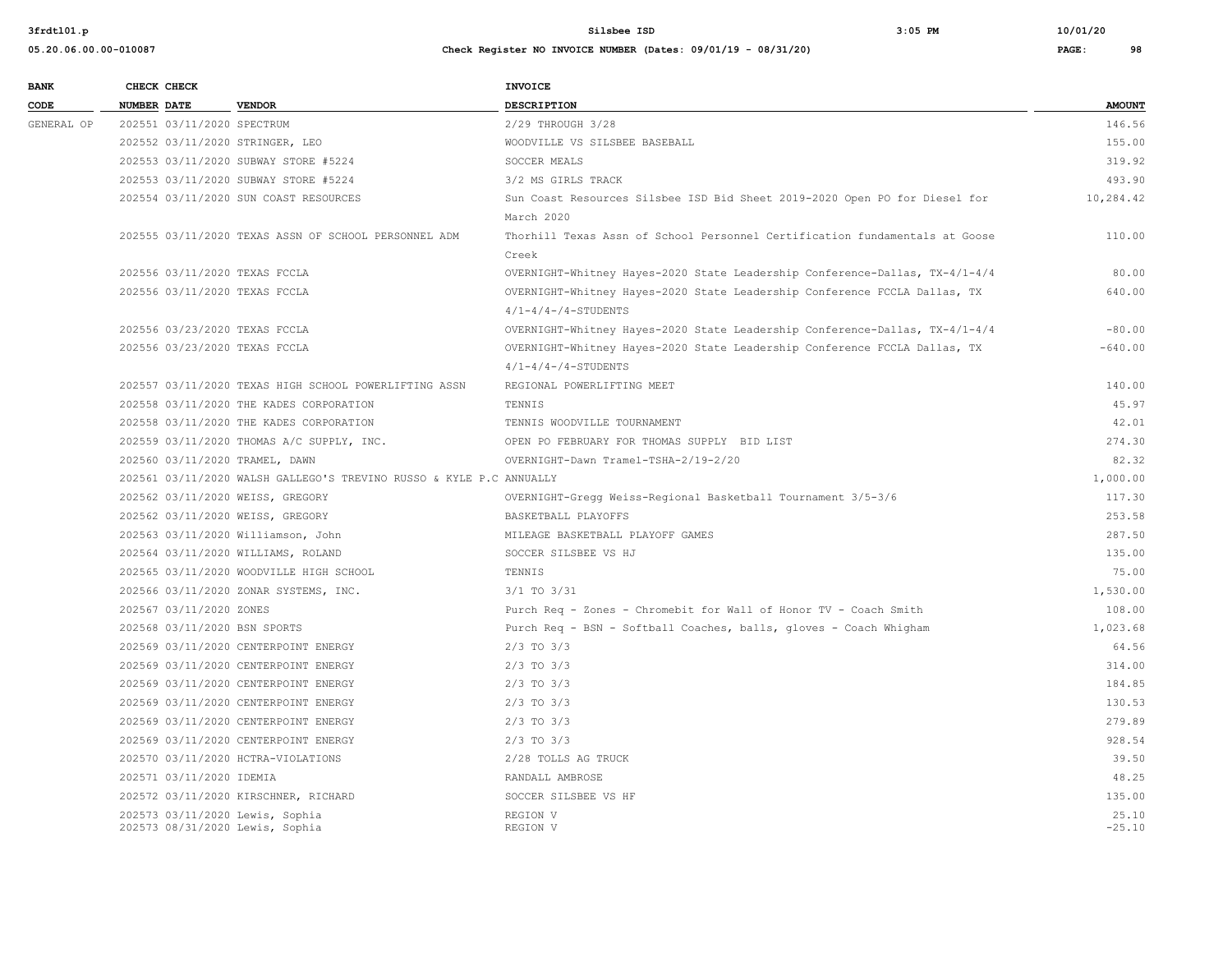| BANK CODE | CHECK NUMBER | CHECK DATE | VENDOR | INVOICE DESCRIPTION | AMOUNT |
|---|---|---|---|---|---|
| GENERAL OP | 202551 | 03/11/2020 | SPECTRUM | 2/29 THROUGH 3/28 | 146.56 |
| | 202552 | 03/11/2020 | STRINGER, LEO | WOODVILLE VS SILSBEE BASEBALL | 155.00 |
| | 202553 | 03/11/2020 | SUBWAY STORE #5224 | SOCCER MEALS | 319.92 |
| | 202553 | 03/11/2020 | SUBWAY STORE #5224 | 3/2 MS GIRLS TRACK | 493.90 |
| | 202554 | 03/11/2020 | SUN COAST RESOURCES | Sun Coast Resources Silsbee ISD Bid Sheet 2019-2020 Open PO for Diesel for March 2020 | 10,284.42 |
| | 202555 | 03/11/2020 | TEXAS ASSN OF SCHOOL PERSONNEL ADM | Thorhill Texas Assn of School Personnel Certification fundamentals at Goose Creek | 110.00 |
| | 202556 | 03/11/2020 | TEXAS FCCLA | OVERNIGHT-Whitney Hayes-2020 State Leadership Conference-Dallas, TX-4/1-4/4 | 80.00 |
| | 202556 | 03/11/2020 | TEXAS FCCLA | OVERNIGHT-Whitney Hayes-2020 State Leadership Conference FCCLA Dallas, TX 4/1-4/4-/4-STUDENTS | 640.00 |
| | 202556 | 03/23/2020 | TEXAS FCCLA | OVERNIGHT-Whitney Hayes-2020 State Leadership Conference-Dallas, TX-4/1-4/4 | -80.00 |
| | 202556 | 03/23/2020 | TEXAS FCCLA | OVERNIGHT-Whitney Hayes-2020 State Leadership Conference FCCLA Dallas, TX 4/1-4/4-/4-STUDENTS | -640.00 |
| | 202557 | 03/11/2020 | TEXAS HIGH SCHOOL POWERLIFTING ASSN | REGIONAL POWERLIFTING MEET | 140.00 |
| | 202558 | 03/11/2020 | THE KADES CORPORATION | TENNIS | 45.97 |
| | 202558 | 03/11/2020 | THE KADES CORPORATION | TENNIS WOODVILLE TOURNAMENT | 42.01 |
| | 202559 | 03/11/2020 | THOMAS A/C SUPPLY, INC. | OPEN PO FEBRUARY FOR THOMAS SUPPLY BID LIST | 274.30 |
| | 202560 | 03/11/2020 | TRAMEL, DAWN | OVERNIGHT-Dawn Tramel-TSHA-2/19-2/20 | 82.32 |
| | 202561 | 03/11/2020 | WALSH GALLEGO'S TREVINO RUSSO & KYLE P.C | ANNUALLY | 1,000.00 |
| | 202562 | 03/11/2020 | WEISS, GREGORY | OVERNIGHT-Gregg Weiss-Regional Basketball Tournament 3/5-3/6 | 117.30 |
| | 202562 | 03/11/2020 | WEISS, GREGORY | BASKETBALL PLAYOFFS | 253.58 |
| | 202563 | 03/11/2020 | Williamson, John | MILEAGE BASKETBALL PLAYOFF GAMES | 287.50 |
| | 202564 | 03/11/2020 | WILLIAMS, ROLAND | SOCCER SILSBEE VS HJ | 135.00 |
| | 202565 | 03/11/2020 | WOODVILLE HIGH SCHOOL | TENNIS | 75.00 |
| | 202566 | 03/11/2020 | ZONAR SYSTEMS, INC. | 3/1 TO 3/31 | 1,530.00 |
| | 202567 | 03/11/2020 | ZONES | Purch Req - Zones - Chromebit for Wall of Honor TV - Coach Smith | 108.00 |
| | 202568 | 03/11/2020 | BSN SPORTS | Purch Req - BSN - Softball Coaches, balls, gloves - Coach Whigham | 1,023.68 |
| | 202569 | 03/11/2020 | CENTERPOINT ENERGY | 2/3 TO 3/3 | 64.56 |
| | 202569 | 03/11/2020 | CENTERPOINT ENERGY | 2/3 TO 3/3 | 314.00 |
| | 202569 | 03/11/2020 | CENTERPOINT ENERGY | 2/3 TO 3/3 | 184.85 |
| | 202569 | 03/11/2020 | CENTERPOINT ENERGY | 2/3 TO 3/3 | 130.53 |
| | 202569 | 03/11/2020 | CENTERPOINT ENERGY | 2/3 TO 3/3 | 279.89 |
| | 202569 | 03/11/2020 | CENTERPOINT ENERGY | 2/3 TO 3/3 | 928.54 |
| | 202570 | 03/11/2020 | HCTRA-VIOLATIONS | 2/28 TOLLS AG TRUCK | 39.50 |
| | 202571 | 03/11/2020 | IDEMIA | RANDALL AMBROSE | 48.25 |
| | 202572 | 03/11/2020 | KIRSCHNER, RICHARD | SOCCER SILSBEE VS HF | 135.00 |
| | 202573 | 03/11/2020 | Lewis, Sophia | REGION V | 25.10 |
| | 202573 | 08/31/2020 | Lewis, Sophia | REGION V | -25.10 |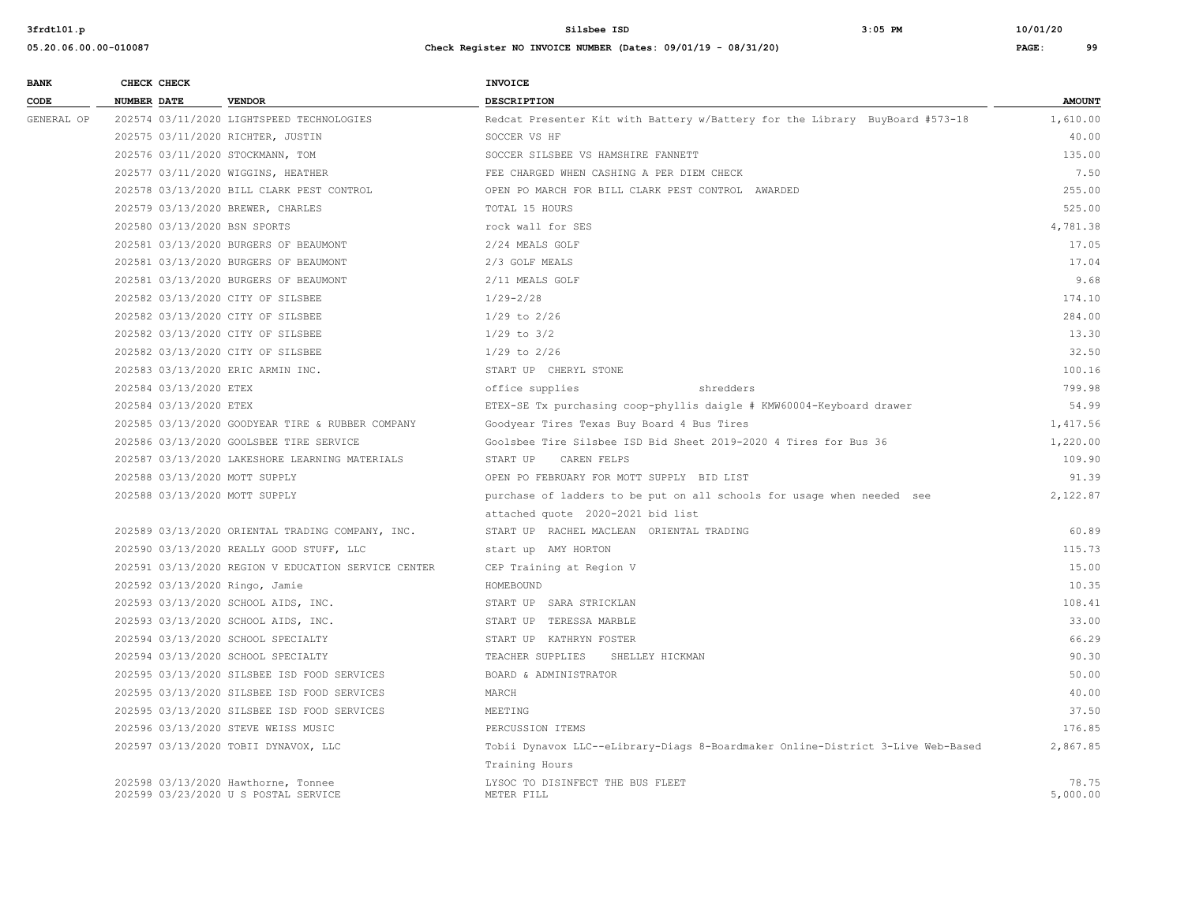| BANK CODE | CHECK NUMBER | CHECK DATE | VENDOR | INVOICE DESCRIPTION | AMOUNT |
|---|---|---|---|---|---|
| GENERAL OP | 202574 | 03/11/2020 | LIGHTSPEED TECHNOLOGIES | Redcat Presenter Kit with Battery w/Battery for the Library BuyBoard #573-18 | 1,610.00 |
| | 202575 | 03/11/2020 | RICHTER, JUSTIN | SOCCER VS HF | 40.00 |
| | 202576 | 03/11/2020 | STOCKMANN, TOM | SOCCER SILSBEE VS HAMSHIRE FANNETT | 135.00 |
| | 202577 | 03/11/2020 | WIGGINS, HEATHER | FEE CHARGED WHEN CASHING A PER DIEM CHECK | 7.50 |
| | 202578 | 03/13/2020 | BILL CLARK PEST CONTROL | OPEN PO MARCH FOR BILL CLARK PEST CONTROL AWARDED | 255.00 |
| | 202579 | 03/13/2020 | BREWER, CHARLES | TOTAL 15 HOURS | 525.00 |
| | 202580 | 03/13/2020 | BSN SPORTS | rock wall for SES | 4,781.38 |
| | 202581 | 03/13/2020 | BURGERS OF BEAUMONT | 2/24 MEALS GOLF | 17.05 |
| | 202581 | 03/13/2020 | BURGERS OF BEAUMONT | 2/3 GOLF MEALS | 17.04 |
| | 202581 | 03/13/2020 | BURGERS OF BEAUMONT | 2/11 MEALS GOLF | 9.68 |
| | 202582 | 03/13/2020 | CITY OF SILSBEE | 1/29-2/28 | 174.10 |
| | 202582 | 03/13/2020 | CITY OF SILSBEE | 1/29 to 2/26 | 284.00 |
| | 202582 | 03/13/2020 | CITY OF SILSBEE | 1/29 to 3/2 | 13.30 |
| | 202582 | 03/13/2020 | CITY OF SILSBEE | 1/29 to 2/26 | 32.50 |
| | 202583 | 03/13/2020 | ERIC ARMIN INC. | START UP CHERYL STONE | 100.16 |
| | 202584 | 03/13/2020 | ETEX | office supplies shredders | 799.98 |
| | 202584 | 03/13/2020 | ETEX | ETEX-SE Tx purchasing coop-phyllis daigle # KMW60004-Keyboard drawer | 54.99 |
| | 202585 | 03/13/2020 | GOODYEAR TIRE & RUBBER COMPANY | Goodyear Tires Texas Buy Board 4 Bus Tires | 1,417.56 |
| | 202586 | 03/13/2020 | GOOLSBEE TIRE SERVICE | Goolsbee Tire Silsbee ISD Bid Sheet 2019-2020 4 Tires for Bus 36 | 1,220.00 |
| | 202587 | 03/13/2020 | LAKESHORE LEARNING MATERIALS | START UP CAREN FELPS | 109.90 |
| | 202588 | 03/13/2020 | MOTT SUPPLY | OPEN PO FEBRUARY FOR MOTT SUPPLY BID LIST | 91.39 |
| | 202588 | 03/13/2020 | MOTT SUPPLY | purchase of ladders to be put on all schools for usage when needed see attached quote 2020-2021 bid list | 2,122.87 |
| | 202589 | 03/13/2020 | ORIENTAL TRADING COMPANY, INC. | START UP RACHEL MACLEAN ORIENTAL TRADING | 60.89 |
| | 202590 | 03/13/2020 | REALLY GOOD STUFF, LLC | start up AMY HORTON | 115.73 |
| | 202591 | 03/13/2020 | REGION V EDUCATION SERVICE CENTER | CEP Training at Region V | 15.00 |
| | 202592 | 03/13/2020 | Ringo, Jamie | HOMEBOUND | 10.35 |
| | 202593 | 03/13/2020 | SCHOOL AIDS, INC. | START UP SARA STRICKLAN | 108.41 |
| | 202593 | 03/13/2020 | SCHOOL AIDS, INC. | START UP TERESSA MARBLE | 33.00 |
| | 202594 | 03/13/2020 | SCHOOL SPECIALTY | START UP KATHRYN FOSTER | 66.29 |
| | 202594 | 03/13/2020 | SCHOOL SPECIALTY | TEACHER SUPPLIES SHELLEY HICKMAN | 90.30 |
| | 202595 | 03/13/2020 | SILSBEE ISD FOOD SERVICES | BOARD & ADMINISTRATOR | 50.00 |
| | 202595 | 03/13/2020 | SILSBEE ISD FOOD SERVICES | MARCH | 40.00 |
| | 202595 | 03/13/2020 | SILSBEE ISD FOOD SERVICES | MEETING | 37.50 |
| | 202596 | 03/13/2020 | STEVE WEISS MUSIC | PERCUSSION ITEMS | 176.85 |
| | 202597 | 03/13/2020 | TOBII DYNAVOX, LLC | Tobii Dynavox LLC--eLibrary-Diags 8-Boardmaker Online-District 3-Live Web-Based Training Hours | 2,867.85 |
| | 202598 | 03/13/2020 | Hawthorne, Tonnee | LYSOC TO DISINFECT THE BUS FLEET | 78.75 |
| | 202599 | 03/23/2020 | U S POSTAL SERVICE | METER FILL | 5,000.00 |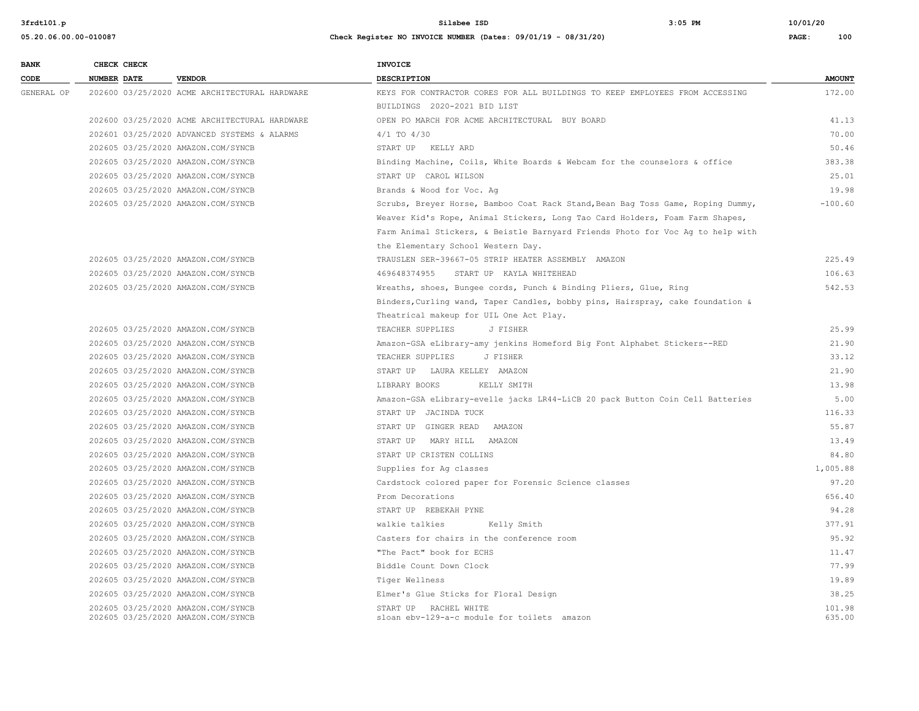| BANK CODE | CHECK NUMBER | CHECK DATE | VENDOR | INVOICE DESCRIPTION | AMOUNT |
|---|---|---|---|---|---|
| GENERAL OP | 202600 | 03/25/2020 | ACME ARCHITECTURAL HARDWARE | KEYS FOR CONTRACTOR CORES FOR ALL BUILDINGS TO KEEP EMPLOYEES FROM ACCESSING BUILDINGS 2020-2021 BID LIST | 172.00 |
| | 202600 | 03/25/2020 | ACME ARCHITECTURAL HARDWARE | OPEN PO MARCH FOR ACME ARCHITECTURAL BUY BOARD | 41.13 |
| | 202601 | 03/25/2020 | ADVANCED SYSTEMS & ALARMS | 4/1 TO 4/30 | 70.00 |
| | 202605 | 03/25/2020 | AMAZON.COM/SYNCB | START UP KELLY ARD | 50.46 |
| | 202605 | 03/25/2020 | AMAZON.COM/SYNCB | Binding Machine, Coils, White Boards & Webcam for the counselors & office | 383.38 |
| | 202605 | 03/25/2020 | AMAZON.COM/SYNCB | START UP CAROL WILSON | 25.01 |
| | 202605 | 03/25/2020 | AMAZON.COM/SYNCB | Brands & Wood for Voc. Ag | 19.98 |
| | 202605 | 03/25/2020 | AMAZON.COM/SYNCB | Scrubs, Breyer Horse, Bamboo Coat Rack Stand,Bean Bag Toss Game, Roping Dummy, Weaver Kid's Rope, Animal Stickers, Long Tao Card Holders, Foam Farm Shapes, Farm Animal Stickers, & Beistle Barnyard Friends Photo for Voc Ag to help with the Elementary School Western Day. | -100.60 |
| | 202605 | 03/25/2020 | AMAZON.COM/SYNCB | TRAUSLEN SER-39667-05 STRIP HEATER ASSEMBLY AMAZON | 225.49 |
| | 202605 | 03/25/2020 | AMAZON.COM/SYNCB | 469648374955 START UP KAYLA WHITEHEAD | 106.63 |
| | 202605 | 03/25/2020 | AMAZON.COM/SYNCB | Wreaths, shoes, Bungee cords, Punch & Binding Pliers, Glue, Ring Binders,Curling wand, Taper Candles, bobby pins, Hairspray, cake foundation & Theatrical makeup for UIL One Act Play. | 542.53 |
| | 202605 | 03/25/2020 | AMAZON.COM/SYNCB | TEACHER SUPPLIES J FISHER | 25.99 |
| | 202605 | 03/25/2020 | AMAZON.COM/SYNCB | Amazon-GSA eLibrary-amy jenkins Homeford Big Font Alphabet Stickers--RED | 21.90 |
| | 202605 | 03/25/2020 | AMAZON.COM/SYNCB | TEACHER SUPPLIES J FISHER | 33.12 |
| | 202605 | 03/25/2020 | AMAZON.COM/SYNCB | START UP LAURA KELLEY AMAZON | 21.90 |
| | 202605 | 03/25/2020 | AMAZON.COM/SYNCB | LIBRARY BOOKS KELLY SMITH | 13.98 |
| | 202605 | 03/25/2020 | AMAZON.COM/SYNCB | Amazon-GSA eLibrary-evelle jacks LR44-LiCB 20 pack Button Coin Cell Batteries | 5.00 |
| | 202605 | 03/25/2020 | AMAZON.COM/SYNCB | START UP JACINDA TUCK | 116.33 |
| | 202605 | 03/25/2020 | AMAZON.COM/SYNCB | START UP GINGER READ AMAZON | 55.87 |
| | 202605 | 03/25/2020 | AMAZON.COM/SYNCB | START UP MARY HILL AMAZON | 13.49 |
| | 202605 | 03/25/2020 | AMAZON.COM/SYNCB | START UP CRISTEN COLLINS | 84.80 |
| | 202605 | 03/25/2020 | AMAZON.COM/SYNCB | Supplies for Ag classes | 1,005.88 |
| | 202605 | 03/25/2020 | AMAZON.COM/SYNCB | Cardstock colored paper for Forensic Science classes | 97.20 |
| | 202605 | 03/25/2020 | AMAZON.COM/SYNCB | Prom Decorations | 656.40 |
| | 202605 | 03/25/2020 | AMAZON.COM/SYNCB | START UP REBEKAH PYNE | 94.28 |
| | 202605 | 03/25/2020 | AMAZON.COM/SYNCB | walkie talkies Kelly Smith | 377.91 |
| | 202605 | 03/25/2020 | AMAZON.COM/SYNCB | Casters for chairs in the conference room | 95.92 |
| | 202605 | 03/25/2020 | AMAZON.COM/SYNCB | "The Pact" book for ECHS | 11.47 |
| | 202605 | 03/25/2020 | AMAZON.COM/SYNCB | Biddle Count Down Clock | 77.99 |
| | 202605 | 03/25/2020 | AMAZON.COM/SYNCB | Tiger Wellness | 19.89 |
| | 202605 | 03/25/2020 | AMAZON.COM/SYNCB | Elmer's Glue Sticks for Floral Design | 38.25 |
| | 202605 | 03/25/2020 | AMAZON.COM/SYNCB | START UP RACHEL WHITE | 101.98 |
| | 202605 | 03/25/2020 | AMAZON.COM/SYNCB | sloan ebv-129-a-c module for toilets amazon | 635.00 |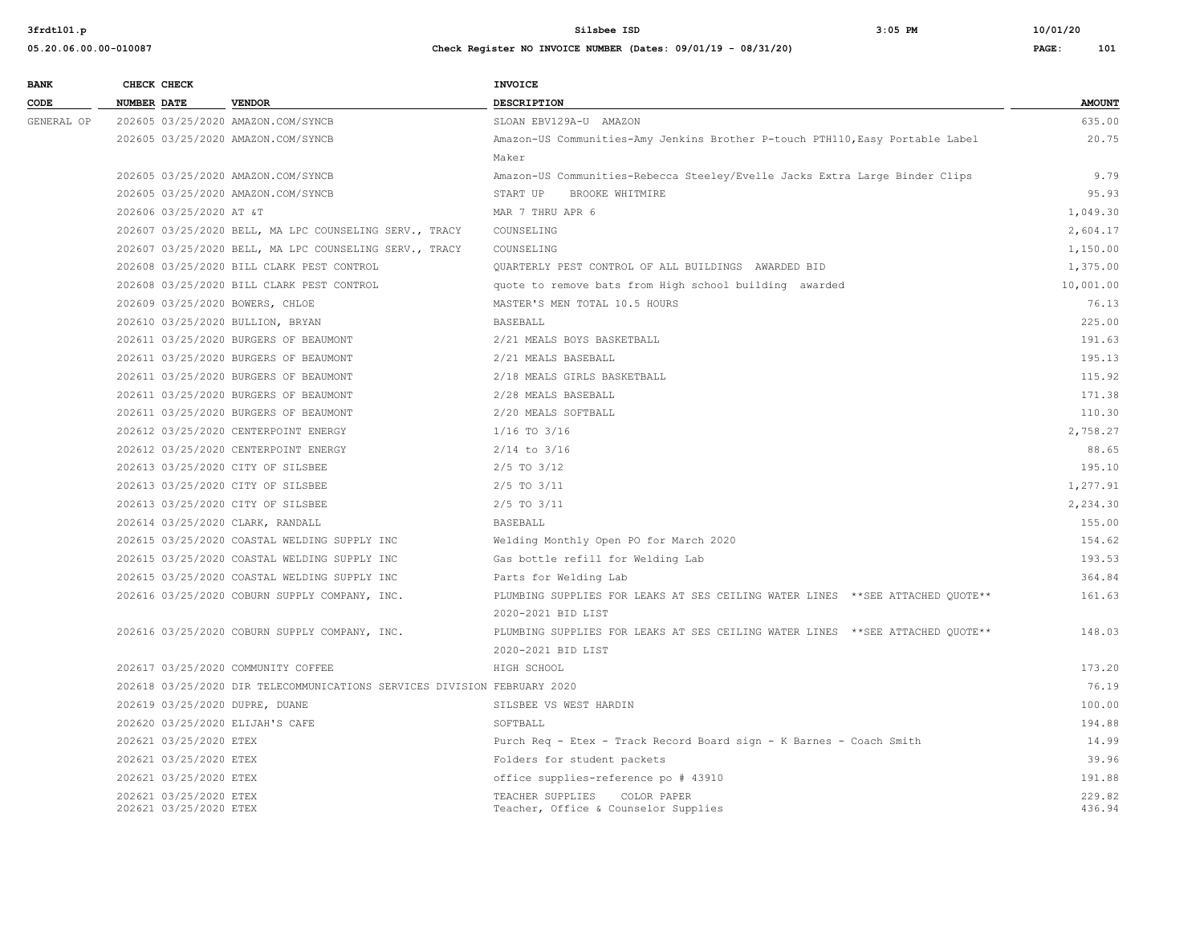| BANK CODE | CHECK NUMBER | CHECK DATE | VENDOR | INVOICE DESCRIPTION | AMOUNT |
|---|---|---|---|---|---|
| GENERAL OP | 202605 | 03/25/2020 | AMAZON.COM/SYNCB | SLOAN EBV129A-U AMAZON | 635.00 |
| | 202605 | 03/25/2020 | AMAZON.COM/SYNCB | Amazon-US Communities-Amy Jenkins Brother P-touch PTH110,Easy Portable Label Maker | 20.75 |
| | 202605 | 03/25/2020 | AMAZON.COM/SYNCB | Amazon-US Communities-Rebecca Steeley/Evelle Jacks Extra Large Binder Clips | 9.79 |
| | 202605 | 03/25/2020 | AMAZON.COM/SYNCB | START UP BROOKE WHITMIRE | 95.93 |
| | 202606 | 03/25/2020 | AT &T | MAR 7 THRU APR 6 | 1,049.30 |
| | 202607 | 03/25/2020 | BELL, MA LPC COUNSELING SERV., TRACY | COUNSELING | 2,604.17 |
| | 202607 | 03/25/2020 | BELL, MA LPC COUNSELING SERV., TRACY | COUNSELING | 1,150.00 |
| | 202608 | 03/25/2020 | BILL CLARK PEST CONTROL | QUARTERLY PEST CONTROL OF ALL BUILDINGS AWARDED BID | 1,375.00 |
| | 202608 | 03/25/2020 | BILL CLARK PEST CONTROL | quote to remove bats from High school building awarded | 10,001.00 |
| | 202609 | 03/25/2020 | BOWERS, CHLOE | MASTER'S MEN TOTAL 10.5 HOURS | 76.13 |
| | 202610 | 03/25/2020 | BULLION, BRYAN | BASEBALL | 225.00 |
| | 202611 | 03/25/2020 | BURGERS OF BEAUMONT | 2/21 MEALS BOYS BASKETBALL | 191.63 |
| | 202611 | 03/25/2020 | BURGERS OF BEAUMONT | 2/21 MEALS BASEBALL | 195.13 |
| | 202611 | 03/25/2020 | BURGERS OF BEAUMONT | 2/18 MEALS GIRLS BASKETBALL | 115.92 |
| | 202611 | 03/25/2020 | BURGERS OF BEAUMONT | 2/28 MEALS BASEBALL | 171.38 |
| | 202611 | 03/25/2020 | BURGERS OF BEAUMONT | 2/20 MEALS SOFTBALL | 110.30 |
| | 202612 | 03/25/2020 | CENTERPOINT ENERGY | 1/16 TO 3/16 | 2,758.27 |
| | 202612 | 03/25/2020 | CENTERPOINT ENERGY | 2/14 to 3/16 | 88.65 |
| | 202613 | 03/25/2020 | CITY OF SILSBEE | 2/5 TO 3/12 | 195.10 |
| | 202613 | 03/25/2020 | CITY OF SILSBEE | 2/5 TO 3/11 | 1,277.91 |
| | 202613 | 03/25/2020 | CITY OF SILSBEE | 2/5 TO 3/11 | 2,234.30 |
| | 202614 | 03/25/2020 | CLARK, RANDALL | BASEBALL | 155.00 |
| | 202615 | 03/25/2020 | COASTAL WELDING SUPPLY INC | Welding Monthly Open PO for March 2020 | 154.62 |
| | 202615 | 03/25/2020 | COASTAL WELDING SUPPLY INC | Gas bottle refill for Welding Lab | 193.53 |
| | 202615 | 03/25/2020 | COASTAL WELDING SUPPLY INC | Parts for Welding Lab | 364.84 |
| | 202616 | 03/25/2020 | COBURN SUPPLY COMPANY, INC. | PLUMBING SUPPLIES FOR LEAKS AT SES CEILING WATER LINES **SEE ATTACHED QUOTE** 2020-2021 BID LIST | 161.63 |
| | 202616 | 03/25/2020 | COBURN SUPPLY COMPANY, INC. | PLUMBING SUPPLIES FOR LEAKS AT SES CEILING WATER LINES **SEE ATTACHED QUOTE** 2020-2021 BID LIST | 148.03 |
| | 202617 | 03/25/2020 | COMMUNITY COFFEE | HIGH SCHOOL | 173.20 |
| | 202618 | 03/25/2020 | DIR TELECOMMUNICATIONS SERVICES DIVISION | FEBRUARY 2020 | 76.19 |
| | 202619 | 03/25/2020 | DUPRE, DUANE | SILSBEE VS WEST HARDIN | 100.00 |
| | 202620 | 03/25/2020 | ELIJAH'S CAFE | SOFTBALL | 194.88 |
| | 202621 | 03/25/2020 | ETEX | Purch Req - Etex - Track Record Board sign - K Barnes - Coach Smith | 14.99 |
| | 202621 | 03/25/2020 | ETEX | Folders for student packets | 39.96 |
| | 202621 | 03/25/2020 | ETEX | office supplies-reference po # 43910 | 191.88 |
| | 202621 | 03/25/2020 | ETEX | TEACHER SUPPLIES COLOR PAPER | 229.82 |
| | 202621 | 03/25/2020 | ETEX | Teacher, Office & Counselor Supplies | 436.94 |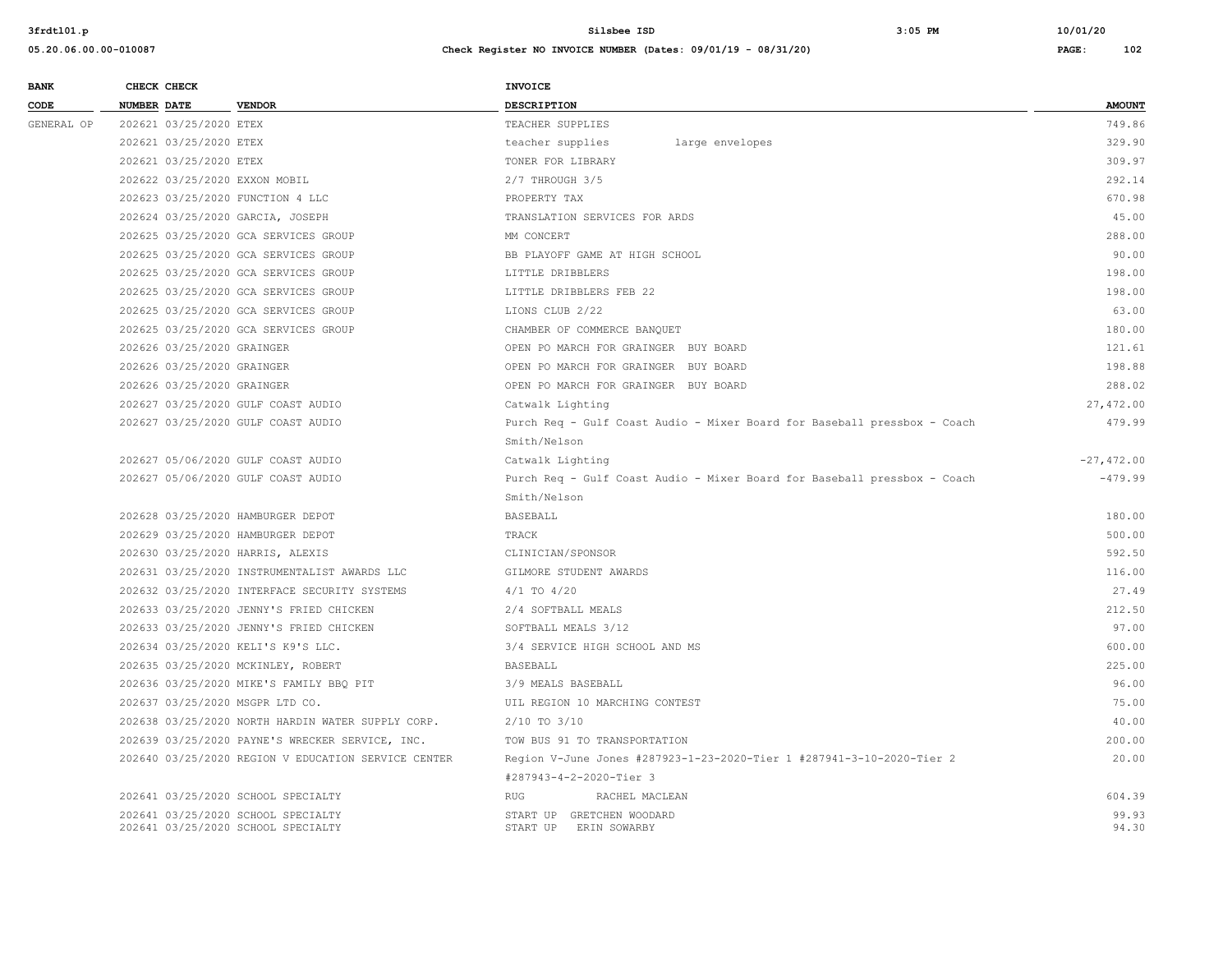| BANK CODE | CHECK NUMBER | CHECK DATE | VENDOR | INVOICE DESCRIPTION | AMOUNT |
|---|---|---|---|---|---|
| GENERAL OP | 202621 | 03/25/2020 | ETEX | TEACHER SUPPLIES | 749.86 |
| | 202621 | 03/25/2020 | ETEX | teacher supplies large envelopes | 329.90 |
| | 202621 | 03/25/2020 | ETEX | TONER FOR LIBRARY | 309.97 |
| | 202622 | 03/25/2020 | EXXON MOBIL | 2/7 THROUGH 3/5 | 292.14 |
| | 202623 | 03/25/2020 | FUNCTION 4 LLC | PROPERTY TAX | 670.98 |
| | 202624 | 03/25/2020 | GARCIA, JOSEPH | TRANSLATION SERVICES FOR ARDS | 45.00 |
| | 202625 | 03/25/2020 | GCA SERVICES GROUP | MM CONCERT | 288.00 |
| | 202625 | 03/25/2020 | GCA SERVICES GROUP | BB PLAYOFF GAME AT HIGH SCHOOL | 90.00 |
| | 202625 | 03/25/2020 | GCA SERVICES GROUP | LITTLE DRIBBLERS | 198.00 |
| | 202625 | 03/25/2020 | GCA SERVICES GROUP | LITTLE DRIBBLERS FEB 22 | 198.00 |
| | 202625 | 03/25/2020 | GCA SERVICES GROUP | LIONS CLUB 2/22 | 63.00 |
| | 202625 | 03/25/2020 | GCA SERVICES GROUP | CHAMBER OF COMMERCE BANQUET | 180.00 |
| | 202626 | 03/25/2020 | GRAINGER | OPEN PO MARCH FOR GRAINGER BUY BOARD | 121.61 |
| | 202626 | 03/25/2020 | GRAINGER | OPEN PO MARCH FOR GRAINGER BUY BOARD | 198.88 |
| | 202626 | 03/25/2020 | GRAINGER | OPEN PO MARCH FOR GRAINGER BUY BOARD | 288.02 |
| | 202627 | 03/25/2020 | GULF COAST AUDIO | Catwalk Lighting | 27,472.00 |
| | 202627 | 03/25/2020 | GULF COAST AUDIO | Purch Req - Gulf Coast Audio - Mixer Board for Baseball pressbox - Coach Smith/Nelson | 479.99 |
| | 202627 | 05/06/2020 | GULF COAST AUDIO | Catwalk Lighting | -27,472.00 |
| | 202627 | 05/06/2020 | GULF COAST AUDIO | Purch Req - Gulf Coast Audio - Mixer Board for Baseball pressbox - Coach Smith/Nelson | -479.99 |
| | 202628 | 03/25/2020 | HAMBURGER DEPOT | BASEBALL | 180.00 |
| | 202629 | 03/25/2020 | HAMBURGER DEPOT | TRACK | 500.00 |
| | 202630 | 03/25/2020 | HARRIS, ALEXIS | CLINICIAN/SPONSOR | 592.50 |
| | 202631 | 03/25/2020 | INSTRUMENTALIST AWARDS LLC | GILMORE STUDENT AWARDS | 116.00 |
| | 202632 | 03/25/2020 | INTERFACE SECURITY SYSTEMS | 4/1 TO 4/20 | 27.49 |
| | 202633 | 03/25/2020 | JENNY'S FRIED CHICKEN | 2/4 SOFTBALL MEALS | 212.50 |
| | 202633 | 03/25/2020 | JENNY'S FRIED CHICKEN | SOFTBALL MEALS 3/12 | 97.00 |
| | 202634 | 03/25/2020 | KELI'S K9'S LLC. | 3/4 SERVICE HIGH SCHOOL AND MS | 600.00 |
| | 202635 | 03/25/2020 | MCKINLEY, ROBERT | BASEBALL | 225.00 |
| | 202636 | 03/25/2020 | MIKE'S FAMILY BBQ PIT | 3/9 MEALS BASEBALL | 96.00 |
| | 202637 | 03/25/2020 | MSGPR LTD CO. | UIL REGION 10 MARCHING CONTEST | 75.00 |
| | 202638 | 03/25/2020 | NORTH HARDIN WATER SUPPLY CORP. | 2/10 TO 3/10 | 40.00 |
| | 202639 | 03/25/2020 | PAYNE'S WRECKER SERVICE, INC. | TOW BUS 91 TO TRANSPORTATION | 200.00 |
| | 202640 | 03/25/2020 | REGION V EDUCATION SERVICE CENTER | Region V-June Jones #287923-1-23-2020-Tier 1 #287941-3-10-2020-Tier 2 #287943-4-2-2020-Tier 3 | 20.00 |
| | 202641 | 03/25/2020 | SCHOOL SPECIALTY | RUG RACHEL MACLEAN | 604.39 |
| | 202641 | 03/25/2020 | SCHOOL SPECIALTY | START UP GRETCHEN WOODARD | 99.93 |
| | 202641 | 03/25/2020 | SCHOOL SPECIALTY | START UP ERIN SOWARBY | 94.30 |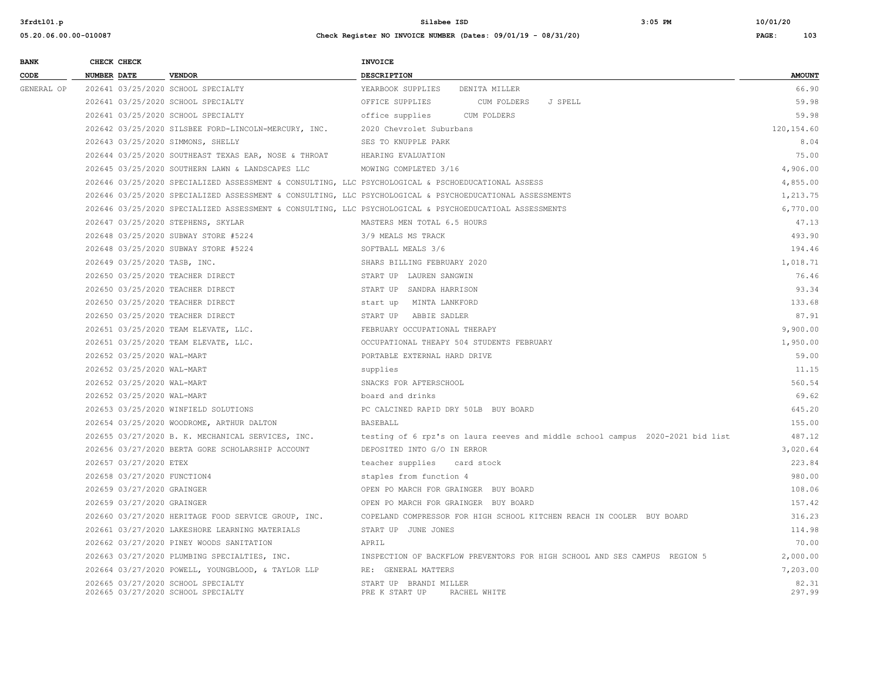| BANK CODE | CHECK NUMBER | CHECK DATE | VENDOR | INVOICE DESCRIPTION | AMOUNT |
|---|---|---|---|---|---|
| GENERAL OP | 202641 | 03/25/2020 | SCHOOL SPECIALTY | YEARBOOK SUPPLIES DENITA MILLER | 66.90 |
| | 202641 | 03/25/2020 | SCHOOL SPECIALTY | OFFICE SUPPLIES CUM FOLDERS J SPELL | 59.98 |
| | 202641 | 03/25/2020 | SCHOOL SPECIALTY | office supplies CUM FOLDERS | 59.98 |
| | 202642 | 03/25/2020 | SILSBEE FORD-LINCOLN-MERCURY, INC. | 2020 Chevrolet Suburbans | 120,154.60 |
| | 202643 | 03/25/2020 | SIMMONS, SHELLY | SES TO KNUPPLE PARK | 8.04 |
| | 202644 | 03/25/2020 | SOUTHEAST TEXAS EAR, NOSE & THROAT | HEARING EVALUATION | 75.00 |
| | 202645 | 03/25/2020 | SOUTHERN LAWN & LANDSCAPES LLC | MOWING COMPLETED 3/16 | 4,906.00 |
| | 202646 | 03/25/2020 | SPECIALIZED ASSESSMENT & CONSULTING, LLC | PSYCHOLOGICAL & PSCHOEDUCATIONAL ASSESS | 4,855.00 |
| | 202646 | 03/25/2020 | SPECIALIZED ASSESSMENT & CONSULTING, LLC | PSYCHOLOGICAL & PSYCHOEDUCATIONAL ASSESSMENTS | 1,213.75 |
| | 202646 | 03/25/2020 | SPECIALIZED ASSESSMENT & CONSULTING, LLC | PSYCHOLOGICAL & PSYCHOEDUCATIOAL ASSESSMENTS | 6,770.00 |
| | 202647 | 03/25/2020 | STEPHENS, SKYLAR | MASTERS MEN TOTAL 6.5 HOURS | 47.13 |
| | 202648 | 03/25/2020 | SUBWAY STORE #5224 | 3/9 MEALS MS TRACK | 493.90 |
| | 202648 | 03/25/2020 | SUBWAY STORE #5224 | SOFTBALL MEALS 3/6 | 194.46 |
| | 202649 | 03/25/2020 | TASB, INC. | SHARS BILLING FEBRUARY 2020 | 1,018.71 |
| | 202650 | 03/25/2020 | TEACHER DIRECT | START UP LAUREN SANGWIN | 76.46 |
| | 202650 | 03/25/2020 | TEACHER DIRECT | START UP SANDRA HARRISON | 93.34 |
| | 202650 | 03/25/2020 | TEACHER DIRECT | start up MINTA LANKFORD | 133.68 |
| | 202650 | 03/25/2020 | TEACHER DIRECT | START UP ABBIE SADLER | 87.91 |
| | 202651 | 03/25/2020 | TEAM ELEVATE, LLC. | FEBRUARY OCCUPATIONAL THERAPY | 9,900.00 |
| | 202651 | 03/25/2020 | TEAM ELEVATE, LLC. | OCCUPATIONAL THEAPY 504 STUDENTS FEBRUARY | 1,950.00 |
| | 202652 | 03/25/2020 | WAL-MART | PORTABLE EXTERNAL HARD DRIVE | 59.00 |
| | 202652 | 03/25/2020 | WAL-MART | supplies | 11.15 |
| | 202652 | 03/25/2020 | WAL-MART | SNACKS FOR AFTERSCHOOL | 560.54 |
| | 202652 | 03/25/2020 | WAL-MART | board and drinks | 69.62 |
| | 202653 | 03/25/2020 | WINFIELD SOLUTIONS | PC CALCINED RAPID DRY 50LB BUY BOARD | 645.20 |
| | 202654 | 03/25/2020 | WOODROME, ARTHUR DALTON | BASEBALL | 155.00 |
| | 202655 | 03/27/2020 | B. K. MECHANICAL SERVICES, INC. | testing of 6 rpz's on laura reeves and middle school campus 2020-2021 bid list | 487.12 |
| | 202656 | 03/27/2020 | BERTA GORE SCHOLARSHIP ACCOUNT | DEPOSITED INTO G/O IN ERROR | 3,020.64 |
| | 202657 | 03/27/2020 | ETEX | teacher supplies card stock | 223.84 |
| | 202658 | 03/27/2020 | FUNCTION4 | staples from function 4 | 980.00 |
| | 202659 | 03/27/2020 | GRAINGER | OPEN PO MARCH FOR GRAINGER BUY BOARD | 108.06 |
| | 202659 | 03/27/2020 | GRAINGER | OPEN PO MARCH FOR GRAINGER BUY BOARD | 157.42 |
| | 202660 | 03/27/2020 | HERITAGE FOOD SERVICE GROUP, INC. | COPELAND COMPRESSOR FOR HIGH SCHOOL KITCHEN REACH IN COOLER BUY BOARD | 316.23 |
| | 202661 | 03/27/2020 | LAKESHORE LEARNING MATERIALS | START UP JUNE JONES | 114.98 |
| | 202662 | 03/27/2020 | PINEY WOODS SANITATION | APRIL | 70.00 |
| | 202663 | 03/27/2020 | PLUMBING SPECIALTIES, INC. | INSPECTION OF BACKFLOW PREVENTORS FOR HIGH SCHOOL AND SES CAMPUS REGION 5 | 2,000.00 |
| | 202664 | 03/27/2020 | POWELL, YOUNGBLOOD, & TAYLOR LLP | RE: GENERAL MATTERS | 7,203.00 |
| | 202665 | 03/27/2020 | SCHOOL SPECIALTY | START UP BRANDI MILLER | 82.31 |
| | 202665 | 03/27/2020 | SCHOOL SPECIALTY | PRE K START UP RACHEL WHITE | 297.99 |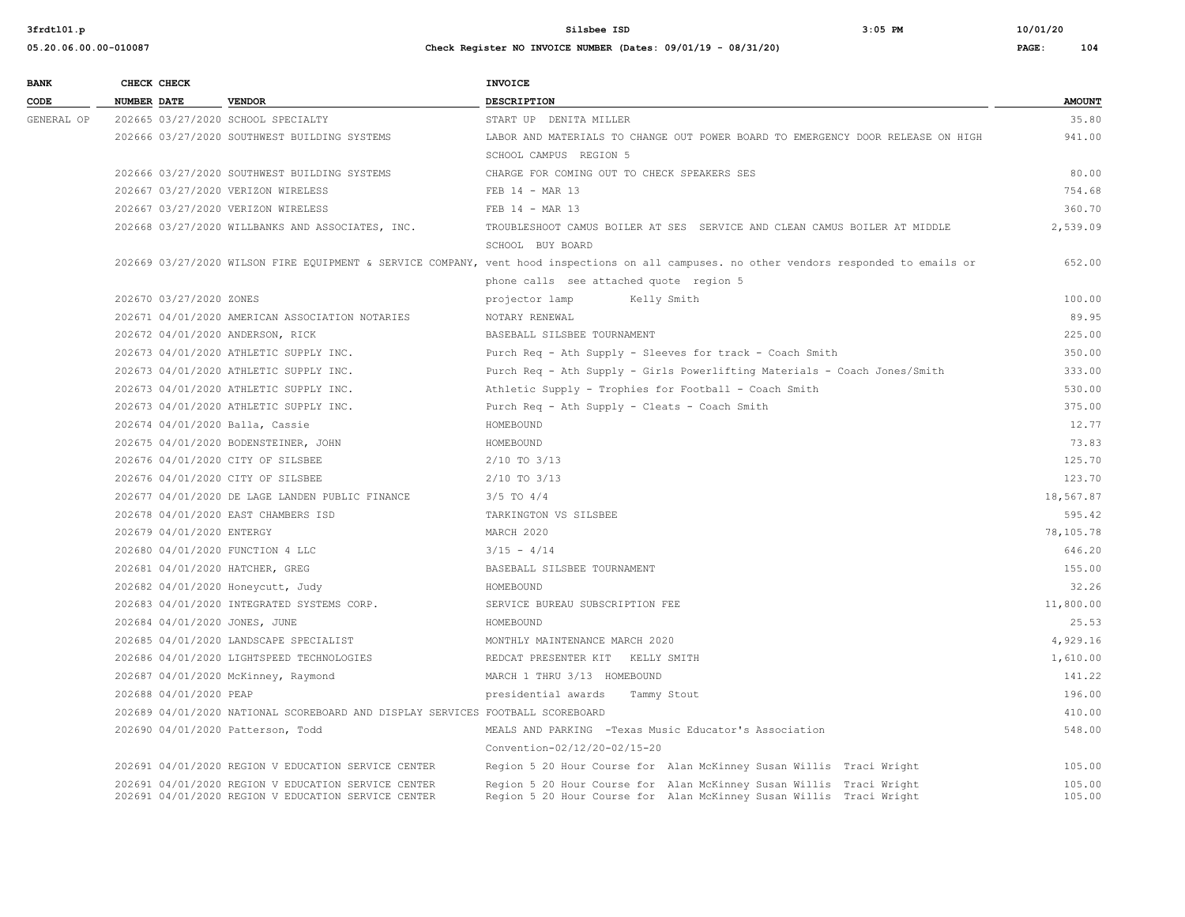| BANK CODE | CHECK NUMBER | CHECK DATE | VENDOR | INVOICE DESCRIPTION | AMOUNT |
|---|---|---|---|---|---|
| GENERAL OP | 202665 | 03/27/2020 | SCHOOL SPECIALTY | START UP DENITA MILLER | 35.80 |
| | 202666 | 03/27/2020 | SOUTHWEST BUILDING SYSTEMS | LABOR AND MATERIALS TO CHANGE OUT POWER BOARD TO EMERGENCY DOOR RELEASE ON HIGH SCHOOL CAMPUS REGION 5 | 941.00 |
| | 202666 | 03/27/2020 | SOUTHWEST BUILDING SYSTEMS | CHARGE FOR COMING OUT TO CHECK SPEAKERS SES | 80.00 |
| | 202667 | 03/27/2020 | VERIZON WIRELESS | FEB 14 - MAR 13 | 754.68 |
| | 202667 | 03/27/2020 | VERIZON WIRELESS | FEB 14 - MAR 13 | 360.70 |
| | 202668 | 03/27/2020 | WILLBANKS AND ASSOCIATES, INC. | TROUBLESHOOT CAMUS BOILER AT SES SERVICE AND CLEAN CAMUS BOILER AT MIDDLE SCHOOL BUY BOARD | 2,539.09 |
| | 202669 | 03/27/2020 | WILSON FIRE EQUIPMENT & SERVICE COMPANY, | vent hood inspections on all campuses. no other vendors responded to emails or phone calls see attached quote region 5 | 652.00 |
| | 202670 | 03/27/2020 | ZONES | projector lamp Kelly Smith | 100.00 |
| | 202671 | 04/01/2020 | AMERICAN ASSOCIATION NOTARIES | NOTARY RENEWAL | 89.95 |
| | 202672 | 04/01/2020 | ANDERSON, RICK | BASEBALL SILSBEE TOURNAMENT | 225.00 |
| | 202673 | 04/01/2020 | ATHLETIC SUPPLY INC. | Purch Req - Ath Supply - Sleeves for track - Coach Smith | 350.00 |
| | 202673 | 04/01/2020 | ATHLETIC SUPPLY INC. | Purch Req - Ath Supply - Girls Powerlifting Materials - Coach Jones/Smith | 333.00 |
| | 202673 | 04/01/2020 | ATHLETIC SUPPLY INC. | Athletic Supply - Trophies for Football - Coach Smith | 530.00 |
| | 202673 | 04/01/2020 | ATHLETIC SUPPLY INC. | Purch Req - Ath Supply - Cleats - Coach Smith | 375.00 |
| | 202674 | 04/01/2020 | Balla, Cassie | HOMEBOUND | 12.77 |
| | 202675 | 04/01/2020 | BODENSTEINER, JOHN | HOMEBOUND | 73.83 |
| | 202676 | 04/01/2020 | CITY OF SILSBEE | 2/10 TO 3/13 | 125.70 |
| | 202676 | 04/01/2020 | CITY OF SILSBEE | 2/10 TO 3/13 | 123.70 |
| | 202677 | 04/01/2020 | DE LAGE LANDEN PUBLIC FINANCE | 3/5 TO 4/4 | 18,567.87 |
| | 202678 | 04/01/2020 | EAST CHAMBERS ISD | TARKINGTON VS SILSBEE | 595.42 |
| | 202679 | 04/01/2020 | ENTERGY | MARCH 2020 | 78,105.78 |
| | 202680 | 04/01/2020 | FUNCTION 4 LLC | 3/15 - 4/14 | 646.20 |
| | 202681 | 04/01/2020 | HATCHER, GREG | BASEBALL SILSBEE TOURNAMENT | 155.00 |
| | 202682 | 04/01/2020 | Honeycutt, Judy | HOMEBOUND | 32.26 |
| | 202683 | 04/01/2020 | INTEGRATED SYSTEMS CORP. | SERVICE BUREAU SUBSCRIPTION FEE | 11,800.00 |
| | 202684 | 04/01/2020 | JONES, JUNE | HOMEBOUND | 25.53 |
| | 202685 | 04/01/2020 | LANDSCAPE SPECIALIST | MONTHLY MAINTENANCE MARCH 2020 | 4,929.16 |
| | 202686 | 04/01/2020 | LIGHTSPEED TECHNOLOGIES | REDCAT PRESENTER KIT KELLY SMITH | 1,610.00 |
| | 202687 | 04/01/2020 | McKinney, Raymond | MARCH 1 THRU 3/13 HOMEBOUND | 141.22 |
| | 202688 | 04/01/2020 | PEAP | presidential awards Tammy Stout | 196.00 |
| | 202689 | 04/01/2020 | NATIONAL SCOREBOARD AND DISPLAY SERVICES | FOOTBALL SCOREBOARD | 410.00 |
| | 202690 | 04/01/2020 | Patterson, Todd | MEALS AND PARKING -Texas Music Educator's Association Convention-02/12/20-02/15-20 | 548.00 |
| | 202691 | 04/01/2020 | REGION V EDUCATION SERVICE CENTER | Region 5 20 Hour Course for Alan McKinney Susan Willis Traci Wright | 105.00 |
| | 202691 | 04/01/2020 | REGION V EDUCATION SERVICE CENTER | Region 5 20 Hour Course for Alan McKinney Susan Willis Traci Wright | 105.00 |
| | 202691 | 04/01/2020 | REGION V EDUCATION SERVICE CENTER | Region 5 20 Hour Course for Alan McKinney Susan Willis Traci Wright | 105.00 |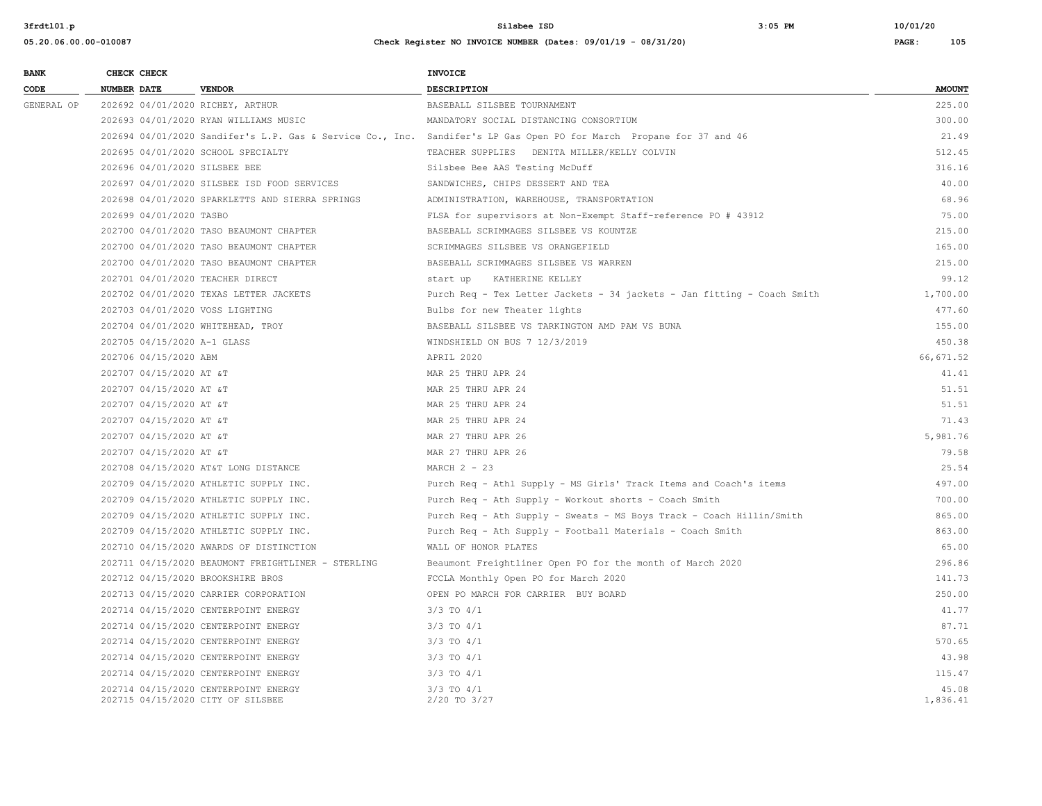| BANK CODE | CHECK NUMBER | CHECK DATE | VENDOR | INVOICE DESCRIPTION | AMOUNT |
|---|---|---|---|---|---|
| GENERAL OP | 202692 | 04/01/2020 | RICHEY, ARTHUR | BASEBALL SILSBEE TOURNAMENT | 225.00 |
| | 202693 | 04/01/2020 | RYAN WILLIAMS MUSIC | MANDATORY SOCIAL DISTANCING CONSORTIUM | 300.00 |
| | 202694 | 04/01/2020 | Sandifer's L.P. Gas & Service Co., Inc. | Sandifer's LP Gas Open PO for March Propane for 37 and 46 | 21.49 |
| | 202695 | 04/01/2020 | SCHOOL SPECIALTY | TEACHER SUPPLIES DENITA MILLER/KELLY COLVIN | 512.45 |
| | 202696 | 04/01/2020 | SILSBEE BEE | Silsbee Bee AAS Testing McDuff | 316.16 |
| | 202697 | 04/01/2020 | SILSBEE ISD FOOD SERVICES | SANDWICHES, CHIPS DESSERT AND TEA | 40.00 |
| | 202698 | 04/01/2020 | SPARKLETTS AND SIERRA SPRINGS | ADMINISTRATION, WAREHOUSE, TRANSPORTATION | 68.96 |
| | 202699 | 04/01/2020 | TASBO | FLSA for supervisors at Non-Exempt Staff-reference PO # 43912 | 75.00 |
| | 202700 | 04/01/2020 | TASO BEAUMONT CHAPTER | BASEBALL SCRIMMAGES SILSBEE VS KOUNTZE | 215.00 |
| | 202700 | 04/01/2020 | TASO BEAUMONT CHAPTER | SCRIMMAGES SILSBEE VS ORANGEFIELD | 165.00 |
| | 202700 | 04/01/2020 | TASO BEAUMONT CHAPTER | BASEBALL SCRIMMAGES SILSBEE VS WARREN | 215.00 |
| | 202701 | 04/01/2020 | TEACHER DIRECT | start up KATHERINE KELLEY | 99.12 |
| | 202702 | 04/01/2020 | TEXAS LETTER JACKETS | Purch Req - Tex Letter Jackets - 34 jackets - Jan fitting - Coach Smith | 1,700.00 |
| | 202703 | 04/01/2020 | VOSS LIGHTING | Bulbs for new Theater lights | 477.60 |
| | 202704 | 04/01/2020 | WHITEHEAD, TROY | BASEBALL SILSBEE VS TARKINGTON AMD PAM VS BUNA | 155.00 |
| | 202705 | 04/15/2020 | A-1 GLASS | WINDSHIELD ON BUS 7 12/3/2019 | 450.38 |
| | 202706 | 04/15/2020 | ABM | APRIL 2020 | 66,671.52 |
| | 202707 | 04/15/2020 | AT &T | MAR 25 THRU APR 24 | 41.41 |
| | 202707 | 04/15/2020 | AT &T | MAR 25 THRU APR 24 | 51.51 |
| | 202707 | 04/15/2020 | AT &T | MAR 25 THRU APR 24 | 51.51 |
| | 202707 | 04/15/2020 | AT &T | MAR 25 THRU APR 24 | 71.43 |
| | 202707 | 04/15/2020 | AT &T | MAR 27 THRU APR 26 | 5,981.76 |
| | 202707 | 04/15/2020 | AT &T | MAR 27 THRU APR 26 | 79.58 |
| | 202708 | 04/15/2020 | AT&T LONG DISTANCE | MARCH 2 - 23 | 25.54 |
| | 202709 | 04/15/2020 | ATHLETIC SUPPLY INC. | Purch Req - Athl Supply - MS Girls' Track Items and Coach's items | 497.00 |
| | 202709 | 04/15/2020 | ATHLETIC SUPPLY INC. | Purch Req - Ath Supply - Workout shorts - Coach Smith | 700.00 |
| | 202709 | 04/15/2020 | ATHLETIC SUPPLY INC. | Purch Req - Ath Supply - Sweats - MS Boys Track - Coach Hillin/Smith | 865.00 |
| | 202709 | 04/15/2020 | ATHLETIC SUPPLY INC. | Purch Req - Ath Supply - Football Materials - Coach Smith | 863.00 |
| | 202710 | 04/15/2020 | AWARDS OF DISTINCTION | WALL OF HONOR PLATES | 65.00 |
| | 202711 | 04/15/2020 | BEAUMONT FREIGHTLINER - STERLING | Beaumont Freightliner Open PO for the month of March 2020 | 296.86 |
| | 202712 | 04/15/2020 | BROOKSHIRE BROS | FCCLA Monthly Open PO for March 2020 | 141.73 |
| | 202713 | 04/15/2020 | CARRIER CORPORATION | OPEN PO MARCH FOR CARRIER BUY BOARD | 250.00 |
| | 202714 | 04/15/2020 | CENTERPOINT ENERGY | 3/3 TO 4/1 | 41.77 |
| | 202714 | 04/15/2020 | CENTERPOINT ENERGY | 3/3 TO 4/1 | 87.71 |
| | 202714 | 04/15/2020 | CENTERPOINT ENERGY | 3/3 TO 4/1 | 570.65 |
| | 202714 | 04/15/2020 | CENTERPOINT ENERGY | 3/3 TO 4/1 | 43.98 |
| | 202714 | 04/15/2020 | CENTERPOINT ENERGY | 3/3 TO 4/1 | 115.47 |
| | 202714 | 04/15/2020 | CENTERPOINT ENERGY | 3/3 TO 4/1 | 45.08 |
| | 202715 | 04/15/2020 | CITY OF SILSBEE | 2/20 TO 3/27 | 1,836.41 |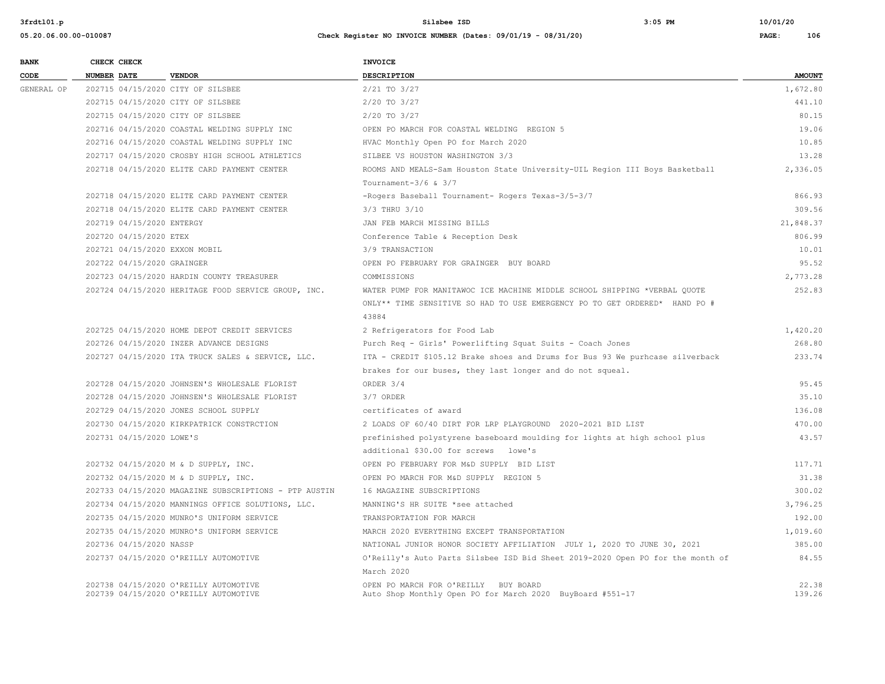| BANK CODE | CHECK NUMBER | CHECK DATE | VENDOR | INVOICE DESCRIPTION | AMOUNT |
|---|---|---|---|---|---|
| GENERAL OP | 202715 | 04/15/2020 | CITY OF SILSBEE | 2/21 TO 3/27 | 1,672.80 |
| | 202715 | 04/15/2020 | CITY OF SILSBEE | 2/20 TO 3/27 | 441.10 |
| | 202715 | 04/15/2020 | CITY OF SILSBEE | 2/20 TO 3/27 | 80.15 |
| | 202716 | 04/15/2020 | COASTAL WELDING SUPPLY INC | OPEN PO MARCH FOR COASTAL WELDING REGION 5 | 19.06 |
| | 202716 | 04/15/2020 | COASTAL WELDING SUPPLY INC | HVAC Monthly Open PO for March 2020 | 10.85 |
| | 202717 | 04/15/2020 | CROSBY HIGH SCHOOL ATHLETICS | SILBEE VS HOUSTON WASHINGTON 3/3 | 13.28 |
| | 202718 | 04/15/2020 | ELITE CARD PAYMENT CENTER | ROOMS AND MEALS-Sam Houston State University-UIL Region III Boys Basketball Tournament-3/6 & 3/7 | 2,336.05 |
| | 202718 | 04/15/2020 | ELITE CARD PAYMENT CENTER | -Rogers Baseball Tournament- Rogers Texas-3/5-3/7 | 866.93 |
| | 202718 | 04/15/2020 | ELITE CARD PAYMENT CENTER | 3/3 THRU 3/10 | 309.56 |
| | 202719 | 04/15/2020 | ENTERGY | JAN FEB MARCH MISSING BILLS | 21,848.37 |
| | 202720 | 04/15/2020 | ETEX | Conference Table & Reception Desk | 806.99 |
| | 202721 | 04/15/2020 | EXXON MOBIL | 3/9 TRANSACTION | 10.01 |
| | 202722 | 04/15/2020 | GRAINGER | OPEN PO FEBRUARY FOR GRAINGER BUY BOARD | 95.52 |
| | 202723 | 04/15/2020 | HARDIN COUNTY TREASURER | COMMISSIONS | 2,773.28 |
| | 202724 | 04/15/2020 | HERITAGE FOOD SERVICE GROUP, INC. | WATER PUMP FOR MANITAWOC ICE MACHINE MIDDLE SCHOOL SHIPPING *VERBAL QUOTE ONLY** TIME SENSITIVE SO HAD TO USE EMERGENCY PO TO GET ORDERED* HAND PO # 43884 | 252.83 |
| | 202725 | 04/15/2020 | HOME DEPOT CREDIT SERVICES | 2 Refrigerators for Food Lab | 1,420.20 |
| | 202726 | 04/15/2020 | INZER ADVANCE DESIGNS | Purch Req - Girls' Powerlifting Squat Suits - Coach Jones | 268.80 |
| | 202727 | 04/15/2020 | ITA TRUCK SALES & SERVICE, LLC. | ITA - CREDIT $105.12 Brake shoes and Drums for Bus 93 We purhcase silverback brakes for our buses, they last longer and do not squeal. | 233.74 |
| | 202728 | 04/15/2020 | JOHNSEN'S WHOLESALE FLORIST | ORDER 3/4 | 95.45 |
| | 202728 | 04/15/2020 | JOHNSEN'S WHOLESALE FLORIST | 3/7 ORDER | 35.10 |
| | 202729 | 04/15/2020 | JONES SCHOOL SUPPLY | certificates of award | 136.08 |
| | 202730 | 04/15/2020 | KIRKPATRICK CONSTRCTION | 2 LOADS OF 60/40 DIRT FOR LRP PLAYGROUND 2020-2021 BID LIST | 470.00 |
| | 202731 | 04/15/2020 | LOWE'S | prefinished polystyrene baseboard moulding for lights at high school plus additional $30.00 for screws lowe's | 43.57 |
| | 202732 | 04/15/2020 | M & D SUPPLY, INC. | OPEN PO FEBRUARY FOR M&D SUPPLY BID LIST | 117.71 |
| | 202732 | 04/15/2020 | M & D SUPPLY, INC. | OPEN PO MARCH FOR M&D SUPPLY REGION 5 | 31.38 |
| | 202733 | 04/15/2020 | MAGAZINE SUBSCRIPTIONS - PTP AUSTIN | 16 MAGAZINE SUBSCRIPTIONS | 300.02 |
| | 202734 | 04/15/2020 | MANNINGS OFFICE SOLUTIONS, LLC. | MANNING'S HR SUITE *see attached | 3,796.25 |
| | 202735 | 04/15/2020 | MUNRO'S UNIFORM SERVICE | TRANSPORTATION FOR MARCH | 192.00 |
| | 202735 | 04/15/2020 | MUNRO'S UNIFORM SERVICE | MARCH 2020 EVERYTHING EXCEPT TRANSPORTATION | 1,019.60 |
| | 202736 | 04/15/2020 | NASSP | NATIONAL JUNIOR HONOR SOCIETY AFFILIATION JULY 1, 2020 TO JUNE 30, 2021 | 385.00 |
| | 202737 | 04/15/2020 | O'REILLY AUTOMOTIVE | O'Reilly's Auto Parts Silsbee ISD Bid Sheet 2019-2020 Open PO for the month of March 2020 | 84.55 |
| | 202738 | 04/15/2020 | O'REILLY AUTOMOTIVE | OPEN PO MARCH FOR O'REILLY BUY BOARD | 22.38 |
| | 202739 | 04/15/2020 | O'REILLY AUTOMOTIVE | Auto Shop Monthly Open PO for March 2020 BuyBoard #551-17 | 139.26 |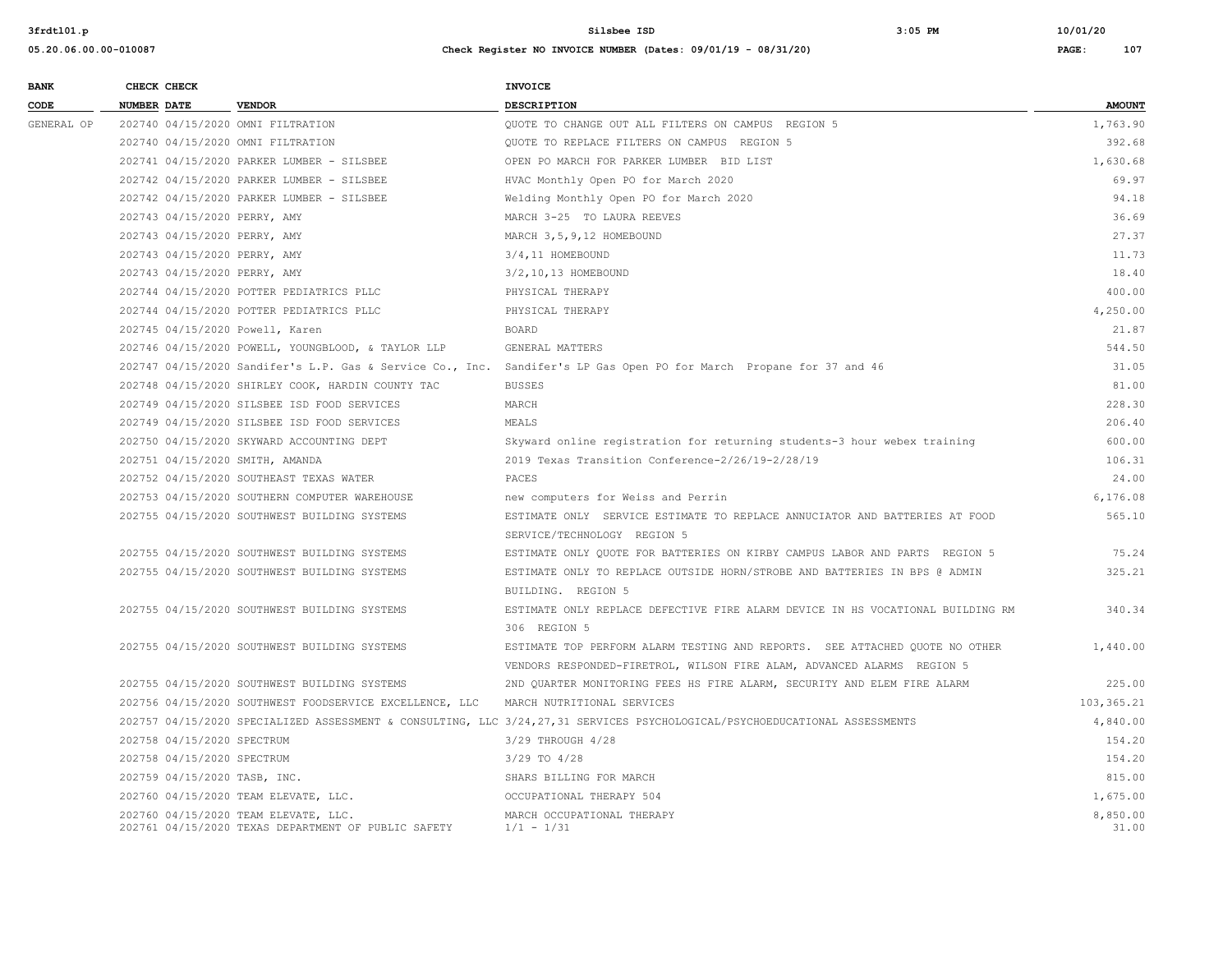| BANK CODE | CHECK NUMBER | CHECK DATE | VENDOR | INVOICE DESCRIPTION | AMOUNT |
|---|---|---|---|---|---|
| GENERAL OP | 202740 | 04/15/2020 | OMNI FILTRATION | QUOTE TO CHANGE OUT ALL FILTERS ON CAMPUS REGION 5 | 1,763.90 |
| | 202740 | 04/15/2020 | OMNI FILTRATION | QUOTE TO REPLACE FILTERS ON CAMPUS REGION 5 | 392.68 |
| | 202741 | 04/15/2020 | PARKER LUMBER - SILSBEE | OPEN PO MARCH FOR PARKER LUMBER BID LIST | 1,630.68 |
| | 202742 | 04/15/2020 | PARKER LUMBER - SILSBEE | HVAC Monthly Open PO for March 2020 | 69.97 |
| | 202742 | 04/15/2020 | PARKER LUMBER - SILSBEE | Welding Monthly Open PO for March 2020 | 94.18 |
| | 202743 | 04/15/2020 | PERRY, AMY | MARCH 3-25 TO LAURA REEVES | 36.69 |
| | 202743 | 04/15/2020 | PERRY, AMY | MARCH 3,5,9,12 HOMEBOUND | 27.37 |
| | 202743 | 04/15/2020 | PERRY, AMY | 3/4,11 HOMEBOUND | 11.73 |
| | 202743 | 04/15/2020 | PERRY, AMY | 3/2,10,13 HOMEBOUND | 18.40 |
| | 202744 | 04/15/2020 | POTTER PEDIATRICS PLLC | PHYSICAL THERAPY | 400.00 |
| | 202744 | 04/15/2020 | POTTER PEDIATRICS PLLC | PHYSICAL THERAPY | 4,250.00 |
| | 202745 | 04/15/2020 | Powell, Karen | BOARD | 21.87 |
| | 202746 | 04/15/2020 | POWELL, YOUNGBLOOD, & TAYLOR LLP | GENERAL MATTERS | 544.50 |
| | 202747 | 04/15/2020 | Sandifer's L.P. Gas & Service Co., Inc. | Sandifer's LP Gas Open PO for March Propane for 37 and 46 | 31.05 |
| | 202748 | 04/15/2020 | SHIRLEY COOK, HARDIN COUNTY TAC | BUSSES | 81.00 |
| | 202749 | 04/15/2020 | SILSBEE ISD FOOD SERVICES | MARCH | 228.30 |
| | 202749 | 04/15/2020 | SILSBEE ISD FOOD SERVICES | MEALS | 206.40 |
| | 202750 | 04/15/2020 | SKYWARD ACCOUNTING DEPT | Skyward online registration for returning students-3 hour webex training | 600.00 |
| | 202751 | 04/15/2020 | SMITH, AMANDA | 2019 Texas Transition Conference-2/26/19-2/28/19 | 106.31 |
| | 202752 | 04/15/2020 | SOUTHEAST TEXAS WATER | PACES | 24.00 |
| | 202753 | 04/15/2020 | SOUTHERN COMPUTER WAREHOUSE | new computers for Weiss and Perrin | 6,176.08 |
| | 202755 | 04/15/2020 | SOUTHWEST BUILDING SYSTEMS | ESTIMATE ONLY SERVICE ESTIMATE TO REPLACE ANNUCIATOR AND BATTERIES AT FOOD SERVICE/TECHNOLOGY REGION 5 | 565.10 |
| | 202755 | 04/15/2020 | SOUTHWEST BUILDING SYSTEMS | ESTIMATE ONLY QUOTE FOR BATTERIES ON KIRBY CAMPUS LABOR AND PARTS REGION 5 | 75.24 |
| | 202755 | 04/15/2020 | SOUTHWEST BUILDING SYSTEMS | ESTIMATE ONLY TO REPLACE OUTSIDE HORN/STROBE AND BATTERIES IN BPS @ ADMIN BUILDING. REGION 5 | 325.21 |
| | 202755 | 04/15/2020 | SOUTHWEST BUILDING SYSTEMS | ESTIMATE ONLY REPLACE DEFECTIVE FIRE ALARM DEVICE IN HS VOCATIONAL BUILDING RM 306 REGION 5 | 340.34 |
| | 202755 | 04/15/2020 | SOUTHWEST BUILDING SYSTEMS | ESTIMATE TOP PERFORM ALARM TESTING AND REPORTS. SEE ATTACHED QUOTE NO OTHER VENDORS RESPONDED-FIRETROL, WILSON FIRE ALAM, ADVANCED ALARMS REGION 5 | 1,440.00 |
| | 202755 | 04/15/2020 | SOUTHWEST BUILDING SYSTEMS | 2ND QUARTER MONITORING FEES HS FIRE ALARM, SECURITY AND ELEM FIRE ALARM | 225.00 |
| | 202756 | 04/15/2020 | SOUTHWEST FOODSERVICE EXCELLENCE, LLC | MARCH NUTRITIONAL SERVICES | 103,365.21 |
| | 202757 | 04/15/2020 | SPECIALIZED ASSESSMENT & CONSULTING, LLC | 3/24,27,31 SERVICES PSYCHOLOGICAL/PSYCHOEDUCATIONAL ASSESSMENTS | 4,840.00 |
| | 202758 | 04/15/2020 | SPECTRUM | 3/29 THROUGH 4/28 | 154.20 |
| | 202758 | 04/15/2020 | SPECTRUM | 3/29 TO 4/28 | 154.20 |
| | 202759 | 04/15/2020 | TASB, INC. | SHARS BILLING FOR MARCH | 815.00 |
| | 202760 | 04/15/2020 | TEAM ELEVATE, LLC. | OCCUPATIONAL THERAPY 504 | 1,675.00 |
| | 202760 | 04/15/2020 | TEAM ELEVATE, LLC. | MARCH OCCUPATIONAL THERAPY | 8,850.00 |
| | 202761 | 04/15/2020 | TEXAS DEPARTMENT OF PUBLIC SAFETY | 1/1 - 1/31 | 31.00 |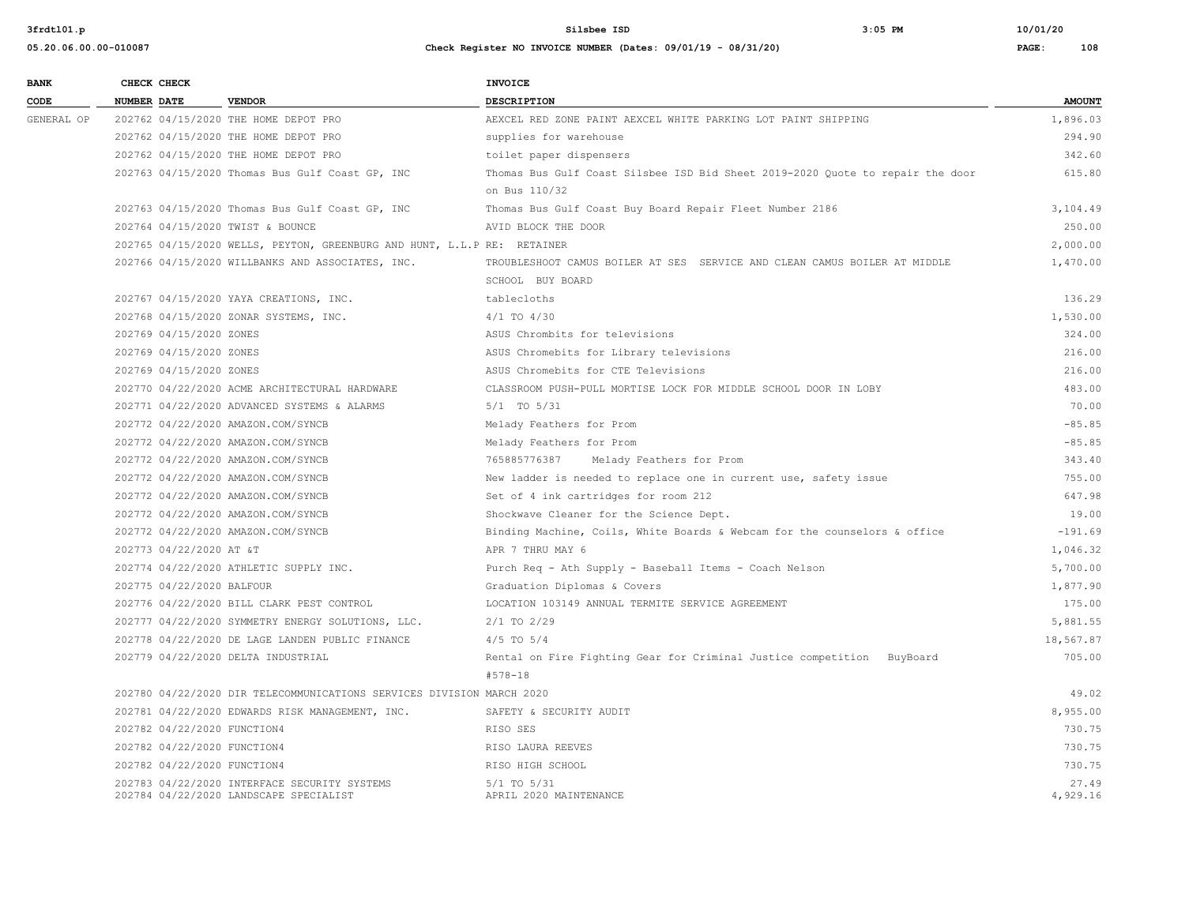| BANK CODE | CHECK NUMBER | CHECK DATE | VENDOR | INVOICE DESCRIPTION | AMOUNT |
|---|---|---|---|---|---|
| GENERAL OP | 202762 | 04/15/2020 | THE HOME DEPOT PRO | AEXCEL RED ZONE PAINT AEXCEL WHITE PARKING LOT PAINT SHIPPING | 1,896.03 |
| | 202762 | 04/15/2020 | THE HOME DEPOT PRO | supplies for warehouse | 294.90 |
| | 202762 | 04/15/2020 | THE HOME DEPOT PRO | toilet paper dispensers | 342.60 |
| | 202763 | 04/15/2020 | Thomas Bus Gulf Coast GP, INC | Thomas Bus Gulf Coast Silsbee ISD Bid Sheet 2019-2020 Quote to repair the door on Bus 110/32 | 615.80 |
| | 202763 | 04/15/2020 | Thomas Bus Gulf Coast GP, INC | Thomas Bus Gulf Coast Buy Board Repair Fleet Number 2186 | 3,104.49 |
| | 202764 | 04/15/2020 | TWIST & BOUNCE | AVID BLOCK THE DOOR | 250.00 |
| | 202765 | 04/15/2020 | WELLS, PEYTON, GREENBURG AND HUNT, L.L.P | RE: RETAINER | 2,000.00 |
| | 202766 | 04/15/2020 | WILLBANKS AND ASSOCIATES, INC. | TROUBLESHOOT CAMUS BOILER AT SES SERVICE AND CLEAN CAMUS BOILER AT MIDDLE SCHOOL BUY BOARD | 1,470.00 |
| | 202767 | 04/15/2020 | YAYA CREATIONS, INC. | tablecloths | 136.29 |
| | 202768 | 04/15/2020 | ZONAR SYSTEMS, INC. | 4/1 TO 4/30 | 1,530.00 |
| | 202769 | 04/15/2020 | ZONES | ASUS Chrombits for televisions | 324.00 |
| | 202769 | 04/15/2020 | ZONES | ASUS Chromebits for Library televisions | 216.00 |
| | 202769 | 04/15/2020 | ZONES | ASUS Chromebits for CTE Televisions | 216.00 |
| | 202770 | 04/22/2020 | ACME ARCHITECTURAL HARDWARE | CLASSROOM PUSH-PULL MORTISE LOCK FOR MIDDLE SCHOOL DOOR IN LOBY | 483.00 |
| | 202771 | 04/22/2020 | ADVANCED SYSTEMS & ALARMS | 5/1 TO 5/31 | 70.00 |
| | 202772 | 04/22/2020 | AMAZON.COM/SYNCB | Melady Feathers for Prom | -85.85 |
| | 202772 | 04/22/2020 | AMAZON.COM/SYNCB | Melady Feathers for Prom | -85.85 |
| | 202772 | 04/22/2020 | AMAZON.COM/SYNCB | 765885776387 Melady Feathers for Prom | 343.40 |
| | 202772 | 04/22/2020 | AMAZON.COM/SYNCB | New ladder is needed to replace one in current use, safety issue | 755.00 |
| | 202772 | 04/22/2020 | AMAZON.COM/SYNCB | Set of 4 ink cartridges for room 212 | 647.98 |
| | 202772 | 04/22/2020 | AMAZON.COM/SYNCB | Shockwave Cleaner for the Science Dept. | 19.00 |
| | 202772 | 04/22/2020 | AMAZON.COM/SYNCB | Binding Machine, Coils, White Boards & Webcam for the counselors & office | -191.69 |
| | 202773 | 04/22/2020 | AT &T | APR 7 THRU MAY 6 | 1,046.32 |
| | 202774 | 04/22/2020 | ATHLETIC SUPPLY INC. | Purch Req - Ath Supply - Baseball Items - Coach Nelson | 5,700.00 |
| | 202775 | 04/22/2020 | BALFOUR | Graduation Diplomas & Covers | 1,877.90 |
| | 202776 | 04/22/2020 | BILL CLARK PEST CONTROL | LOCATION 103149 ANNUAL TERMITE SERVICE AGREEMENT | 175.00 |
| | 202777 | 04/22/2020 | SYMMETRY ENERGY SOLUTIONS, LLC. | 2/1 TO 2/29 | 5,881.55 |
| | 202778 | 04/22/2020 | DE LAGE LANDEN PUBLIC FINANCE | 4/5 TO 5/4 | 18,567.87 |
| | 202779 | 04/22/2020 | DELTA INDUSTRIAL | Rental on Fire Fighting Gear for Criminal Justice competition BuyBoard #578-18 | 705.00 |
| | 202780 | 04/22/2020 | DIR TELECOMMUNICATIONS SERVICES DIVISION | MARCH 2020 | 49.02 |
| | 202781 | 04/22/2020 | EDWARDS RISK MANAGEMENT, INC. | SAFETY & SECURITY AUDIT | 8,955.00 |
| | 202782 | 04/22/2020 | FUNCTION4 | RISO SES | 730.75 |
| | 202782 | 04/22/2020 | FUNCTION4 | RISO LAURA REEVES | 730.75 |
| | 202782 | 04/22/2020 | FUNCTION4 | RISO HIGH SCHOOL | 730.75 |
| | 202783 | 04/22/2020 | INTERFACE SECURITY SYSTEMS | 5/1 TO 5/31 | 27.49 |
| | 202784 | 04/22/2020 | LANDSCAPE SPECIALIST | APRIL 2020 MAINTENANCE | 4,929.16 |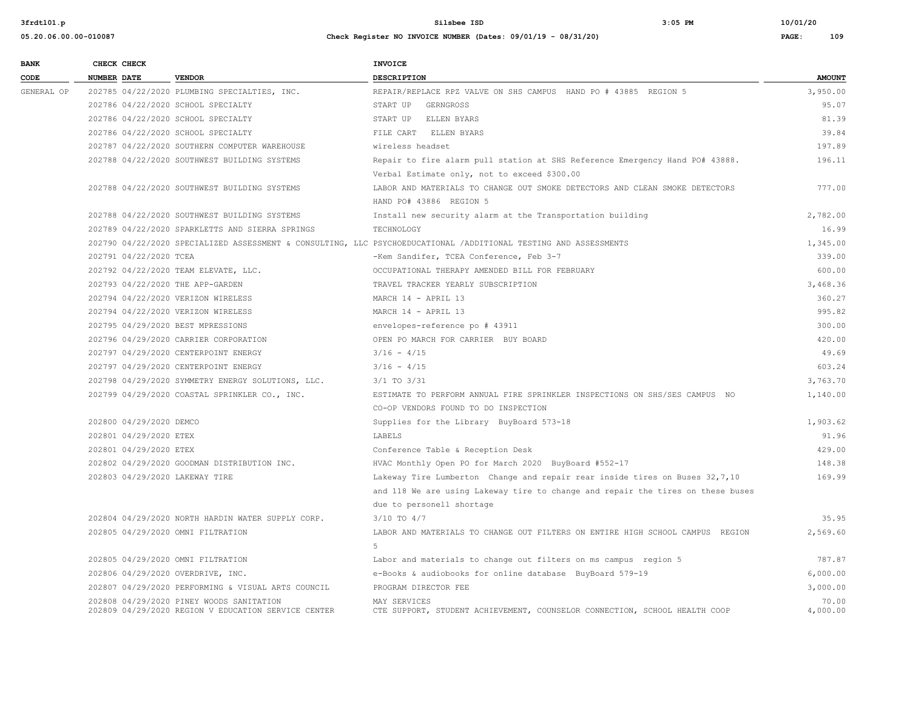| BANK CODE | CHECK NUMBER | CHECK DATE | VENDOR | INVOICE DESCRIPTION | AMOUNT |
|---|---|---|---|---|---|
| GENERAL OP | 202785 | 04/22/2020 | PLUMBING SPECIALTIES, INC. | REPAIR/REPLACE RPZ VALVE ON SHS CAMPUS HAND PO # 43885 REGION 5 | 3,950.00 |
| | 202786 | 04/22/2020 | SCHOOL SPECIALTY | START UP GERNGROSS | 95.07 |
| | 202786 | 04/22/2020 | SCHOOL SPECIALTY | START UP ELLEN BYARS | 81.39 |
| | 202786 | 04/22/2020 | SCHOOL SPECIALTY | FILE CART ELLEN BYARS | 39.84 |
| | 202787 | 04/22/2020 | SOUTHERN COMPUTER WAREHOUSE | wireless headset | 197.89 |
| | 202788 | 04/22/2020 | SOUTHWEST BUILDING SYSTEMS | Repair to fire alarm pull station at SHS Reference Emergency Hand PO# 43888. Verbal Estimate only, not to exceed $300.00 | 196.11 |
| | 202788 | 04/22/2020 | SOUTHWEST BUILDING SYSTEMS | LABOR AND MATERIALS TO CHANGE OUT SMOKE DETECTORS AND CLEAN SMOKE DETECTORS HAND PO# 43886 REGION 5 | 777.00 |
| | 202788 | 04/22/2020 | SOUTHWEST BUILDING SYSTEMS | Install new security alarm at the Transportation building | 2,782.00 |
| | 202789 | 04/22/2020 | SPARKLETTS AND SIERRA SPRINGS | TECHNOLOGY | 16.99 |
| | 202790 | 04/22/2020 | SPECIALIZED ASSESSMENT & CONSULTING, LLC | PSYCHOEDUCATIONAL /ADDITIONAL TESTING AND ASSESSMENTS | 1,345.00 |
| | 202791 | 04/22/2020 | TCEA | -Kem Sandifer, TCEA Conference, Feb 3-7 | 339.00 |
| | 202792 | 04/22/2020 | TEAM ELEVATE, LLC. | OCCUPATIONAL THERAPY AMENDED BILL FOR FEBRUARY | 600.00 |
| | 202793 | 04/22/2020 | THE APP-GARDEN | TRAVEL TRACKER YEARLY SUBSCRIPTION | 3,468.36 |
| | 202794 | 04/22/2020 | VERIZON WIRELESS | MARCH 14 - APRIL 13 | 360.27 |
| | 202794 | 04/22/2020 | VERIZON WIRELESS | MARCH 14 - APRIL 13 | 995.82 |
| | 202795 | 04/29/2020 | BEST MPRESSIONS | envelopes-reference po # 43911 | 300.00 |
| | 202796 | 04/29/2020 | CARRIER CORPORATION | OPEN PO MARCH FOR CARRIER BUY BOARD | 420.00 |
| | 202797 | 04/29/2020 | CENTERPOINT ENERGY | 3/16 - 4/15 | 49.69 |
| | 202797 | 04/29/2020 | CENTERPOINT ENERGY | 3/16 - 4/15 | 603.24 |
| | 202798 | 04/29/2020 | SYMMETRY ENERGY SOLUTIONS, LLC. | 3/1 TO 3/31 | 3,763.70 |
| | 202799 | 04/29/2020 | COASTAL SPRINKLER CO., INC. | ESTIMATE TO PERFORM ANNUAL FIRE SPRINKLER INSPECTIONS ON SHS/SES CAMPUS NO CO-OP VENDORS FOUND TO DO INSPECTION | 1,140.00 |
| | 202800 | 04/29/2020 | DEMCO | Supplies for the Library BuyBoard 573-18 | 1,903.62 |
| | 202801 | 04/29/2020 | ETEX | LABELS | 91.96 |
| | 202801 | 04/29/2020 | ETEX | Conference Table & Reception Desk | 429.00 |
| | 202802 | 04/29/2020 | GOODMAN DISTRIBUTION INC. | HVAC Monthly Open PO for March 2020 BuyBoard #552-17 | 148.38 |
| | 202803 | 04/29/2020 | LAKEWAY TIRE | Lakeway Tire Lumberton Change and repair rear inside tires on Buses 32,7,10 and 118 We are using Lakeway tire to change and repair the tires on these buses due to personell shortage | 169.99 |
| | 202804 | 04/29/2020 | NORTH HARDIN WATER SUPPLY CORP. | 3/10 TO 4/7 | 35.95 |
| | 202805 | 04/29/2020 | OMNI FILTRATION | LABOR AND MATERIALS TO CHANGE OUT FILTERS ON ENTIRE HIGH SCHOOL CAMPUS REGION 5 | 2,569.60 |
| | 202805 | 04/29/2020 | OMNI FILTRATION | Labor and materials to change out filters on ms campus region 5 | 787.87 |
| | 202806 | 04/29/2020 | OVERDRIVE, INC. | e-Books & audiobooks for online database BuyBoard 579-19 | 6,000.00 |
| | 202807 | 04/29/2020 | PERFORMING & VISUAL ARTS COUNCIL | PROGRAM DIRECTOR FEE | 3,000.00 |
| | 202808 | 04/29/2020 | PINEY WOODS SANITATION | MAY SERVICES | 70.00 |
| | 202809 | 04/29/2020 | REGION V EDUCATION SERVICE CENTER | CTE SUPPORT, STUDENT ACHIEVEMENT, COUNSELOR CONNECTION, SCHOOL HEALTH COOP | 4,000.00 |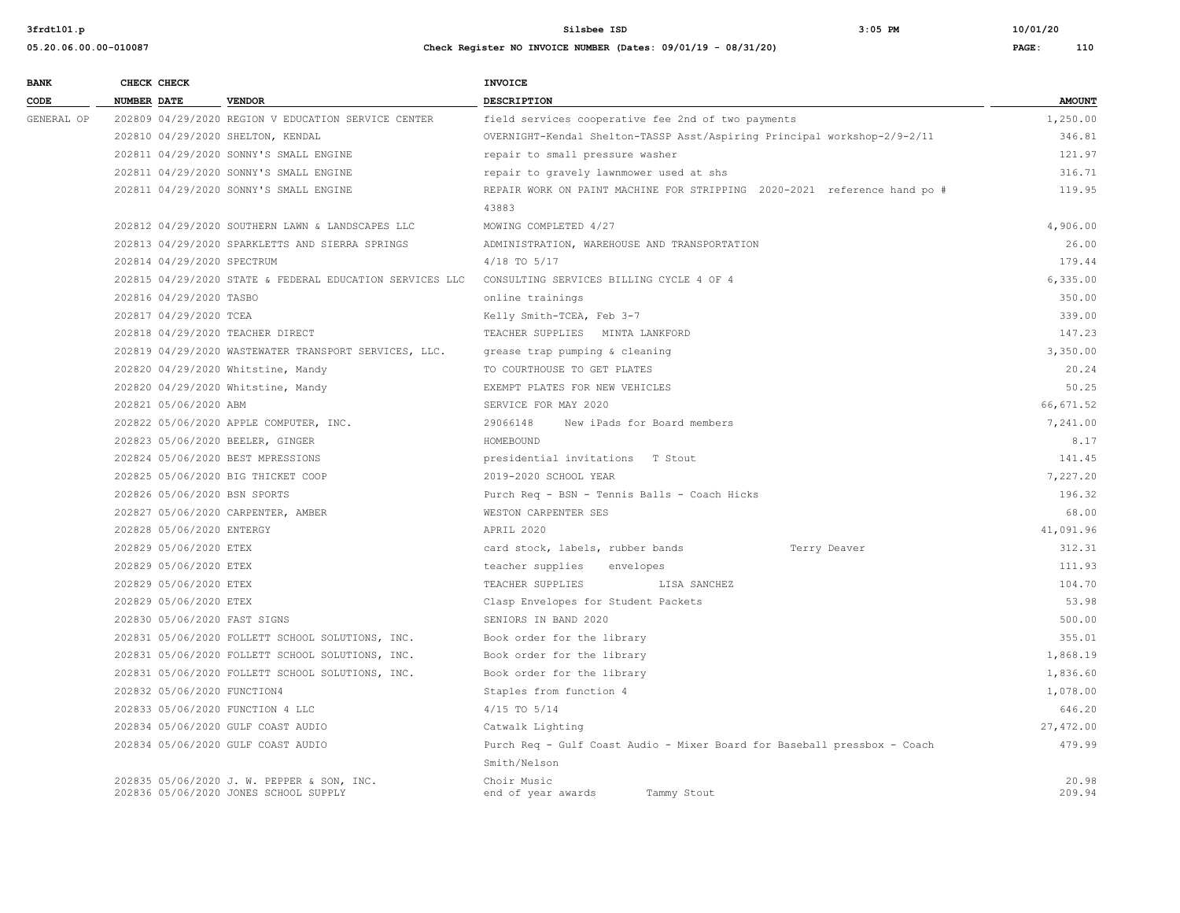| BANK CODE | CHECK NUMBER | CHECK DATE | VENDOR | INVOICE DESCRIPTION | AMOUNT |
|---|---|---|---|---|---|
| GENERAL OP | 202809 | 04/29/2020 | REGION V EDUCATION SERVICE CENTER | field services cooperative fee 2nd of two payments | 1,250.00 |
| | 202810 | 04/29/2020 | SHELTON, KENDAL | OVERNIGHT-Kendal Shelton-TASSP Asst/Aspiring Principal workshop-2/9-2/11 | 346.81 |
| | 202811 | 04/29/2020 | SONNY'S SMALL ENGINE | repair to small pressure washer | 121.97 |
| | 202811 | 04/29/2020 | SONNY'S SMALL ENGINE | repair to gravely lawnmower used at shs | 316.71 |
| | 202811 | 04/29/2020 | SONNY'S SMALL ENGINE | REPAIR WORK ON PAINT MACHINE FOR STRIPPING 2020-2021 reference hand po # 43883 | 119.95 |
| | 202812 | 04/29/2020 | SOUTHERN LAWN & LANDSCAPES LLC | MOWING COMPLETED 4/27 | 4,906.00 |
| | 202813 | 04/29/2020 | SPARKLETTS AND SIERRA SPRINGS | ADMINISTRATION, WAREHOUSE AND TRANSPORTATION | 26.00 |
| | 202814 | 04/29/2020 | SPECTRUM | 4/18 TO 5/17 | 179.44 |
| | 202815 | 04/29/2020 | STATE & FEDERAL EDUCATION SERVICES LLC | CONSULTING SERVICES BILLING CYCLE 4 OF 4 | 6,335.00 |
| | 202816 | 04/29/2020 | TASBO | online trainings | 350.00 |
| | 202817 | 04/29/2020 | TCEA | Kelly Smith-TCEA, Feb 3-7 | 339.00 |
| | 202818 | 04/29/2020 | TEACHER DIRECT | TEACHER SUPPLIES MINTA LANKFORD | 147.23 |
| | 202819 | 04/29/2020 | WASTEWATER TRANSPORT SERVICES, LLC. | grease trap pumping & cleaning | 3,350.00 |
| | 202820 | 04/29/2020 | Whitstine, Mandy | TO COURTHOUSE TO GET PLATES | 20.24 |
| | 202820 | 04/29/2020 | Whitstine, Mandy | EXEMPT PLATES FOR NEW VEHICLES | 50.25 |
| | 202821 | 05/06/2020 | ABM | SERVICE FOR MAY 2020 | 66,671.52 |
| | 202822 | 05/06/2020 | APPLE COMPUTER, INC. | 29066148 New iPads for Board members | 7,241.00 |
| | 202823 | 05/06/2020 | BEELER, GINGER | HOMEBOUND | 8.17 |
| | 202824 | 05/06/2020 | BEST MPRESSIONS | presidential invitations T Stout | 141.45 |
| | 202825 | 05/06/2020 | BIG THICKET COOP | 2019-2020 SCHOOL YEAR | 7,227.20 |
| | 202826 | 05/06/2020 | BSN SPORTS | Purch Req - BSN - Tennis Balls - Coach Hicks | 196.32 |
| | 202827 | 05/06/2020 | CARPENTER, AMBER | WESTON CARPENTER SES | 68.00 |
| | 202828 | 05/06/2020 | ENTERGY | APRIL 2020 | 41,091.96 |
| | 202829 | 05/06/2020 | ETEX | card stock, labels, rubber bands Terry Deaver | 312.31 |
| | 202829 | 05/06/2020 | ETEX | teacher supplies envelopes | 111.93 |
| | 202829 | 05/06/2020 | ETEX | TEACHER SUPPLIES LISA SANCHEZ | 104.70 |
| | 202829 | 05/06/2020 | ETEX | Clasp Envelopes for Student Packets | 53.98 |
| | 202830 | 05/06/2020 | FAST SIGNS | SENIORS IN BAND 2020 | 500.00 |
| | 202831 | 05/06/2020 | FOLLETT SCHOOL SOLUTIONS, INC. | Book order for the library | 355.01 |
| | 202831 | 05/06/2020 | FOLLETT SCHOOL SOLUTIONS, INC. | Book order for the library | 1,868.19 |
| | 202831 | 05/06/2020 | FOLLETT SCHOOL SOLUTIONS, INC. | Book order for the library | 1,836.60 |
| | 202832 | 05/06/2020 | FUNCTION4 | Staples from function 4 | 1,078.00 |
| | 202833 | 05/06/2020 | FUNCTION 4 LLC | 4/15 TO 5/14 | 646.20 |
| | 202834 | 05/06/2020 | GULF COAST AUDIO | Catwalk Lighting | 27,472.00 |
| | 202834 | 05/06/2020 | GULF COAST AUDIO | Purch Req - Gulf Coast Audio - Mixer Board for Baseball pressbox - Coach Smith/Nelson | 479.99 |
| | 202835 | 05/06/2020 | J. W. PEPPER & SON, INC. | Choir Music | 20.98 |
| | 202836 | 05/06/2020 | JONES SCHOOL SUPPLY | end of year awards Tammy Stout | 209.94 |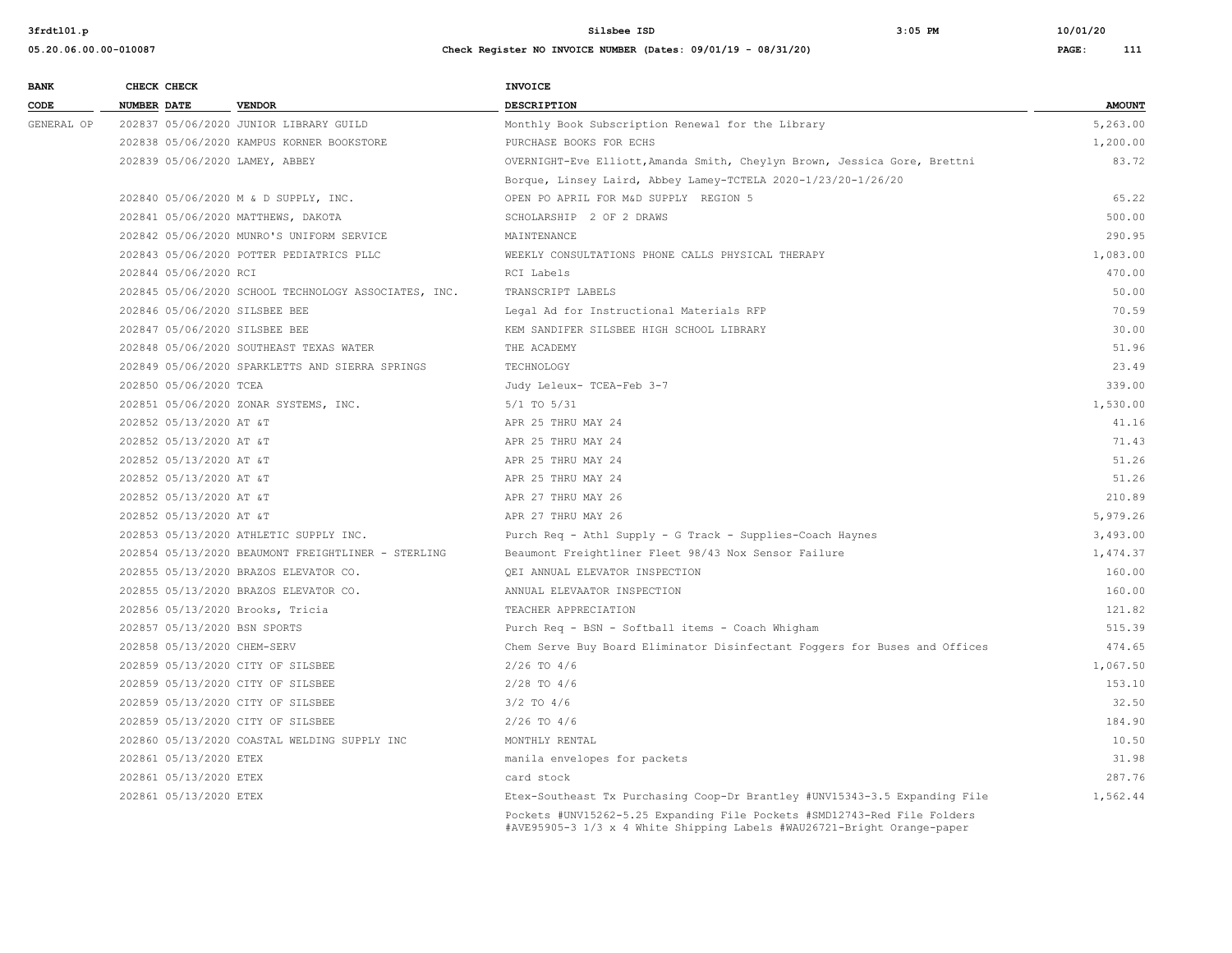| BANK CODE | CHECK NUMBER | CHECK DATE | VENDOR | INVOICE DESCRIPTION | AMOUNT |
|---|---|---|---|---|---|
| GENERAL OP | 202837 | 05/06/2020 | JUNIOR LIBRARY GUILD | Monthly Book Subscription Renewal for the Library | 5,263.00 |
| | 202838 | 05/06/2020 | KAMPUS KORNER BOOKSTORE | PURCHASE BOOKS FOR ECHS | 1,200.00 |
| | 202839 | 05/06/2020 | LAMEY, ABBEY | OVERNIGHT-Eve Elliott,Amanda Smith, Cheylyn Brown, Jessica Gore, Brettni Borque, Linsey Laird, Abbey Lamey-TCTELA 2020-1/23/20-1/26/20 | 83.72 |
| | 202840 | 05/06/2020 | M & D SUPPLY, INC. | OPEN PO APRIL FOR M&D SUPPLY REGION 5 | 65.22 |
| | 202841 | 05/06/2020 | MATTHEWS, DAKOTA | SCHOLARSHIP 2 OF 2 DRAWS | 500.00 |
| | 202842 | 05/06/2020 | MUNRO'S UNIFORM SERVICE | MAINTENANCE | 290.95 |
| | 202843 | 05/06/2020 | POTTER PEDIATRICS PLLC | WEEKLY CONSULTATIONS PHONE CALLS PHYSICAL THERAPY | 1,083.00 |
| | 202844 | 05/06/2020 | RCI | RCI Labels | 470.00 |
| | 202845 | 05/06/2020 | SCHOOL TECHNOLOGY ASSOCIATES, INC. | TRANSCRIPT LABELS | 50.00 |
| | 202846 | 05/06/2020 | SILSBEE BEE | Legal Ad for Instructional Materials RFP | 70.59 |
| | 202847 | 05/06/2020 | SILSBEE BEE | KEM SANDIFER SILSBEE HIGH SCHOOL LIBRARY | 30.00 |
| | 202848 | 05/06/2020 | SOUTHEAST TEXAS WATER | THE ACADEMY | 51.96 |
| | 202849 | 05/06/2020 | SPARKLETTS AND SIERRA SPRINGS | TECHNOLOGY | 23.49 |
| | 202850 | 05/06/2020 | TCEA | Judy Leleux- TCEA-Feb 3-7 | 339.00 |
| | 202851 | 05/06/2020 | ZONAR SYSTEMS, INC. | 5/1 TO 5/31 | 1,530.00 |
| | 202852 | 05/13/2020 | AT &T | APR 25 THRU MAY 24 | 41.16 |
| | 202852 | 05/13/2020 | AT &T | APR 25 THRU MAY 24 | 71.43 |
| | 202852 | 05/13/2020 | AT &T | APR 25 THRU MAY 24 | 51.26 |
| | 202852 | 05/13/2020 | AT &T | APR 25 THRU MAY 24 | 51.26 |
| | 202852 | 05/13/2020 | AT &T | APR 27 THRU MAY 26 | 210.89 |
| | 202852 | 05/13/2020 | AT &T | APR 27 THRU MAY 26 | 5,979.26 |
| | 202853 | 05/13/2020 | ATHLETIC SUPPLY INC. | Purch Req - Athl Supply - G Track - Supplies-Coach Haynes | 3,493.00 |
| | 202854 | 05/13/2020 | BEAUMONT FREIGHTLINER - STERLING | Beaumont Freightliner Fleet 98/43 Nox Sensor Failure | 1,474.37 |
| | 202855 | 05/13/2020 | BRAZOS ELEVATOR CO. | QEI ANNUAL ELEVATOR INSPECTION | 160.00 |
| | 202855 | 05/13/2020 | BRAZOS ELEVATOR CO. | ANNUAL ELEVAATOR INSPECTION | 160.00 |
| | 202856 | 05/13/2020 | Brooks, Tricia | TEACHER APPRECIATION | 121.82 |
| | 202857 | 05/13/2020 | BSN SPORTS | Purch Req - BSN - Softball items - Coach Whigham | 515.39 |
| | 202858 | 05/13/2020 | CHEM-SERV | Chem Serve Buy Board Eliminator Disinfectant Foggers for Buses and Offices | 474.65 |
| | 202859 | 05/13/2020 | CITY OF SILSBEE | 2/26 TO 4/6 | 1,067.50 |
| | 202859 | 05/13/2020 | CITY OF SILSBEE | 2/28 TO 4/6 | 153.10 |
| | 202859 | 05/13/2020 | CITY OF SILSBEE | 3/2 TO 4/6 | 32.50 |
| | 202859 | 05/13/2020 | CITY OF SILSBEE | 2/26 TO 4/6 | 184.90 |
| | 202860 | 05/13/2020 | COASTAL WELDING SUPPLY INC | MONTHLY RENTAL | 10.50 |
| | 202861 | 05/13/2020 | ETEX | manila envelopes for packets | 31.98 |
| | 202861 | 05/13/2020 | ETEX | card stock | 287.76 |
| | 202861 | 05/13/2020 | ETEX | Etex-Southeast Tx Purchasing Coop-Dr Brantley #UNV15343-3.5 Expanding File Pockets #UNV15262-5.25 Expanding File Pockets #SMD12743-Red File Folders #AVE95905-3 1/3 x 4 White Shipping Labels #WAU26721-Bright Orange-paper | 1,562.44 |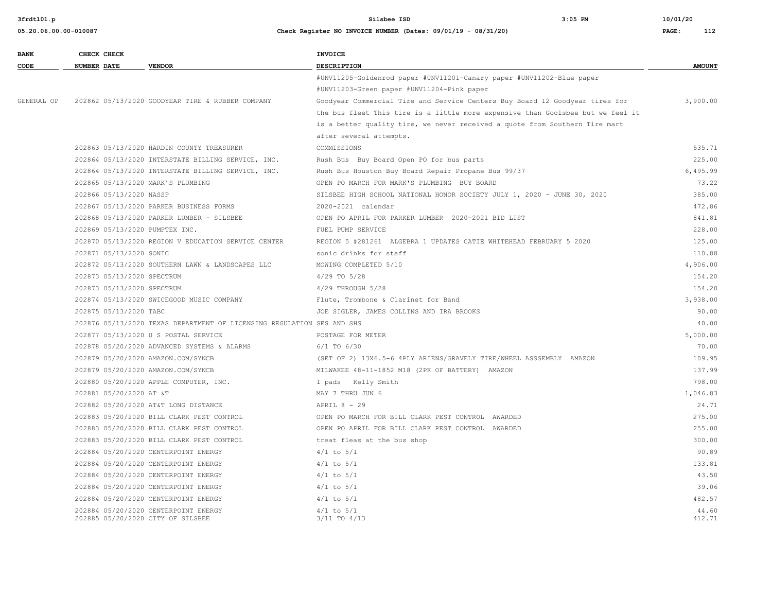| BANK CODE | CHECK NUMBER | CHECK DATE | VENDOR | INVOICE DESCRIPTION | AMOUNT |
|---|---|---|---|---|---|
| | | | | #UNV11205-Goldenrod paper #UNV11201-Canary paper #UNV11202-Blue paper #UNV11203-Green paper #UNV11204-Pink paper | |
| GENERAL OP | 202862 | 05/13/2020 | GOODYEAR TIRE & RUBBER COMPANY | Goodyear Commercial Tire and Service Centers Buy Board 12 Goodyear tires for the bus fleet This tire is a little more expensive than Goolsbee but we feel it is a better quality tire, we never received a quote from Southern Tire mart after several attempts. | 3,900.00 |
| | 202863 | 05/13/2020 | HARDIN COUNTY TREASURER | COMMISSIONS | 535.71 |
| | 202864 | 05/13/2020 | INTERSTATE BILLING SERVICE, INC. | Rush Bus Buy Board Open PO for bus parts | 225.00 |
| | 202864 | 05/13/2020 | INTERSTATE BILLING SERVICE, INC. | Rush Bus Houston Buy Board Repair Propane Bus 99/37 | 6,495.99 |
| | 202865 | 05/13/2020 | MARK'S PLUMBING | OPEN PO MARCH FOR MARK'S PLUMBING BUY BOARD | 73.22 |
| | 202866 | 05/13/2020 | NASSP | SILSBEE HIGH SCHOOL NATIONAL HONOR SOCIETY JULY 1, 2020 - JUNE 30, 2020 | 385.00 |
| | 202867 | 05/13/2020 | PARKER BUSINESS FORMS | 2020-2021 calendar | 472.86 |
| | 202868 | 05/13/2020 | PARKER LUMBER - SILSBEE | OPEN PO APRIL FOR PARKER LUMBER 2020-2021 BID LIST | 841.81 |
| | 202869 | 05/13/2020 | PUMPTEX INC. | FUEL PUMP SERVICE | 228.00 |
| | 202870 | 05/13/2020 | REGION V EDUCATION SERVICE CENTER | REGION 5 #281261 ALGEBRA 1 UPDATES CATIE WHITEHEAD FEBRUARY 5 2020 | 125.00 |
| | 202871 | 05/13/2020 | SONIC | sonic drinks for staff | 110.88 |
| | 202872 | 05/13/2020 | SOUTHERN LAWN & LANDSCAPES LLC | MOWING COMPLETED 5/10 | 4,906.00 |
| | 202873 | 05/13/2020 | SPECTRUM | 4/29 TO 5/28 | 154.20 |
| | 202873 | 05/13/2020 | SPECTRUM | 4/29 THROUGH 5/28 | 154.20 |
| | 202874 | 05/13/2020 | SWICEGOOD MUSIC COMPANY | Flute, Trombone & Clarinet for Band | 3,938.00 |
| | 202875 | 05/13/2020 | TABC | JOE SIGLER, JAMES COLLINS AND IRA BROOKS | 90.00 |
| | 202876 | 05/13/2020 | TEXAS DEPARTMENT OF LICENSING REGULATION | SES AND SHS | 40.00 |
| | 202877 | 05/13/2020 | U S POSTAL SERVICE | POSTAGE FOR METER | 5,000.00 |
| | 202878 | 05/20/2020 | ADVANCED SYSTEMS & ALARMS | 6/1 TO 6/30 | 70.00 |
| | 202879 | 05/20/2020 | AMAZON.COM/SYNCB | (SET OF 2) 13X6.5-6 4PLY ARIENS/GRAVELY TIRE/WHEEL ASSSEMBLY AMAZON | 109.95 |
| | 202879 | 05/20/2020 | AMAZON.COM/SYNCB | MILWAKEE 48-11-1852 M18 (2PK OF BATTERY) AMAZON | 137.99 |
| | 202880 | 05/20/2020 | APPLE COMPUTER, INC. | I pads Kelly Smith | 798.00 |
| | 202881 | 05/20/2020 | AT &T | MAY 7 THRU JUN 6 | 1,046.83 |
| | 202882 | 05/20/2020 | AT&T LONG DISTANCE | APRIL 8 - 29 | 24.71 |
| | 202883 | 05/20/2020 | BILL CLARK PEST CONTROL | OPEN PO MARCH FOR BILL CLARK PEST CONTROL AWARDED | 275.00 |
| | 202883 | 05/20/2020 | BILL CLARK PEST CONTROL | OPEN PO APRIL FOR BILL CLARK PEST CONTROL AWARDED | 255.00 |
| | 202883 | 05/20/2020 | BILL CLARK PEST CONTROL | treat fleas at the bus shop | 300.00 |
| | 202884 | 05/20/2020 | CENTERPOINT ENERGY | 4/1 to 5/1 | 90.89 |
| | 202884 | 05/20/2020 | CENTERPOINT ENERGY | 4/1 to 5/1 | 133.81 |
| | 202884 | 05/20/2020 | CENTERPOINT ENERGY | 4/1 to 5/1 | 43.50 |
| | 202884 | 05/20/2020 | CENTERPOINT ENERGY | 4/1 to 5/1 | 39.06 |
| | 202884 | 05/20/2020 | CENTERPOINT ENERGY | 4/1 to 5/1 | 482.57 |
| | 202884 | 05/20/2020 | CENTERPOINT ENERGY | 4/1 to 5/1 | 44.60 |
| | 202885 | 05/20/2020 | CITY OF SILSBEE | 3/11 TO 4/13 | 412.71 |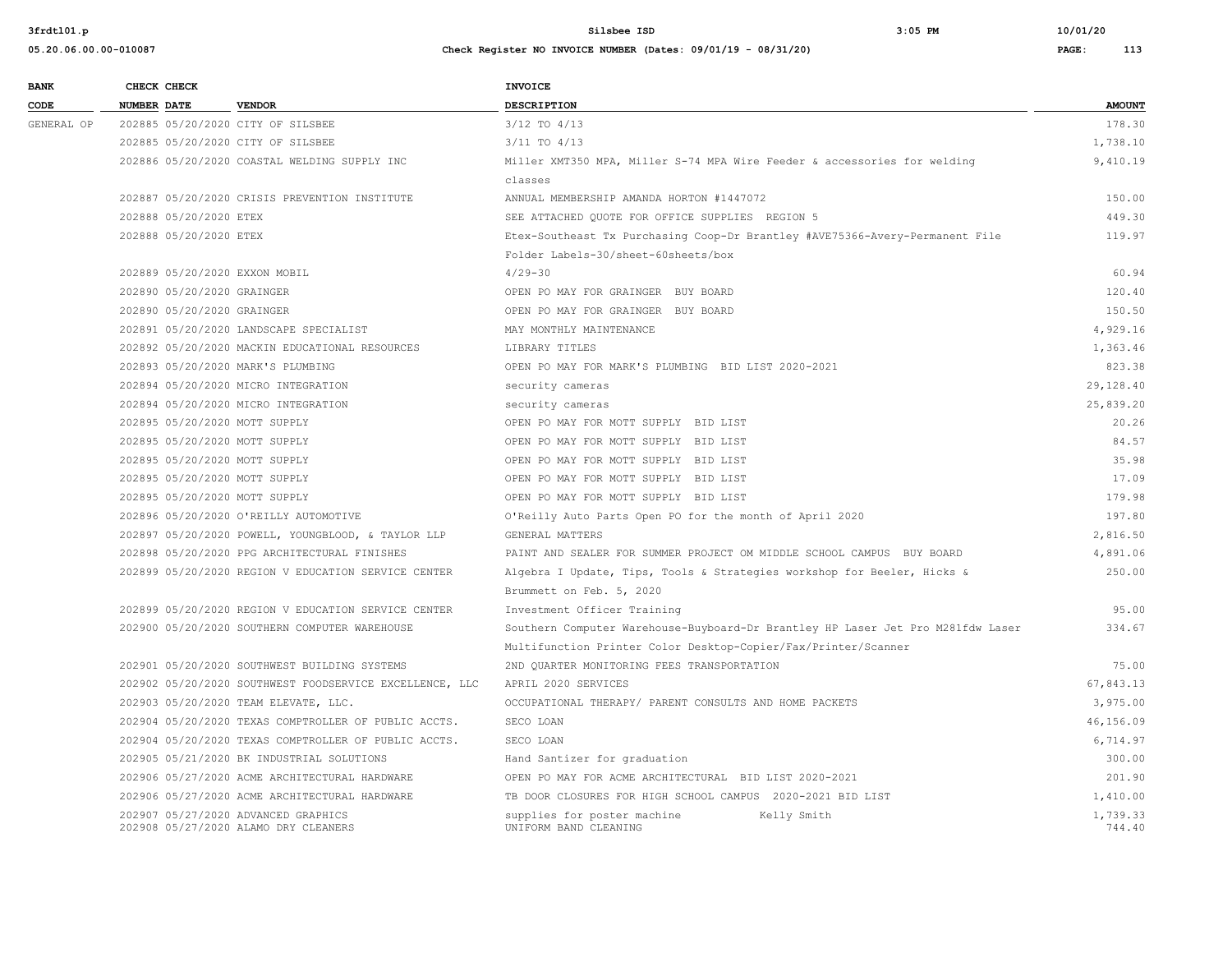| BANK CODE | CHECK NUMBER | CHECK DATE | VENDOR | INVOICE DESCRIPTION | AMOUNT |
|---|---|---|---|---|---|
| GENERAL OP | 202885 | 05/20/2020 | CITY OF SILSBEE | 3/12 TO 4/13 | 178.30 |
| | 202885 | 05/20/2020 | CITY OF SILSBEE | 3/11 TO 4/13 | 1,738.10 |
| | 202886 | 05/20/2020 | COASTAL WELDING SUPPLY INC | Miller XMT350 MPA, Miller S-74 MPA Wire Feeder & accessories for welding classes | 9,410.19 |
| | 202887 | 05/20/2020 | CRISIS PREVENTION INSTITUTE | ANNUAL MEMBERSHIP AMANDA HORTON #1447072 | 150.00 |
| | 202888 | 05/20/2020 | ETEX | SEE ATTACHED QUOTE FOR OFFICE SUPPLIES REGION 5 | 449.30 |
| | 202888 | 05/20/2020 | ETEX | Etex-Southeast Tx Purchasing Coop-Dr Brantley #AVE75366-Avery-Permanent File Folder Labels-30/sheet-60sheets/box | 119.97 |
| | 202889 | 05/20/2020 | EXXON MOBIL | 4/29-30 | 60.94 |
| | 202890 | 05/20/2020 | GRAINGER | OPEN PO MAY FOR GRAINGER BUY BOARD | 120.40 |
| | 202890 | 05/20/2020 | GRAINGER | OPEN PO MAY FOR GRAINGER BUY BOARD | 150.50 |
| | 202891 | 05/20/2020 | LANDSCAPE SPECIALIST | MAY MONTHLY MAINTENANCE | 4,929.16 |
| | 202892 | 05/20/2020 | MACKIN EDUCATIONAL RESOURCES | LIBRARY TITLES | 1,363.46 |
| | 202893 | 05/20/2020 | MARK'S PLUMBING | OPEN PO MAY FOR MARK'S PLUMBING BID LIST 2020-2021 | 823.38 |
| | 202894 | 05/20/2020 | MICRO INTEGRATION | security cameras | 29,128.40 |
| | 202894 | 05/20/2020 | MICRO INTEGRATION | security cameras | 25,839.20 |
| | 202895 | 05/20/2020 | MOTT SUPPLY | OPEN PO MAY FOR MOTT SUPPLY BID LIST | 20.26 |
| | 202895 | 05/20/2020 | MOTT SUPPLY | OPEN PO MAY FOR MOTT SUPPLY BID LIST | 84.57 |
| | 202895 | 05/20/2020 | MOTT SUPPLY | OPEN PO MAY FOR MOTT SUPPLY BID LIST | 35.98 |
| | 202895 | 05/20/2020 | MOTT SUPPLY | OPEN PO MAY FOR MOTT SUPPLY BID LIST | 17.09 |
| | 202895 | 05/20/2020 | MOTT SUPPLY | OPEN PO MAY FOR MOTT SUPPLY BID LIST | 179.98 |
| | 202896 | 05/20/2020 | O'REILLY AUTOMOTIVE | O'Reilly Auto Parts Open PO for the month of April 2020 | 197.80 |
| | 202897 | 05/20/2020 | POWELL, YOUNGBLOOD, & TAYLOR LLP | GENERAL MATTERS | 2,816.50 |
| | 202898 | 05/20/2020 | PPG ARCHITECTURAL FINISHES | PAINT AND SEALER FOR SUMMER PROJECT OM MIDDLE SCHOOL CAMPUS BUY BOARD | 4,891.06 |
| | 202899 | 05/20/2020 | REGION V EDUCATION SERVICE CENTER | Algebra I Update, Tips, Tools & Strategies workshop for Beeler, Hicks & Brummett on Feb. 5, 2020 | 250.00 |
| | 202899 | 05/20/2020 | REGION V EDUCATION SERVICE CENTER | Investment Officer Training | 95.00 |
| | 202900 | 05/20/2020 | SOUTHERN COMPUTER WAREHOUSE | Southern Computer Warehouse-Buyboard-Dr Brantley HP Laser Jet Pro M281fdw Laser Multifunction Printer Color Desktop-Copier/Fax/Printer/Scanner | 334.67 |
| | 202901 | 05/20/2020 | SOUTHWEST BUILDING SYSTEMS | 2ND QUARTER MONITORING FEES TRANSPORTATION | 75.00 |
| | 202902 | 05/20/2020 | SOUTHWEST FOODSERVICE EXCELLENCE, LLC | APRIL 2020 SERVICES | 67,843.13 |
| | 202903 | 05/20/2020 | TEAM ELEVATE, LLC. | OCCUPATIONAL THERAPY/ PARENT CONSULTS AND HOME PACKETS | 3,975.00 |
| | 202904 | 05/20/2020 | TEXAS COMPTROLLER OF PUBLIC ACCTS. | SECO LOAN | 46,156.09 |
| | 202904 | 05/20/2020 | TEXAS COMPTROLLER OF PUBLIC ACCTS. | SECO LOAN | 6,714.97 |
| | 202905 | 05/21/2020 | BK INDUSTRIAL SOLUTIONS | Hand Santizer for graduation | 300.00 |
| | 202906 | 05/27/2020 | ACME ARCHITECTURAL HARDWARE | OPEN PO MAY FOR ACME ARCHITECTURAL BID LIST 2020-2021 | 201.90 |
| | 202906 | 05/27/2020 | ACME ARCHITECTURAL HARDWARE | TB DOOR CLOSURES FOR HIGH SCHOOL CAMPUS 2020-2021 BID LIST | 1,410.00 |
| | 202907 | 05/27/2020 | ADVANCED GRAPHICS | supplies for poster machine Kelly Smith | 1,739.33 |
| | 202908 | 05/27/2020 | ALAMO DRY CLEANERS | UNIFORM BAND CLEANING | 744.40 |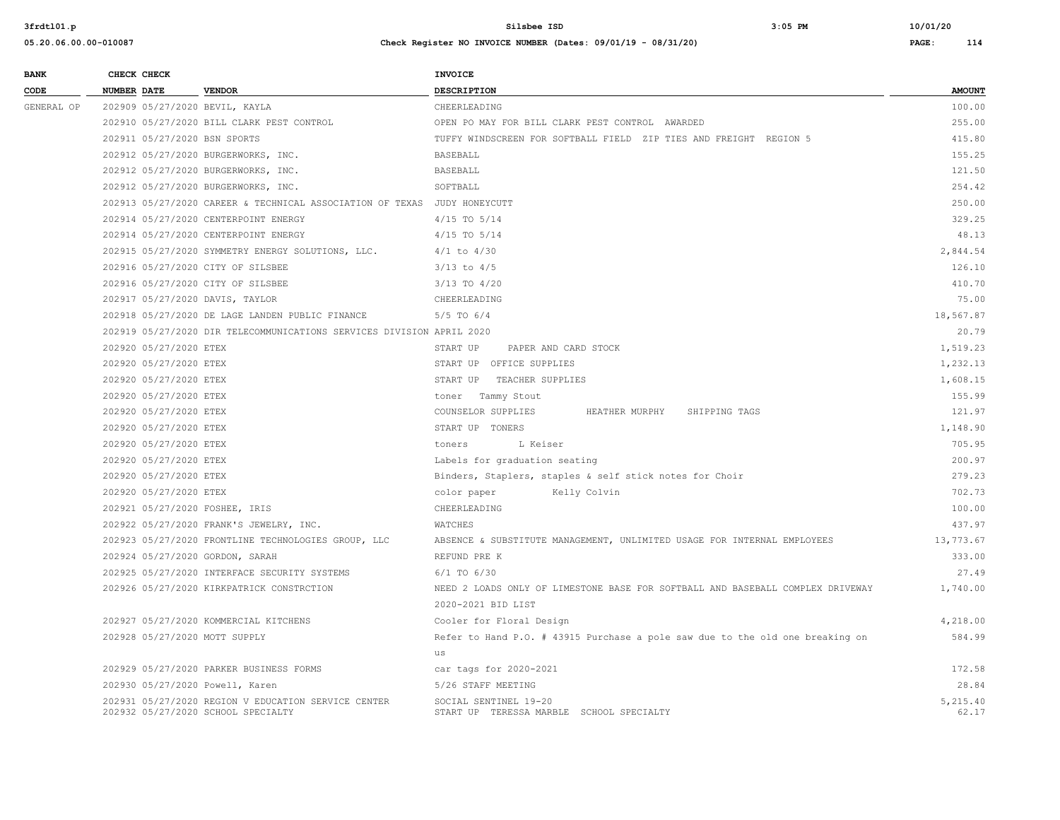| BANK CODE | CHECK NUMBER | CHECK DATE | VENDOR | INVOICE DESCRIPTION | AMOUNT |
|---|---|---|---|---|---|
| GENERAL OP | 202909 | 05/27/2020 | BEVIL, KAYLA | CHEERLEADING | 100.00 |
| | 202910 | 05/27/2020 | BILL CLARK PEST CONTROL | OPEN PO MAY FOR BILL CLARK PEST CONTROL AWARDED | 255.00 |
| | 202911 | 05/27/2020 | BSN SPORTS | TUFFY WINDSCREEN FOR SOFTBALL FIELD ZIP TIES AND FREIGHT REGION 5 | 415.80 |
| | 202912 | 05/27/2020 | BURGERWORKS, INC. | BASEBALL | 155.25 |
| | 202912 | 05/27/2020 | BURGERWORKS, INC. | BASEBALL | 121.50 |
| | 202912 | 05/27/2020 | BURGERWORKS, INC. | SOFTBALL | 254.42 |
| | 202913 | 05/27/2020 | CAREER & TECHNICAL ASSOCIATION OF TEXAS | JUDY HONEYCUTT | 250.00 |
| | 202914 | 05/27/2020 | CENTERPOINT ENERGY | 4/15 TO 5/14 | 329.25 |
| | 202914 | 05/27/2020 | CENTERPOINT ENERGY | 4/15 TO 5/14 | 48.13 |
| | 202915 | 05/27/2020 | SYMMETRY ENERGY SOLUTIONS, LLC. | 4/1 to 4/30 | 2,844.54 |
| | 202916 | 05/27/2020 | CITY OF SILSBEE | 3/13 to 4/5 | 126.10 |
| | 202916 | 05/27/2020 | CITY OF SILSBEE | 3/13 TO 4/20 | 410.70 |
| | 202917 | 05/27/2020 | DAVIS, TAYLOR | CHEERLEADING | 75.00 |
| | 202918 | 05/27/2020 | DE LAGE LANDEN PUBLIC FINANCE | 5/5 TO 6/4 | 18,567.87 |
| | 202919 | 05/27/2020 | DIR TELECOMMUNICATIONS SERVICES DIVISION | APRIL 2020 | 20.79 |
| | 202920 | 05/27/2020 | ETEX | START UP PAPER AND CARD STOCK | 1,519.23 |
| | 202920 | 05/27/2020 | ETEX | START UP OFFICE SUPPLIES | 1,232.13 |
| | 202920 | 05/27/2020 | ETEX | START UP TEACHER SUPPLIES | 1,608.15 |
| | 202920 | 05/27/2020 | ETEX | toner Tammy Stout | 155.99 |
| | 202920 | 05/27/2020 | ETEX | COUNSELOR SUPPLIES HEATHER MURPHY SHIPPING TAGS | 121.97 |
| | 202920 | 05/27/2020 | ETEX | START UP TONERS | 1,148.90 |
| | 202920 | 05/27/2020 | ETEX | toners L Keiser | 705.95 |
| | 202920 | 05/27/2020 | ETEX | Labels for graduation seating | 200.97 |
| | 202920 | 05/27/2020 | ETEX | Binders, Staplers, staples & self stick notes for Choir | 279.23 |
| | 202920 | 05/27/2020 | ETEX | color paper Kelly Colvin | 702.73 |
| | 202921 | 05/27/2020 | FOSHEE, IRIS | CHEERLEADING | 100.00 |
| | 202922 | 05/27/2020 | FRANK'S JEWELRY, INC. | WATCHES | 437.97 |
| | 202923 | 05/27/2020 | FRONTLINE TECHNOLOGIES GROUP, LLC | ABSENCE & SUBSTITUTE MANAGEMENT, UNLIMITED USAGE FOR INTERNAL EMPLOYEES | 13,773.67 |
| | 202924 | 05/27/2020 | GORDON, SARAH | REFUND PRE K | 333.00 |
| | 202925 | 05/27/2020 | INTERFACE SECURITY SYSTEMS | 6/1 TO 6/30 | 27.49 |
| | 202926 | 05/27/2020 | KIRKPATRICK CONSTRCTION | NEED 2 LOADS ONLY OF LIMESTONE BASE FOR SOFTBALL AND BASEBALL COMPLEX DRIVEWAY 2020-2021 BID LIST | 1,740.00 |
| | 202927 | 05/27/2020 | KOMMERCIAL KITCHENS | Cooler for Floral Design | 4,218.00 |
| | 202928 | 05/27/2020 | MOTT SUPPLY | Refer to Hand P.O. # 43915 Purchase a pole saw due to the old one breaking on us | 584.99 |
| | 202929 | 05/27/2020 | PARKER BUSINESS FORMS | car tags for 2020-2021 | 172.58 |
| | 202930 | 05/27/2020 | Powell, Karen | 5/26 STAFF MEETING | 28.84 |
| | 202931 | 05/27/2020 | REGION V EDUCATION SERVICE CENTER | SOCIAL SENTINEL 19-20 | 5,215.40 |
| | 202932 | 05/27/2020 | SCHOOL SPECIALTY | START UP TERESSA MARBLE SCHOOL SPECIALTY | 62.17 |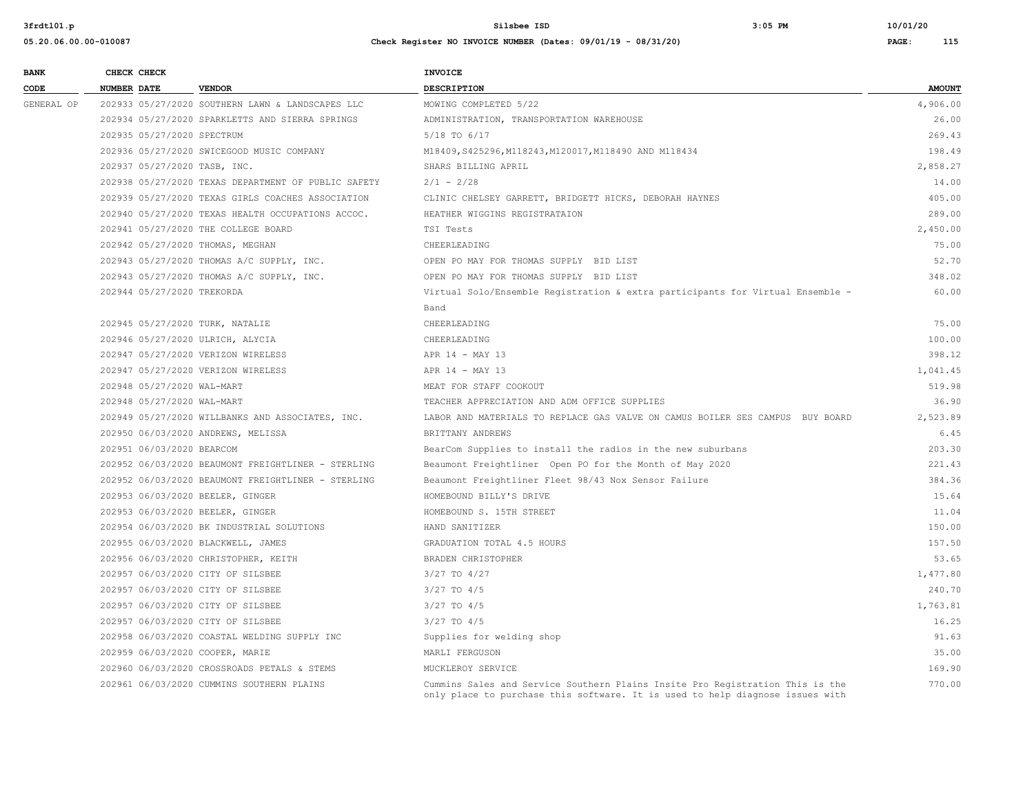| BANK CODE | CHECK NUMBER | CHECK DATE | VENDOR | INVOICE DESCRIPTION | AMOUNT |
|---|---|---|---|---|---|
| GENERAL OP | 202933 | 05/27/2020 | SOUTHERN LAWN & LANDSCAPES LLC | MOWING COMPLETED 5/22 | 4,906.00 |
| | 202934 | 05/27/2020 | SPARKLETTS AND SIERRA SPRINGS | ADMINISTRATION, TRANSPORTATION WAREHOUSE | 26.00 |
| | 202935 | 05/27/2020 | SPECTRUM | 5/18 TO 6/17 | 269.43 |
| | 202936 | 05/27/2020 | SWICEGOOD MUSIC COMPANY | M18409,S425296,M118243,M120017,M118490 AND M118434 | 198.49 |
| | 202937 | 05/27/2020 | TASB, INC. | SHARS BILLING APRIL | 2,858.27 |
| | 202938 | 05/27/2020 | TEXAS DEPARTMENT OF PUBLIC SAFETY | 2/1 - 2/28 | 14.00 |
| | 202939 | 05/27/2020 | TEXAS GIRLS COACHES ASSOCIATION | CLINIC CHELSEY GARRETT, BRIDGETT HICKS, DEBORAH HAYNES | 405.00 |
| | 202940 | 05/27/2020 | TEXAS HEALTH OCCUPATIONS ACCOC. | HEATHER WIGGINS REGISTRATAION | 289.00 |
| | 202941 | 05/27/2020 | THE COLLEGE BOARD | TSI Tests | 2,450.00 |
| | 202942 | 05/27/2020 | THOMAS, MEGHAN | CHEERLEADING | 75.00 |
| | 202943 | 05/27/2020 | THOMAS A/C SUPPLY, INC. | OPEN PO MAY FOR THOMAS SUPPLY BID LIST | 52.70 |
| | 202943 | 05/27/2020 | THOMAS A/C SUPPLY, INC. | OPEN PO MAY FOR THOMAS SUPPLY BID LIST | 348.02 |
| | 202944 | 05/27/2020 | TREKORDA | Virtual Solo/Ensemble Registration & extra participants for Virtual Ensemble - Band | 60.00 |
| | 202945 | 05/27/2020 | TURK, NATALIE | CHEERLEADING | 75.00 |
| | 202946 | 05/27/2020 | ULRICH, ALYCIA | CHEERLEADING | 100.00 |
| | 202947 | 05/27/2020 | VERIZON WIRELESS | APR 14 - MAY 13 | 398.12 |
| | 202947 | 05/27/2020 | VERIZON WIRELESS | APR 14 - MAY 13 | 1,041.45 |
| | 202948 | 05/27/2020 | WAL-MART | MEAT FOR STAFF COOKOUT | 519.98 |
| | 202948 | 05/27/2020 | WAL-MART | TEACHER APPRECIATION AND ADM OFFICE SUPPLIES | 36.90 |
| | 202949 | 05/27/2020 | WILLBANKS AND ASSOCIATES, INC. | LABOR AND MATERIALS TO REPLACE GAS VALVE ON CAMUS BOILER SES CAMPUS BUY BOARD | 2,523.89 |
| | 202950 | 06/03/2020 | ANDREWS, MELISSA | BRITTANY ANDREWS | 6.45 |
| | 202951 | 06/03/2020 | BEARCOM | BearCom Supplies to install the radios in the new suburbans | 203.30 |
| | 202952 | 06/03/2020 | BEAUMONT FREIGHTLINER - STERLING | Beaumont Freightliner Open PO for the Month of May 2020 | 221.43 |
| | 202952 | 06/03/2020 | BEAUMONT FREIGHTLINER - STERLING | Beaumont Freightliner Fleet 98/43 Nox Sensor Failure | 384.36 |
| | 202953 | 06/03/2020 | BEELER, GINGER | HOMEBOUND BILLY'S DRIVE | 15.64 |
| | 202953 | 06/03/2020 | BEELER, GINGER | HOMEBOUND S. 15TH STREET | 11.04 |
| | 202954 | 06/03/2020 | BK INDUSTRIAL SOLUTIONS | HAND SANITIZER | 150.00 |
| | 202955 | 06/03/2020 | BLACKWELL, JAMES | GRADUATION TOTAL 4.5 HOURS | 157.50 |
| | 202956 | 06/03/2020 | CHRISTOPHER, KEITH | BRADEN CHRISTOPHER | 53.65 |
| | 202957 | 06/03/2020 | CITY OF SILSBEE | 3/27 TO 4/27 | 1,477.80 |
| | 202957 | 06/03/2020 | CITY OF SILSBEE | 3/27 TO 4/5 | 240.70 |
| | 202957 | 06/03/2020 | CITY OF SILSBEE | 3/27 TO 4/5 | 1,763.81 |
| | 202957 | 06/03/2020 | CITY OF SILSBEE | 3/27 TO 4/5 | 16.25 |
| | 202958 | 06/03/2020 | COASTAL WELDING SUPPLY INC | Supplies for welding shop | 91.63 |
| | 202959 | 06/03/2020 | COOPER, MARIE | MARLI FERGUSON | 35.00 |
| | 202960 | 06/03/2020 | CROSSROADS PETALS & STEMS | MUCKLEROY SERVICE | 169.90 |
| | 202961 | 06/03/2020 | CUMMINS SOUTHERN PLAINS | Cummins Sales and Service Southern Plains Insite Pro Registration This is the only place to purchase this software. It is used to help diagnose issues with | 770.00 |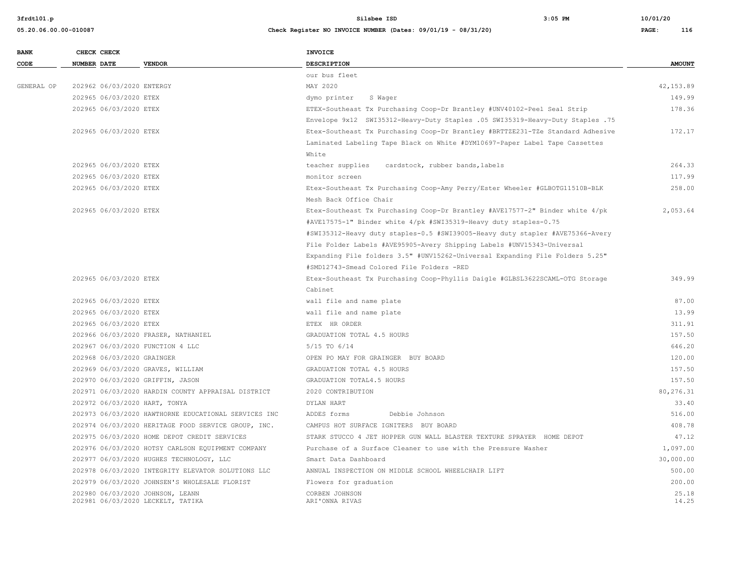| BANK CODE | CHECK NUMBER | CHECK DATE | VENDOR | INVOICE DESCRIPTION | AMOUNT |
|---|---|---|---|---|---|
| | | | | our bus fleet | |
| GENERAL OP | 202962 | 06/03/2020 | ENTERGY | MAY 2020 | 42,153.89 |
| | 202965 | 06/03/2020 | ETEX | dymo printer S Wager | 149.99 |
| | 202965 | 06/03/2020 | ETEX | ETEX-Southeast Tx Purchasing Coop-Dr Brantley #UNV40102-Peel Seal Strip Envelope 9x12 SWI35312-Heavy-Duty Staples .05 SWI35319-Heavy-Duty Staples .75 | 178.36 |
| | 202965 | 06/03/2020 | ETEX | Etex-Southeast Tx Purchasing Coop-Dr Brantley #BRTTZE231-TZe Standard Adhesive Laminated Labeling Tape Black on White #DYM10697-Paper Label Tape Cassettes White | 172.17 |
| | 202965 | 06/03/2020 | ETEX | teacher supplies cardstock, rubber bands,labels | 264.33 |
| | 202965 | 06/03/2020 | ETEX | monitor screen | 117.99 |
| | 202965 | 06/03/2020 | ETEX | Etex-Southeast Tx Purchasing Coop-Amy Perry/Ester Wheeler #GLBOTG11510B-BLK Mesh Back Office Chair | 258.00 |
| | 202965 | 06/03/2020 | ETEX | Etex-Southeast Tx Purchasing Coop-Dr Brantley #AVE17577-2" Binder white 4/pk #AVE17575-1" Binder white 4/pk #SWI35319-Heavy duty staples-0.75 #SWI35312-Heavy duty staples-0.5 #SWI39005-Heavy duty stapler #AVE75366-Avery File Folder Labels #AVE95905-Avery Shipping Labels #UNV15343-Universal Expanding File folders 3.5" #UNV15262-Universal Expanding File Folders 5.25" #SMD12743-Smead Colored File Folders -RED | 2,053.64 |
| | 202965 | 06/03/2020 | ETEX | Etex-Southeast Tx Purchasing Coop-Phyllis Daigle #GLBSL3622SCAML-OTG Storage Cabinet | 349.99 |
| | 202965 | 06/03/2020 | ETEX | wall file and name plate | 87.00 |
| | 202965 | 06/03/2020 | ETEX | wall file and name plate | 13.99 |
| | 202965 | 06/03/2020 | ETEX | ETEX HR ORDER | 311.91 |
| | 202966 | 06/03/2020 | FRASER, NATHANIEL | GRADUATION TOTAL 4.5 HOURS | 157.50 |
| | 202967 | 06/03/2020 | FUNCTION 4 LLC | 5/15 TO 6/14 | 646.20 |
| | 202968 | 06/03/2020 | GRAINGER | OPEN PO MAY FOR GRAINGER BUY BOARD | 120.00 |
| | 202969 | 06/03/2020 | GRAVES, WILLIAM | GRADUATION TOTAL 4.5 HOURS | 157.50 |
| | 202970 | 06/03/2020 | GRIFFIN, JASON | GRADUATION TOTAL4.5 HOURS | 157.50 |
| | 202971 | 06/03/2020 | HARDIN COUNTY APPRAISAL DISTRICT | 2020 CONTRIBUTION | 80,276.31 |
| | 202972 | 06/03/2020 | HART, TONYA | DYLAN HART | 33.40 |
| | 202973 | 06/03/2020 | HAWTHORNE EDUCATIONAL SERVICES INC | ADDES forms Debbie Johnson | 516.00 |
| | 202974 | 06/03/2020 | HERITAGE FOOD SERVICE GROUP, INC. | CAMPUS HOT SURFACE IGNITERS BUY BOARD | 408.78 |
| | 202975 | 06/03/2020 | HOME DEPOT CREDIT SERVICES | STARK STUCCO 4 JET HOPPER GUN WALL BLASTER TEXTURE SPRAYER HOME DEPOT | 47.12 |
| | 202976 | 06/03/2020 | HOTSY CARLSON EQUIPMENT COMPANY | Purchase of a Surface Cleaner to use with the Pressure Washer | 1,097.00 |
| | 202977 | 06/03/2020 | HUGHES TECHNOLOGY, LLC | Smart Data Dashboard | 30,000.00 |
| | 202978 | 06/03/2020 | INTEGRITY ELEVATOR SOLUTIONS LLC | ANNUAL INSPECTION ON MIDDLE SCHOOL WHEELCHAIR LIFT | 500.00 |
| | 202979 | 06/03/2020 | JOHNSEN'S WHOLESALE FLORIST | Flowers for graduation | 200.00 |
| | 202980 | 06/03/2020 | JOHNSON, LEANN | CORBEN JOHNSON | 25.18 |
| | 202981 | 06/03/2020 | LECKELT, TATIKA | ARI'ONNA RIVAS | 14.25 |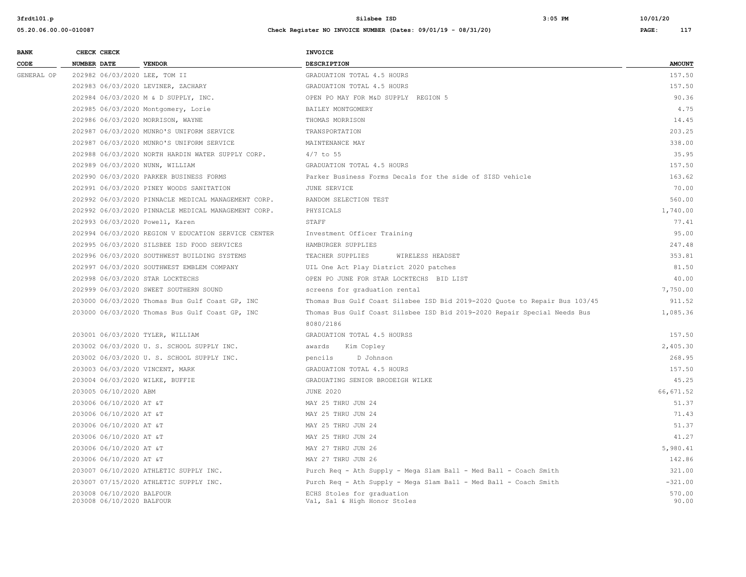| BANK CODE | CHECK NUMBER | CHECK DATE | VENDOR | INVOICE DESCRIPTION | AMOUNT |
|---|---|---|---|---|---|
| GENERAL OP | 202982 | 06/03/2020 | LEE, TOM II | GRADUATION TOTAL 4.5 HOURS | 157.50 |
| | 202983 | 06/03/2020 | LEVINER, ZACHARY | GRADUATION TOTAL 4.5 HOURS | 157.50 |
| | 202984 | 06/03/2020 | M & D SUPPLY, INC. | OPEN PO MAY FOR M&D SUPPLY REGION 5 | 90.36 |
| | 202985 | 06/03/2020 | Montgomery, Lorie | BAILEY MONTGOMERY | 4.75 |
| | 202986 | 06/03/2020 | MORRISON, WAYNE | THOMAS MORRISON | 14.45 |
| | 202987 | 06/03/2020 | MUNRO'S UNIFORM SERVICE | TRANSPORTATION | 203.25 |
| | 202987 | 06/03/2020 | MUNRO'S UNIFORM SERVICE | MAINTENANCE MAY | 338.00 |
| | 202988 | 06/03/2020 | NORTH HARDIN WATER SUPPLY CORP. | 4/7 to 55 | 35.95 |
| | 202989 | 06/03/2020 | NUNN, WILLIAM | GRADUATION TOTAL 4.5 HOURS | 157.50 |
| | 202990 | 06/03/2020 | PARKER BUSINESS FORMS | Parker Business Forms Decals for the side of SISD vehicle | 163.62 |
| | 202991 | 06/03/2020 | PINEY WOODS SANITATION | JUNE SERVICE | 70.00 |
| | 202992 | 06/03/2020 | PINNACLE MEDICAL MANAGEMENT CORP. | RANDOM SELECTION TEST | 560.00 |
| | 202992 | 06/03/2020 | PINNACLE MEDICAL MANAGEMENT CORP. | PHYSICALS | 1,740.00 |
| | 202993 | 06/03/2020 | Powell, Karen | STAFF | 77.41 |
| | 202994 | 06/03/2020 | REGION V EDUCATION SERVICE CENTER | Investment Officer Training | 95.00 |
| | 202995 | 06/03/2020 | SILSBEE ISD FOOD SERVICES | HAMBURGER SUPPLIES | 247.48 |
| | 202996 | 06/03/2020 | SOUTHWEST BUILDING SYSTEMS | TEACHER SUPPLIES WIRELESS HEADSET | 353.81 |
| | 202997 | 06/03/2020 | SOUTHWEST EMBLEM COMPANY | UIL One Act Play District 2020 patches | 81.50 |
| | 202998 | 06/03/2020 | STAR LOCKTECHS | OPEN PO JUNE FOR STAR LOCKTECHS BID LIST | 40.00 |
| | 202999 | 06/03/2020 | SWEET SOUTHERN SOUND | screens for graduation rental | 7,750.00 |
| | 203000 | 06/03/2020 | Thomas Bus Gulf Coast GP, INC | Thomas Bus Gulf Coast Silsbee ISD Bid 2019-2020 Quote to Repair Bus 103/45 | 911.52 |
| | 203000 | 06/03/2020 | Thomas Bus Gulf Coast GP, INC | Thomas Bus Gulf Coast Silsbee ISD Bid 2019-2020 Repair Special Needs Bus 8080/2186 | 1,085.36 |
| | 203001 | 06/03/2020 | TYLER, WILLIAM | GRADUATION TOTAL 4.5 HOURSS | 157.50 |
| | 203002 | 06/03/2020 | U. S. SCHOOL SUPPLY INC. | awards Kim Copley | 2,405.30 |
| | 203002 | 06/03/2020 | U. S. SCHOOL SUPPLY INC. | pencils D Johnson | 268.95 |
| | 203003 | 06/03/2020 | VINCENT, MARK | GRADUATION TOTAL 4.5 HOURS | 157.50 |
| | 203004 | 06/03/2020 | WILKE, BUFFIE | GRADUATING SENIOR BRODEIGH WILKE | 45.25 |
| | 203005 | 06/10/2020 | ABM | JUNE 2020 | 66,671.52 |
| | 203006 | 06/10/2020 | AT &T | MAY 25 THRU JUN 24 | 51.37 |
| | 203006 | 06/10/2020 | AT &T | MAY 25 THRU JUN 24 | 71.43 |
| | 203006 | 06/10/2020 | AT &T | MAY 25 THRU JUN 24 | 51.37 |
| | 203006 | 06/10/2020 | AT &T | MAY 25 THRU JUN 24 | 41.27 |
| | 203006 | 06/10/2020 | AT &T | MAY 27 THRU JUN 26 | 5,980.41 |
| | 203006 | 06/10/2020 | AT &T | MAY 27 THRU JUN 26 | 142.86 |
| | 203007 | 06/10/2020 | ATHLETIC SUPPLY INC. | Purch Req - Ath Supply - Mega Slam Ball - Med Ball - Coach Smith | 321.00 |
| | 203007 | 07/15/2020 | ATHLETIC SUPPLY INC. | Purch Req - Ath Supply - Mega Slam Ball - Med Ball - Coach Smith | -321.00 |
| | 203008 | 06/10/2020 | BALFOUR | ECHS Stoles for graduation | 570.00 |
| | 203008 | 06/10/2020 | BALFOUR | Val, Sal & High Honor Stoles | 90.00 |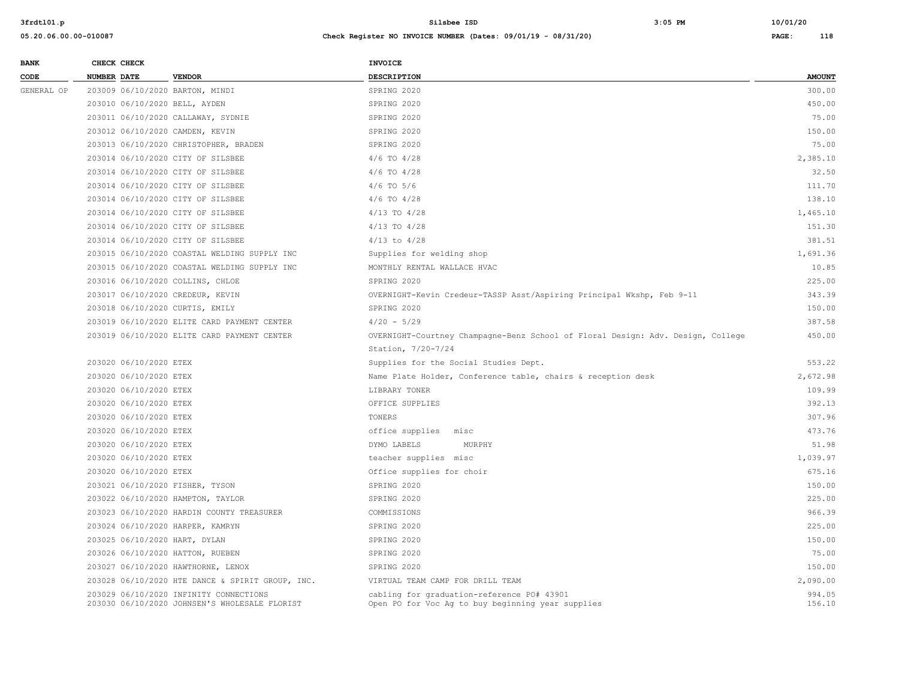| BANK CODE | CHECK NUMBER | CHECK DATE | VENDOR | INVOICE DESCRIPTION | AMOUNT |
|---|---|---|---|---|---|
| GENERAL OP | 203009 | 06/10/2020 | BARTON, MINDI | SPRING 2020 | 300.00 |
| | 203010 | 06/10/2020 | BELL, AYDEN | SPRING 2020 | 450.00 |
| | 203011 | 06/10/2020 | CALLAWAY, SYDNIE | SPRING 2020 | 75.00 |
| | 203012 | 06/10/2020 | CAMDEN, KEVIN | SPRING 2020 | 150.00 |
| | 203013 | 06/10/2020 | CHRISTOPHER, BRADEN | SPRING 2020 | 75.00 |
| | 203014 | 06/10/2020 | CITY OF SILSBEE | 4/6 TO 4/28 | 2,385.10 |
| | 203014 | 06/10/2020 | CITY OF SILSBEE | 4/6 TO 4/28 | 32.50 |
| | 203014 | 06/10/2020 | CITY OF SILSBEE | 4/6 TO 5/6 | 111.70 |
| | 203014 | 06/10/2020 | CITY OF SILSBEE | 4/6 TO 4/28 | 138.10 |
| | 203014 | 06/10/2020 | CITY OF SILSBEE | 4/13 TO 4/28 | 1,465.10 |
| | 203014 | 06/10/2020 | CITY OF SILSBEE | 4/13 TO 4/28 | 151.30 |
| | 203014 | 06/10/2020 | CITY OF SILSBEE | 4/13 to 4/28 | 381.51 |
| | 203015 | 06/10/2020 | COASTAL WELDING SUPPLY INC | Supplies for welding shop | 1,691.36 |
| | 203015 | 06/10/2020 | COASTAL WELDING SUPPLY INC | MONTHLY RENTAL WALLACE HVAC | 10.85 |
| | 203016 | 06/10/2020 | COLLINS, CHLOE | SPRING 2020 | 225.00 |
| | 203017 | 06/10/2020 | CREDEUR, KEVIN | OVERNIGHT-Kevin Credeur-TASSP Asst/Aspiring Principal Wkshp, Feb 9-11 | 343.39 |
| | 203018 | 06/10/2020 | CURTIS, EMILY | SPRING 2020 | 150.00 |
| | 203019 | 06/10/2020 | ELITE CARD PAYMENT CENTER | 4/20 - 5/29 | 387.58 |
| | 203019 | 06/10/2020 | ELITE CARD PAYMENT CENTER | OVERNIGHT-Courtney Champagne-Benz School of Floral Design: Adv. Design, College Station, 7/20-7/24 | 450.00 |
| | 203020 | 06/10/2020 | ETEX | Supplies for the Social Studies Dept. | 553.22 |
| | 203020 | 06/10/2020 | ETEX | Name Plate Holder, Conference table, chairs & reception desk | 2,672.98 |
| | 203020 | 06/10/2020 | ETEX | LIBRARY TONER | 109.99 |
| | 203020 | 06/10/2020 | ETEX | OFFICE SUPPLIES | 392.13 |
| | 203020 | 06/10/2020 | ETEX | TONERS | 307.96 |
| | 203020 | 06/10/2020 | ETEX | office supplies misc | 473.76 |
| | 203020 | 06/10/2020 | ETEX | DYMO LABELS MURPHY | 51.98 |
| | 203020 | 06/10/2020 | ETEX | teacher supplies misc | 1,039.97 |
| | 203020 | 06/10/2020 | ETEX | Office supplies for choir | 675.16 |
| | 203021 | 06/10/2020 | FISHER, TYSON | SPRING 2020 | 150.00 |
| | 203022 | 06/10/2020 | HAMPTON, TAYLOR | SPRING 2020 | 225.00 |
| | 203023 | 06/10/2020 | HARDIN COUNTY TREASURER | COMMISSIONS | 966.39 |
| | 203024 | 06/10/2020 | HARPER, KAMRYN | SPRING 2020 | 225.00 |
| | 203025 | 06/10/2020 | HART, DYLAN | SPRING 2020 | 150.00 |
| | 203026 | 06/10/2020 | HATTON, RUEBEN | SPRING 2020 | 75.00 |
| | 203027 | 06/10/2020 | HAWTHORNE, LENOX | SPRING 2020 | 150.00 |
| | 203028 | 06/10/2020 | HTE DANCE & SPIRIT GROUP, INC. | VIRTUAL TEAM CAMP FOR DRILL TEAM | 2,090.00 |
| | 203029 | 06/10/2020 | INFINITY CONNECTIONS | cabling for graduation-reference PO# 43901 | 994.05 |
| | 203030 | 06/10/2020 | JOHNSEN'S WHOLESALE FLORIST | Open PO for Voc Ag to buy beginning year supplies | 156.10 |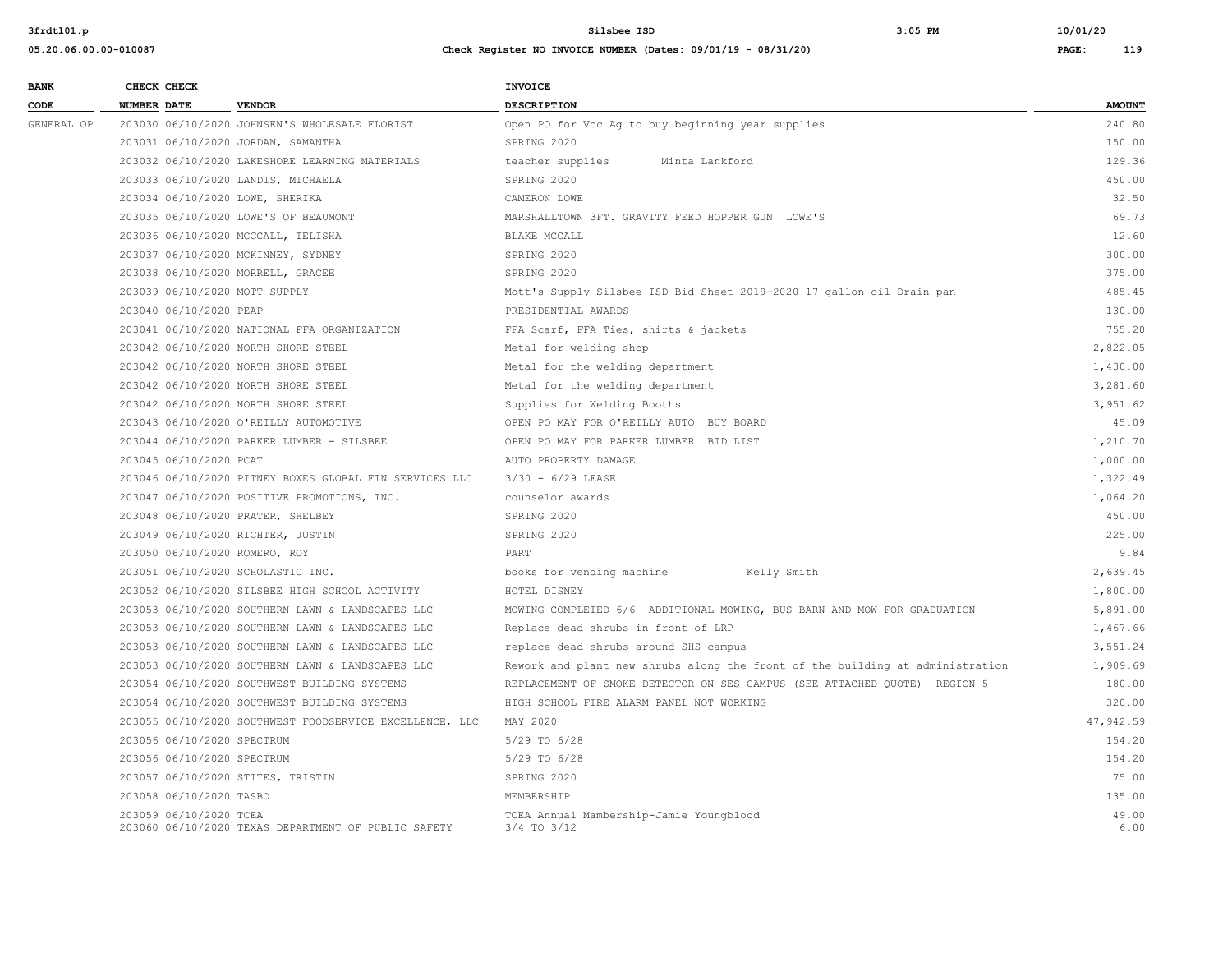| BANK CODE | CHECK NUMBER | CHECK DATE | VENDOR | INVOICE DESCRIPTION | AMOUNT |
|---|---|---|---|---|---|
| GENERAL OP | 203030 | 06/10/2020 | JOHNSEN'S WHOLESALE FLORIST | Open PO for Voc Ag to buy beginning year supplies | 240.80 |
| | 203031 | 06/10/2020 | JORDAN, SAMANTHA | SPRING 2020 | 150.00 |
| | 203032 | 06/10/2020 | LAKESHORE LEARNING MATERIALS | teacher supplies Minta Lankford | 129.36 |
| | 203033 | 06/10/2020 | LANDIS, MICHAELA | SPRING 2020 | 450.00 |
| | 203034 | 06/10/2020 | LOWE, SHERIKA | CAMERON LOWE | 32.50 |
| | 203035 | 06/10/2020 | LOWE'S OF BEAUMONT | MARSHALLTOWN 3FT. GRAVITY FEED HOPPER GUN LOWE'S | 69.73 |
| | 203036 | 06/10/2020 | MCCCALL, TELISHA | BLAKE MCCALL | 12.60 |
| | 203037 | 06/10/2020 | MCKINNEY, SYDNEY | SPRING 2020 | 300.00 |
| | 203038 | 06/10/2020 | MORRELL, GRACEE | SPRING 2020 | 375.00 |
| | 203039 | 06/10/2020 | MOTT SUPPLY | Mott's Supply Silsbee ISD Bid Sheet 2019-2020 17 gallon oil Drain pan | 485.45 |
| | 203040 | 06/10/2020 | PEAP | PRESIDENTIAL AWARDS | 130.00 |
| | 203041 | 06/10/2020 | NATIONAL FFA ORGANIZATION | FFA Scarf, FFA Ties, shirts & jackets | 755.20 |
| | 203042 | 06/10/2020 | NORTH SHORE STEEL | Metal for welding shop | 2,822.05 |
| | 203042 | 06/10/2020 | NORTH SHORE STEEL | Metal for the welding department | 1,430.00 |
| | 203042 | 06/10/2020 | NORTH SHORE STEEL | Metal for the welding department | 3,281.60 |
| | 203042 | 06/10/2020 | NORTH SHORE STEEL | Supplies for Welding Booths | 3,951.62 |
| | 203043 | 06/10/2020 | O'REILLY AUTOMOTIVE | OPEN PO MAY FOR O'REILLY AUTO BUY BOARD | 45.09 |
| | 203044 | 06/10/2020 | PARKER LUMBER - SILSBEE | OPEN PO MAY FOR PARKER LUMBER BID LIST | 1,210.70 |
| | 203045 | 06/10/2020 | PCAT | AUTO PROPERTY DAMAGE | 1,000.00 |
| | 203046 | 06/10/2020 | PITNEY BOWES GLOBAL FIN SERVICES LLC | 3/30 - 6/29 LEASE | 1,322.49 |
| | 203047 | 06/10/2020 | POSITIVE PROMOTIONS, INC. | counselor awards | 1,064.20 |
| | 203048 | 06/10/2020 | PRATER, SHELBEY | SPRING 2020 | 450.00 |
| | 203049 | 06/10/2020 | RICHTER, JUSTIN | SPRING 2020 | 225.00 |
| | 203050 | 06/10/2020 | ROMERO, ROY | PART | 9.84 |
| | 203051 | 06/10/2020 | SCHOLASTIC INC. | books for vending machine Kelly Smith | 2,639.45 |
| | 203052 | 06/10/2020 | SILSBEE HIGH SCHOOL ACTIVITY | HOTEL DISNEY | 1,800.00 |
| | 203053 | 06/10/2020 | SOUTHERN LAWN & LANDSCAPES LLC | MOWING COMPLETED 6/6 ADDITIONAL MOWING, BUS BARN AND MOW FOR GRADUATION | 5,891.00 |
| | 203053 | 06/10/2020 | SOUTHERN LAWN & LANDSCAPES LLC | Replace dead shrubs in front of LRP | 1,467.66 |
| | 203053 | 06/10/2020 | SOUTHERN LAWN & LANDSCAPES LLC | replace dead shrubs around SHS campus | 3,551.24 |
| | 203053 | 06/10/2020 | SOUTHERN LAWN & LANDSCAPES LLC | Rework and plant new shrubs along the front of the building at administration | 1,909.69 |
| | 203054 | 06/10/2020 | SOUTHWEST BUILDING SYSTEMS | REPLACEMENT OF SMOKE DETECTOR ON SES CAMPUS (SEE ATTACHED QUOTE) REGION 5 | 180.00 |
| | 203054 | 06/10/2020 | SOUTHWEST BUILDING SYSTEMS | HIGH SCHOOL FIRE ALARM PANEL NOT WORKING | 320.00 |
| | 203055 | 06/10/2020 | SOUTHWEST FOODSERVICE EXCELLENCE, LLC | MAY 2020 | 47,942.59 |
| | 203056 | 06/10/2020 | SPECTRUM | 5/29 TO 6/28 | 154.20 |
| | 203056 | 06/10/2020 | SPECTRUM | 5/29 TO 6/28 | 154.20 |
| | 203057 | 06/10/2020 | STITES, TRISTIN | SPRING 2020 | 75.00 |
| | 203058 | 06/10/2020 | TASBO | MEMBERSHIP | 135.00 |
| | 203059 | 06/10/2020 | TCEA | TCEA Annual Mambership-Jamie Youngblood | 49.00 |
| | 203060 | 06/10/2020 | TEXAS DEPARTMENT OF PUBLIC SAFETY | 3/4 TO 3/12 | 6.00 |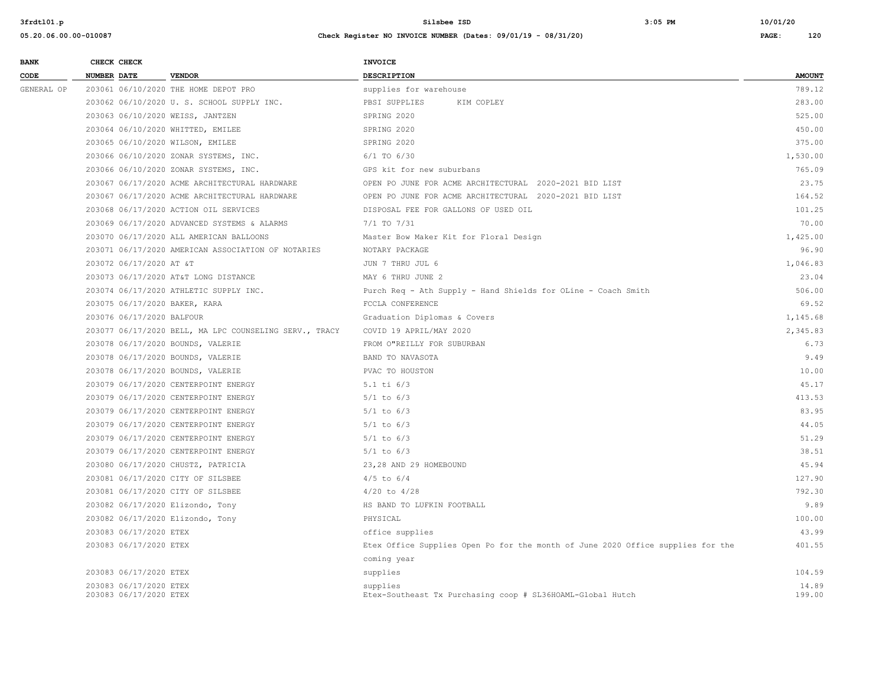| BANK CODE | CHECK NUMBER | CHECK DATE | VENDOR | INVOICE DESCRIPTION | AMOUNT |
|---|---|---|---|---|---|
| GENERAL OP | 203061 | 06/10/2020 | THE HOME DEPOT PRO | supplies for warehouse | 789.12 |
| | 203062 | 06/10/2020 | U. S. SCHOOL SUPPLY INC. | PBSI SUPPLIES KIM COPLEY | 283.00 |
| | 203063 | 06/10/2020 | WEISS, JANTZEN | SPRING 2020 | 525.00 |
| | 203064 | 06/10/2020 | WHITTED, EMILEE | SPRING 2020 | 450.00 |
| | 203065 | 06/10/2020 | WILSON, EMILEE | SPRING 2020 | 375.00 |
| | 203066 | 06/10/2020 | ZONAR SYSTEMS, INC. | 6/1 TO 6/30 | 1,530.00 |
| | 203066 | 06/10/2020 | ZONAR SYSTEMS, INC. | GPS kit for new suburbans | 765.09 |
| | 203067 | 06/17/2020 | ACME ARCHITECTURAL HARDWARE | OPEN PO JUNE FOR ACME ARCHITECTURAL 2020-2021 BID LIST | 23.75 |
| | 203067 | 06/17/2020 | ACME ARCHITECTURAL HARDWARE | OPEN PO JUNE FOR ACME ARCHITECTURAL 2020-2021 BID LIST | 164.52 |
| | 203068 | 06/17/2020 | ACTION OIL SERVICES | DISPOSAL FEE FOR GALLONS OF USED OIL | 101.25 |
| | 203069 | 06/17/2020 | ADVANCED SYSTEMS & ALARMS | 7/1 TO 7/31 | 70.00 |
| | 203070 | 06/17/2020 | ALL AMERICAN BALLOONS | Master Bow Maker Kit for Floral Design | 1,425.00 |
| | 203071 | 06/17/2020 | AMERICAN ASSOCIATION OF NOTARIES | NOTARY PACKAGE | 96.90 |
| | 203072 | 06/17/2020 | AT &T | JUN 7 THRU JUL 6 | 1,046.83 |
| | 203073 | 06/17/2020 | AT&T LONG DISTANCE | MAY 6 THRU JUNE 2 | 23.04 |
| | 203074 | 06/17/2020 | ATHLETIC SUPPLY INC. | Purch Req - Ath Supply - Hand Shields for OLine - Coach Smith | 506.00 |
| | 203075 | 06/17/2020 | BAKER, KARA | FCCLA CONFERENCE | 69.52 |
| | 203076 | 06/17/2020 | BALFOUR | Graduation Diplomas & Covers | 1,145.68 |
| | 203077 | 06/17/2020 | BELL, MA LPC COUNSELING SERV., TRACY | COVID 19 APRIL/MAY 2020 | 2,345.83 |
| | 203078 | 06/17/2020 | BOUNDS, VALERIE | FROM O"REILLY FOR SUBURBAN | 6.73 |
| | 203078 | 06/17/2020 | BOUNDS, VALERIE | BAND TO NAVASOTA | 9.49 |
| | 203078 | 06/17/2020 | BOUNDS, VALERIE | PVAC TO HOUSTON | 10.00 |
| | 203079 | 06/17/2020 | CENTERPOINT ENERGY | 5.1 ti 6/3 | 45.17 |
| | 203079 | 06/17/2020 | CENTERPOINT ENERGY | 5/1 to 6/3 | 413.53 |
| | 203079 | 06/17/2020 | CENTERPOINT ENERGY | 5/1 to 6/3 | 83.95 |
| | 203079 | 06/17/2020 | CENTERPOINT ENERGY | 5/1 to 6/3 | 44.05 |
| | 203079 | 06/17/2020 | CENTERPOINT ENERGY | 5/1 to 6/3 | 51.29 |
| | 203079 | 06/17/2020 | CENTERPOINT ENERGY | 5/1 to 6/3 | 38.51 |
| | 203080 | 06/17/2020 | CHUSTZ, PATRICIA | 23,28 AND 29 HOMEBOUND | 45.94 |
| | 203081 | 06/17/2020 | CITY OF SILSBEE | 4/5 to 6/4 | 127.90 |
| | 203081 | 06/17/2020 | CITY OF SILSBEE | 4/20 to 4/28 | 792.30 |
| | 203082 | 06/17/2020 | Elizondo, Tony | HS BAND TO LUFKIN FOOTBALL | 9.89 |
| | 203082 | 06/17/2020 | Elizondo, Tony | PHYSICAL | 100.00 |
| | 203083 | 06/17/2020 | ETEX | office supplies | 43.99 |
| | 203083 | 06/17/2020 | ETEX | Etex Office Supplies Open Po for the month of June 2020 Office supplies for the coming year | 401.55 |
| | 203083 | 06/17/2020 | ETEX | supplies | 104.59 |
| | 203083 | 06/17/2020 | ETEX | supplies | 14.89 |
| | 203083 | 06/17/2020 | ETEX | Etex-Southeast Tx Purchasing coop # SL36HOAML-Global Hutch | 199.00 |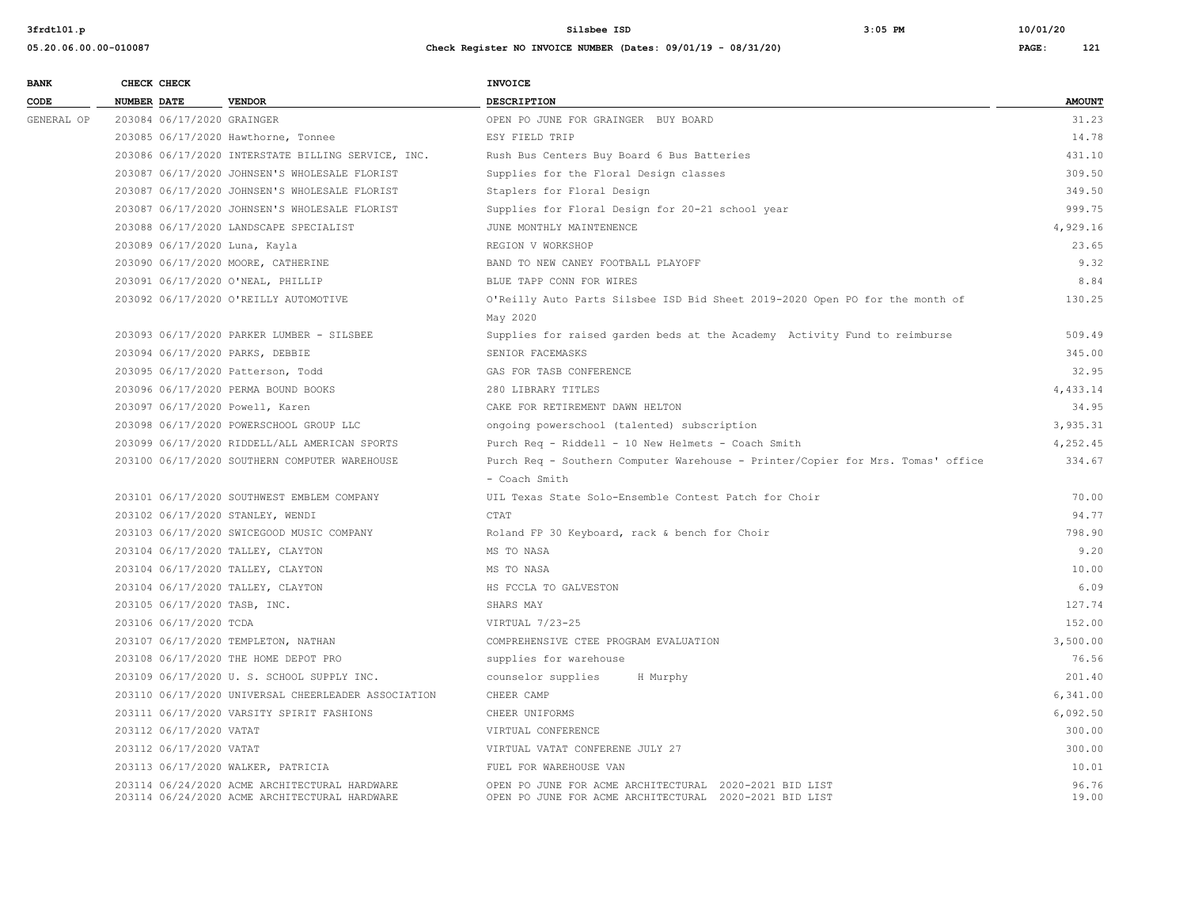| BANK CODE | CHECK NUMBER | CHECK DATE | VENDOR | INVOICE DESCRIPTION | AMOUNT |
|---|---|---|---|---|---|
| GENERAL OP | 203084 | 06/17/2020 | GRAINGER | OPEN PO JUNE FOR GRAINGER BUY BOARD | 31.23 |
| | 203085 | 06/17/2020 | Hawthorne, Tonnee | ESY FIELD TRIP | 14.78 |
| | 203086 | 06/17/2020 | INTERSTATE BILLING SERVICE, INC. | Rush Bus Centers Buy Board 6 Bus Batteries | 431.10 |
| | 203087 | 06/17/2020 | JOHNSEN'S WHOLESALE FLORIST | Supplies for the Floral Design classes | 309.50 |
| | 203087 | 06/17/2020 | JOHNSEN'S WHOLESALE FLORIST | Staplers for Floral Design | 349.50 |
| | 203087 | 06/17/2020 | JOHNSEN'S WHOLESALE FLORIST | Supplies for Floral Design for 20-21 school year | 999.75 |
| | 203088 | 06/17/2020 | LANDSCAPE SPECIALIST | JUNE MONTHLY MAINTENENCE | 4,929.16 |
| | 203089 | 06/17/2020 | Luna, Kayla | REGION V WORKSHOP | 23.65 |
| | 203090 | 06/17/2020 | MOORE, CATHERINE | BAND TO NEW CANEY FOOTBALL PLAYOFF | 9.32 |
| | 203091 | 06/17/2020 | O'NEAL, PHILLIP | BLUE TAPP CONN FOR WIRES | 8.84 |
| | 203092 | 06/17/2020 | O'REILLY AUTOMOTIVE | O'Reilly Auto Parts Silsbee ISD Bid Sheet 2019-2020 Open PO for the month of May 2020 | 130.25 |
| | 203093 | 06/17/2020 | PARKER LUMBER - SILSBEE | Supplies for raised garden beds at the Academy Activity Fund to reimburse | 509.49 |
| | 203094 | 06/17/2020 | PARKS, DEBBIE | SENIOR FACEMASKS | 345.00 |
| | 203095 | 06/17/2020 | Patterson, Todd | GAS FOR TASB CONFERENCE | 32.95 |
| | 203096 | 06/17/2020 | PERMA BOUND BOOKS | 280 LIBRARY TITLES | 4,433.14 |
| | 203097 | 06/17/2020 | Powell, Karen | CAKE FOR RETIREMENT DAWN HELTON | 34.95 |
| | 203098 | 06/17/2020 | POWERSCHOOL GROUP LLC | ongoing powerschool (talented) subscription | 3,935.31 |
| | 203099 | 06/17/2020 | RIDDELL/ALL AMERICAN SPORTS | Purch Req - Riddell - 10 New Helmets - Coach Smith | 4,252.45 |
| | 203100 | 06/17/2020 | SOUTHERN COMPUTER WAREHOUSE | Purch Req - Southern Computer Warehouse - Printer/Copier for Mrs. Tomas' office - Coach Smith | 334.67 |
| | 203101 | 06/17/2020 | SOUTHWEST EMBLEM COMPANY | UIL Texas State Solo-Ensemble Contest Patch for Choir | 70.00 |
| | 203102 | 06/17/2020 | STANLEY, WENDI | CTAT | 94.77 |
| | 203103 | 06/17/2020 | SWICEGOOD MUSIC COMPANY | Roland FP 30 Keyboard, rack & bench for Choir | 798.90 |
| | 203104 | 06/17/2020 | TALLEY, CLAYTON | MS TO NASA | 9.20 |
| | 203104 | 06/17/2020 | TALLEY, CLAYTON | MS TO NASA | 10.00 |
| | 203104 | 06/17/2020 | TALLEY, CLAYTON | HS FCCLA TO GALVESTON | 6.09 |
| | 203105 | 06/17/2020 | TASB, INC. | SHARS MAY | 127.74 |
| | 203106 | 06/17/2020 | TCDA | VIRTUAL 7/23-25 | 152.00 |
| | 203107 | 06/17/2020 | TEMPLETON, NATHAN | COMPREHENSIVE CTEE PROGRAM EVALUATION | 3,500.00 |
| | 203108 | 06/17/2020 | THE HOME DEPOT PRO | supplies for warehouse | 76.56 |
| | 203109 | 06/17/2020 | U. S. SCHOOL SUPPLY INC. | counselor supplies H Murphy | 201.40 |
| | 203110 | 06/17/2020 | UNIVERSAL CHEERLEADER ASSOCIATION | CHEER CAMP | 6,341.00 |
| | 203111 | 06/17/2020 | VARSITY SPIRIT FASHIONS | CHEER UNIFORMS | 6,092.50 |
| | 203112 | 06/17/2020 | VATAT | VIRTUAL CONFERENCE | 300.00 |
| | 203112 | 06/17/2020 | VATAT | VIRTUAL VATAT CONFERENE JULY 27 | 300.00 |
| | 203113 | 06/17/2020 | WALKER, PATRICIA | FUEL FOR WAREHOUSE VAN | 10.01 |
| | 203114 | 06/24/2020 | ACME ARCHITECTURAL HARDWARE | OPEN PO JUNE FOR ACME ARCHITECTURAL 2020-2021 BID LIST | 96.76 |
| | 203114 | 06/24/2020 | ACME ARCHITECTURAL HARDWARE | OPEN PO JUNE FOR ACME ARCHITECTURAL 2020-2021 BID LIST | 19.00 |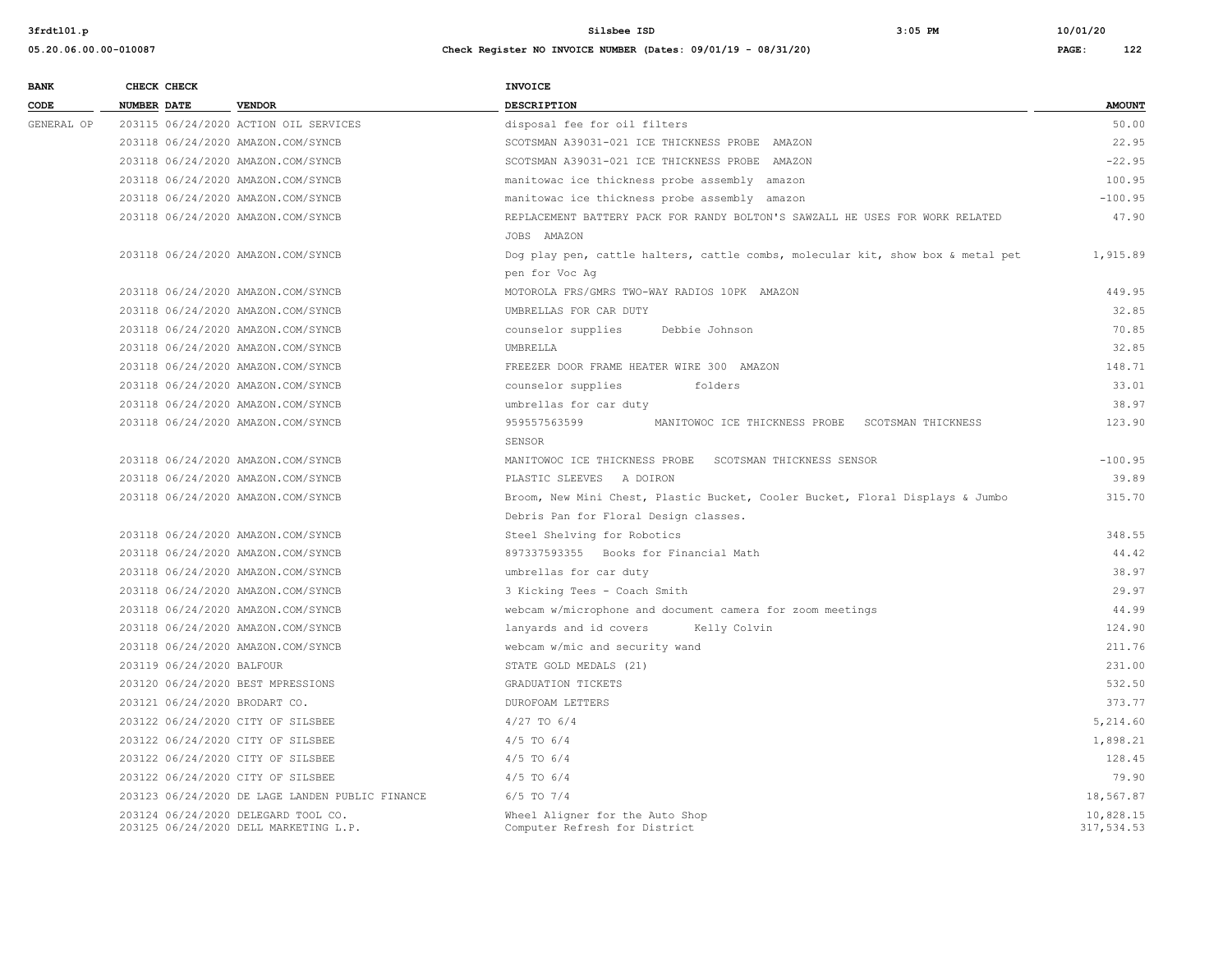**Silsbee ISD**

**Check Register NO INVOICE NUMBER (Dates: 09/01/19 - 08/31/20)**

| BANK CODE | CHECK NUMBER | CHECK DATE | VENDOR | INVOICE DESCRIPTION | AMOUNT |
|---|---|---|---|---|---|
| GENERAL OP | 203115 | 06/24/2020 | ACTION OIL SERVICES | disposal fee for oil filters | 50.00 |
| | 203118 | 06/24/2020 | AMAZON.COM/SYNCB | SCOTSMAN A39031-021 ICE THICKNESS PROBE AMAZON | 22.95 |
| | 203118 | 06/24/2020 | AMAZON.COM/SYNCB | SCOTSMAN A39031-021 ICE THICKNESS PROBE AMAZON | -22.95 |
| | 203118 | 06/24/2020 | AMAZON.COM/SYNCB | manitowac ice thickness probe assembly amazon | 100.95 |
| | 203118 | 06/24/2020 | AMAZON.COM/SYNCB | manitowac ice thickness probe assembly amazon | -100.95 |
| | 203118 | 06/24/2020 | AMAZON.COM/SYNCB | REPLACEMENT BATTERY PACK FOR RANDY BOLTON'S SAWZALL HE USES FOR WORK RELATED JOBS AMAZON | 47.90 |
| | 203118 | 06/24/2020 | AMAZON.COM/SYNCB | Dog play pen, cattle halters, cattle combs, molecular kit, show box & metal pet pen for Voc Ag | 1,915.89 |
| | 203118 | 06/24/2020 | AMAZON.COM/SYNCB | MOTOROLA FRS/GMRS TWO-WAY RADIOS 10PK AMAZON | 449.95 |
| | 203118 | 06/24/2020 | AMAZON.COM/SYNCB | UMBRELLAS FOR CAR DUTY | 32.85 |
| | 203118 | 06/24/2020 | AMAZON.COM/SYNCB | counselor supplies Debbie Johnson | 70.85 |
| | 203118 | 06/24/2020 | AMAZON.COM/SYNCB | UMBRELLA | 32.85 |
| | 203118 | 06/24/2020 | AMAZON.COM/SYNCB | FREEZER DOOR FRAME HEATER WIRE 300 AMAZON | 148.71 |
| | 203118 | 06/24/2020 | AMAZON.COM/SYNCB | counselor supplies folders | 33.01 |
| | 203118 | 06/24/2020 | AMAZON.COM/SYNCB | umbrellas for car duty | 38.97 |
| | 203118 | 06/24/2020 | AMAZON.COM/SYNCB | 959557563599 MANITOWOC ICE THICKNESS PROBE SCOTSMAN THICKNESS SENSOR | 123.90 |
| | 203118 | 06/24/2020 | AMAZON.COM/SYNCB | MANITOWOC ICE THICKNESS PROBE SCOTSMAN THICKNESS SENSOR | -100.95 |
| | 203118 | 06/24/2020 | AMAZON.COM/SYNCB | PLASTIC SLEEVES A DOIRON | 39.89 |
| | 203118 | 06/24/2020 | AMAZON.COM/SYNCB | Broom, New Mini Chest, Plastic Bucket, Cooler Bucket, Floral Displays & Jumbo Debris Pan for Floral Design classes. | 315.70 |
| | 203118 | 06/24/2020 | AMAZON.COM/SYNCB | Steel Shelving for Robotics | 348.55 |
| | 203118 | 06/24/2020 | AMAZON.COM/SYNCB | 897337593355 Books for Financial Math | 44.42 |
| | 203118 | 06/24/2020 | AMAZON.COM/SYNCB | umbrellas for car duty | 38.97 |
| | 203118 | 06/24/2020 | AMAZON.COM/SYNCB | 3 Kicking Tees - Coach Smith | 29.97 |
| | 203118 | 06/24/2020 | AMAZON.COM/SYNCB | webcam w/microphone and document camera for zoom meetings | 44.99 |
| | 203118 | 06/24/2020 | AMAZON.COM/SYNCB | lanyards and id covers Kelly Colvin | 124.90 |
| | 203118 | 06/24/2020 | AMAZON.COM/SYNCB | webcam w/mic and security wand | 211.76 |
| | 203119 | 06/24/2020 | BALFOUR | STATE GOLD MEDALS (21) | 231.00 |
| | 203120 | 06/24/2020 | BEST MPRESSIONS | GRADUATION TICKETS | 532.50 |
| | 203121 | 06/24/2020 | BRODART CO. | DUROFOAM LETTERS | 373.77 |
| | 203122 | 06/24/2020 | CITY OF SILSBEE | 4/27 TO 6/4 | 5,214.60 |
| | 203122 | 06/24/2020 | CITY OF SILSBEE | 4/5 TO 6/4 | 1,898.21 |
| | 203122 | 06/24/2020 | CITY OF SILSBEE | 4/5 TO 6/4 | 128.45 |
| | 203122 | 06/24/2020 | CITY OF SILSBEE | 4/5 TO 6/4 | 79.90 |
| | 203123 | 06/24/2020 | DE LAGE LANDEN PUBLIC FINANCE | 6/5 TO 7/4 | 18,567.87 |
| | 203124 | 06/24/2020 | DELEGARD TOOL CO. | Wheel Aligner for the Auto Shop | 10,828.15 |
| | 203125 | 06/24/2020 | DELL MARKETING L.P. | Computer Refresh for District | 317,534.53 |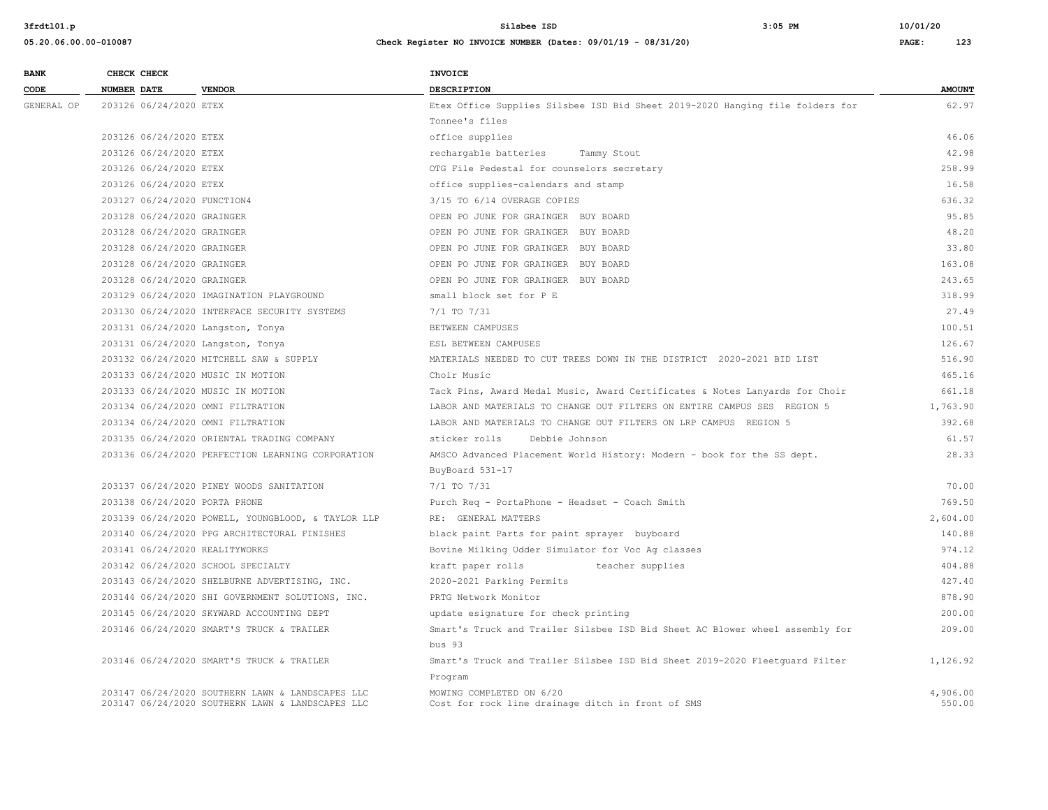| BANK CODE | CHECK NUMBER | CHECK DATE | VENDOR | INVOICE DESCRIPTION | AMOUNT |
|---|---|---|---|---|---|
| GENERAL OP | 203126 | 06/24/2020 | ETEX | Etex Office Supplies Silsbee ISD Bid Sheet 2019-2020 Hanging file folders for Tonnee's files | 62.97 |
| | 203126 | 06/24/2020 | ETEX | office supplies | 46.06 |
| | 203126 | 06/24/2020 | ETEX | rechargable batteries Tammy Stout | 42.98 |
| | 203126 | 06/24/2020 | ETEX | OTG File Pedestal for counselors secretary | 258.99 |
| | 203126 | 06/24/2020 | ETEX | office supplies-calendars and stamp | 16.58 |
| | 203127 | 06/24/2020 | FUNCTION4 | 3/15 TO 6/14 OVERAGE COPIES | 636.32 |
| | 203128 | 06/24/2020 | GRAINGER | OPEN PO JUNE FOR GRAINGER BUY BOARD | 95.85 |
| | 203128 | 06/24/2020 | GRAINGER | OPEN PO JUNE FOR GRAINGER BUY BOARD | 48.20 |
| | 203128 | 06/24/2020 | GRAINGER | OPEN PO JUNE FOR GRAINGER BUY BOARD | 33.80 |
| | 203128 | 06/24/2020 | GRAINGER | OPEN PO JUNE FOR GRAINGER BUY BOARD | 163.08 |
| | 203128 | 06/24/2020 | GRAINGER | OPEN PO JUNE FOR GRAINGER BUY BOARD | 243.65 |
| | 203129 | 06/24/2020 | IMAGINATION PLAYGROUND | small block set for P E | 318.99 |
| | 203130 | 06/24/2020 | INTERFACE SECURITY SYSTEMS | 7/1 TO 7/31 | 27.49 |
| | 203131 | 06/24/2020 | Langston, Tonya | BETWEEN CAMPUSES | 100.51 |
| | 203131 | 06/24/2020 | Langston, Tonya | ESL BETWEEN CAMPUSES | 126.67 |
| | 203132 | 06/24/2020 | MITCHELL SAW & SUPPLY | MATERIALS NEEDED TO CUT TREES DOWN IN THE DISTRICT 2020-2021 BID LIST | 516.90 |
| | 203133 | 06/24/2020 | MUSIC IN MOTION | Choir Music | 465.16 |
| | 203133 | 06/24/2020 | MUSIC IN MOTION | Tack Pins, Award Medal Music, Award Certificates & Notes Lanyards for Choir | 661.18 |
| | 203134 | 06/24/2020 | OMNI FILTRATION | LABOR AND MATERIALS TO CHANGE OUT FILTERS ON ENTIRE CAMPUS SES REGION 5 | 1,763.90 |
| | 203134 | 06/24/2020 | OMNI FILTRATION | LABOR AND MATERIALS TO CHANGE OUT FILTERS ON LRP CAMPUS REGION 5 | 392.68 |
| | 203135 | 06/24/2020 | ORIENTAL TRADING COMPANY | sticker rolls Debbie Johnson | 61.57 |
| | 203136 | 06/24/2020 | PERFECTION LEARNING CORPORATION | AMSCO Advanced Placement World History: Modern - book for the SS dept. BuyBoard 531-17 | 28.33 |
| | 203137 | 06/24/2020 | PINEY WOODS SANITATION | 7/1 TO 7/31 | 70.00 |
| | 203138 | 06/24/2020 | PORTA PHONE | Purch Req - PortaPhone - Headset - Coach Smith | 769.50 |
| | 203139 | 06/24/2020 | POWELL, YOUNGBLOOD, & TAYLOR LLP | RE: GENERAL MATTERS | 2,604.00 |
| | 203140 | 06/24/2020 | PPG ARCHITECTURAL FINISHES | black paint Parts for paint sprayer buyboard | 140.88 |
| | 203141 | 06/24/2020 | REALITYWORKS | Bovine Milking Udder Simulator for Voc Ag classes | 974.12 |
| | 203142 | 06/24/2020 | SCHOOL SPECIALTY | kraft paper rolls teacher supplies | 404.88 |
| | 203143 | 06/24/2020 | SHELBURNE ADVERTISING, INC. | 2020-2021 Parking Permits | 427.40 |
| | 203144 | 06/24/2020 | SHI GOVERNMENT SOLUTIONS, INC. | PRTG Network Monitor | 878.90 |
| | 203145 | 06/24/2020 | SKYWARD ACCOUNTING DEPT | update esignature for check printing | 200.00 |
| | 203146 | 06/24/2020 | SMART'S TRUCK & TRAILER | Smart's Truck and Trailer Silsbee ISD Bid Sheet AC Blower wheel assembly for bus 93 | 209.00 |
| | 203146 | 06/24/2020 | SMART'S TRUCK & TRAILER | Smart's Truck and Trailer Silsbee ISD Bid Sheet 2019-2020 Fleetguard Filter Program | 1,126.92 |
| | 203147 | 06/24/2020 | SOUTHERN LAWN & LANDSCAPES LLC | MOWING COMPLETED ON 6/20 | 4,906.00 |
| | 203147 | 06/24/2020 | SOUTHERN LAWN & LANDSCAPES LLC | Cost for rock line drainage ditch in front of SMS | 550.00 |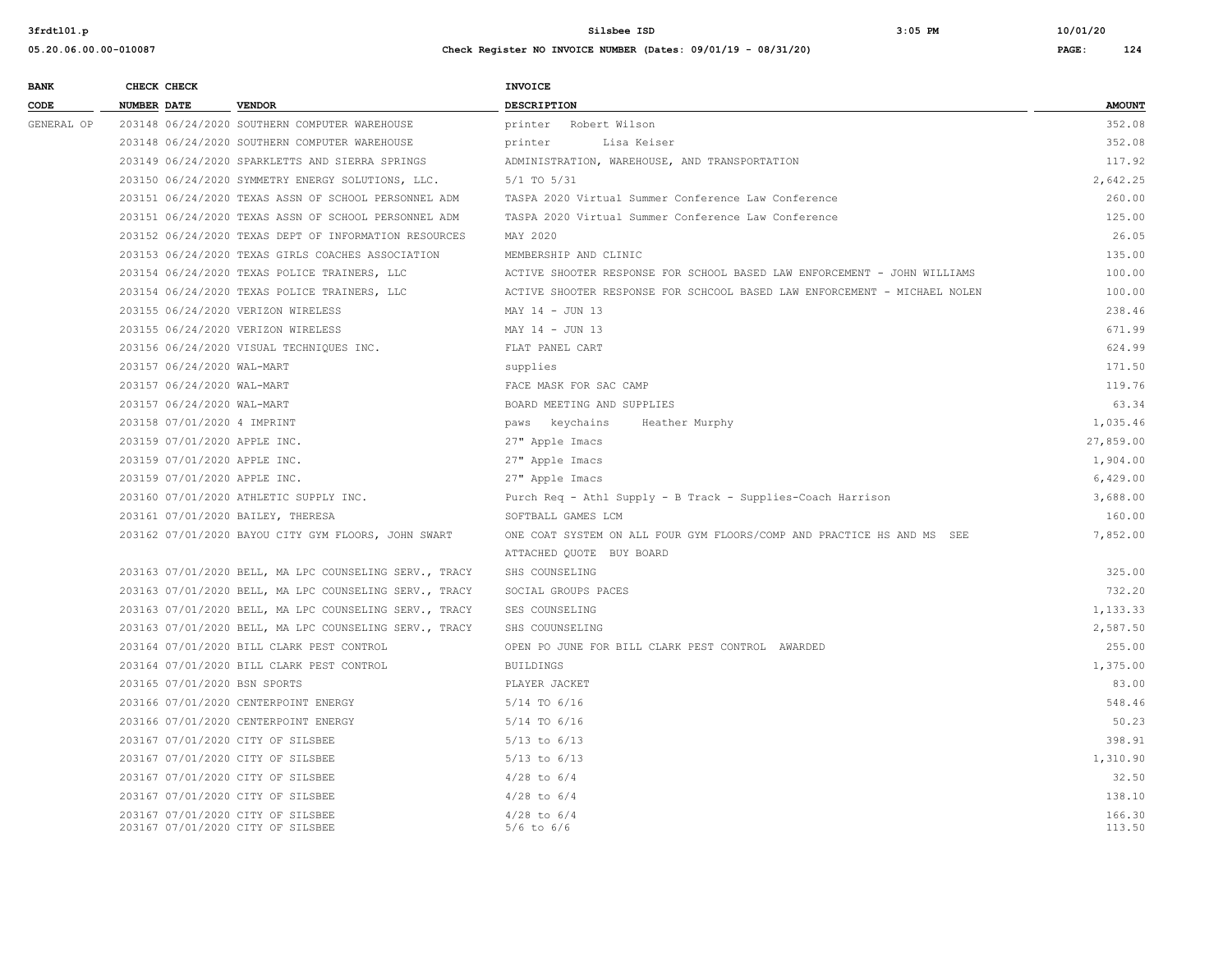| BANK CODE | CHECK NUMBER | CHECK DATE | VENDOR | INVOICE DESCRIPTION | AMOUNT |
|---|---|---|---|---|---|
| GENERAL OP | 203148 | 06/24/2020 | SOUTHERN COMPUTER WAREHOUSE | printer Robert Wilson | 352.08 |
| | 203148 | 06/24/2020 | SOUTHERN COMPUTER WAREHOUSE | printer Lisa Keiser | 352.08 |
| | 203149 | 06/24/2020 | SPARKLETTS AND SIERRA SPRINGS | ADMINISTRATION, WAREHOUSE, AND TRANSPORTATION | 117.92 |
| | 203150 | 06/24/2020 | SYMMETRY ENERGY SOLUTIONS, LLC. | 5/1 TO 5/31 | 2,642.25 |
| | 203151 | 06/24/2020 | TEXAS ASSN OF SCHOOL PERSONNEL ADM | TASPA 2020 Virtual Summer Conference Law Conference | 260.00 |
| | 203151 | 06/24/2020 | TEXAS ASSN OF SCHOOL PERSONNEL ADM | TASPA 2020 Virtual Summer Conference Law Conference | 125.00 |
| | 203152 | 06/24/2020 | TEXAS DEPT OF INFORMATION RESOURCES | MAY 2020 | 26.05 |
| | 203153 | 06/24/2020 | TEXAS GIRLS COACHES ASSOCIATION | MEMBERSHIP AND CLINIC | 135.00 |
| | 203154 | 06/24/2020 | TEXAS POLICE TRAINERS, LLC | ACTIVE SHOOTER RESPONSE FOR SCHOOL BASED LAW ENFORCEMENT - JOHN WILLIAMS | 100.00 |
| | 203154 | 06/24/2020 | TEXAS POLICE TRAINERS, LLC | ACTIVE SHOOTER RESPONSE FOR SCHCOOL BASED LAW ENFORCEMENT - MICHAEL NOLEN | 100.00 |
| | 203155 | 06/24/2020 | VERIZON WIRELESS | MAY 14 - JUN 13 | 238.46 |
| | 203155 | 06/24/2020 | VERIZON WIRELESS | MAY 14 - JUN 13 | 671.99 |
| | 203156 | 06/24/2020 | VISUAL TECHNIQUES INC. | FLAT PANEL CART | 624.99 |
| | 203157 | 06/24/2020 | WAL-MART | supplies | 171.50 |
| | 203157 | 06/24/2020 | WAL-MART | FACE MASK FOR SAC CAMP | 119.76 |
| | 203157 | 06/24/2020 | WAL-MART | BOARD MEETING AND SUPPLIES | 63.34 |
| | 203158 | 07/01/2020 | 4 IMPRINT | paws keychains Heather Murphy | 1,035.46 |
| | 203159 | 07/01/2020 | APPLE INC. | 27" Apple Imacs | 27,859.00 |
| | 203159 | 07/01/2020 | APPLE INC. | 27" Apple Imacs | 1,904.00 |
| | 203159 | 07/01/2020 | APPLE INC. | 27" Apple Imacs | 6,429.00 |
| | 203160 | 07/01/2020 | ATHLETIC SUPPLY INC. | Purch Req - Athl Supply - B Track - Supplies-Coach Harrison | 3,688.00 |
| | 203161 | 07/01/2020 | BAILEY, THERESA | SOFTBALL GAMES LCM | 160.00 |
| | 203162 | 07/01/2020 | BAYOU CITY GYM FLOORS, JOHN SWART | ONE COAT SYSTEM ON ALL FOUR GYM FLOORS/COMP AND PRACTICE HS AND MS SEE ATTACHED QUOTE BUY BOARD | 7,852.00 |
| | 203163 | 07/01/2020 | BELL, MA LPC COUNSELING SERV., TRACY | SHS COUNSELING | 325.00 |
| | 203163 | 07/01/2020 | BELL, MA LPC COUNSELING SERV., TRACY | SOCIAL GROUPS PACES | 732.20 |
| | 203163 | 07/01/2020 | BELL, MA LPC COUNSELING SERV., TRACY | SES COUNSELING | 1,133.33 |
| | 203163 | 07/01/2020 | BELL, MA LPC COUNSELING SERV., TRACY | SHS COUUNSELING | 2,587.50 |
| | 203164 | 07/01/2020 | BILL CLARK PEST CONTROL | OPEN PO JUNE FOR BILL CLARK PEST CONTROL AWARDED | 255.00 |
| | 203164 | 07/01/2020 | BILL CLARK PEST CONTROL | BUILDINGS | 1,375.00 |
| | 203165 | 07/01/2020 | BSN SPORTS | PLAYER JACKET | 83.00 |
| | 203166 | 07/01/2020 | CENTERPOINT ENERGY | 5/14 TO 6/16 | 548.46 |
| | 203166 | 07/01/2020 | CENTERPOINT ENERGY | 5/14 TO 6/16 | 50.23 |
| | 203167 | 07/01/2020 | CITY OF SILSBEE | 5/13 to 6/13 | 398.91 |
| | 203167 | 07/01/2020 | CITY OF SILSBEE | 5/13 to 6/13 | 1,310.90 |
| | 203167 | 07/01/2020 | CITY OF SILSBEE | 4/28 to 6/4 | 32.50 |
| | 203167 | 07/01/2020 | CITY OF SILSBEE | 4/28 to 6/4 | 138.10 |
| | 203167 | 07/01/2020 | CITY OF SILSBEE | 4/28 to 6/4 | 166.30 |
| | 203167 | 07/01/2020 | CITY OF SILSBEE | 5/6 to 6/6 | 113.50 |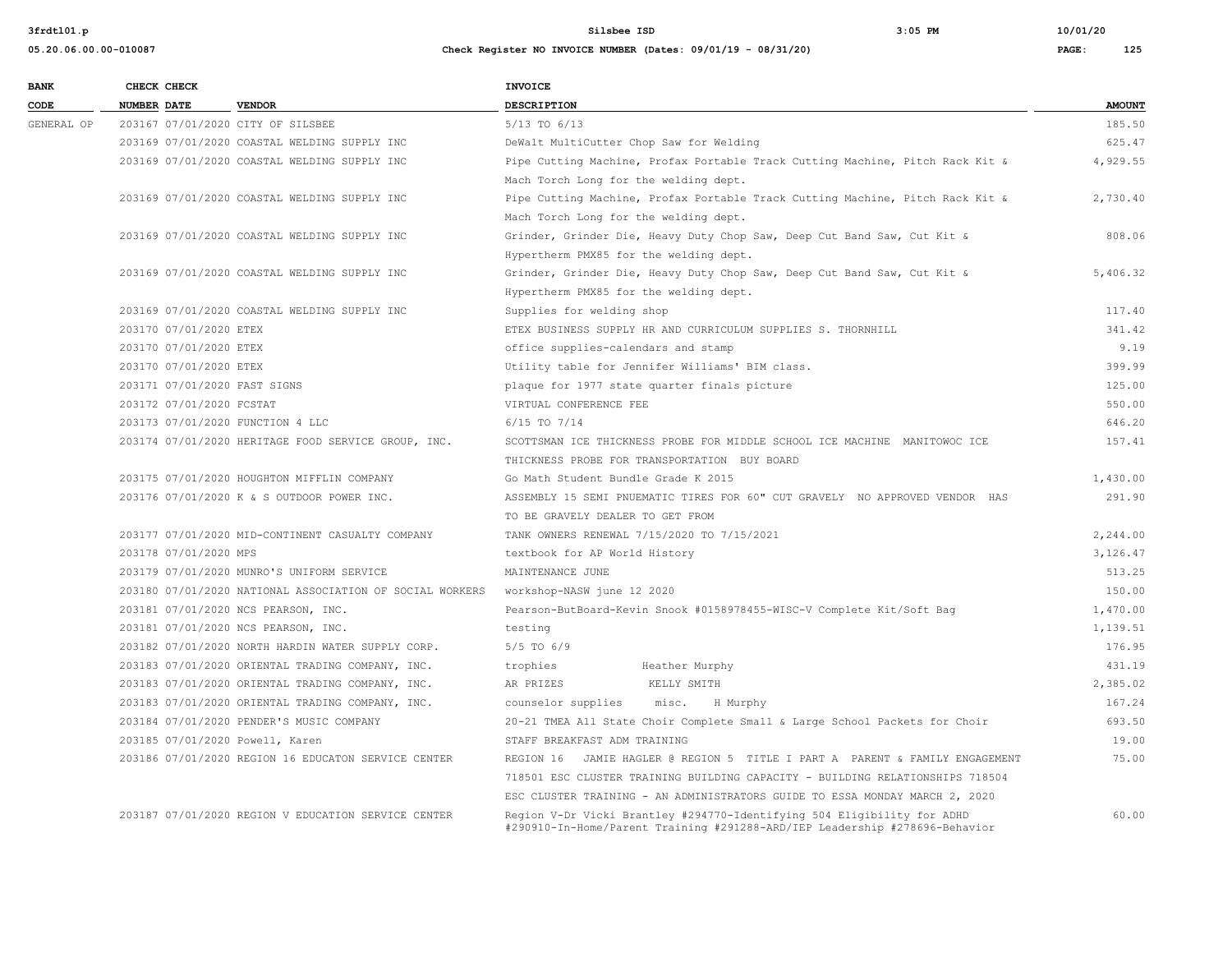| BANK CODE | CHECK NUMBER | CHECK DATE | VENDOR | INVOICE DESCRIPTION | AMOUNT |
|---|---|---|---|---|---|
| GENERAL OP | 203167 | 07/01/2020 | CITY OF SILSBEE | 5/13 TO 6/13 | 185.50 |
| | 203169 | 07/01/2020 | COASTAL WELDING SUPPLY INC | DeWalt MultiCutter Chop Saw for Welding | 625.47 |
| | 203169 | 07/01/2020 | COASTAL WELDING SUPPLY INC | Pipe Cutting Machine, Profax Portable Track Cutting Machine, Pitch Rack Kit & Mach Torch Long for the welding dept. | 4,929.55 |
| | 203169 | 07/01/2020 | COASTAL WELDING SUPPLY INC | Pipe Cutting Machine, Profax Portable Track Cutting Machine, Pitch Rack Kit & Mach Torch Long for the welding dept. | 2,730.40 |
| | 203169 | 07/01/2020 | COASTAL WELDING SUPPLY INC | Grinder, Grinder Die, Heavy Duty Chop Saw, Deep Cut Band Saw, Cut Kit & Hypertherm PMX85 for the welding dept. | 808.06 |
| | 203169 | 07/01/2020 | COASTAL WELDING SUPPLY INC | Grinder, Grinder Die, Heavy Duty Chop Saw, Deep Cut Band Saw, Cut Kit & Hypertherm PMX85 for the welding dept. | 5,406.32 |
| | 203169 | 07/01/2020 | COASTAL WELDING SUPPLY INC | Supplies for welding shop | 117.40 |
| | 203170 | 07/01/2020 | ETEX | ETEX BUSINESS SUPPLY HR AND CURRICULUM SUPPLIES S. THORNHILL | 341.42 |
| | 203170 | 07/01/2020 | ETEX | office supplies-calendars and stamp | 9.19 |
| | 203170 | 07/01/2020 | ETEX | Utility table for Jennifer Williams' BIM class. | 399.99 |
| | 203171 | 07/01/2020 | FAST SIGNS | plaque for 1977 state quarter finals picture | 125.00 |
| | 203172 | 07/01/2020 | FCSTAT | VIRTUAL CONFERENCE FEE | 550.00 |
| | 203173 | 07/01/2020 | FUNCTION 4 LLC | 6/15 TO 7/14 | 646.20 |
| | 203174 | 07/01/2020 | HERITAGE FOOD SERVICE GROUP, INC. | SCOTTSMAN ICE THICKNESS PROBE FOR MIDDLE SCHOOL ICE MACHINE MANITOWOC ICE THICKNESS PROBE FOR TRANSPORTATION BUY BOARD | 157.41 |
| | 203175 | 07/01/2020 | HOUGHTON MIFFLIN COMPANY | Go Math Student Bundle Grade K 2015 | 1,430.00 |
| | 203176 | 07/01/2020 | K & S OUTDOOR POWER INC. | ASSEMBLY 15 SEMI PNUEMATIC TIRES FOR 60" CUT GRAVELY NO APPROVED VENDOR HAS TO BE GRAVELY DEALER TO GET FROM | 291.90 |
| | 203177 | 07/01/2020 | MID-CONTINENT CASUALTY COMPANY | TANK OWNERS RENEWAL 7/15/2020 TO 7/15/2021 | 2,244.00 |
| | 203178 | 07/01/2020 | MPS | textbook for AP World History | 3,126.47 |
| | 203179 | 07/01/2020 | MUNRO'S UNIFORM SERVICE | MAINTENANCE JUNE | 513.25 |
| | 203180 | 07/01/2020 | NATIONAL ASSOCIATION OF SOCIAL WORKERS | workshop-NASW june 12 2020 | 150.00 |
| | 203181 | 07/01/2020 | NCS PEARSON, INC. | Pearson-ButBoard-Kevin Snook #0158978455-WISC-V Complete Kit/Soft Bag | 1,470.00 |
| | 203181 | 07/01/2020 | NCS PEARSON, INC. | testing | 1,139.51 |
| | 203182 | 07/01/2020 | NORTH HARDIN WATER SUPPLY CORP. | 5/5 TO 6/9 | 176.95 |
| | 203183 | 07/01/2020 | ORIENTAL TRADING COMPANY, INC. | trophies Heather Murphy | 431.19 |
| | 203183 | 07/01/2020 | ORIENTAL TRADING COMPANY, INC. | AR PRIZES KELLY SMITH | 2,385.02 |
| | 203183 | 07/01/2020 | ORIENTAL TRADING COMPANY, INC. | counselor supplies misc. H Murphy | 167.24 |
| | 203184 | 07/01/2020 | PENDER'S MUSIC COMPANY | 20-21 TMEA All State Choir Complete Small & Large School Packets for Choir | 693.50 |
| | 203185 | 07/01/2020 | Powell, Karen | STAFF BREAKFAST ADM TRAINING | 19.00 |
| | 203186 | 07/01/2020 | REGION 16 EDUCATON SERVICE CENTER | REGION 16 JAMIE HAGLER @ REGION 5 TITLE I PART A PARENT & FAMILY ENGAGEMENT 718501 ESC CLUSTER TRAINING BUILDING CAPACITY - BUILDING RELATIONSHIPS 718504 ESC CLUSTER TRAINING - AN ADMINISTRATORS GUIDE TO ESSA MONDAY MARCH 2, 2020 | 75.00 |
| | 203187 | 07/01/2020 | REGION V EDUCATION SERVICE CENTER | Region V-Dr Vicki Brantley #294770-Identifying 504 Eligibility for ADHD #290910-In-Home/Parent Training #291288-ARD/IEP Leadership #278696-Behavior | 60.00 |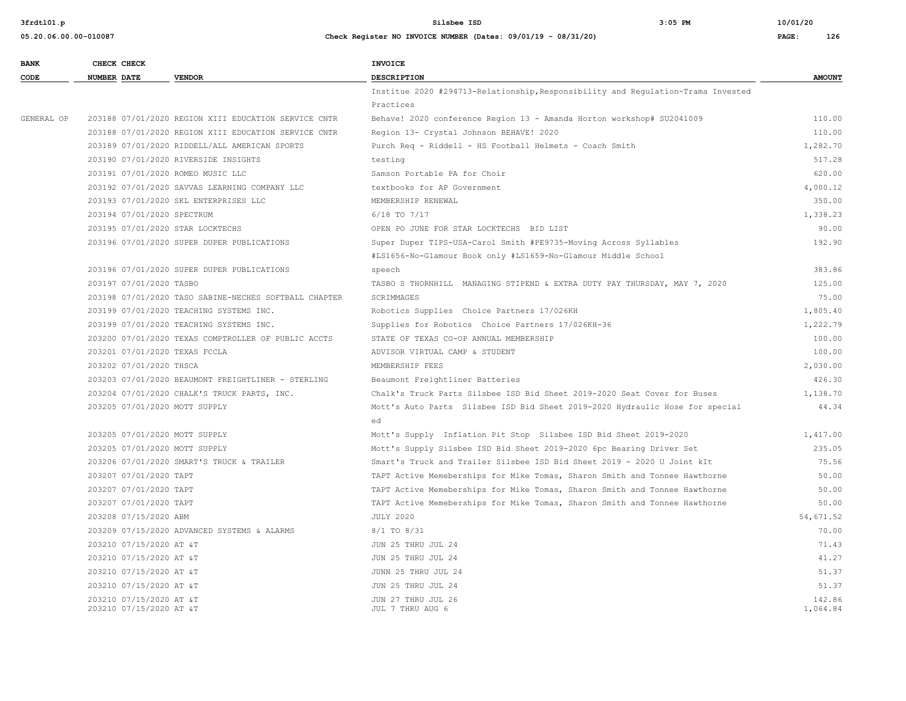| BANK CODE | CHECK NUMBER | CHECK DATE | VENDOR | INVOICE DESCRIPTION | AMOUNT |
|---|---|---|---|---|---|
| | | | | Institue 2020 #294713-Relationship,Responsibility and Regulation-Trama Invested Practices | |
| GENERAL OP | 203188 | 07/01/2020 | REGION XIII EDUCATION SERVICE CNTR | Behave! 2020 conference Region 13 - Amanda Horton workshop# SU2041009 | 110.00 |
| | 203188 | 07/01/2020 | REGION XIII EDUCATION SERVICE CNTR | Region 13- Crystal Johnson BEHAVE! 2020 | 110.00 |
| | 203189 | 07/01/2020 | RIDDELL/ALL AMERICAN SPORTS | Purch Req - Riddell - HS Football Helmets - Coach Smith | 1,282.70 |
| | 203190 | 07/01/2020 | RIVERSIDE INSIGHTS | testing | 517.28 |
| | 203191 | 07/01/2020 | ROMEO MUSIC LLC | Samson Portable PA for Choir | 620.00 |
| | 203192 | 07/01/2020 | SAVVAS LEARNING COMPANY LLC | textbooks for AP Government | 4,000.12 |
| | 203193 | 07/01/2020 | SKL ENTERPRISES LLC | MEMBERSHIP RENEWAL | 350.00 |
| | 203194 | 07/01/2020 | SPECTRUM | 6/18 TO 7/17 | 1,338.23 |
| | 203195 | 07/01/2020 | STAR LOCKTECHS | OPEN PO JUNE FOR STAR LOCKTECHS BID LIST | 90.00 |
| | 203196 | 07/01/2020 | SUPER DUPER PUBLICATIONS | Super Duper TIPS-USA-Carol Smith #PE9735-Moving Across Syllables #LS1656-No-Glamour Book only #LS1659-No-Glamour Middle School | 192.90 |
| | 203196 | 07/01/2020 | SUPER DUPER PUBLICATIONS | speech | 383.86 |
| | 203197 | 07/01/2020 | TASBO | TASBO S THORNHILL MANAGING STIPEND & EXTRA DUTY PAY THURSDAY, MAY 7, 2020 | 125.00 |
| | 203198 | 07/01/2020 | TASO SABINE-NECHES SOFTBALL CHAPTER | SCRIMMAGES | 75.00 |
| | 203199 | 07/01/2020 | TEACHING SYSTEMS INC. | Robotics Supplies Choice Partners 17/026KH | 1,805.40 |
| | 203199 | 07/01/2020 | TEACHING SYSTEMS INC. | Supplies for Robotics Choice Partners 17/026KH-36 | 1,222.79 |
| | 203200 | 07/01/2020 | TEXAS COMPTROLLER OF PUBLIC ACCTS | STATE OF TEXAS CO-OP ANNUAL MEMBERSHIP | 100.00 |
| | 203201 | 07/01/2020 | TEXAS FCCLA | ADVISOR VIRTUAL CAMP & STUDENT | 100.00 |
| | 203202 | 07/01/2020 | THSCA | MEMBERSHIP FEES | 2,030.00 |
| | 203203 | 07/01/2020 | BEAUMONT FREIGHTLINER - STERLING | Beaumont Freightliner Batteries | 426.30 |
| | 203204 | 07/01/2020 | CHALK'S TRUCK PARTS, INC. | Chalk's Truck Parts Silsbee ISD Bid Sheet 2019-2020 Seat Cover for Buses | 1,138.70 |
| | 203205 | 07/01/2020 | MOTT SUPPLY | Mott's Auto Parts Silsbee ISD Bid Sheet 2019-2020 Hydraulic Hose for special ed | 44.34 |
| | 203205 | 07/01/2020 | MOTT SUPPLY | Mott's Supply Inflation Pit Stop Silsbee ISD Bid Sheet 2019-2020 | 1,417.00 |
| | 203205 | 07/01/2020 | MOTT SUPPLY | Mott's Supply Silsbee ISD Bid Sheet 2019-2020 6pc Bearing Driver Set | 235.05 |
| | 203206 | 07/01/2020 | SMART'S TRUCK & TRAILER | Smart's Truck and Trailer Silsbee ISD Bid Sheet 2019 - 2020 U Joint kIt | 75.56 |
| | 203207 | 07/01/2020 | TAPT | TAPT Active Memeberships for Mike Tomas, Sharon Smith and Tonnee Hawthorne | 50.00 |
| | 203207 | 07/01/2020 | TAPT | TAPT Active Memeberships for Mike Tomas, Sharon Smith and Tonnee Hawthorne | 50.00 |
| | 203207 | 07/01/2020 | TAPT | TAPT Active Memeberships for Mike Tomas, Sharon Smith and Tonnee Hawthorne | 50.00 |
| | 203208 | 07/15/2020 | ABM | JULY 2020 | 54,671.52 |
| | 203209 | 07/15/2020 | ADVANCED SYSTEMS & ALARMS | 8/1 TO 8/31 | 70.00 |
| | 203210 | 07/15/2020 | AT &T | JUN 25 THRU JUL 24 | 71.43 |
| | 203210 | 07/15/2020 | AT &T | JUN 25 THRU JUL 24 | 41.27 |
| | 203210 | 07/15/2020 | AT &T | JUNN 25 THRU JUL 24 | 51.37 |
| | 203210 | 07/15/2020 | AT &T | JUN 25 THRU JUL 24 | 51.37 |
| | 203210 | 07/15/2020 | AT &T | JUN 27 THRU JUL 26 | 142.86 |
| | 203210 | 07/15/2020 | AT &T | JUL 7 THRU AUG 6 | 1,064.84 |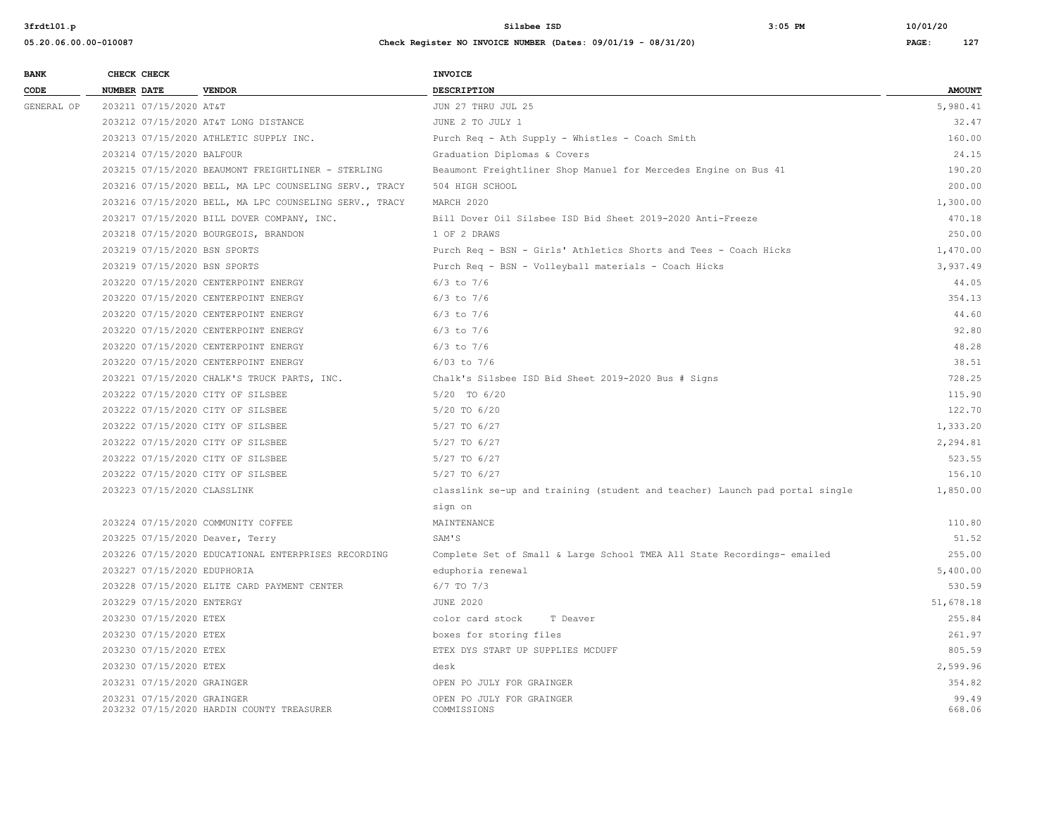| BANK CODE | CHECK NUMBER | CHECK DATE | VENDOR | INVOICE DESCRIPTION | AMOUNT |
|---|---|---|---|---|---|
| GENERAL OP | 203211 | 07/15/2020 | AT&T | JUN 27 THRU JUL 25 | 5,980.41 |
| | 203212 | 07/15/2020 | AT&T LONG DISTANCE | JUNE 2 TO JULY 1 | 32.47 |
| | 203213 | 07/15/2020 | ATHLETIC SUPPLY INC. | Purch Req - Ath Supply - Whistles - Coach Smith | 160.00 |
| | 203214 | 07/15/2020 | BALFOUR | Graduation Diplomas & Covers | 24.15 |
| | 203215 | 07/15/2020 | BEAUMONT FREIGHTLINER - STERLING | Beaumont Freightliner Shop Manuel for Mercedes Engine on Bus 41 | 190.20 |
| | 203216 | 07/15/2020 | BELL, MA LPC COUNSELING SERV., TRACY | 504 HIGH SCHOOL | 200.00 |
| | 203216 | 07/15/2020 | BELL, MA LPC COUNSELING SERV., TRACY | MARCH 2020 | 1,300.00 |
| | 203217 | 07/15/2020 | BILL DOVER OIL COMPANY, INC. | Bill Dover Oil Silsbee ISD Bid Sheet 2019-2020 Anti-Freeze | 470.18 |
| | 203218 | 07/15/2020 | BOURGEOIS, BRANDON | 1 OF 2 DRAWS | 250.00 |
| | 203219 | 07/15/2020 | BSN SPORTS | Purch Req - BSN - Girls' Athletics Shorts and Tees - Coach Hicks | 1,470.00 |
| | 203219 | 07/15/2020 | BSN SPORTS | Purch Req - BSN - Volleyball materials - Coach Hicks | 3,937.49 |
| | 203220 | 07/15/2020 | CENTERPOINT ENERGY | 6/3 to 7/6 | 44.05 |
| | 203220 | 07/15/2020 | CENTERPOINT ENERGY | 6/3 to 7/6 | 354.13 |
| | 203220 | 07/15/2020 | CENTERPOINT ENERGY | 6/3 to 7/6 | 44.60 |
| | 203220 | 07/15/2020 | CENTERPOINT ENERGY | 6/3 to 7/6 | 92.80 |
| | 203220 | 07/15/2020 | CENTERPOINT ENERGY | 6/3 to 7/6 | 48.28 |
| | 203220 | 07/15/2020 | CENTERPOINT ENERGY | 6/03 to 7/6 | 38.51 |
| | 203221 | 07/15/2020 | CHALK'S TRUCK PARTS, INC. | Chalk's Silsbee ISD Bid Sheet 2019-2020 Bus # Signs | 728.25 |
| | 203222 | 07/15/2020 | CITY OF SILSBEE | 5/20 TO 6/20 | 115.90 |
| | 203222 | 07/15/2020 | CITY OF SILSBEE | 5/20 TO 6/20 | 122.70 |
| | 203222 | 07/15/2020 | CITY OF SILSBEE | 5/27 TO 6/27 | 1,333.20 |
| | 203222 | 07/15/2020 | CITY OF SILSBEE | 5/27 TO 6/27 | 2,294.81 |
| | 203222 | 07/15/2020 | CITY OF SILSBEE | 5/27 TO 6/27 | 523.55 |
| | 203222 | 07/15/2020 | CITY OF SILSBEE | 5/27 TO 6/27 | 156.10 |
| | 203223 | 07/15/2020 | CLASSLINK | classlink se-up and training (student and teacher) Launch pad portal single sign on | 1,850.00 |
| | 203224 | 07/15/2020 | COMMUNITY COFFEE | MAINTENANCE | 110.80 |
| | 203225 | 07/15/2020 | Deaver, Terry | SAM'S | 51.52 |
| | 203226 | 07/15/2020 | EDUCATIONAL ENTERPRISES RECORDING | Complete Set of Small & Large School TMEA All State Recordings- emailed | 255.00 |
| | 203227 | 07/15/2020 | EDUPHORIA | eduphoria renewal | 5,400.00 |
| | 203228 | 07/15/2020 | ELITE CARD PAYMENT CENTER | 6/7 TO 7/3 | 530.59 |
| | 203229 | 07/15/2020 | ENTERGY | JUNE 2020 | 51,678.18 |
| | 203230 | 07/15/2020 | ETEX | color card stock T Deaver | 255.84 |
| | 203230 | 07/15/2020 | ETEX | boxes for storing files | 261.97 |
| | 203230 | 07/15/2020 | ETEX | ETEX DYS START UP SUPPLIES MCDUFF | 805.59 |
| | 203230 | 07/15/2020 | ETEX | desk | 2,599.96 |
| | 203231 | 07/15/2020 | GRAINGER | OPEN PO JULY FOR GRAINGER | 354.82 |
| | 203231 | 07/15/2020 | GRAINGER | OPEN PO JULY FOR GRAINGER | 99.49 |
| | 203232 | 07/15/2020 | HARDIN COUNTY TREASURER | COMMISSIONS | 668.06 |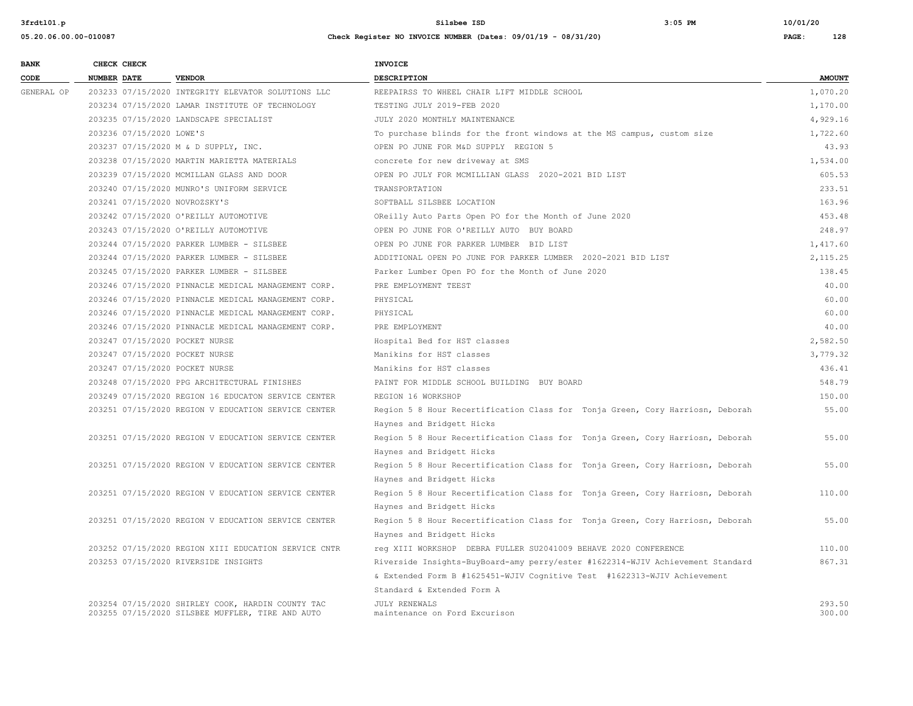| BANK CODE | CHECK NUMBER | CHECK DATE | VENDOR | INVOICE DESCRIPTION | AMOUNT |
|---|---|---|---|---|---|
| GENERAL OP | 203233 | 07/15/2020 | INTEGRITY ELEVATOR SOLUTIONS LLC | REEPAIRSS TO WHEEL CHAIR LIFT MIDDLE SCHOOL | 1,070.20 |
| | 203234 | 07/15/2020 | LAMAR INSTITUTE OF TECHNOLOGY | TESTING JULY 2019-FEB 2020 | 1,170.00 |
| | 203235 | 07/15/2020 | LANDSCAPE SPECIALIST | JULY 2020 MONTHLY MAINTENANCE | 4,929.16 |
| | 203236 | 07/15/2020 | LOWE'S | To purchase blinds for the front windows at the MS campus, custom size | 1,722.60 |
| | 203237 | 07/15/2020 | M & D SUPPLY, INC. | OPEN PO JUNE FOR M&D SUPPLY REGION 5 | 43.93 |
| | 203238 | 07/15/2020 | MARTIN MARIETTA MATERIALS | concrete for new driveway at SMS | 1,534.00 |
| | 203239 | 07/15/2020 | MCMILLAN GLASS AND DOOR | OPEN PO JULY FOR MCMILLIAN GLASS 2020-2021 BID LIST | 605.53 |
| | 203240 | 07/15/2020 | MUNRO'S UNIFORM SERVICE | TRANSPORTATION | 233.51 |
| | 203241 | 07/15/2020 | NOVROZSKY'S | SOFTBALL SILSBEE LOCATION | 163.96 |
| | 203242 | 07/15/2020 | O'REILLY AUTOMOTIVE | OReilly Auto Parts Open PO for the Month of June 2020 | 453.48 |
| | 203243 | 07/15/2020 | O'REILLY AUTOMOTIVE | OPEN PO JUNE FOR O'REILLY AUTO BUY BOARD | 248.97 |
| | 203244 | 07/15/2020 | PARKER LUMBER - SILSBEE | OPEN PO JUNE FOR PARKER LUMBER BID LIST | 1,417.60 |
| | 203244 | 07/15/2020 | PARKER LUMBER - SILSBEE | ADDITIONAL OPEN PO JUNE FOR PARKER LUMBER 2020-2021 BID LIST | 2,115.25 |
| | 203245 | 07/15/2020 | PARKER LUMBER - SILSBEE | Parker Lumber Open PO for the Month of June 2020 | 138.45 |
| | 203246 | 07/15/2020 | PINNACLE MEDICAL MANAGEMENT CORP. | PRE EMPLOYMENT TEEST | 40.00 |
| | 203246 | 07/15/2020 | PINNACLE MEDICAL MANAGEMENT CORP. | PHYSICAL | 60.00 |
| | 203246 | 07/15/2020 | PINNACLE MEDICAL MANAGEMENT CORP. | PHYSICAL | 60.00 |
| | 203246 | 07/15/2020 | PINNACLE MEDICAL MANAGEMENT CORP. | PRE EMPLOYMENT | 40.00 |
| | 203247 | 07/15/2020 | POCKET NURSE | Hospital Bed for HST classes | 2,582.50 |
| | 203247 | 07/15/2020 | POCKET NURSE | Manikins for HST classes | 3,779.32 |
| | 203247 | 07/15/2020 | POCKET NURSE | Manikins for HST classes | 436.41 |
| | 203248 | 07/15/2020 | PPG ARCHITECTURAL FINISHES | PAINT FOR MIDDLE SCHOOL BUILDING BUY BOARD | 548.79 |
| | 203249 | 07/15/2020 | REGION 16 EDUCATON SERVICE CENTER | REGION 16 WORKSHOP | 150.00 |
| | 203251 | 07/15/2020 | REGION V EDUCATION SERVICE CENTER | Region 5 8 Hour Recertification Class for Tonja Green, Cory Harriosn, Deborah Haynes and Bridgett Hicks | 55.00 |
| | 203251 | 07/15/2020 | REGION V EDUCATION SERVICE CENTER | Region 5 8 Hour Recertification Class for Tonja Green, Cory Harriosn, Deborah Haynes and Bridgett Hicks | 55.00 |
| | 203251 | 07/15/2020 | REGION V EDUCATION SERVICE CENTER | Region 5 8 Hour Recertification Class for Tonja Green, Cory Harriosn, Deborah Haynes and Bridgett Hicks | 55.00 |
| | 203251 | 07/15/2020 | REGION V EDUCATION SERVICE CENTER | Region 5 8 Hour Recertification Class for Tonja Green, Cory Harriosn, Deborah Haynes and Bridgett Hicks | 110.00 |
| | 203251 | 07/15/2020 | REGION V EDUCATION SERVICE CENTER | Region 5 8 Hour Recertification Class for Tonja Green, Cory Harriosn, Deborah Haynes and Bridgett Hicks | 55.00 |
| | 203252 | 07/15/2020 | REGION XIII EDUCATION SERVICE CNTR | reg XIII WORKSHOP DEBRA FULLER SU2041009 BEHAVE 2020 CONFERENCE | 110.00 |
| | 203253 | 07/15/2020 | RIVERSIDE INSIGHTS | Riverside Insights-BuyBoard-amy perry/ester #1622314-WJIV Achievement Standard & Extended Form B #1625451-WJIV Cognitive Test #1622313-WJIV Achievement Standard & Extended Form A | 867.31 |
| | 203254 | 07/15/2020 | SHIRLEY COOK, HARDIN COUNTY TAC | JULY RENEWALS | 293.50 |
| | 203255 | 07/15/2020 | SILSBEE MUFFLER, TIRE AND AUTO | maintenance on Ford Excurison | 300.00 |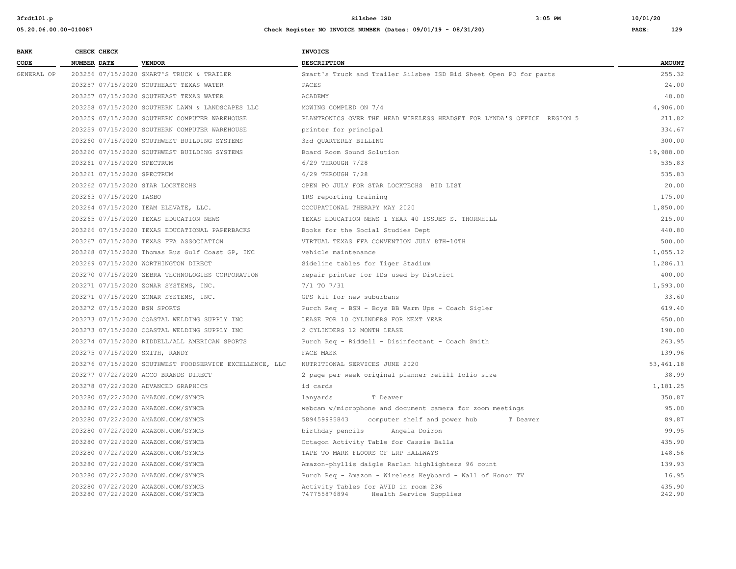| BANK CODE | CHECK NUMBER | CHECK DATE | VENDOR | INVOICE DESCRIPTION | AMOUNT |
|---|---|---|---|---|---|
| GENERAL OP | 203256 | 07/15/2020 | SMART'S TRUCK & TRAILER | Smart's Truck and Trailer Silsbee ISD Bid Sheet Open PO for parts | 255.32 |
| | 203257 | 07/15/2020 | SOUTHEAST TEXAS WATER | PACES | 24.00 |
| | 203257 | 07/15/2020 | SOUTHEAST TEXAS WATER | ACADEMY | 48.00 |
| | 203258 | 07/15/2020 | SOUTHERN LAWN & LANDSCAPES LLC | MOWING COMPLED ON 7/4 | 4,906.00 |
| | 203259 | 07/15/2020 | SOUTHERN COMPUTER WAREHOUSE | PLANTRONICS OVER THE HEAD WIRELESS HEADSET FOR LYNDA'S OFFICE REGION 5 | 211.82 |
| | 203259 | 07/15/2020 | SOUTHERN COMPUTER WAREHOUSE | printer for principal | 334.67 |
| | 203260 | 07/15/2020 | SOUTHWEST BUILDING SYSTEMS | 3rd QUARTERLY BILLING | 300.00 |
| | 203260 | 07/15/2020 | SOUTHWEST BUILDING SYSTEMS | Board Room Sound Solution | 19,988.00 |
| | 203261 | 07/15/2020 | SPECTRUM | 6/29 THROUGH 7/28 | 535.83 |
| | 203261 | 07/15/2020 | SPECTRUM | 6/29 THROUGH 7/28 | 535.83 |
| | 203262 | 07/15/2020 | STAR LOCKTECHS | OPEN PO JULY FOR STAR LOCKTECHS BID LIST | 20.00 |
| | 203263 | 07/15/2020 | TASBO | TRS reporting training | 175.00 |
| | 203264 | 07/15/2020 | TEAM ELEVATE, LLC. | OCCUPATIONAL THERAPY MAY 2020 | 1,850.00 |
| | 203265 | 07/15/2020 | TEXAS EDUCATION NEWS | TEXAS EDUCATION NEWS 1 YEAR 40 ISSUES S. THORNHILL | 215.00 |
| | 203266 | 07/15/2020 | TEXAS EDUCATIONAL PAPERBACKS | Books for the Social Studies Dept | 440.80 |
| | 203267 | 07/15/2020 | TEXAS FFA ASSOCIATION | VIRTUAL TEXAS FFA CONVENTION JULY 8TH-10TH | 500.00 |
| | 203268 | 07/15/2020 | Thomas Bus Gulf Coast GP, INC | vehicle maintenance | 1,055.12 |
| | 203269 | 07/15/2020 | WORTHINGTON DIRECT | Sideline tables for Tiger Stadium | 1,286.11 |
| | 203270 | 07/15/2020 | ZEBRA TECHNOLOGIES CORPORATION | repair printer for IDs used by District | 400.00 |
| | 203271 | 07/15/2020 | ZONAR SYSTEMS, INC. | 7/1 TO 7/31 | 1,593.00 |
| | 203271 | 07/15/2020 | ZONAR SYSTEMS, INC. | GPS kit for new suburbans | 33.60 |
| | 203272 | 07/15/2020 | BSN SPORTS | Purch Req - BSN - Boys BB Warm Ups - Coach Sigler | 619.40 |
| | 203273 | 07/15/2020 | COASTAL WELDING SUPPLY INC | LEASE FOR 10 CYLINDERS FOR NEXT YEAR | 650.00 |
| | 203273 | 07/15/2020 | COASTAL WELDING SUPPLY INC | 2 CYLINDERS 12 MONTH LEASE | 190.00 |
| | 203274 | 07/15/2020 | RIDDELL/ALL AMERICAN SPORTS | Purch Req - Riddell - Disinfectant - Coach Smith | 263.95 |
| | 203275 | 07/15/2020 | SMITH, RANDY | FACE MASK | 139.96 |
| | 203276 | 07/15/2020 | SOUTHWEST FOODSERVICE EXCELLENCE, LLC | NUTRITIONAL SERVICES JUNE 2020 | 53,461.18 |
| | 203277 | 07/22/2020 | ACCO BRANDS DIRECT | 2 page per week original planner refill folio size | 38.99 |
| | 203278 | 07/22/2020 | ADVANCED GRAPHICS | id cards | 1,181.25 |
| | 203280 | 07/22/2020 | AMAZON.COM/SYNCB | lanyards T Deaver | 350.87 |
| | 203280 | 07/22/2020 | AMAZON.COM/SYNCB | webcam w/microphone and document camera for zoom meetings | 95.00 |
| | 203280 | 07/22/2020 | AMAZON.COM/SYNCB | 589459985843 computer shelf and power hub T Deaver | 89.87 |
| | 203280 | 07/22/2020 | AMAZON.COM/SYNCB | birthday pencils Angela Doiron | 99.95 |
| | 203280 | 07/22/2020 | AMAZON.COM/SYNCB | Octagon Activity Table for Cassie Balla | 435.90 |
| | 203280 | 07/22/2020 | AMAZON.COM/SYNCB | TAPE TO MARK FLOORS OF LRP HALLWAYS | 148.56 |
| | 203280 | 07/22/2020 | AMAZON.COM/SYNCB | Amazon-phyllis daigle Rarlan highlighters 96 count | 139.93 |
| | 203280 | 07/22/2020 | AMAZON.COM/SYNCB | Purch Req - Amazon - Wireless Keyboard - Wall of Honor TV | 16.95 |
| | 203280 | 07/22/2020 | AMAZON.COM/SYNCB | Activity Tables for AVID in room 236 | 435.90 |
| | 203280 | 07/22/2020 | AMAZON.COM/SYNCB | 747755876894 Health Service Supplies | 242.90 |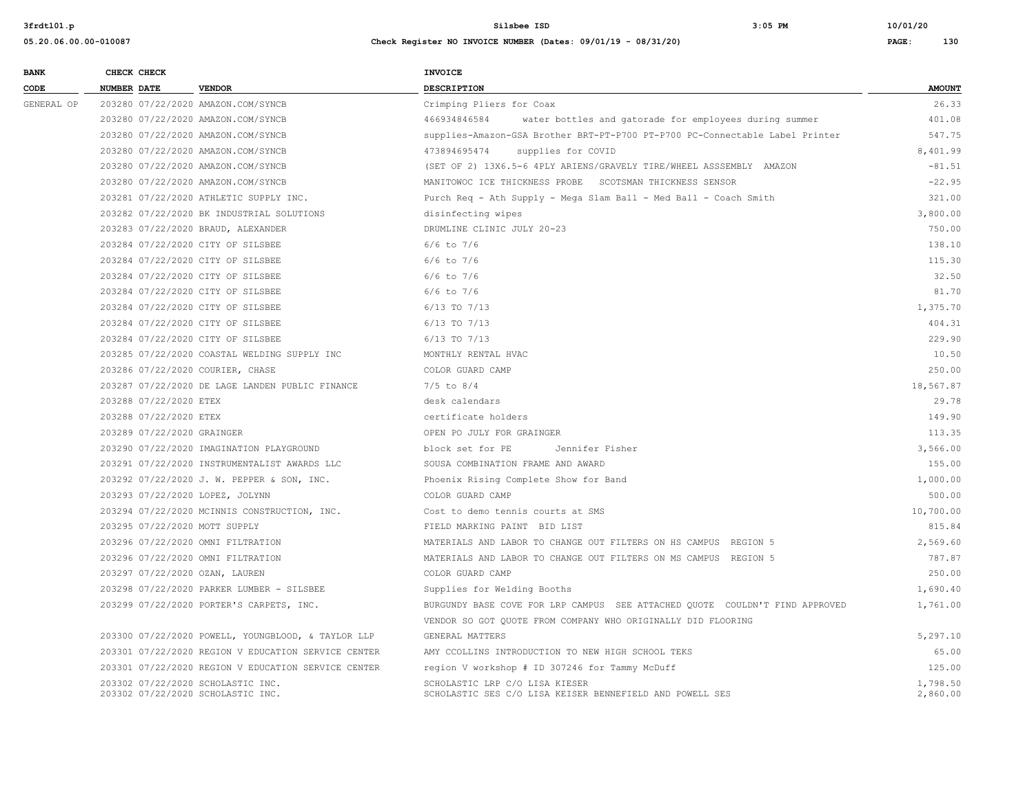| BANK CODE | CHECK NUMBER | CHECK DATE | VENDOR | INVOICE DESCRIPTION | AMOUNT |
|---|---|---|---|---|---|
| GENERAL OP | 203280 | 07/22/2020 | AMAZON.COM/SYNCB | Crimping Pliers for Coax | 26.33 |
| | 203280 | 07/22/2020 | AMAZON.COM/SYNCB | 466934846584 water bottles and gatorade for employees during summer | 401.08 |
| | 203280 | 07/22/2020 | AMAZON.COM/SYNCB | supplies-Amazon-GSA Brother BRT-PT-P700 PT-P700 PC-Connectable Label Printer | 547.75 |
| | 203280 | 07/22/2020 | AMAZON.COM/SYNCB | 473894695474 supplies for COVID | 8,401.99 |
| | 203280 | 07/22/2020 | AMAZON.COM/SYNCB | (SET OF 2) 13X6.5-6 4PLY ARIENS/GRAVELY TIRE/WHEEL ASSSEMBLY AMAZON | -81.51 |
| | 203280 | 07/22/2020 | AMAZON.COM/SYNCB | MANITOWOC ICE THICKNESS PROBE SCOTSMAN THICKNESS SENSOR | -22.95 |
| | 203281 | 07/22/2020 | ATHLETIC SUPPLY INC. | Purch Req - Ath Supply - Mega Slam Ball - Med Ball - Coach Smith | 321.00 |
| | 203282 | 07/22/2020 | BK INDUSTRIAL SOLUTIONS | disinfecting wipes | 3,800.00 |
| | 203283 | 07/22/2020 | BRAUD, ALEXANDER | DRUMLINE CLINIC JULY 20-23 | 750.00 |
| | 203284 | 07/22/2020 | CITY OF SILSBEE | 6/6 to 7/6 | 138.10 |
| | 203284 | 07/22/2020 | CITY OF SILSBEE | 6/6 to 7/6 | 115.30 |
| | 203284 | 07/22/2020 | CITY OF SILSBEE | 6/6 to 7/6 | 32.50 |
| | 203284 | 07/22/2020 | CITY OF SILSBEE | 6/6 to 7/6 | 81.70 |
| | 203284 | 07/22/2020 | CITY OF SILSBEE | 6/13 TO 7/13 | 1,375.70 |
| | 203284 | 07/22/2020 | CITY OF SILSBEE | 6/13 TO 7/13 | 404.31 |
| | 203284 | 07/22/2020 | CITY OF SILSBEE | 6/13 TO 7/13 | 229.90 |
| | 203285 | 07/22/2020 | COASTAL WELDING SUPPLY INC | MONTHLY RENTAL HVAC | 10.50 |
| | 203286 | 07/22/2020 | COURIER, CHASE | COLOR GUARD CAMP | 250.00 |
| | 203287 | 07/22/2020 | DE LAGE LANDEN PUBLIC FINANCE | 7/5 to 8/4 | 18,567.87 |
| | 203288 | 07/22/2020 | ETEX | desk calendars | 29.78 |
| | 203288 | 07/22/2020 | ETEX | certificate holders | 149.90 |
| | 203289 | 07/22/2020 | GRAINGER | OPEN PO JULY FOR GRAINGER | 113.35 |
| | 203290 | 07/22/2020 | IMAGINATION PLAYGROUND | block set for PE Jennifer Fisher | 3,566.00 |
| | 203291 | 07/22/2020 | INSTRUMENTALIST AWARDS LLC | SOUSA COMBINATION FRAME AND AWARD | 155.00 |
| | 203292 | 07/22/2020 | J. W. PEPPER & SON, INC. | Phoenix Rising Complete Show for Band | 1,000.00 |
| | 203293 | 07/22/2020 | LOPEZ, JOLYNN | COLOR GUARD CAMP | 500.00 |
| | 203294 | 07/22/2020 | MCINNIS CONSTRUCTION, INC. | Cost to demo tennis courts at SMS | 10,700.00 |
| | 203295 | 07/22/2020 | MOTT SUPPLY | FIELD MARKING PAINT BID LIST | 815.84 |
| | 203296 | 07/22/2020 | OMNI FILTRATION | MATERIALS AND LABOR TO CHANGE OUT FILTERS ON HS CAMPUS REGION 5 | 2,569.60 |
| | 203296 | 07/22/2020 | OMNI FILTRATION | MATERIALS AND LABOR TO CHANGE OUT FILTERS ON MS CAMPUS REGION 5 | 787.87 |
| | 203297 | 07/22/2020 | OZAN, LAUREN | COLOR GUARD CAMP | 250.00 |
| | 203298 | 07/22/2020 | PARKER LUMBER - SILSBEE | Supplies for Welding Booths | 1,690.40 |
| | 203299 | 07/22/2020 | PORTER'S CARPETS, INC. | BURGUNDY BASE COVE FOR LRP CAMPUS SEE ATTACHED QUOTE COULDN'T FIND APPROVED VENDOR SO GOT QUOTE FROM COMPANY WHO ORIGINALLY DID FLOORING | 1,761.00 |
| | 203300 | 07/22/2020 | POWELL, YOUNGBLOOD, & TAYLOR LLP | GENERAL MATTERS | 5,297.10 |
| | 203301 | 07/22/2020 | REGION V EDUCATION SERVICE CENTER | AMY CCOLLINS INTRODUCTION TO NEW HIGH SCHOOL TEKS | 65.00 |
| | 203301 | 07/22/2020 | REGION V EDUCATION SERVICE CENTER | region V workshop # ID 307246 for Tammy McDuff | 125.00 |
| | 203302 | 07/22/2020 | SCHOLASTIC INC. | SCHOLASTIC LRP C/O LISA KIESER | 1,798.50 |
| | 203302 | 07/22/2020 | SCHOLASTIC INC. | SCHOLASTIC SES C/O LISA KEISER BENNEFIELD AND POWELL SES | 2,860.00 |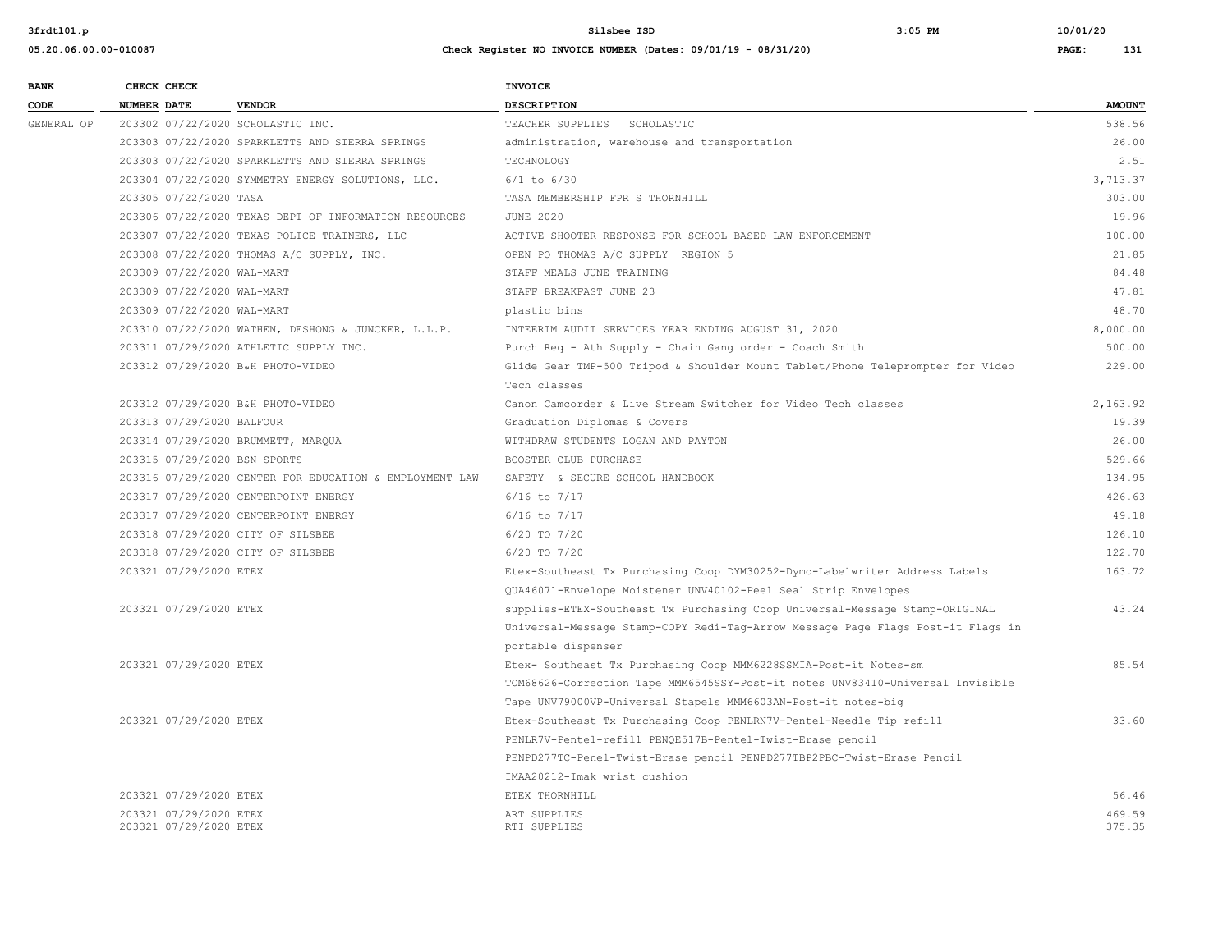| BANK CODE | CHECK NUMBER | CHECK DATE | VENDOR | INVOICE DESCRIPTION | AMOUNT |
|---|---|---|---|---|---|
| GENERAL OP | 203302 | 07/22/2020 | SCHOLASTIC INC. | TEACHER SUPPLIES SCHOLASTIC | 538.56 |
| | 203303 | 07/22/2020 | SPARKLETTS AND SIERRA SPRINGS | administration, warehouse and transportation | 26.00 |
| | 203303 | 07/22/2020 | SPARKLETTS AND SIERRA SPRINGS | TECHNOLOGY | 2.51 |
| | 203304 | 07/22/2020 | SYMMETRY ENERGY SOLUTIONS, LLC. | 6/1 to 6/30 | 3,713.37 |
| | 203305 | 07/22/2020 | TASA | TASA MEMBERSHIP FPR S THORNHILL | 303.00 |
| | 203306 | 07/22/2020 | TEXAS DEPT OF INFORMATION RESOURCES | JUNE 2020 | 19.96 |
| | 203307 | 07/22/2020 | TEXAS POLICE TRAINERS, LLC | ACTIVE SHOOTER RESPONSE FOR SCHOOL BASED LAW ENFORCEMENT | 100.00 |
| | 203308 | 07/22/2020 | THOMAS A/C SUPPLY, INC. | OPEN PO THOMAS A/C SUPPLY REGION 5 | 21.85 |
| | 203309 | 07/22/2020 | WAL-MART | STAFF MEALS JUNE TRAINING | 84.48 |
| | 203309 | 07/22/2020 | WAL-MART | STAFF BREAKFAST JUNE 23 | 47.81 |
| | 203309 | 07/22/2020 | WAL-MART | plastic bins | 48.70 |
| | 203310 | 07/22/2020 | WATHEN, DESHONG & JUNCKER, L.L.P. | INTEERIM AUDIT SERVICES YEAR ENDING AUGUST 31, 2020 | 8,000.00 |
| | 203311 | 07/29/2020 | ATHLETIC SUPPLY INC. | Purch Req - Ath Supply - Chain Gang order - Coach Smith | 500.00 |
| | 203312 | 07/29/2020 | B&H PHOTO-VIDEO | Glide Gear TMP-500 Tripod & Shoulder Mount Tablet/Phone Teleprompter for Video Tech classes | 229.00 |
| | 203312 | 07/29/2020 | B&H PHOTO-VIDEO | Canon Camcorder & Live Stream Switcher for Video Tech classes | 2,163.92 |
| | 203313 | 07/29/2020 | BALFOUR | Graduation Diplomas & Covers | 19.39 |
| | 203314 | 07/29/2020 | BRUMMETT, MARQUA | WITHDRAW STUDENTS LOGAN AND PAYTON | 26.00 |
| | 203315 | 07/29/2020 | BSN SPORTS | BOOSTER CLUB PURCHASE | 529.66 |
| | 203316 | 07/29/2020 | CENTER FOR EDUCATION & EMPLOYMENT LAW | SAFETY & SECURE SCHOOL HANDBOOK | 134.95 |
| | 203317 | 07/29/2020 | CENTERPOINT ENERGY | 6/16 to 7/17 | 426.63 |
| | 203317 | 07/29/2020 | CENTERPOINT ENERGY | 6/16 to 7/17 | 49.18 |
| | 203318 | 07/29/2020 | CITY OF SILSBEE | 6/20 TO 7/20 | 126.10 |
| | 203318 | 07/29/2020 | CITY OF SILSBEE | 6/20 TO 7/20 | 122.70 |
| | 203321 | 07/29/2020 | ETEX | Etex-Southeast Tx Purchasing Coop DYM30252-Dymo-Labelwriter Address Labels QUA46071-Envelope Moistener UNV40102-Peel Seal Strip Envelopes | 163.72 |
| | 203321 | 07/29/2020 | ETEX | supplies-ETEX-Southeast Tx Purchasing Coop Universal-Message Stamp-ORIGINAL Universal-Message Stamp-COPY Redi-Tag-Arrow Message Page Flags Post-it Flags in portable dispenser | 43.24 |
| | 203321 | 07/29/2020 | ETEX | Etex- Southeast Tx Purchasing Coop MMM6228SSMIA-Post-it Notes-sm TOM68626-Correction Tape MMM6545SSY-Post-it notes UNV83410-Universal Invisible Tape UNV79000VP-Universal Stapels MMM6603AN-Post-it notes-big | 85.54 |
| | 203321 | 07/29/2020 | ETEX | Etex-Southeast Tx Purchasing Coop PENLRN7V-Pentel-Needle Tip refill PENLR7V-Pentel-refill PENQE517B-Pentel-Twist-Erase pencil PENPD277TC-Penel-Twist-Erase pencil PENPD277TBP2PBC-Twist-Erase Pencil IMAA20212-Imak wrist cushion | 33.60 |
| | 203321 | 07/29/2020 | ETEX | ETEX THORNHILL | 56.46 |
| | 203321 | 07/29/2020 | ETEX | ART SUPPLIES | 469.59 |
| | 203321 | 07/29/2020 | ETEX | RTI SUPPLIES | 375.35 |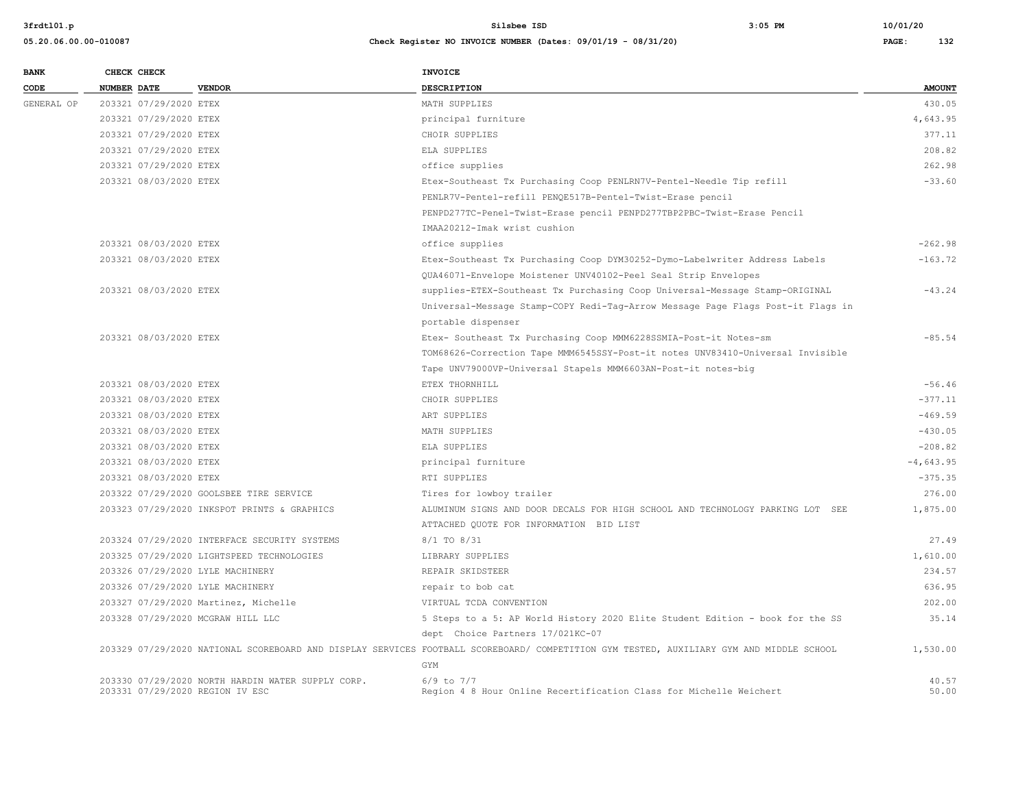| BANK CODE | CHECK NUMBER | CHECK DATE | VENDOR | INVOICE DESCRIPTION | AMOUNT |
|---|---|---|---|---|---|
| GENERAL OP | 203321 | 07/29/2020 | ETEX | MATH SUPPLIES | 430.05 |
| | 203321 | 07/29/2020 | ETEX | principal furniture | 4,643.95 |
| | 203321 | 07/29/2020 | ETEX | CHOIR SUPPLIES | 377.11 |
| | 203321 | 07/29/2020 | ETEX | ELA SUPPLIES | 208.82 |
| | 203321 | 07/29/2020 | ETEX | office supplies | 262.98 |
| | 203321 | 08/03/2020 | ETEX | Etex-Southeast Tx Purchasing Coop PENLRN7V-Pentel-Needle Tip refill PENLR7V-Pentel-refill PENQE517B-Pentel-Twist-Erase pencil PENPD277TC-Penel-Twist-Erase pencil PENPD277TBP2PBC-Twist-Erase Pencil IMAA20212-Imak wrist cushion | -33.60 |
| | 203321 | 08/03/2020 | ETEX | office supplies | -262.98 |
| | 203321 | 08/03/2020 | ETEX | Etex-Southeast Tx Purchasing Coop DYM30252-Dymo-Labelwriter Address Labels QUA46071-Envelope Moistener UNV40102-Peel Seal Strip Envelopes | -163.72 |
| | 203321 | 08/03/2020 | ETEX | supplies-ETEX-Southeast Tx Purchasing Coop Universal-Message Stamp-ORIGINAL Universal-Message Stamp-COPY Redi-Tag-Arrow Message Page Flags Post-it Flags in portable dispenser | -43.24 |
| | 203321 | 08/03/2020 | ETEX | Etex- Southeast Tx Purchasing Coop MMM6228SSMIA-Post-it Notes-sm TOM68626-Correction Tape MMM6545SSY-Post-it notes UNV83410-Universal Invisible Tape UNV79000VP-Universal Stapels MMM6603AN-Post-it notes-big | -85.54 |
| | 203321 | 08/03/2020 | ETEX | ETEX THORNHILL | -56.46 |
| | 203321 | 08/03/2020 | ETEX | CHOIR SUPPLIES | -377.11 |
| | 203321 | 08/03/2020 | ETEX | ART SUPPLIES | -469.59 |
| | 203321 | 08/03/2020 | ETEX | MATH SUPPLIES | -430.05 |
| | 203321 | 08/03/2020 | ETEX | ELA SUPPLIES | -208.82 |
| | 203321 | 08/03/2020 | ETEX | principal furniture | -4,643.95 |
| | 203321 | 08/03/2020 | ETEX | RTI SUPPLIES | -375.35 |
| | 203322 | 07/29/2020 | GOOLSBEE TIRE SERVICE | Tires for lowboy trailer | 276.00 |
| | 203323 | 07/29/2020 | INKSPOT PRINTS & GRAPHICS | ALUMINUM SIGNS AND DOOR DECALS FOR HIGH SCHOOL AND TECHNOLOGY PARKING LOT SEE ATTACHED QUOTE FOR INFORMATION BID LIST | 1,875.00 |
| | 203324 | 07/29/2020 | INTERFACE SECURITY SYSTEMS | 8/1 TO 8/31 | 27.49 |
| | 203325 | 07/29/2020 | LIGHTSPEED TECHNOLOGIES | LIBRARY SUPPLIES | 1,610.00 |
| | 203326 | 07/29/2020 | LYLE MACHINERY | REPAIR SKIDSTEER | 234.57 |
| | 203326 | 07/29/2020 | LYLE MACHINERY | repair to bob cat | 636.95 |
| | 203327 | 07/29/2020 | Martinez, Michelle | VIRTUAL TCDA CONVENTION | 202.00 |
| | 203328 | 07/29/2020 | MCGRAW HILL LLC | 5 Steps to a 5: AP World History 2020 Elite Student Edition - book for the SS dept Choice Partners 17/021KC-07 | 35.14 |
| | 203329 | 07/29/2020 | NATIONAL SCOREBOARD AND DISPLAY SERVICES | FOOTBALL SCOREBOARD/ COMPETITION GYM TESTED, AUXILIARY GYM AND MIDDLE SCHOOL GYM | 1,530.00 |
| | 203330 | 07/29/2020 | NORTH HARDIN WATER SUPPLY CORP. | 6/9 to 7/7 | 40.57 |
| | 203331 | 07/29/2020 | REGION IV ESC | Region 4 8 Hour Online Recertification Class for Michelle Weichert | 50.00 |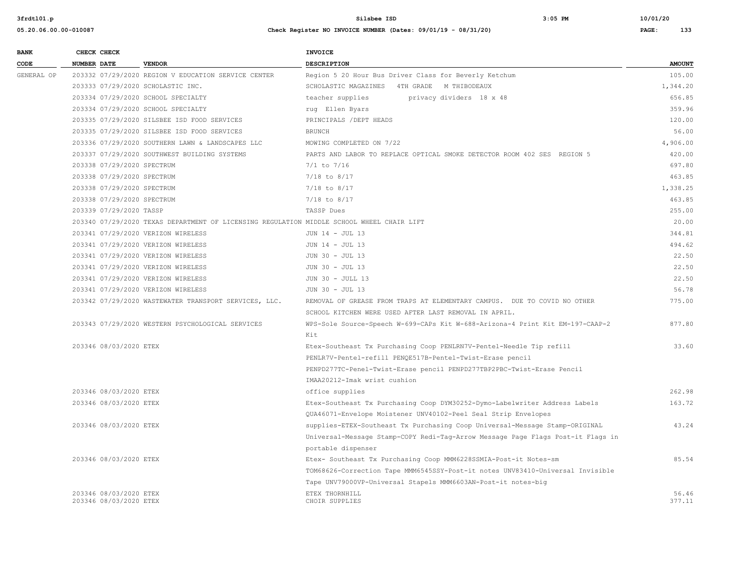| BANK CODE | CHECK NUMBER | CHECK DATE | VENDOR | INVOICE DESCRIPTION | AMOUNT |
|---|---|---|---|---|---|
| GENERAL OP | 203332 | 07/29/2020 | REGION V EDUCATION SERVICE CENTER | Region 5 20 Hour Bus Driver Class for Beverly Ketchum | 105.00 |
| | 203333 | 07/29/2020 | SCHOLASTIC INC. | SCHOLASTIC MAGAZINES 4TH GRADE M THIBODEAUX | 1,344.20 |
| | 203334 | 07/29/2020 | SCHOOL SPECIALTY | teacher supplies privacy dividers 18 x 48 | 656.85 |
| | 203334 | 07/29/2020 | SCHOOL SPECIALTY | rug Ellen Byars | 359.96 |
| | 203335 | 07/29/2020 | SILSBEE ISD FOOD SERVICES | PRINCIPALS /DEPT HEADS | 120.00 |
| | 203335 | 07/29/2020 | SILSBEE ISD FOOD SERVICES | BRUNCH | 56.00 |
| | 203336 | 07/29/2020 | SOUTHERN LAWN & LANDSCAPES LLC | MOWING COMPLETED ON 7/22 | 4,906.00 |
| | 203337 | 07/29/2020 | SOUTHWEST BUILDING SYSTEMS | PARTS AND LABOR TO REPLACE OPTICAL SMOKE DETECTOR ROOM 402 SES REGION 5 | 420.00 |
| | 203338 | 07/29/2020 | SPECTRUM | 7/1 to 7/16 | 697.80 |
| | 203338 | 07/29/2020 | SPECTRUM | 7/18 to 8/17 | 463.85 |
| | 203338 | 07/29/2020 | SPECTRUM | 7/18 to 8/17 | 1,338.25 |
| | 203338 | 07/29/2020 | SPECTRUM | 7/18 to 8/17 | 463.85 |
| | 203339 | 07/29/2020 | TASSP | TASSP Dues | 255.00 |
| | 203340 | 07/29/2020 | TEXAS DEPARTMENT OF LICENSING REGULATION | MIDDLE SCHOOL WHEEL CHAIR LIFT | 20.00 |
| | 203341 | 07/29/2020 | VERIZON WIRELESS | JUN 14 - JUL 13 | 344.81 |
| | 203341 | 07/29/2020 | VERIZON WIRELESS | JUN 14 - JUL 13 | 494.62 |
| | 203341 | 07/29/2020 | VERIZON WIRELESS | JUN 30 - JUL 13 | 22.50 |
| | 203341 | 07/29/2020 | VERIZON WIRELESS | JUN 30 - JUL 13 | 22.50 |
| | 203341 | 07/29/2020 | VERIZON WIRELESS | JUN 30 - JULL 13 | 22.50 |
| | 203341 | 07/29/2020 | VERIZON WIRELESS | JUN 30 - JUL 13 | 56.78 |
| | 203342 | 07/29/2020 | WASTEWATER TRANSPORT SERVICES, LLC. | REMOVAL OF GREASE FROM TRAPS AT ELEMENTARY CAMPUS. DUE TO COVID NO OTHER SCHOOL KITCHEN WERE USED AFTER LAST REMOVAL IN APRIL. | 775.00 |
| | 203343 | 07/29/2020 | WESTERN PSYCHOLOGICAL SERVICES | WPS-Sole Source-Speech W-699-CAPs Kit W-688-Arizona-4 Print Kit EM-197-CAAP-2 Kit | 877.80 |
| | 203346 | 08/03/2020 | ETEX | Etex-Southeast Tx Purchasing Coop PENLRN7V-Pentel-Needle Tip refill PENLR7V-Pentel-refill PENQE517B-Pentel-Twist-Erase pencil PENPD277TC-Penel-Twist-Erase pencil PENPD277TBP2PBC-Twist-Erase Pencil IMAA20212-Imak wrist cushion | 33.60 |
| | 203346 | 08/03/2020 | ETEX | office supplies | 262.98 |
| | 203346 | 08/03/2020 | ETEX | Etex-Southeast Tx Purchasing Coop DYM30252-Dymo-Labelwriter Address Labels QUA46071-Envelope Moistener UNV40102-Peel Seal Strip Envelopes | 163.72 |
| | 203346 | 08/03/2020 | ETEX | supplies-ETEX-Southeast Tx Purchasing Coop Universal-Message Stamp-ORIGINAL Universal-Message Stamp-COPY Redi-Tag-Arrow Message Page Flags Post-it Flags in portable dispenser | 43.24 |
| | 203346 | 08/03/2020 | ETEX | Etex- Southeast Tx Purchasing Coop MMM6228SSMIA-Post-it Notes-sm TOM68626-Correction Tape MMM6545SSY-Post-it notes UNV83410-Universal Invisible Tape UNV79000VP-Universal Stapels MMM6603AN-Post-it notes-big | 85.54 |
| | 203346 | 08/03/2020 | ETEX | ETEX THORNHILL | 56.46 |
| | 203346 | 08/03/2020 | ETEX | CHOIR SUPPLIES | 377.11 |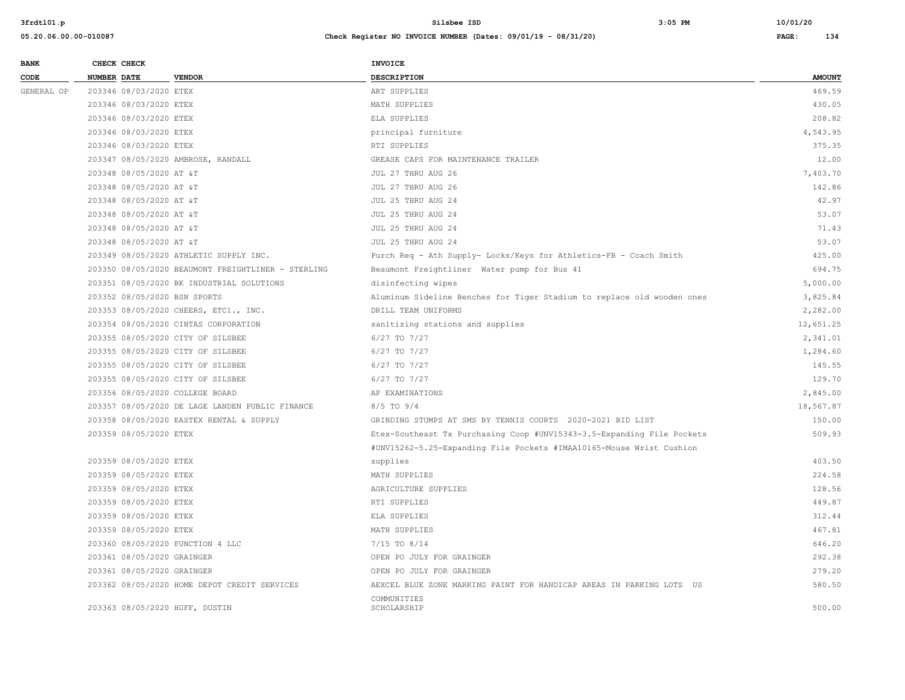| BANK CODE | CHECK NUMBER | CHECK DATE | VENDOR | INVOICE DESCRIPTION | AMOUNT |
|---|---|---|---|---|---|
| GENERAL OP | 203346 | 08/03/2020 | ETEX | ART SUPPLIES | 469.59 |
| | 203346 | 08/03/2020 | ETEX | MATH SUPPLIES | 430.05 |
| | 203346 | 08/03/2020 | ETEX | ELA SUPPLIES | 208.82 |
| | 203346 | 08/03/2020 | ETEX | principal furniture | 4,543.95 |
| | 203346 | 08/03/2020 | ETEX | RTI SUPPLIES | 375.35 |
| | 203347 | 08/05/2020 | AMBROSE, RANDALL | GREASE CAPS FOR MAINTENANCE TRAILER | 12.00 |
| | 203348 | 08/05/2020 | AT &T | JUL 27 THRU AUG 26 | 7,403.70 |
| | 203348 | 08/05/2020 | AT &T | JUL 27 THRU AUG 26 | 142.86 |
| | 203348 | 08/05/2020 | AT &T | JUL 25 THRU AUG 24 | 42.97 |
| | 203348 | 08/05/2020 | AT &T | JUL 25 THRU AUG 24 | 53.07 |
| | 203348 | 08/05/2020 | AT &T | JUL 25 THRU AUG 24 | 71.43 |
| | 203348 | 08/05/2020 | AT &T | JUL 25 THRU AUG 24 | 53.07 |
| | 203349 | 08/05/2020 | ATHLETIC SUPPLY INC. | Purch Req - Ath Supply- Locks/Keys for Athletics-FB - Coach Smith | 425.00 |
| | 203350 | 08/05/2020 | BEAUMONT FREIGHTLINER - STERLING | Beaumont Freightliner Water pump for Bus 41 | 694.75 |
| | 203351 | 08/05/2020 | BK INDUSTRIAL SOLUTIONS | disinfecting wipes | 5,000.00 |
| | 203352 | 08/05/2020 | BSN SPORTS | Aluminum Sideline Benches for Tiger Stadium to replace old wooden ones | 3,825.84 |
| | 203353 | 08/05/2020 | CHEERS, ETC1., INC. | DRILL TEAM UNIFORMS | 2,282.00 |
| | 203354 | 08/05/2020 | CINTAS CORPORATION | sanitizing stations and supplies | 12,651.25 |
| | 203355 | 08/05/2020 | CITY OF SILSBEE | 6/27 TO 7/27 | 2,341.01 |
| | 203355 | 08/05/2020 | CITY OF SILSBEE | 6/27 TO 7/27 | 1,284.60 |
| | 203355 | 08/05/2020 | CITY OF SILSBEE | 6/27 TO 7/27 | 145.55 |
| | 203355 | 08/05/2020 | CITY OF SILSBEE | 6/27 TO 7/27 | 129.70 |
| | 203356 | 08/05/2020 | COLLEGE BOARD | AP EXAMINATIONS | 2,845.00 |
| | 203357 | 08/05/2020 | DE LAGE LANDEN PUBLIC FINANCE | 8/5 TO 9/4 | 18,567.87 |
| | 203358 | 08/05/2020 | EASTEX RENTAL & SUPPLY | GRINDING STUMPS AT SMS BY TENNIS COURTS 2020-2021 BID LIST | 150.00 |
| | 203359 | 08/05/2020 | ETEX | Etex-Southeast Tx Purchasing Coop #UNV15343-3.5-Expanding File Pockets #UNV15262-5.25-Expanding File Pockets #IMAA10165-Mouse Wrist Cushion | 509.93 |
| | 203359 | 08/05/2020 | ETEX | supplies | 403.50 |
| | 203359 | 08/05/2020 | ETEX | MATH SUPPLIES | 224.58 |
| | 203359 | 08/05/2020 | ETEX | AGRICULTURE SUPPLIES | 128.56 |
| | 203359 | 08/05/2020 | ETEX | RTI SUPPLIES | 449.87 |
| | 203359 | 08/05/2020 | ETEX | ELA SUPPLIES | 312.44 |
| | 203359 | 08/05/2020 | ETEX | MATH SUPPLIES | 467.81 |
| | 203360 | 08/05/2020 | FUNCTION 4 LLC | 7/15 TO 8/14 | 646.20 |
| | 203361 | 08/05/2020 | GRAINGER | OPEN PO JULY FOR GRAINGER | 292.38 |
| | 203361 | 08/05/2020 | GRAINGER | OPEN PO JULY FOR GRAINGER | 279.20 |
| | 203362 | 08/05/2020 | HOME DEPOT CREDIT SERVICES | AEXCEL BLUE ZONE MARKING PAINT FOR HANDICAP AREAS IN PARKING LOTS US COMMUNITIES | 580.50 |
| | 203363 | 08/05/2020 | HUFF, DUSTIN | SCHOLARSHIP | 500.00 |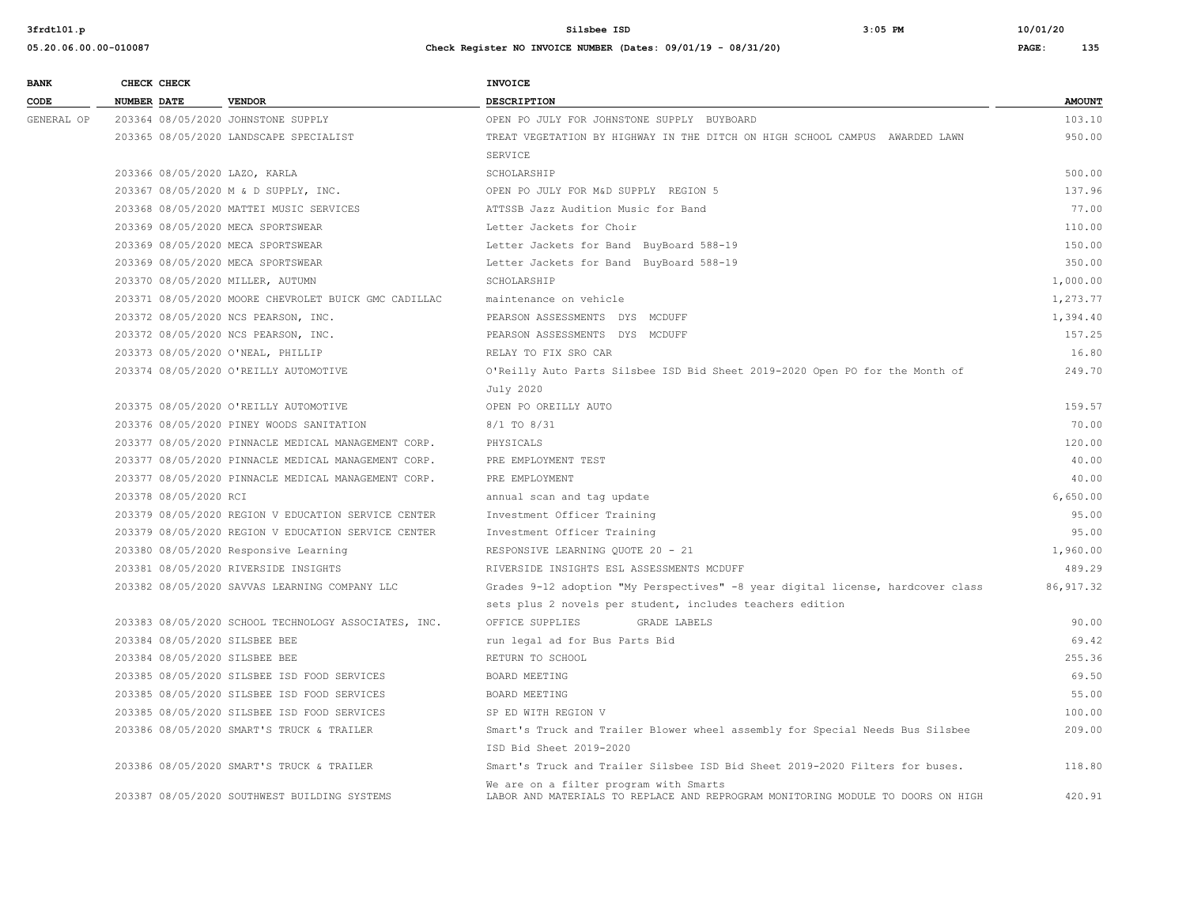| BANK CODE | CHECK NUMBER | CHECK DATE | VENDOR | INVOICE DESCRIPTION | AMOUNT |
|---|---|---|---|---|---|
| GENERAL OP | 203364 | 08/05/2020 | JOHNSTONE SUPPLY | OPEN PO JULY FOR JOHNSTONE SUPPLY BUYBOARD | 103.10 |
| | 203365 | 08/05/2020 | LANDSCAPE SPECIALIST | TREAT VEGETATION BY HIGHWAY IN THE DITCH ON HIGH SCHOOL CAMPUS AWARDED LAWN SERVICE | 950.00 |
| | 203366 | 08/05/2020 | LAZO, KARLA | SCHOLARSHIP | 500.00 |
| | 203367 | 08/05/2020 | M & D SUPPLY, INC. | OPEN PO JULY FOR M&D SUPPLY REGION 5 | 137.96 |
| | 203368 | 08/05/2020 | MATTEI MUSIC SERVICES | ATTSSB Jazz Audition Music for Band | 77.00 |
| | 203369 | 08/05/2020 | MECA SPORTSWEAR | Letter Jackets for Choir | 110.00 |
| | 203369 | 08/05/2020 | MECA SPORTSWEAR | Letter Jackets for Band BuyBoard 588-19 | 150.00 |
| | 203369 | 08/05/2020 | MECA SPORTSWEAR | Letter Jackets for Band BuyBoard 588-19 | 350.00 |
| | 203370 | 08/05/2020 | MILLER, AUTUMN | SCHOLARSHIP | 1,000.00 |
| | 203371 | 08/05/2020 | MOORE CHEVROLET BUICK GMC CADILLAC | maintenance on vehicle | 1,273.77 |
| | 203372 | 08/05/2020 | NCS PEARSON, INC. | PEARSON ASSESSMENTS DYS MCDUFF | 1,394.40 |
| | 203372 | 08/05/2020 | NCS PEARSON, INC. | PEARSON ASSESSMENTS DYS MCDUFF | 157.25 |
| | 203373 | 08/05/2020 | O'NEAL, PHILLIP | RELAY TO FIX SRO CAR | 16.80 |
| | 203374 | 08/05/2020 | O'REILLY AUTOMOTIVE | O'Reilly Auto Parts Silsbee ISD Bid Sheet 2019-2020 Open PO for the Month of July 2020 | 249.70 |
| | 203375 | 08/05/2020 | O'REILLY AUTOMOTIVE | OPEN PO OREILLY AUTO | 159.57 |
| | 203376 | 08/05/2020 | PINEY WOODS SANITATION | 8/1 TO 8/31 | 70.00 |
| | 203377 | 08/05/2020 | PINNACLE MEDICAL MANAGEMENT CORP. | PHYSICALS | 120.00 |
| | 203377 | 08/05/2020 | PINNACLE MEDICAL MANAGEMENT CORP. | PRE EMPLOYMENT TEST | 40.00 |
| | 203377 | 08/05/2020 | PINNACLE MEDICAL MANAGEMENT CORP. | PRE EMPLOYMENT | 40.00 |
| | 203378 | 08/05/2020 | RCI | annual scan and tag update | 6,650.00 |
| | 203379 | 08/05/2020 | REGION V EDUCATION SERVICE CENTER | Investment Officer Training | 95.00 |
| | 203379 | 08/05/2020 | REGION V EDUCATION SERVICE CENTER | Investment Officer Training | 95.00 |
| | 203380 | 08/05/2020 | Responsive Learning | RESPONSIVE LEARNING QUOTE 20 - 21 | 1,960.00 |
| | 203381 | 08/05/2020 | RIVERSIDE INSIGHTS | RIVERSIDE INSIGHTS ESL ASSESSMENTS MCDUFF | 489.29 |
| | 203382 | 08/05/2020 | SAVVAS LEARNING COMPANY LLC | Grades 9-12 adoption "My Perspectives" -8 year digital license, hardcover class sets plus 2 novels per student, includes teachers edition | 86,917.32 |
| | 203383 | 08/05/2020 | SCHOOL TECHNOLOGY ASSOCIATES, INC. | OFFICE SUPPLIES GRADE LABELS | 90.00 |
| | 203384 | 08/05/2020 | SILSBEE BEE | run legal ad for Bus Parts Bid | 69.42 |
| | 203384 | 08/05/2020 | SILSBEE BEE | RETURN TO SCHOOL | 255.36 |
| | 203385 | 08/05/2020 | SILSBEE ISD FOOD SERVICES | BOARD MEETING | 69.50 |
| | 203385 | 08/05/2020 | SILSBEE ISD FOOD SERVICES | BOARD MEETING | 55.00 |
| | 203385 | 08/05/2020 | SILSBEE ISD FOOD SERVICES | SP ED WITH REGION V | 100.00 |
| | 203386 | 08/05/2020 | SMART'S TRUCK & TRAILER | Smart's Truck and Trailer Blower wheel assembly for Special Needs Bus Silsbee ISD Bid Sheet 2019-2020 | 209.00 |
| | 203386 | 08/05/2020 | SMART'S TRUCK & TRAILER | Smart's Truck and Trailer Silsbee ISD Bid Sheet 2019-2020 Filters for buses. We are on a filter program with Smarts | 118.80 |
| | 203387 | 08/05/2020 | SOUTHWEST BUILDING SYSTEMS | LABOR AND MATERIALS TO REPLACE AND REPROGRAM MONITORING MODULE TO DOORS ON HIGH | 420.91 |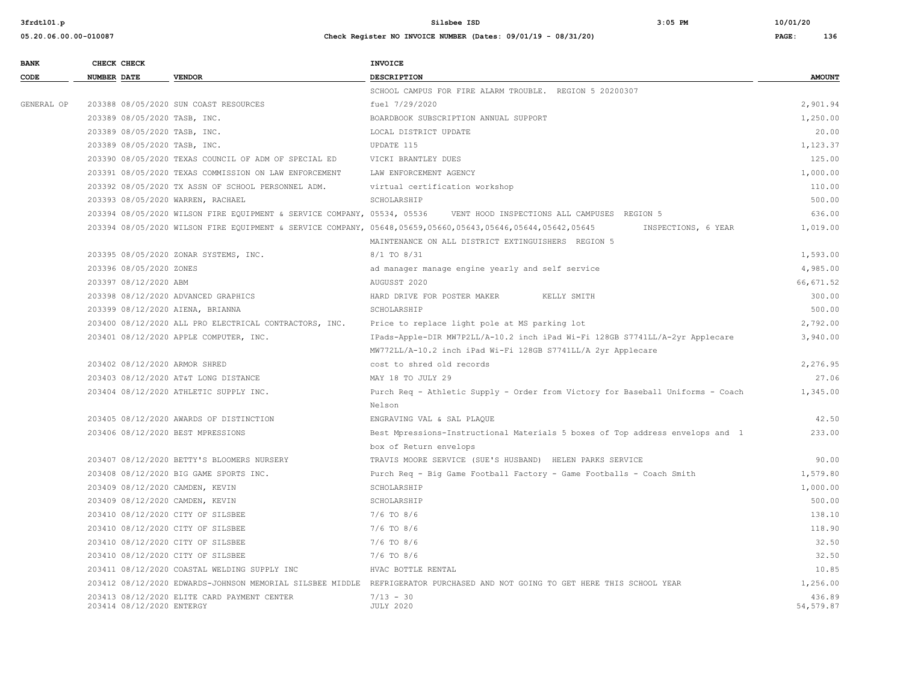| BANK CODE | CHECK NUMBER | CHECK DATE | VENDOR | INVOICE DESCRIPTION | AMOUNT |
|---|---|---|---|---|---|
| | | | | SCHOOL CAMPUS FOR FIRE ALARM TROUBLE. REGION 5 20200307 | |
| GENERAL OP | 203388 | 08/05/2020 | SUN COAST RESOURCES | fuel 7/29/2020 | 2,901.94 |
| | 203389 | 08/05/2020 | TASB, INC. | BOARDBOOK SUBSCRIPTION ANNUAL SUPPORT | 1,250.00 |
| | 203389 | 08/05/2020 | TASB, INC. | LOCAL DISTRICT UPDATE | 20.00 |
| | 203389 | 08/05/2020 | TASB, INC. | UPDATE 115 | 1,123.37 |
| | 203390 | 08/05/2020 | TEXAS COUNCIL OF ADM OF SPECIAL ED | VICKI BRANTLEY DUES | 125.00 |
| | 203391 | 08/05/2020 | TEXAS COMMISSION ON LAW ENFORCEMENT | LAW ENFORCEMENT AGENCY | 1,000.00 |
| | 203392 | 08/05/2020 | TX ASSN OF SCHOOL PERSONNEL ADM. | virtual certification workshop | 110.00 |
| | 203393 | 08/05/2020 | WARREN, RACHAEL | SCHOLARSHIP | 500.00 |
| | 203394 | 08/05/2020 | WILSON FIRE EQUIPMENT & SERVICE COMPANY, 05534, 05536 | VENT HOOD INSPECTIONS ALL CAMPUSES REGION 5 | 636.00 |
| | 203394 | 08/05/2020 | WILSON FIRE EQUIPMENT & SERVICE COMPANY, 05648,05659,05660,05643,05646,05644,05642,05645 | INSPECTIONS, 6 YEAR MAINTENANCE ON ALL DISTRICT EXTINGUISHERS REGION 5 | 1,019.00 |
| | 203395 | 08/05/2020 | ZONAR SYSTEMS, INC. | 8/1 TO 8/31 | 1,593.00 |
| | 203396 | 08/05/2020 | ZONES | ad manager manage engine yearly and self service | 4,985.00 |
| | 203397 | 08/12/2020 | ABM | AUGUSST 2020 | 66,671.52 |
| | 203398 | 08/12/2020 | ADVANCED GRAPHICS | HARD DRIVE FOR POSTER MAKER KELLY SMITH | 300.00 |
| | 203399 | 08/12/2020 | AIENA, BRIANNA | SCHOLARSHIP | 500.00 |
| | 203400 | 08/12/2020 | ALL PRO ELECTRICAL CONTRACTORS, INC. | Price to replace light pole at MS parking lot | 2,792.00 |
| | 203401 | 08/12/2020 | APPLE COMPUTER, INC. | IPads-Apple-DIR MW7P2LL/A-10.2 inch iPad Wi-Fi 128GB S7741LL/A-2yr Applecare MW772LL/A-10.2 inch iPad Wi-Fi 128GB S7741LL/A 2yr Applecare | 3,940.00 |
| | 203402 | 08/12/2020 | ARMOR SHRED | cost to shred old records | 2,276.95 |
| | 203403 | 08/12/2020 | AT&T LONG DISTANCE | MAY 18 TO JULY 29 | 27.06 |
| | 203404 | 08/12/2020 | ATHLETIC SUPPLY INC. | Purch Req - Athletic Supply - Order from Victory for Baseball Uniforms - Coach Nelson | 1,345.00 |
| | 203405 | 08/12/2020 | AWARDS OF DISTINCTION | ENGRAVING VAL & SAL PLAQUE | 42.50 |
| | 203406 | 08/12/2020 | BEST MPRESSIONS | Best Mpressions-Instructional Materials 5 boxes of Top address envelops and 1 box of Return envelops | 233.00 |
| | 203407 | 08/12/2020 | BETTY'S BLOOMERS NURSERY | TRAVIS MOORE SERVICE (SUE'S HUSBAND) HELEN PARKS SERVICE | 90.00 |
| | 203408 | 08/12/2020 | BIG GAME SPORTS INC. | Purch Req - Big Game Football Factory - Game Footballs - Coach Smith | 1,579.80 |
| | 203409 | 08/12/2020 | CAMDEN, KEVIN | SCHOLARSHIP | 1,000.00 |
| | 203409 | 08/12/2020 | CAMDEN, KEVIN | SCHOLARSHIP | 500.00 |
| | 203410 | 08/12/2020 | CITY OF SILSBEE | 7/6 TO 8/6 | 138.10 |
| | 203410 | 08/12/2020 | CITY OF SILSBEE | 7/6 TO 8/6 | 118.90 |
| | 203410 | 08/12/2020 | CITY OF SILSBEE | 7/6 TO 8/6 | 32.50 |
| | 203410 | 08/12/2020 | CITY OF SILSBEE | 7/6 TO 8/6 | 32.50 |
| | 203411 | 08/12/2020 | COASTAL WELDING SUPPLY INC | HVAC BOTTLE RENTAL | 10.85 |
| | 203412 | 08/12/2020 | EDWARDS-JOHNSON MEMORIAL SILSBEE MIDDLE | REFRIGERATOR PURCHASED AND NOT GOING TO GET HERE THIS SCHOOL YEAR | 1,256.00 |
| | 203413 | 08/12/2020 | ELITE CARD PAYMENT CENTER | 7/13 - 30 | 436.89 |
| | 203414 | 08/12/2020 | ENTERGY | JULY 2020 | 54,579.87 |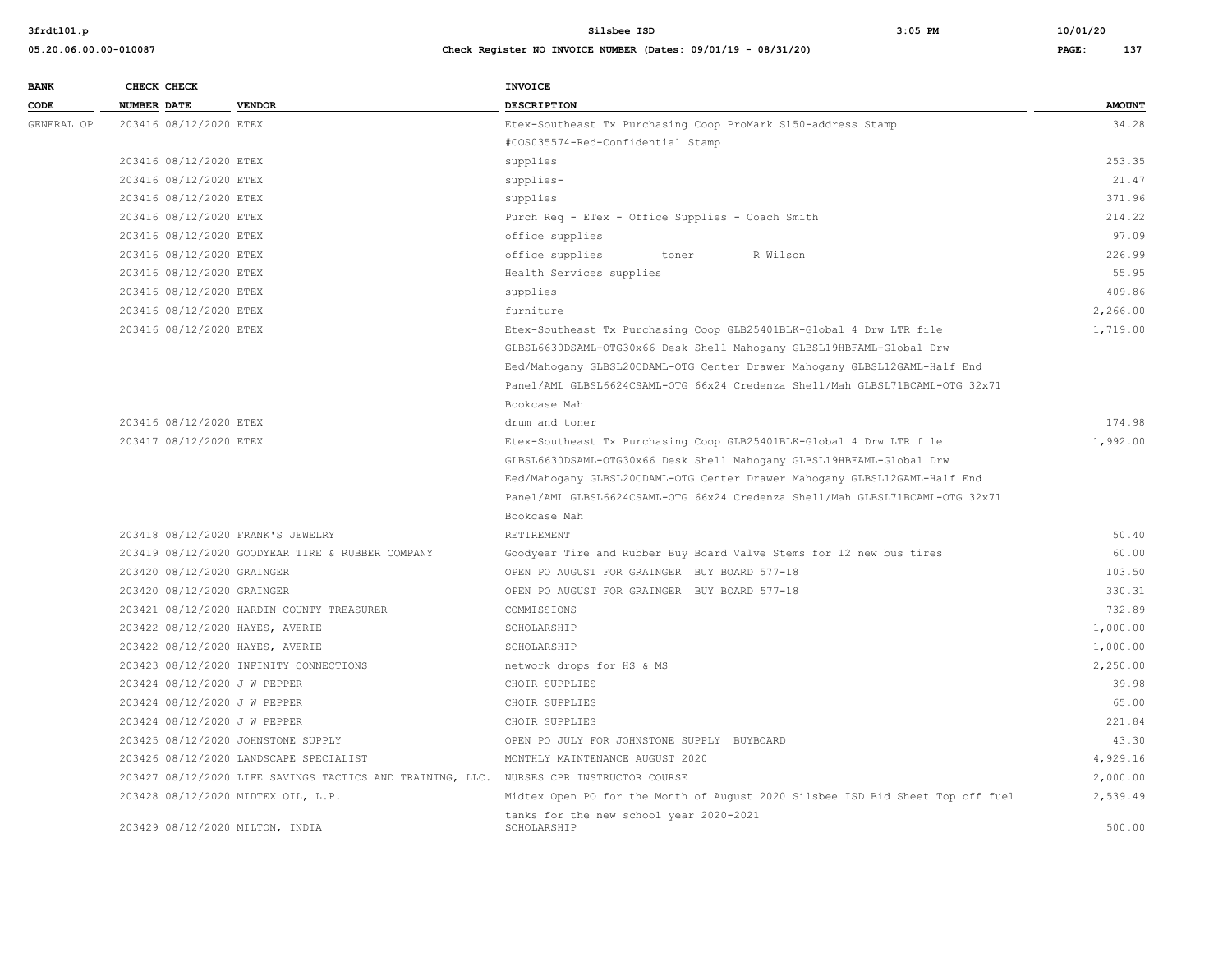| BANK CODE | CHECK NUMBER | CHECK DATE | VENDOR | INVOICE DESCRIPTION | AMOUNT |
|---|---|---|---|---|---|
| GENERAL OP | 203416 | 08/12/2020 | ETEX | Etex-Southeast Tx Purchasing Coop ProMark S150-address Stamp #COS035574-Red-Confidential Stamp | 34.28 |
| | 203416 | 08/12/2020 | ETEX | supplies | 253.35 |
| | 203416 | 08/12/2020 | ETEX | supplies- | 21.47 |
| | 203416 | 08/12/2020 | ETEX | supplies | 371.96 |
| | 203416 | 08/12/2020 | ETEX | Purch Req - ETex - Office Supplies - Coach Smith | 214.22 |
| | 203416 | 08/12/2020 | ETEX | office supplies | 97.09 |
| | 203416 | 08/12/2020 | ETEX | office supplies toner R Wilson | 226.99 |
| | 203416 | 08/12/2020 | ETEX | Health Services supplies | 55.95 |
| | 203416 | 08/12/2020 | ETEX | supplies | 409.86 |
| | 203416 | 08/12/2020 | ETEX | furniture | 2,266.00 |
| | 203416 | 08/12/2020 | ETEX | Etex-Southeast Tx Purchasing Coop GLB25401BLK-Global 4 Drw LTR file GLBSL6630DSAML-OTG30x66 Desk Shell Mahogany GLBSL19HBFAML-Global Drw Eed/Mahogany GLBSL20CDAML-OTG Center Drawer Mahogany GLBSL12GAML-Half End Panel/AML GLBSL6624CSAML-OTG 66x24 Credenza Shell/Mah GLBSL71BCAML-OTG 32x71 Bookcase Mah | 1,719.00 |
| | 203416 | 08/12/2020 | ETEX | drum and toner | 174.98 |
| | 203417 | 08/12/2020 | ETEX | Etex-Southeast Tx Purchasing Coop GLB25401BLK-Global 4 Drw LTR file GLBSL6630DSAML-OTG30x66 Desk Shell Mahogany GLBSL19HBFAML-Global Drw Eed/Mahogany GLBSL20CDAML-OTG Center Drawer Mahogany GLBSL12GAML-Half End Panel/AML GLBSL6624CSAML-OTG 66x24 Credenza Shell/Mah GLBSL71BCAML-OTG 32x71 Bookcase Mah | 1,992.00 |
| | 203418 | 08/12/2020 | FRANK'S JEWELRY | RETIREMENT | 50.40 |
| | 203419 | 08/12/2020 | GOODYEAR TIRE & RUBBER COMPANY | Goodyear Tire and Rubber Buy Board Valve Stems for 12 new bus tires | 60.00 |
| | 203420 | 08/12/2020 | GRAINGER | OPEN PO AUGUST FOR GRAINGER BUY BOARD 577-18 | 103.50 |
| | 203420 | 08/12/2020 | GRAINGER | OPEN PO AUGUST FOR GRAINGER BUY BOARD 577-18 | 330.31 |
| | 203421 | 08/12/2020 | HARDIN COUNTY TREASURER | COMMISSIONS | 732.89 |
| | 203422 | 08/12/2020 | HAYES, AVERIE | SCHOLARSHIP | 1,000.00 |
| | 203422 | 08/12/2020 | HAYES, AVERIE | SCHOLARSHIP | 1,000.00 |
| | 203423 | 08/12/2020 | INFINITY CONNECTIONS | network drops for HS & MS | 2,250.00 |
| | 203424 | 08/12/2020 | J W PEPPER | CHOIR SUPPLIES | 39.98 |
| | 203424 | 08/12/2020 | J W PEPPER | CHOIR SUPPLIES | 65.00 |
| | 203424 | 08/12/2020 | J W PEPPER | CHOIR SUPPLIES | 221.84 |
| | 203425 | 08/12/2020 | JOHNSTONE SUPPLY | OPEN PO JULY FOR JOHNSTONE SUPPLY BUYBOARD | 43.30 |
| | 203426 | 08/12/2020 | LANDSCAPE SPECIALIST | MONTHLY MAINTENANCE AUGUST 2020 | 4,929.16 |
| | 203427 | 08/12/2020 | LIFE SAVINGS TACTICS AND TRAINING, LLC. | NURSES CPR INSTRUCTOR COURSE | 2,000.00 |
| | 203428 | 08/12/2020 | MIDTEX OIL, L.P. | Midtex Open PO for the Month of August 2020 Silsbee ISD Bid Sheet Top off fuel tanks for the new school year 2020-2021 | 2,539.49 |
| | 203429 | 08/12/2020 | MILTON, INDIA | SCHOLARSHIP | 500.00 |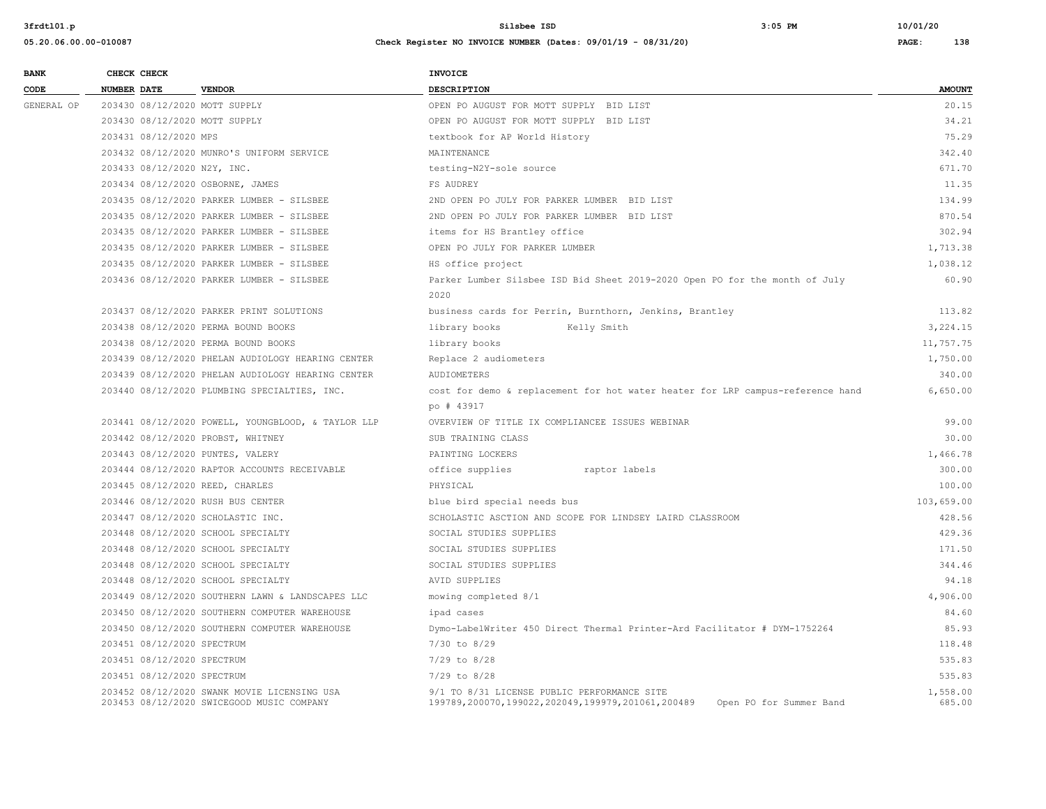# Silsbee ISD

**Check Register NO INVOICE NUMBER (Dates: 09/01/19 - 08/31/20)**

| BANK CODE | CHECK NUMBER | CHECK DATE | VENDOR | INVOICE DESCRIPTION | AMOUNT |
|---|---|---|---|---|---|
| GENERAL OP | 203430 | 08/12/2020 | MOTT SUPPLY | OPEN PO AUGUST FOR MOTT SUPPLY BID LIST | 20.15 |
| | 203430 | 08/12/2020 | MOTT SUPPLY | OPEN PO AUGUST FOR MOTT SUPPLY BID LIST | 34.21 |
| | 203431 | 08/12/2020 | MPS | textbook for AP World History | 75.29 |
| | 203432 | 08/12/2020 | MUNRO'S UNIFORM SERVICE | MAINTENANCE | 342.40 |
| | 203433 | 08/12/2020 | N2Y, INC. | testing-N2Y-sole source | 671.70 |
| | 203434 | 08/12/2020 | OSBORNE, JAMES | FS AUDREY | 11.35 |
| | 203435 | 08/12/2020 | PARKER LUMBER - SILSBEE | 2ND OPEN PO JULY FOR PARKER LUMBER BID LIST | 134.99 |
| | 203435 | 08/12/2020 | PARKER LUMBER - SILSBEE | 2ND OPEN PO JULY FOR PARKER LUMBER BID LIST | 870.54 |
| | 203435 | 08/12/2020 | PARKER LUMBER - SILSBEE | items for HS Brantley office | 302.94 |
| | 203435 | 08/12/2020 | PARKER LUMBER - SILSBEE | OPEN PO JULY FOR PARKER LUMBER | 1,713.38 |
| | 203435 | 08/12/2020 | PARKER LUMBER - SILSBEE | HS office project | 1,038.12 |
| | 203436 | 08/12/2020 | PARKER LUMBER - SILSBEE | Parker Lumber Silsbee ISD Bid Sheet 2019-2020 Open PO for the month of July 2020 | 60.90 |
| | 203437 | 08/12/2020 | PARKER PRINT SOLUTIONS | business cards for Perrin, Burnthorn, Jenkins, Brantley | 113.82 |
| | 203438 | 08/12/2020 | PERMA BOUND BOOKS | library books Kelly Smith | 3,224.15 |
| | 203438 | 08/12/2020 | PERMA BOUND BOOKS | library books | 11,757.75 |
| | 203439 | 08/12/2020 | PHELAN AUDIOLOGY HEARING CENTER | Replace 2 audiometers | 1,750.00 |
| | 203439 | 08/12/2020 | PHELAN AUDIOLOGY HEARING CENTER | AUDIOMETERS | 340.00 |
| | 203440 | 08/12/2020 | PLUMBING SPECIALTIES, INC. | cost for demo & replacement for hot water heater for LRP campus-reference hand po # 43917 | 6,650.00 |
| | 203441 | 08/12/2020 | POWELL, YOUNGBLOOD, & TAYLOR LLP | OVERVIEW OF TITLE IX COMPLIANCEE ISSUES WEBINAR | 99.00 |
| | 203442 | 08/12/2020 | PROBST, WHITNEY | SUB TRAINING CLASS | 30.00 |
| | 203443 | 08/12/2020 | PUNTES, VALERY | PAINTING LOCKERS | 1,466.78 |
| | 203444 | 08/12/2020 | RAPTOR ACCOUNTS RECEIVABLE | office supplies raptor labels | 300.00 |
| | 203445 | 08/12/2020 | REED, CHARLES | PHYSICAL | 100.00 |
| | 203446 | 08/12/2020 | RUSH BUS CENTER | blue bird special needs bus | 103,659.00 |
| | 203447 | 08/12/2020 | SCHOLASTIC INC. | SCHOLASTIC ASCTION AND SCOPE FOR LINDSEY LAIRD CLASSROOM | 428.56 |
| | 203448 | 08/12/2020 | SCHOOL SPECIALTY | SOCIAL STUDIES SUPPLIES | 429.36 |
| | 203448 | 08/12/2020 | SCHOOL SPECIALTY | SOCIAL STUDIES SUPPLIES | 171.50 |
| | 203448 | 08/12/2020 | SCHOOL SPECIALTY | SOCIAL STUDIES SUPPLIES | 344.46 |
| | 203448 | 08/12/2020 | SCHOOL SPECIALTY | AVID SUPPLIES | 94.18 |
| | 203449 | 08/12/2020 | SOUTHERN LAWN & LANDSCAPES LLC | mowing completed 8/1 | 4,906.00 |
| | 203450 | 08/12/2020 | SOUTHERN COMPUTER WAREHOUSE | ipad cases | 84.60 |
| | 203450 | 08/12/2020 | SOUTHERN COMPUTER WAREHOUSE | Dymo-LabelWriter 450 Direct Thermal Printer-Ard Facilitator # DYM-1752264 | 85.93 |
| | 203451 | 08/12/2020 | SPECTRUM | 7/30 to 8/29 | 118.48 |
| | 203451 | 08/12/2020 | SPECTRUM | 7/29 to 8/28 | 535.83 |
| | 203451 | 08/12/2020 | SPECTRUM | 7/29 to 8/28 | 535.83 |
| | 203452 | 08/12/2020 | SWANK MOVIE LICENSING USA | 9/1 TO 8/31 LICENSE PUBLIC PERFORMANCE SITE | 1,558.00 |
| | 203453 | 08/12/2020 | SWICEGOOD MUSIC COMPANY | 199789,200070,199022,202049,199979,201061,200489 Open PO for Summer Band | 685.00 |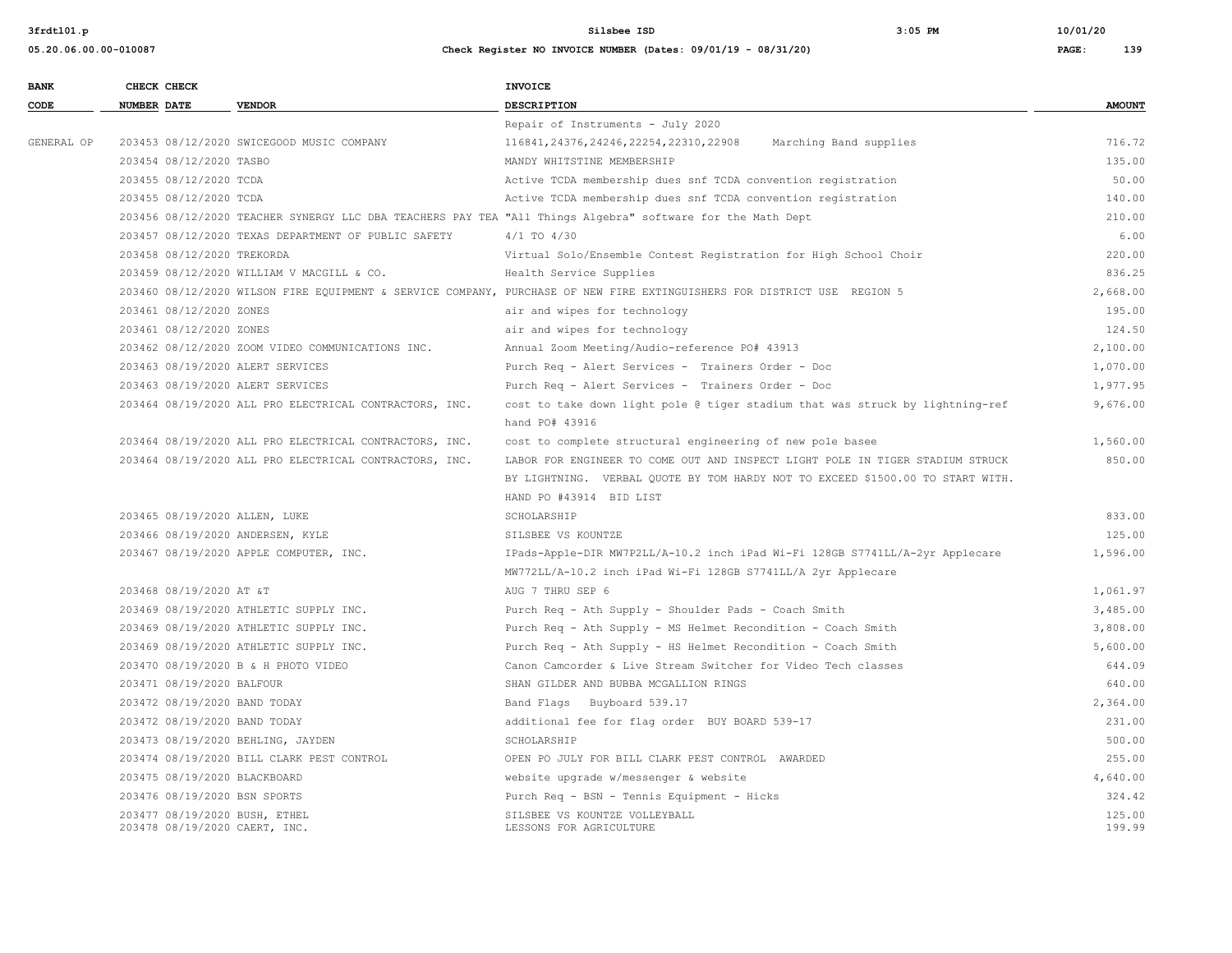| BANK CODE | CHECK NUMBER | CHECK DATE | VENDOR | INVOICE DESCRIPTION | AMOUNT |
|---|---|---|---|---|---|
| | | | | Repair of Instruments - July 2020 | |
| GENERAL OP | 203453 | 08/12/2020 | SWICEGOOD MUSIC COMPANY | 116841,24376,24246,22254,22310,22908 Marching Band supplies | 716.72 |
| | 203454 | 08/12/2020 | TASBO | MANDY WHITSTINE MEMBERSHIP | 135.00 |
| | 203455 | 08/12/2020 | TCDA | Active TCDA membership dues snf TCDA convention registration | 50.00 |
| | 203455 | 08/12/2020 | TCDA | Active TCDA membership dues snf TCDA convention registration | 140.00 |
| | 203456 | 08/12/2020 | TEACHER SYNERGY LLC DBA TEACHERS PAY TEA | "All Things Algebra" software for the Math Dept | 210.00 |
| | 203457 | 08/12/2020 | TEXAS DEPARTMENT OF PUBLIC SAFETY | 4/1 TO 4/30 | 6.00 |
| | 203458 | 08/12/2020 | TREKORDA | Virtual Solo/Ensemble Contest Registration for High School Choir | 220.00 |
| | 203459 | 08/12/2020 | WILLIAM V MACGILL & CO. | Health Service Supplies | 836.25 |
| | 203460 | 08/12/2020 | WILSON FIRE EQUIPMENT & SERVICE COMPANY, | PURCHASE OF NEW FIRE EXTINGUISHERS FOR DISTRICT USE REGION 5 | 2,668.00 |
| | 203461 | 08/12/2020 | ZONES | air and wipes for technology | 195.00 |
| | 203461 | 08/12/2020 | ZONES | air and wipes for technology | 124.50 |
| | 203462 | 08/12/2020 | ZOOM VIDEO COMMUNICATIONS INC. | Annual Zoom Meeting/Audio-reference PO# 43913 | 2,100.00 |
| | 203463 | 08/19/2020 | ALERT SERVICES | Purch Req - Alert Services - Trainers Order - Doc | 1,070.00 |
| | 203463 | 08/19/2020 | ALERT SERVICES | Purch Req - Alert Services - Trainers Order - Doc | 1,977.95 |
| | 203464 | 08/19/2020 | ALL PRO ELECTRICAL CONTRACTORS, INC. | cost to take down light pole @ tiger stadium that was struck by lightning-ref hand PO# 43916 | 9,676.00 |
| | 203464 | 08/19/2020 | ALL PRO ELECTRICAL CONTRACTORS, INC. | cost to complete structural engineering of new pole basee | 1,560.00 |
| | 203464 | 08/19/2020 | ALL PRO ELECTRICAL CONTRACTORS, INC. | LABOR FOR ENGINEER TO COME OUT AND INSPECT LIGHT POLE IN TIGER STADIUM STRUCK BY LIGHTNING. VERBAL QUOTE BY TOM HARDY NOT TO EXCEED $1500.00 TO START WITH. HAND PO #43914 BID LIST | 850.00 |
| | 203465 | 08/19/2020 | ALLEN, LUKE | SCHOLARSHIP | 833.00 |
| | 203466 | 08/19/2020 | ANDERSEN, KYLE | SILSBEE VS KOUNTZE | 125.00 |
| | 203467 | 08/19/2020 | APPLE COMPUTER, INC. | IPads-Apple-DIR MW7P2LL/A-10.2 inch iPad Wi-Fi 128GB S7741LL/A-2yr Applecare MW772LL/A-10.2 inch iPad Wi-Fi 128GB S7741LL/A 2yr Applecare | 1,596.00 |
| | 203468 | 08/19/2020 | AT &T | AUG 7 THRU SEP 6 | 1,061.97 |
| | 203469 | 08/19/2020 | ATHLETIC SUPPLY INC. | Purch Req - Ath Supply - Shoulder Pads - Coach Smith | 3,485.00 |
| | 203469 | 08/19/2020 | ATHLETIC SUPPLY INC. | Purch Req - Ath Supply - MS Helmet Recondition - Coach Smith | 3,808.00 |
| | 203469 | 08/19/2020 | ATHLETIC SUPPLY INC. | Purch Req - Ath Supply - HS Helmet Recondition - Coach Smith | 5,600.00 |
| | 203470 | 08/19/2020 | B & H PHOTO VIDEO | Canon Camcorder & Live Stream Switcher for Video Tech classes | 644.09 |
| | 203471 | 08/19/2020 | BALFOUR | SHAN GILDER AND BUBBA MCGALLION RINGS | 640.00 |
| | 203472 | 08/19/2020 | BAND TODAY | Band Flags Buyboard 539.17 | 2,364.00 |
| | 203472 | 08/19/2020 | BAND TODAY | additional fee for flag order BUY BOARD 539-17 | 231.00 |
| | 203473 | 08/19/2020 | BEHLING, JAYDEN | SCHOLARSHIP | 500.00 |
| | 203474 | 08/19/2020 | BILL CLARK PEST CONTROL | OPEN PO JULY FOR BILL CLARK PEST CONTROL AWARDED | 255.00 |
| | 203475 | 08/19/2020 | BLACKBOARD | website upgrade w/messenger & website | 4,640.00 |
| | 203476 | 08/19/2020 | BSN SPORTS | Purch Req - BSN - Tennis Equipment - Hicks | 324.42 |
| | 203477 | 08/19/2020 | BUSH, ETHEL | SILSBEE VS KOUNTZE VOLLEYBALL | 125.00 |
| | 203478 | 08/19/2020 | CAERT, INC. | LESSONS FOR AGRICULTURE | 199.99 |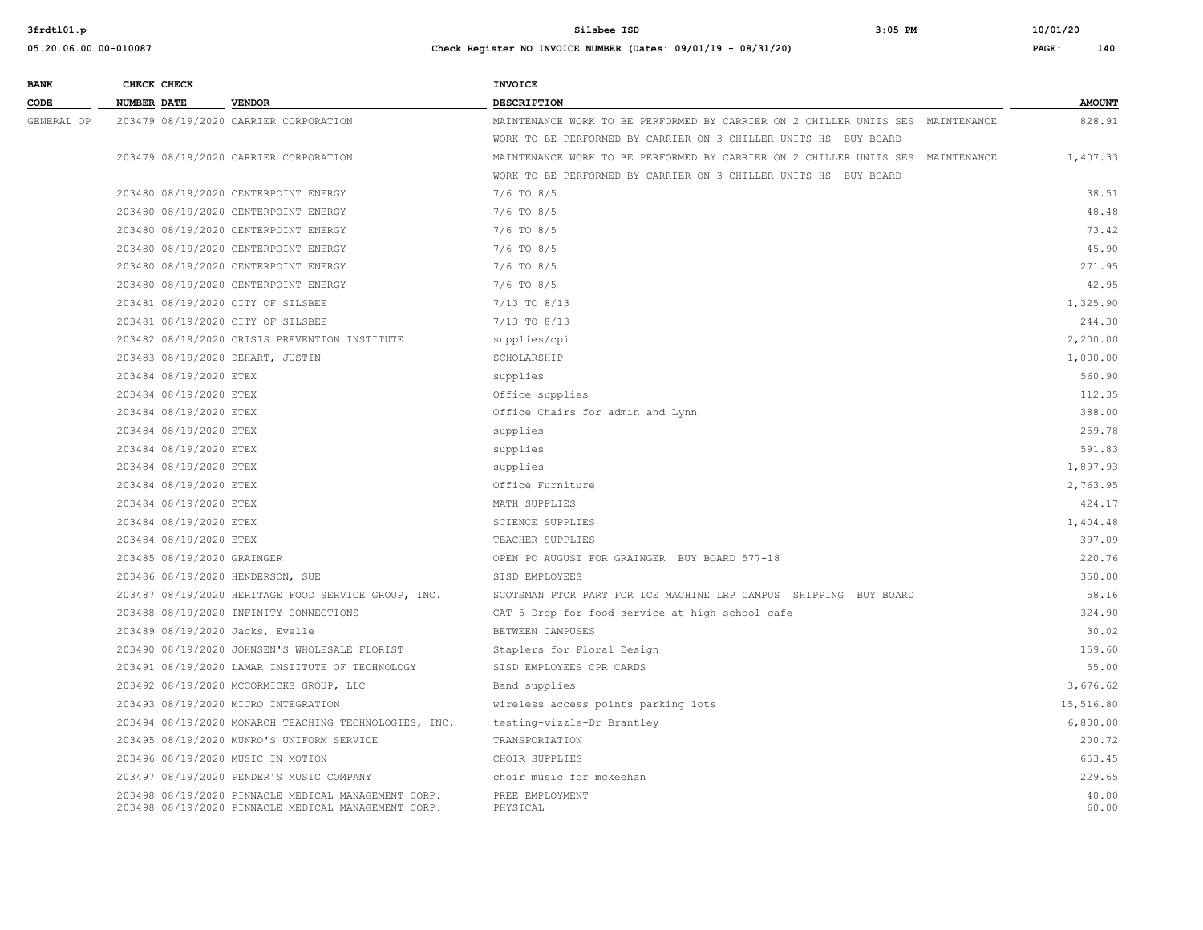| BANK CODE | CHECK NUMBER | CHECK DATE | VENDOR | INVOICE DESCRIPTION | AMOUNT |
|---|---|---|---|---|---|
| GENERAL OP | 203479 | 08/19/2020 | CARRIER CORPORATION | MAINTENANCE WORK TO BE PERFORMED BY CARRIER ON 2 CHILLER UNITS SES MAINTENANCE WORK TO BE PERFORMED BY CARRIER ON 3 CHILLER UNITS HS BUY BOARD | 828.91 |
| | 203479 | 08/19/2020 | CARRIER CORPORATION | MAINTENANCE WORK TO BE PERFORMED BY CARRIER ON 2 CHILLER UNITS SES MAINTENANCE WORK TO BE PERFORMED BY CARRIER ON 3 CHILLER UNITS HS BUY BOARD | 1,407.33 |
| | 203480 | 08/19/2020 | CENTERPOINT ENERGY | 7/6 TO 8/5 | 38.51 |
| | 203480 | 08/19/2020 | CENTERPOINT ENERGY | 7/6 TO 8/5 | 48.48 |
| | 203480 | 08/19/2020 | CENTERPOINT ENERGY | 7/6 TO 8/5 | 73.42 |
| | 203480 | 08/19/2020 | CENTERPOINT ENERGY | 7/6 TO 8/5 | 45.90 |
| | 203480 | 08/19/2020 | CENTERPOINT ENERGY | 7/6 TO 8/5 | 271.95 |
| | 203480 | 08/19/2020 | CENTERPOINT ENERGY | 7/6 TO 8/5 | 42.95 |
| | 203481 | 08/19/2020 | CITY OF SILSBEE | 7/13 TO 8/13 | 1,325.90 |
| | 203481 | 08/19/2020 | CITY OF SILSBEE | 7/13 TO 8/13 | 244.30 |
| | 203482 | 08/19/2020 | CRISIS PREVENTION INSTITUTE | supplies/cpi | 2,200.00 |
| | 203483 | 08/19/2020 | DEHART, JUSTIN | SCHOLARSHIP | 1,000.00 |
| | 203484 | 08/19/2020 | ETEX | supplies | 560.90 |
| | 203484 | 08/19/2020 | ETEX | Office supplies | 112.35 |
| | 203484 | 08/19/2020 | ETEX | Office Chairs for admin and Lynn | 388.00 |
| | 203484 | 08/19/2020 | ETEX | supplies | 259.78 |
| | 203484 | 08/19/2020 | ETEX | supplies | 591.83 |
| | 203484 | 08/19/2020 | ETEX | supplies | 1,897.93 |
| | 203484 | 08/19/2020 | ETEX | Office Furniture | 2,763.95 |
| | 203484 | 08/19/2020 | ETEX | MATH SUPPLIES | 424.17 |
| | 203484 | 08/19/2020 | ETEX | SCIENCE SUPPLIES | 1,404.48 |
| | 203484 | 08/19/2020 | ETEX | TEACHER SUPPLIES | 397.09 |
| | 203485 | 08/19/2020 | GRAINGER | OPEN PO AUGUST FOR GRAINGER BUY BOARD 577-18 | 220.76 |
| | 203486 | 08/19/2020 | HENDERSON, SUE | SISD EMPLOYEES | 350.00 |
| | 203487 | 08/19/2020 | HERITAGE FOOD SERVICE GROUP, INC. | SCOTSMAN PTCR PART FOR ICE MACHINE LRP CAMPUS SHIPPING BUY BOARD | 58.16 |
| | 203488 | 08/19/2020 | INFINITY CONNECTIONS | CAT 5 Drop for food service at high school cafe | 324.90 |
| | 203489 | 08/19/2020 | Jacks, Evelle | BETWEEN CAMPUSES | 30.02 |
| | 203490 | 08/19/2020 | JOHNSEN'S WHOLESALE FLORIST | Staplers for Floral Design | 159.60 |
| | 203491 | 08/19/2020 | LAMAR INSTITUTE OF TECHNOLOGY | SISD EMPLOYEES CPR CARDS | 55.00 |
| | 203492 | 08/19/2020 | MCCORMICKS GROUP, LLC | Band supplies | 3,676.62 |
| | 203493 | 08/19/2020 | MICRO INTEGRATION | wireless access points parking lots | 15,516.80 |
| | 203494 | 08/19/2020 | MONARCH TEACHING TECHNOLOGIES, INC. | testing-vizzle-Dr Brantley | 6,800.00 |
| | 203495 | 08/19/2020 | MUNRO'S UNIFORM SERVICE | TRANSPORTATION | 200.72 |
| | 203496 | 08/19/2020 | MUSIC IN MOTION | CHOIR SUPPLIES | 653.45 |
| | 203497 | 08/19/2020 | PENDER'S MUSIC COMPANY | choir music for mckeehan | 229.65 |
| | 203498 | 08/19/2020 | PINNACLE MEDICAL MANAGEMENT CORP. | PREE EMPLOYMENT | 40.00 |
| | 203498 | 08/19/2020 | PINNACLE MEDICAL MANAGEMENT CORP. | PHYSICAL | 60.00 |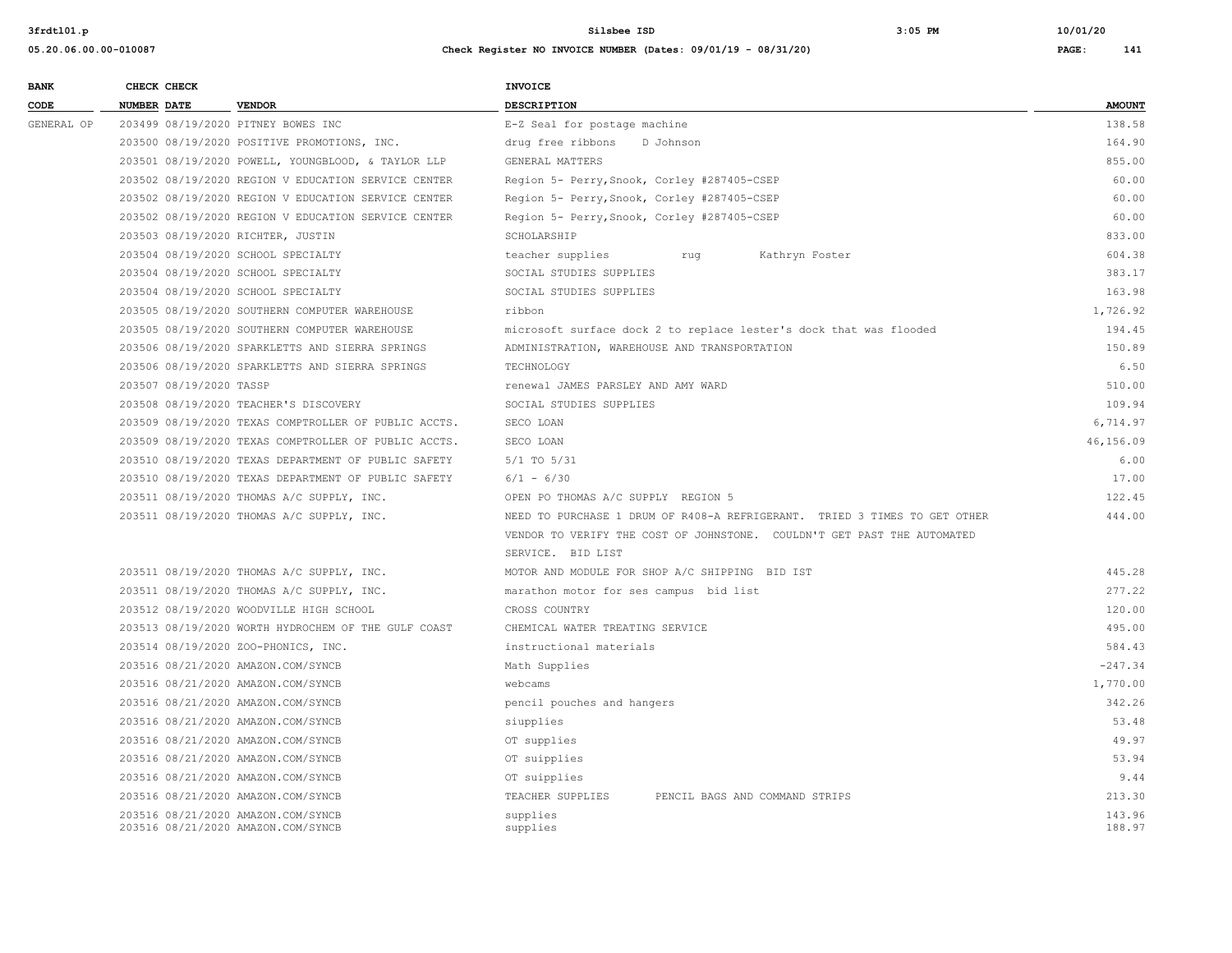| BANK CODE | CHECK NUMBER | CHECK DATE | VENDOR | INVOICE DESCRIPTION | AMOUNT |
|---|---|---|---|---|---|
| GENERAL OP | 203499 | 08/19/2020 | PITNEY BOWES INC | E-Z Seal for postage machine | 138.58 |
| | 203500 | 08/19/2020 | POSITIVE PROMOTIONS, INC. | drug free ribbons D Johnson | 164.90 |
| | 203501 | 08/19/2020 | POWELL, YOUNGBLOOD, & TAYLOR LLP | GENERAL MATTERS | 855.00 |
| | 203502 | 08/19/2020 | REGION V EDUCATION SERVICE CENTER | Region 5- Perry,Snook, Corley #287405-CSEP | 60.00 |
| | 203502 | 08/19/2020 | REGION V EDUCATION SERVICE CENTER | Region 5- Perry,Snook, Corley #287405-CSEP | 60.00 |
| | 203502 | 08/19/2020 | REGION V EDUCATION SERVICE CENTER | Region 5- Perry,Snook, Corley #287405-CSEP | 60.00 |
| | 203503 | 08/19/2020 | RICHTER, JUSTIN | SCHOLARSHIP | 833.00 |
| | 203504 | 08/19/2020 | SCHOOL SPECIALTY | teacher supplies rug Kathryn Foster | 604.38 |
| | 203504 | 08/19/2020 | SCHOOL SPECIALTY | SOCIAL STUDIES SUPPLIES | 383.17 |
| | 203504 | 08/19/2020 | SCHOOL SPECIALTY | SOCIAL STUDIES SUPPLIES | 163.98 |
| | 203505 | 08/19/2020 | SOUTHERN COMPUTER WAREHOUSE | ribbon | 1,726.92 |
| | 203505 | 08/19/2020 | SOUTHERN COMPUTER WAREHOUSE | microsoft surface dock 2 to replace lester's dock that was flooded | 194.45 |
| | 203506 | 08/19/2020 | SPARKLETTS AND SIERRA SPRINGS | ADMINISTRATION, WAREHOUSE AND TRANSPORTATION | 150.89 |
| | 203506 | 08/19/2020 | SPARKLETTS AND SIERRA SPRINGS | TECHNOLOGY | 6.50 |
| | 203507 | 08/19/2020 | TASSP | renewal JAMES PARSLEY AND AMY WARD | 510.00 |
| | 203508 | 08/19/2020 | TEACHER'S DISCOVERY | SOCIAL STUDIES SUPPLIES | 109.94 |
| | 203509 | 08/19/2020 | TEXAS COMPTROLLER OF PUBLIC ACCTS. | SECO LOAN | 6,714.97 |
| | 203509 | 08/19/2020 | TEXAS COMPTROLLER OF PUBLIC ACCTS. | SECO LOAN | 46,156.09 |
| | 203510 | 08/19/2020 | TEXAS DEPARTMENT OF PUBLIC SAFETY | 5/1 TO 5/31 | 6.00 |
| | 203510 | 08/19/2020 | TEXAS DEPARTMENT OF PUBLIC SAFETY | 6/1 - 6/30 | 17.00 |
| | 203511 | 08/19/2020 | THOMAS A/C SUPPLY, INC. | OPEN PO THOMAS A/C SUPPLY REGION 5 | 122.45 |
| | 203511 | 08/19/2020 | THOMAS A/C SUPPLY, INC. | NEED TO PURCHASE 1 DRUM OF R408-A REFRIGERANT. TRIED 3 TIMES TO GET OTHER VENDOR TO VERIFY THE COST OF JOHNSTONE. COULDN'T GET PAST THE AUTOMATED SERVICE. BID LIST | 444.00 |
| | 203511 | 08/19/2020 | THOMAS A/C SUPPLY, INC. | MOTOR AND MODULE FOR SHOP A/C SHIPPING BID IST | 445.28 |
| | 203511 | 08/19/2020 | THOMAS A/C SUPPLY, INC. | marathon motor for ses campus bid list | 277.22 |
| | 203512 | 08/19/2020 | WOODVILLE HIGH SCHOOL | CROSS COUNTRY | 120.00 |
| | 203513 | 08/19/2020 | WORTH HYDROCHEM OF THE GULF COAST | CHEMICAL WATER TREATING SERVICE | 495.00 |
| | 203514 | 08/19/2020 | ZOO-PHONICS, INC. | instructional materials | 584.43 |
| | 203516 | 08/21/2020 | AMAZON.COM/SYNCB | Math Supplies | -247.34 |
| | 203516 | 08/21/2020 | AMAZON.COM/SYNCB | webcams | 1,770.00 |
| | 203516 | 08/21/2020 | AMAZON.COM/SYNCB | pencil pouches and hangers | 342.26 |
| | 203516 | 08/21/2020 | AMAZON.COM/SYNCB | siupplies | 53.48 |
| | 203516 | 08/21/2020 | AMAZON.COM/SYNCB | OT supplies | 49.97 |
| | 203516 | 08/21/2020 | AMAZON.COM/SYNCB | OT suipplies | 53.94 |
| | 203516 | 08/21/2020 | AMAZON.COM/SYNCB | OT suipplies | 9.44 |
| | 203516 | 08/21/2020 | AMAZON.COM/SYNCB | TEACHER SUPPLIES PENCIL BAGS AND COMMAND STRIPS | 213.30 |
| | 203516 | 08/21/2020 | AMAZON.COM/SYNCB | supplies | 143.96 |
| | 203516 | 08/21/2020 | AMAZON.COM/SYNCB | supplies | 188.97 |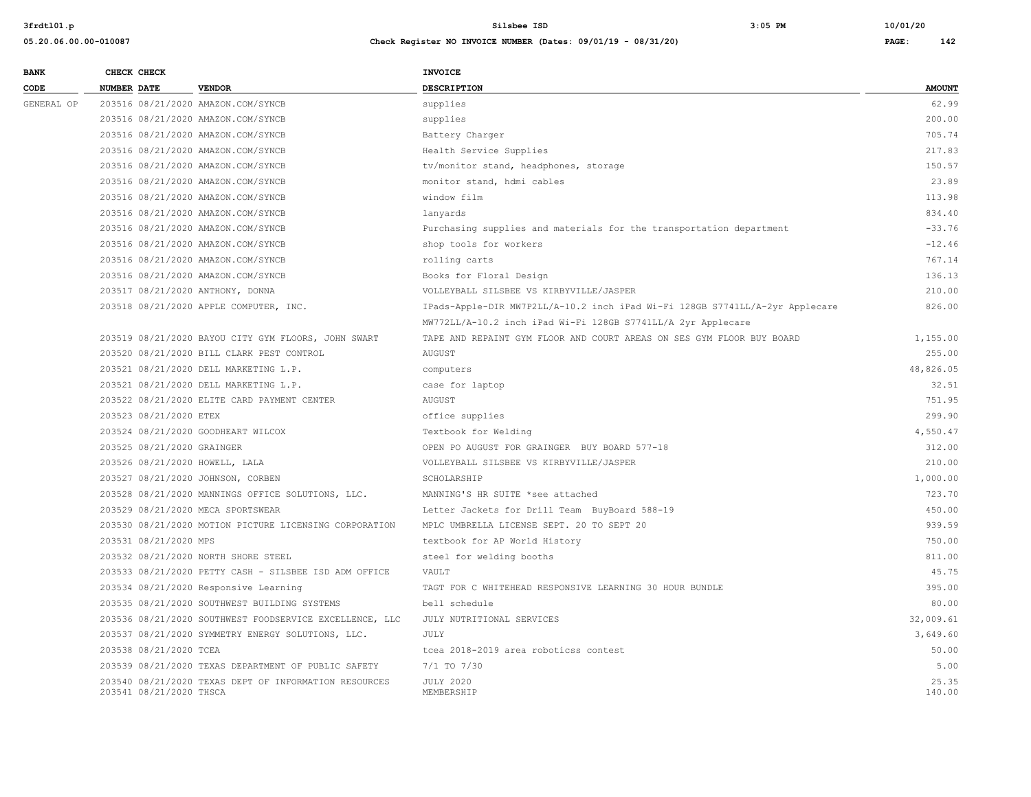| BANK CODE | CHECK NUMBER | CHECK DATE | VENDOR | INVOICE DESCRIPTION | AMOUNT |
|---|---|---|---|---|---|
| GENERAL OP | 203516 | 08/21/2020 | AMAZON.COM/SYNCB | supplies | 62.99 |
| | 203516 | 08/21/2020 | AMAZON.COM/SYNCB | supplies | 200.00 |
| | 203516 | 08/21/2020 | AMAZON.COM/SYNCB | Battery Charger | 705.74 |
| | 203516 | 08/21/2020 | AMAZON.COM/SYNCB | Health Service Supplies | 217.83 |
| | 203516 | 08/21/2020 | AMAZON.COM/SYNCB | tv/monitor stand, headphones, storage | 150.57 |
| | 203516 | 08/21/2020 | AMAZON.COM/SYNCB | monitor stand, hdmi cables | 23.89 |
| | 203516 | 08/21/2020 | AMAZON.COM/SYNCB | window film | 113.98 |
| | 203516 | 08/21/2020 | AMAZON.COM/SYNCB | lanyards | 834.40 |
| | 203516 | 08/21/2020 | AMAZON.COM/SYNCB | Purchasing supplies and materials for the transportation department | -33.76 |
| | 203516 | 08/21/2020 | AMAZON.COM/SYNCB | shop tools for workers | -12.46 |
| | 203516 | 08/21/2020 | AMAZON.COM/SYNCB | rolling carts | 767.14 |
| | 203516 | 08/21/2020 | AMAZON.COM/SYNCB | Books for Floral Design | 136.13 |
| | 203517 | 08/21/2020 | ANTHONY, DONNA | VOLLEYBALL SILSBEE VS KIRBYVILLE/JASPER | 210.00 |
| | 203518 | 08/21/2020 | APPLE COMPUTER, INC. | IPads-Apple-DIR MW7P2LL/A-10.2 inch iPad Wi-Fi 128GB S7741LL/A-2yr Applecare MW772LL/A-10.2 inch iPad Wi-Fi 128GB S7741LL/A 2yr Applecare | 826.00 |
| | 203519 | 08/21/2020 | BAYOU CITY GYM FLOORS, JOHN SWART | TAPE AND REPAINT GYM FLOOR AND COURT AREAS ON SES GYM FLOOR BUY BOARD | 1,155.00 |
| | 203520 | 08/21/2020 | BILL CLARK PEST CONTROL | AUGUST | 255.00 |
| | 203521 | 08/21/2020 | DELL MARKETING L.P. | computers | 48,826.05 |
| | 203521 | 08/21/2020 | DELL MARKETING L.P. | case for laptop | 32.51 |
| | 203522 | 08/21/2020 | ELITE CARD PAYMENT CENTER | AUGUST | 751.95 |
| | 203523 | 08/21/2020 | ETEX | office supplies | 299.90 |
| | 203524 | 08/21/2020 | GOODHEART WILCOX | Textbook for Welding | 4,550.47 |
| | 203525 | 08/21/2020 | GRAINGER | OPEN PO AUGUST FOR GRAINGER BUY BOARD 577-18 | 312.00 |
| | 203526 | 08/21/2020 | HOWELL, LALA | VOLLEYBALL SILSBEE VS KIRBYVILLE/JASPER | 210.00 |
| | 203527 | 08/21/2020 | JOHNSON, CORBEN | SCHOLARSHIP | 1,000.00 |
| | 203528 | 08/21/2020 | MANNINGS OFFICE SOLUTIONS, LLC. | MANNING'S HR SUITE *see attached | 723.70 |
| | 203529 | 08/21/2020 | MECA SPORTSWEAR | Letter Jackets for Drill Team BuyBoard 588-19 | 450.00 |
| | 203530 | 08/21/2020 | MOTION PICTURE LICENSING CORPORATION | MPLC UMBRELLA LICENSE SEPT. 20 TO SEPT 20 | 939.59 |
| | 203531 | 08/21/2020 | MPS | textbook for AP World History | 750.00 |
| | 203532 | 08/21/2020 | NORTH SHORE STEEL | steel for welding booths | 811.00 |
| | 203533 | 08/21/2020 | PETTY CASH - SILSBEE ISD ADM OFFICE | VAULT | 45.75 |
| | 203534 | 08/21/2020 | Responsive Learning | TAGT FOR C WHITEHEAD RESPONSIVE LEARNING 30 HOUR BUNDLE | 395.00 |
| | 203535 | 08/21/2020 | SOUTHWEST BUILDING SYSTEMS | bell schedule | 80.00 |
| | 203536 | 08/21/2020 | SOUTHWEST FOODSERVICE EXCELLENCE, LLC | JULY NUTRITIONAL SERVICES | 32,009.61 |
| | 203537 | 08/21/2020 | SYMMETRY ENERGY SOLUTIONS, LLC. | JULY | 3,649.60 |
| | 203538 | 08/21/2020 | TCEA | tcea 2018-2019 area roboticss contest | 50.00 |
| | 203539 | 08/21/2020 | TEXAS DEPARTMENT OF PUBLIC SAFETY | 7/1 TO 7/30 | 5.00 |
| | 203540 | 08/21/2020 | TEXAS DEPT OF INFORMATION RESOURCES | JULY 2020 | 25.35 |
| | 203541 | 08/21/2020 | THSCA | MEMBERSHIP | 140.00 |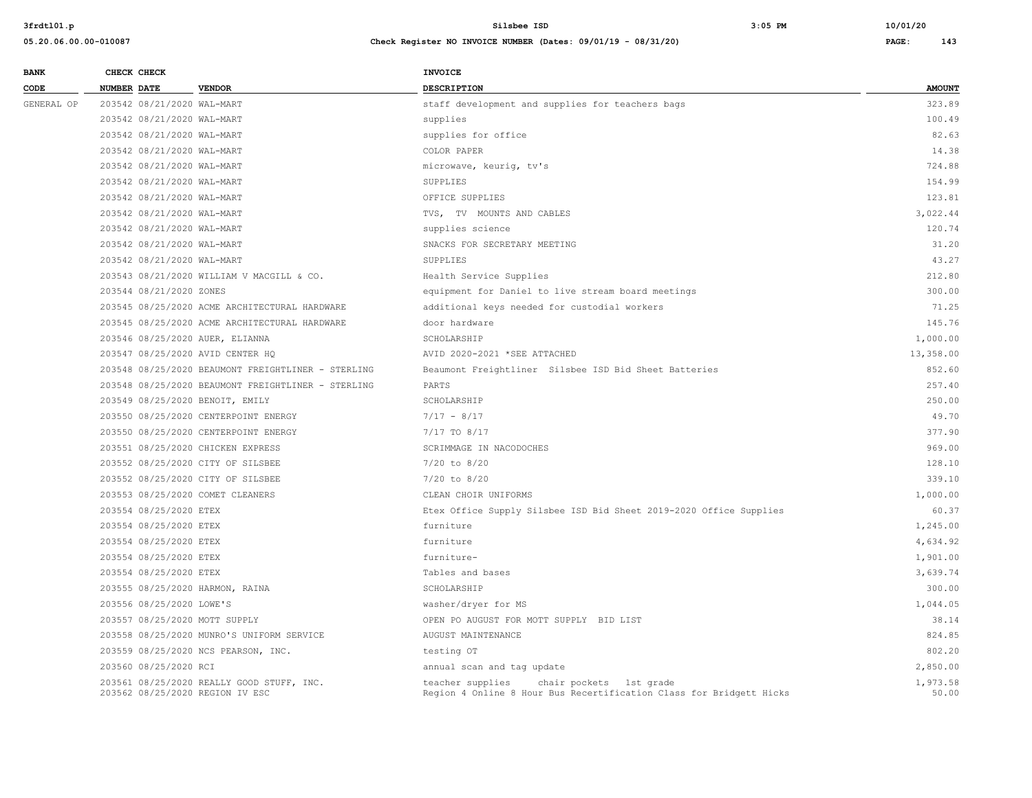| BANK CODE | CHECK NUMBER | CHECK DATE | VENDOR | INVOICE DESCRIPTION | AMOUNT |
|---|---|---|---|---|---|
| GENERAL OP | 203542 | 08/21/2020 | WAL-MART | staff development and supplies for teachers bags | 323.89 |
| | 203542 | 08/21/2020 | WAL-MART | supplies | 100.49 |
| | 203542 | 08/21/2020 | WAL-MART | supplies for office | 82.63 |
| | 203542 | 08/21/2020 | WAL-MART | COLOR PAPER | 14.38 |
| | 203542 | 08/21/2020 | WAL-MART | microwave, keurig, tv's | 724.88 |
| | 203542 | 08/21/2020 | WAL-MART | SUPPLIES | 154.99 |
| | 203542 | 08/21/2020 | WAL-MART | OFFICE SUPPLIES | 123.81 |
| | 203542 | 08/21/2020 | WAL-MART | TVS, TV MOUNTS AND CABLES | 3,022.44 |
| | 203542 | 08/21/2020 | WAL-MART | supplies science | 120.74 |
| | 203542 | 08/21/2020 | WAL-MART | SNACKS FOR SECRETARY MEETING | 31.20 |
| | 203542 | 08/21/2020 | WAL-MART | SUPPLIES | 43.27 |
| | 203543 | 08/21/2020 | WILLIAM V MACGILL & CO. | Health Service Supplies | 212.80 |
| | 203544 | 08/21/2020 | ZONES | equipment for Daniel to live stream board meetings | 300.00 |
| | 203545 | 08/25/2020 | ACME ARCHITECTURAL HARDWARE | additional keys needed for custodial workers | 71.25 |
| | 203545 | 08/25/2020 | ACME ARCHITECTURAL HARDWARE | door hardware | 145.76 |
| | 203546 | 08/25/2020 | AUER, ELIANNA | SCHOLARSHIP | 1,000.00 |
| | 203547 | 08/25/2020 | AVID CENTER HQ | AVID 2020-2021 *SEE ATTACHED | 13,358.00 |
| | 203548 | 08/25/2020 | BEAUMONT FREIGHTLINER - STERLING | Beaumont Freightliner Silsbee ISD Bid Sheet Batteries | 852.60 |
| | 203548 | 08/25/2020 | BEAUMONT FREIGHTLINER - STERLING | PARTS | 257.40 |
| | 203549 | 08/25/2020 | BENOIT, EMILY | SCHOLARSHIP | 250.00 |
| | 203550 | 08/25/2020 | CENTERPOINT ENERGY | 7/17 - 8/17 | 49.70 |
| | 203550 | 08/25/2020 | CENTERPOINT ENERGY | 7/17 TO 8/17 | 377.90 |
| | 203551 | 08/25/2020 | CHICKEN EXPRESS | SCRIMMAGE IN NACODOCHES | 969.00 |
| | 203552 | 08/25/2020 | CITY OF SILSBEE | 7/20 to 8/20 | 128.10 |
| | 203552 | 08/25/2020 | CITY OF SILSBEE | 7/20 to 8/20 | 339.10 |
| | 203553 | 08/25/2020 | COMET CLEANERS | CLEAN CHOIR UNIFORMS | 1,000.00 |
| | 203554 | 08/25/2020 | ETEX | Etex Office Supply Silsbee ISD Bid Sheet 2019-2020 Office Supplies | 60.37 |
| | 203554 | 08/25/2020 | ETEX | furniture | 1,245.00 |
| | 203554 | 08/25/2020 | ETEX | furniture | 4,634.92 |
| | 203554 | 08/25/2020 | ETEX | furniture- | 1,901.00 |
| | 203554 | 08/25/2020 | ETEX | Tables and bases | 3,639.74 |
| | 203555 | 08/25/2020 | HARMON, RAINA | SCHOLARSHIP | 300.00 |
| | 203556 | 08/25/2020 | LOWE'S | washer/dryer for MS | 1,044.05 |
| | 203557 | 08/25/2020 | MOTT SUPPLY | OPEN PO AUGUST FOR MOTT SUPPLY BID LIST | 38.14 |
| | 203558 | 08/25/2020 | MUNRO'S UNIFORM SERVICE | AUGUST MAINTENANCE | 824.85 |
| | 203559 | 08/25/2020 | NCS PEARSON, INC. | testing OT | 802.20 |
| | 203560 | 08/25/2020 | RCI | annual scan and tag update | 2,850.00 |
| | 203561 | 08/25/2020 | REALLY GOOD STUFF, INC. | teacher supplies chair pockets 1st grade | 1,973.58 |
| | 203562 | 08/25/2020 | REGION IV ESC | Region 4 Online 8 Hour Bus Recertification Class for Bridgett Hicks | 50.00 |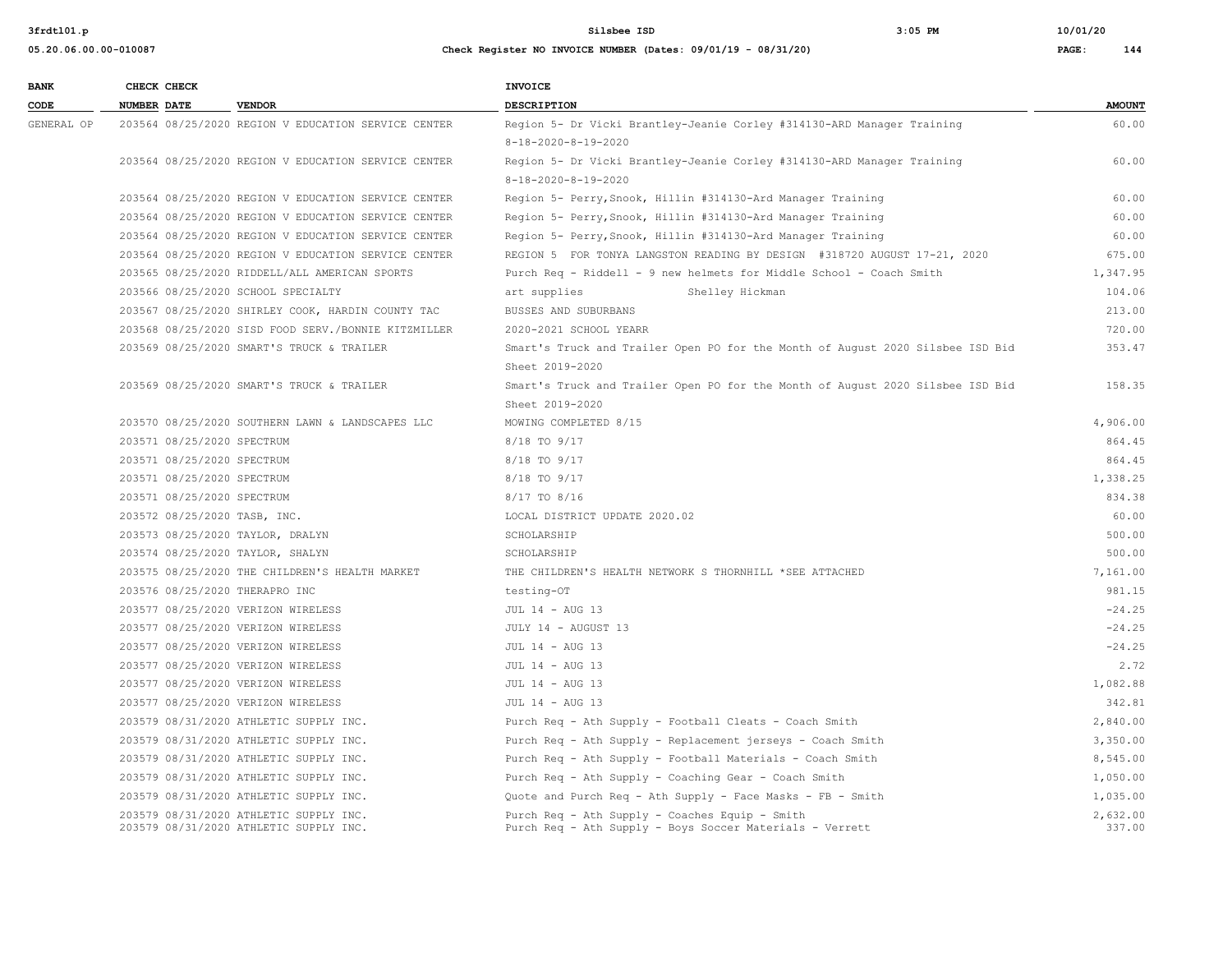| BANK CODE | CHECK NUMBER | CHECK DATE | VENDOR | INVOICE DESCRIPTION | AMOUNT |
|---|---|---|---|---|---|
| GENERAL OP | 203564 | 08/25/2020 | REGION V EDUCATION SERVICE CENTER | Region 5- Dr Vicki Brantley-Jeanie Corley #314130-ARD Manager Training 8-18-2020-8-19-2020 | 60.00 |
| | 203564 | 08/25/2020 | REGION V EDUCATION SERVICE CENTER | Region 5- Dr Vicki Brantley-Jeanie Corley #314130-ARD Manager Training 8-18-2020-8-19-2020 | 60.00 |
| | 203564 | 08/25/2020 | REGION V EDUCATION SERVICE CENTER | Region 5- Perry,Snook, Hillin #314130-Ard Manager Training | 60.00 |
| | 203564 | 08/25/2020 | REGION V EDUCATION SERVICE CENTER | Region 5- Perry,Snook, Hillin #314130-Ard Manager Training | 60.00 |
| | 203564 | 08/25/2020 | REGION V EDUCATION SERVICE CENTER | Region 5- Perry,Snook, Hillin #314130-Ard Manager Training | 60.00 |
| | 203564 | 08/25/2020 | REGION V EDUCATION SERVICE CENTER | REGION 5 FOR TONYA LANGSTON READING BY DESIGN #318720 AUGUST 17-21, 2020 | 675.00 |
| | 203565 | 08/25/2020 | RIDDELL/ALL AMERICAN SPORTS | Purch Req - Riddell - 9 new helmets for Middle School - Coach Smith | 1,347.95 |
| | 203566 | 08/25/2020 | SCHOOL SPECIALTY | art supplies Shelley Hickman | 104.06 |
| | 203567 | 08/25/2020 | SHIRLEY COOK, HARDIN COUNTY TAC | BUSSES AND SUBURBANS | 213.00 |
| | 203568 | 08/25/2020 | SISD FOOD SERV./BONNIE KITZMILLER | 2020-2021 SCHOOL YEARR | 720.00 |
| | 203569 | 08/25/2020 | SMART'S TRUCK & TRAILER | Smart's Truck and Trailer Open PO for the Month of August 2020 Silsbee ISD Bid Sheet 2019-2020 | 353.47 |
| | 203569 | 08/25/2020 | SMART'S TRUCK & TRAILER | Smart's Truck and Trailer Open PO for the Month of August 2020 Silsbee ISD Bid Sheet 2019-2020 | 158.35 |
| | 203570 | 08/25/2020 | SOUTHERN LAWN & LANDSCAPES LLC | MOWING COMPLETED 8/15 | 4,906.00 |
| | 203571 | 08/25/2020 | SPECTRUM | 8/18 TO 9/17 | 864.45 |
| | 203571 | 08/25/2020 | SPECTRUM | 8/18 TO 9/17 | 864.45 |
| | 203571 | 08/25/2020 | SPECTRUM | 8/18 TO 9/17 | 1,338.25 |
| | 203571 | 08/25/2020 | SPECTRUM | 8/17 TO 8/16 | 834.38 |
| | 203572 | 08/25/2020 | TASB, INC. | LOCAL DISTRICT UPDATE 2020.02 | 60.00 |
| | 203573 | 08/25/2020 | TAYLOR, DRALYN | SCHOLARSHIP | 500.00 |
| | 203574 | 08/25/2020 | TAYLOR, SHALYN | SCHOLARSHIP | 500.00 |
| | 203575 | 08/25/2020 | THE CHILDREN'S HEALTH MARKET | THE CHILDREN'S HEALTH NETWORK S THORNHILL *SEE ATTACHED | 7,161.00 |
| | 203576 | 08/25/2020 | THERAPRO INC | testing-OT | 981.15 |
| | 203577 | 08/25/2020 | VERIZON WIRELESS | JUL 14 - AUG 13 | -24.25 |
| | 203577 | 08/25/2020 | VERIZON WIRELESS | JULY 14 - AUGUST 13 | -24.25 |
| | 203577 | 08/25/2020 | VERIZON WIRELESS | JUL 14 - AUG 13 | -24.25 |
| | 203577 | 08/25/2020 | VERIZON WIRELESS | JUL 14 - AUG 13 | 2.72 |
| | 203577 | 08/25/2020 | VERIZON WIRELESS | JUL 14 - AUG 13 | 1,082.88 |
| | 203577 | 08/25/2020 | VERIZON WIRELESS | JUL 14 - AUG 13 | 342.81 |
| | 203579 | 08/31/2020 | ATHLETIC SUPPLY INC. | Purch Req - Ath Supply - Football Cleats - Coach Smith | 2,840.00 |
| | 203579 | 08/31/2020 | ATHLETIC SUPPLY INC. | Purch Req - Ath Supply - Replacement jerseys - Coach Smith | 3,350.00 |
| | 203579 | 08/31/2020 | ATHLETIC SUPPLY INC. | Purch Req - Ath Supply - Football Materials - Coach Smith | 8,545.00 |
| | 203579 | 08/31/2020 | ATHLETIC SUPPLY INC. | Purch Req - Ath Supply - Coaching Gear - Coach Smith | 1,050.00 |
| | 203579 | 08/31/2020 | ATHLETIC SUPPLY INC. | Quote and Purch Req - Ath Supply - Face Masks - FB - Smith | 1,035.00 |
| | 203579 | 08/31/2020 | ATHLETIC SUPPLY INC. | Purch Req - Ath Supply - Coaches Equip - Smith | 2,632.00 |
| | 203579 | 08/31/2020 | ATHLETIC SUPPLY INC. | Purch Req - Ath Supply - Boys Soccer Materials - Verrett | 337.00 |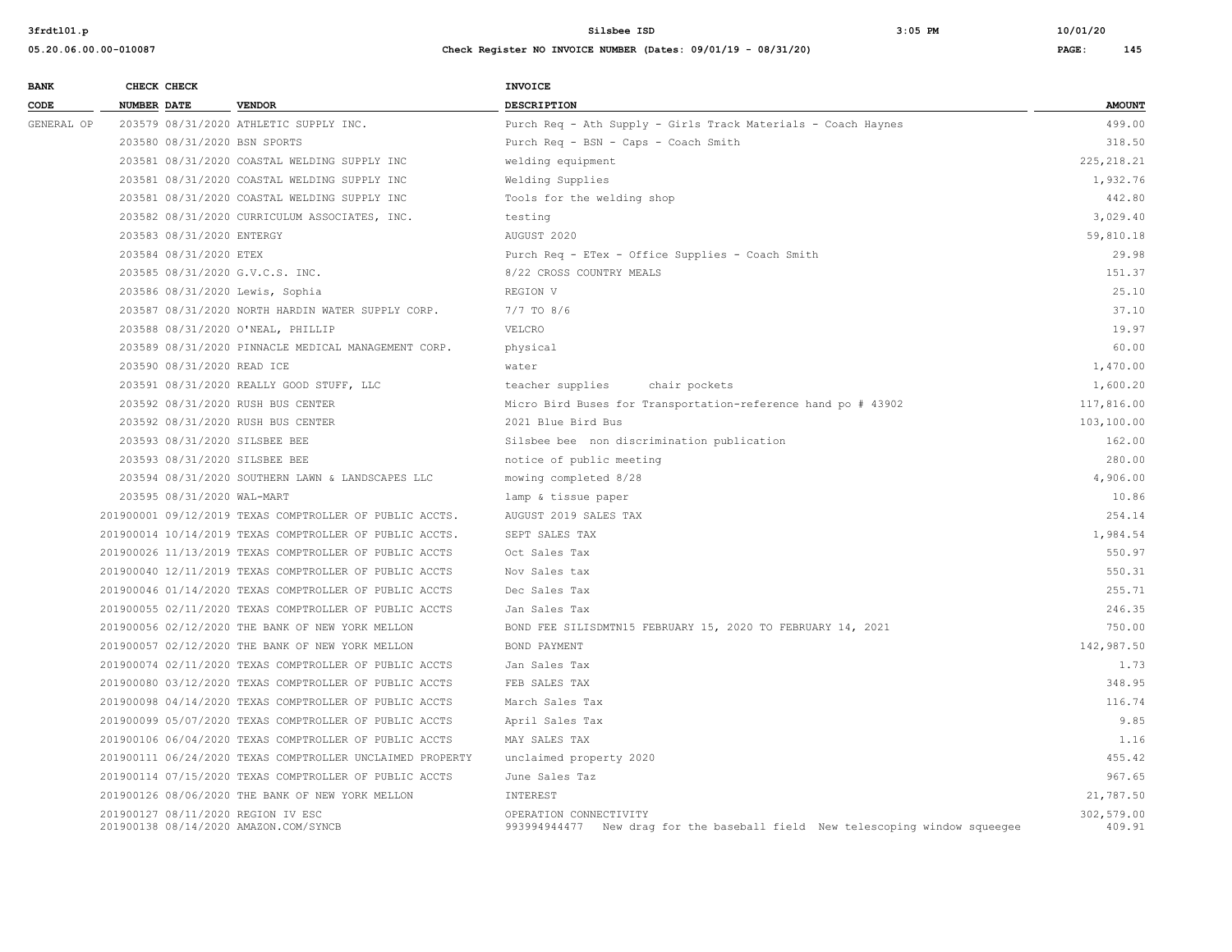| BANK CODE | CHECK NUMBER | CHECK DATE | VENDOR | INVOICE DESCRIPTION | AMOUNT |
|---|---|---|---|---|---|
| GENERAL OP | 203579 | 08/31/2020 | ATHLETIC SUPPLY INC. | Purch Req - Ath Supply - Girls Track Materials - Coach Haynes | 499.00 |
| | 203580 | 08/31/2020 | BSN SPORTS | Purch Req - BSN - Caps - Coach Smith | 318.50 |
| | 203581 | 08/31/2020 | COASTAL WELDING SUPPLY INC | welding equipment | 225,218.21 |
| | 203581 | 08/31/2020 | COASTAL WELDING SUPPLY INC | Welding Supplies | 1,932.76 |
| | 203581 | 08/31/2020 | COASTAL WELDING SUPPLY INC | Tools for the welding shop | 442.80 |
| | 203582 | 08/31/2020 | CURRICULUM ASSOCIATES, INC. | testing | 3,029.40 |
| | 203583 | 08/31/2020 | ENTERGY | AUGUST 2020 | 59,810.18 |
| | 203584 | 08/31/2020 | ETEX | Purch Req - ETex - Office Supplies - Coach Smith | 29.98 |
| | 203585 | 08/31/2020 | G.V.C.S. INC. | 8/22 CROSS COUNTRY MEALS | 151.37 |
| | 203586 | 08/31/2020 | Lewis, Sophia | REGION V | 25.10 |
| | 203587 | 08/31/2020 | NORTH HARDIN WATER SUPPLY CORP. | 7/7 TO 8/6 | 37.10 |
| | 203588 | 08/31/2020 | O'NEAL, PHILLIP | VELCRO | 19.97 |
| | 203589 | 08/31/2020 | PINNACLE MEDICAL MANAGEMENT CORP. | physical | 60.00 |
| | 203590 | 08/31/2020 | READ ICE | water | 1,470.00 |
| | 203591 | 08/31/2020 | REALLY GOOD STUFF, LLC | teacher supplies chair pockets | 1,600.20 |
| | 203592 | 08/31/2020 | RUSH BUS CENTER | Micro Bird Buses for Transportation-reference hand po # 43902 | 117,816.00 |
| | 203592 | 08/31/2020 | RUSH BUS CENTER | 2021 Blue Bird Bus | 103,100.00 |
| | 203593 | 08/31/2020 | SILSBEE BEE | Silsbee bee non discrimination publication | 162.00 |
| | 203593 | 08/31/2020 | SILSBEE BEE | notice of public meeting | 280.00 |
| | 203594 | 08/31/2020 | SOUTHERN LAWN & LANDSCAPES LLC | mowing completed 8/28 | 4,906.00 |
| | 203595 | 08/31/2020 | WAL-MART | lamp & tissue paper | 10.86 |
| | 201900001 | 09/12/2019 | TEXAS COMPTROLLER OF PUBLIC ACCTS. | AUGUST 2019 SALES TAX | 254.14 |
| | 201900014 | 10/14/2019 | TEXAS COMPTROLLER OF PUBLIC ACCTS. | SEPT SALES TAX | 1,984.54 |
| | 201900026 | 11/13/2019 | TEXAS COMPTROLLER OF PUBLIC ACCTS | Oct Sales Tax | 550.97 |
| | 201900040 | 12/11/2019 | TEXAS COMPTROLLER OF PUBLIC ACCTS | Nov Sales tax | 550.31 |
| | 201900046 | 01/14/2020 | TEXAS COMPTROLLER OF PUBLIC ACCTS | Dec Sales Tax | 255.71 |
| | 201900055 | 02/11/2020 | TEXAS COMPTROLLER OF PUBLIC ACCTS | Jan Sales Tax | 246.35 |
| | 201900056 | 02/12/2020 | THE BANK OF NEW YORK MELLON | BOND FEE SILISDMTN15 FEBRUARY 15, 2020 TO FEBRUARY 14, 2021 | 750.00 |
| | 201900057 | 02/12/2020 | THE BANK OF NEW YORK MELLON | BOND PAYMENT | 142,987.50 |
| | 201900074 | 02/11/2020 | TEXAS COMPTROLLER OF PUBLIC ACCTS | Jan Sales Tax | 1.73 |
| | 201900080 | 03/12/2020 | TEXAS COMPTROLLER OF PUBLIC ACCTS | FEB SALES TAX | 348.95 |
| | 201900098 | 04/14/2020 | TEXAS COMPTROLLER OF PUBLIC ACCTS | March Sales Tax | 116.74 |
| | 201900099 | 05/07/2020 | TEXAS COMPTROLLER OF PUBLIC ACCTS | April Sales Tax | 9.85 |
| | 201900106 | 06/04/2020 | TEXAS COMPTROLLER OF PUBLIC ACCTS | MAY SALES TAX | 1.16 |
| | 201900111 | 06/24/2020 | TEXAS COMPTROLLER UNCLAIMED PROPERTY | unclaimed property 2020 | 455.42 |
| | 201900114 | 07/15/2020 | TEXAS COMPTROLLER OF PUBLIC ACCTS | June Sales Taz | 967.65 |
| | 201900126 | 08/06/2020 | THE BANK OF NEW YORK MELLON | INTEREST | 21,787.50 |
| | 201900127 | 08/11/2020 | REGION IV ESC | OPERATION CONNECTIVITY | 302,579.00 |
| | 201900138 | 08/14/2020 | AMAZON.COM/SYNCB | 993994944477 New drag for the baseball field New telescoping window squeegee | 409.91 |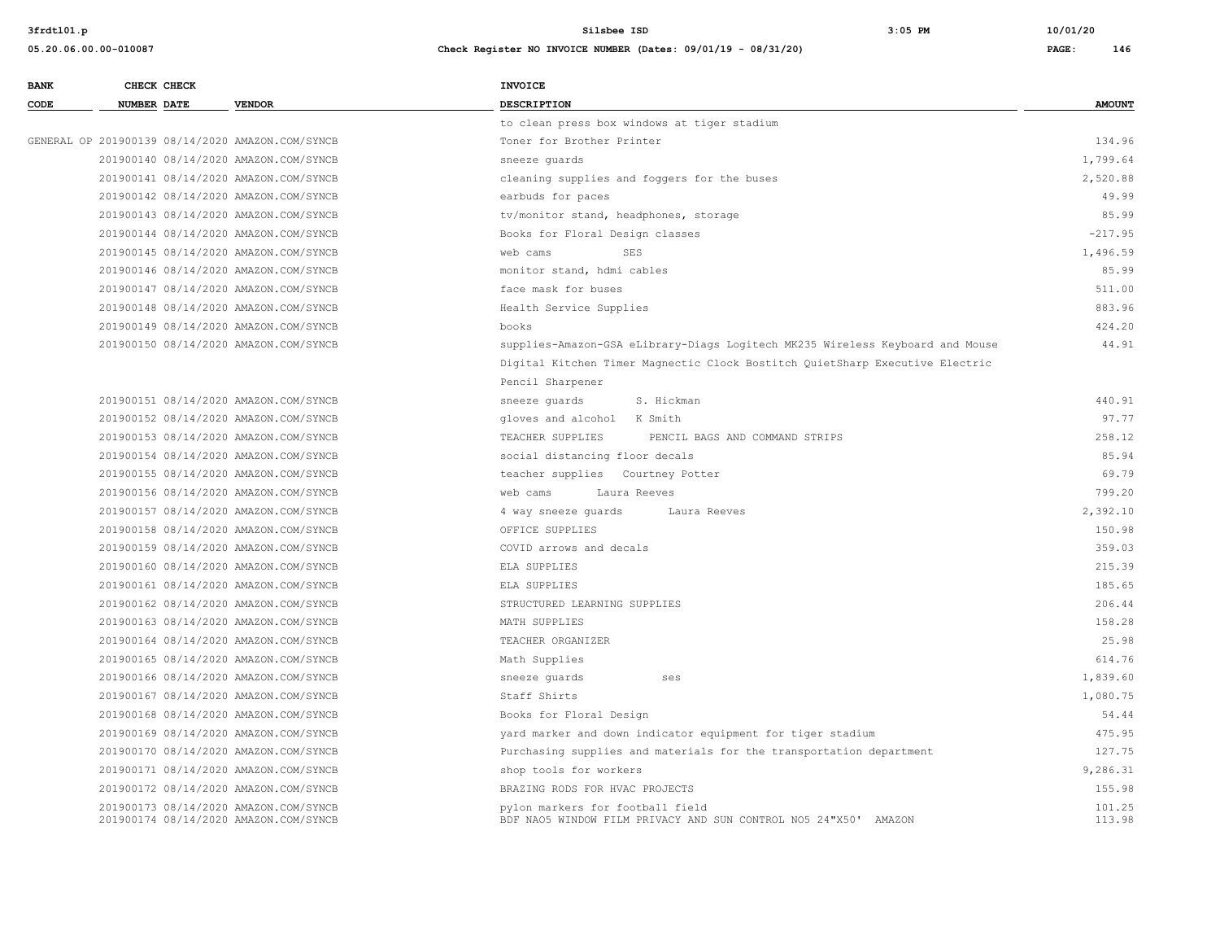| BANK CODE | CHECK NUMBER | CHECK DATE | VENDOR | INVOICE DESCRIPTION | AMOUNT |
|---|---|---|---|---|---|
| | | | | to clean press box windows at tiger stadium | |
| GENERAL OP | 201900139 | 08/14/2020 | AMAZON.COM/SYNCB | Toner for Brother Printer | 134.96 |
| | 201900140 | 08/14/2020 | AMAZON.COM/SYNCB | sneeze guards | 1,799.64 |
| | 201900141 | 08/14/2020 | AMAZON.COM/SYNCB | cleaning supplies and foggers for the buses | 2,520.88 |
| | 201900142 | 08/14/2020 | AMAZON.COM/SYNCB | earbuds for paces | 49.99 |
| | 201900143 | 08/14/2020 | AMAZON.COM/SYNCB | tv/monitor stand, headphones, storage | 85.99 |
| | 201900144 | 08/14/2020 | AMAZON.COM/SYNCB | Books for Floral Design classes | -217.95 |
| | 201900145 | 08/14/2020 | AMAZON.COM/SYNCB | web cams SES | 1,496.59 |
| | 201900146 | 08/14/2020 | AMAZON.COM/SYNCB | monitor stand, hdmi cables | 85.99 |
| | 201900147 | 08/14/2020 | AMAZON.COM/SYNCB | face mask for buses | 511.00 |
| | 201900148 | 08/14/2020 | AMAZON.COM/SYNCB | Health Service Supplies | 883.96 |
| | 201900149 | 08/14/2020 | AMAZON.COM/SYNCB | books | 424.20 |
| | 201900150 | 08/14/2020 | AMAZON.COM/SYNCB | supplies-Amazon-GSA eLibrary-Diags Logitech MK235 Wireless Keyboard and Mouse Digital Kitchen Timer Magnectic Clock Bostitch QuietSharp Executive Electric Pencil Sharpener | 44.91 |
| | 201900151 | 08/14/2020 | AMAZON.COM/SYNCB | sneeze guards S. Hickman | 440.91 |
| | 201900152 | 08/14/2020 | AMAZON.COM/SYNCB | gloves and alcohol K Smith | 97.77 |
| | 201900153 | 08/14/2020 | AMAZON.COM/SYNCB | TEACHER SUPPLIES PENCIL BAGS AND COMMAND STRIPS | 258.12 |
| | 201900154 | 08/14/2020 | AMAZON.COM/SYNCB | social distancing floor decals | 85.94 |
| | 201900155 | 08/14/2020 | AMAZON.COM/SYNCB | teacher supplies Courtney Potter | 69.79 |
| | 201900156 | 08/14/2020 | AMAZON.COM/SYNCB | web cams Laura Reeves | 799.20 |
| | 201900157 | 08/14/2020 | AMAZON.COM/SYNCB | 4 way sneeze guards Laura Reeves | 2,392.10 |
| | 201900158 | 08/14/2020 | AMAZON.COM/SYNCB | OFFICE SUPPLIES | 150.98 |
| | 201900159 | 08/14/2020 | AMAZON.COM/SYNCB | COVID arrows and decals | 359.03 |
| | 201900160 | 08/14/2020 | AMAZON.COM/SYNCB | ELA SUPPLIES | 215.39 |
| | 201900161 | 08/14/2020 | AMAZON.COM/SYNCB | ELA SUPPLIES | 185.65 |
| | 201900162 | 08/14/2020 | AMAZON.COM/SYNCB | STRUCTURED LEARNING SUPPLIES | 206.44 |
| | 201900163 | 08/14/2020 | AMAZON.COM/SYNCB | MATH SUPPLIES | 158.28 |
| | 201900164 | 08/14/2020 | AMAZON.COM/SYNCB | TEACHER ORGANIZER | 25.98 |
| | 201900165 | 08/14/2020 | AMAZON.COM/SYNCB | Math Supplies | 614.76 |
| | 201900166 | 08/14/2020 | AMAZON.COM/SYNCB | sneeze guards ses | 1,839.60 |
| | 201900167 | 08/14/2020 | AMAZON.COM/SYNCB | Staff Shirts | 1,080.75 |
| | 201900168 | 08/14/2020 | AMAZON.COM/SYNCB | Books for Floral Design | 54.44 |
| | 201900169 | 08/14/2020 | AMAZON.COM/SYNCB | yard marker and down indicator equipment for tiger stadium | 475.95 |
| | 201900170 | 08/14/2020 | AMAZON.COM/SYNCB | Purchasing supplies and materials for the transportation department | 127.75 |
| | 201900171 | 08/14/2020 | AMAZON.COM/SYNCB | shop tools for workers | 9,286.31 |
| | 201900172 | 08/14/2020 | AMAZON.COM/SYNCB | BRAZING RODS FOR HVAC PROJECTS | 155.98 |
| | 201900173 | 08/14/2020 | AMAZON.COM/SYNCB | pylon markers for football field | 101.25 |
| | 201900174 | 08/14/2020 | AMAZON.COM/SYNCB | BDF NAO5 WINDOW FILM PRIVACY AND SUN CONTROL NO5 24"X50' AMAZON | 113.98 |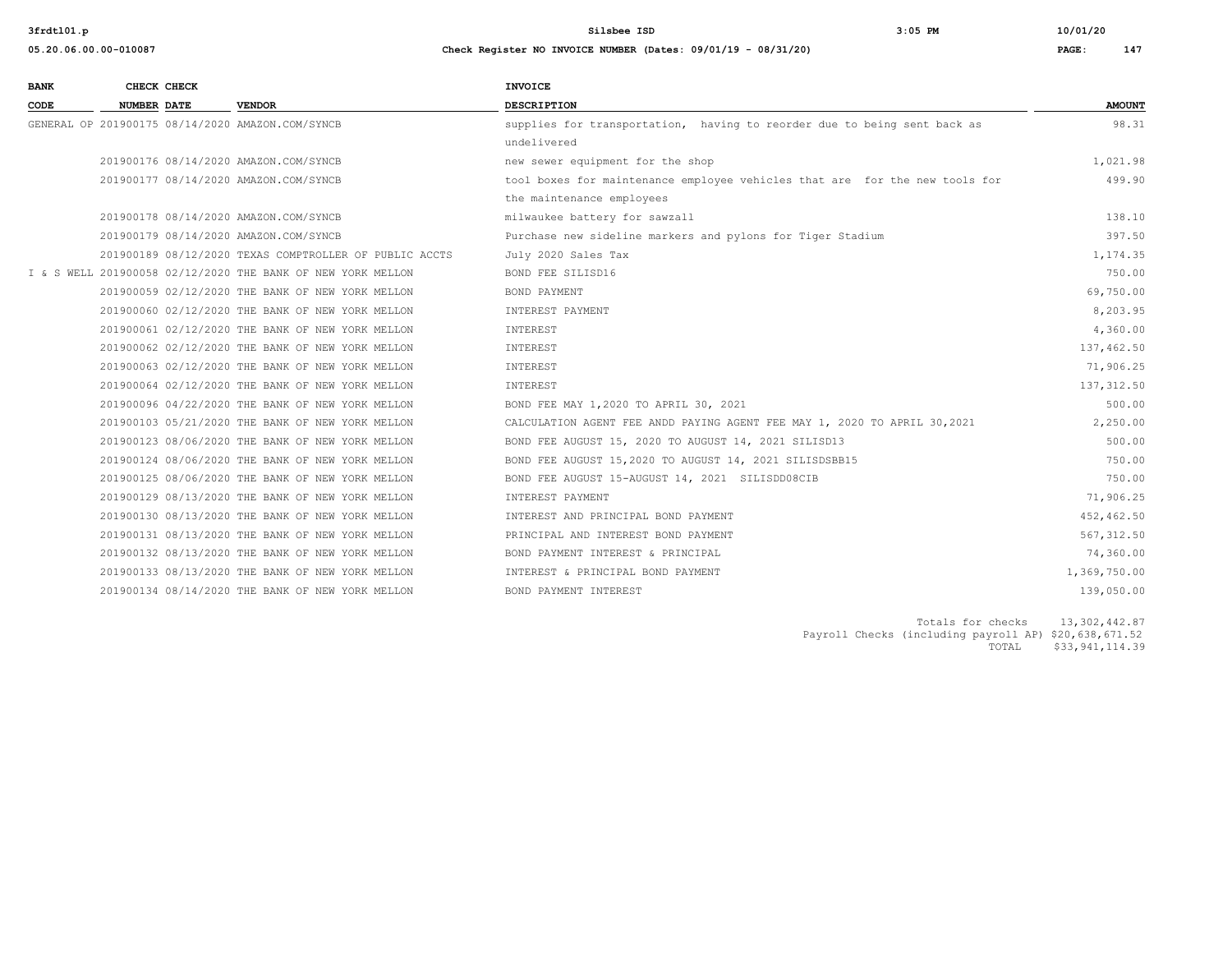| BANK CODE | CHECK NUMBER | CHECK DATE | VENDOR | INVOICE DESCRIPTION | AMOUNT |
|---|---|---|---|---|---|
| GENERAL OP | 201900175 | 08/14/2020 | AMAZON.COM/SYNCB | supplies for transportation, having to reorder due to being sent back as undelivered | 98.31 |
| | 201900176 | 08/14/2020 | AMAZON.COM/SYNCB | new sewer equipment for the shop | 1,021.98 |
| | 201900177 | 08/14/2020 | AMAZON.COM/SYNCB | tool boxes for maintenance employee vehicles that are for the new tools for the maintenance employees | 499.90 |
| | 201900178 | 08/14/2020 | AMAZON.COM/SYNCB | milwaukee battery for sawzall | 138.10 |
| | 201900179 | 08/14/2020 | AMAZON.COM/SYNCB | Purchase new sideline markers and pylons for Tiger Stadium | 397.50 |
| | 201900189 | 08/12/2020 | TEXAS COMPTROLLER OF PUBLIC ACCTS | July 2020 Sales Tax | 1,174.35 |
| I & S WELL | 201900058 | 02/12/2020 | THE BANK OF NEW YORK MELLON | BOND FEE SILISD16 | 750.00 |
| | 201900059 | 02/12/2020 | THE BANK OF NEW YORK MELLON | BOND PAYMENT | 69,750.00 |
| | 201900060 | 02/12/2020 | THE BANK OF NEW YORK MELLON | INTEREST PAYMENT | 8,203.95 |
| | 201900061 | 02/12/2020 | THE BANK OF NEW YORK MELLON | INTEREST | 4,360.00 |
| | 201900062 | 02/12/2020 | THE BANK OF NEW YORK MELLON | INTEREST | 137,462.50 |
| | 201900063 | 02/12/2020 | THE BANK OF NEW YORK MELLON | INTEREST | 71,906.25 |
| | 201900064 | 02/12/2020 | THE BANK OF NEW YORK MELLON | INTEREST | 137,312.50 |
| | 201900096 | 04/22/2020 | THE BANK OF NEW YORK MELLON | BOND FEE MAY 1,2020 TO APRIL 30, 2021 | 500.00 |
| | 201900103 | 05/21/2020 | THE BANK OF NEW YORK MELLON | CALCULATION AGENT FEE ANDD PAYING AGENT FEE MAY 1, 2020 TO APRIL 30,2021 | 2,250.00 |
| | 201900123 | 08/06/2020 | THE BANK OF NEW YORK MELLON | BOND FEE AUGUST 15, 2020 TO AUGUST 14, 2021 SILISD13 | 500.00 |
| | 201900124 | 08/06/2020 | THE BANK OF NEW YORK MELLON | BOND FEE AUGUST 15,2020 TO AUGUST 14, 2021 SILISDSBB15 | 750.00 |
| | 201900125 | 08/06/2020 | THE BANK OF NEW YORK MELLON | BOND FEE AUGUST 15-AUGUST 14, 2021 SILISDD08CIB | 750.00 |
| | 201900129 | 08/13/2020 | THE BANK OF NEW YORK MELLON | INTEREST PAYMENT | 71,906.25 |
| | 201900130 | 08/13/2020 | THE BANK OF NEW YORK MELLON | INTEREST AND PRINCIPAL BOND PAYMENT | 452,462.50 |
| | 201900131 | 08/13/2020 | THE BANK OF NEW YORK MELLON | PRINCIPAL AND INTEREST BOND PAYMENT | 567,312.50 |
| | 201900132 | 08/13/2020 | THE BANK OF NEW YORK MELLON | BOND PAYMENT INTEREST & PRINCIPAL | 74,360.00 |
| | 201900133 | 08/13/2020 | THE BANK OF NEW YORK MELLON | INTEREST & PRINCIPAL BOND PAYMENT | 1,369,750.00 |
| | 201900134 | 08/14/2020 | THE BANK OF NEW YORK MELLON | BOND PAYMENT INTEREST | 139,050.00 |

Totals for checks 13,302,442.87
Payroll Checks (including payroll AP) $20,638,671.52
TOTAL $33,941,114.39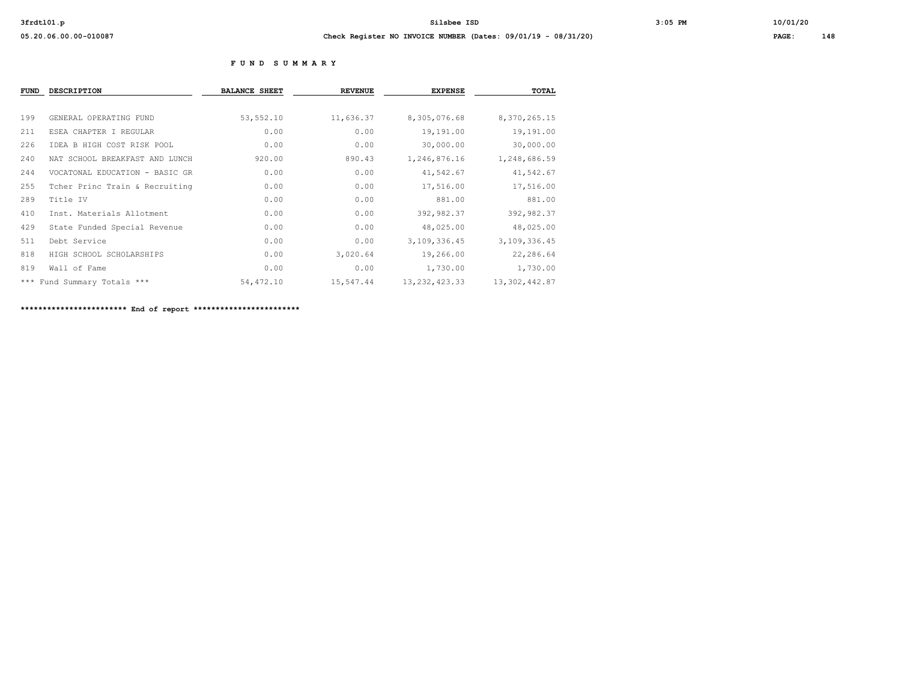# F U N D   S U M M A R Y

| FUND | DESCRIPTION | BALANCE SHEET | REVENUE | EXPENSE | TOTAL |
|---|---|---|---|---|---|
| 199 | GENERAL OPERATING FUND | 53,552.10 | 11,636.37 | 8,305,076.68 | 8,370,265.15 |
| 211 | ESEA CHAPTER I REGULAR | 0.00 | 0.00 | 19,191.00 | 19,191.00 |
| 226 | IDEA B HIGH COST RISK POOL | 0.00 | 0.00 | 30,000.00 | 30,000.00 |
| 240 | NAT SCHOOL BREAKFAST AND LUNCH | 920.00 | 890.43 | 1,246,876.16 | 1,248,686.59 |
| 244 | VOCATONAL EDUCATION - BASIC GR | 0.00 | 0.00 | 41,542.67 | 41,542.67 |
| 255 | Tcher Princ Train & Recruiting | 0.00 | 0.00 | 17,516.00 | 17,516.00 |
| 289 | Title IV | 0.00 | 0.00 | 881.00 | 881.00 |
| 410 | Inst. Materials Allotment | 0.00 | 0.00 | 392,982.37 | 392,982.37 |
| 429 | State Funded Special Revenue | 0.00 | 0.00 | 48,025.00 | 48,025.00 |
| 511 | Debt Service | 0.00 | 0.00 | 3,109,336.45 | 3,109,336.45 |
| 818 | HIGH SCHOOL SCHOLARSHIPS | 0.00 | 3,020.64 | 19,266.00 | 22,286.64 |
| 819 | Wall of Fame | 0.00 | 0.00 | 1,730.00 | 1,730.00 |
| *** Fund Summary Totals *** | | 54,472.10 | 15,547.44 | 13,232,423.33 | 13,302,442.87 |

**************************** End of report ****************************